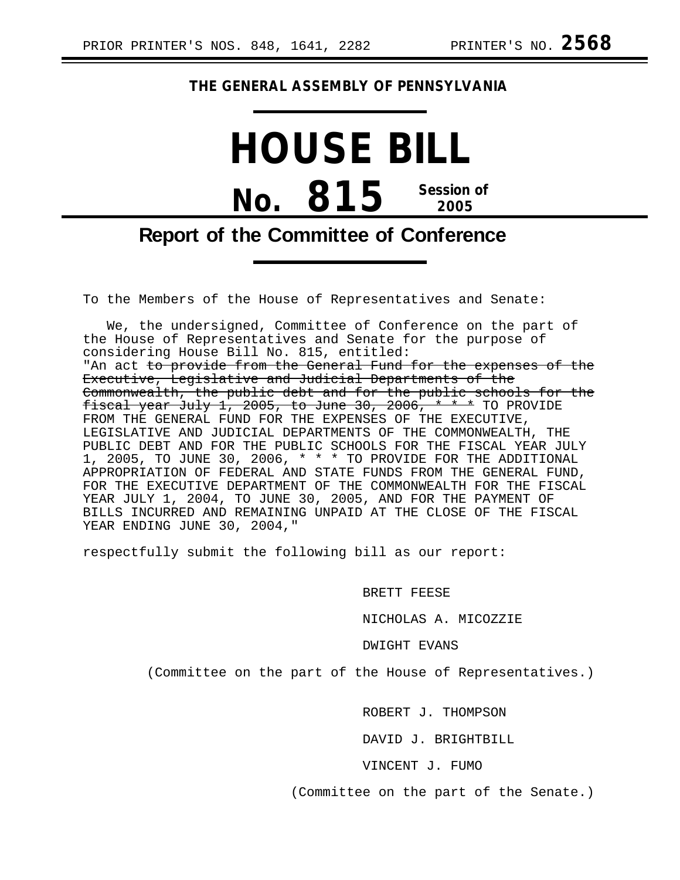PRIOR PRINTER'S NOS. 848, 1641, 2282 PRINTER'S NO. **2568**

**THE GENERAL ASSEMBLY OF PENNSYLVANIA**

# HOUSE BILL

# No. 815

**Session of 2005**

## Report of the Committee of Conference

To the Members of the House of Representatives and Senate:

We, the undersigned, Committee of Conference on the part of the House of Representatives and Senate for the purpose of considering House Bill No. 815, entitled:
"An act ~~to provide from the General Fund for the expenses of the Executive, Legislative and Judicial Departments of the Commonwealth, the public debt and for the public schools for the fiscal year July 1, 2005, to June 30, 2006, * * *~~ TO PROVIDE FROM THE GENERAL FUND FOR THE EXPENSES OF THE EXECUTIVE, LEGISLATIVE AND JUDICIAL DEPARTMENTS OF THE COMMONWEALTH, THE PUBLIC DEBT AND FOR THE PUBLIC SCHOOLS FOR THE FISCAL YEAR JULY 1, 2005, TO JUNE 30, 2006, * * * TO PROVIDE FOR THE ADDITIONAL APPROPRIATION OF FEDERAL AND STATE FUNDS FROM THE GENERAL FUND, FOR THE EXECUTIVE DEPARTMENT OF THE COMMONWEALTH FOR THE FISCAL YEAR JULY 1, 2004, TO JUNE 30, 2005, AND FOR THE PAYMENT OF BILLS INCURRED AND REMAINING UNPAID AT THE CLOSE OF THE FISCAL YEAR ENDING JUNE 30, 2004,"

respectfully submit the following bill as our report:

BRETT FEESE

NICHOLAS A. MICOZZIE

DWIGHT EVANS

(Committee on the part of the House of Representatives.)

ROBERT J. THOMPSON

DAVID J. BRIGHTBILL

VINCENT J. FUMO

(Committee on the part of the Senate.)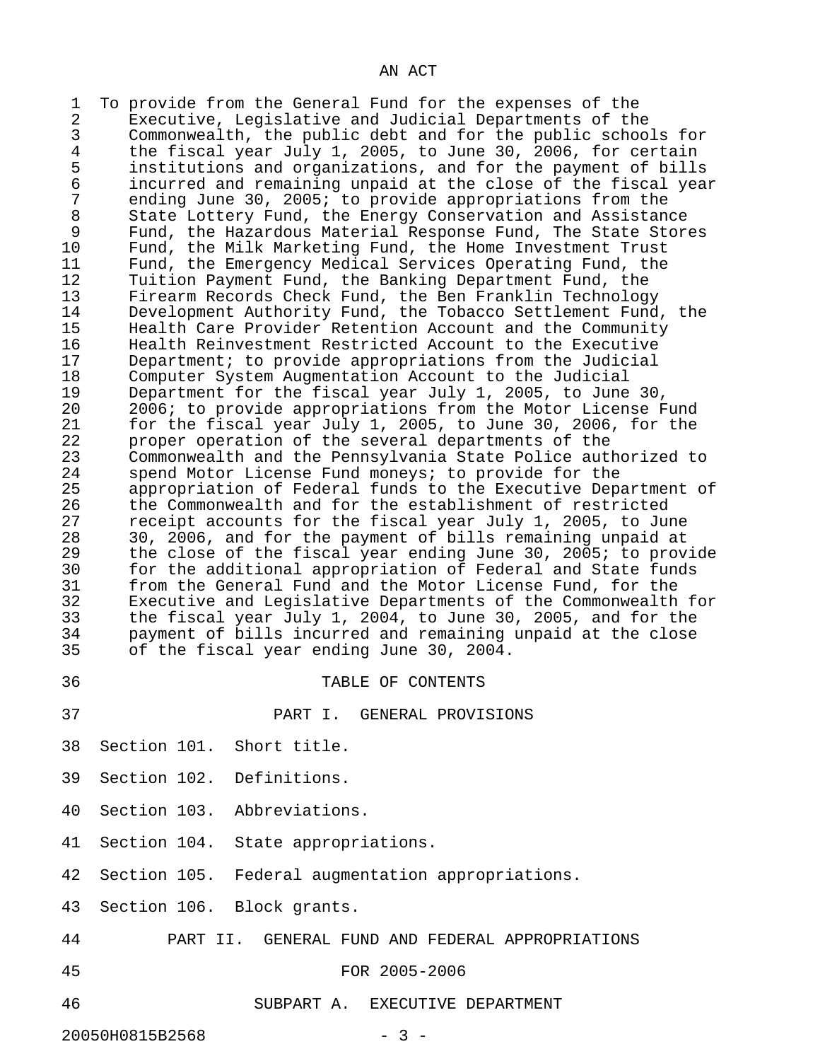# AN ACT

To provide from the General Fund for the expenses of the Executive, Legislative and Judicial Departments of the Commonwealth, the public debt and for the public schools for the fiscal year July 1, 2005, to June 30, 2006, for certain institutions and organizations, and for the payment of bills incurred and remaining unpaid at the close of the fiscal year ending June 30, 2005; to provide appropriations from the State Lottery Fund, the Energy Conservation and Assistance Fund, the Hazardous Material Response Fund, The State Stores Fund, the Milk Marketing Fund, the Home Investment Trust Fund, the Emergency Medical Services Operating Fund, the Tuition Payment Fund, the Banking Department Fund, the Firearm Records Check Fund, the Ben Franklin Technology Development Authority Fund, the Tobacco Settlement Fund, the Health Care Provider Retention Account and the Community Health Reinvestment Restricted Account to the Executive Department; to provide appropriations from the Judicial Computer System Augmentation Account to the Judicial Department for the fiscal year July 1, 2005, to June 30, 2006; to provide appropriations from the Motor License Fund for the fiscal year July 1, 2005, to June 30, 2006, for the proper operation of the several departments of the Commonwealth and the Pennsylvania State Police authorized to spend Motor License Fund moneys; to provide for the appropriation of Federal funds to the Executive Department of the Commonwealth and for the establishment of restricted receipt accounts for the fiscal year July 1, 2005, to June 30, 2006, and for the payment of bills remaining unpaid at the close of the fiscal year ending June 30, 2005; to provide for the additional appropriation of Federal and State funds from the General Fund and the Motor License Fund, for the Executive and Legislative Departments of the Commonwealth for the fiscal year July 1, 2004, to June 30, 2005, and for the payment of bills incurred and remaining unpaid at the close of the fiscal year ending June 30, 2004.

## TABLE OF CONTENTS

### PART I. GENERAL PROVISIONS

Section 101. Short title.

Section 102. Definitions.

Section 103. Abbreviations.

Section 104. State appropriations.

Section 105. Federal augmentation appropriations.

Section 106. Block grants.

### PART II. GENERAL FUND AND FEDERAL APPROPRIATIONS FOR 2005-2006

#### SUBPART A. EXECUTIVE DEPARTMENT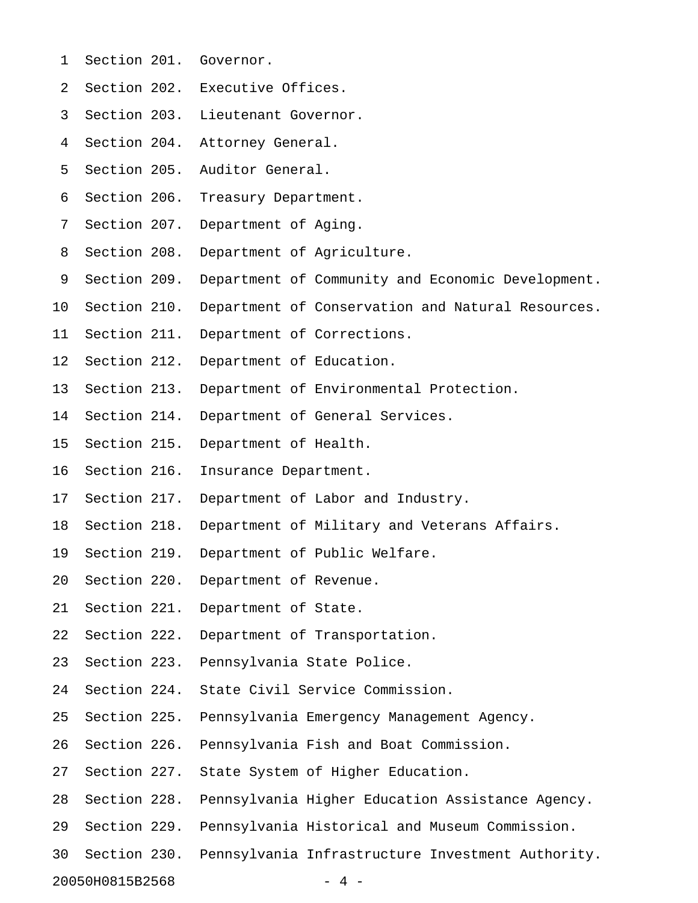Section 201. Governor.

Section 202. Executive Offices.

Section 203. Lieutenant Governor.

Section 204. Attorney General.

Section 205. Auditor General.

Section 206. Treasury Department.

Section 207. Department of Aging.

Section 208. Department of Agriculture.

Section 209. Department of Community and Economic Development.

Section 210. Department of Conservation and Natural Resources.

Section 211. Department of Corrections.

Section 212. Department of Education.

Section 213. Department of Environmental Protection.

Section 214. Department of General Services.

Section 215. Department of Health.

Section 216. Insurance Department.

Section 217. Department of Labor and Industry.

Section 218. Department of Military and Veterans Affairs.

Section 219. Department of Public Welfare.

Section 220. Department of Revenue.

Section 221. Department of State.

Section 222. Department of Transportation.

Section 223. Pennsylvania State Police.

Section 224. State Civil Service Commission.

Section 225. Pennsylvania Emergency Management Agency.

Section 226. Pennsylvania Fish and Boat Commission.

Section 227. State System of Higher Education.

Section 228. Pennsylvania Higher Education Assistance Agency.

Section 229. Pennsylvania Historical and Museum Commission.

Section 230. Pennsylvania Infrastructure Investment Authority.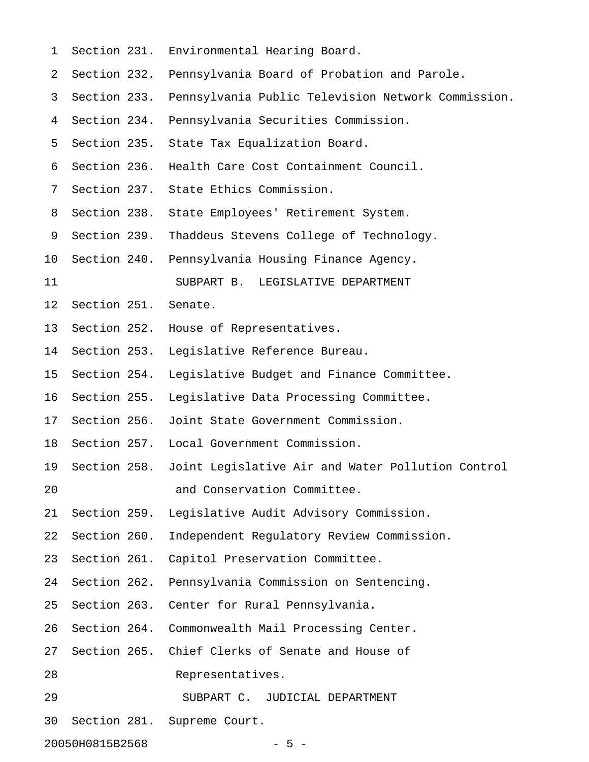Section 231. Environmental Hearing Board.
Section 232. Pennsylvania Board of Probation and Parole.
Section 233. Pennsylvania Public Television Network Commission.
Section 234. Pennsylvania Securities Commission.
Section 235. State Tax Equalization Board.
Section 236. Health Care Cost Containment Council.
Section 237. State Ethics Commission.
Section 238. State Employees' Retirement System.
Section 239. Thaddeus Stevens College of Technology.
Section 240. Pennsylvania Housing Finance Agency.

## SUBPART B. LEGISLATIVE DEPARTMENT

Section 251. Senate.
Section 252. House of Representatives.
Section 253. Legislative Reference Bureau.
Section 254. Legislative Budget and Finance Committee.
Section 255. Legislative Data Processing Committee.
Section 256. Joint State Government Commission.
Section 257. Local Government Commission.
Section 258. Joint Legislative Air and Water Pollution Control and Conservation Committee.
Section 259. Legislative Audit Advisory Commission.
Section 260. Independent Regulatory Review Commission.
Section 261. Capitol Preservation Committee.
Section 262. Pennsylvania Commission on Sentencing.
Section 263. Center for Rural Pennsylvania.
Section 264. Commonwealth Mail Processing Center.
Section 265. Chief Clerks of Senate and House of Representatives.

## SUBPART C. JUDICIAL DEPARTMENT

Section 281. Supreme Court.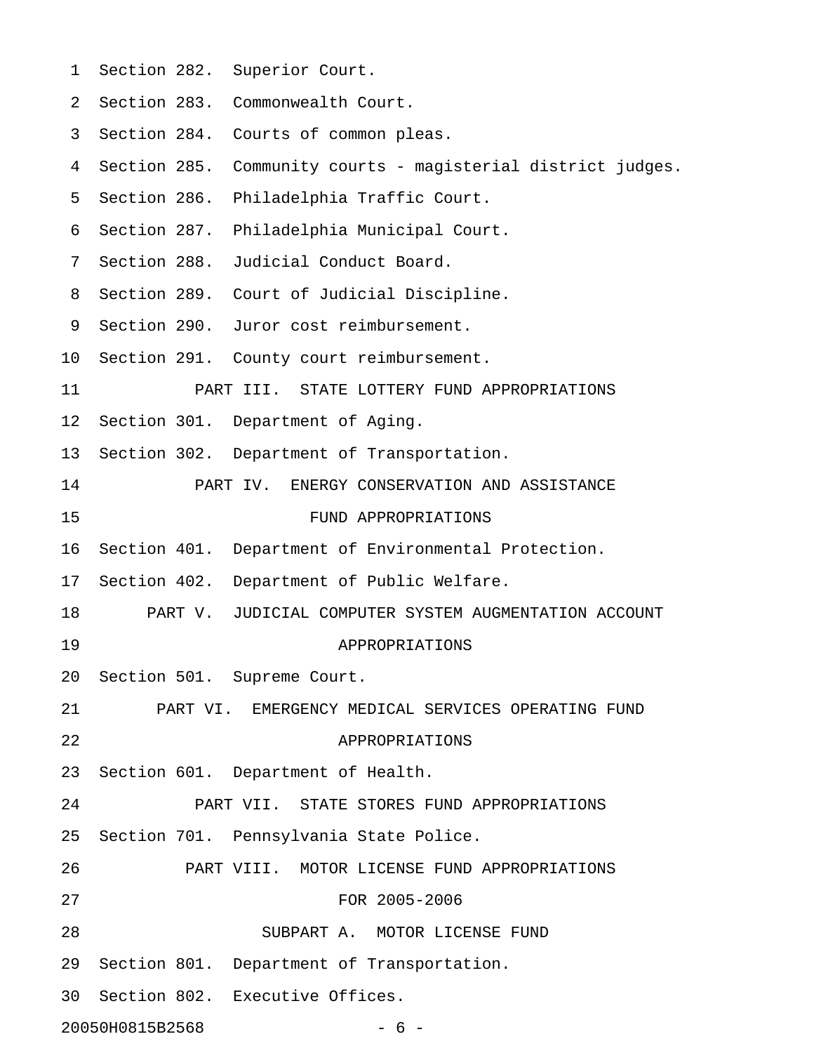Section 282. Superior Court.
Section 283. Commonwealth Court.
Section 284. Courts of common pleas.
Section 285. Community courts - magisterial district judges.
Section 286. Philadelphia Traffic Court.
Section 287. Philadelphia Municipal Court.
Section 288. Judicial Conduct Board.
Section 289. Court of Judicial Discipline.
Section 290. Juror cost reimbursement.
Section 291. County court reimbursement.

## PART III. STATE LOTTERY FUND APPROPRIATIONS

Section 301. Department of Aging.
Section 302. Department of Transportation.

## PART IV. ENERGY CONSERVATION AND ASSISTANCE FUND APPROPRIATIONS

Section 401. Department of Environmental Protection.
Section 402. Department of Public Welfare.

## PART V. JUDICIAL COMPUTER SYSTEM AUGMENTATION ACCOUNT APPROPRIATIONS

Section 501. Supreme Court.

## PART VI. EMERGENCY MEDICAL SERVICES OPERATING FUND APPROPRIATIONS

Section 601. Department of Health.

## PART VII. STATE STORES FUND APPROPRIATIONS

Section 701. Pennsylvania State Police.

## PART VIII. MOTOR LICENSE FUND APPROPRIATIONS FOR 2005-2006

### SUBPART A. MOTOR LICENSE FUND

Section 801. Department of Transportation.
Section 802. Executive Offices.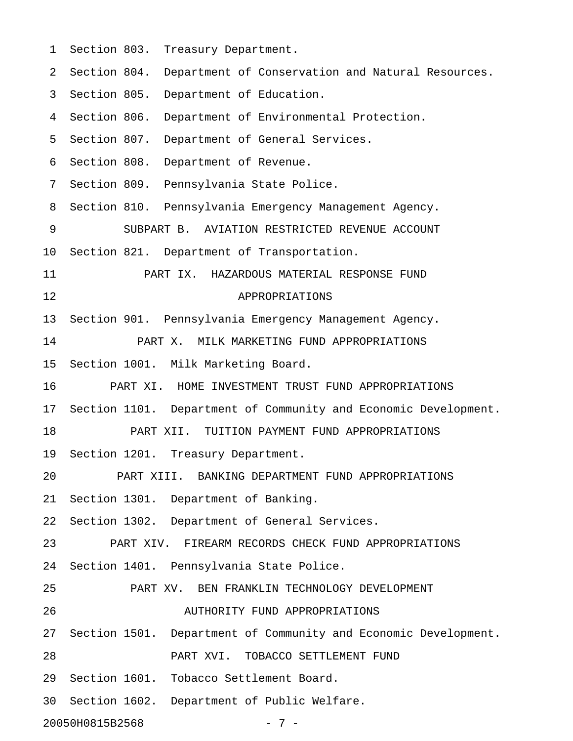Section 803. Treasury Department.

Section 804. Department of Conservation and Natural Resources.

Section 805. Department of Education.

Section 806. Department of Environmental Protection.

Section 807. Department of General Services.

Section 808. Department of Revenue.

Section 809. Pennsylvania State Police.

Section 810. Pennsylvania Emergency Management Agency.

SUBPART B. AVIATION RESTRICTED REVENUE ACCOUNT

Section 821. Department of Transportation.

PART IX. HAZARDOUS MATERIAL RESPONSE FUND APPROPRIATIONS

Section 901. Pennsylvania Emergency Management Agency.

PART X. MILK MARKETING FUND APPROPRIATIONS

Section 1001. Milk Marketing Board.

PART XI. HOME INVESTMENT TRUST FUND APPROPRIATIONS

Section 1101. Department of Community and Economic Development.

PART XII. TUITION PAYMENT FUND APPROPRIATIONS

Section 1201. Treasury Department.

PART XIII. BANKING DEPARTMENT FUND APPROPRIATIONS

Section 1301. Department of Banking.

Section 1302. Department of General Services.

PART XIV. FIREARM RECORDS CHECK FUND APPROPRIATIONS

Section 1401. Pennsylvania State Police.

PART XV. BEN FRANKLIN TECHNOLOGY DEVELOPMENT AUTHORITY FUND APPROPRIATIONS

Section 1501. Department of Community and Economic Development.

PART XVI. TOBACCO SETTLEMENT FUND

Section 1601. Tobacco Settlement Board.

Section 1602. Department of Public Welfare.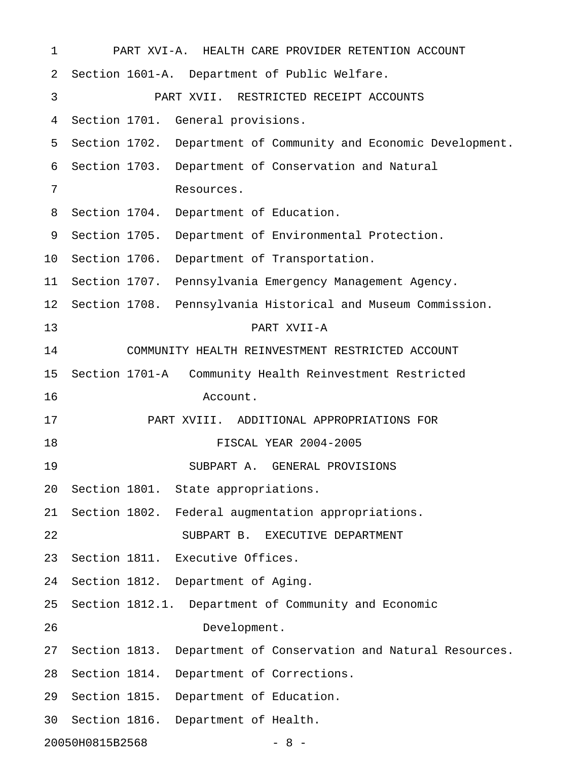PART XVI-A. HEALTH CARE PROVIDER RETENTION ACCOUNT

Section 1601-A. Department of Public Welfare.

PART XVII. RESTRICTED RECEIPT ACCOUNTS

Section 1701. General provisions.

Section 1702. Department of Community and Economic Development.

Section 1703. Department of Conservation and Natural Resources.

Section 1704. Department of Education.

Section 1705. Department of Environmental Protection.

Section 1706. Department of Transportation.

Section 1707. Pennsylvania Emergency Management Agency.

Section 1708. Pennsylvania Historical and Museum Commission.

PART XVII-A

COMMUNITY HEALTH REINVESTMENT RESTRICTED ACCOUNT

Section 1701-A Community Health Reinvestment Restricted Account.

PART XVIII. ADDITIONAL APPROPRIATIONS FOR FISCAL YEAR 2004-2005

SUBPART A. GENERAL PROVISIONS

Section 1801. State appropriations.

Section 1802. Federal augmentation appropriations.

SUBPART B. EXECUTIVE DEPARTMENT

Section 1811. Executive Offices.

Section 1812. Department of Aging.

Section 1812.1. Department of Community and Economic Development.

Section 1813. Department of Conservation and Natural Resources.

Section 1814. Department of Corrections.

Section 1815. Department of Education.

Section 1816. Department of Health.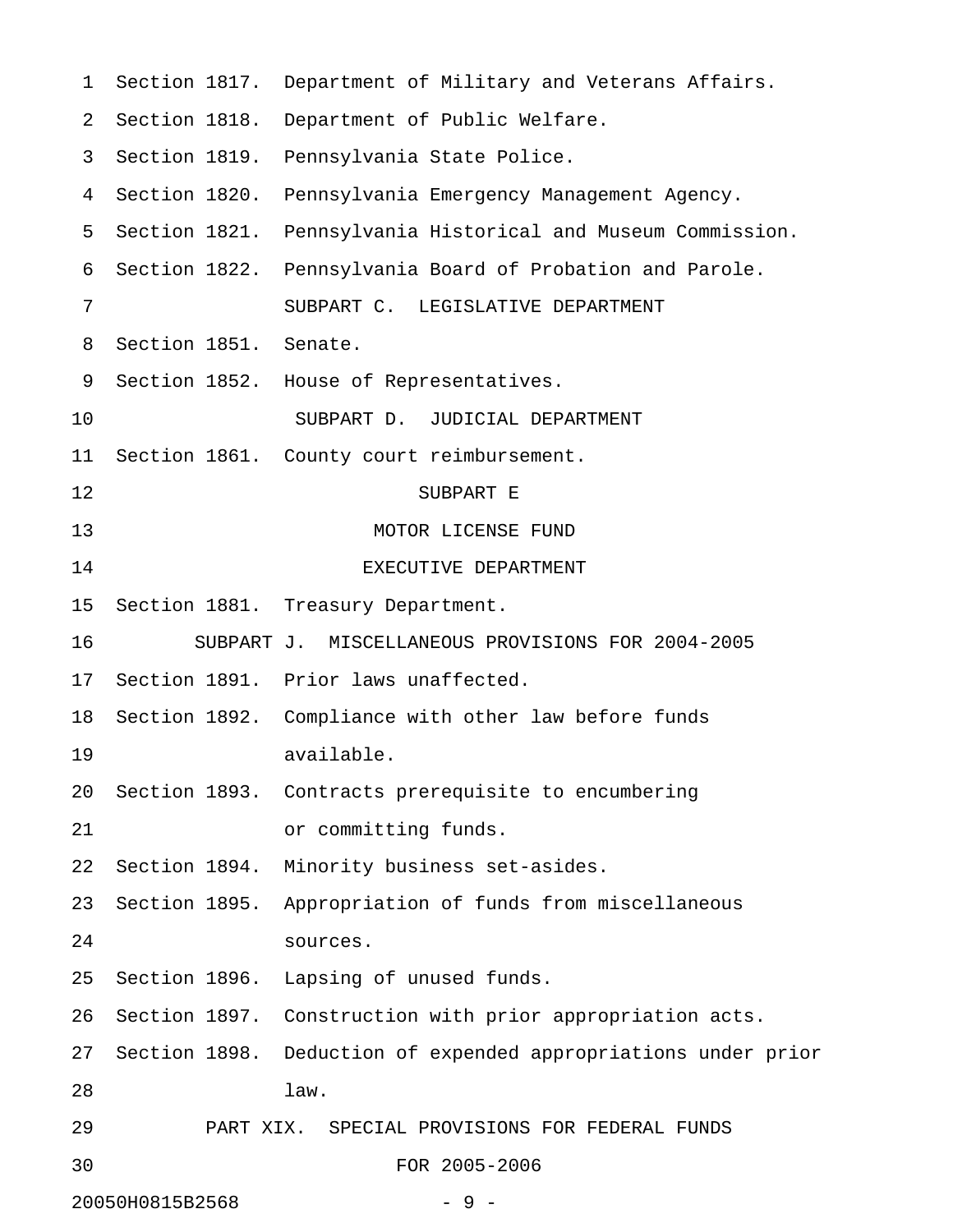Section 1817. Department of Military and Veterans Affairs.
Section 1818. Department of Public Welfare.
Section 1819. Pennsylvania State Police.
Section 1820. Pennsylvania Emergency Management Agency.
Section 1821. Pennsylvania Historical and Museum Commission.
Section 1822. Pennsylvania Board of Probation and Parole.

SUBPART C. LEGISLATIVE DEPARTMENT

Section 1851. Senate.
Section 1852. House of Representatives.

SUBPART D. JUDICIAL DEPARTMENT

Section 1861. County court reimbursement.

SUBPART E

MOTOR LICENSE FUND

EXECUTIVE DEPARTMENT

Section 1881. Treasury Department.

SUBPART J. MISCELLANEOUS PROVISIONS FOR 2004-2005

Section 1891. Prior laws unaffected.
Section 1892. Compliance with other law before funds available.
Section 1893. Contracts prerequisite to encumbering or committing funds.
Section 1894. Minority business set-asides.
Section 1895. Appropriation of funds from miscellaneous sources.
Section 1896. Lapsing of unused funds.
Section 1897. Construction with prior appropriation acts.
Section 1898. Deduction of expended appropriations under prior law.

PART XIX. SPECIAL PROVISIONS FOR FEDERAL FUNDS FOR 2005-2006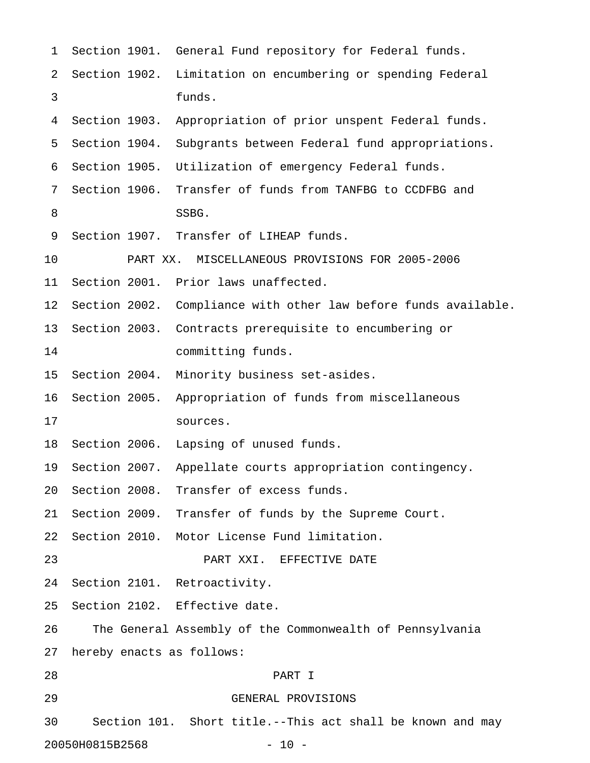Section 1901. General Fund repository for Federal funds.

Section 1902. Limitation on encumbering or spending Federal funds.

Section 1903. Appropriation of prior unspent Federal funds.

Section 1904. Subgrants between Federal fund appropriations.

Section 1905. Utilization of emergency Federal funds.

Section 1906. Transfer of funds from TANFBG to CCDFBG and SSBG.

Section 1907. Transfer of LIHEAP funds.

PART XX. MISCELLANEOUS PROVISIONS FOR 2005-2006

Section 2001. Prior laws unaffected.

Section 2002. Compliance with other law before funds available.

Section 2003. Contracts prerequisite to encumbering or committing funds.

Section 2004. Minority business set-asides.

Section 2005. Appropriation of funds from miscellaneous sources.

Section 2006. Lapsing of unused funds.

Section 2007. Appellate courts appropriation contingency.

Section 2008. Transfer of excess funds.

Section 2009. Transfer of funds by the Supreme Court.

Section 2010. Motor License Fund limitation.

PART XXI. EFFECTIVE DATE

Section 2101. Retroactivity.

Section 2102. Effective date.

The General Assembly of the Commonwealth of Pennsylvania hereby enacts as follows:

# PART I

## GENERAL PROVISIONS

Section 101. Short title.--This act shall be known and may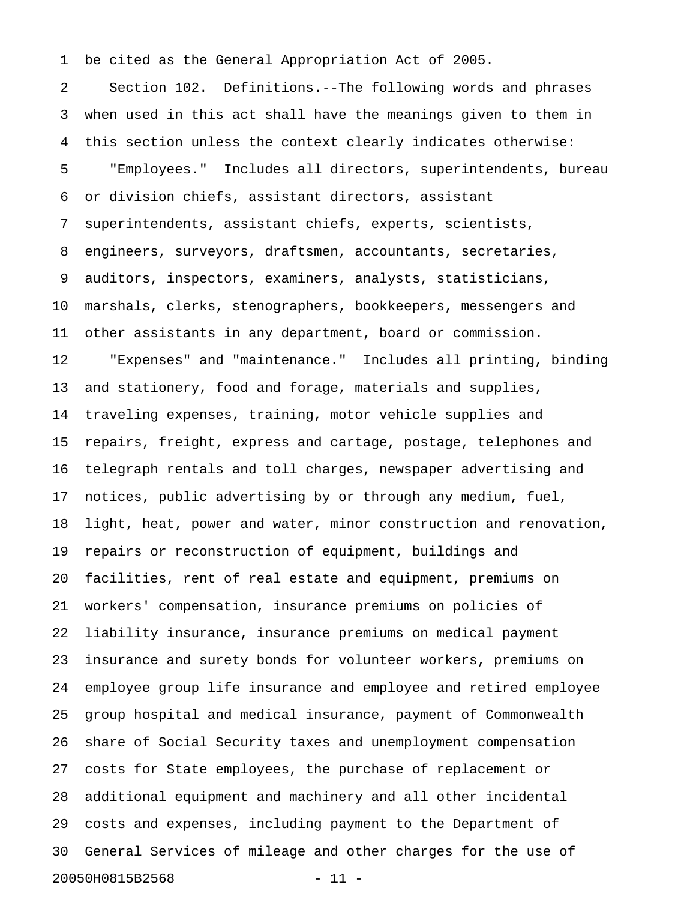be cited as the General Appropriation Act of 2005.

Section 102. Definitions.--The following words and phrases when used in this act shall have the meanings given to them in this section unless the context clearly indicates otherwise:

"Employees." Includes all directors, superintendents, bureau or division chiefs, assistant directors, assistant superintendents, assistant chiefs, experts, scientists, engineers, surveyors, draftsmen, accountants, secretaries, auditors, inspectors, examiners, analysts, statisticians, marshals, clerks, stenographers, bookkeepers, messengers and other assistants in any department, board or commission.

"Expenses" and "maintenance." Includes all printing, binding and stationery, food and forage, materials and supplies, traveling expenses, training, motor vehicle supplies and repairs, freight, express and cartage, postage, telephones and telegraph rentals and toll charges, newspaper advertising and notices, public advertising by or through any medium, fuel, light, heat, power and water, minor construction and renovation, repairs or reconstruction of equipment, buildings and facilities, rent of real estate and equipment, premiums on workers' compensation, insurance premiums on policies of liability insurance, insurance premiums on medical payment insurance and surety bonds for volunteer workers, premiums on employee group life insurance and employee and retired employee group hospital and medical insurance, payment of Commonwealth share of Social Security taxes and unemployment compensation costs for State employees, the purchase of replacement or additional equipment and machinery and all other incidental costs and expenses, including payment to the Department of General Services of mileage and other charges for the use of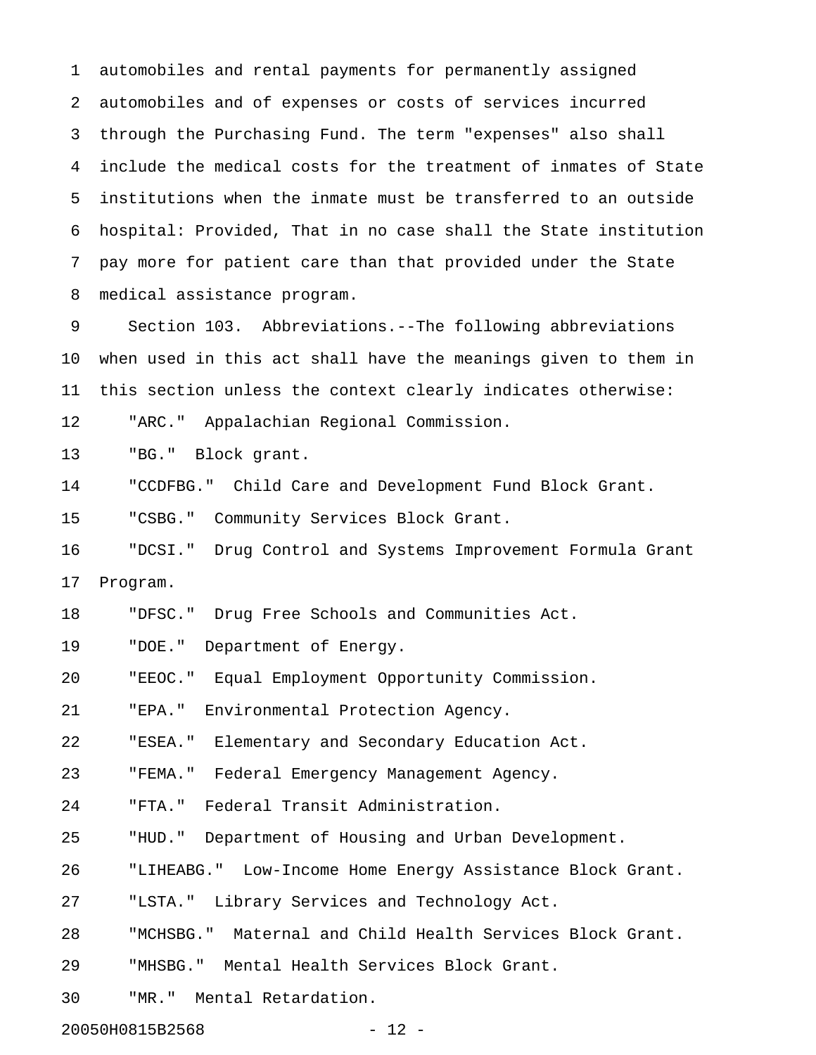automobiles and rental payments for permanently assigned automobiles and of expenses or costs of services incurred through the Purchasing Fund. The term "expenses" also shall include the medical costs for the treatment of inmates of State institutions when the inmate must be transferred to an outside hospital: Provided, That in no case shall the State institution pay more for patient care than that provided under the State medical assistance program.

Section 103. Abbreviations.--The following abbreviations when used in this act shall have the meanings given to them in this section unless the context clearly indicates otherwise:

"ARC." Appalachian Regional Commission.

"BG." Block grant.

"CCDFBG." Child Care and Development Fund Block Grant.

"CSBG." Community Services Block Grant.

"DCSI." Drug Control and Systems Improvement Formula Grant Program.

"DFSC." Drug Free Schools and Communities Act.

"DOE." Department of Energy.

"EEOC." Equal Employment Opportunity Commission.

"EPA." Environmental Protection Agency.

"ESEA." Elementary and Secondary Education Act.

"FEMA." Federal Emergency Management Agency.

"FTA." Federal Transit Administration.

"HUD." Department of Housing and Urban Development.

"LIHEABG." Low-Income Home Energy Assistance Block Grant.

"LSTA." Library Services and Technology Act.

"MCHSBG." Maternal and Child Health Services Block Grant.

"MHSBG." Mental Health Services Block Grant.

"MR." Mental Retardation.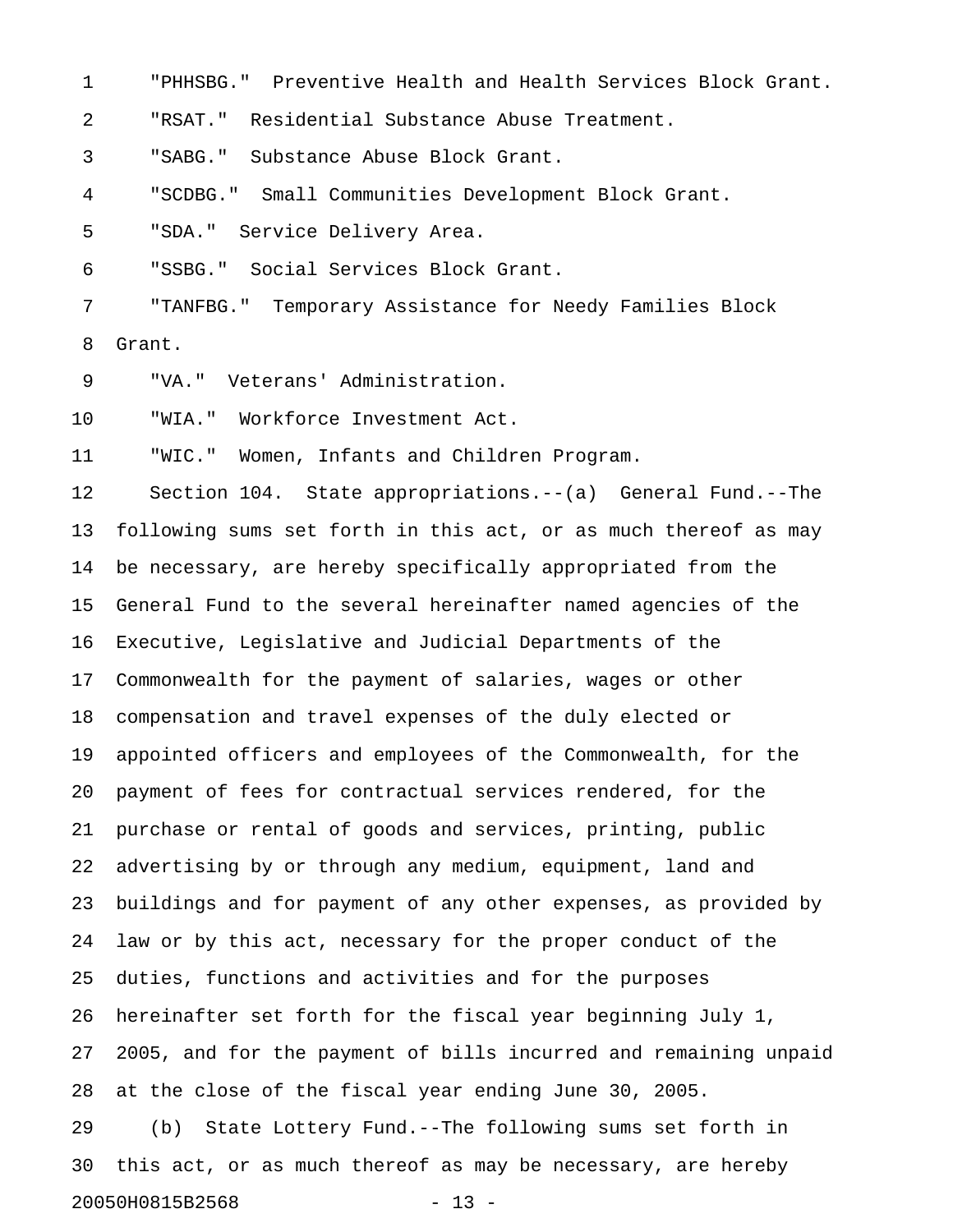"PHHSBG." Preventive Health and Health Services Block Grant.

"RSAT." Residential Substance Abuse Treatment.

"SABG." Substance Abuse Block Grant.

"SCDBG." Small Communities Development Block Grant.

"SDA." Service Delivery Area.

"SSBG." Social Services Block Grant.

"TANFBG." Temporary Assistance for Needy Families Block Grant.

"VA." Veterans' Administration.

"WIA." Workforce Investment Act.

"WIC." Women, Infants and Children Program.

Section 104. State appropriations.--(a) General Fund.--The following sums set forth in this act, or as much thereof as may be necessary, are hereby specifically appropriated from the General Fund to the several hereinafter named agencies of the Executive, Legislative and Judicial Departments of the Commonwealth for the payment of salaries, wages or other compensation and travel expenses of the duly elected or appointed officers and employees of the Commonwealth, for the payment of fees for contractual services rendered, for the purchase or rental of goods and services, printing, public advertising by or through any medium, equipment, land and buildings and for payment of any other expenses, as provided by law or by this act, necessary for the proper conduct of the duties, functions and activities and for the purposes hereinafter set forth for the fiscal year beginning July 1, 2005, and for the payment of bills incurred and remaining unpaid at the close of the fiscal year ending June 30, 2005.

(b) State Lottery Fund.--The following sums set forth in this act, or as much thereof as may be necessary, are hereby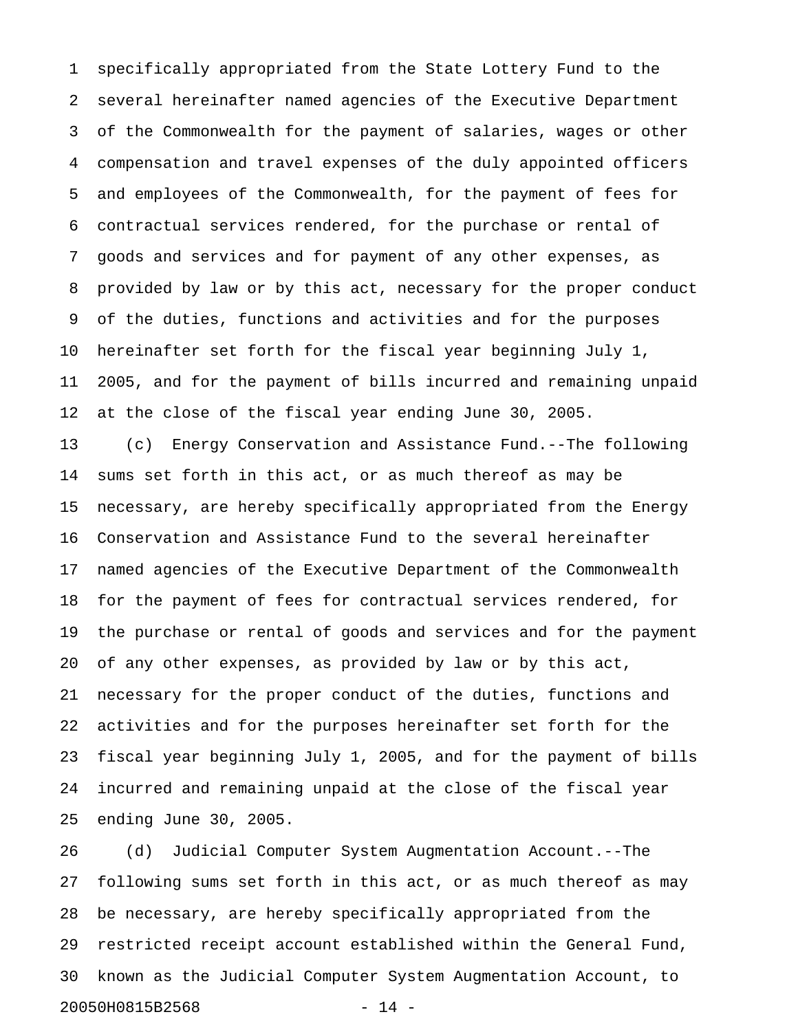specifically appropriated from the State Lottery Fund to the several hereinafter named agencies of the Executive Department of the Commonwealth for the payment of salaries, wages or other compensation and travel expenses of the duly appointed officers and employees of the Commonwealth, for the payment of fees for contractual services rendered, for the purchase or rental of goods and services and for payment of any other expenses, as provided by law or by this act, necessary for the proper conduct of the duties, functions and activities and for the purposes hereinafter set forth for the fiscal year beginning July 1, 2005, and for the payment of bills incurred and remaining unpaid at the close of the fiscal year ending June 30, 2005.

(c) Energy Conservation and Assistance Fund.--The following sums set forth in this act, or as much thereof as may be necessary, are hereby specifically appropriated from the Energy Conservation and Assistance Fund to the several hereinafter named agencies of the Executive Department of the Commonwealth for the payment of fees for contractual services rendered, for the purchase or rental of goods and services and for the payment of any other expenses, as provided by law or by this act, necessary for the proper conduct of the duties, functions and activities and for the purposes hereinafter set forth for the fiscal year beginning July 1, 2005, and for the payment of bills incurred and remaining unpaid at the close of the fiscal year ending June 30, 2005.

(d) Judicial Computer System Augmentation Account.--The following sums set forth in this act, or as much thereof as may be necessary, are hereby specifically appropriated from the restricted receipt account established within the General Fund, known as the Judicial Computer System Augmentation Account, to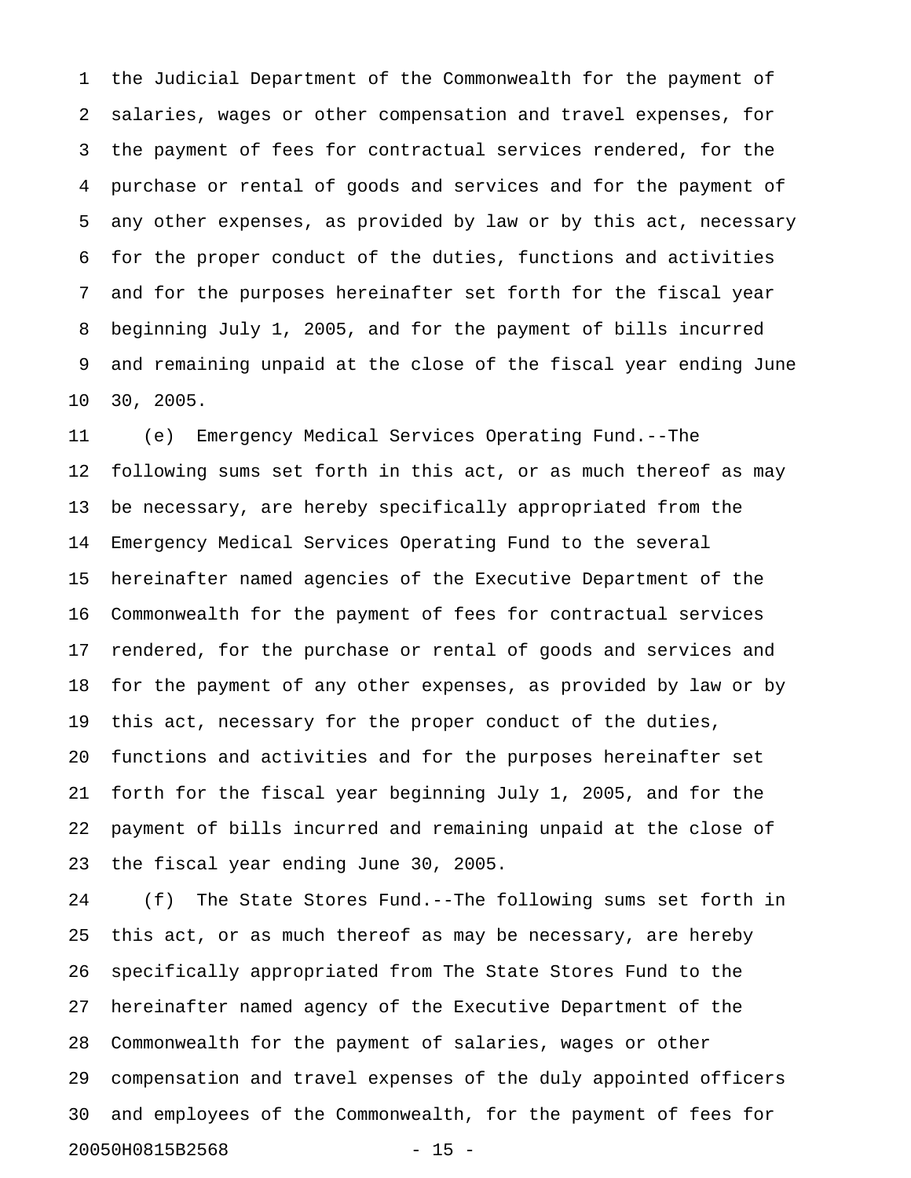the Judicial Department of the Commonwealth for the payment of salaries, wages or other compensation and travel expenses, for the payment of fees for contractual services rendered, for the purchase or rental of goods and services and for the payment of any other expenses, as provided by law or by this act, necessary for the proper conduct of the duties, functions and activities and for the purposes hereinafter set forth for the fiscal year beginning July 1, 2005, and for the payment of bills incurred and remaining unpaid at the close of the fiscal year ending June 30, 2005.

(e) Emergency Medical Services Operating Fund.--The following sums set forth in this act, or as much thereof as may be necessary, are hereby specifically appropriated from the Emergency Medical Services Operating Fund to the several hereinafter named agencies of the Executive Department of the Commonwealth for the payment of fees for contractual services rendered, for the purchase or rental of goods and services and for the payment of any other expenses, as provided by law or by this act, necessary for the proper conduct of the duties, functions and activities and for the purposes hereinafter set forth for the fiscal year beginning July 1, 2005, and for the payment of bills incurred and remaining unpaid at the close of the fiscal year ending June 30, 2005.

(f) The State Stores Fund.--The following sums set forth in this act, or as much thereof as may be necessary, are hereby specifically appropriated from The State Stores Fund to the hereinafter named agency of the Executive Department of the Commonwealth for the payment of salaries, wages or other compensation and travel expenses of the duly appointed officers and employees of the Commonwealth, for the payment of fees for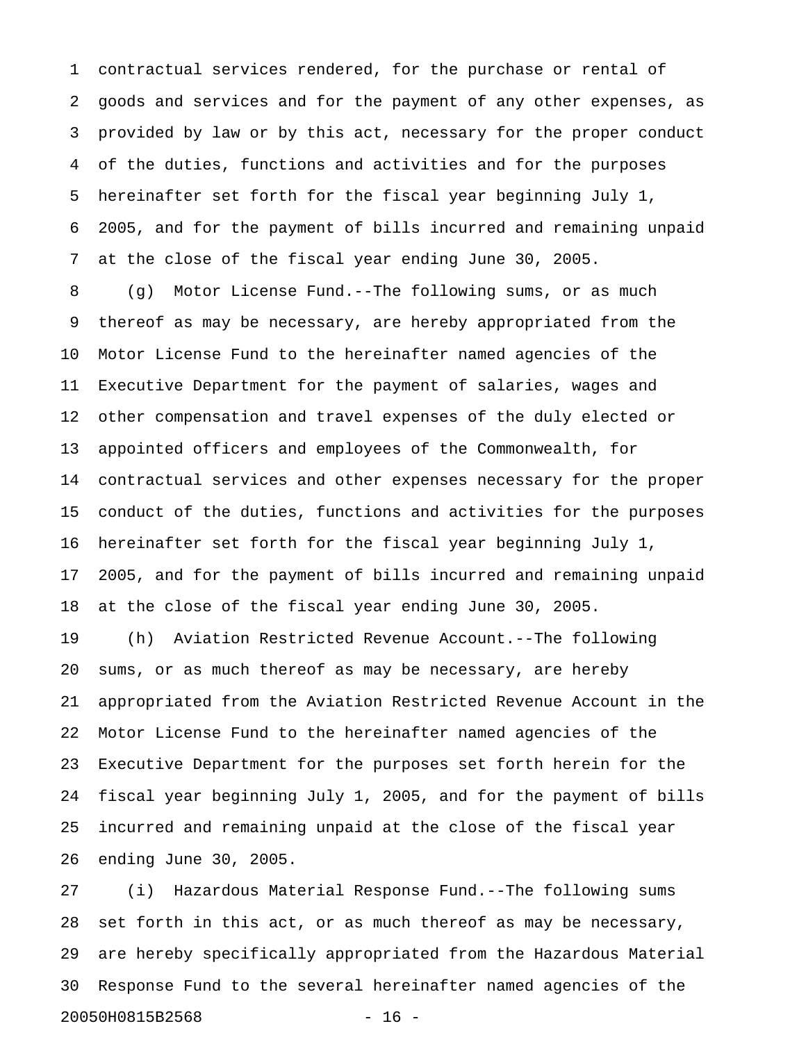contractual services rendered, for the purchase or rental of goods and services and for the payment of any other expenses, as provided by law or by this act, necessary for the proper conduct of the duties, functions and activities and for the purposes hereinafter set forth for the fiscal year beginning July 1, 2005, and for the payment of bills incurred and remaining unpaid at the close of the fiscal year ending June 30, 2005.

(g) Motor License Fund.--The following sums, or as much thereof as may be necessary, are hereby appropriated from the Motor License Fund to the hereinafter named agencies of the Executive Department for the payment of salaries, wages and other compensation and travel expenses of the duly elected or appointed officers and employees of the Commonwealth, for contractual services and other expenses necessary for the proper conduct of the duties, functions and activities for the purposes hereinafter set forth for the fiscal year beginning July 1, 2005, and for the payment of bills incurred and remaining unpaid at the close of the fiscal year ending June 30, 2005.

(h) Aviation Restricted Revenue Account.--The following sums, or as much thereof as may be necessary, are hereby appropriated from the Aviation Restricted Revenue Account in the Motor License Fund to the hereinafter named agencies of the Executive Department for the purposes set forth herein for the fiscal year beginning July 1, 2005, and for the payment of bills incurred and remaining unpaid at the close of the fiscal year ending June 30, 2005.

(i) Hazardous Material Response Fund.--The following sums set forth in this act, or as much thereof as may be necessary, are hereby specifically appropriated from the Hazardous Material Response Fund to the several hereinafter named agencies of the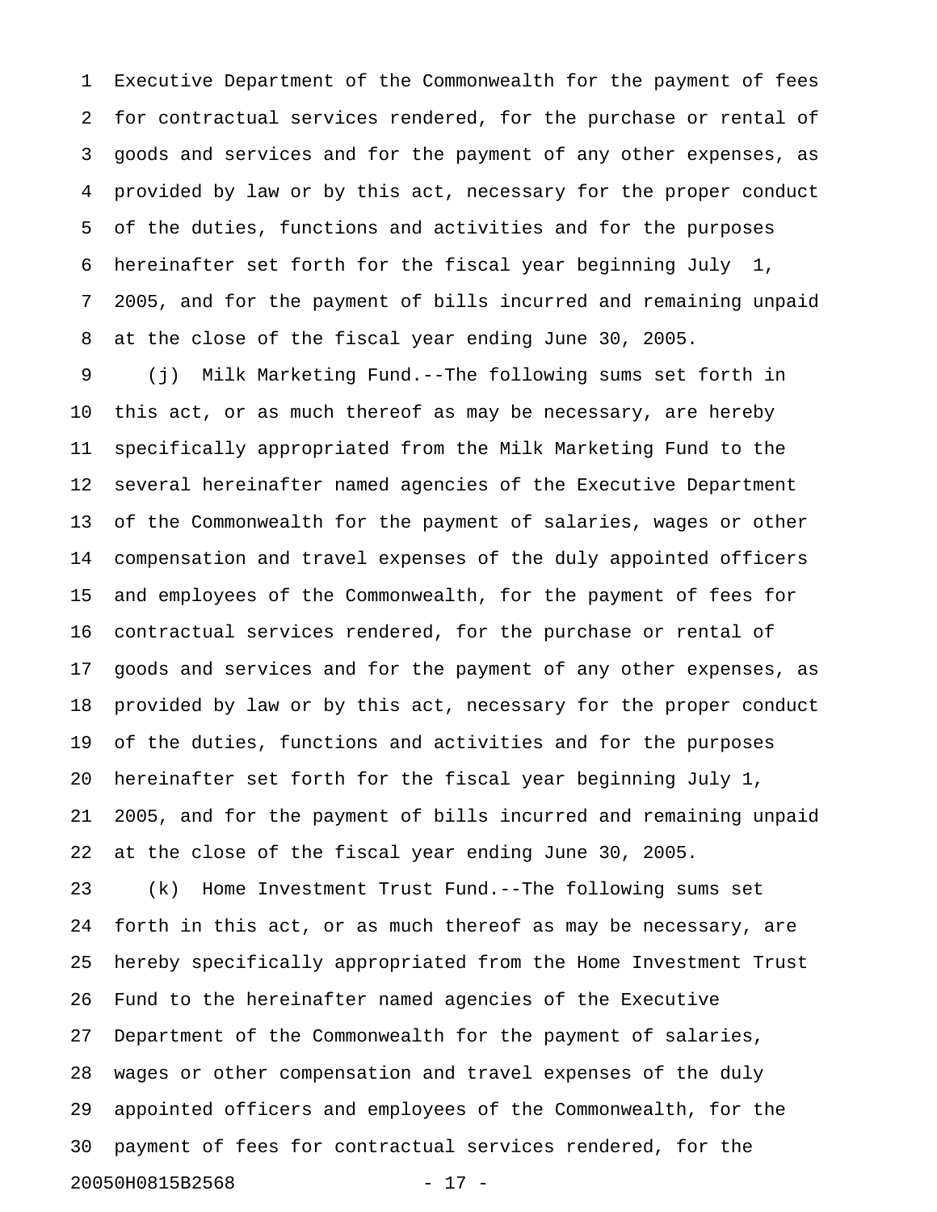Executive Department of the Commonwealth for the payment of fees for contractual services rendered, for the purchase or rental of goods and services and for the payment of any other expenses, as provided by law or by this act, necessary for the proper conduct of the duties, functions and activities and for the purposes hereinafter set forth for the fiscal year beginning July 1, 2005, and for the payment of bills incurred and remaining unpaid at the close of the fiscal year ending June 30, 2005.

(j) Milk Marketing Fund.--The following sums set forth in this act, or as much thereof as may be necessary, are hereby specifically appropriated from the Milk Marketing Fund to the several hereinafter named agencies of the Executive Department of the Commonwealth for the payment of salaries, wages or other compensation and travel expenses of the duly appointed officers and employees of the Commonwealth, for the payment of fees for contractual services rendered, for the purchase or rental of goods and services and for the payment of any other expenses, as provided by law or by this act, necessary for the proper conduct of the duties, functions and activities and for the purposes hereinafter set forth for the fiscal year beginning July 1, 2005, and for the payment of bills incurred and remaining unpaid at the close of the fiscal year ending June 30, 2005.

(k) Home Investment Trust Fund.--The following sums set forth in this act, or as much thereof as may be necessary, are hereby specifically appropriated from the Home Investment Trust Fund to the hereinafter named agencies of the Executive Department of the Commonwealth for the payment of salaries, wages or other compensation and travel expenses of the duly appointed officers and employees of the Commonwealth, for the payment of fees for contractual services rendered, for the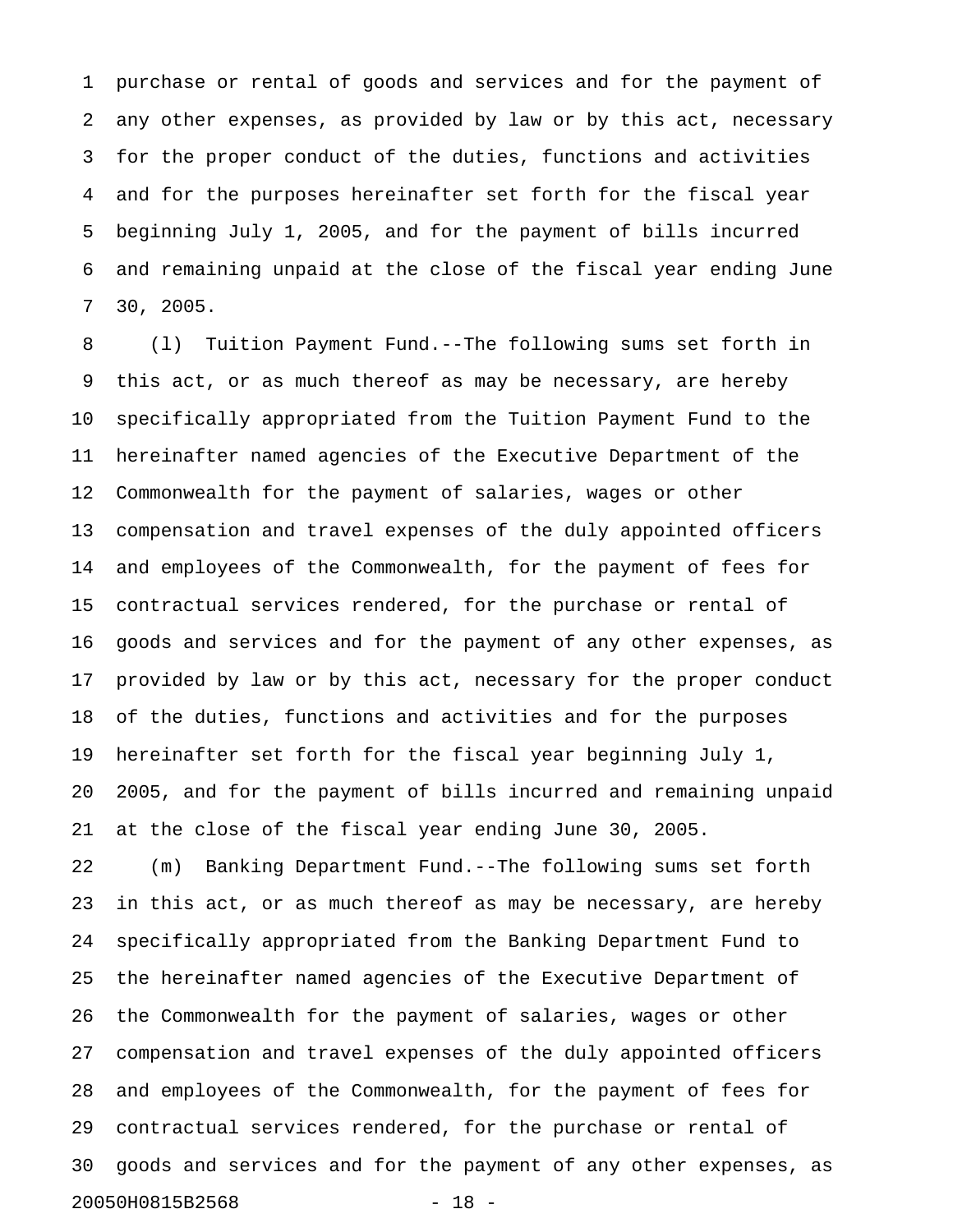purchase or rental of goods and services and for the payment of any other expenses, as provided by law or by this act, necessary for the proper conduct of the duties, functions and activities and for the purposes hereinafter set forth for the fiscal year beginning July 1, 2005, and for the payment of bills incurred and remaining unpaid at the close of the fiscal year ending June 30, 2005.

(l) Tuition Payment Fund.--The following sums set forth in this act, or as much thereof as may be necessary, are hereby specifically appropriated from the Tuition Payment Fund to the hereinafter named agencies of the Executive Department of the Commonwealth for the payment of salaries, wages or other compensation and travel expenses of the duly appointed officers and employees of the Commonwealth, for the payment of fees for contractual services rendered, for the purchase or rental of goods and services and for the payment of any other expenses, as provided by law or by this act, necessary for the proper conduct of the duties, functions and activities and for the purposes hereinafter set forth for the fiscal year beginning July 1, 2005, and for the payment of bills incurred and remaining unpaid at the close of the fiscal year ending June 30, 2005.

(m) Banking Department Fund.--The following sums set forth in this act, or as much thereof as may be necessary, are hereby specifically appropriated from the Banking Department Fund to the hereinafter named agencies of the Executive Department of the Commonwealth for the payment of salaries, wages or other compensation and travel expenses of the duly appointed officers and employees of the Commonwealth, for the payment of fees for contractual services rendered, for the purchase or rental of goods and services and for the payment of any other expenses, as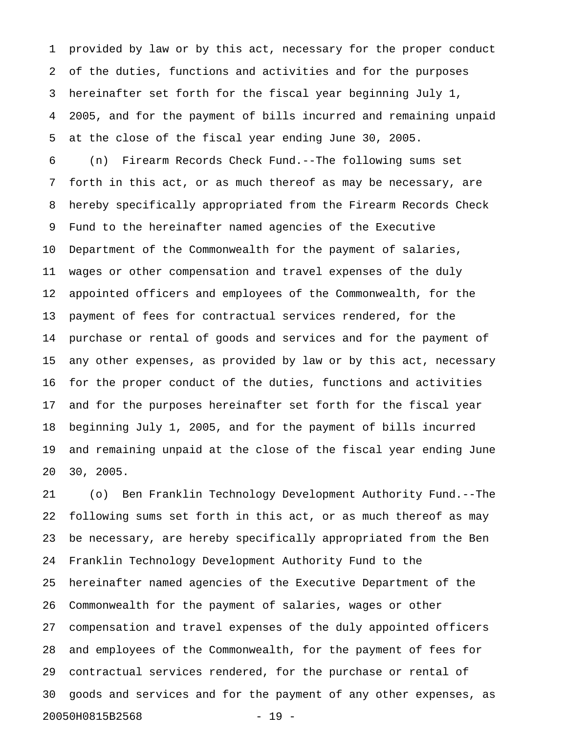provided by law or by this act, necessary for the proper conduct of the duties, functions and activities and for the purposes hereinafter set forth for the fiscal year beginning July 1, 2005, and for the payment of bills incurred and remaining unpaid at the close of the fiscal year ending June 30, 2005.

(n) Firearm Records Check Fund.--The following sums set forth in this act, or as much thereof as may be necessary, are hereby specifically appropriated from the Firearm Records Check Fund to the hereinafter named agencies of the Executive Department of the Commonwealth for the payment of salaries, wages or other compensation and travel expenses of the duly appointed officers and employees of the Commonwealth, for the payment of fees for contractual services rendered, for the purchase or rental of goods and services and for the payment of any other expenses, as provided by law or by this act, necessary for the proper conduct of the duties, functions and activities and for the purposes hereinafter set forth for the fiscal year beginning July 1, 2005, and for the payment of bills incurred and remaining unpaid at the close of the fiscal year ending June 30, 2005.

(o) Ben Franklin Technology Development Authority Fund.--The following sums set forth in this act, or as much thereof as may be necessary, are hereby specifically appropriated from the Ben Franklin Technology Development Authority Fund to the hereinafter named agencies of the Executive Department of the Commonwealth for the payment of salaries, wages or other compensation and travel expenses of the duly appointed officers and employees of the Commonwealth, for the payment of fees for contractual services rendered, for the purchase or rental of goods and services and for the payment of any other expenses, as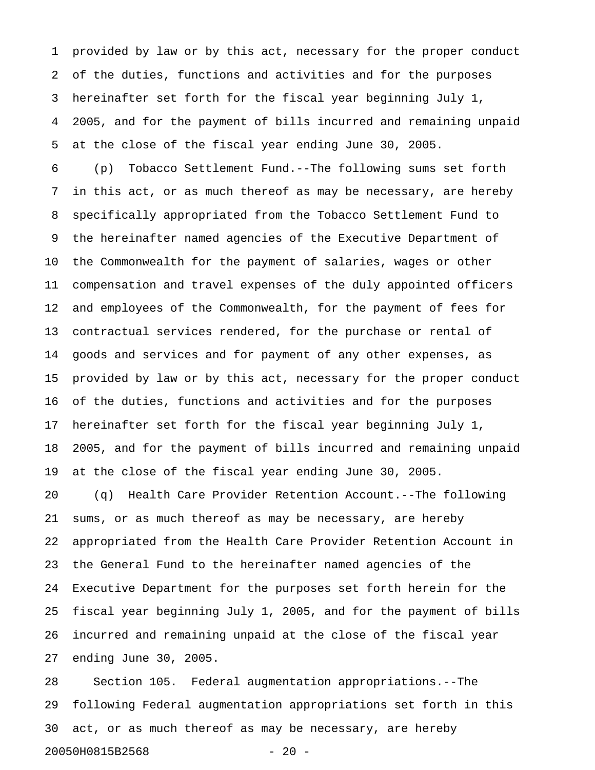provided by law or by this act, necessary for the proper conduct of the duties, functions and activities and for the purposes hereinafter set forth for the fiscal year beginning July 1, 2005, and for the payment of bills incurred and remaining unpaid at the close of the fiscal year ending June 30, 2005.

(p) Tobacco Settlement Fund.--The following sums set forth in this act, or as much thereof as may be necessary, are hereby specifically appropriated from the Tobacco Settlement Fund to the hereinafter named agencies of the Executive Department of the Commonwealth for the payment of salaries, wages or other compensation and travel expenses of the duly appointed officers and employees of the Commonwealth, for the payment of fees for contractual services rendered, for the purchase or rental of goods and services and for payment of any other expenses, as provided by law or by this act, necessary for the proper conduct of the duties, functions and activities and for the purposes hereinafter set forth for the fiscal year beginning July 1, 2005, and for the payment of bills incurred and remaining unpaid at the close of the fiscal year ending June 30, 2005.

(q) Health Care Provider Retention Account.--The following sums, or as much thereof as may be necessary, are hereby appropriated from the Health Care Provider Retention Account in the General Fund to the hereinafter named agencies of the Executive Department for the purposes set forth herein for the fiscal year beginning July 1, 2005, and for the payment of bills incurred and remaining unpaid at the close of the fiscal year ending June 30, 2005.

Section 105. Federal augmentation appropriations.--The following Federal augmentation appropriations set forth in this act, or as much thereof as may be necessary, are hereby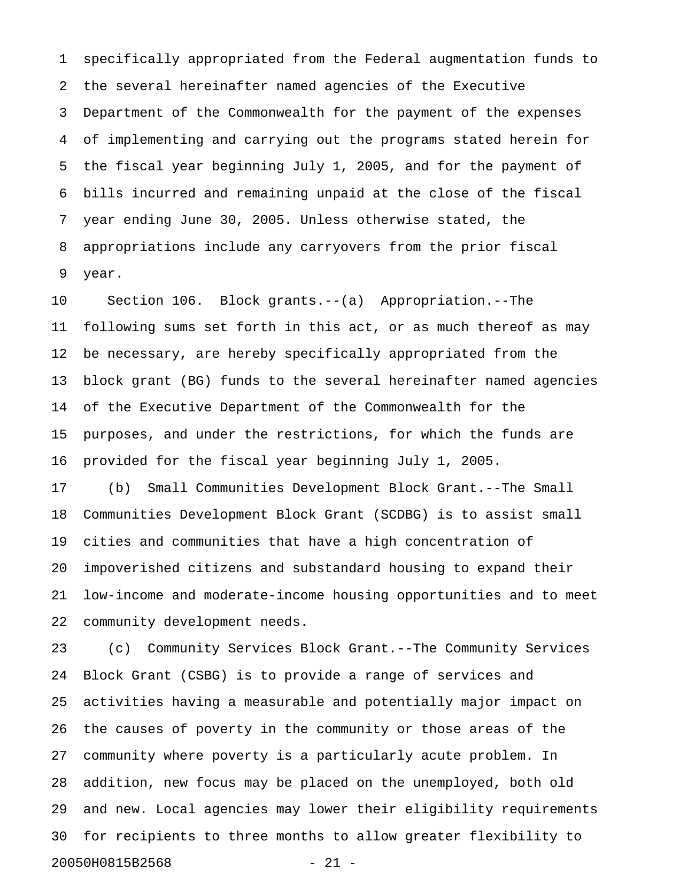specifically appropriated from the Federal augmentation funds to the several hereinafter named agencies of the Executive Department of the Commonwealth for the payment of the expenses of implementing and carrying out the programs stated herein for the fiscal year beginning July 1, 2005, and for the payment of bills incurred and remaining unpaid at the close of the fiscal year ending June 30, 2005. Unless otherwise stated, the appropriations include any carryovers from the prior fiscal year.

Section 106. Block grants.--(a) Appropriation.--The following sums set forth in this act, or as much thereof as may be necessary, are hereby specifically appropriated from the block grant (BG) funds to the several hereinafter named agencies of the Executive Department of the Commonwealth for the purposes, and under the restrictions, for which the funds are provided for the fiscal year beginning July 1, 2005.

(b) Small Communities Development Block Grant.--The Small Communities Development Block Grant (SCDBG) is to assist small cities and communities that have a high concentration of impoverished citizens and substandard housing to expand their low-income and moderate-income housing opportunities and to meet community development needs.

(c) Community Services Block Grant.--The Community Services Block Grant (CSBG) is to provide a range of services and activities having a measurable and potentially major impact on the causes of poverty in the community or those areas of the community where poverty is a particularly acute problem. In addition, new focus may be placed on the unemployed, both old and new. Local agencies may lower their eligibility requirements for recipients to three months to allow greater flexibility to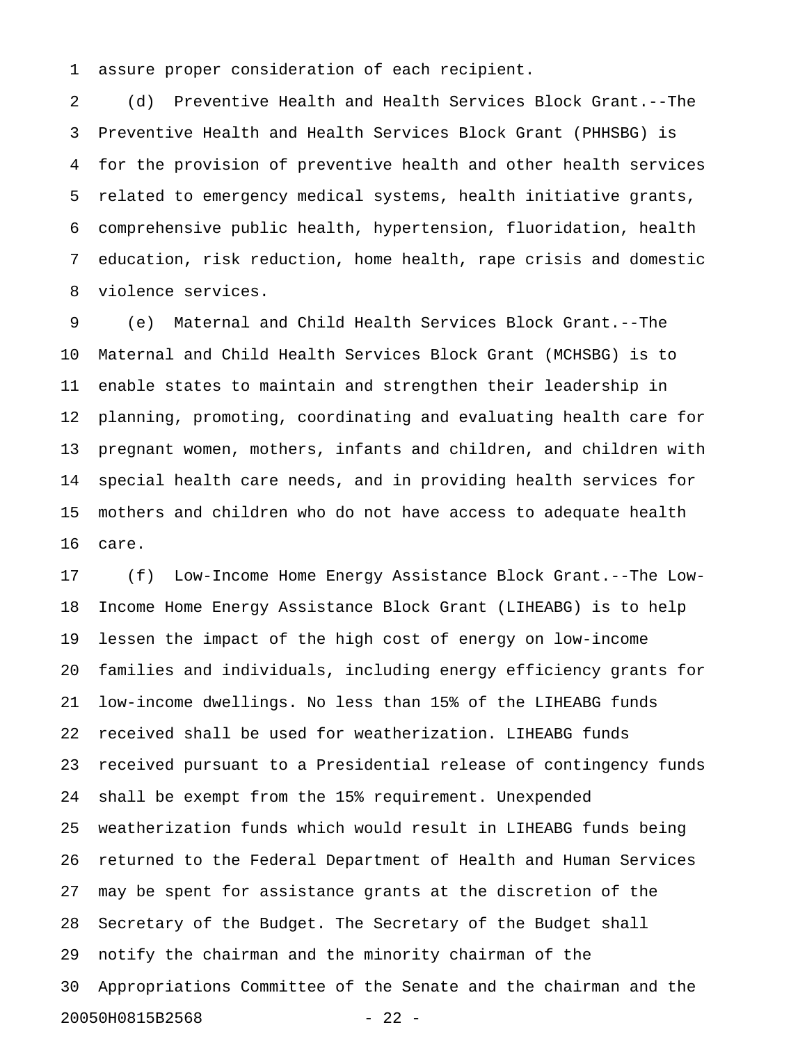assure proper consideration of each recipient.

(d) Preventive Health and Health Services Block Grant.--The Preventive Health and Health Services Block Grant (PHHSBG) is for the provision of preventive health and other health services related to emergency medical systems, health initiative grants, comprehensive public health, hypertension, fluoridation, health education, risk reduction, home health, rape crisis and domestic violence services.

(e) Maternal and Child Health Services Block Grant.--The Maternal and Child Health Services Block Grant (MCHSBG) is to enable states to maintain and strengthen their leadership in planning, promoting, coordinating and evaluating health care for pregnant women, mothers, infants and children, and children with special health care needs, and in providing health services for mothers and children who do not have access to adequate health care.

(f) Low-Income Home Energy Assistance Block Grant.--The Low-Income Home Energy Assistance Block Grant (LIHEABG) is to help lessen the impact of the high cost of energy on low-income families and individuals, including energy efficiency grants for low-income dwellings. No less than 15% of the LIHEABG funds received shall be used for weatherization. LIHEABG funds received pursuant to a Presidential release of contingency funds shall be exempt from the 15% requirement. Unexpended weatherization funds which would result in LIHEABG funds being returned to the Federal Department of Health and Human Services may be spent for assistance grants at the discretion of the Secretary of the Budget. The Secretary of the Budget shall notify the chairman and the minority chairman of the Appropriations Committee of the Senate and the chairman and the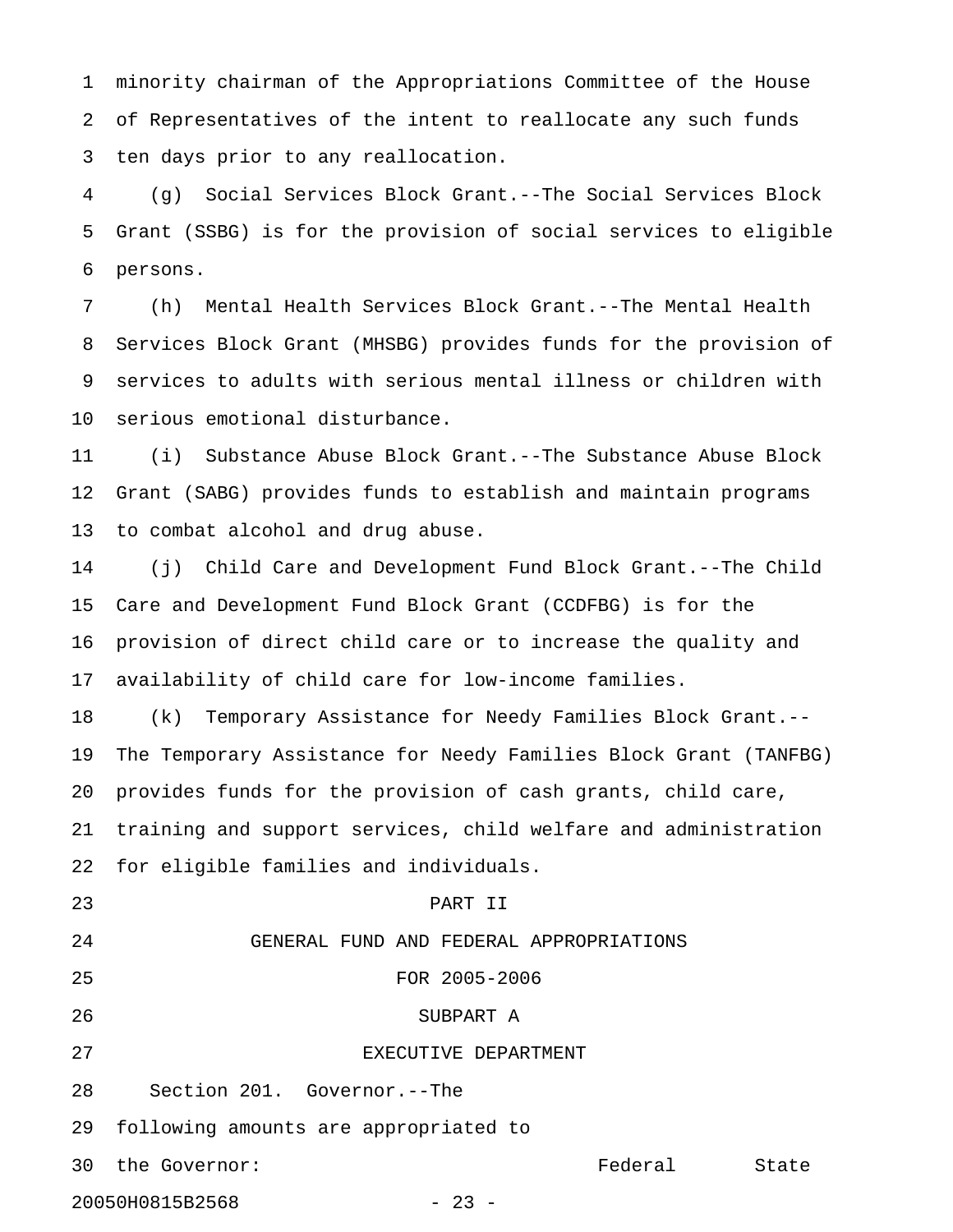minority chairman of the Appropriations Committee of the House of Representatives of the intent to reallocate any such funds ten days prior to any reallocation.

(g) Social Services Block Grant.--The Social Services Block Grant (SSBG) is for the provision of social services to eligible persons.

(h) Mental Health Services Block Grant.--The Mental Health Services Block Grant (MHSBG) provides funds for the provision of services to adults with serious mental illness or children with serious emotional disturbance.

(i) Substance Abuse Block Grant.--The Substance Abuse Block Grant (SABG) provides funds to establish and maintain programs to combat alcohol and drug abuse.

(j) Child Care and Development Fund Block Grant.--The Child Care and Development Fund Block Grant (CCDFBG) is for the provision of direct child care or to increase the quality and availability of child care for low-income families.

(k) Temporary Assistance for Needy Families Block Grant.--The Temporary Assistance for Needy Families Block Grant (TANFBG) provides funds for the provision of cash grants, child care, training and support services, child welfare and administration for eligible families and individuals.

# PART II
# GENERAL FUND AND FEDERAL APPROPRIATIONS FOR 2005-2006

## SUBPART A
## EXECUTIVE DEPARTMENT

Section 201. Governor.--The following amounts are appropriated to the Governor:

| | Federal | State |
|---|---|---|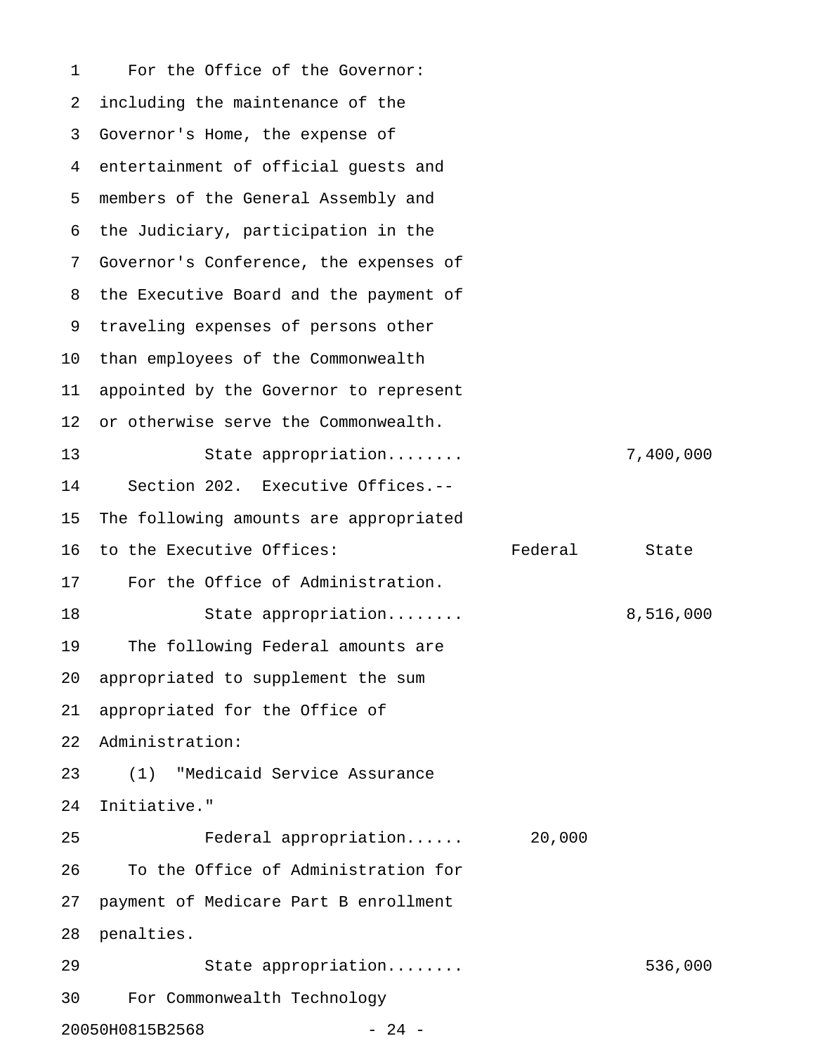For the Office of the Governor: including the maintenance of the Governor's Home, the expense of entertainment of official guests and members of the General Assembly and the Judiciary, participation in the Governor's Conference, the expenses of the Executive Board and the payment of traveling expenses of persons other than employees of the Commonwealth appointed by the Governor to represent or otherwise serve the Commonwealth.

| | Federal | State |
|---|---|---|
| State appropriation........ | | 7,400,000 |

Section 202. Executive Offices.--The following amounts are appropriated to the Executive Offices:

| | Federal | State |
|---|---|---|
| For the Office of Administration. | | |
| State appropriation........ | | 8,516,000 |
| The following Federal amounts are appropriated to supplement the sum appropriated for the Office of Administration: | | |
| (1) "Medicaid Service Assurance Initiative." | | |
| Federal appropriation...... | 20,000 | |
| To the Office of Administration for payment of Medicare Part B enrollment penalties. | | |
| State appropriation........ | | 536,000 |

For Commonwealth Technology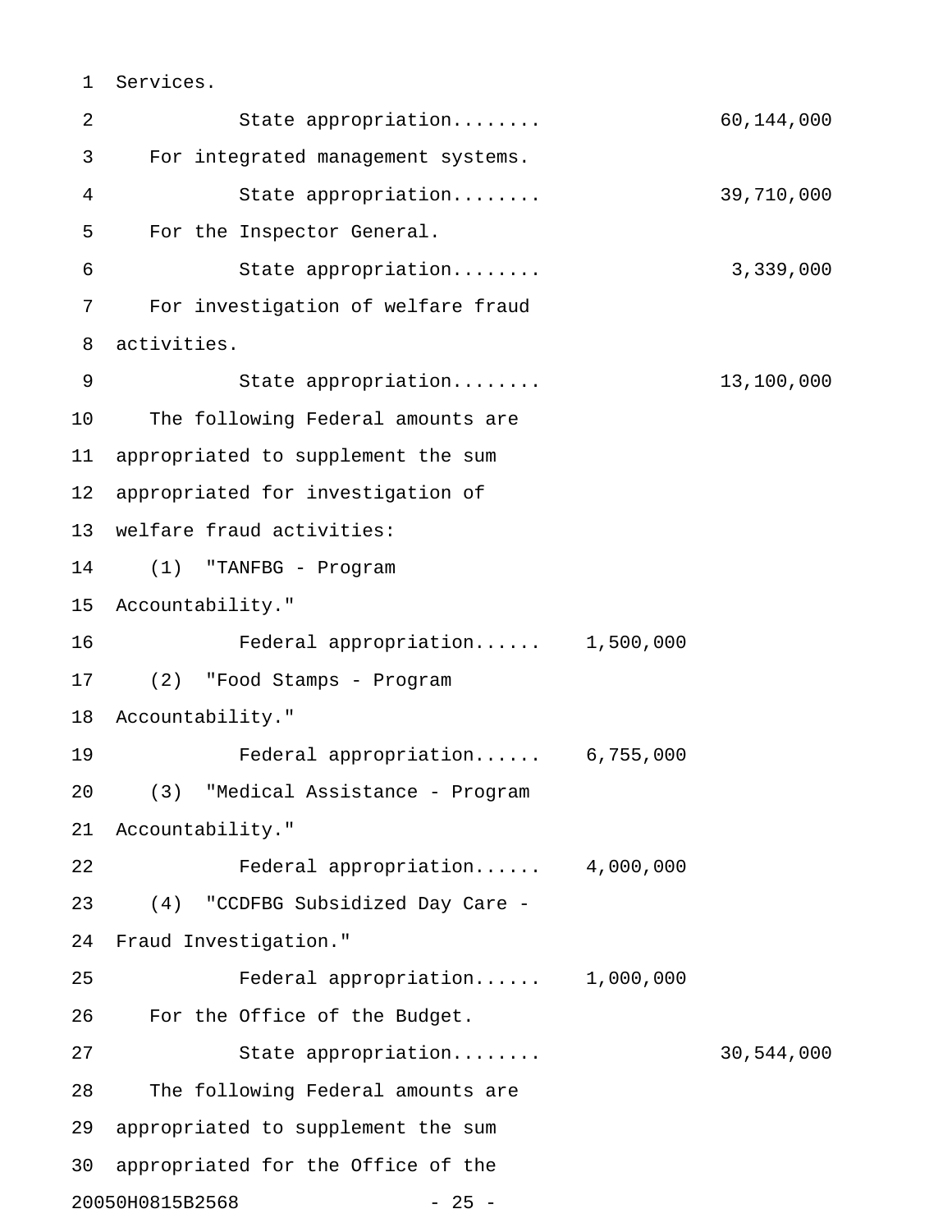Services.

State appropriation........ 60,144,000

For integrated management systems.

State appropriation........ 39,710,000

For the Inspector General.

State appropriation........ 3,339,000

For investigation of welfare fraud activities.

State appropriation........ 13,100,000

The following Federal amounts are appropriated to supplement the sum appropriated for investigation of welfare fraud activities:

(1) "TANFBG - Program Accountability."

Federal appropriation...... 1,500,000

(2) "Food Stamps - Program Accountability."

Federal appropriation...... 6,755,000

(3) "Medical Assistance - Program Accountability."

Federal appropriation...... 4,000,000

(4) "CCDFBG Subsidized Day Care - Fraud Investigation."

Federal appropriation...... 1,000,000

For the Office of the Budget.

State appropriation........ 30,544,000

The following Federal amounts are appropriated to supplement the sum appropriated for the Office of the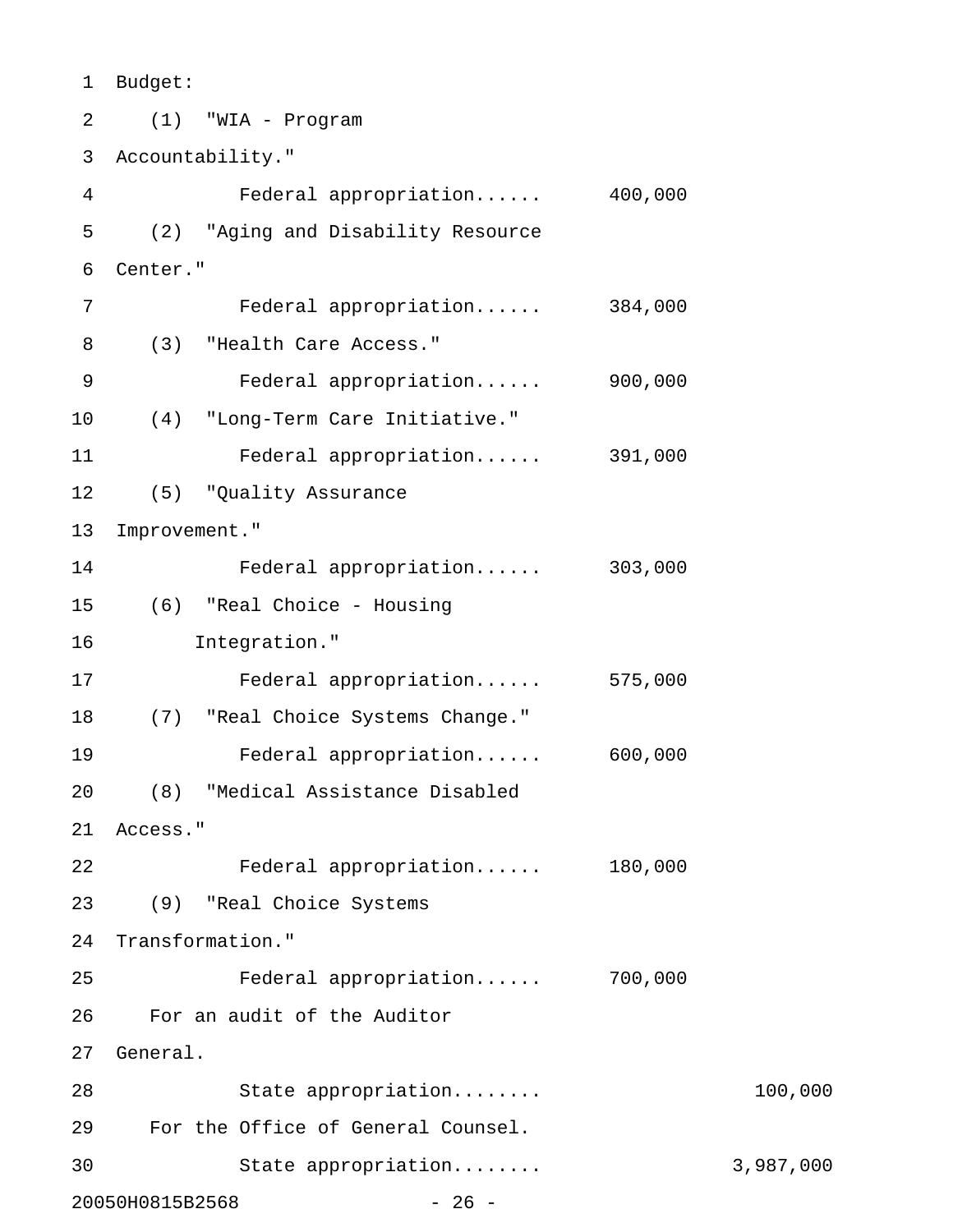Budget:

(1) "WIA - Program Accountability."

Federal appropriation...... 400,000

(2) "Aging and Disability Resource Center."

Federal appropriation...... 384,000

(3) "Health Care Access."

Federal appropriation...... 900,000

(4) "Long-Term Care Initiative."

Federal appropriation...... 391,000

(5) "Quality Assurance Improvement."

Federal appropriation...... 303,000

(6) "Real Choice - Housing Integration."

Federal appropriation...... 575,000

(7) "Real Choice Systems Change."

Federal appropriation...... 600,000

(8) "Medical Assistance Disabled Access."

Federal appropriation...... 180,000

(9) "Real Choice Systems Transformation."

Federal appropriation...... 700,000

For an audit of the Auditor General.

State appropriation........ 100,000

For the Office of General Counsel.

State appropriation........ 3,987,000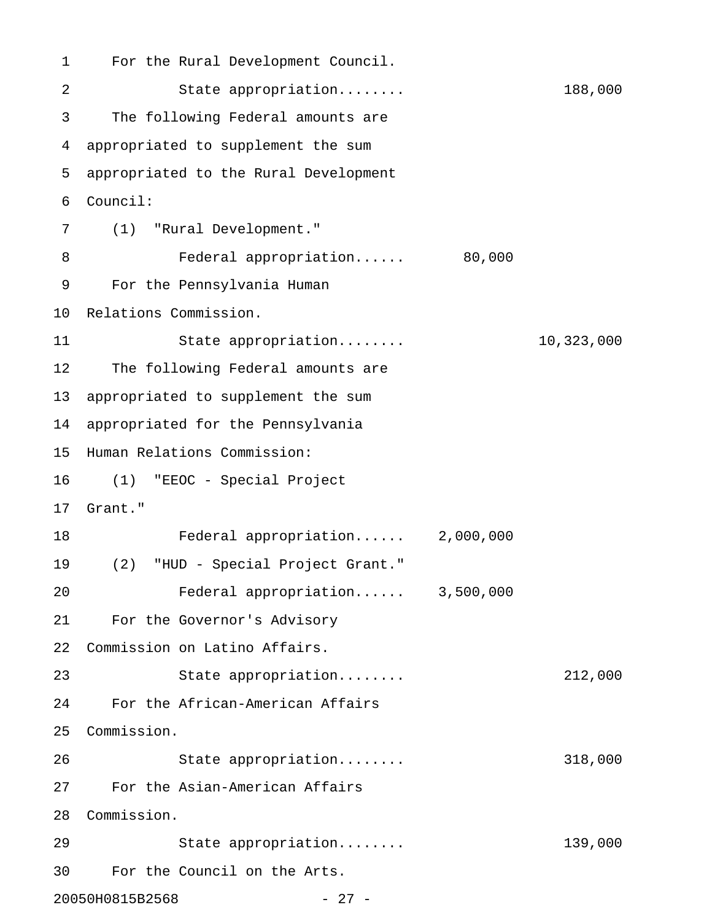For the Rural Development Council.

State appropriation........ 188,000

The following Federal amounts are appropriated to supplement the sum appropriated to the Rural Development Council:

(1) "Rural Development."

Federal appropriation...... 80,000

For the Pennsylvania Human Relations Commission.

State appropriation........ 10,323,000

The following Federal amounts are appropriated to supplement the sum appropriated for the Pennsylvania Human Relations Commission:

(1) "EEOC - Special Project Grant."

Federal appropriation...... 2,000,000

(2) "HUD - Special Project Grant."

Federal appropriation...... 3,500,000

For the Governor's Advisory Commission on Latino Affairs.

State appropriation........ 212,000

For the African-American Affairs Commission.

State appropriation........ 318,000

For the Asian-American Affairs Commission.

State appropriation........ 139,000

For the Council on the Arts.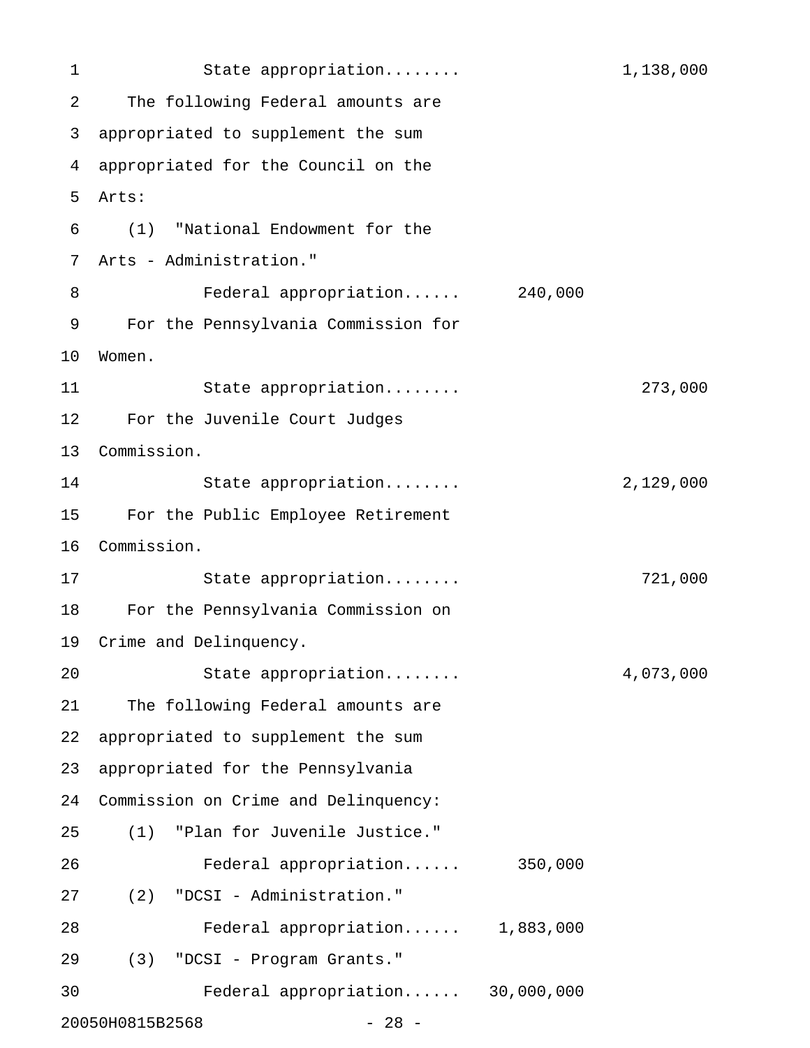State appropriation........ 1,138,000

The following Federal amounts are appropriated to supplement the sum appropriated for the Council on the Arts:

(1) "National Endowment for the Arts - Administration."

Federal appropriation...... 240,000

For the Pennsylvania Commission for Women.

State appropriation........ 273,000

For the Juvenile Court Judges Commission.

State appropriation........ 2,129,000

For the Public Employee Retirement Commission.

State appropriation........ 721,000

For the Pennsylvania Commission on Crime and Delinquency.

State appropriation........ 4,073,000

The following Federal amounts are appropriated to supplement the sum appropriated for the Pennsylvania Commission on Crime and Delinquency:

(1) "Plan for Juvenile Justice."

Federal appropriation...... 350,000

(2) "DCSI - Administration."

Federal appropriation...... 1,883,000

(3) "DCSI - Program Grants."

Federal appropriation...... 30,000,000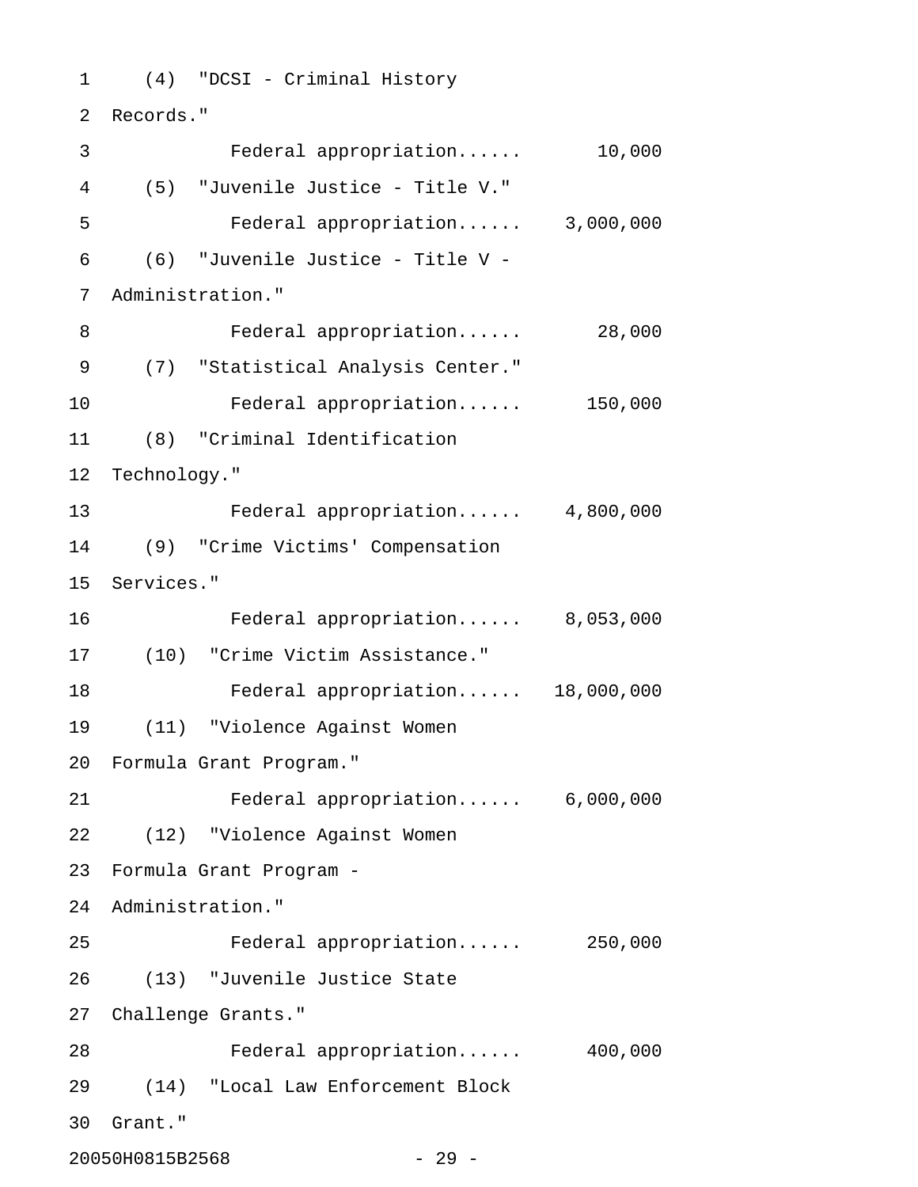(4) "DCSI - Criminal History Records."

Federal appropriation...... 10,000

(5) "Juvenile Justice - Title V."

Federal appropriation...... 3,000,000

(6) "Juvenile Justice - Title V - Administration."

Federal appropriation...... 28,000

(7) "Statistical Analysis Center."

Federal appropriation...... 150,000

(8) "Criminal Identification Technology."

Federal appropriation...... 4,800,000

(9) "Crime Victims' Compensation Services."

Federal appropriation...... 8,053,000

(10) "Crime Victim Assistance."

Federal appropriation...... 18,000,000

(11) "Violence Against Women Formula Grant Program."

Federal appropriation...... 6,000,000

(12) "Violence Against Women Formula Grant Program - Administration."

Federal appropriation...... 250,000

(13) "Juvenile Justice State Challenge Grants."

Federal appropriation...... 400,000

(14) "Local Law Enforcement Block Grant."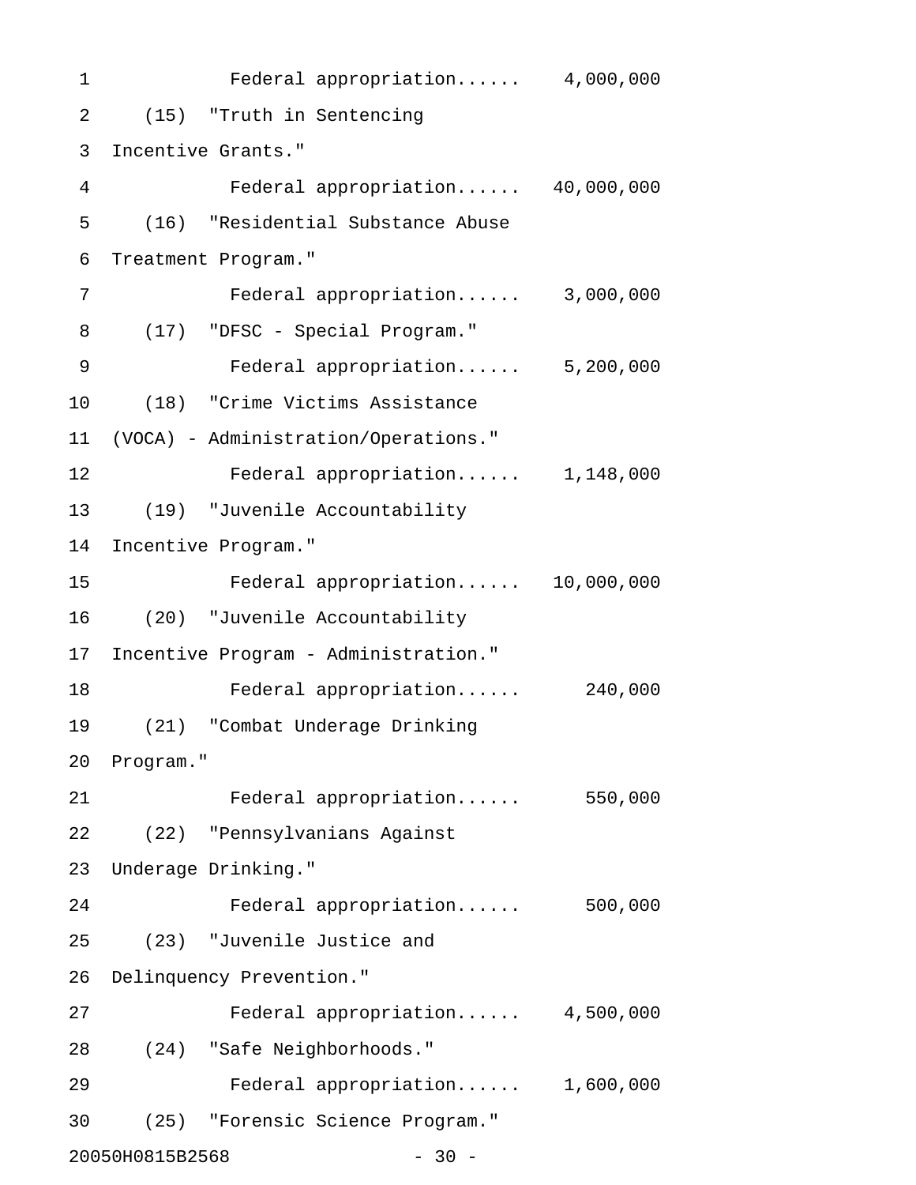Federal appropriation...... 4,000,000

(15) "Truth in Sentencing Incentive Grants."

Federal appropriation...... 40,000,000

(16) "Residential Substance Abuse Treatment Program."

Federal appropriation...... 3,000,000

(17) "DFSC - Special Program."

Federal appropriation...... 5,200,000

(18) "Crime Victims Assistance (VOCA) - Administration/Operations."

Federal appropriation...... 1,148,000

(19) "Juvenile Accountability Incentive Program."

Federal appropriation...... 10,000,000

(20) "Juvenile Accountability Incentive Program - Administration."

Federal appropriation...... 240,000

(21) "Combat Underage Drinking Program."

Federal appropriation...... 550,000

(22) "Pennsylvanians Against Underage Drinking."

Federal appropriation...... 500,000

(23) "Juvenile Justice and Delinquency Prevention."

Federal appropriation...... 4,500,000

(24) "Safe Neighborhoods."

Federal appropriation...... 1,600,000

(25) "Forensic Science Program."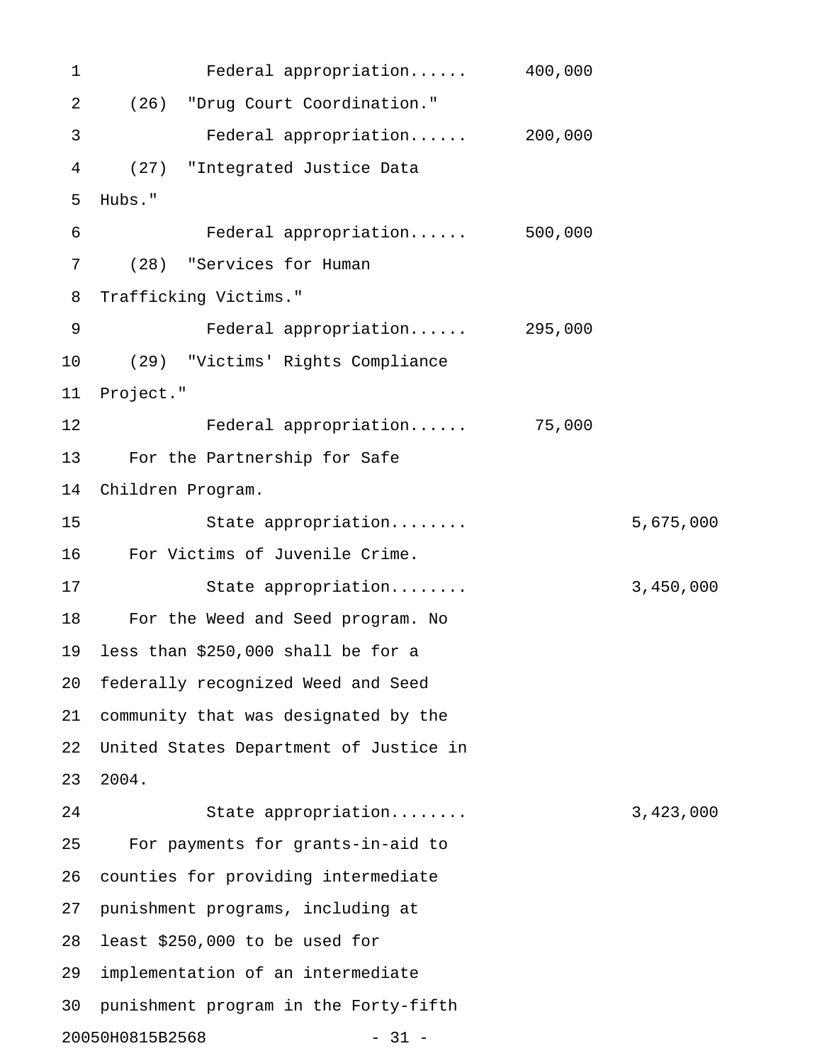Federal appropriation...... 400,000

(26) "Drug Court Coordination."

Federal appropriation...... 200,000

(27) "Integrated Justice Data Hubs."

Federal appropriation...... 500,000

(28) "Services for Human Trafficking Victims."

Federal appropriation...... 295,000

(29) "Victims' Rights Compliance Project."

Federal appropriation...... 75,000

For the Partnership for Safe Children Program.

State appropriation........ 5,675,000

For Victims of Juvenile Crime.

State appropriation........ 3,450,000

For the Weed and Seed program. No less than $250,000 shall be for a federally recognized Weed and Seed community that was designated by the United States Department of Justice in 2004.

State appropriation........ 3,423,000

For payments for grants-in-aid to counties for providing intermediate punishment programs, including at least $250,000 to be used for implementation of an intermediate punishment program in the Forty-fifth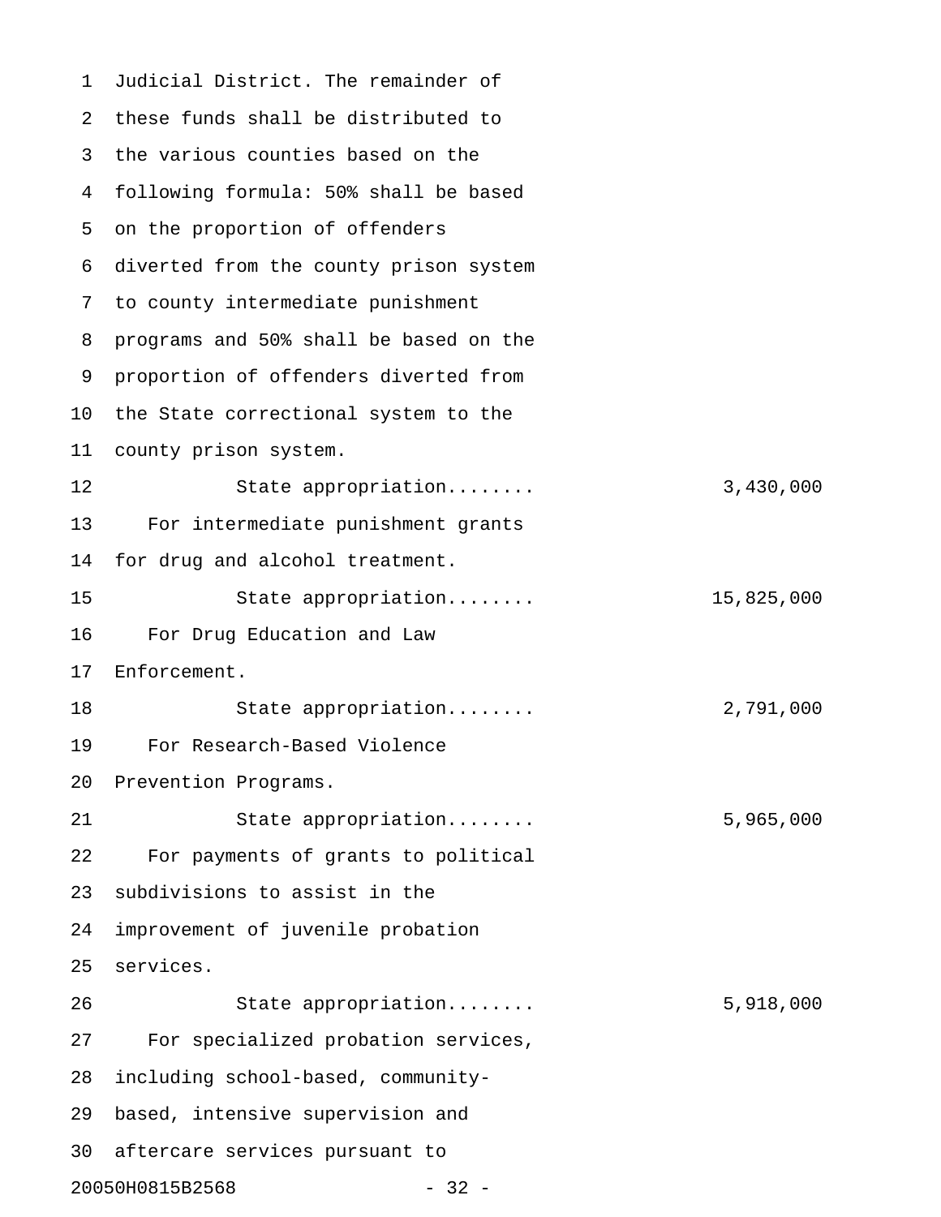Judicial District. The remainder of these funds shall be distributed to the various counties based on the following formula: 50% shall be based on the proportion of offenders diverted from the county prison system to county intermediate punishment programs and 50% shall be based on the proportion of offenders diverted from the State correctional system to the county prison system.

State appropriation........ 3,430,000

For intermediate punishment grants for drug and alcohol treatment.

State appropriation........ 15,825,000

For Drug Education and Law Enforcement.

State appropriation........ 2,791,000

For Research-Based Violence Prevention Programs.

State appropriation........ 5,965,000

For payments of grants to political subdivisions to assist in the improvement of juvenile probation services.

State appropriation........ 5,918,000

For specialized probation services, including school-based, community-based, intensive supervision and aftercare services pursuant to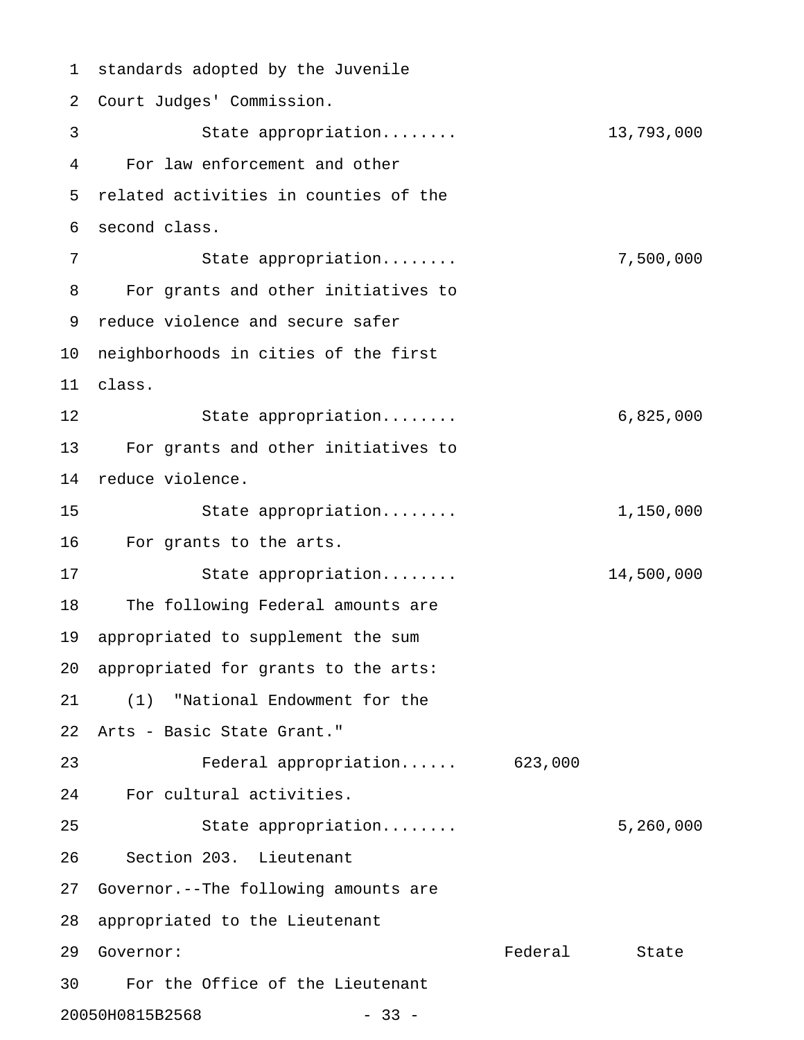standards adopted by the Juvenile Court Judges' Commission.

| | Federal | State |
|---|---|---|
| State appropriation........ | | 13,793,000 |

For law enforcement and other related activities in counties of the second class.

| | Federal | State |
|---|---|---|
| State appropriation........ | | 7,500,000 |

For grants and other initiatives to reduce violence and secure safer neighborhoods in cities of the first class.

| | Federal | State |
|---|---|---|
| State appropriation........ | | 6,825,000 |

For grants and other initiatives to reduce violence.

| | Federal | State |
|---|---|---|
| State appropriation........ | | 1,150,000 |

For grants to the arts.

| | Federal | State |
|---|---|---|
| State appropriation........ | | 14,500,000 |

The following Federal amounts are appropriated to supplement the sum appropriated for grants to the arts:

(1) "National Endowment for the Arts - Basic State Grant."

| | Federal | State |
|---|---|---|
| Federal appropriation...... | 623,000 | |

For cultural activities.

| | Federal | State |
|---|---|---|
| State appropriation........ | | 5,260,000 |

Section 203. Lieutenant Governor.--The following amounts are appropriated to the Lieutenant Governor:

| | Federal | State |
|---|---|---|

For the Office of the Lieutenant

20050H0815B2568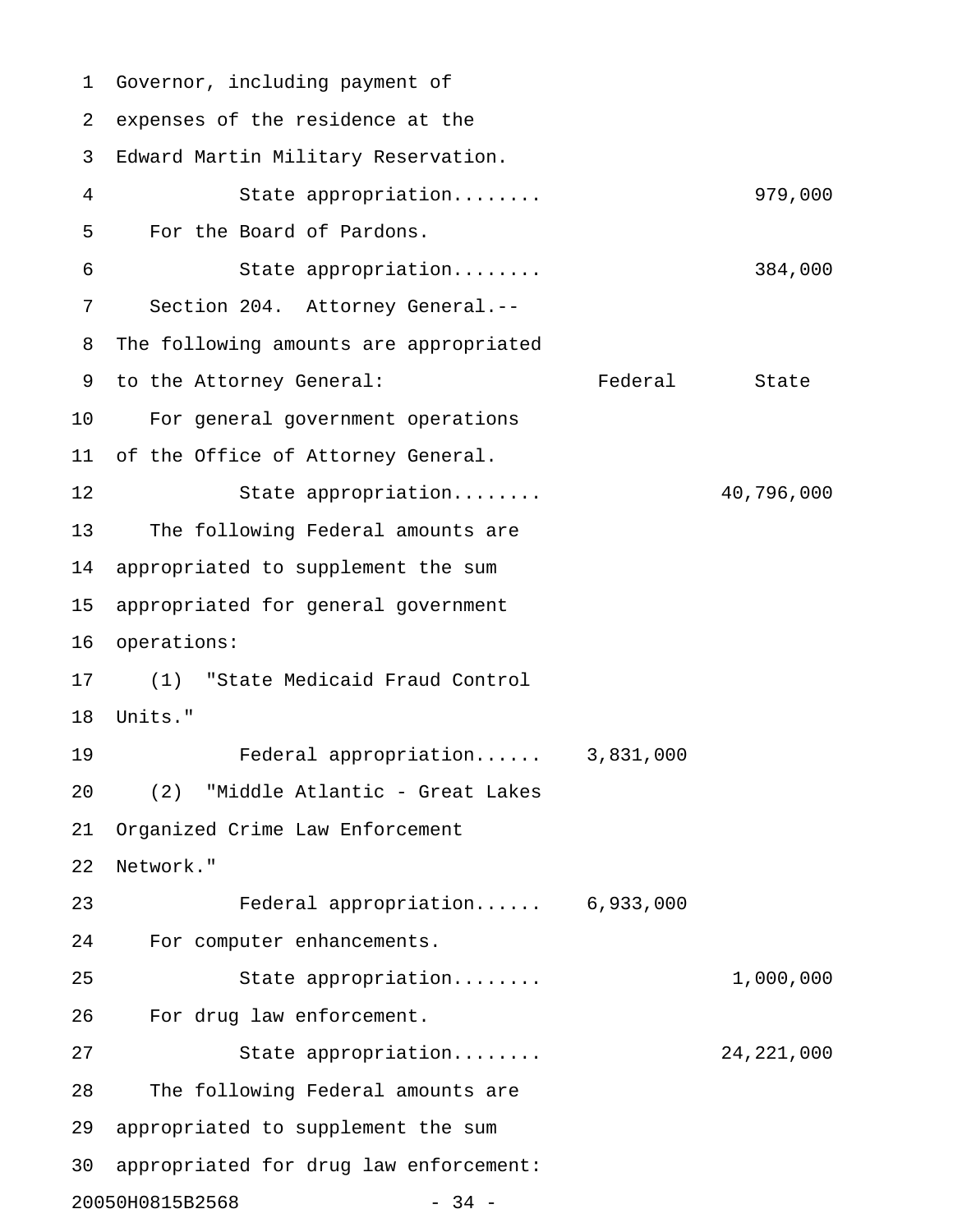Governor, including payment of expenses of the residence at the Edward Martin Military Reservation.

| | Federal | State |
|---|---|---|
| State appropriation........ | | 979,000 |

For the Board of Pardons.

| | Federal | State |
|---|---|---|
| State appropriation........ | | 384,000 |

Section 204. Attorney General.-- The following amounts are appropriated to the Attorney General:

| | Federal | State |
|---|---|---|
| For general government operations of the Office of Attorney General. | | |
| State appropriation........ | | 40,796,000 |
| The following Federal amounts are appropriated to supplement the sum appropriated for general government operations: | | |
| (1) "State Medicaid Fraud Control Units." | | |
| Federal appropriation...... | 3,831,000 | |
| (2) "Middle Atlantic - Great Lakes Organized Crime Law Enforcement Network." | | |
| Federal appropriation...... | 6,933,000 | |
| For computer enhancements. | | |
| State appropriation........ | | 1,000,000 |
| For drug law enforcement. | | |
| State appropriation........ | | 24,221,000 |

The following Federal amounts are appropriated to supplement the sum appropriated for drug law enforcement: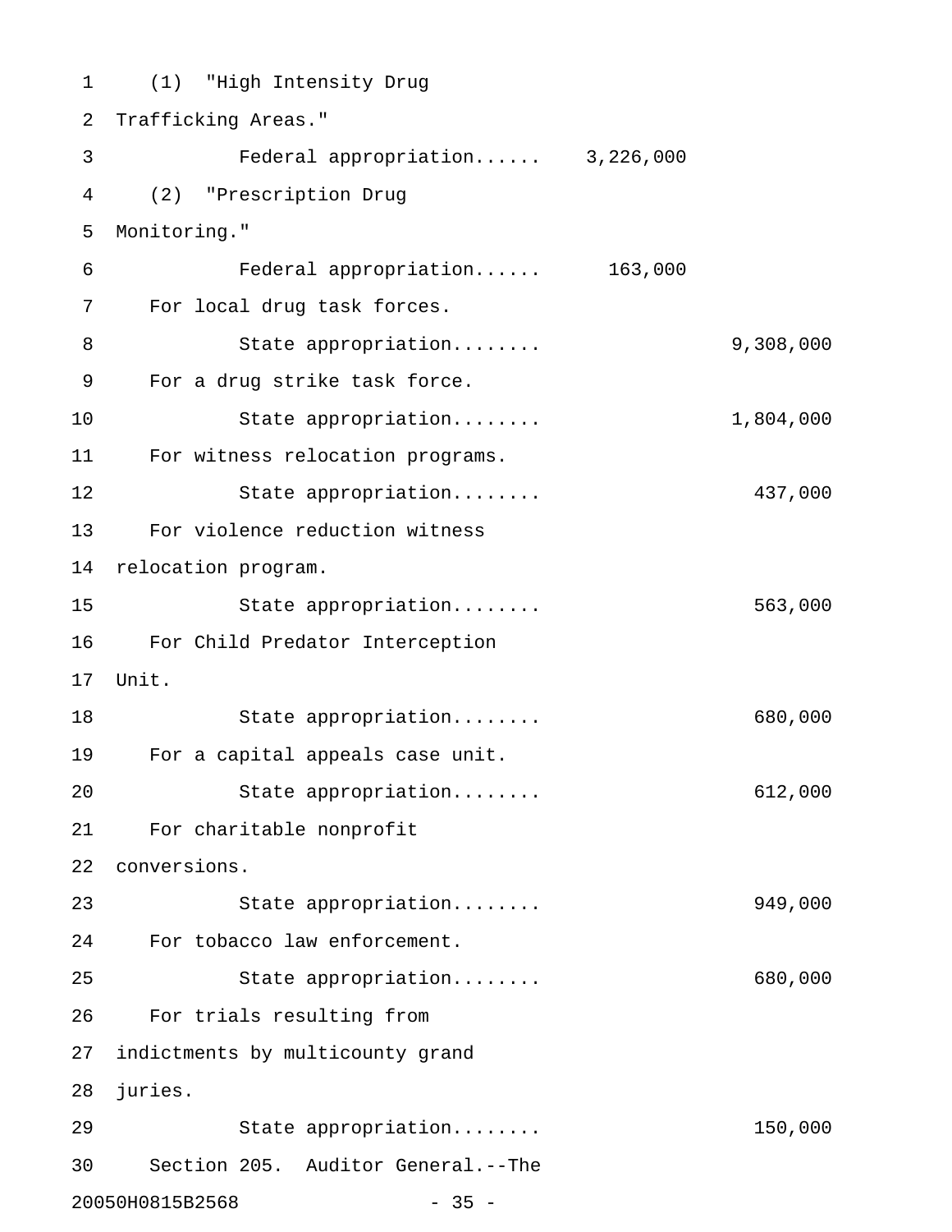(1) "High Intensity Drug Trafficking Areas."

Federal appropriation...... 3,226,000

(2) "Prescription Drug Monitoring."

Federal appropriation...... 163,000

For local drug task forces.

State appropriation........ 9,308,000

For a drug strike task force.

State appropriation........ 1,804,000

For witness relocation programs.

State appropriation........ 437,000

For violence reduction witness relocation program.

State appropriation........ 563,000

For Child Predator Interception Unit.

State appropriation........ 680,000

For a capital appeals case unit.

State appropriation........ 612,000

For charitable nonprofit conversions.

State appropriation........ 949,000

For tobacco law enforcement.

State appropriation........ 680,000

For trials resulting from indictments by multicounty grand juries.

State appropriation........ 150,000

Section 205. Auditor General.--The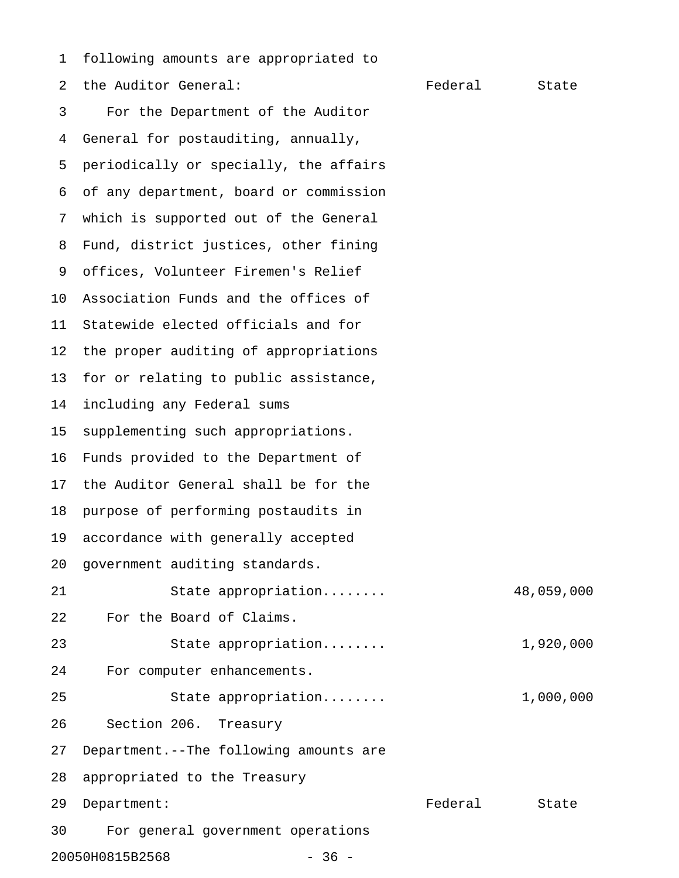following amounts are appropriated to the Auditor General:

| | Federal | State |
|---|---|---|
| For the Department of the Auditor General for postauditing, annually, periodically or specially, the affairs of any department, board or commission which is supported out of the General Fund, district justices, other fining offices, Volunteer Firemen's Relief Association Funds and the offices of Statewide elected officials and for the proper auditing of appropriations for or relating to public assistance, including any Federal sums supplementing such appropriations. Funds provided to the Department of the Auditor General shall be for the purpose of performing postaudits in accordance with generally accepted government auditing standards. | | |
| State appropriation........ | | 48,059,000 |
| For the Board of Claims. | | |
| State appropriation........ | | 1,920,000 |
| For computer enhancements. | | |
| State appropriation........ | | 1,000,000 |

Section 206. Treasury Department.--The following amounts are appropriated to the Treasury Department:

| | Federal | State |
|---|---|---|
| For general government operations | | |

20050H0815B2568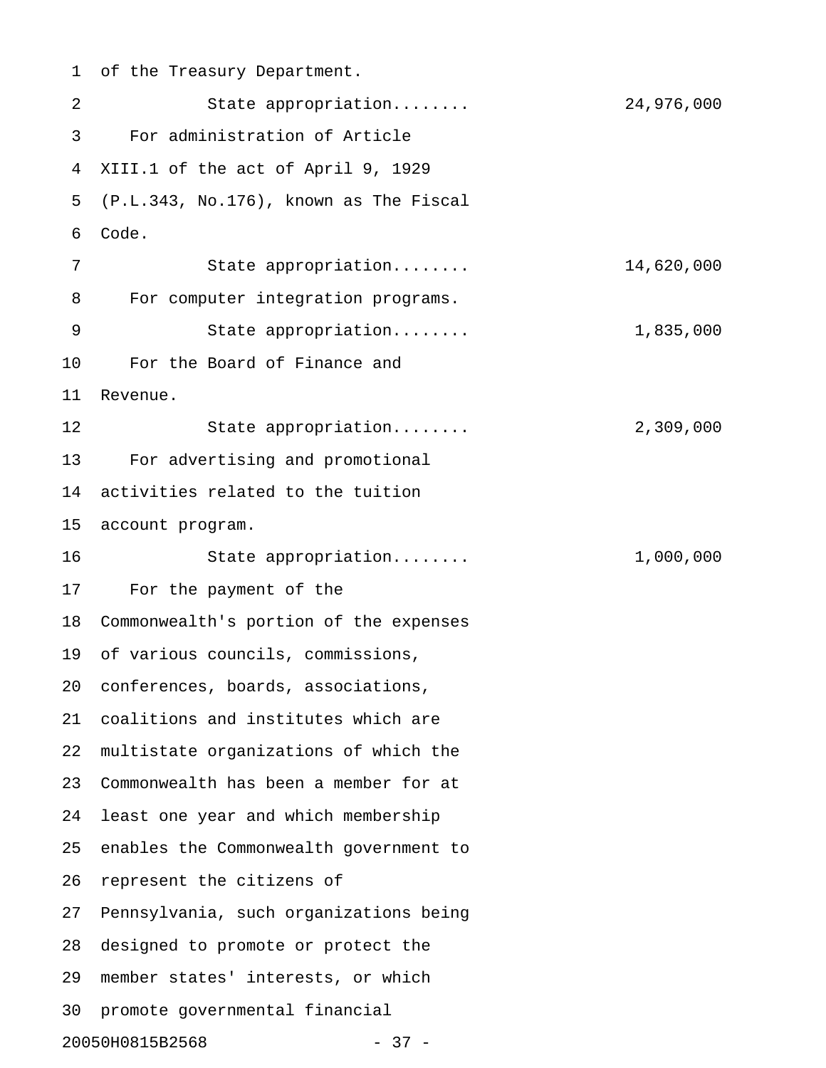of the Treasury Department.

State appropriation........ 24,976,000

For administration of Article XIII.1 of the act of April 9, 1929 (P.L.343, No.176), known as The Fiscal Code.

State appropriation........ 14,620,000

For computer integration programs.

State appropriation........ 1,835,000

For the Board of Finance and Revenue.

State appropriation........ 2,309,000

For advertising and promotional activities related to the tuition account program.

State appropriation........ 1,000,000

For the payment of the Commonwealth's portion of the expenses of various councils, commissions, conferences, boards, associations, coalitions and institutes which are multistate organizations of which the Commonwealth has been a member for at least one year and which membership enables the Commonwealth government to represent the citizens of Pennsylvania, such organizations being designed to promote or protect the member states' interests, or which promote governmental financial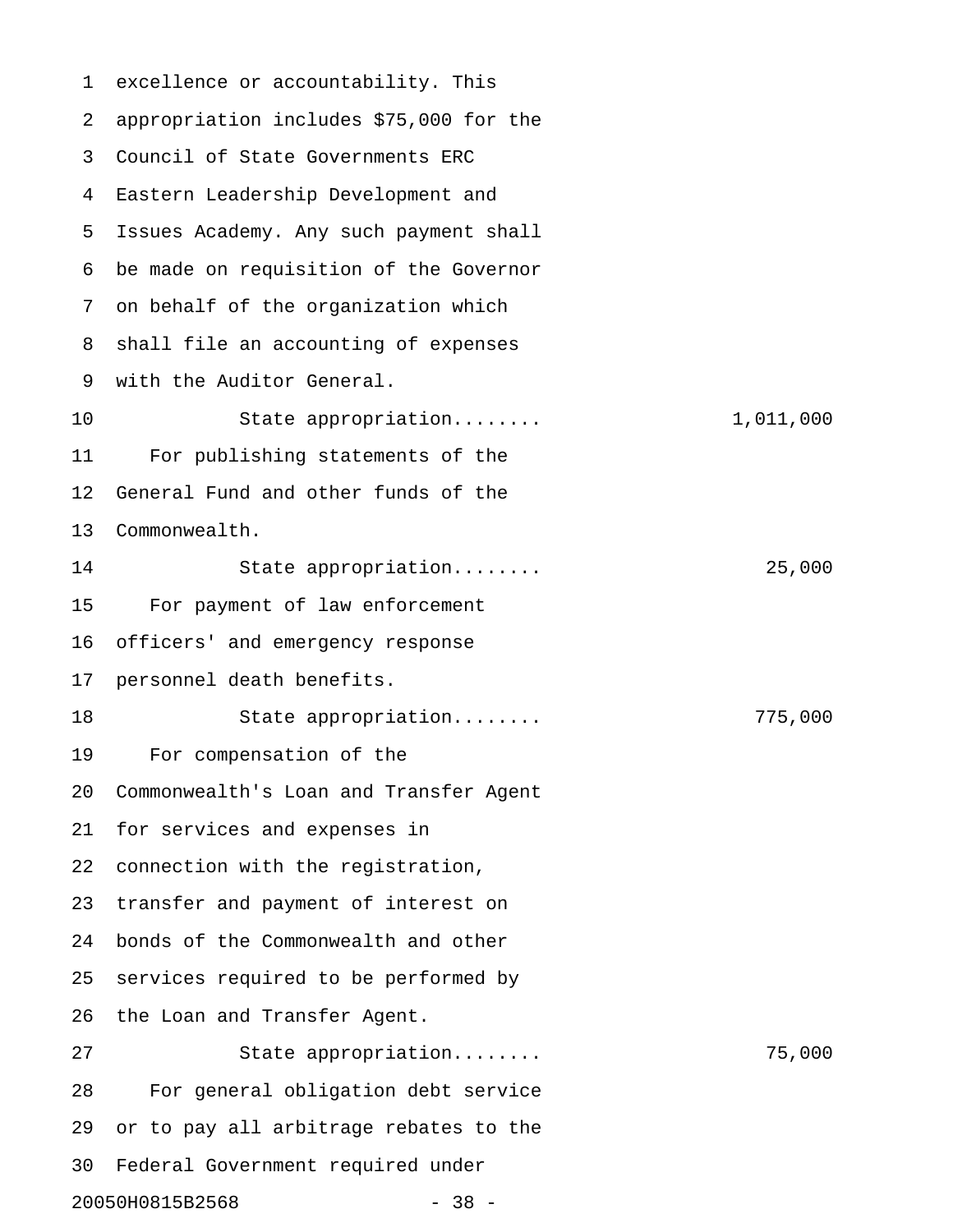excellence or accountability. This appropriation includes $75,000 for the Council of State Governments ERC Eastern Leadership Development and Issues Academy. Any such payment shall be made on requisition of the Governor on behalf of the organization which shall file an accounting of expenses with the Auditor General.

State appropriation........ 1,011,000

For publishing statements of the General Fund and other funds of the Commonwealth.

State appropriation........ 25,000

For payment of law enforcement officers' and emergency response personnel death benefits.

State appropriation........ 775,000

For compensation of the Commonwealth's Loan and Transfer Agent for services and expenses in connection with the registration, transfer and payment of interest on bonds of the Commonwealth and other services required to be performed by the Loan and Transfer Agent.

State appropriation........ 75,000

For general obligation debt service or to pay all arbitrage rebates to the Federal Government required under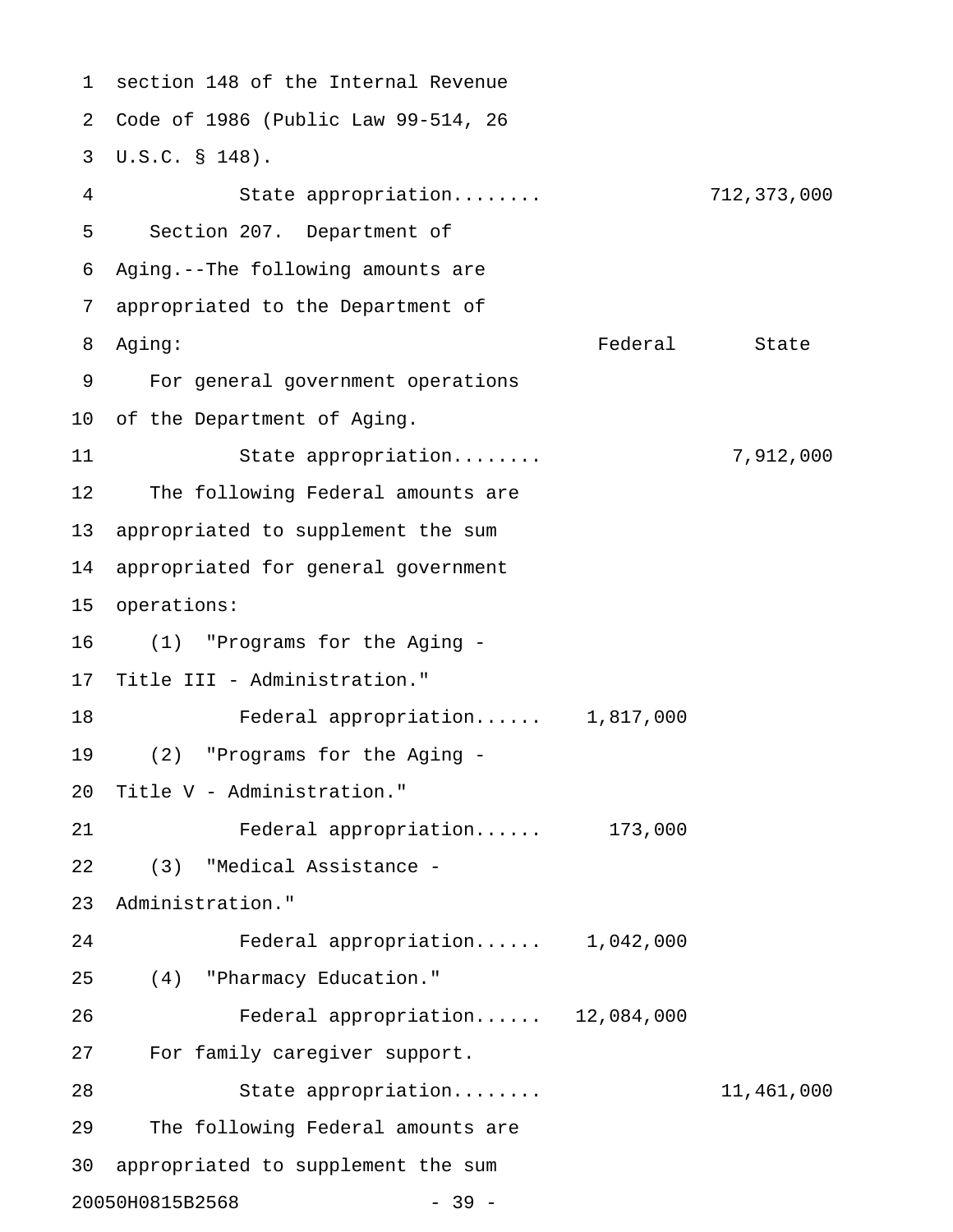section 148 of the Internal Revenue Code of 1986 (Public Law 99-514, 26 U.S.C. § 148).

| | Federal | State |
|---|---|---|
| State appropriation........ | | 712,373,000 |

Section 207. Department of Aging.--The following amounts are appropriated to the Department of Aging:

| | Federal | State |
|---|---|---|
| For general government operations of the Department of Aging. | | |
| State appropriation........ | | 7,912,000 |
| The following Federal amounts are appropriated to supplement the sum appropriated for general government operations: | | |
| (1) "Programs for the Aging - Title III - Administration." | | |
| Federal appropriation...... | 1,817,000 | |
| (2) "Programs for the Aging - Title V - Administration." | | |
| Federal appropriation...... | 173,000 | |
| (3) "Medical Assistance - Administration." | | |
| Federal appropriation...... | 1,042,000 | |
| (4) "Pharmacy Education." | | |
| Federal appropriation...... | 12,084,000 | |
| For family caregiver support. | | |
| State appropriation........ | | 11,461,000 |

The following Federal amounts are appropriated to supplement the sum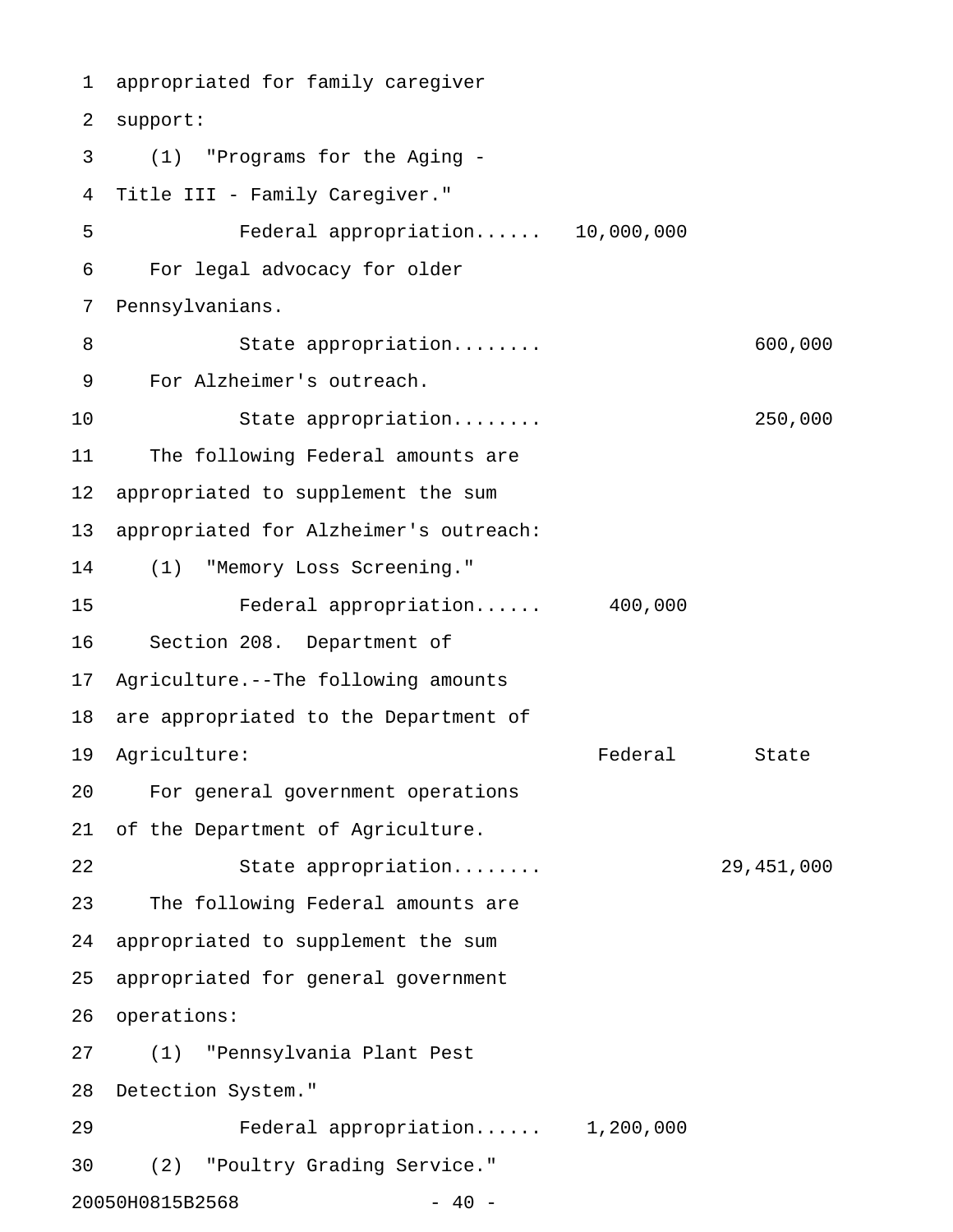appropriated for family caregiver support:

(1) "Programs for the Aging - Title III - Family Caregiver."

| | Federal | State |
|---|---|---|
| Federal appropriation...... | 10,000,000 | |

For legal advocacy for older Pennsylvanians.

| | Federal | State |
|---|---|---|
| State appropriation........ | | 600,000 |

For Alzheimer's outreach.

| | Federal | State |
|---|---|---|
| State appropriation........ | | 250,000 |

The following Federal amounts are appropriated to supplement the sum appropriated for Alzheimer's outreach:

(1) "Memory Loss Screening."

| | Federal | State |
|---|---|---|
| Federal appropriation...... | 400,000 | |

Section 208. Department of Agriculture.--The following amounts are appropriated to the Department of Agriculture:

| | Federal | State |
|---|---|---|

For general government operations of the Department of Agriculture.

| | Federal | State |
|---|---|---|
| State appropriation........ | | 29,451,000 |

The following Federal amounts are appropriated to supplement the sum appropriated for general government operations:

(1) "Pennsylvania Plant Pest Detection System."

| | Federal | State |
|---|---|---|
| Federal appropriation...... | 1,200,000 | |

(2) "Poultry Grading Service."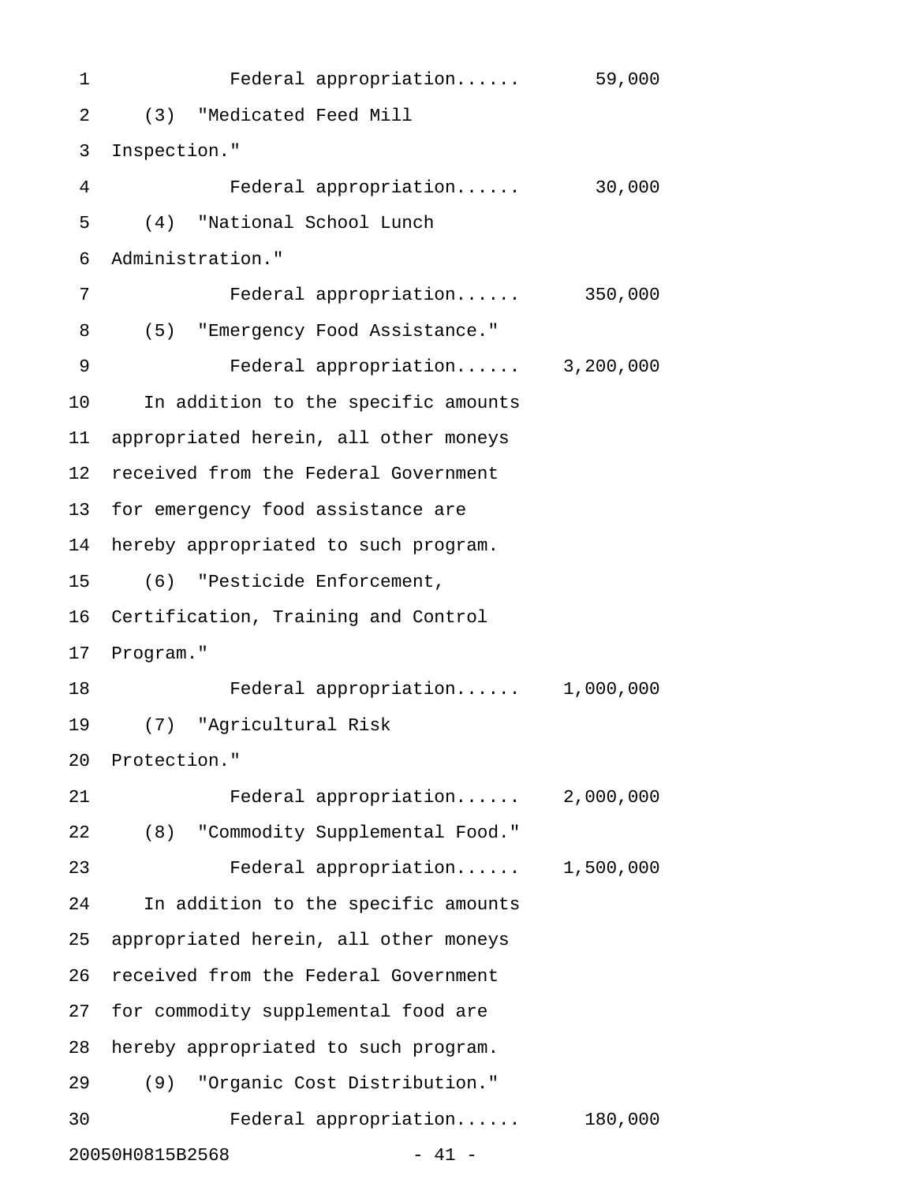Federal appropriation...... 59,000

(3) "Medicated Feed Mill Inspection."

Federal appropriation...... 30,000

(4) "National School Lunch Administration."

Federal appropriation...... 350,000

(5) "Emergency Food Assistance."

Federal appropriation...... 3,200,000

In addition to the specific amounts appropriated herein, all other moneys received from the Federal Government for emergency food assistance are hereby appropriated to such program.

(6) "Pesticide Enforcement, Certification, Training and Control Program."

Federal appropriation...... 1,000,000

(7) "Agricultural Risk Protection."

Federal appropriation...... 2,000,000

(8) "Commodity Supplemental Food."

Federal appropriation...... 1,500,000

In addition to the specific amounts appropriated herein, all other moneys received from the Federal Government for commodity supplemental food are hereby appropriated to such program.

(9) "Organic Cost Distribution."

Federal appropriation...... 180,000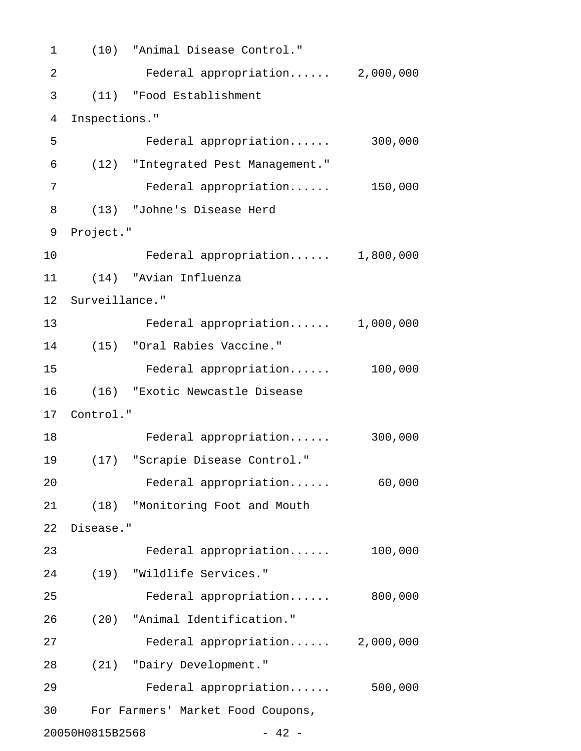(10) "Animal Disease Control."

Federal appropriation...... 2,000,000

(11) "Food Establishment Inspections."

Federal appropriation...... 300,000

(12) "Integrated Pest Management."

Federal appropriation...... 150,000

(13) "Johne's Disease Herd Project."

Federal appropriation...... 1,800,000

(14) "Avian Influenza Surveillance."

Federal appropriation...... 1,000,000

(15) "Oral Rabies Vaccine."

Federal appropriation...... 100,000

(16) "Exotic Newcastle Disease Control."

Federal appropriation...... 300,000

(17) "Scrapie Disease Control."

Federal appropriation...... 60,000

(18) "Monitoring Foot and Mouth Disease."

Federal appropriation...... 100,000

(19) "Wildlife Services."

Federal appropriation...... 800,000

(20) "Animal Identification."

Federal appropriation...... 2,000,000

(21) "Dairy Development."

Federal appropriation...... 500,000

For Farmers' Market Food Coupons,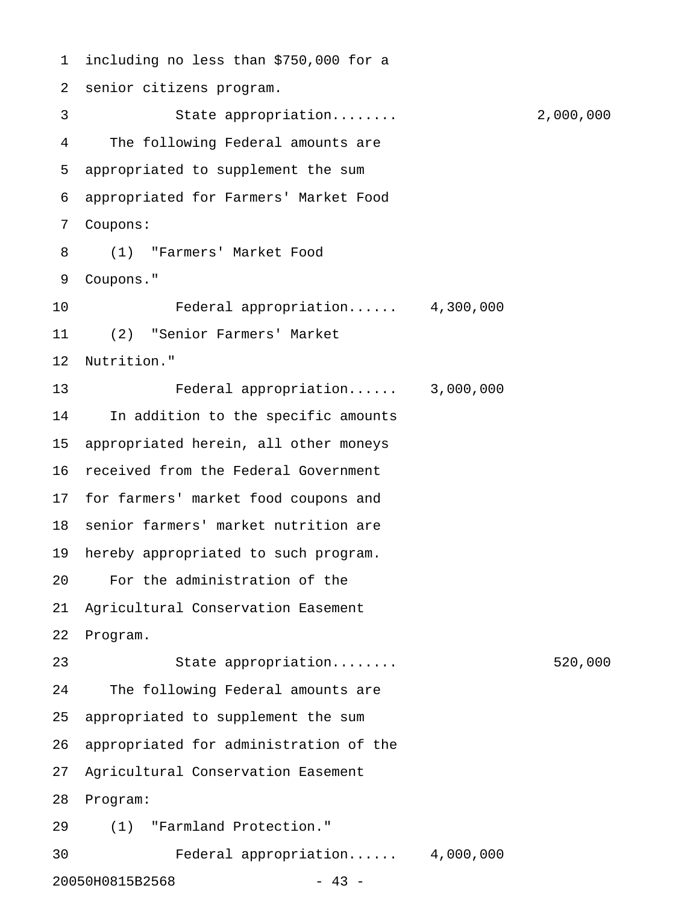including no less than $750,000 for a senior citizens program.

| | | |
|---|---|---|
| State appropriation........ | | 2,000,000 |

The following Federal amounts are appropriated to supplement the sum appropriated for Farmers' Market Food Coupons:

(1) "Farmers' Market Food Coupons."

| | | |
|---|---|---|
| Federal appropriation...... | 4,300,000 | |

(2) "Senior Farmers' Market Nutrition."

| | | |
|---|---|---|
| Federal appropriation...... | 3,000,000 | |

In addition to the specific amounts appropriated herein, all other moneys received from the Federal Government for farmers' market food coupons and senior farmers' market nutrition are hereby appropriated to such program.

For the administration of the Agricultural Conservation Easement Program.

| | | |
|---|---|---|
| State appropriation........ | | 520,000 |

The following Federal amounts are appropriated to supplement the sum appropriated for administration of the Agricultural Conservation Easement Program:

(1) "Farmland Protection."

| | | |
|---|---|---|
| Federal appropriation...... | 4,000,000 | |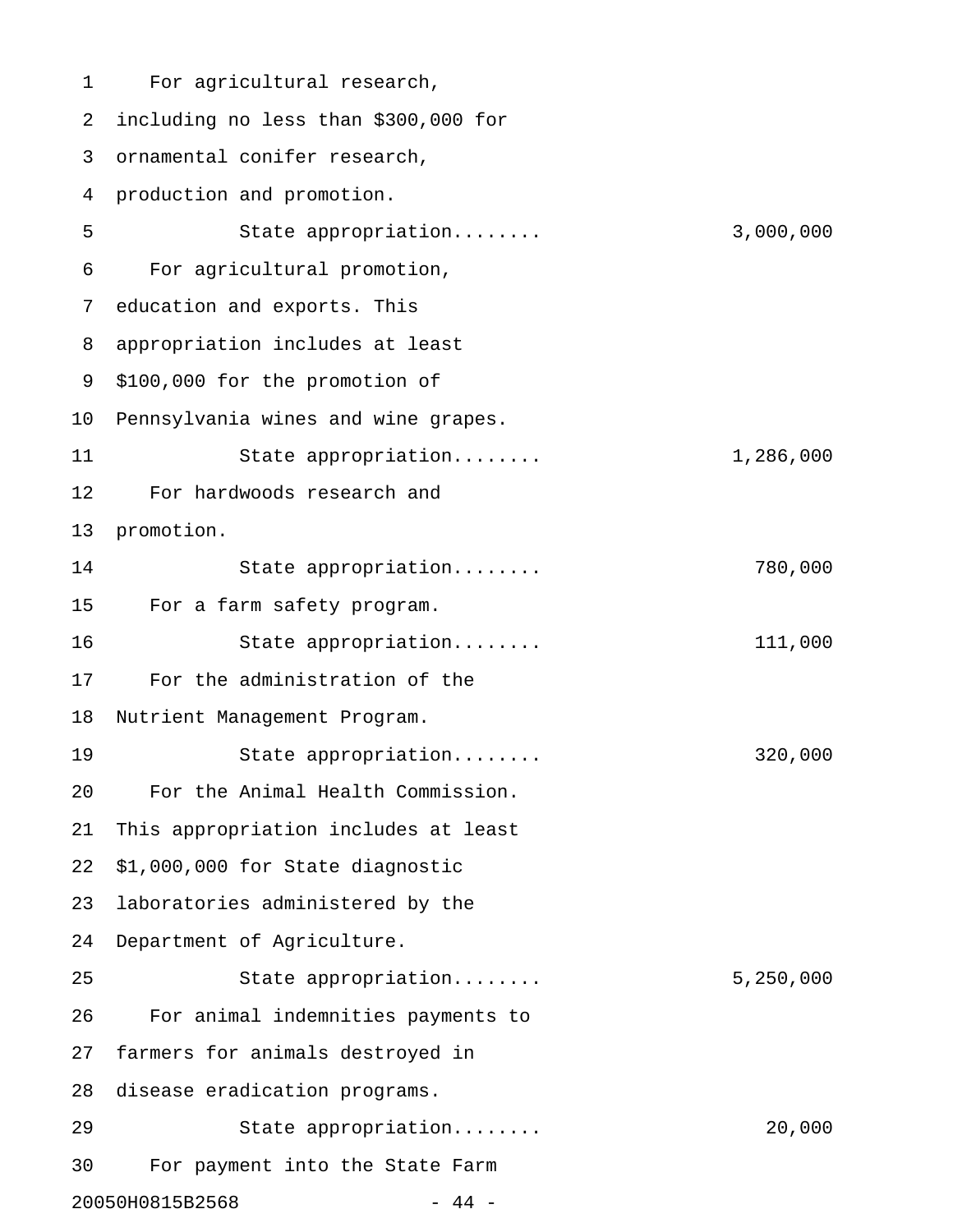For agricultural research, including no less than $300,000 for ornamental conifer research, production and promotion.

State appropriation........ 3,000,000

For agricultural promotion, education and exports. This appropriation includes at least $100,000 for the promotion of Pennsylvania wines and wine grapes.

State appropriation........ 1,286,000

For hardwoods research and promotion.

State appropriation........ 780,000

For a farm safety program.

State appropriation........ 111,000

For the administration of the Nutrient Management Program.

State appropriation........ 320,000

For the Animal Health Commission. This appropriation includes at least $1,000,000 for State diagnostic laboratories administered by the Department of Agriculture.

State appropriation........ 5,250,000

For animal indemnities payments to farmers for animals destroyed in disease eradication programs.

State appropriation........ 20,000

For payment into the State Farm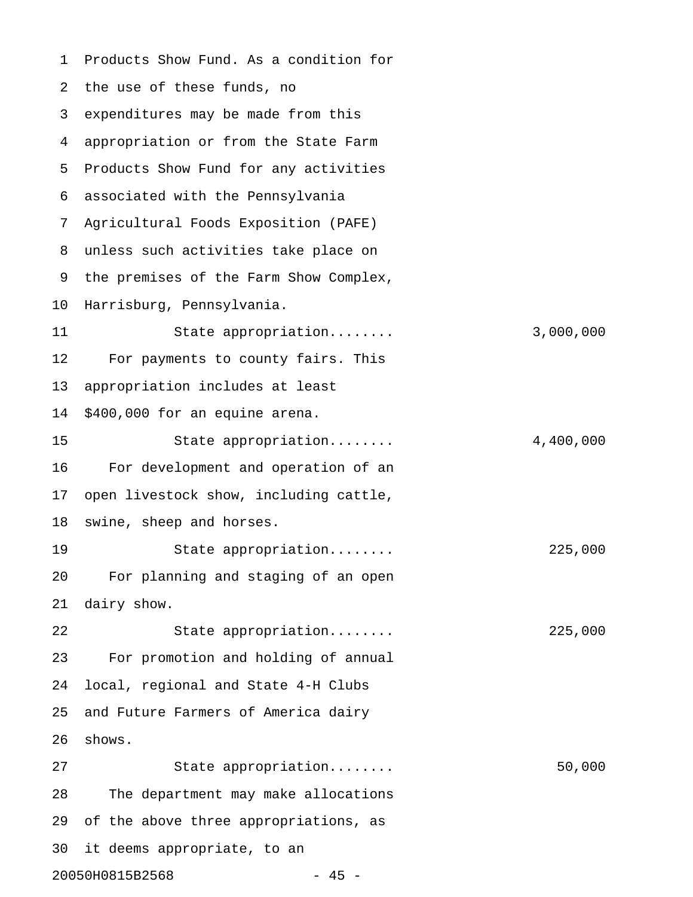Products Show Fund. As a condition for the use of these funds, no expenditures may be made from this appropriation or from the State Farm Products Show Fund for any activities associated with the Pennsylvania Agricultural Foods Exposition (PAFE) unless such activities take place on the premises of the Farm Show Complex, Harrisburg, Pennsylvania.

State appropriation........ 3,000,000

For payments to county fairs. This appropriation includes at least $400,000 for an equine arena.

State appropriation........ 4,400,000

For development and operation of an open livestock show, including cattle, swine, sheep and horses.

State appropriation........ 225,000

For planning and staging of an open dairy show.

State appropriation........ 225,000

For promotion and holding of annual local, regional and State 4-H Clubs and Future Farmers of America dairy shows.

State appropriation........ 50,000

The department may make allocations of the above three appropriations, as it deems appropriate, to an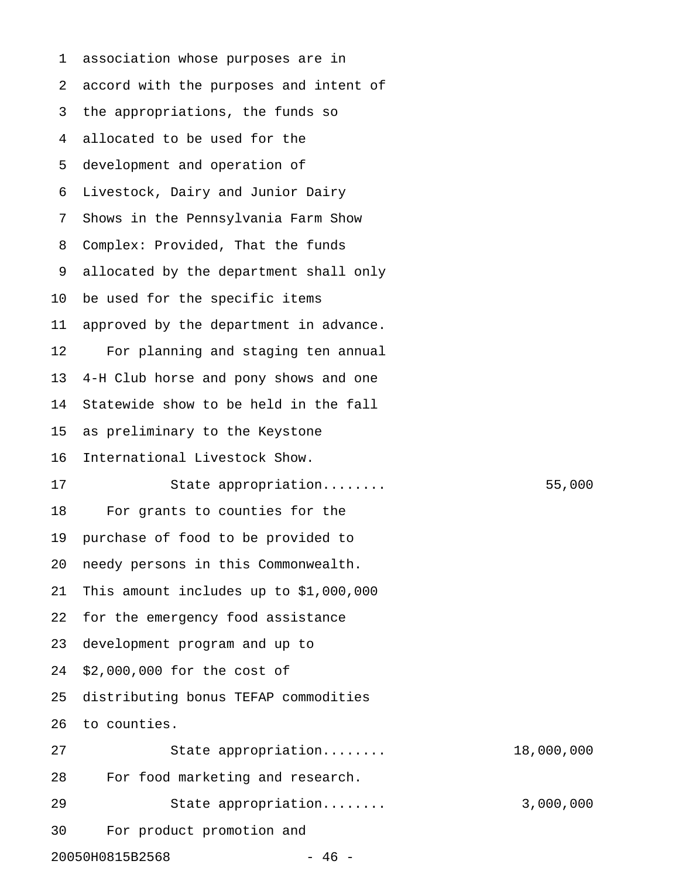association whose purposes are in accord with the purposes and intent of the appropriations, the funds so allocated to be used for the development and operation of Livestock, Dairy and Junior Dairy Shows in the Pennsylvania Farm Show Complex: Provided, That the funds allocated by the department shall only be used for the specific items approved by the department in advance.

For planning and staging ten annual 4-H Club horse and pony shows and one Statewide show to be held in the fall as preliminary to the Keystone International Livestock Show.

State appropriation........ 55,000

For grants to counties for the purchase of food to be provided to needy persons in this Commonwealth. This amount includes up to $1,000,000 for the emergency food assistance development program and up to $2,000,000 for the cost of distributing bonus TEFAP commodities to counties.

State appropriation........ 18,000,000

For food marketing and research.

State appropriation........ 3,000,000

For product promotion and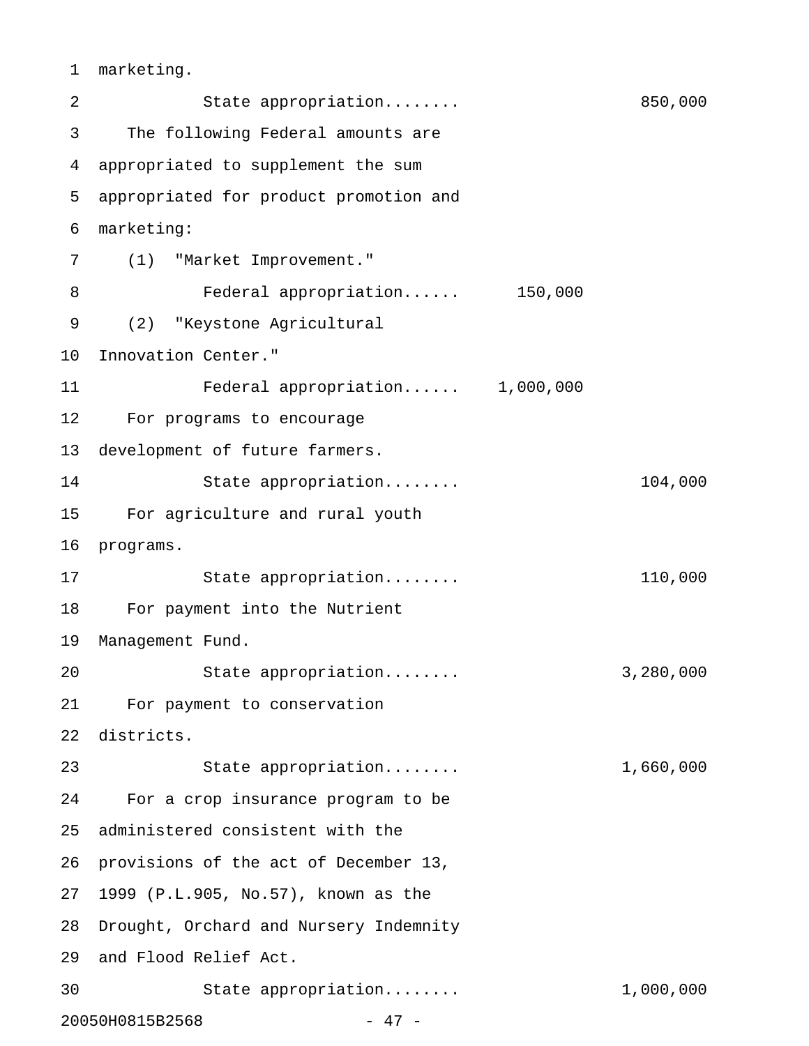marketing.

State appropriation........ 850,000

The following Federal amounts are appropriated to supplement the sum appropriated for product promotion and marketing:

(1) "Market Improvement."

Federal appropriation...... 150,000

(2) "Keystone Agricultural Innovation Center."

Federal appropriation...... 1,000,000

For programs to encourage development of future farmers.

State appropriation........ 104,000

For agriculture and rural youth programs.

State appropriation........ 110,000

For payment into the Nutrient Management Fund.

State appropriation........ 3,280,000

For payment to conservation districts.

State appropriation........ 1,660,000

For a crop insurance program to be administered consistent with the provisions of the act of December 13, 1999 (P.L.905, No.57), known as the Drought, Orchard and Nursery Indemnity and Flood Relief Act.

State appropriation........ 1,000,000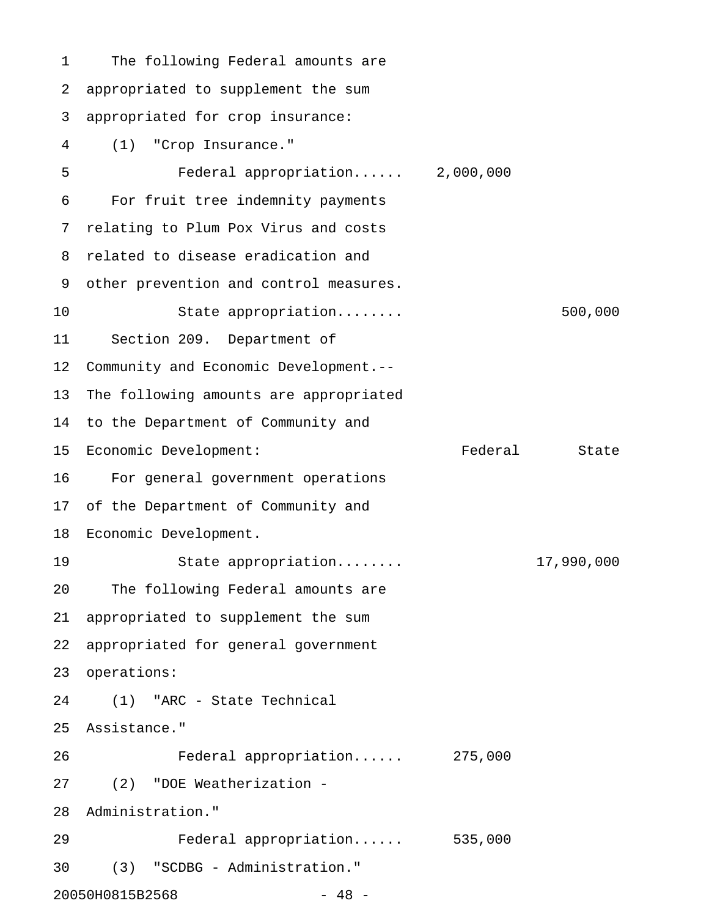The following Federal amounts are appropriated to supplement the sum appropriated for crop insurance:

(1) "Crop Insurance."

| | Federal | State |
|---|---|---|
| Federal appropriation...... | 2,000,000 | |

For fruit tree indemnity payments relating to Plum Pox Virus and costs related to disease eradication and other prevention and control measures.

| | Federal | State |
|---|---|---|
| State appropriation........ | | 500,000 |

Section 209. Department of Community and Economic Development.-- The following amounts are appropriated to the Department of Community and Economic Development:

| | Federal | State |
|---|---|---|

For general government operations of the Department of Community and Economic Development.

| | Federal | State |
|---|---|---|
| State appropriation........ | | 17,990,000 |

The following Federal amounts are appropriated to supplement the sum appropriated for general government operations:

(1) "ARC - State Technical Assistance."

| | Federal | State |
|---|---|---|
| Federal appropriation...... | 275,000 | |

(2) "DOE Weatherization - Administration."

| | Federal | State |
|---|---|---|
| Federal appropriation...... | 535,000 | |

(3) "SCDBG - Administration."

20050H0815B2568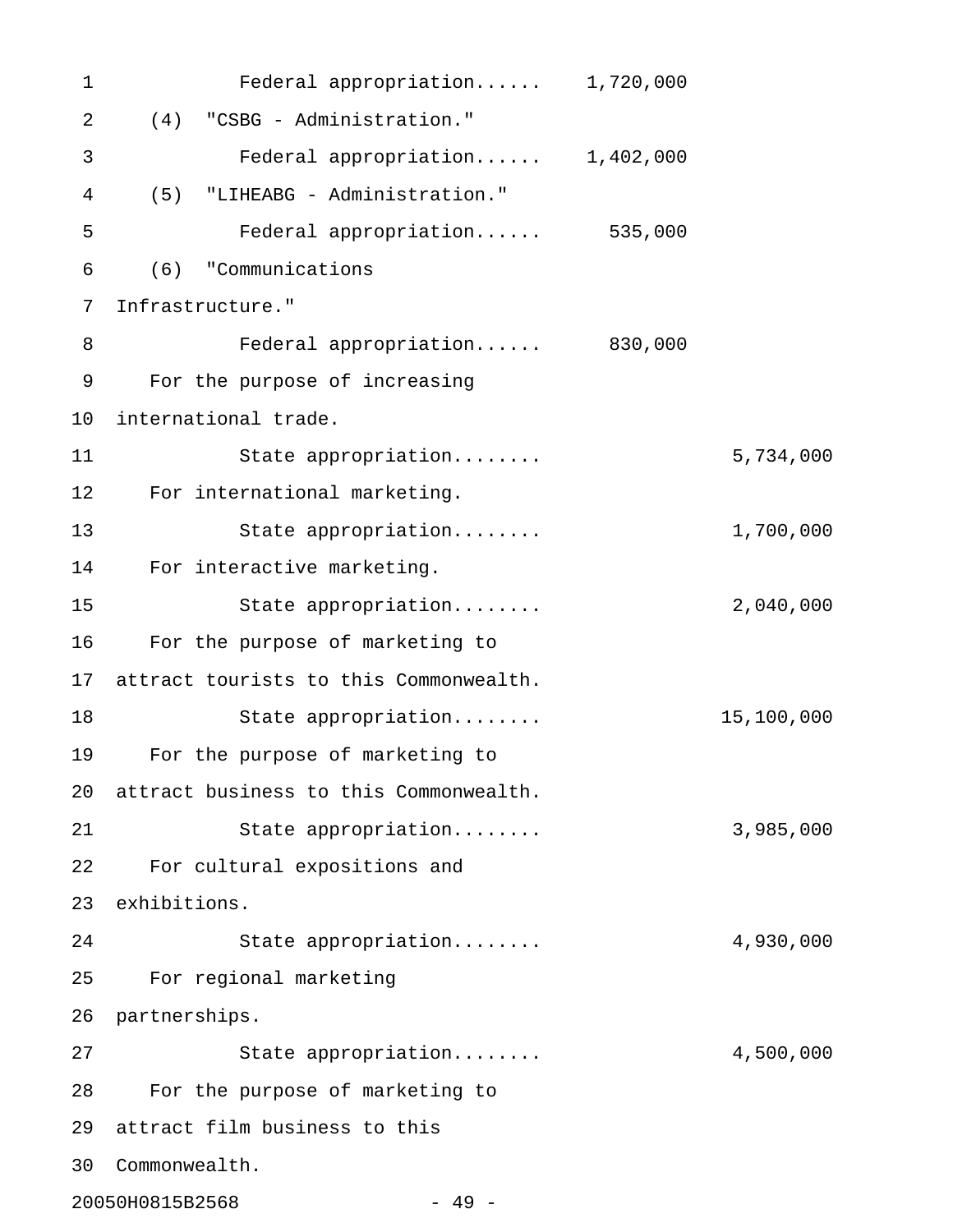Federal appropriation...... 1,720,000

(4) "CSBG - Administration."

Federal appropriation...... 1,402,000

(5) "LIHEABG - Administration."

Federal appropriation...... 535,000

(6) "Communications Infrastructure."

Federal appropriation...... 830,000

For the purpose of increasing international trade.

State appropriation........ 5,734,000

For international marketing.

State appropriation........ 1,700,000

For interactive marketing.

State appropriation........ 2,040,000

For the purpose of marketing to attract tourists to this Commonwealth.

State appropriation........ 15,100,000

For the purpose of marketing to attract business to this Commonwealth.

State appropriation........ 3,985,000

For cultural expositions and exhibitions.

State appropriation........ 4,930,000

For regional marketing partnerships.

State appropriation........ 4,500,000

For the purpose of marketing to attract film business to this Commonwealth.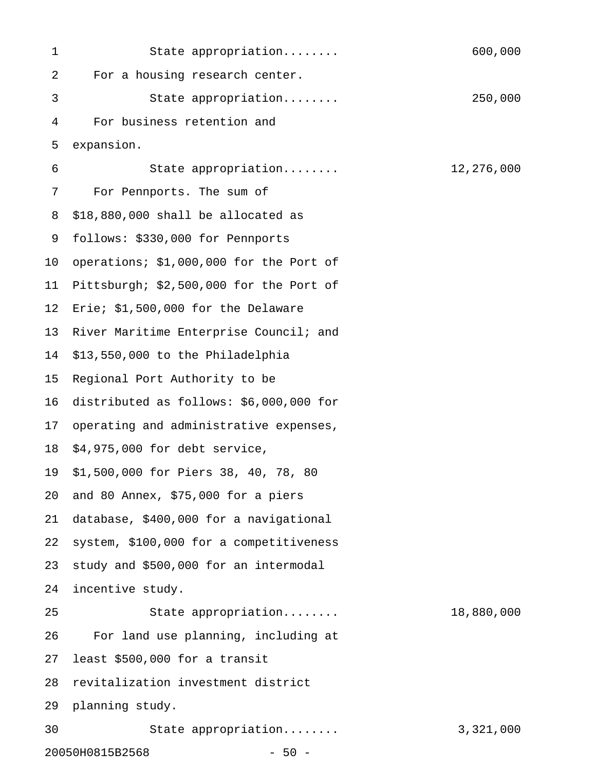State appropriation........ 600,000

For a housing research center.

State appropriation........ 250,000

For business retention and expansion.

State appropriation........ 12,276,000

For Pennports. The sum of $18,880,000 shall be allocated as follows: $330,000 for Pennports operations; $1,000,000 for the Port of Pittsburgh; $2,500,000 for the Port of Erie; $1,500,000 for the Delaware River Maritime Enterprise Council; and $13,550,000 to the Philadelphia Regional Port Authority to be distributed as follows: $6,000,000 for operating and administrative expenses, $4,975,000 for debt service, $1,500,000 for Piers 38, 40, 78, 80 and 80 Annex, $75,000 for a piers database, $400,000 for a navigational system, $100,000 for a competitiveness study and $500,000 for an intermodal incentive study.

State appropriation........ 18,880,000

For land use planning, including at least $500,000 for a transit revitalization investment district planning study.

State appropriation........ 3,321,000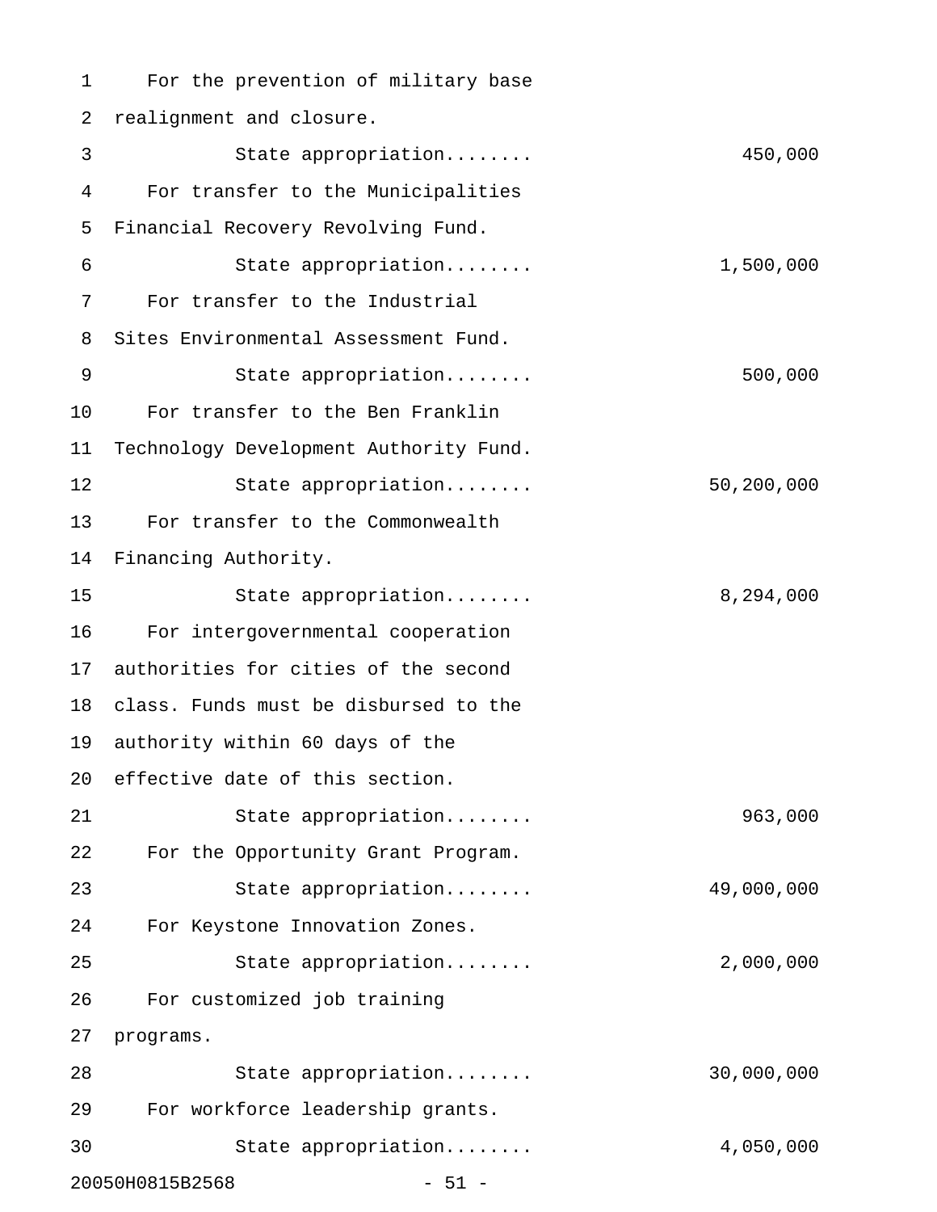For the prevention of military base realignment and closure.

State appropriation........ 450,000

For transfer to the Municipalities Financial Recovery Revolving Fund.

State appropriation........ 1,500,000

For transfer to the Industrial Sites Environmental Assessment Fund.

State appropriation........ 500,000

For transfer to the Ben Franklin Technology Development Authority Fund.

State appropriation........ 50,200,000

For transfer to the Commonwealth Financing Authority.

State appropriation........ 8,294,000

For intergovernmental cooperation authorities for cities of the second class. Funds must be disbursed to the authority within 60 days of the effective date of this section.

State appropriation........ 963,000

For the Opportunity Grant Program.

State appropriation........ 49,000,000

For Keystone Innovation Zones.

State appropriation........ 2,000,000

For customized job training programs.

State appropriation........ 30,000,000

For workforce leadership grants.

State appropriation........ 4,050,000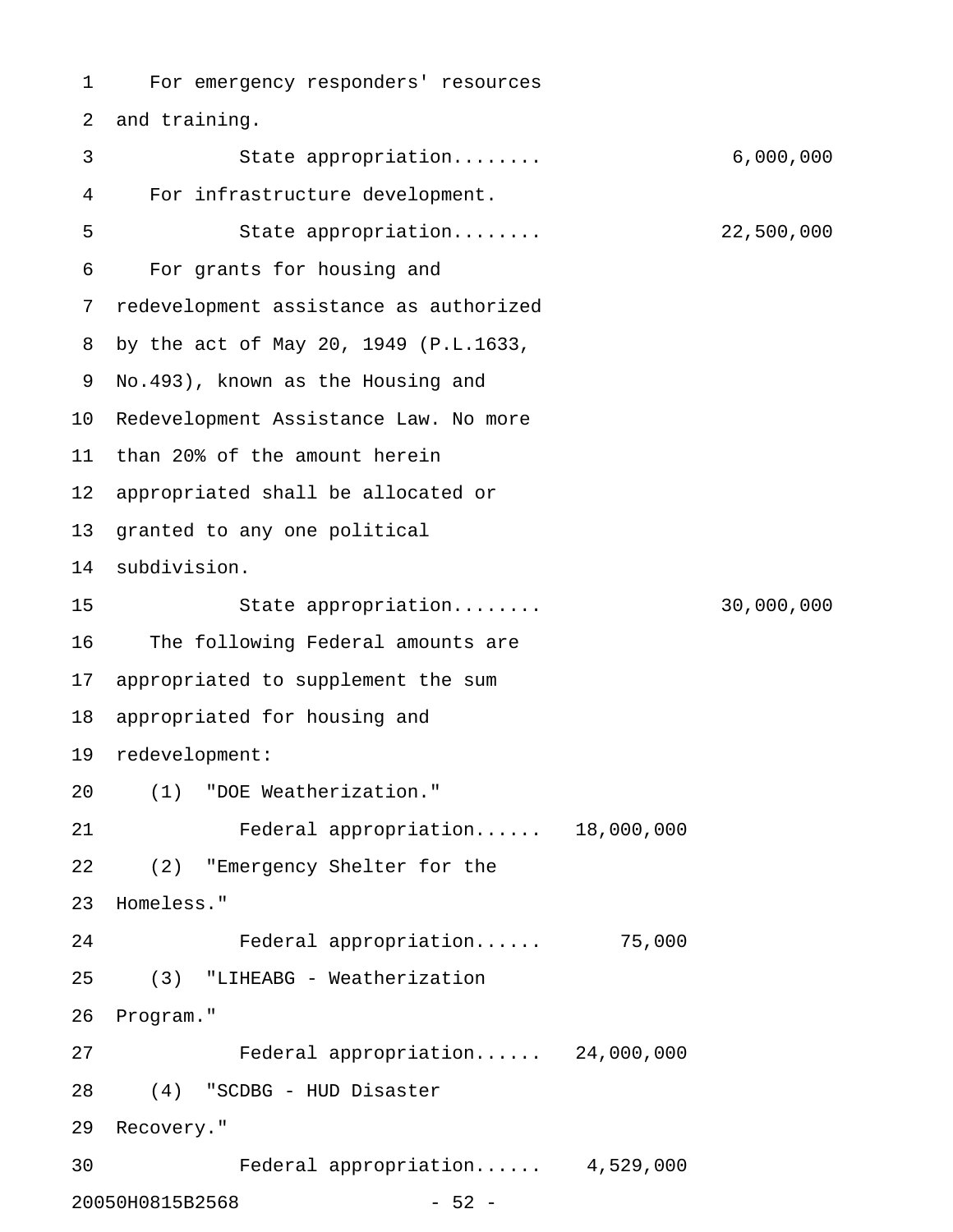For emergency responders' resources and training.

State appropriation........ 6,000,000

For infrastructure development.

State appropriation........ 22,500,000

For grants for housing and redevelopment assistance as authorized by the act of May 20, 1949 (P.L.1633, No.493), known as the Housing and Redevelopment Assistance Law. No more than 20% of the amount herein appropriated shall be allocated or granted to any one political subdivision.

State appropriation........ 30,000,000

The following Federal amounts are appropriated to supplement the sum appropriated for housing and redevelopment:

(1) "DOE Weatherization."

Federal appropriation...... 18,000,000

(2) "Emergency Shelter for the Homeless."

Federal appropriation...... 75,000

(3) "LIHEABG - Weatherization Program."

Federal appropriation...... 24,000,000

(4) "SCDBG - HUD Disaster Recovery."

Federal appropriation...... 4,529,000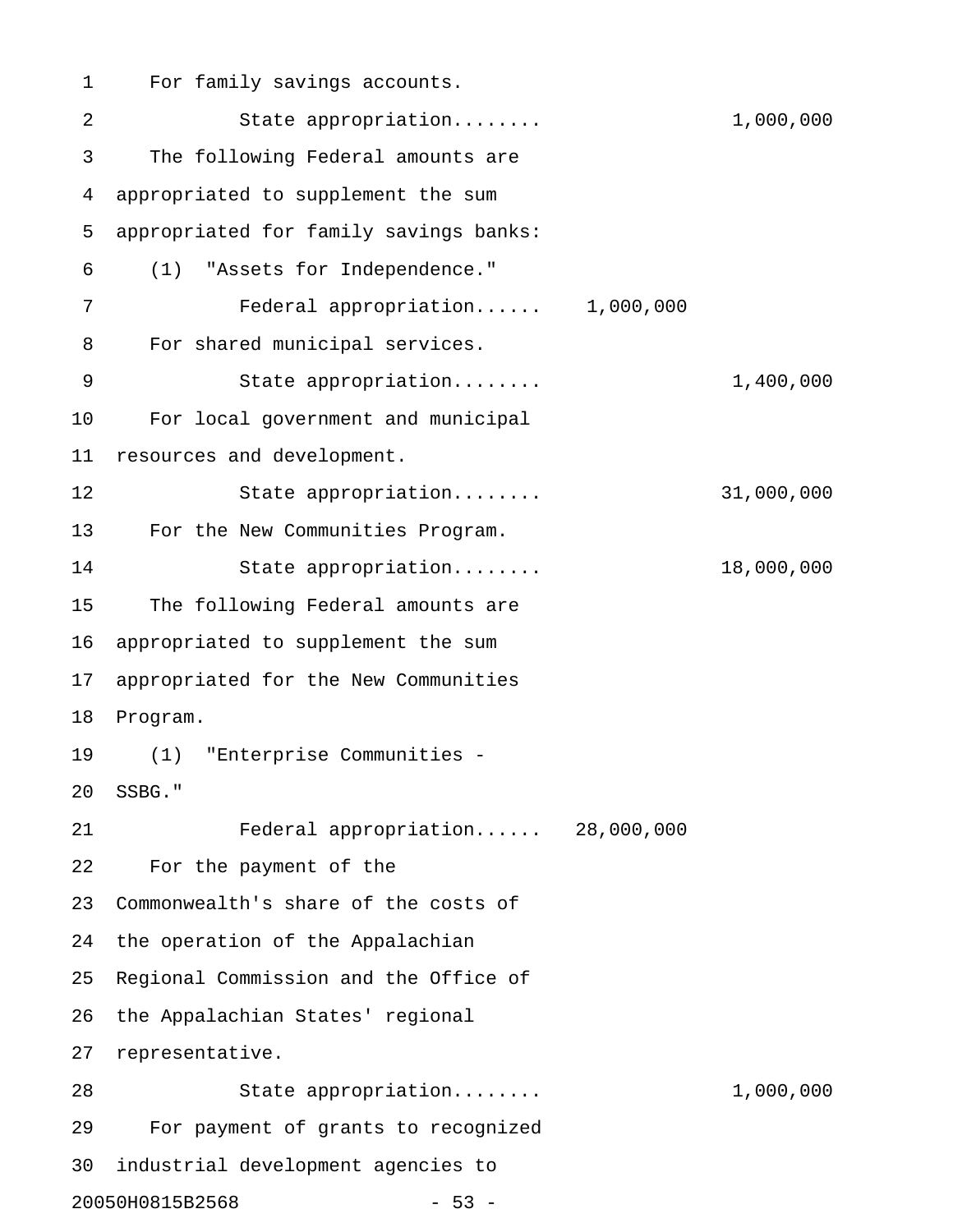For family savings accounts.

State appropriation........ 1,000,000

The following Federal amounts are appropriated to supplement the sum appropriated for family savings banks:

(1) "Assets for Independence."

Federal appropriation...... 1,000,000

For shared municipal services.

State appropriation........ 1,400,000

For local government and municipal resources and development.

State appropriation........ 31,000,000

For the New Communities Program.

State appropriation........ 18,000,000

The following Federal amounts are appropriated to supplement the sum appropriated for the New Communities Program.

(1) "Enterprise Communities - SSBG."

Federal appropriation...... 28,000,000

For the payment of the Commonwealth's share of the costs of the operation of the Appalachian Regional Commission and the Office of the Appalachian States' regional representative.

State appropriation........ 1,000,000

For payment of grants to recognized industrial development agencies to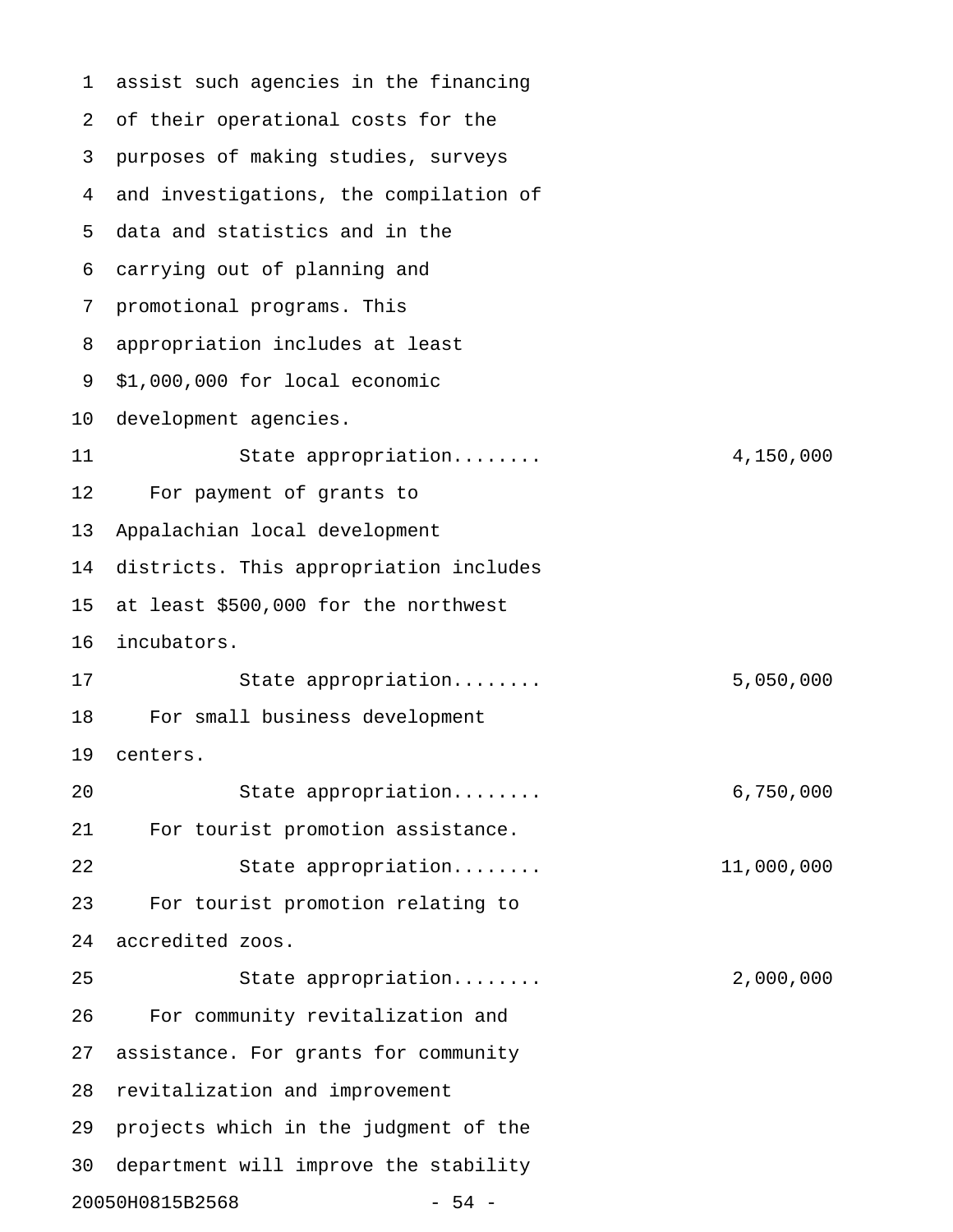assist such agencies in the financing of their operational costs for the purposes of making studies, surveys and investigations, the compilation of data and statistics and in the carrying out of planning and promotional programs. This appropriation includes at least $1,000,000 for local economic development agencies.

State appropriation........ 4,150,000

For payment of grants to Appalachian local development districts. This appropriation includes at least $500,000 for the northwest incubators.

State appropriation........ 5,050,000

For small business development centers.

State appropriation........ 6,750,000

For tourist promotion assistance.

State appropriation........ 11,000,000

For tourist promotion relating to accredited zoos.

State appropriation........ 2,000,000

For community revitalization and assistance. For grants for community revitalization and improvement projects which in the judgment of the department will improve the stability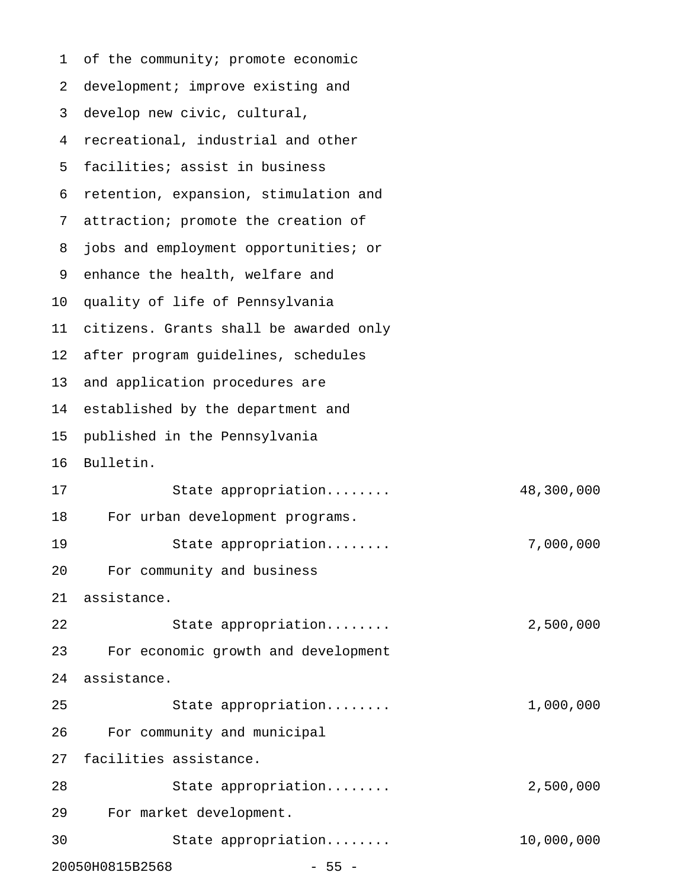of the community; promote economic development; improve existing and develop new civic, cultural, recreational, industrial and other facilities; assist in business retention, expansion, stimulation and attraction; promote the creation of jobs and employment opportunities; or enhance the health, welfare and quality of life of Pennsylvania citizens. Grants shall be awarded only after program guidelines, schedules and application procedures are established by the department and published in the Pennsylvania Bulletin.

State appropriation........ 48,300,000

For urban development programs.

State appropriation........ 7,000,000

For community and business assistance.

State appropriation........ 2,500,000

For economic growth and development assistance.

State appropriation........ 1,000,000

For community and municipal facilities assistance.

State appropriation........ 2,500,000

For market development.

State appropriation........ 10,000,000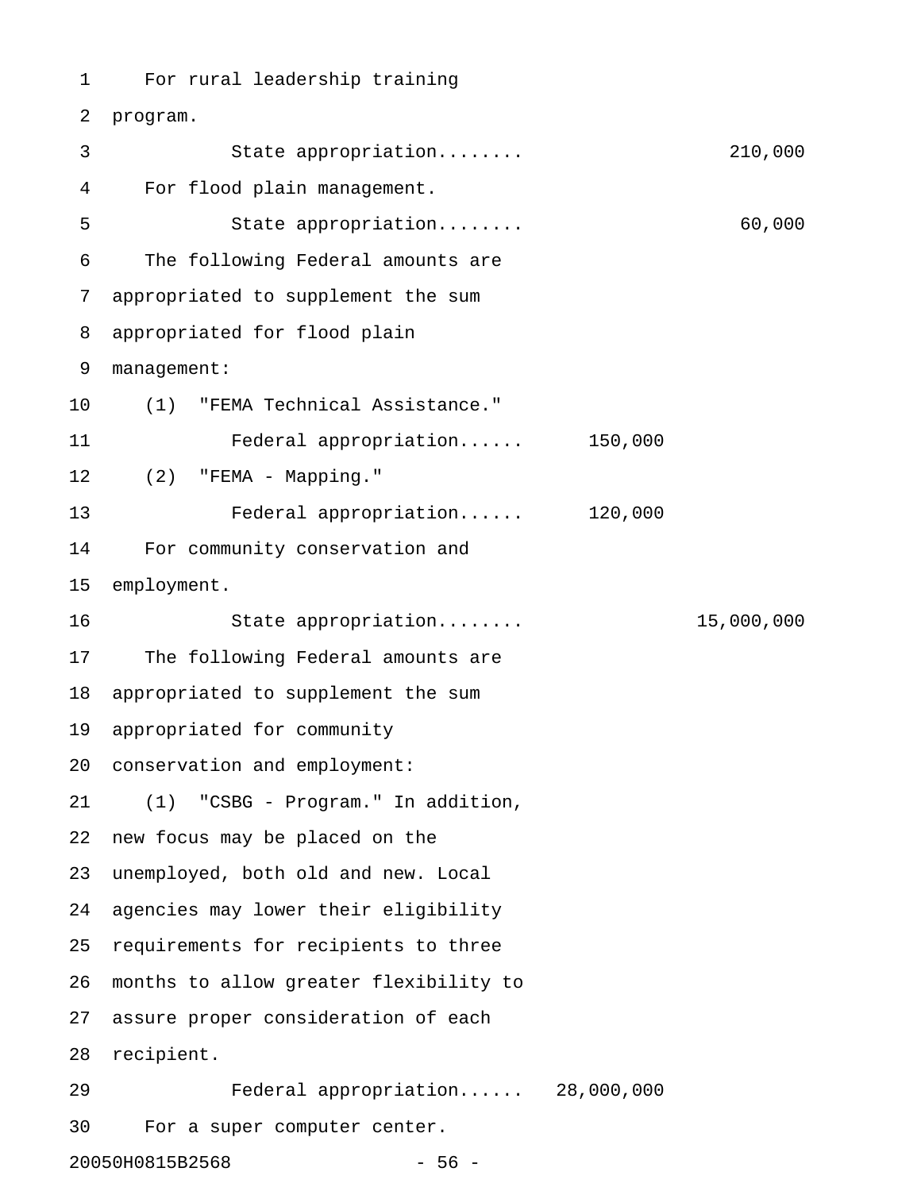For rural leadership training program.

State appropriation........ 210,000

For flood plain management.

State appropriation........ 60,000

The following Federal amounts are appropriated to supplement the sum appropriated for flood plain management:

(1) "FEMA Technical Assistance."

Federal appropriation...... 150,000

(2) "FEMA - Mapping."

Federal appropriation...... 120,000

For community conservation and employment.

State appropriation........ 15,000,000

The following Federal amounts are appropriated to supplement the sum appropriated for community conservation and employment:

(1) "CSBG - Program." In addition, new focus may be placed on the unemployed, both old and new. Local agencies may lower their eligibility requirements for recipients to three months to allow greater flexibility to assure proper consideration of each recipient.

Federal appropriation...... 28,000,000

For a super computer center.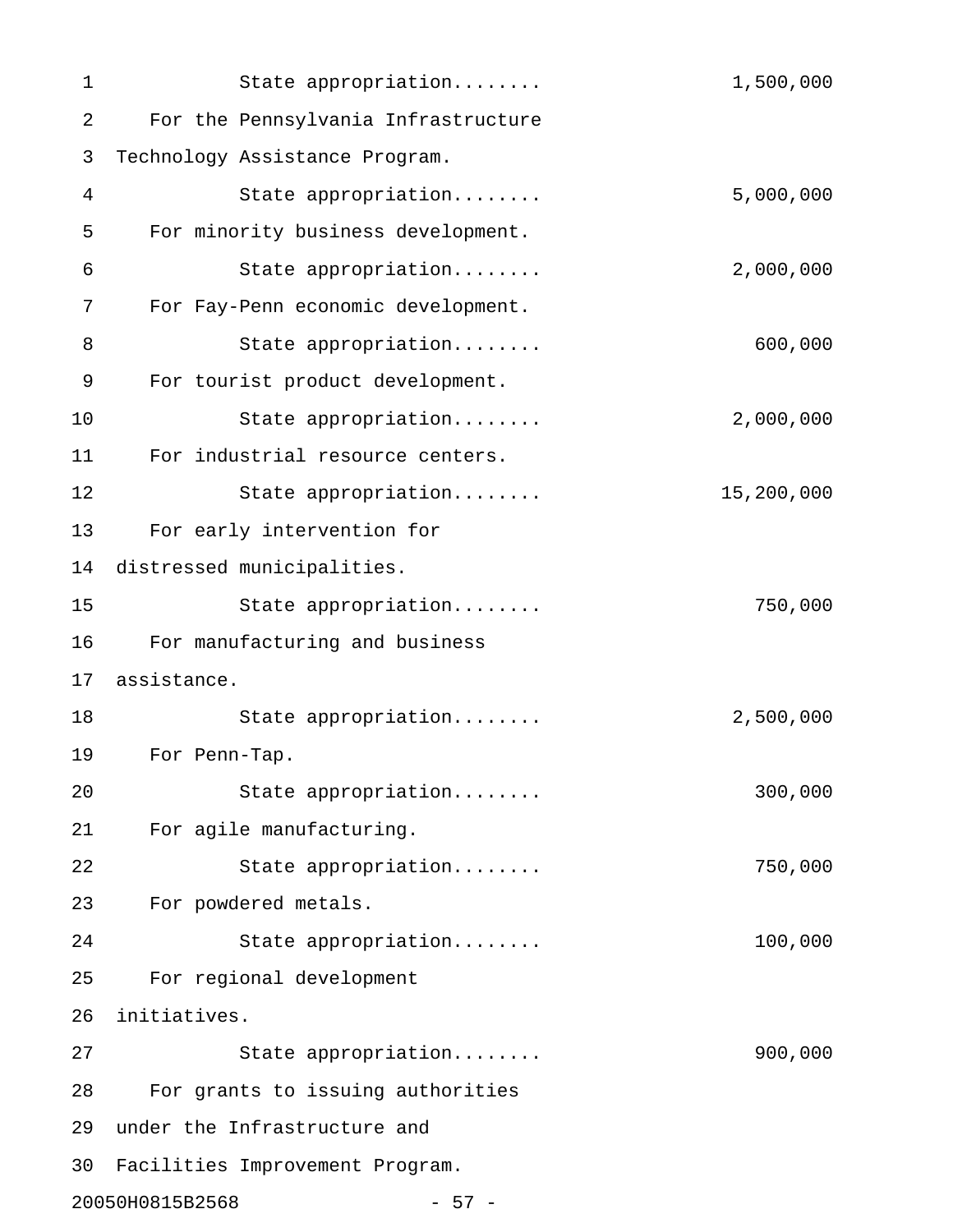State appropriation........ 1,500,000

For the Pennsylvania Infrastructure Technology Assistance Program.

State appropriation........ 5,000,000

For minority business development.

State appropriation........ 2,000,000

For Fay-Penn economic development.

State appropriation........ 600,000

For tourist product development.

State appropriation........ 2,000,000

For industrial resource centers.

State appropriation........ 15,200,000

For early intervention for distressed municipalities.

State appropriation........ 750,000

For manufacturing and business assistance.

State appropriation........ 2,500,000

For Penn-Tap.

State appropriation........ 300,000

For agile manufacturing.

State appropriation........ 750,000

For powdered metals.

State appropriation........ 100,000

For regional development initiatives.

State appropriation........ 900,000

For grants to issuing authorities under the Infrastructure and Facilities Improvement Program.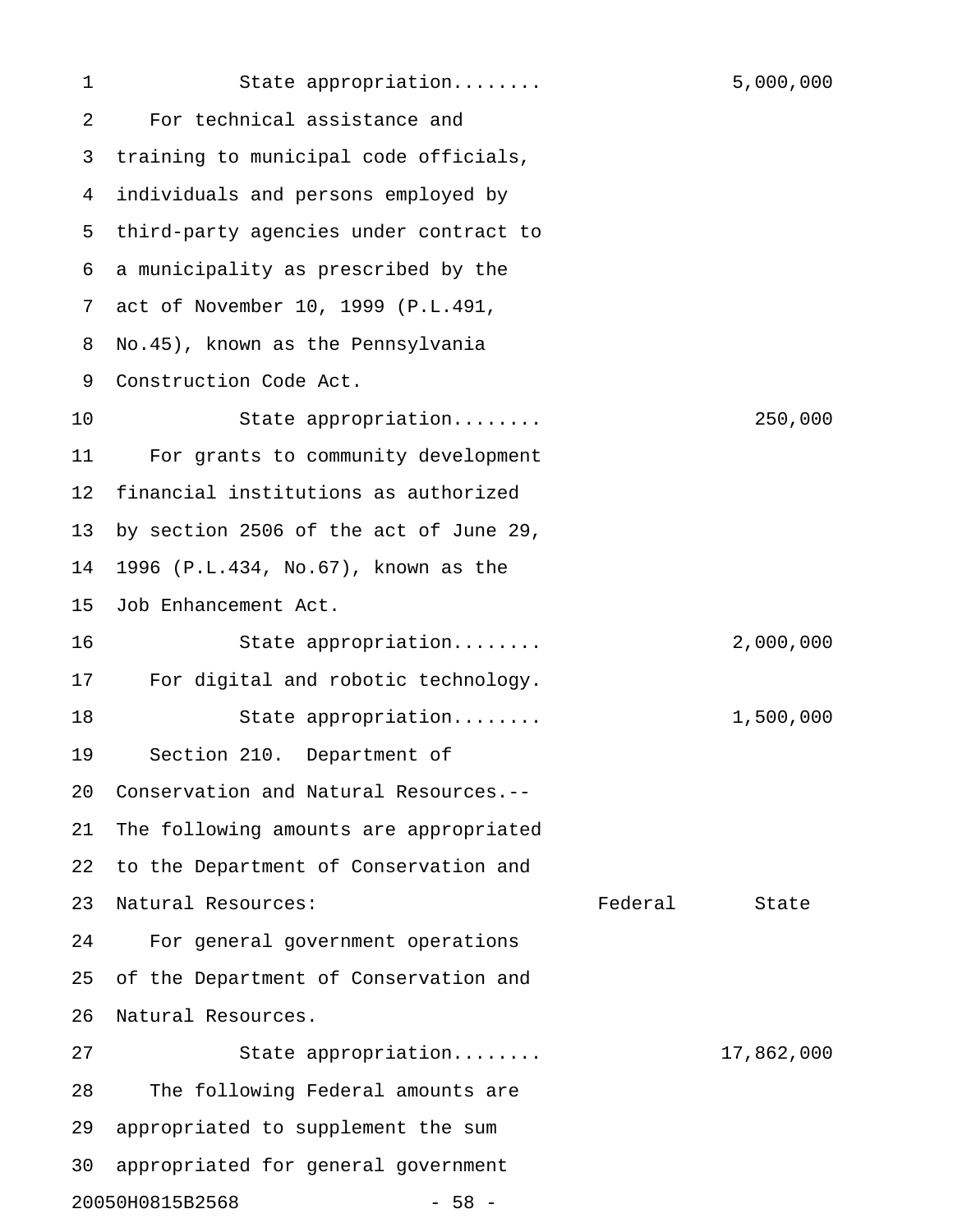State appropriation........ 5,000,000

For technical assistance and training to municipal code officials, individuals and persons employed by third-party agencies under contract to a municipality as prescribed by the act of November 10, 1999 (P.L.491, No.45), known as the Pennsylvania Construction Code Act.

State appropriation........ 250,000

For grants to community development financial institutions as authorized by section 2506 of the act of June 29, 1996 (P.L.434, No.67), known as the Job Enhancement Act.

State appropriation........ 2,000,000

For digital and robotic technology.

State appropriation........ 1,500,000

Section 210. Department of Conservation and Natural Resources.--The following amounts are appropriated to the Department of Conservation and Natural Resources:

| | Federal | State |
|---|---|---|
| For general government operations of the Department of Conservation and Natural Resources. | | |
| State appropriation........ | | 17,862,000 |

The following Federal amounts are appropriated to supplement the sum appropriated for general government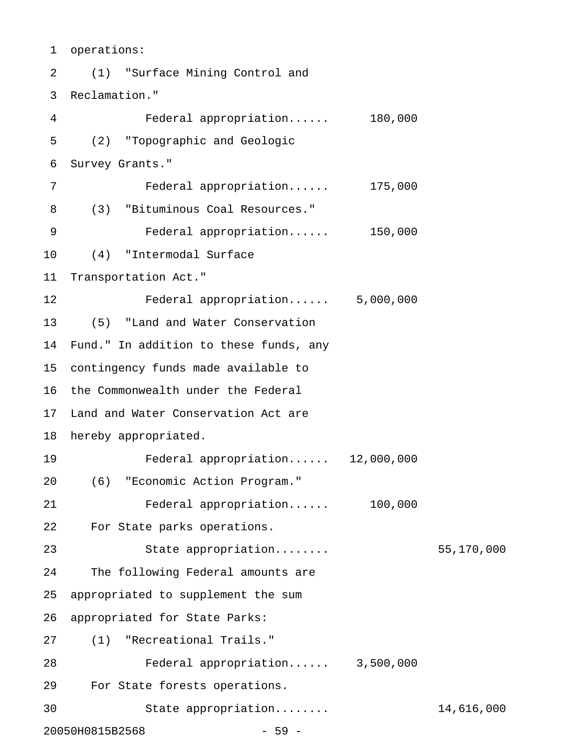operations:

(1) "Surface Mining Control and Reclamation."

Federal appropriation...... 180,000

(2) "Topographic and Geologic Survey Grants."

Federal appropriation...... 175,000

(3) "Bituminous Coal Resources."

Federal appropriation...... 150,000

(4) "Intermodal Surface Transportation Act."

Federal appropriation...... 5,000,000

(5) "Land and Water Conservation Fund." In addition to these funds, any contingency funds made available to the Commonwealth under the Federal Land and Water Conservation Act are hereby appropriated.

Federal appropriation...... 12,000,000

(6) "Economic Action Program."

Federal appropriation...... 100,000

For State parks operations.

State appropriation........ 55,170,000

The following Federal amounts are appropriated to supplement the sum appropriated for State Parks:

(1) "Recreational Trails."

Federal appropriation...... 3,500,000

For State forests operations.

State appropriation........ 14,616,000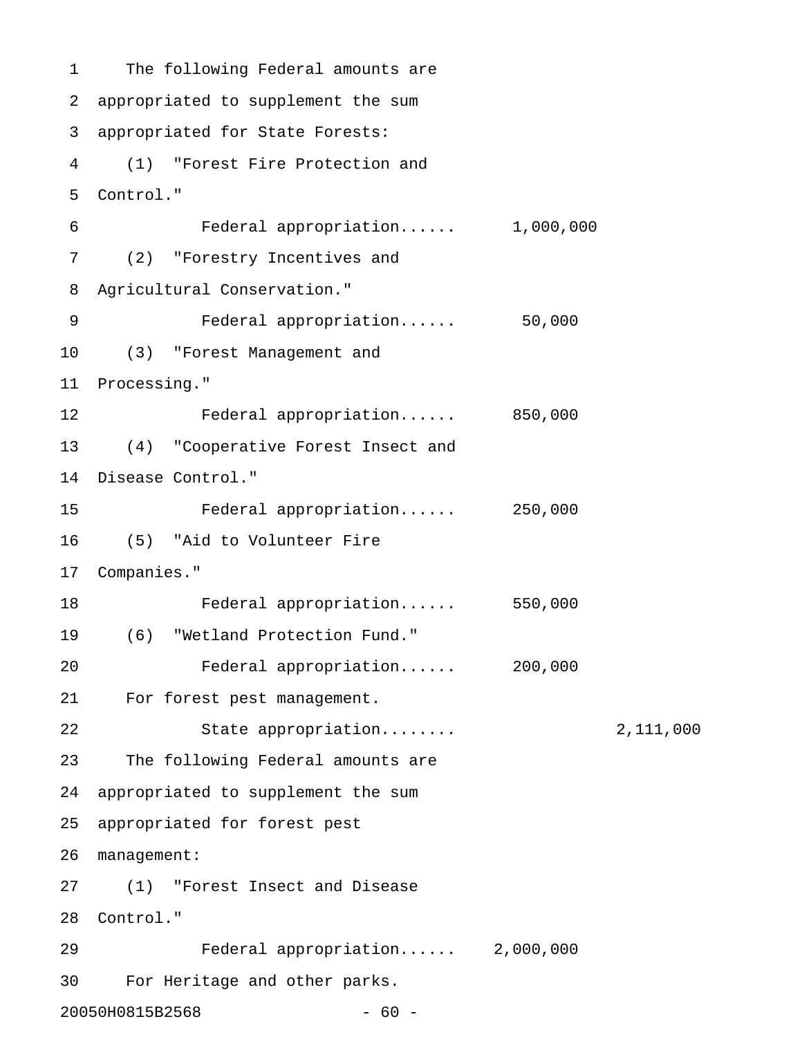The following Federal amounts are appropriated to supplement the sum appropriated for State Forests:

(1) "Forest Fire Protection and Control."

Federal appropriation...... 1,000,000

(2) "Forestry Incentives and Agricultural Conservation."

Federal appropriation...... 50,000

(3) "Forest Management and Processing."

Federal appropriation...... 850,000

(4) "Cooperative Forest Insect and Disease Control."

Federal appropriation...... 250,000

(5) "Aid to Volunteer Fire Companies."

Federal appropriation...... 550,000

(6) "Wetland Protection Fund."

Federal appropriation...... 200,000

For forest pest management.

State appropriation........ 2,111,000

The following Federal amounts are appropriated to supplement the sum appropriated for forest pest management:

(1) "Forest Insect and Disease Control."

Federal appropriation...... 2,000,000

For Heritage and other parks.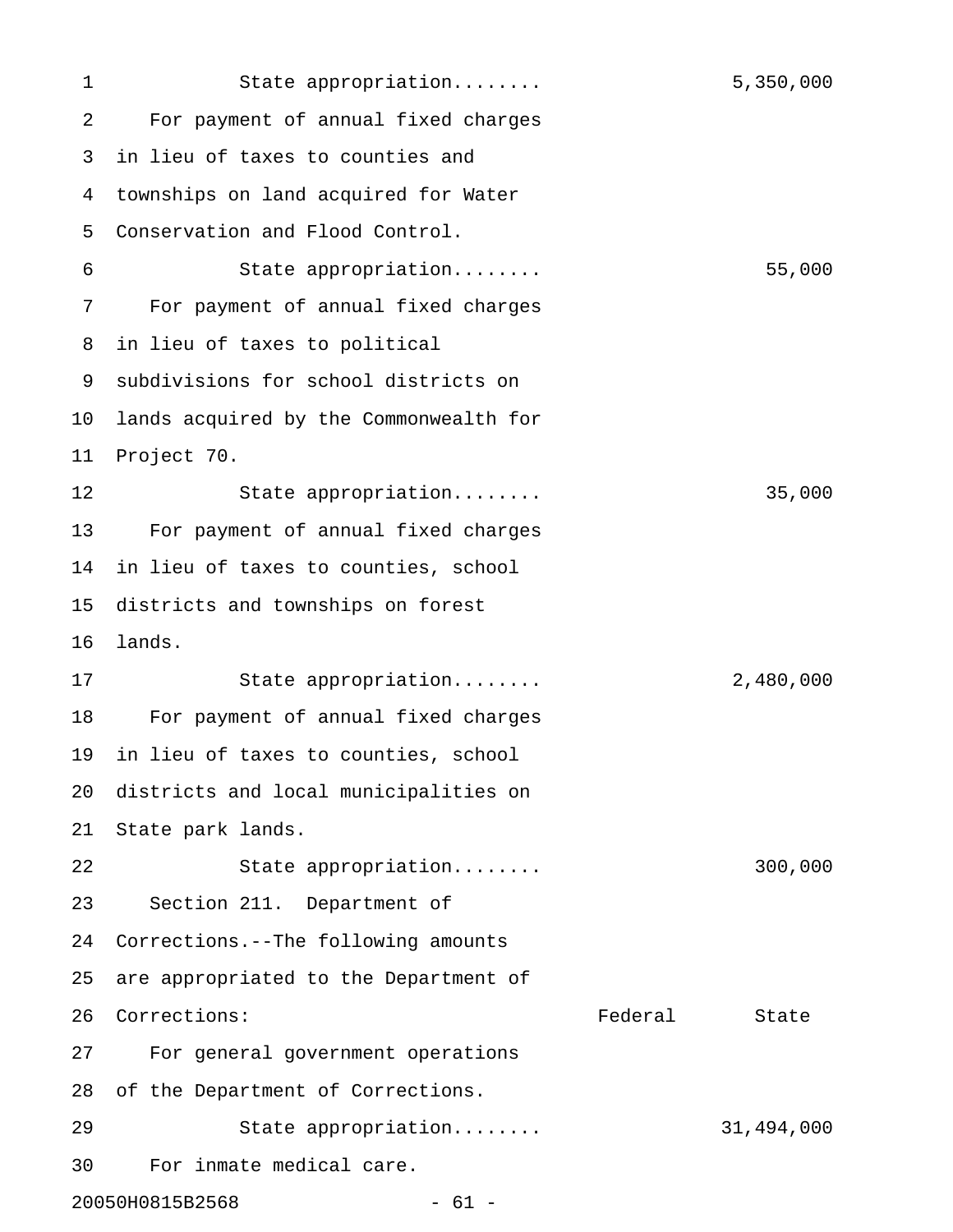State appropriation........ 5,350,000

For payment of annual fixed charges in lieu of taxes to counties and townships on land acquired for Water Conservation and Flood Control.

State appropriation........ 55,000

For payment of annual fixed charges in lieu of taxes to political subdivisions for school districts on lands acquired by the Commonwealth for Project 70.

State appropriation........ 35,000

For payment of annual fixed charges in lieu of taxes to counties, school districts and townships on forest lands.

State appropriation........ 2,480,000

For payment of annual fixed charges in lieu of taxes to counties, school districts and local municipalities on State park lands.

State appropriation........ 300,000

Section 211. Department of Corrections.--The following amounts are appropriated to the Department of Corrections:

| | Federal | State |
|---|---|---|
| For general government operations of the Department of Corrections. | | |
| State appropriation........ | | 31,494,000 |
| For inmate medical care. | | |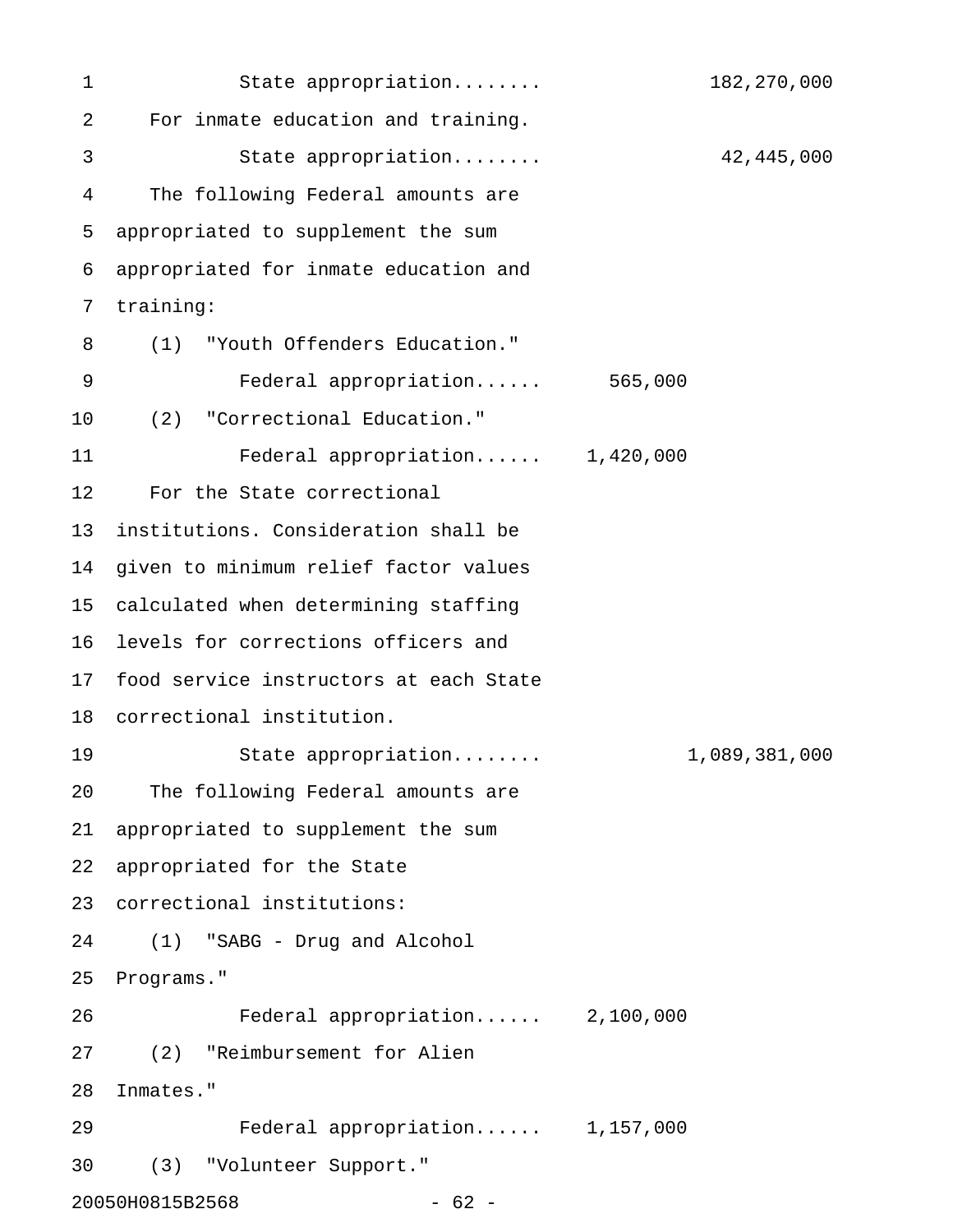State appropriation........ 182,270,000

For inmate education and training.

State appropriation........ 42,445,000

The following Federal amounts are appropriated to supplement the sum appropriated for inmate education and training:

(1) "Youth Offenders Education."

Federal appropriation...... 565,000

(2) "Correctional Education."

Federal appropriation...... 1,420,000

For the State correctional institutions. Consideration shall be given to minimum relief factor values calculated when determining staffing levels for corrections officers and food service instructors at each State correctional institution.

State appropriation........ 1,089,381,000

The following Federal amounts are appropriated to supplement the sum appropriated for the State correctional institutions:

(1) "SABG - Drug and Alcohol Programs."

Federal appropriation...... 2,100,000

(2) "Reimbursement for Alien Inmates."

Federal appropriation...... 1,157,000

(3) "Volunteer Support."

20050H0815B2568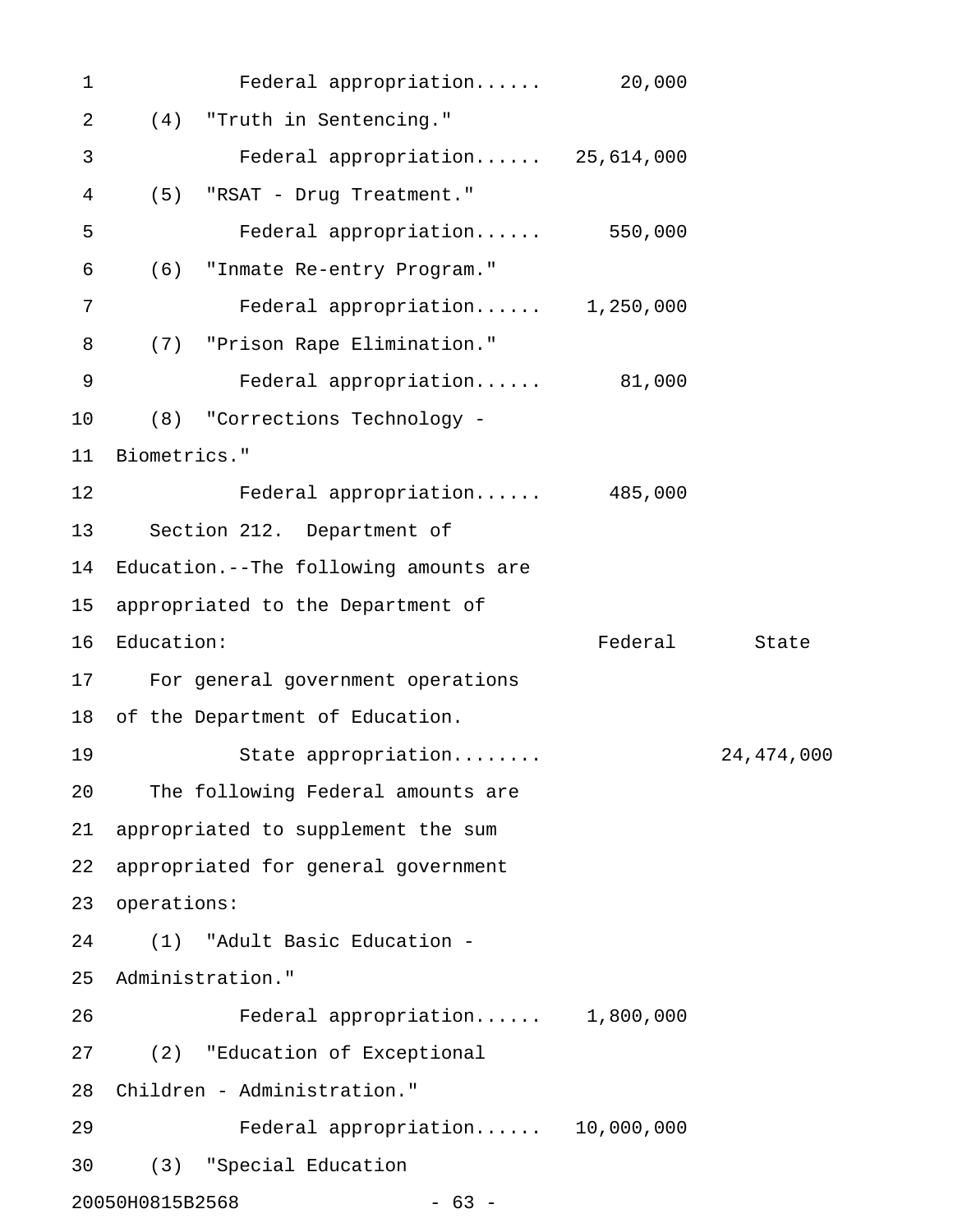| | Federal | State |
|---|---|---|
| Federal appropriation...... | 20,000 | |
| (4) "Truth in Sentencing." | | |
| Federal appropriation...... | 25,614,000 | |
| (5) "RSAT - Drug Treatment." | | |
| Federal appropriation...... | 550,000 | |
| (6) "Inmate Re-entry Program." | | |
| Federal appropriation...... | 1,250,000 | |
| (7) "Prison Rape Elimination." | | |
| Federal appropriation...... | 81,000 | |
| (8) "Corrections Technology - Biometrics." | | |
| Federal appropriation...... | 485,000 | |

Section 212. Department of Education.--The following amounts are appropriated to the Department of Education:

| | Federal | State |
|---|---|---|
| For general government operations of the Department of Education. | | |
| State appropriation........ | | 24,474,000 |
| The following Federal amounts are appropriated to supplement the sum appropriated for general government operations: | | |
| (1) "Adult Basic Education - Administration." | | |
| Federal appropriation...... | 1,800,000 | |
| (2) "Education of Exceptional Children - Administration." | | |
| Federal appropriation...... | 10,000,000 | |
| (3) "Special Education | | |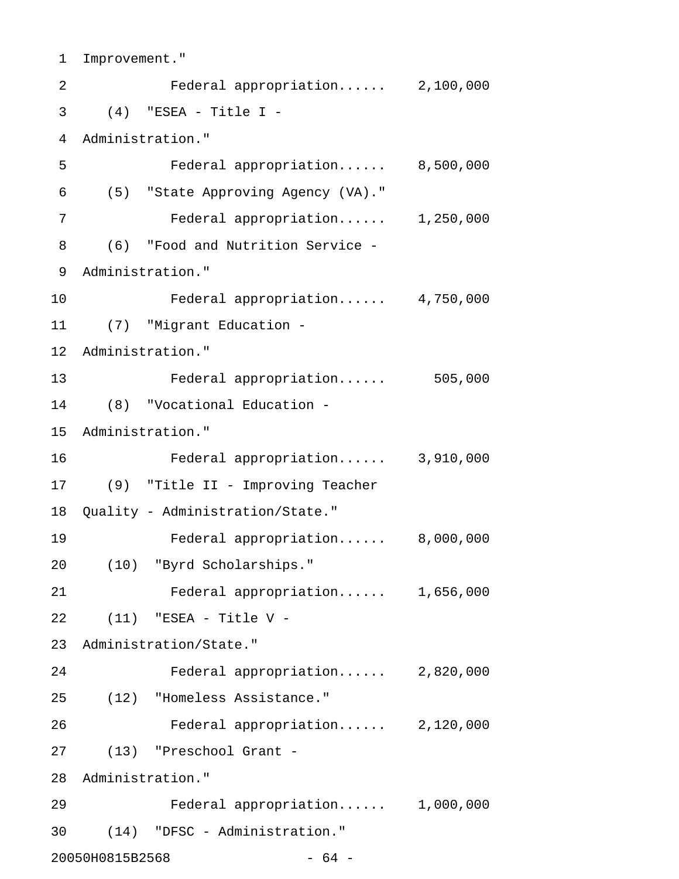Improvement."

Federal appropriation...... 2,100,000

(4) "ESEA - Title I - Administration."

Federal appropriation...... 8,500,000

(5) "State Approving Agency (VA)."

Federal appropriation...... 1,250,000

(6) "Food and Nutrition Service - Administration."

Federal appropriation...... 4,750,000

(7) "Migrant Education - Administration."

Federal appropriation...... 505,000

(8) "Vocational Education - Administration."

Federal appropriation...... 3,910,000

(9) "Title II - Improving Teacher Quality - Administration/State."

Federal appropriation...... 8,000,000

(10) "Byrd Scholarships."

Federal appropriation...... 1,656,000

(11) "ESEA - Title V - Administration/State."

Federal appropriation...... 2,820,000

(12) "Homeless Assistance."

Federal appropriation...... 2,120,000

(13) "Preschool Grant - Administration."

Federal appropriation...... 1,000,000

(14) "DFSC - Administration."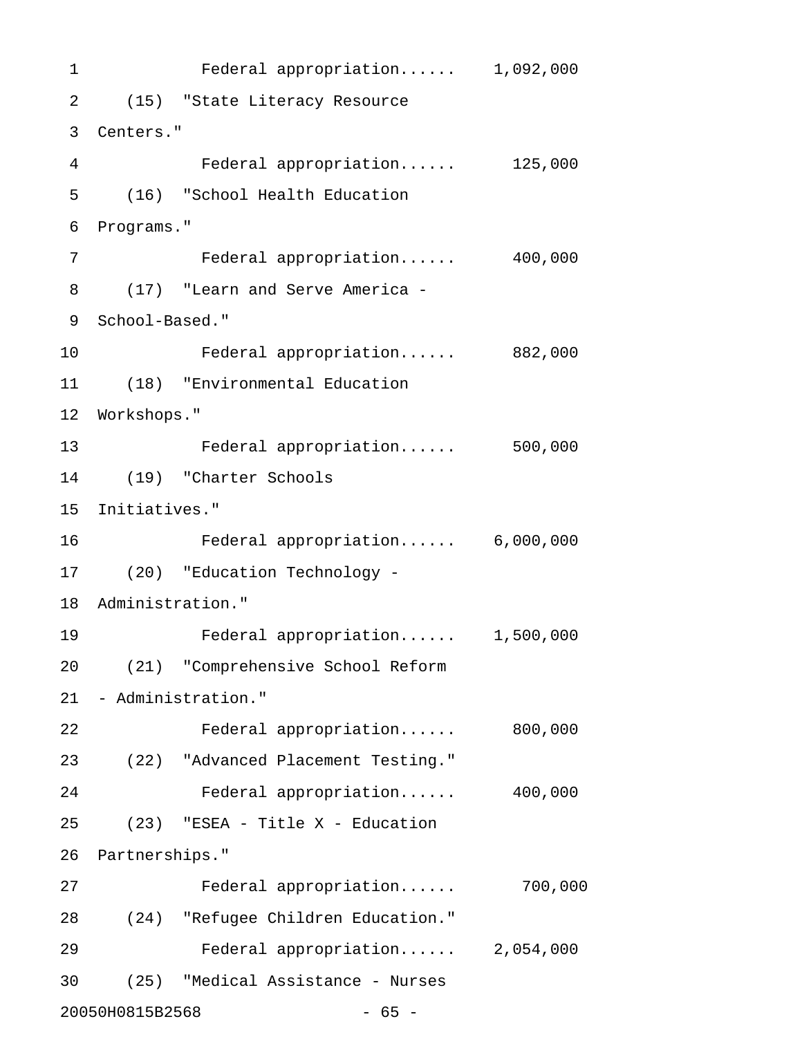Federal appropriation...... 1,092,000

(15) "State Literacy Resource Centers."

Federal appropriation...... 125,000

(16) "School Health Education Programs."

Federal appropriation...... 400,000

(17) "Learn and Serve America - School-Based."

Federal appropriation...... 882,000

(18) "Environmental Education Workshops."

Federal appropriation...... 500,000

(19) "Charter Schools Initiatives."

Federal appropriation...... 6,000,000

(20) "Education Technology - Administration."

Federal appropriation...... 1,500,000

(21) "Comprehensive School Reform - Administration."

Federal appropriation...... 800,000

(22) "Advanced Placement Testing."

Federal appropriation...... 400,000

(23) "ESEA - Title X - Education Partnerships."

Federal appropriation...... 700,000

(24) "Refugee Children Education."

Federal appropriation...... 2,054,000

(25) "Medical Assistance - Nurses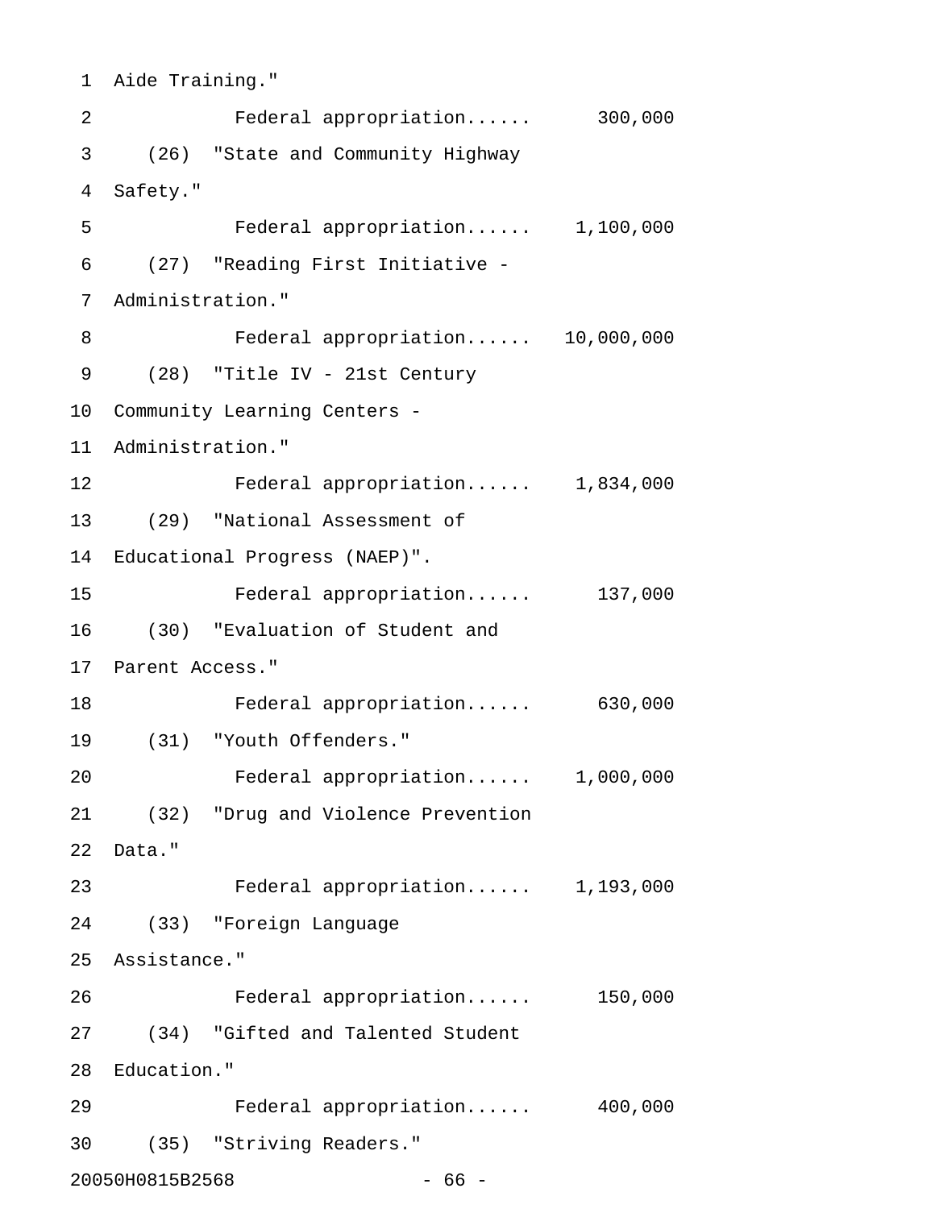Aide Training."

Federal appropriation...... 300,000

(26) "State and Community Highway Safety."

Federal appropriation...... 1,100,000

(27) "Reading First Initiative - Administration."

Federal appropriation...... 10,000,000

(28) "Title IV - 21st Century Community Learning Centers - Administration."

Federal appropriation...... 1,834,000

(29) "National Assessment of Educational Progress (NAEP)".

Federal appropriation...... 137,000

(30) "Evaluation of Student and Parent Access."

Federal appropriation...... 630,000

(31) "Youth Offenders."

Federal appropriation...... 1,000,000

(32) "Drug and Violence Prevention Data."

Federal appropriation...... 1,193,000

(33) "Foreign Language Assistance."

Federal appropriation...... 150,000

(34) "Gifted and Talented Student Education."

Federal appropriation...... 400,000

(35) "Striving Readers."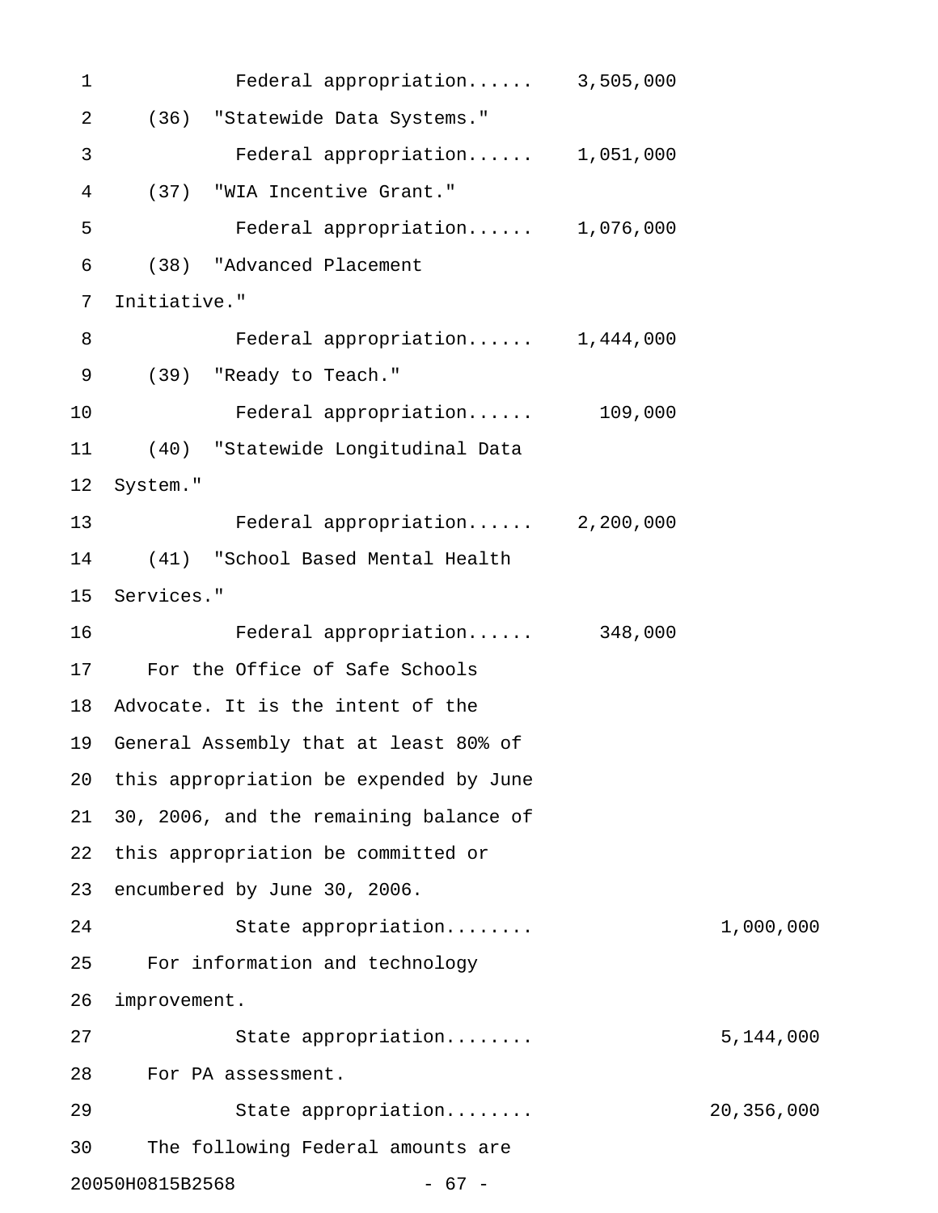Federal appropriation...... 3,505,000

(36) "Statewide Data Systems."

Federal appropriation...... 1,051,000

(37) "WIA Incentive Grant."

Federal appropriation...... 1,076,000

(38) "Advanced Placement Initiative."

Federal appropriation...... 1,444,000

(39) "Ready to Teach."

Federal appropriation...... 109,000

(40) "Statewide Longitudinal Data System."

Federal appropriation...... 2,200,000

(41) "School Based Mental Health Services."

Federal appropriation...... 348,000

For the Office of Safe Schools Advocate. It is the intent of the General Assembly that at least 80% of this appropriation be expended by June 30, 2006, and the remaining balance of this appropriation be committed or encumbered by June 30, 2006.

State appropriation........ 1,000,000

For information and technology improvement.

State appropriation........ 5,144,000

For PA assessment.

State appropriation........ 20,356,000

The following Federal amounts are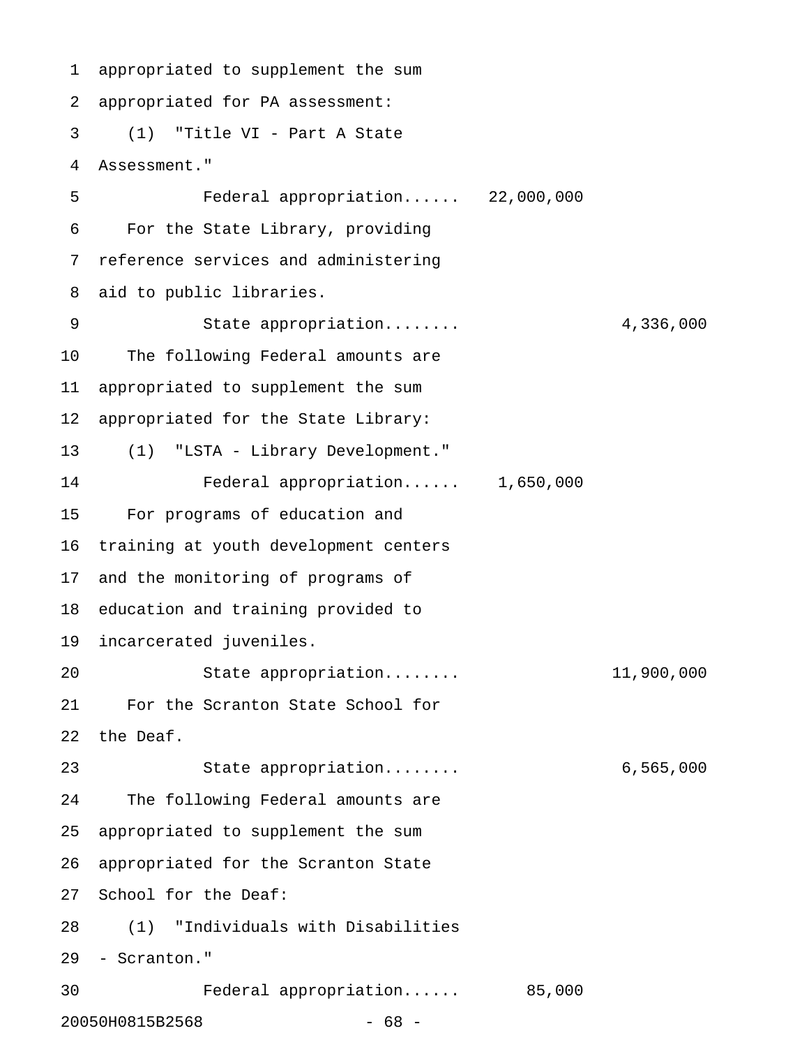appropriated to supplement the sum appropriated for PA assessment:

(1) "Title VI - Part A State Assessment."

Federal appropriation...... 22,000,000

For the State Library, providing reference services and administering aid to public libraries.

State appropriation........ 4,336,000

The following Federal amounts are appropriated to supplement the sum appropriated for the State Library:

(1) "LSTA - Library Development."

Federal appropriation...... 1,650,000

For programs of education and training at youth development centers and the monitoring of programs of education and training provided to incarcerated juveniles.

State appropriation........ 11,900,000

For the Scranton State School for the Deaf.

State appropriation........ 6,565,000

The following Federal amounts are appropriated to supplement the sum appropriated for the Scranton State School for the Deaf:

(1) "Individuals with Disabilities - Scranton."

Federal appropriation...... 85,000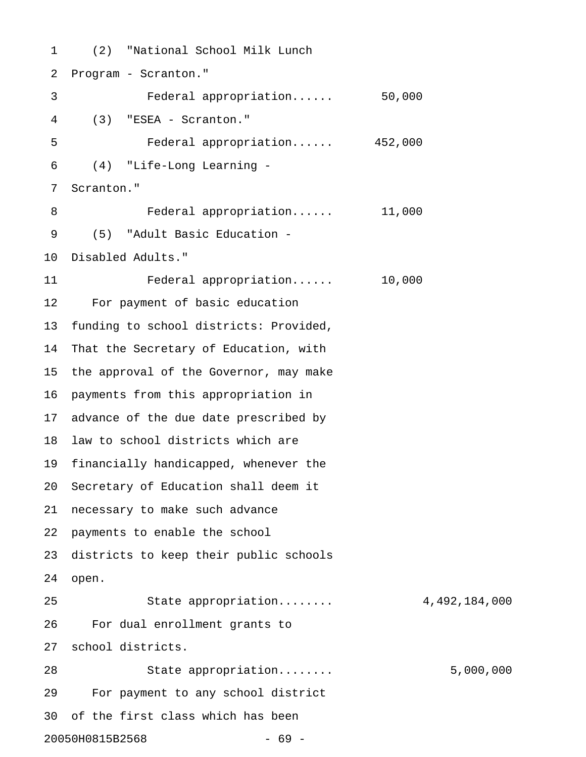(2) "National School Milk Lunch Program - Scranton."

Federal appropriation...... 50,000

(3) "ESEA - Scranton."

Federal appropriation...... 452,000

(4) "Life-Long Learning - Scranton."

Federal appropriation...... 11,000

(5) "Adult Basic Education - Disabled Adults."

Federal appropriation...... 10,000

For payment of basic education funding to school districts: Provided, That the Secretary of Education, with the approval of the Governor, may make payments from this appropriation in advance of the due date prescribed by law to school districts which are financially handicapped, whenever the Secretary of Education shall deem it necessary to make such advance payments to enable the school districts to keep their public schools open.

State appropriation........ 4,492,184,000

For dual enrollment grants to school districts.

State appropriation........ 5,000,000

For payment to any school district of the first class which has been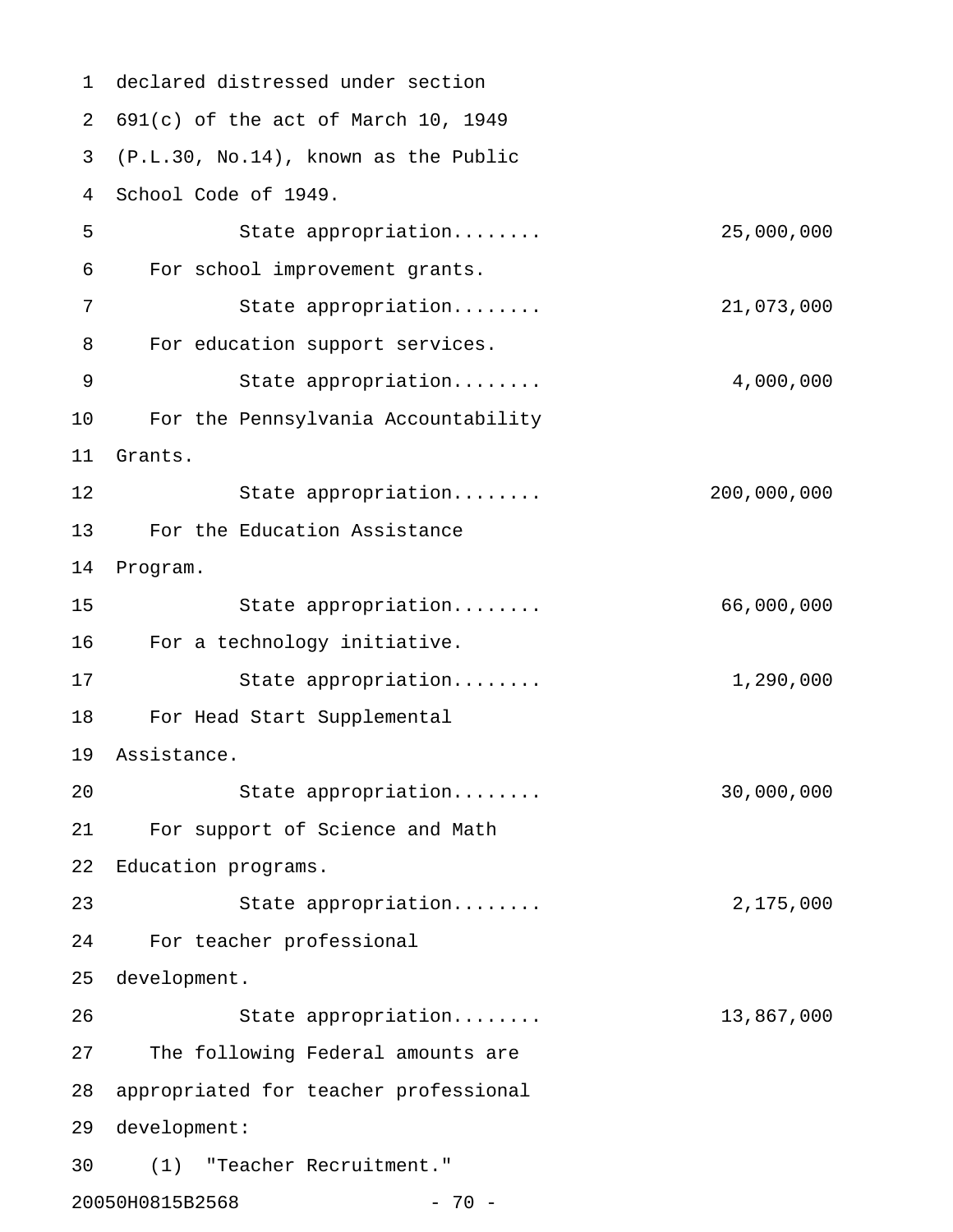declared distressed under section 691(c) of the act of March 10, 1949 (P.L.30, No.14), known as the Public School Code of 1949.

State appropriation........ 25,000,000

For school improvement grants.

State appropriation........ 21,073,000

For education support services.

State appropriation........ 4,000,000

For the Pennsylvania Accountability Grants.

State appropriation........ 200,000,000

For the Education Assistance Program.

State appropriation........ 66,000,000

For a technology initiative.

State appropriation........ 1,290,000

For Head Start Supplemental Assistance.

State appropriation........ 30,000,000

For support of Science and Math Education programs.

State appropriation........ 2,175,000

For teacher professional development.

State appropriation........ 13,867,000

The following Federal amounts are appropriated for teacher professional development:

(1) "Teacher Recruitment."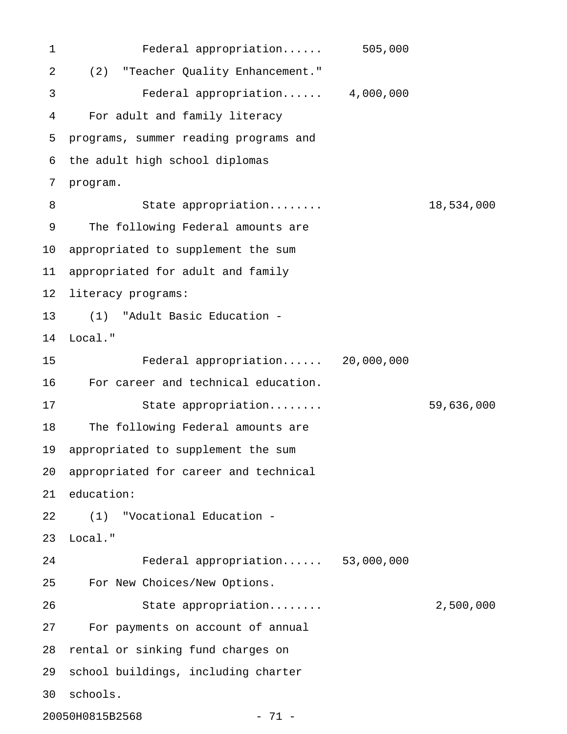Federal appropriation...... 505,000

(2) "Teacher Quality Enhancement."

Federal appropriation...... 4,000,000

For adult and family literacy programs, summer reading programs and the adult high school diplomas program.

State appropriation........ 18,534,000

The following Federal amounts are appropriated to supplement the sum appropriated for adult and family literacy programs:

(1) "Adult Basic Education - Local."

Federal appropriation...... 20,000,000

For career and technical education.

State appropriation........ 59,636,000

The following Federal amounts are appropriated to supplement the sum appropriated for career and technical education:

(1) "Vocational Education - Local."

Federal appropriation...... 53,000,000

For New Choices/New Options.

State appropriation........ 2,500,000

For payments on account of annual rental or sinking fund charges on school buildings, including charter schools.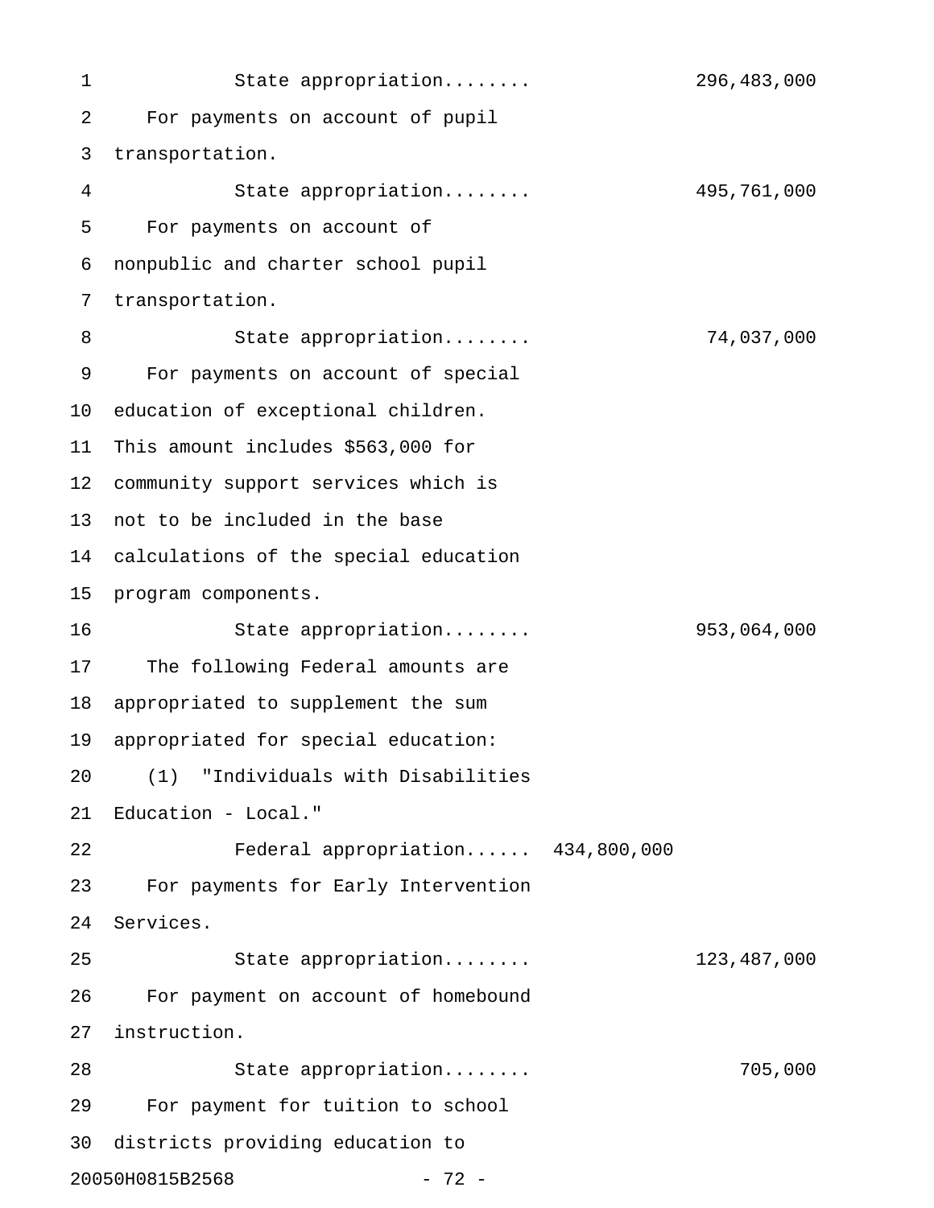State appropriation........ 296,483,000

For payments on account of pupil transportation.

State appropriation........ 495,761,000

For payments on account of nonpublic and charter school pupil transportation.

State appropriation........ 74,037,000

For payments on account of special education of exceptional children. This amount includes $563,000 for community support services which is not to be included in the base calculations of the special education program components.

State appropriation........ 953,064,000

The following Federal amounts are appropriated to supplement the sum appropriated for special education:

(1) "Individuals with Disabilities Education - Local."

Federal appropriation...... 434,800,000

For payments for Early Intervention Services.

State appropriation........ 123,487,000

For payment on account of homebound instruction.

State appropriation........ 705,000

For payment for tuition to school districts providing education to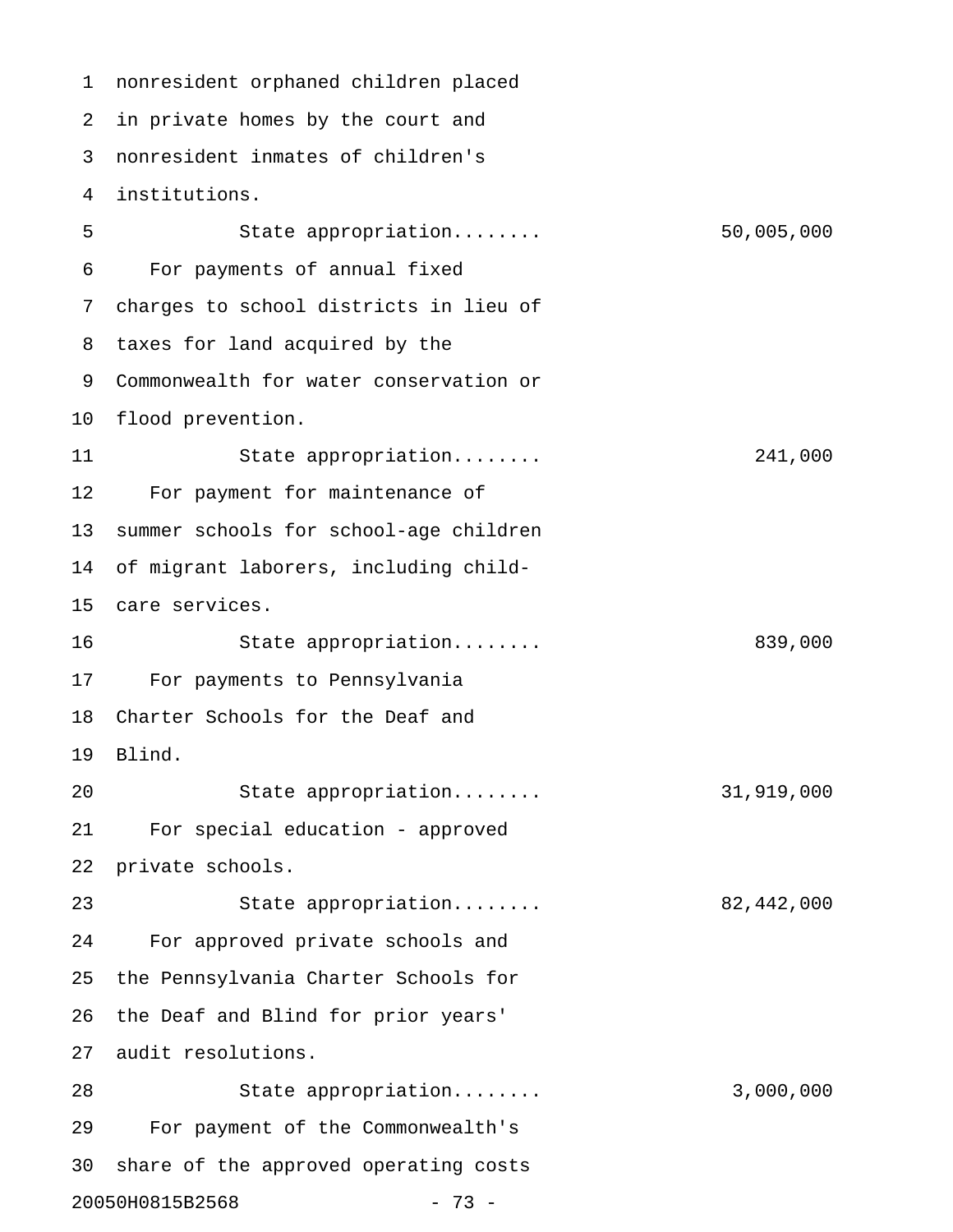nonresident orphaned children placed in private homes by the court and nonresident inmates of children's institutions.

State appropriation........ 50,005,000

For payments of annual fixed charges to school districts in lieu of taxes for land acquired by the Commonwealth for water conservation or flood prevention.

State appropriation........ 241,000

For payment for maintenance of summer schools for school-age children of migrant laborers, including child-care services.

State appropriation........ 839,000

For payments to Pennsylvania Charter Schools for the Deaf and Blind.

State appropriation........ 31,919,000

For special education - approved private schools.

State appropriation........ 82,442,000

For approved private schools and the Pennsylvania Charter Schools for the Deaf and Blind for prior years' audit resolutions.

State appropriation........ 3,000,000

For payment of the Commonwealth's share of the approved operating costs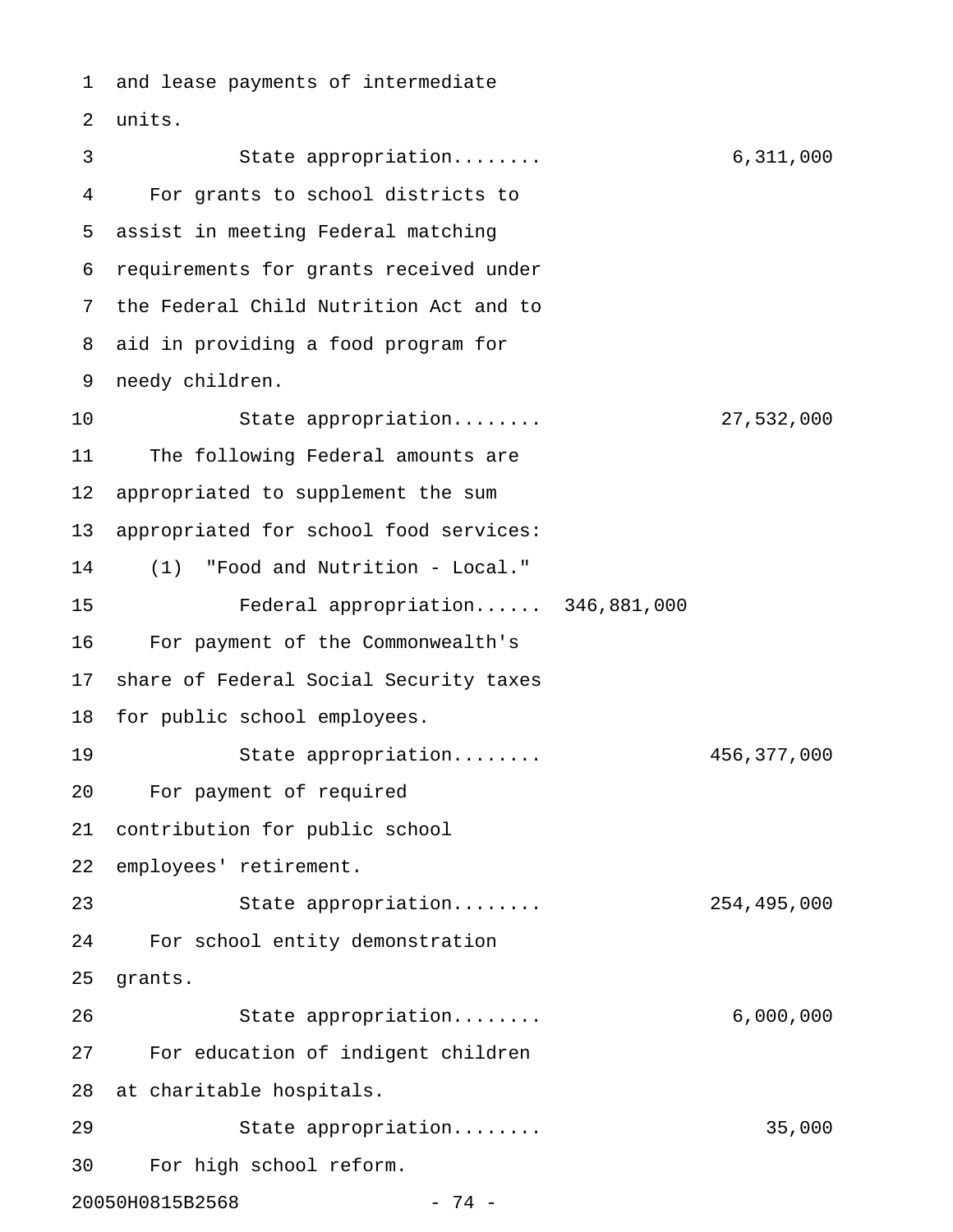and lease payments of intermediate units.

State appropriation........ 6,311,000

For grants to school districts to assist in meeting Federal matching requirements for grants received under the Federal Child Nutrition Act and to aid in providing a food program for needy children.

State appropriation........ 27,532,000

The following Federal amounts are appropriated to supplement the sum appropriated for school food services:

(1) "Food and Nutrition - Local."

Federal appropriation...... 346,881,000

For payment of the Commonwealth's share of Federal Social Security taxes for public school employees.

State appropriation........ 456,377,000

For payment of required contribution for public school employees' retirement.

State appropriation........ 254,495,000

For school entity demonstration grants.

State appropriation........ 6,000,000

For education of indigent children at charitable hospitals.

State appropriation........ 35,000

For high school reform.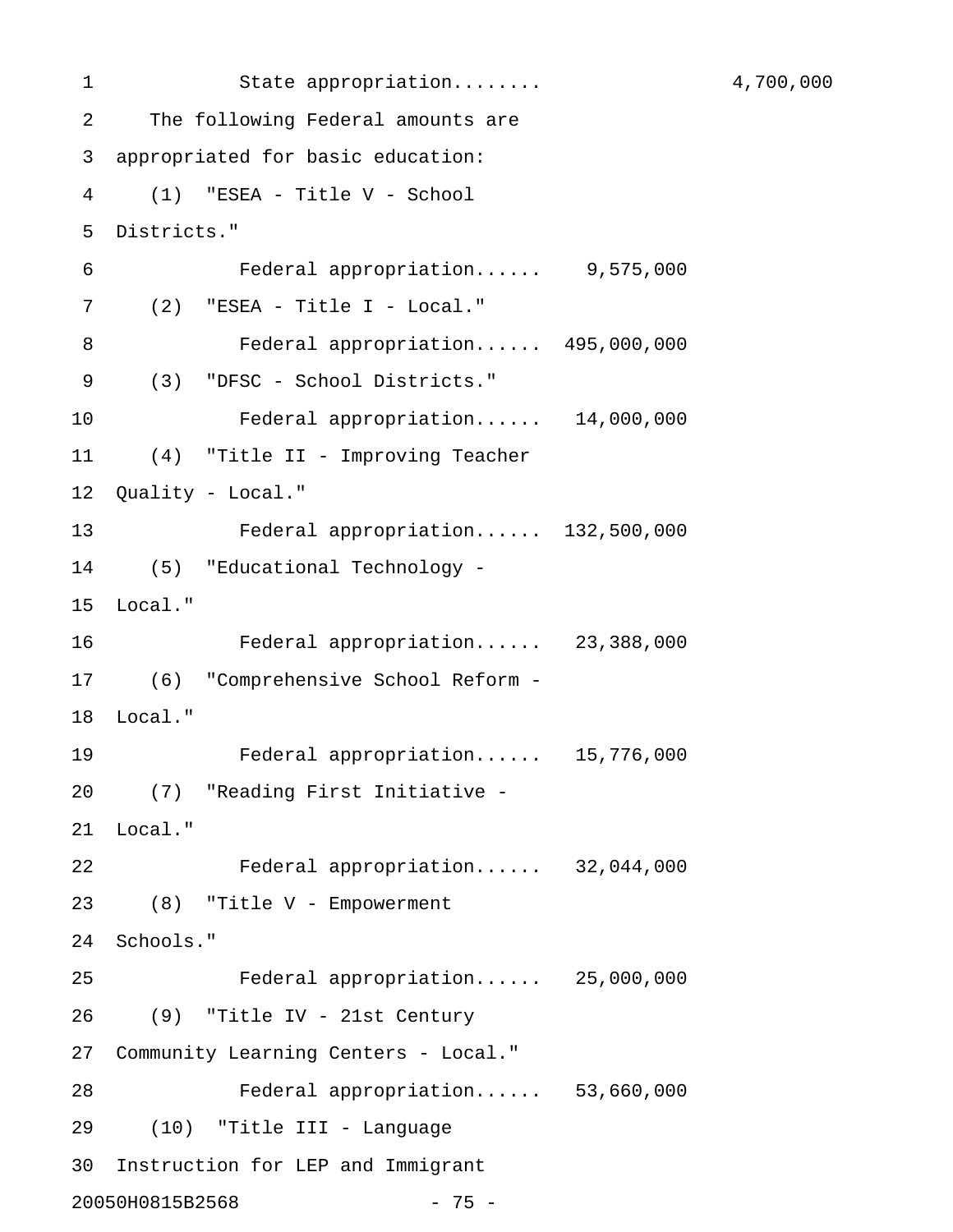State appropriation........ 4,700,000

The following Federal amounts are appropriated for basic education:

(1) "ESEA - Title V - School Districts."

Federal appropriation...... 9,575,000

(2) "ESEA - Title I - Local."

Federal appropriation...... 495,000,000

(3) "DFSC - School Districts."

Federal appropriation...... 14,000,000

(4) "Title II - Improving Teacher Quality - Local."

Federal appropriation...... 132,500,000

(5) "Educational Technology - Local."

Federal appropriation...... 23,388,000

(6) "Comprehensive School Reform - Local."

Federal appropriation...... 15,776,000

(7) "Reading First Initiative - Local."

Federal appropriation...... 32,044,000

(8) "Title V - Empowerment Schools."

Federal appropriation...... 25,000,000

(9) "Title IV - 21st Century Community Learning Centers - Local."

Federal appropriation...... 53,660,000

(10) "Title III - Language Instruction for LEP and Immigrant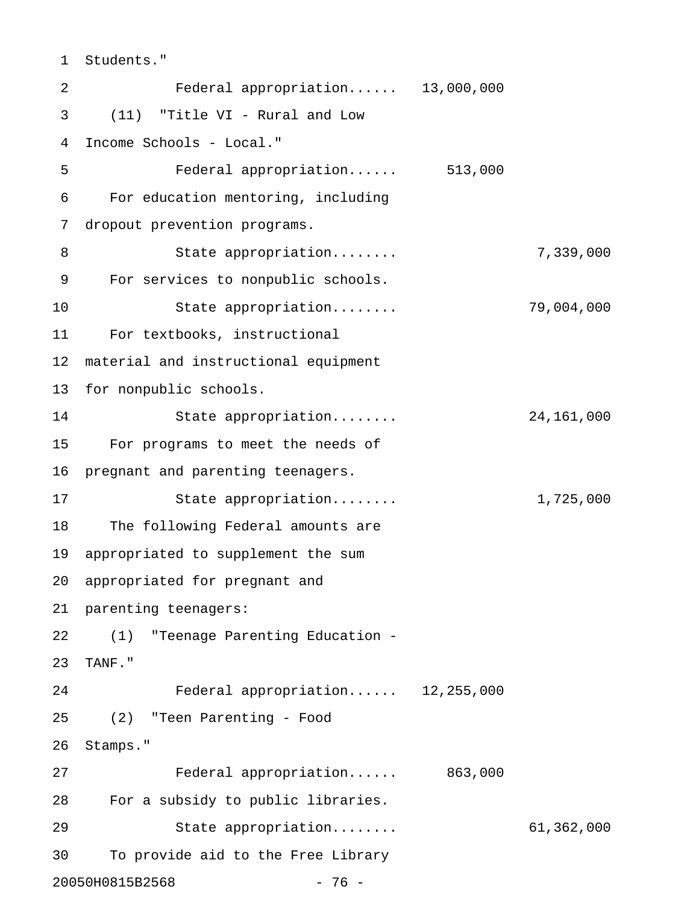Students."

Federal appropriation...... 13,000,000

(11) "Title VI - Rural and Low Income Schools - Local."

Federal appropriation...... 513,000

For education mentoring, including dropout prevention programs.

State appropriation........ 7,339,000

For services to nonpublic schools.

State appropriation........ 79,004,000

For textbooks, instructional material and instructional equipment for nonpublic schools.

State appropriation........ 24,161,000

For programs to meet the needs of pregnant and parenting teenagers.

State appropriation........ 1,725,000

The following Federal amounts are appropriated to supplement the sum appropriated for pregnant and parenting teenagers:

(1) "Teenage Parenting Education - TANF."

Federal appropriation...... 12,255,000

(2) "Teen Parenting - Food Stamps."

Federal appropriation...... 863,000

For a subsidy to public libraries.

State appropriation........ 61,362,000

To provide aid to the Free Library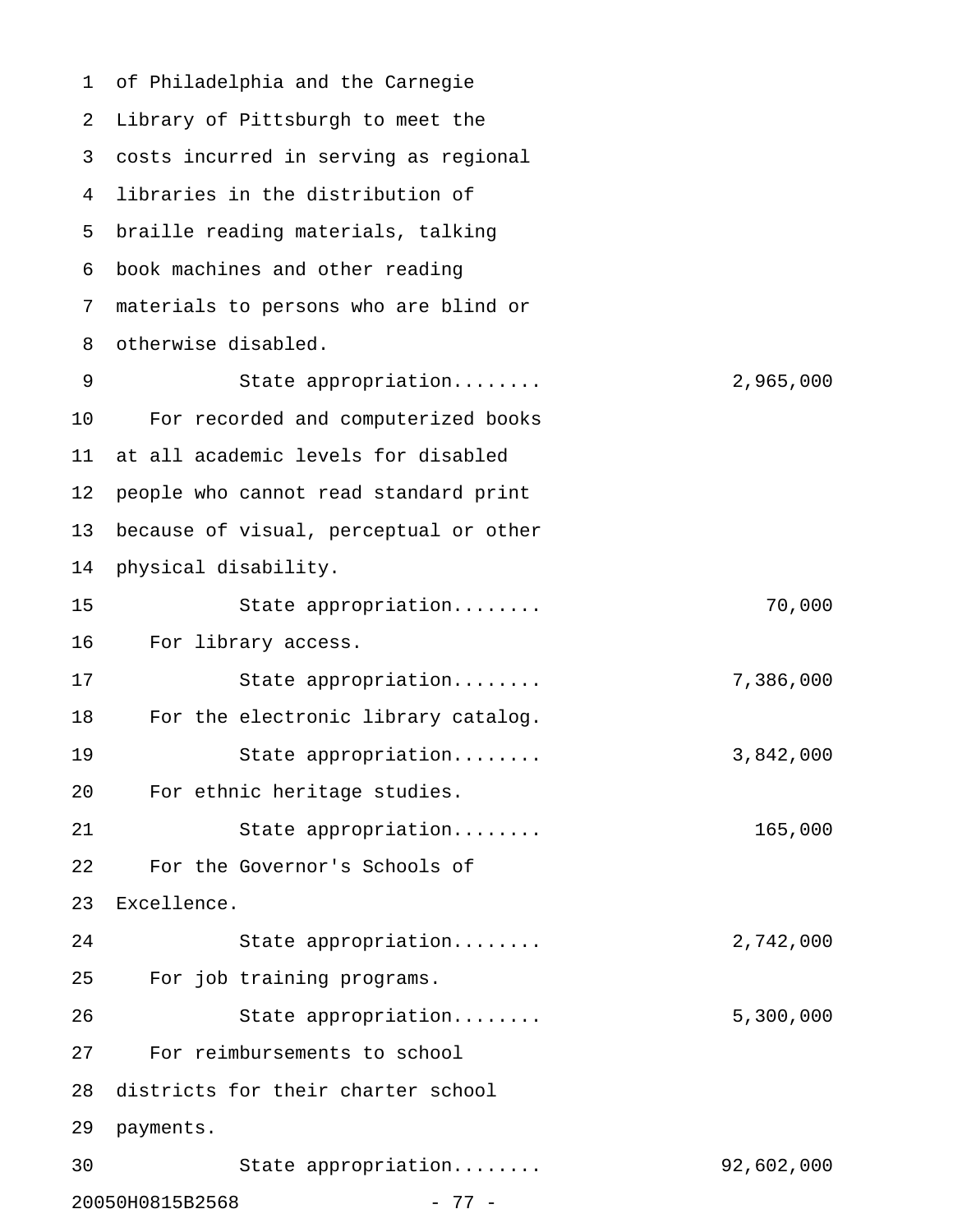of Philadelphia and the Carnegie Library of Pittsburgh to meet the costs incurred in serving as regional libraries in the distribution of braille reading materials, talking book machines and other reading materials to persons who are blind or otherwise disabled.

State appropriation........ 2,965,000

For recorded and computerized books at all academic levels for disabled people who cannot read standard print because of visual, perceptual or other physical disability.

State appropriation........ 70,000

For library access.

State appropriation........ 7,386,000

For the electronic library catalog.

State appropriation........ 3,842,000

For ethnic heritage studies.

State appropriation........ 165,000

For the Governor's Schools of Excellence.

State appropriation........ 2,742,000

For job training programs.

State appropriation........ 5,300,000

For reimbursements to school districts for their charter school payments.

State appropriation........ 92,602,000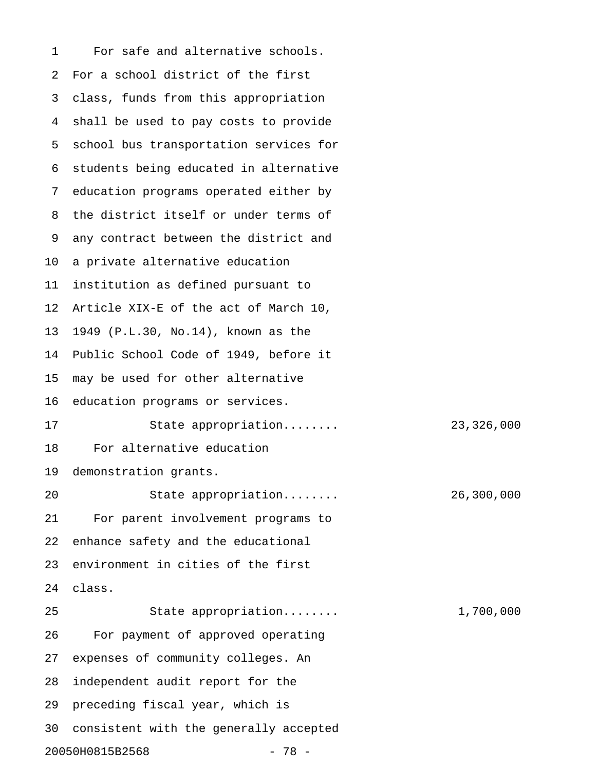For safe and alternative schools. For a school district of the first class, funds from this appropriation shall be used to pay costs to provide school bus transportation services for students being educated in alternative education programs operated either by the district itself or under terms of any contract between the district and a private alternative education institution as defined pursuant to Article XIX-E of the act of March 10, 1949 (P.L.30, No.14), known as the Public School Code of 1949, before it may be used for other alternative education programs or services.

State appropriation........ 23,326,000

For alternative education demonstration grants.

State appropriation........ 26,300,000

For parent involvement programs to enhance safety and the educational environment in cities of the first class.

State appropriation........ 1,700,000

For payment of approved operating expenses of community colleges. An independent audit report for the preceding fiscal year, which is consistent with the generally accepted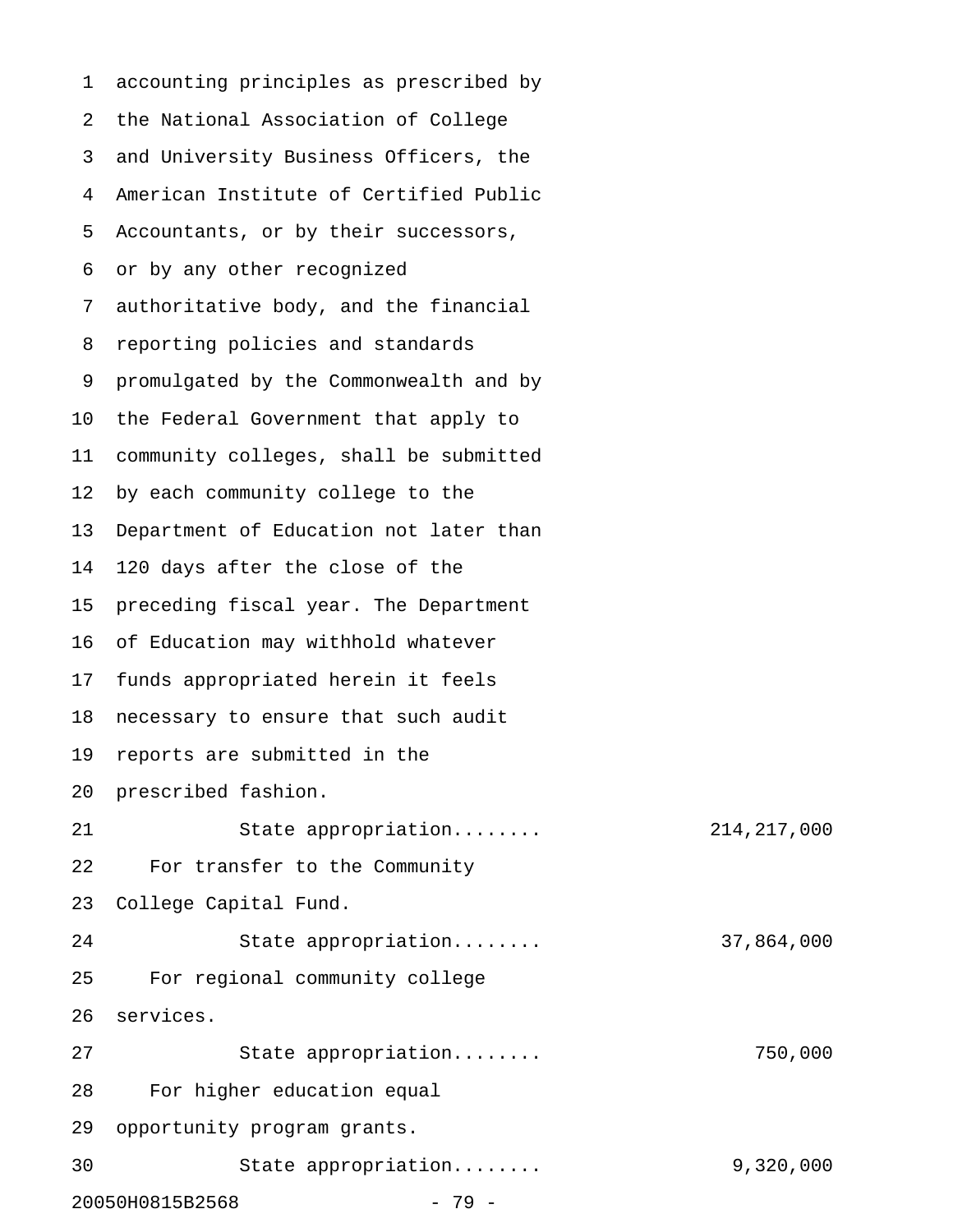accounting principles as prescribed by the National Association of College and University Business Officers, the American Institute of Certified Public Accountants, or by their successors, or by any other recognized authoritative body, and the financial reporting policies and standards promulgated by the Commonwealth and by the Federal Government that apply to community colleges, shall be submitted by each community college to the Department of Education not later than 120 days after the close of the preceding fiscal year. The Department of Education may withhold whatever funds appropriated herein it feels necessary to ensure that such audit reports are submitted in the prescribed fashion.

State appropriation........ 214,217,000

For transfer to the Community College Capital Fund.

State appropriation........ 37,864,000

For regional community college services.

State appropriation........ 750,000

For higher education equal opportunity program grants.

State appropriation........ 9,320,000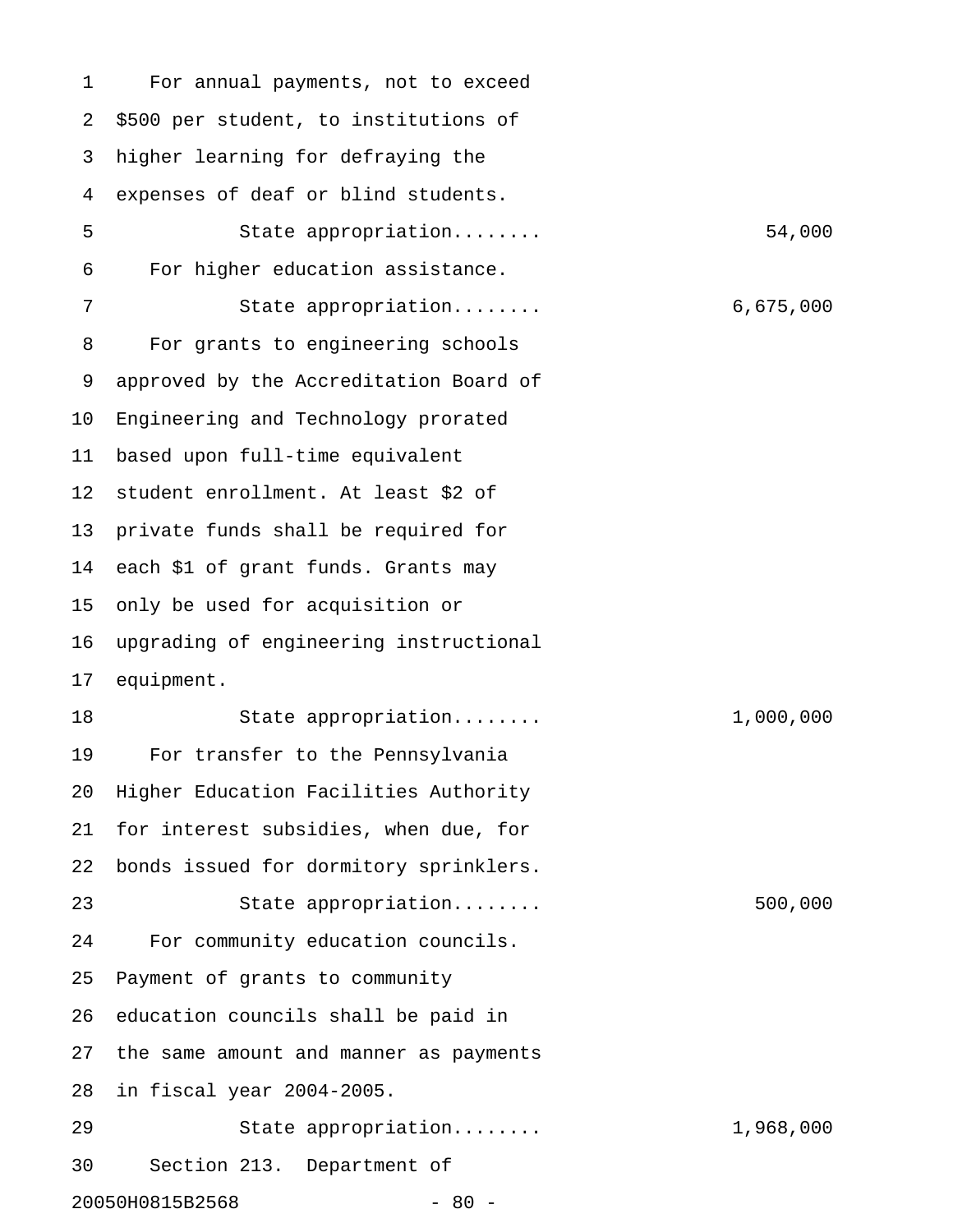For annual payments, not to exceed $500 per student, to institutions of higher learning for defraying the expenses of deaf or blind students.

State appropriation........ 54,000

For higher education assistance.

State appropriation........ 6,675,000

For grants to engineering schools approved by the Accreditation Board of Engineering and Technology prorated based upon full-time equivalent student enrollment. At least $2 of private funds shall be required for each $1 of grant funds. Grants may only be used for acquisition or upgrading of engineering instructional equipment.

State appropriation........ 1,000,000

For transfer to the Pennsylvania Higher Education Facilities Authority for interest subsidies, when due, for bonds issued for dormitory sprinklers.

State appropriation........ 500,000

For community education councils. Payment of grants to community education councils shall be paid in the same amount and manner as payments in fiscal year 2004-2005.

State appropriation........ 1,968,000

Section 213. Department of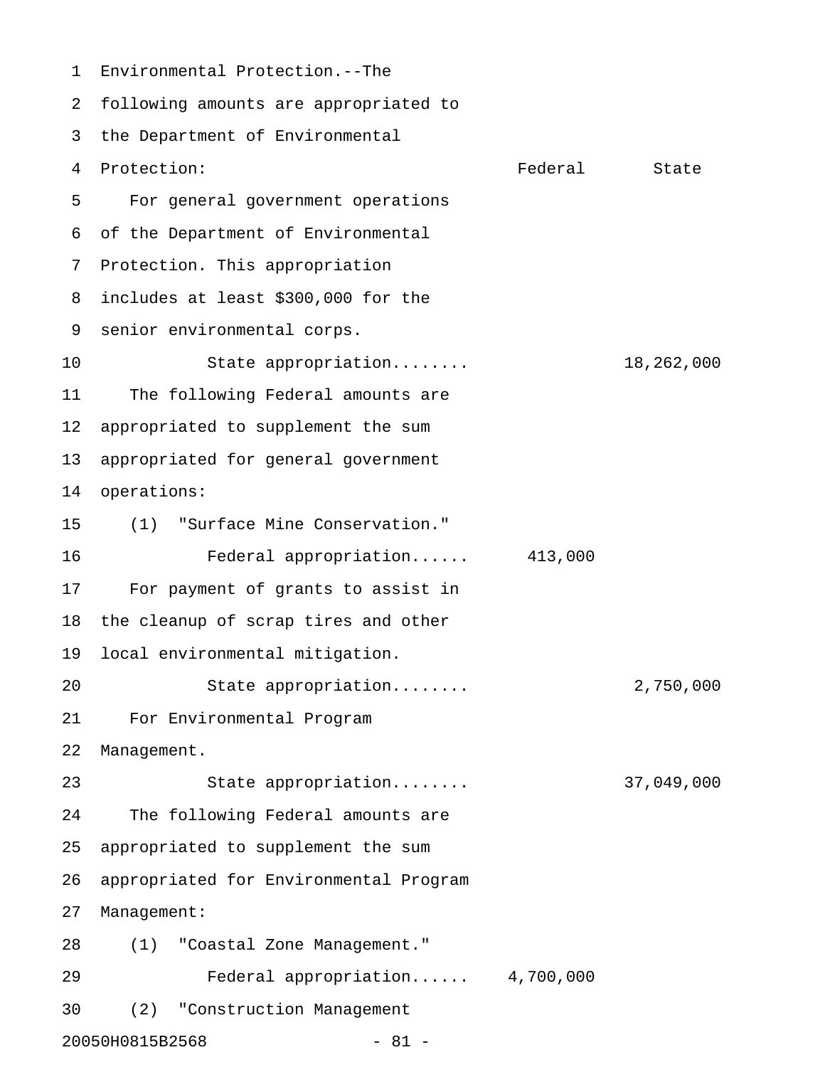Environmental Protection.--The following amounts are appropriated to the Department of Environmental Protection:

| | Federal | State |
|---|---|---|
| For general government operations of the Department of Environmental Protection. This appropriation includes at least $300,000 for the senior environmental corps. | | |
| State appropriation........ | | 18,262,000 |
| The following Federal amounts are appropriated to supplement the sum appropriated for general government operations: | | |
| (1) "Surface Mine Conservation." | | |
| Federal appropriation...... | 413,000 | |
| For payment of grants to assist in the cleanup of scrap tires and other local environmental mitigation. | | |
| State appropriation........ | | 2,750,000 |
| For Environmental Program Management. | | |
| State appropriation........ | | 37,049,000 |
| The following Federal amounts are appropriated to supplement the sum appropriated for Environmental Program Management: | | |
| (1) "Coastal Zone Management." | | |
| Federal appropriation...... | 4,700,000 | |
| (2) "Construction Management | | |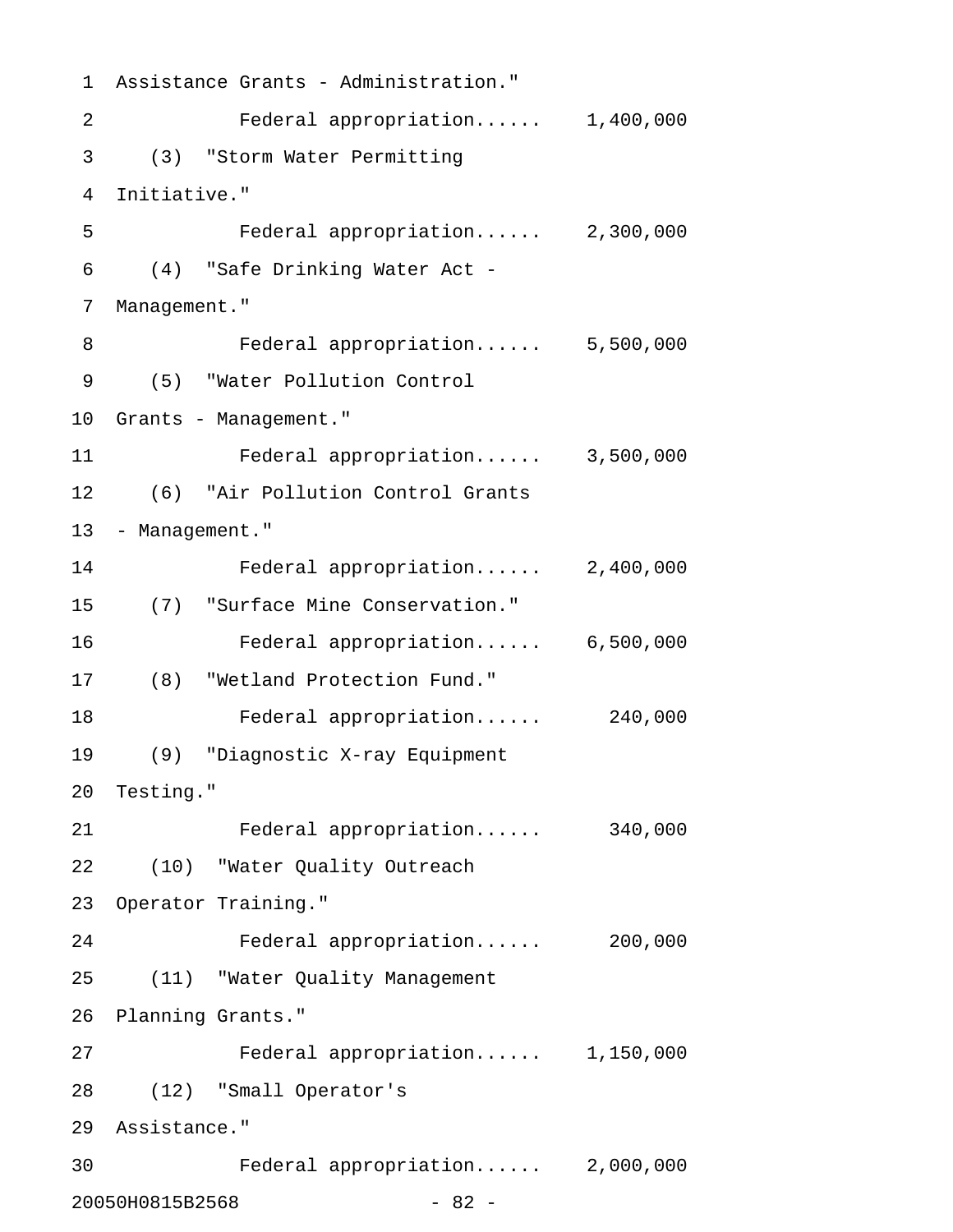Assistance Grants - Administration."

Federal appropriation...... 1,400,000

(3) "Storm Water Permitting Initiative."

Federal appropriation...... 2,300,000

(4) "Safe Drinking Water Act - Management."

Federal appropriation...... 5,500,000

(5) "Water Pollution Control Grants - Management."

Federal appropriation...... 3,500,000

(6) "Air Pollution Control Grants - Management."

Federal appropriation...... 2,400,000

(7) "Surface Mine Conservation."

Federal appropriation...... 6,500,000

(8) "Wetland Protection Fund."

Federal appropriation...... 240,000

(9) "Diagnostic X-ray Equipment Testing."

Federal appropriation...... 340,000

(10) "Water Quality Outreach Operator Training."

Federal appropriation...... 200,000

(11) "Water Quality Management Planning Grants."

Federal appropriation...... 1,150,000

(12) "Small Operator's Assistance."

Federal appropriation...... 2,000,000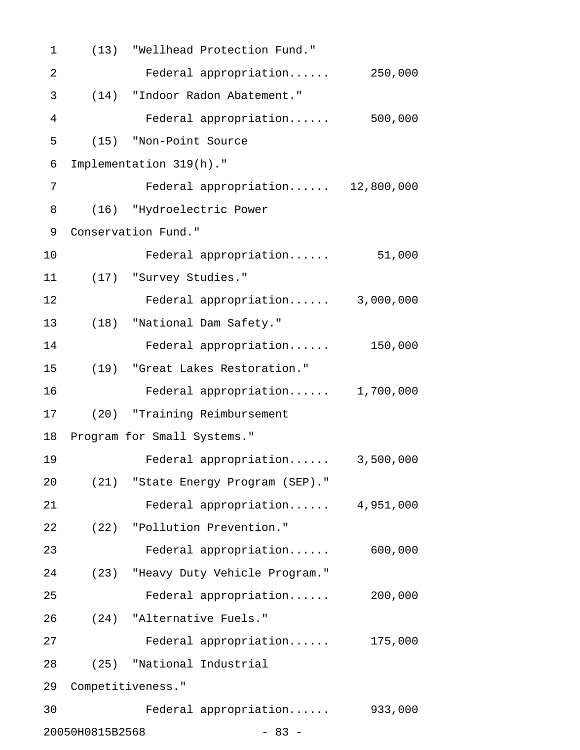(13) "Wellhead Protection Fund."

Federal appropriation...... 250,000

(14) "Indoor Radon Abatement."

Federal appropriation...... 500,000

(15) "Non-Point Source Implementation 319(h)."

Federal appropriation...... 12,800,000

(16) "Hydroelectric Power Conservation Fund."

Federal appropriation...... 51,000

(17) "Survey Studies."

Federal appropriation...... 3,000,000

(18) "National Dam Safety."

Federal appropriation...... 150,000

(19) "Great Lakes Restoration."

Federal appropriation...... 1,700,000

(20) "Training Reimbursement Program for Small Systems."

Federal appropriation...... 3,500,000

(21) "State Energy Program (SEP)."

Federal appropriation...... 4,951,000

(22) "Pollution Prevention."

Federal appropriation...... 600,000

(23) "Heavy Duty Vehicle Program."

Federal appropriation...... 200,000

(24) "Alternative Fuels."

Federal appropriation...... 175,000

(25) "National Industrial Competitiveness."

Federal appropriation...... 933,000

20050H0815B2568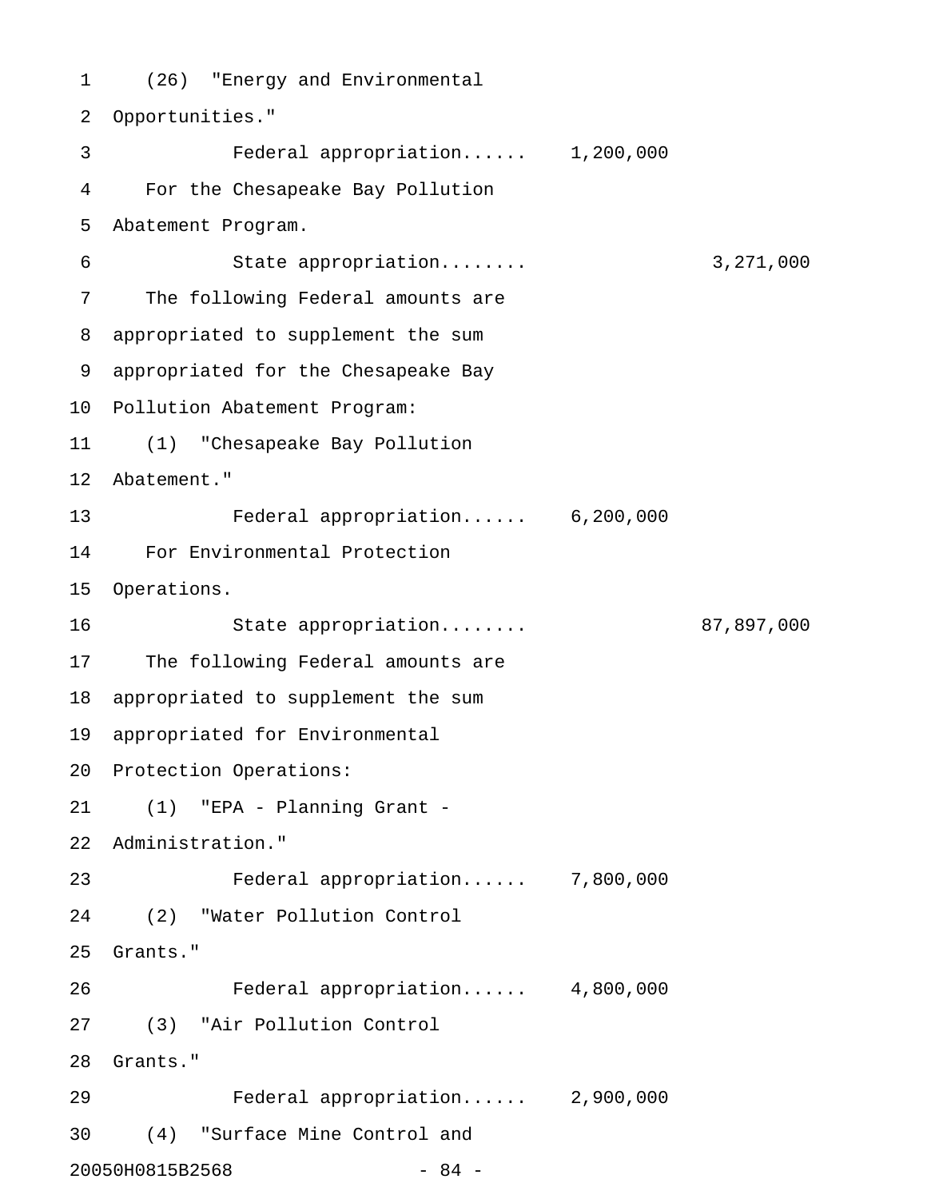(26) "Energy and Environmental Opportunities."

Federal appropriation...... 1,200,000

For the Chesapeake Bay Pollution Abatement Program.

State appropriation........ 3,271,000

The following Federal amounts are appropriated to supplement the sum appropriated for the Chesapeake Bay Pollution Abatement Program:

(1) "Chesapeake Bay Pollution Abatement."

Federal appropriation...... 6,200,000

For Environmental Protection Operations.

State appropriation........ 87,897,000

The following Federal amounts are appropriated to supplement the sum appropriated for Environmental Protection Operations:

(1) "EPA - Planning Grant - Administration."

Federal appropriation...... 7,800,000

(2) "Water Pollution Control Grants."

Federal appropriation...... 4,800,000

(3) "Air Pollution Control Grants."

Federal appropriation...... 2,900,000

(4) "Surface Mine Control and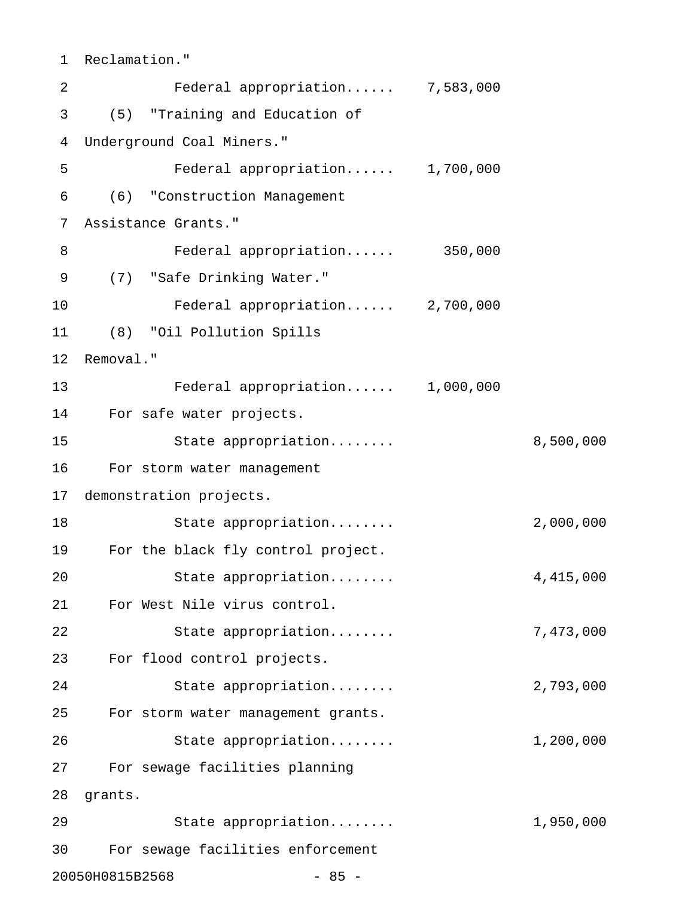Reclamation."

Federal appropriation...... 7,583,000

(5) "Training and Education of Underground Coal Miners."

Federal appropriation...... 1,700,000

(6) "Construction Management Assistance Grants."

Federal appropriation...... 350,000

(7) "Safe Drinking Water."

Federal appropriation...... 2,700,000

(8) "Oil Pollution Spills Removal."

Federal appropriation...... 1,000,000

For safe water projects.

State appropriation........ 8,500,000

For storm water management demonstration projects.

State appropriation........ 2,000,000

For the black fly control project.

State appropriation........ 4,415,000

For West Nile virus control.

State appropriation........ 7,473,000

For flood control projects.

State appropriation........ 2,793,000

For storm water management grants.

State appropriation........ 1,200,000

For sewage facilities planning grants.

State appropriation........ 1,950,000

For sewage facilities enforcement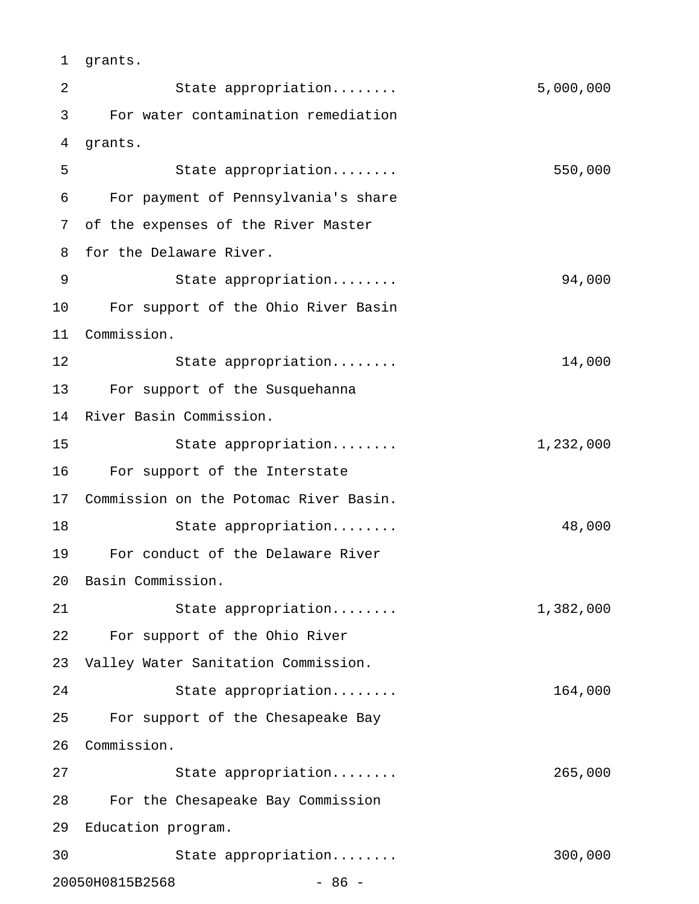grants.

State appropriation........ 5,000,000

For water contamination remediation grants.

State appropriation........ 550,000

For payment of Pennsylvania's share of the expenses of the River Master for the Delaware River.

State appropriation........ 94,000

For support of the Ohio River Basin Commission.

State appropriation........ 14,000

For support of the Susquehanna River Basin Commission.

State appropriation........ 1,232,000

For support of the Interstate Commission on the Potomac River Basin.

State appropriation........ 48,000

For conduct of the Delaware River Basin Commission.

State appropriation........ 1,382,000

For support of the Ohio River Valley Water Sanitation Commission.

State appropriation........ 164,000

For support of the Chesapeake Bay Commission.

State appropriation........ 265,000

For the Chesapeake Bay Commission Education program.

State appropriation........ 300,000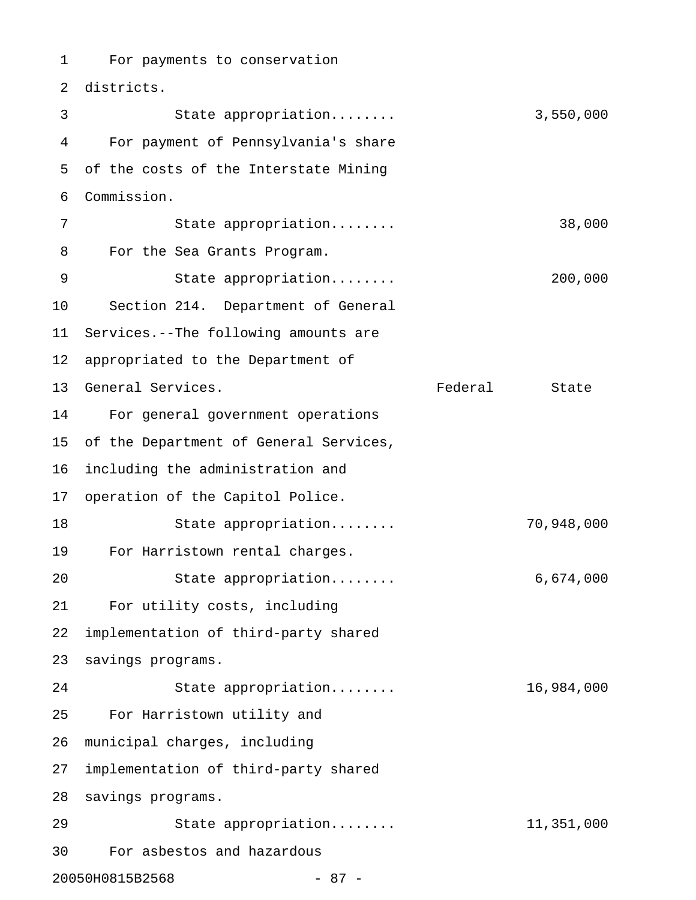For payments to conservation districts.

State appropriation........ 3,550,000

For payment of Pennsylvania's share of the costs of the Interstate Mining Commission.

State appropriation........ 38,000

For the Sea Grants Program.

State appropriation........ 200,000

Section 214. Department of General Services.--The following amounts are appropriated to the Department of General Services.

| | Federal | State |
|---|---|---|
| For general government operations of the Department of General Services, including the administration and operation of the Capitol Police. | | |
| State appropriation........ | | 70,948,000 |
| For Harristown rental charges. | | |
| State appropriation........ | | 6,674,000 |
| For utility costs, including implementation of third-party shared savings programs. | | |
| State appropriation........ | | 16,984,000 |
| For Harristown utility and municipal charges, including implementation of third-party shared savings programs. | | |
| State appropriation........ | | 11,351,000 |

For asbestos and hazardous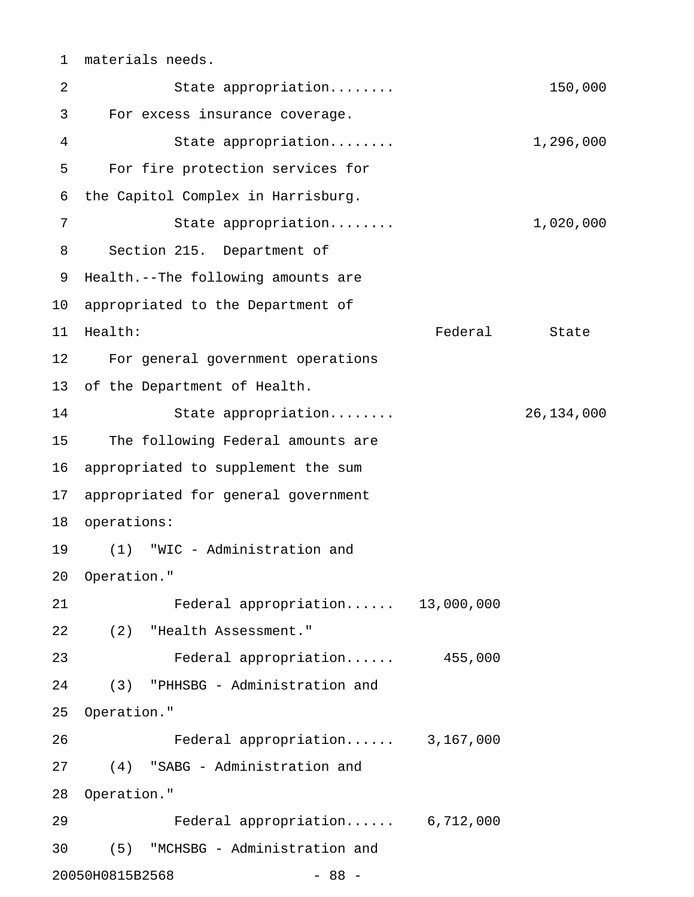materials needs.

| | Federal | State |
|---|---|---|
| State appropriation........ | | 150,000 |
| For excess insurance coverage. | | |
| State appropriation........ | | 1,296,000 |
| For fire protection services for the Capitol Complex in Harrisburg. | | |
| State appropriation........ | | 1,020,000 |

Section 215. Department of Health.--The following amounts are appropriated to the Department of Health:

| | Federal | State |
|---|---|---|
| For general government operations of the Department of Health. | | |
| State appropriation........ | | 26,134,000 |
| The following Federal amounts are appropriated to supplement the sum appropriated for general government operations: | | |
| (1) "WIC - Administration and Operation." | | |
| Federal appropriation...... | 13,000,000 | |
| (2) "Health Assessment." | | |
| Federal appropriation...... | 455,000 | |
| (3) "PHHSBG - Administration and Operation." | | |
| Federal appropriation...... | 3,167,000 | |
| (4) "SABG - Administration and Operation." | | |
| Federal appropriation...... | 6,712,000 | |
| (5) "MCHSBG - Administration and | | |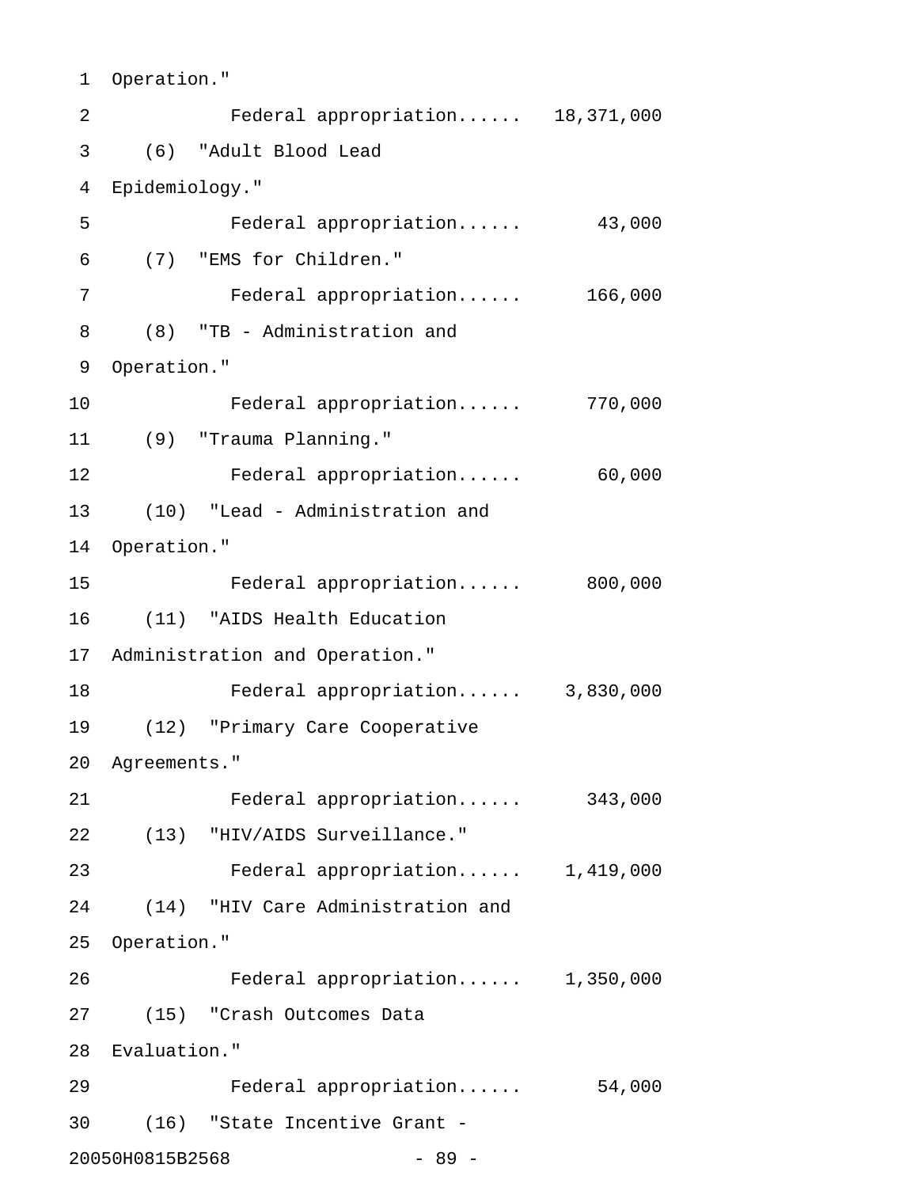Operation."

Federal appropriation...... 18,371,000

(6) "Adult Blood Lead Epidemiology."

Federal appropriation...... 43,000

(7) "EMS for Children."

Federal appropriation...... 166,000

(8) "TB - Administration and Operation."

Federal appropriation...... 770,000

(9) "Trauma Planning."

Federal appropriation...... 60,000

(10) "Lead - Administration and Operation."

Federal appropriation...... 800,000

(11) "AIDS Health Education Administration and Operation."

Federal appropriation...... 3,830,000

(12) "Primary Care Cooperative Agreements."

Federal appropriation...... 343,000

(13) "HIV/AIDS Surveillance."

Federal appropriation...... 1,419,000

(14) "HIV Care Administration and Operation."

Federal appropriation...... 1,350,000

(15) "Crash Outcomes Data Evaluation."

Federal appropriation...... 54,000

(16) "State Incentive Grant -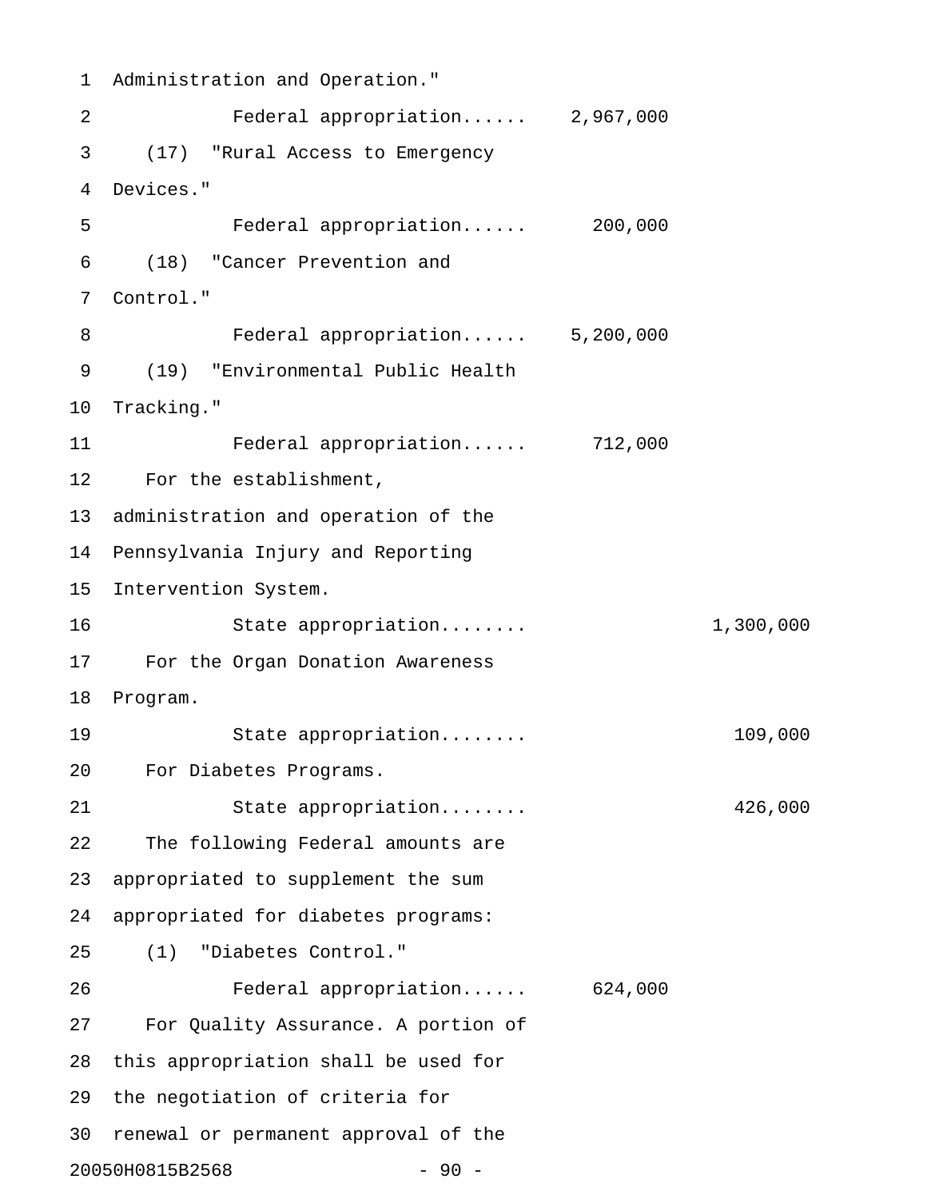Administration and Operation."

Federal appropriation...... 2,967,000

(17) "Rural Access to Emergency Devices."

Federal appropriation...... 200,000

(18) "Cancer Prevention and Control."

Federal appropriation...... 5,200,000

(19) "Environmental Public Health Tracking."

Federal appropriation...... 712,000

For the establishment, administration and operation of the Pennsylvania Injury and Reporting Intervention System.

State appropriation........ 1,300,000

For the Organ Donation Awareness Program.

State appropriation........ 109,000

For Diabetes Programs.

State appropriation........ 426,000

The following Federal amounts are appropriated to supplement the sum appropriated for diabetes programs:

(1) "Diabetes Control."

Federal appropriation...... 624,000

For Quality Assurance. A portion of this appropriation shall be used for the negotiation of criteria for renewal or permanent approval of the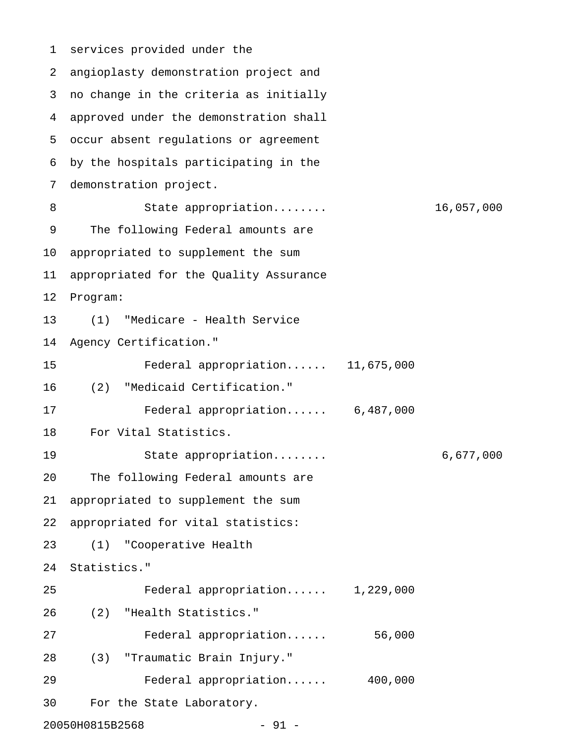services provided under the angioplasty demonstration project and no change in the criteria as initially approved under the demonstration shall occur absent regulations or agreement by the hospitals participating in the demonstration project.

State appropriation........ 16,057,000

The following Federal amounts are appropriated to supplement the sum appropriated for the Quality Assurance Program:

(1) "Medicare - Health Service Agency Certification."

Federal appropriation...... 11,675,000

(2) "Medicaid Certification."

Federal appropriation...... 6,487,000

For Vital Statistics.

State appropriation........ 6,677,000

The following Federal amounts are appropriated to supplement the sum appropriated for vital statistics:

(1) "Cooperative Health Statistics."

Federal appropriation...... 1,229,000

(2) "Health Statistics."

Federal appropriation...... 56,000

(3) "Traumatic Brain Injury."

Federal appropriation...... 400,000

For the State Laboratory.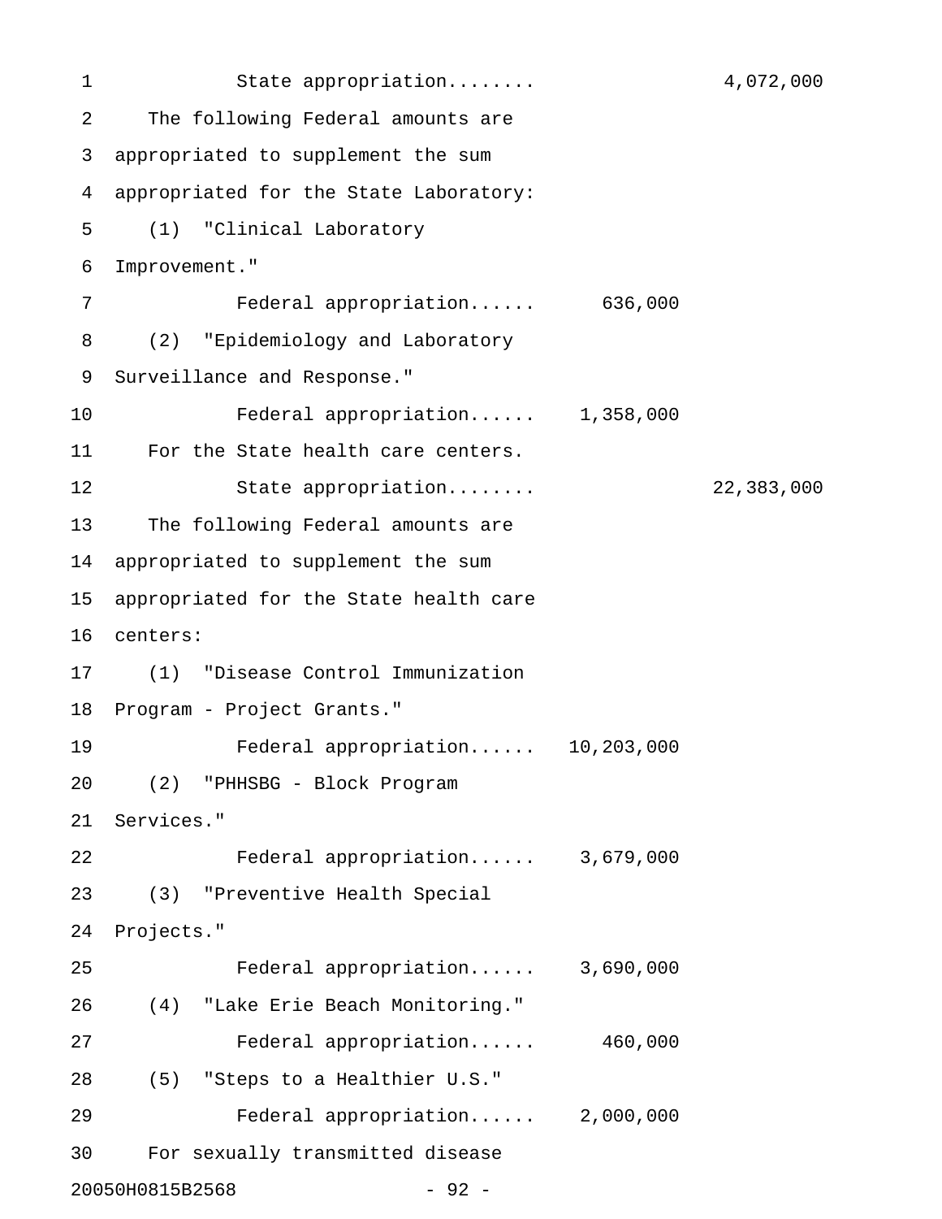State appropriation........ 4,072,000

The following Federal amounts are appropriated to supplement the sum appropriated for the State Laboratory:

(1) "Clinical Laboratory Improvement."

Federal appropriation...... 636,000

(2) "Epidemiology and Laboratory Surveillance and Response."

Federal appropriation...... 1,358,000

For the State health care centers.

State appropriation........ 22,383,000

The following Federal amounts are appropriated to supplement the sum appropriated for the State health care centers:

(1) "Disease Control Immunization Program - Project Grants."

Federal appropriation...... 10,203,000

(2) "PHHSBG - Block Program Services."

Federal appropriation...... 3,679,000

(3) "Preventive Health Special Projects."

Federal appropriation...... 3,690,000

(4) "Lake Erie Beach Monitoring."

Federal appropriation...... 460,000

(5) "Steps to a Healthier U.S."

Federal appropriation...... 2,000,000

For sexually transmitted disease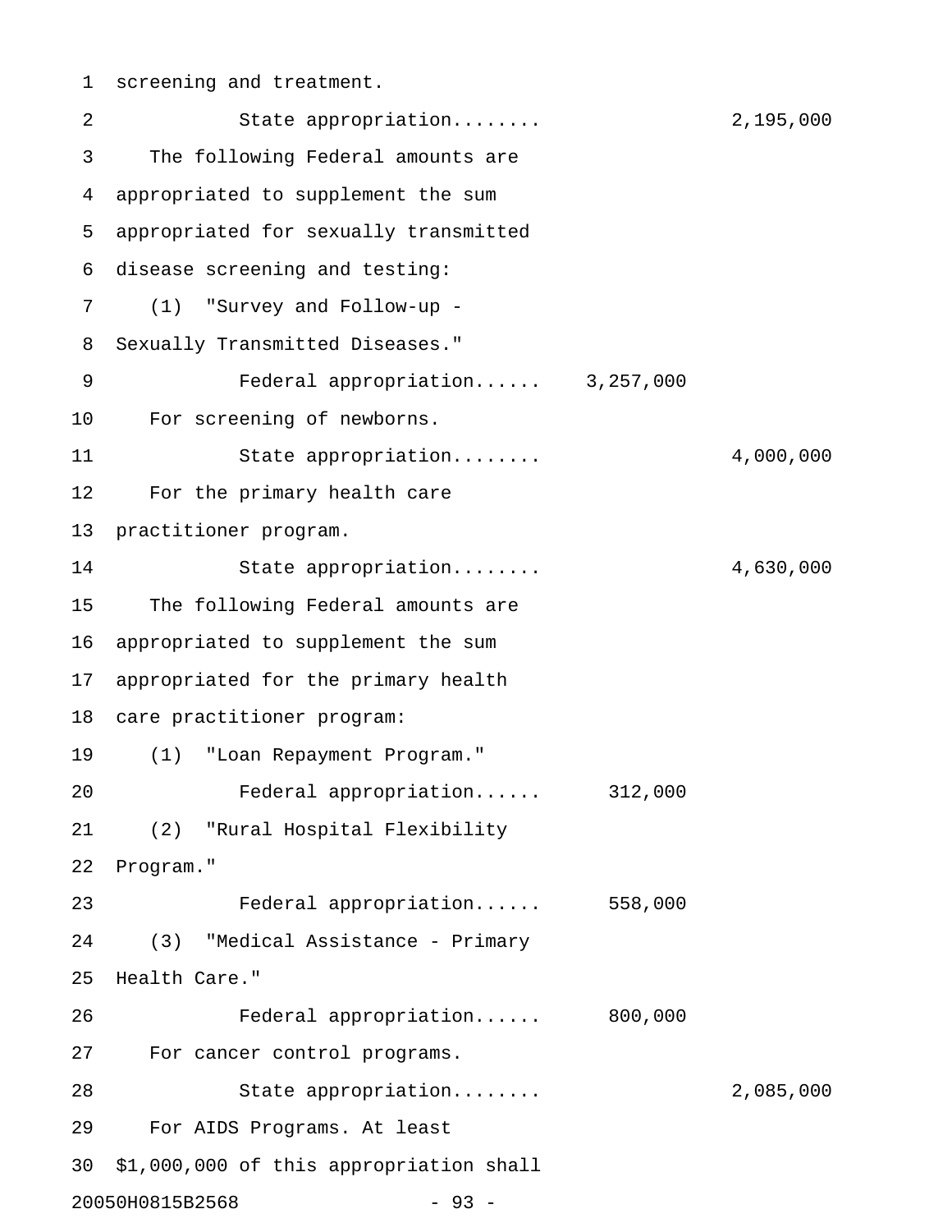screening and treatment.

State appropriation........ 2,195,000

The following Federal amounts are appropriated to supplement the sum appropriated for sexually transmitted disease screening and testing:

(1) "Survey and Follow-up - Sexually Transmitted Diseases."

Federal appropriation...... 3,257,000

For screening of newborns.

State appropriation........ 4,000,000

For the primary health care practitioner program.

State appropriation........ 4,630,000

The following Federal amounts are appropriated to supplement the sum appropriated for the primary health care practitioner program:

(1) "Loan Repayment Program."

Federal appropriation...... 312,000

(2) "Rural Hospital Flexibility Program."

Federal appropriation...... 558,000

(3) "Medical Assistance - Primary Health Care."

Federal appropriation...... 800,000

For cancer control programs.

State appropriation........ 2,085,000

For AIDS Programs. At least $1,000,000 of this appropriation shall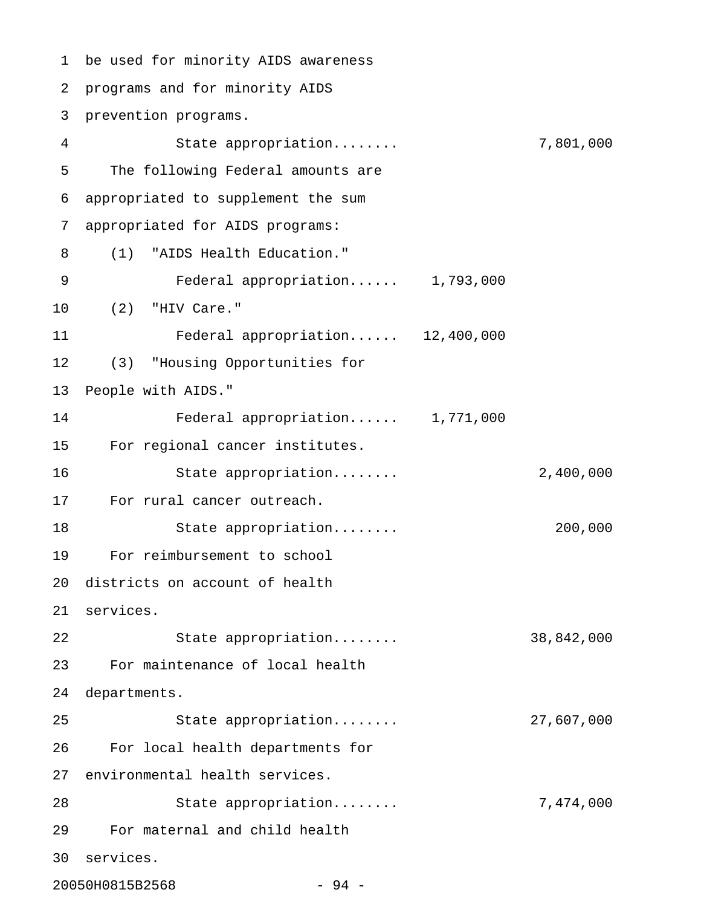be used for minority AIDS awareness programs and for minority AIDS prevention programs.

State appropriation........ 7,801,000

The following Federal amounts are appropriated to supplement the sum appropriated for AIDS programs:

(1) "AIDS Health Education."

Federal appropriation...... 1,793,000

(2) "HIV Care."

Federal appropriation...... 12,400,000

(3) "Housing Opportunities for People with AIDS."

Federal appropriation...... 1,771,000

For regional cancer institutes.

State appropriation........ 2,400,000

For rural cancer outreach.

State appropriation........ 200,000

For reimbursement to school districts on account of health services.

State appropriation........ 38,842,000

For maintenance of local health departments.

State appropriation........ 27,607,000

For local health departments for environmental health services.

State appropriation........ 7,474,000

For maternal and child health services.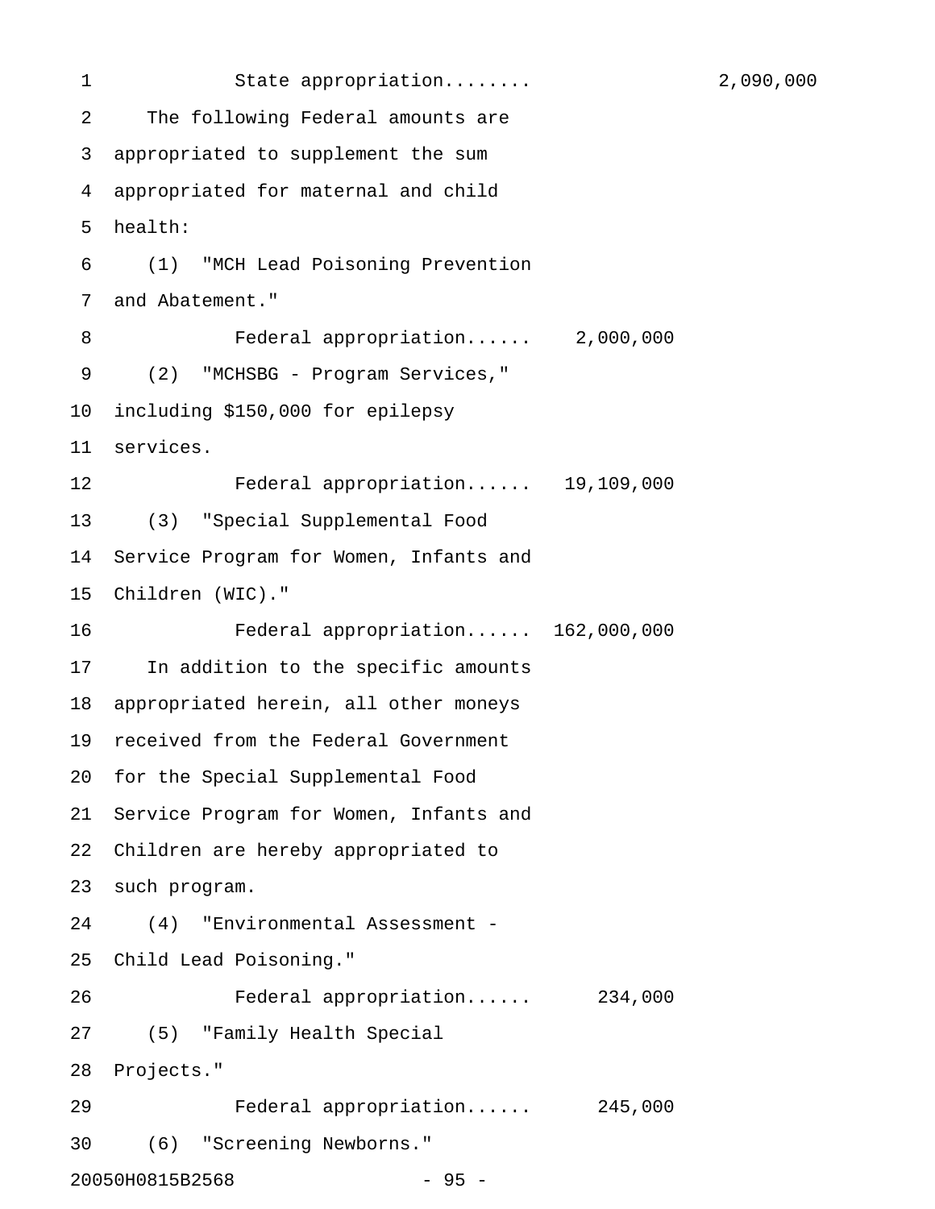State appropriation........ 2,090,000

The following Federal amounts are appropriated to supplement the sum appropriated for maternal and child health:

(1) "MCH Lead Poisoning Prevention and Abatement."

Federal appropriation...... 2,000,000

(2) "MCHSBG - Program Services," including $150,000 for epilepsy services.

Federal appropriation...... 19,109,000

(3) "Special Supplemental Food Service Program for Women, Infants and Children (WIC)."

Federal appropriation...... 162,000,000

In addition to the specific amounts appropriated herein, all other moneys received from the Federal Government for the Special Supplemental Food Service Program for Women, Infants and Children are hereby appropriated to such program.

(4) "Environmental Assessment - Child Lead Poisoning."

Federal appropriation...... 234,000

(5) "Family Health Special Projects."

Federal appropriation...... 245,000

(6) "Screening Newborns."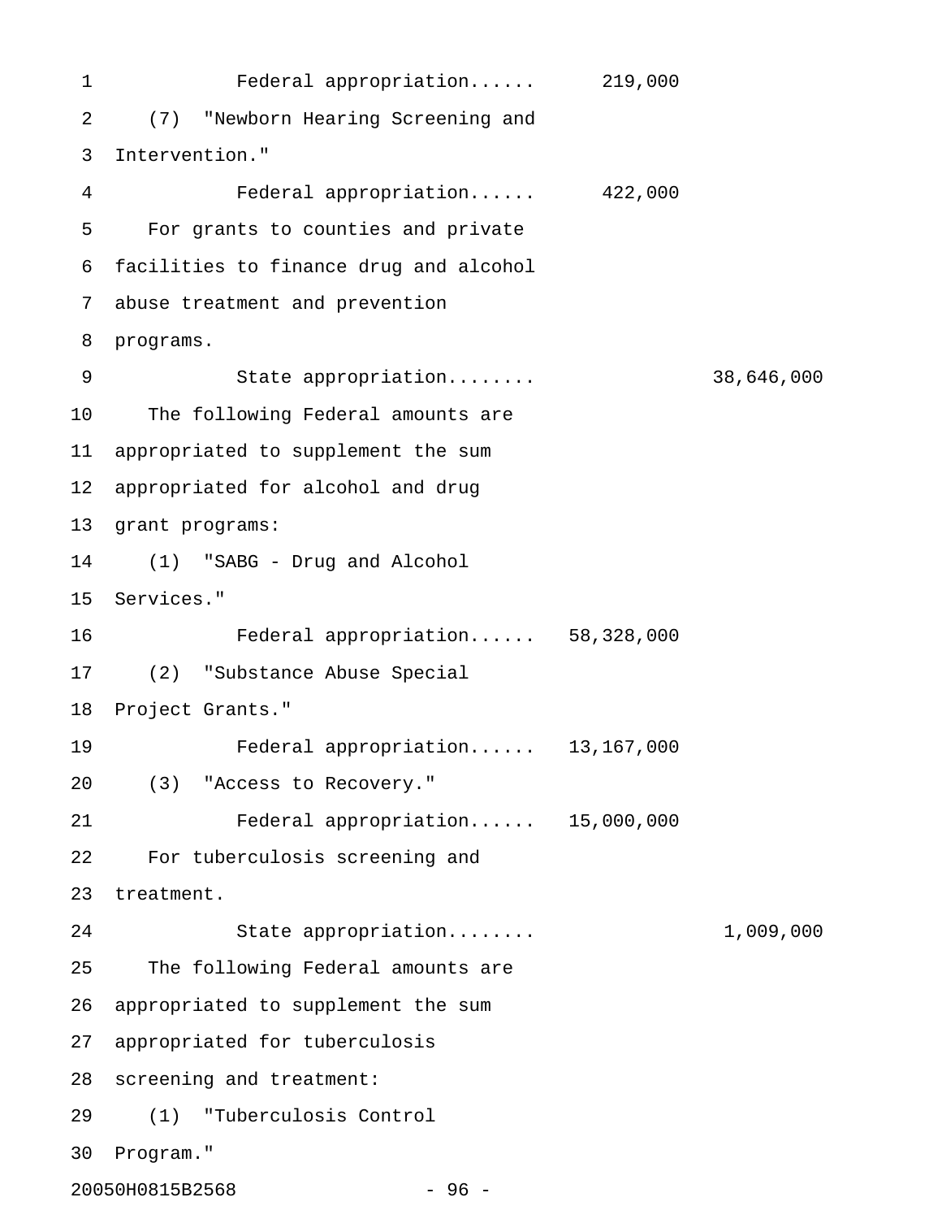Federal appropriation...... 219,000

(7) "Newborn Hearing Screening and Intervention."

Federal appropriation...... 422,000

For grants to counties and private facilities to finance drug and alcohol abuse treatment and prevention programs.

State appropriation........ 38,646,000

The following Federal amounts are appropriated to supplement the sum appropriated for alcohol and drug grant programs:

(1) "SABG - Drug and Alcohol Services."

Federal appropriation...... 58,328,000

(2) "Substance Abuse Special Project Grants."

Federal appropriation...... 13,167,000

(3) "Access to Recovery."

Federal appropriation...... 15,000,000

For tuberculosis screening and treatment.

State appropriation........ 1,009,000

The following Federal amounts are appropriated to supplement the sum appropriated for tuberculosis screening and treatment:

(1) "Tuberculosis Control Program."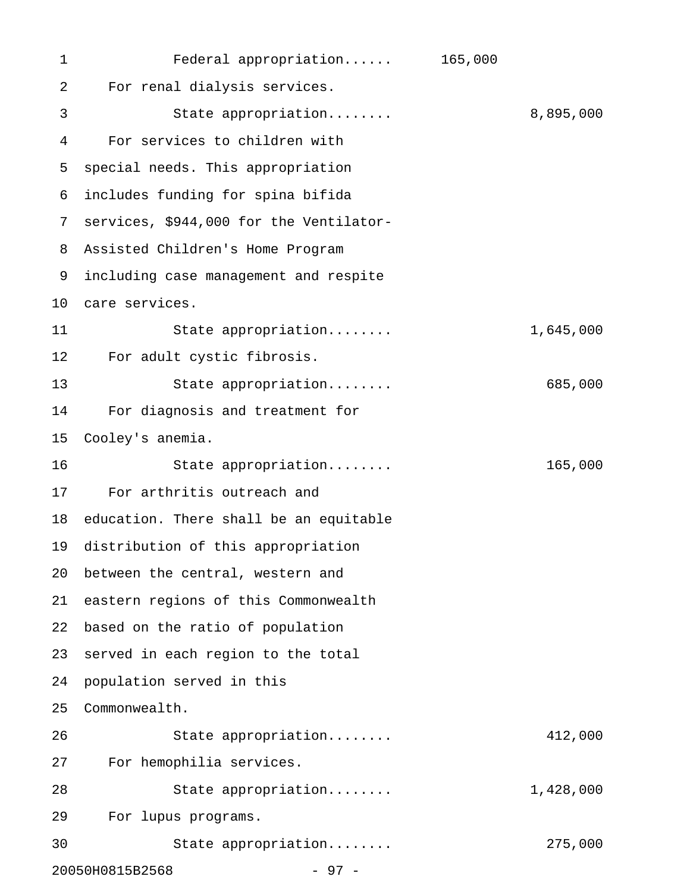Federal appropriation...... 165,000

For renal dialysis services.

State appropriation........ 8,895,000

For services to children with special needs. This appropriation includes funding for spina bifida services, $944,000 for the Ventilator-Assisted Children's Home Program including case management and respite care services.

State appropriation........ 1,645,000

For adult cystic fibrosis.

State appropriation........ 685,000

For diagnosis and treatment for Cooley's anemia.

State appropriation........ 165,000

For arthritis outreach and education. There shall be an equitable distribution of this appropriation between the central, western and eastern regions of this Commonwealth based on the ratio of population served in each region to the total population served in this Commonwealth.

State appropriation........ 412,000

For hemophilia services.

State appropriation........ 1,428,000

For lupus programs.

State appropriation........ 275,000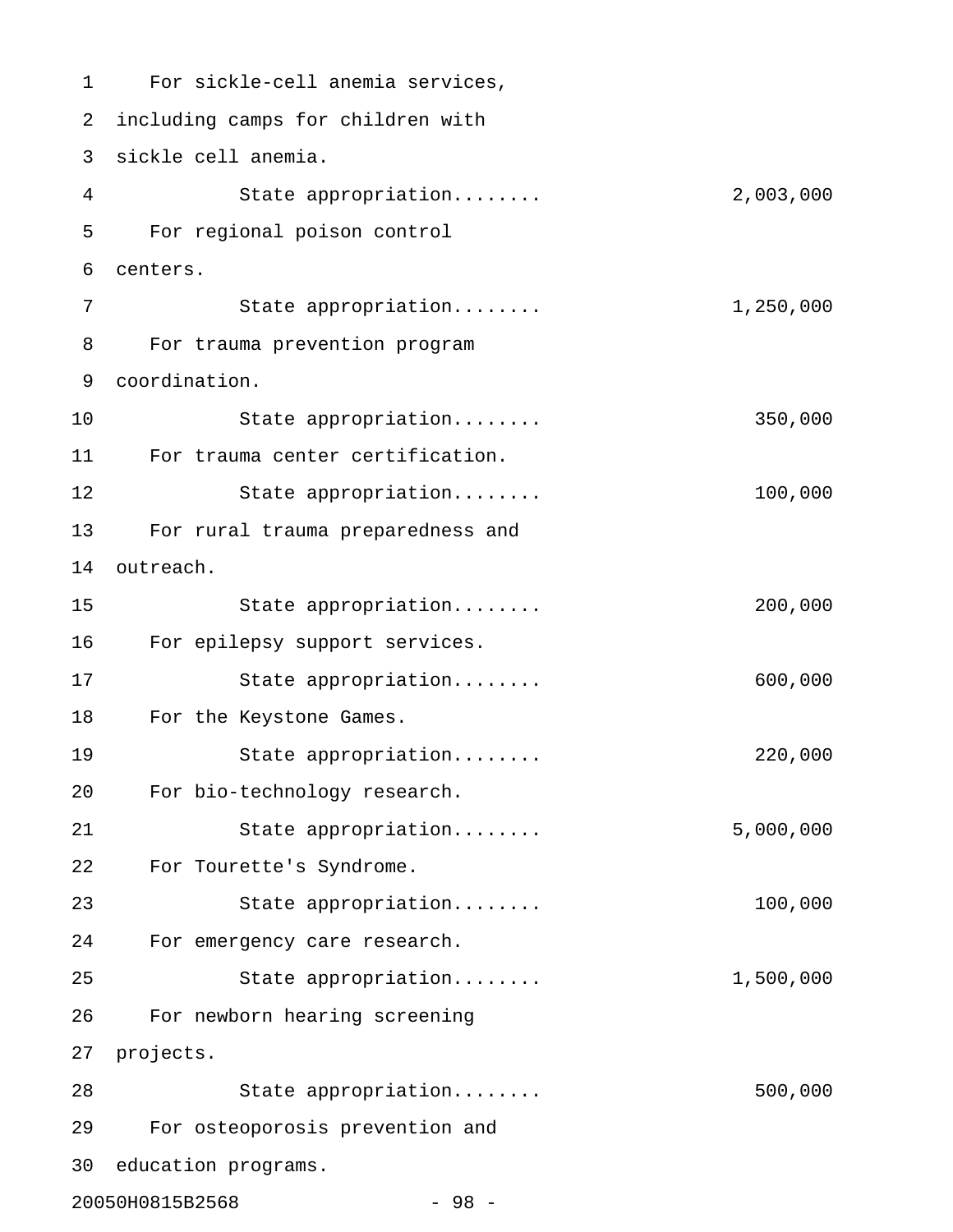For sickle-cell anemia services, including camps for children with sickle cell anemia.

State appropriation........ 2,003,000

For regional poison control centers.

State appropriation........ 1,250,000

For trauma prevention program coordination.

State appropriation........ 350,000

For trauma center certification.

State appropriation........ 100,000

For rural trauma preparedness and outreach.

State appropriation........ 200,000

For epilepsy support services.

State appropriation........ 600,000

For the Keystone Games.

State appropriation........ 220,000

For bio-technology research.

State appropriation........ 5,000,000

For Tourette's Syndrome.

State appropriation........ 100,000

For emergency care research.

State appropriation........ 1,500,000

For newborn hearing screening projects.

State appropriation........ 500,000

For osteoporosis prevention and education programs.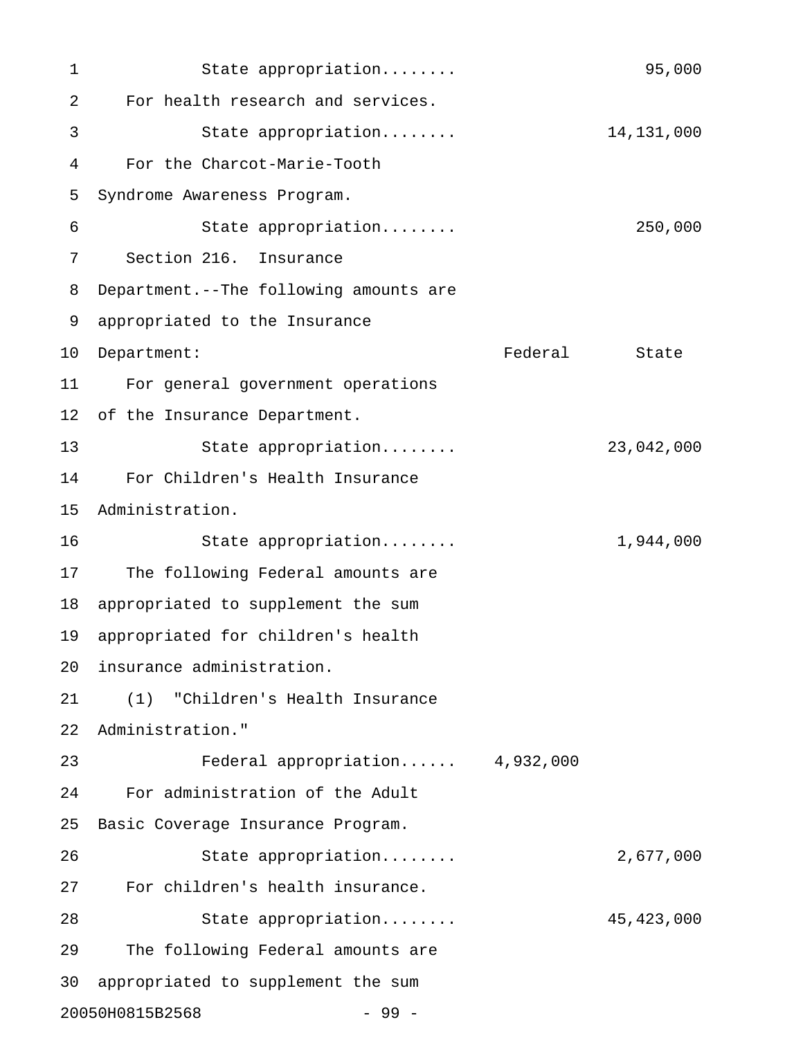| | Federal | State |
|---|---|---|
| State appropriation........ | | 95,000 |
| For health research and services. | | |
| State appropriation........ | | 14,131,000 |
| For the Charcot-Marie-Tooth Syndrome Awareness Program. | | |
| State appropriation........ | | 250,000 |

Section 216. Insurance Department.--The following amounts are appropriated to the Insurance Department:

| | Federal | State |
|---|---|---|
| For general government operations of the Insurance Department. | | |
| State appropriation........ | | 23,042,000 |
| For Children's Health Insurance Administration. | | |
| State appropriation........ | | 1,944,000 |
| The following Federal amounts are appropriated to supplement the sum appropriated for children's health insurance administration. | | |
| (1) "Children's Health Insurance Administration." | | |
| Federal appropriation...... | 4,932,000 | |
| For administration of the Adult Basic Coverage Insurance Program. | | |
| State appropriation........ | | 2,677,000 |
| For children's health insurance. | | |
| State appropriation........ | | 45,423,000 |
| The following Federal amounts are appropriated to supplement the sum | | |

20050H0815B2568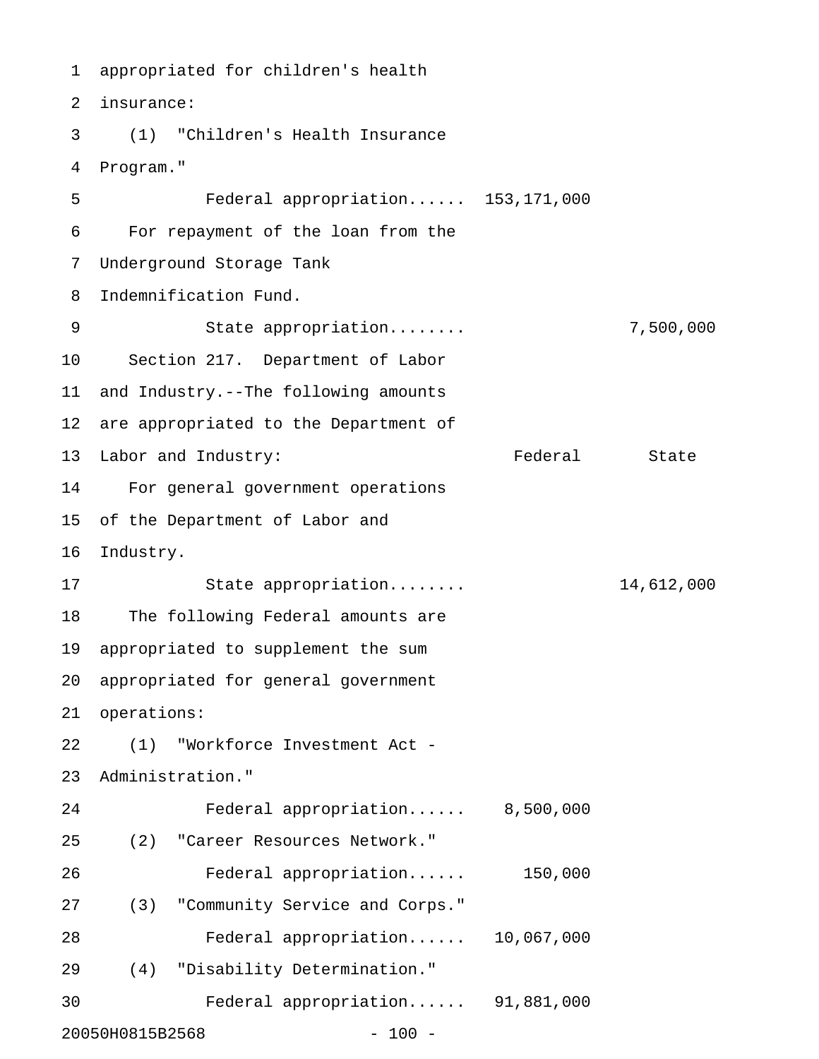appropriated for children's health insurance:

(1) "Children's Health Insurance Program."

| | Federal | State |
|---|---|---|
| Federal appropriation...... | 153,171,000 | |

For repayment of the loan from the Underground Storage Tank Indemnification Fund.

| | Federal | State |
|---|---|---|
| State appropriation........ | | 7,500,000 |

Section 217. Department of Labor and Industry.--The following amounts are appropriated to the Department of Labor and Industry:

| | Federal | State |
|---|---|---|

For general government operations of the Department of Labor and Industry.

| | Federal | State |
|---|---|---|
| State appropriation........ | | 14,612,000 |

The following Federal amounts are appropriated to supplement the sum appropriated for general government operations:

(1) "Workforce Investment Act - Administration."

| | Federal | State |
|---|---|---|
| Federal appropriation...... | 8,500,000 | |

(2) "Career Resources Network."

| | Federal | State |
|---|---|---|
| Federal appropriation...... | 150,000 | |

(3) "Community Service and Corps."

| | Federal | State |
|---|---|---|
| Federal appropriation...... | 10,067,000 | |

(4) "Disability Determination."

| | Federal | State |
|---|---|---|
| Federal appropriation...... | 91,881,000 | |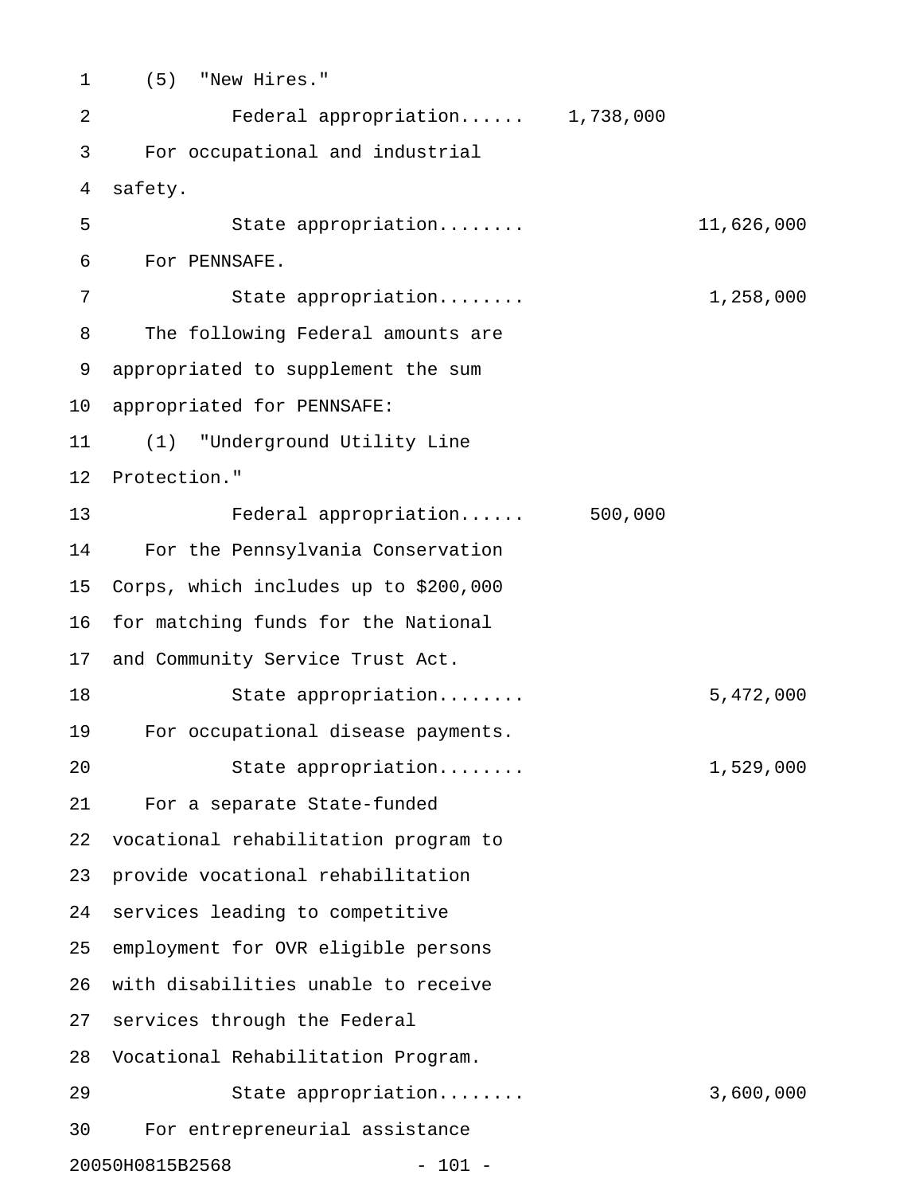(5) "New Hires."

Federal appropriation...... 1,738,000

For occupational and industrial safety.

State appropriation........ 11,626,000

For PENNSAFE.

State appropriation........ 1,258,000

The following Federal amounts are appropriated to supplement the sum appropriated for PENNSAFE:

(1) "Underground Utility Line Protection."

Federal appropriation...... 500,000

For the Pennsylvania Conservation Corps, which includes up to $200,000 for matching funds for the National and Community Service Trust Act.

State appropriation........ 5,472,000

For occupational disease payments.

State appropriation........ 1,529,000

For a separate State-funded vocational rehabilitation program to provide vocational rehabilitation services leading to competitive employment for OVR eligible persons with disabilities unable to receive services through the Federal Vocational Rehabilitation Program.

State appropriation........ 3,600,000

For entrepreneurial assistance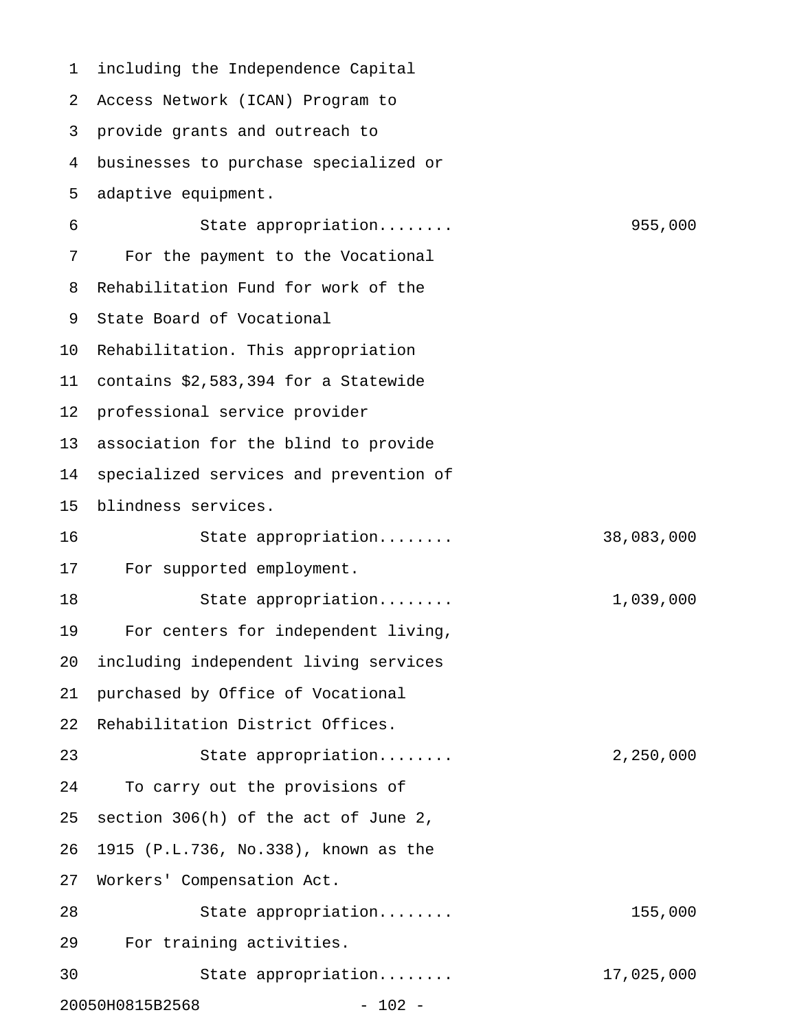including the Independence Capital Access Network (ICAN) Program to provide grants and outreach to businesses to purchase specialized or adaptive equipment.

State appropriation........ 955,000

For the payment to the Vocational Rehabilitation Fund for work of the State Board of Vocational Rehabilitation. This appropriation contains $2,583,394 for a Statewide professional service provider association for the blind to provide specialized services and prevention of blindness services.

State appropriation........ 38,083,000

For supported employment.

State appropriation........ 1,039,000

For centers for independent living, including independent living services purchased by Office of Vocational Rehabilitation District Offices.

State appropriation........ 2,250,000

To carry out the provisions of section 306(h) of the act of June 2, 1915 (P.L.736, No.338), known as the Workers' Compensation Act.

State appropriation........ 155,000

For training activities.

State appropriation........ 17,025,000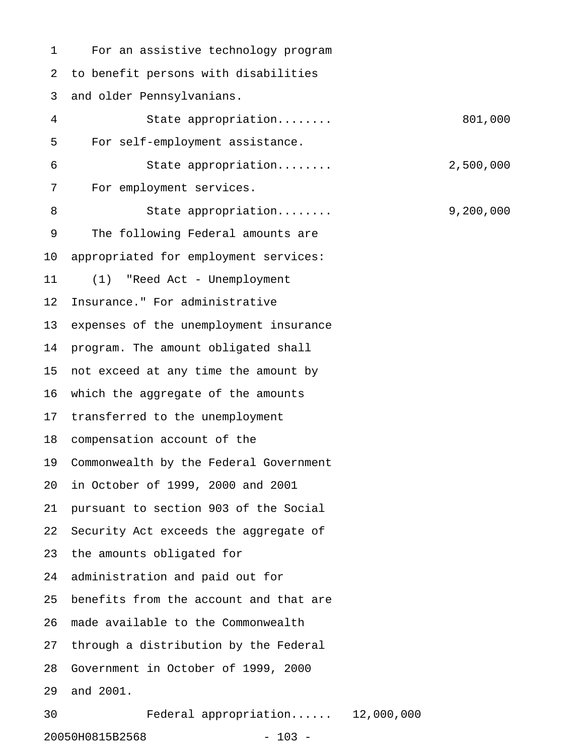For an assistive technology program to benefit persons with disabilities and older Pennsylvanians.

State appropriation........ 801,000

For self-employment assistance.

State appropriation........ 2,500,000

For employment services.

State appropriation........ 9,200,000

The following Federal amounts are appropriated for employment services:

(1) "Reed Act - Unemployment Insurance." For administrative expenses of the unemployment insurance program. The amount obligated shall not exceed at any time the amount by which the aggregate of the amounts transferred to the unemployment compensation account of the Commonwealth by the Federal Government in October of 1999, 2000 and 2001 pursuant to section 903 of the Social Security Act exceeds the aggregate of the amounts obligated for administration and paid out for benefits from the account and that are made available to the Commonwealth through a distribution by the Federal Government in October of 1999, 2000 and 2001.

Federal appropriation...... 12,000,000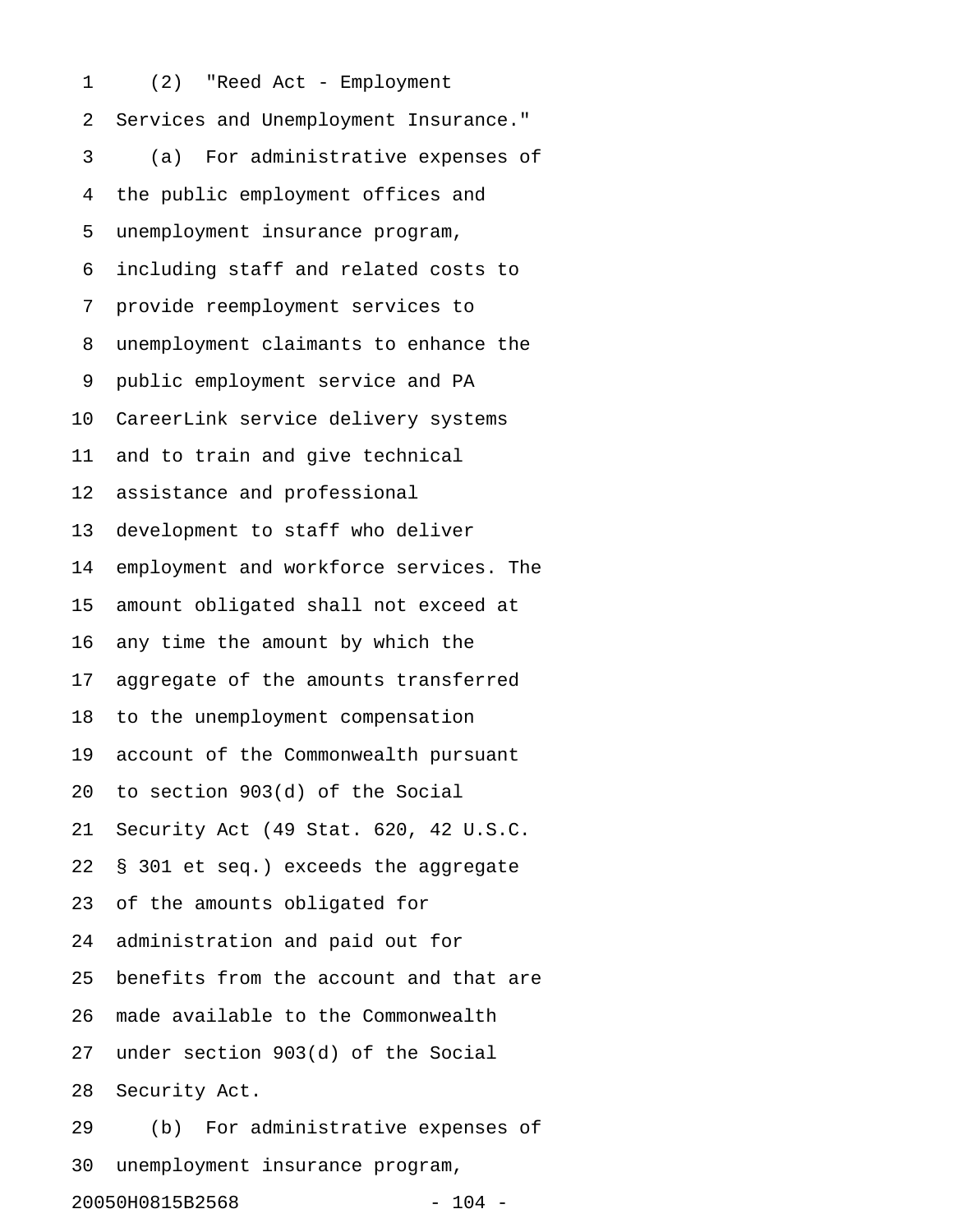(2) "Reed Act - Employment Services and Unemployment Insurance."

(a) For administrative expenses of the public employment offices and unemployment insurance program, including staff and related costs to provide reemployment services to unemployment claimants to enhance the public employment service and PA CareerLink service delivery systems and to train and give technical assistance and professional development to staff who deliver employment and workforce services. The amount obligated shall not exceed at any time the amount by which the aggregate of the amounts transferred to the unemployment compensation account of the Commonwealth pursuant to section 903(d) of the Social Security Act (49 Stat. 620, 42 U.S.C. § 301 et seq.) exceeds the aggregate of the amounts obligated for administration and paid out for benefits from the account and that are made available to the Commonwealth under section 903(d) of the Social Security Act.

(b) For administrative expenses of unemployment insurance program,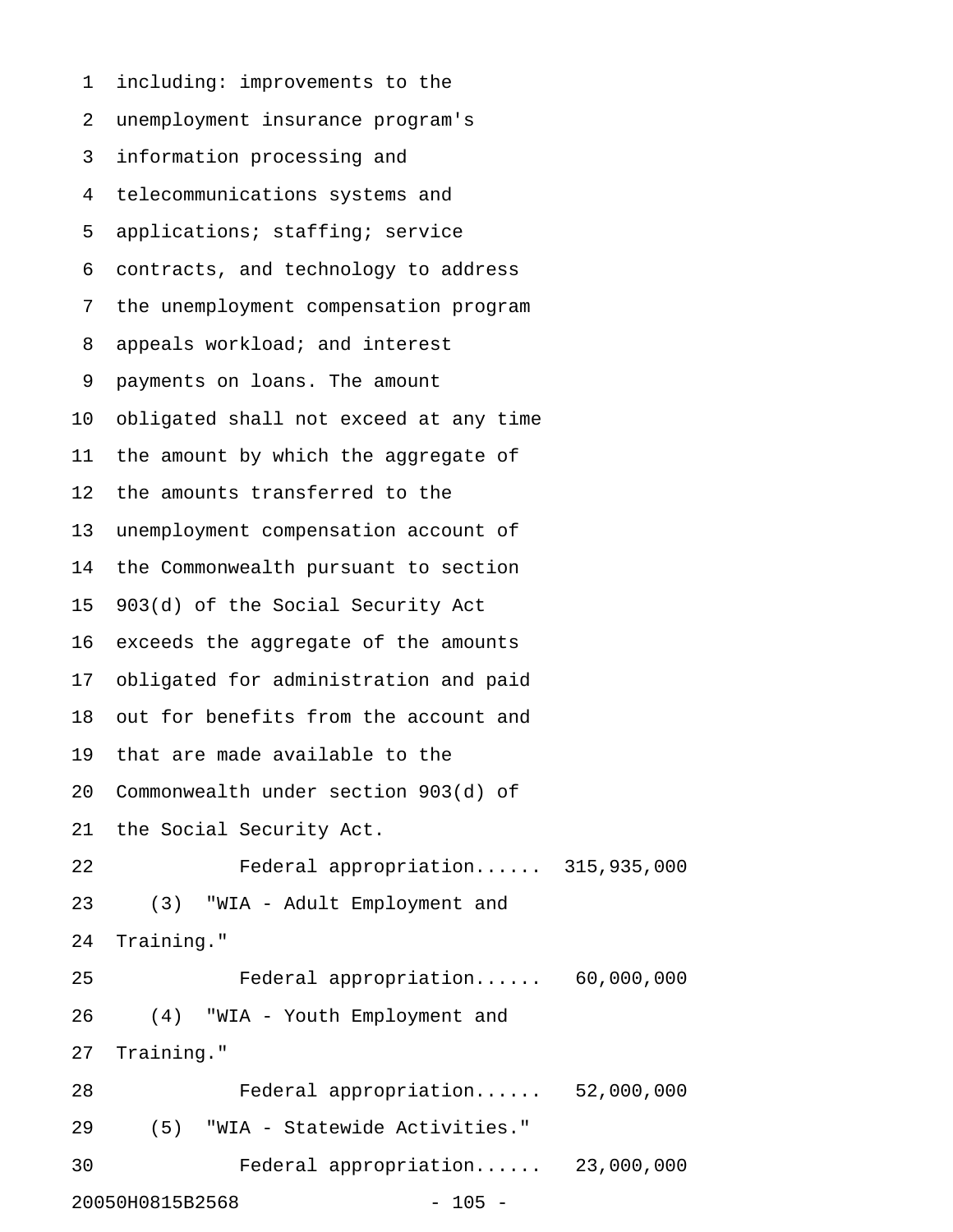including: improvements to the unemployment insurance program's information processing and telecommunications systems and applications; staffing; service contracts, and technology to address the unemployment compensation program appeals workload; and interest payments on loans. The amount obligated shall not exceed at any time the amount by which the aggregate of the amounts transferred to the unemployment compensation account of the Commonwealth pursuant to section 903(d) of the Social Security Act exceeds the aggregate of the amounts obligated for administration and paid out for benefits from the account and that are made available to the Commonwealth under section 903(d) of the Social Security Act.

Federal appropriation...... 315,935,000

(3) "WIA - Adult Employment and Training."

Federal appropriation...... 60,000,000

(4) "WIA - Youth Employment and Training."

Federal appropriation...... 52,000,000

(5) "WIA - Statewide Activities."

Federal appropriation...... 23,000,000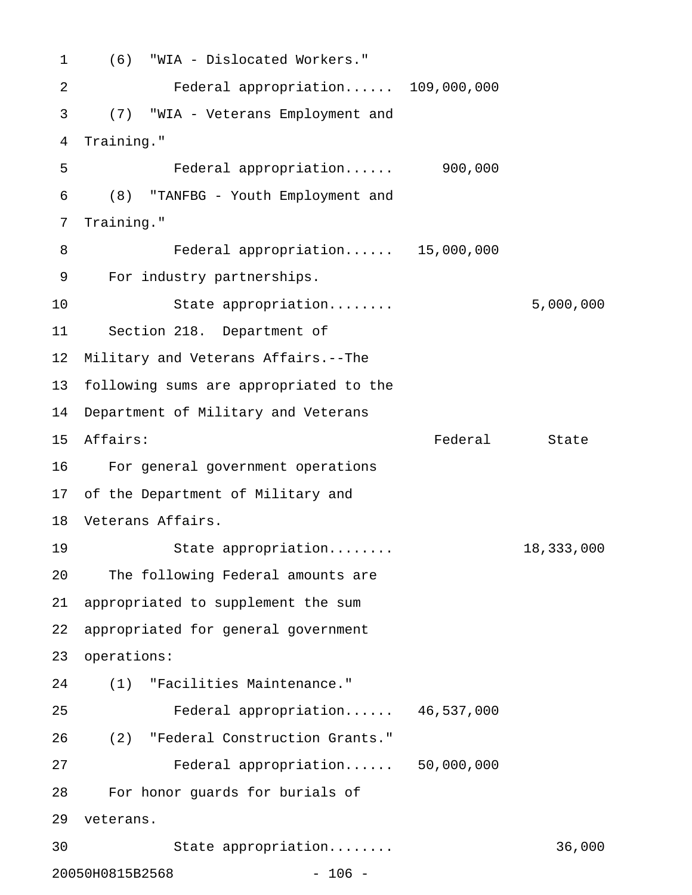(6) "WIA - Dislocated Workers."

| | Federal | State |
|---|---|---|
| Federal appropriation...... | 109,000,000 | |

(7) "WIA - Veterans Employment and Training."

| | Federal | State |
|---|---|---|
| Federal appropriation...... | 900,000 | |

(8) "TANFBG - Youth Employment and Training."

| | Federal | State |
|---|---|---|
| Federal appropriation...... | 15,000,000 | |

For industry partnerships.

| | Federal | State |
|---|---|---|
| State appropriation........ | | 5,000,000 |

Section 218. Department of Military and Veterans Affairs.--The following sums are appropriated to the Department of Military and Veterans Affairs:

| | Federal | State |
|---|---|---|

For general government operations of the Department of Military and Veterans Affairs.

| | Federal | State |
|---|---|---|
| State appropriation........ | | 18,333,000 |

The following Federal amounts are appropriated to supplement the sum appropriated for general government operations:

(1) "Facilities Maintenance."

| | Federal | State |
|---|---|---|
| Federal appropriation...... | 46,537,000 | |

(2) "Federal Construction Grants."

| | Federal | State |
|---|---|---|
| Federal appropriation...... | 50,000,000 | |

For honor guards for burials of veterans.

| | Federal | State |
|---|---|---|
| State appropriation........ | | 36,000 |

20050H0815B2568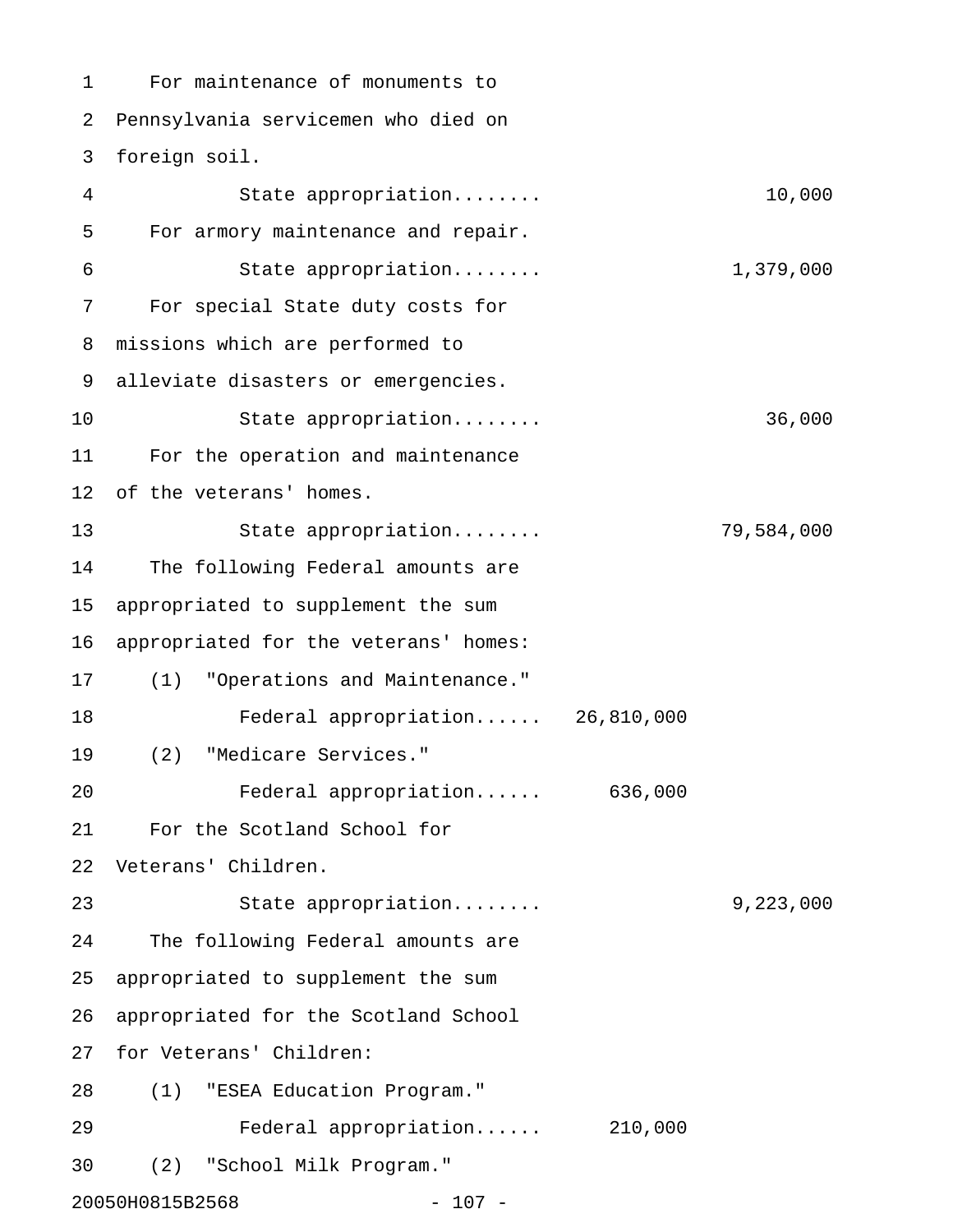For maintenance of monuments to Pennsylvania servicemen who died on foreign soil.

| | | |
|---|---|---|
| State appropriation........ | | 10,000 |

For armory maintenance and repair.

| | | |
|---|---|---|
| State appropriation........ | | 1,379,000 |

For special State duty costs for missions which are performed to alleviate disasters or emergencies.

| | | |
|---|---|---|
| State appropriation........ | | 36,000 |

For the operation and maintenance of the veterans' homes.

| | | |
|---|---|---|
| State appropriation........ | | 79,584,000 |

The following Federal amounts are appropriated to supplement the sum appropriated for the veterans' homes:

(1) "Operations and Maintenance."

| | | |
|---|---|---|
| Federal appropriation...... | 26,810,000 | |

(2) "Medicare Services."

| | | |
|---|---|---|
| Federal appropriation...... | 636,000 | |

For the Scotland School for Veterans' Children.

| | | |
|---|---|---|
| State appropriation........ | | 9,223,000 |

The following Federal amounts are appropriated to supplement the sum appropriated for the Scotland School for Veterans' Children:

(1) "ESEA Education Program."

| | | |
|---|---|---|
| Federal appropriation...... | 210,000 | |

(2) "School Milk Program."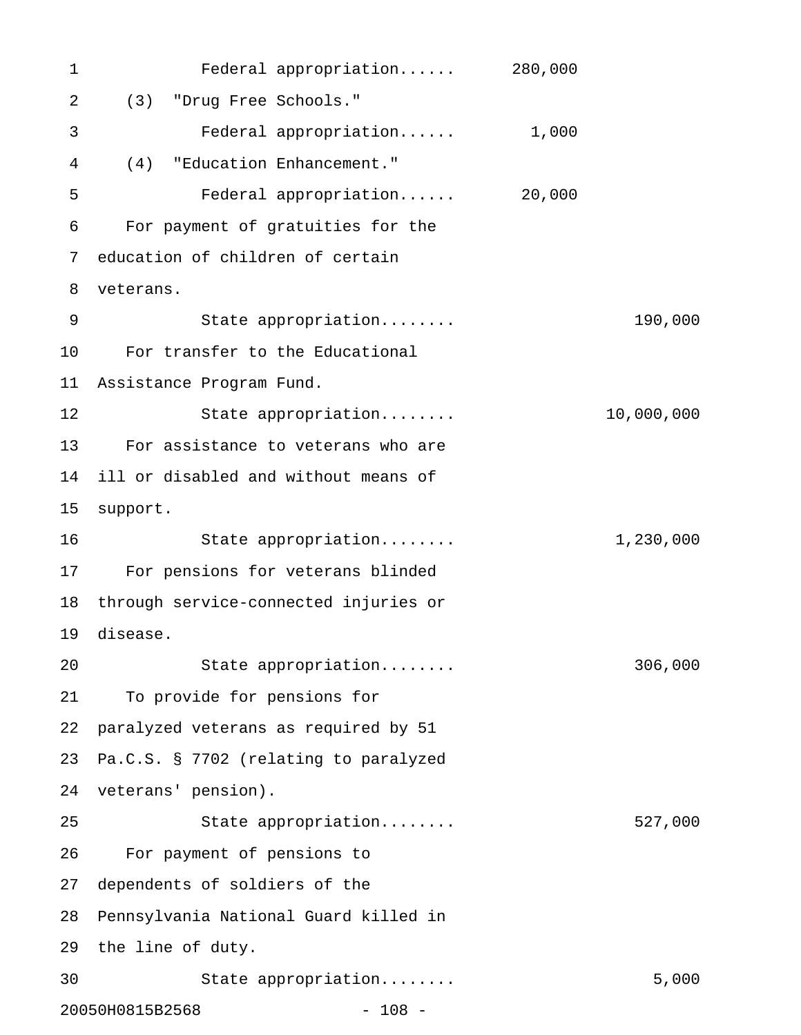Federal appropriation...... 280,000

(3) "Drug Free Schools."

Federal appropriation...... 1,000

(4) "Education Enhancement."

Federal appropriation...... 20,000

For payment of gratuities for the education of children of certain veterans.

State appropriation........ 190,000

For transfer to the Educational Assistance Program Fund.

State appropriation........ 10,000,000

For assistance to veterans who are ill or disabled and without means of support.

State appropriation........ 1,230,000

For pensions for veterans blinded through service-connected injuries or disease.

State appropriation........ 306,000

To provide for pensions for paralyzed veterans as required by 51 Pa.C.S. § 7702 (relating to paralyzed veterans' pension).

State appropriation........ 527,000

For payment of pensions to dependents of soldiers of the Pennsylvania National Guard killed in the line of duty.

State appropriation........ 5,000

20050H0815B2568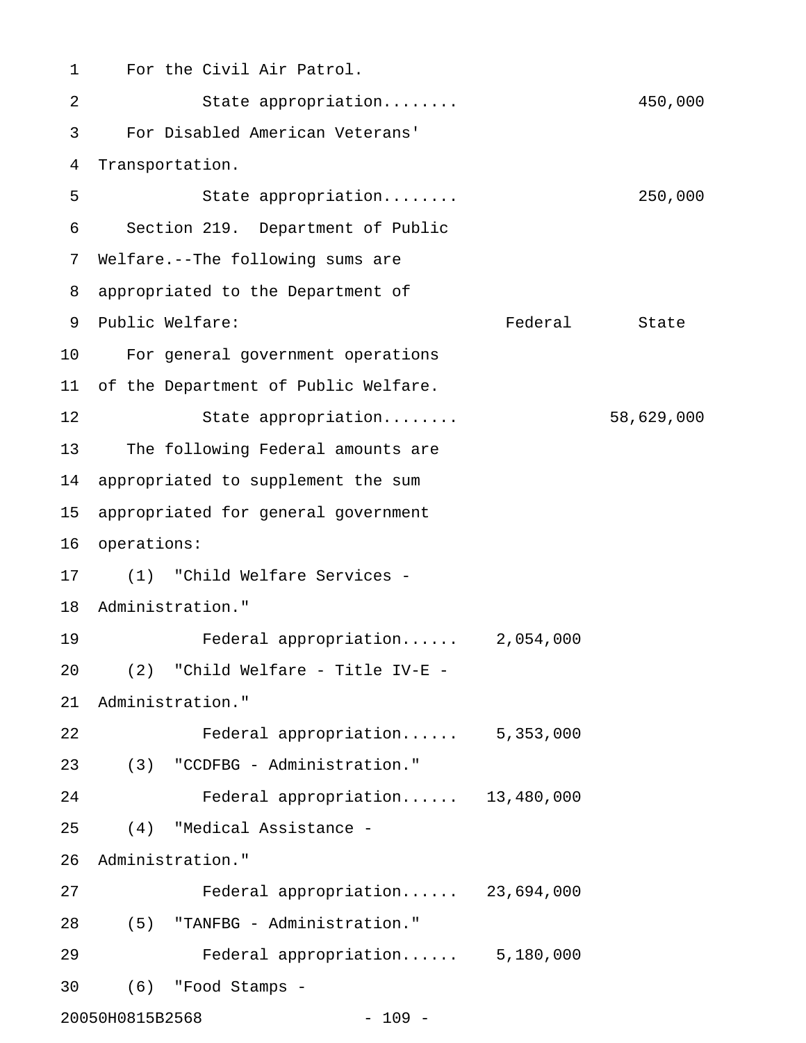For the Civil Air Patrol.

| | Federal | State |
|---|---|---|
| State appropriation........ | | 450,000 |

For Disabled American Veterans' Transportation.

| | Federal | State |
|---|---|---|
| State appropriation........ | | 250,000 |

Section 219. Department of Public Welfare.--The following sums are appropriated to the Department of Public Welfare:

| | Federal | State |
|---|---|---|
| For general government operations of the Department of Public Welfare. | | |
| State appropriation........ | | 58,629,000 |
| The following Federal amounts are appropriated to supplement the sum appropriated for general government operations: | | |
| (1) "Child Welfare Services - Administration." | | |
| Federal appropriation...... | 2,054,000 | |
| (2) "Child Welfare - Title IV-E - Administration." | | |
| Federal appropriation...... | 5,353,000 | |
| (3) "CCDFBG - Administration." | | |
| Federal appropriation...... | 13,480,000 | |
| (4) "Medical Assistance - Administration." | | |
| Federal appropriation...... | 23,694,000 | |
| (5) "TANFBG - Administration." | | |
| Federal appropriation...... | 5,180,000 | |

(6) "Food Stamps -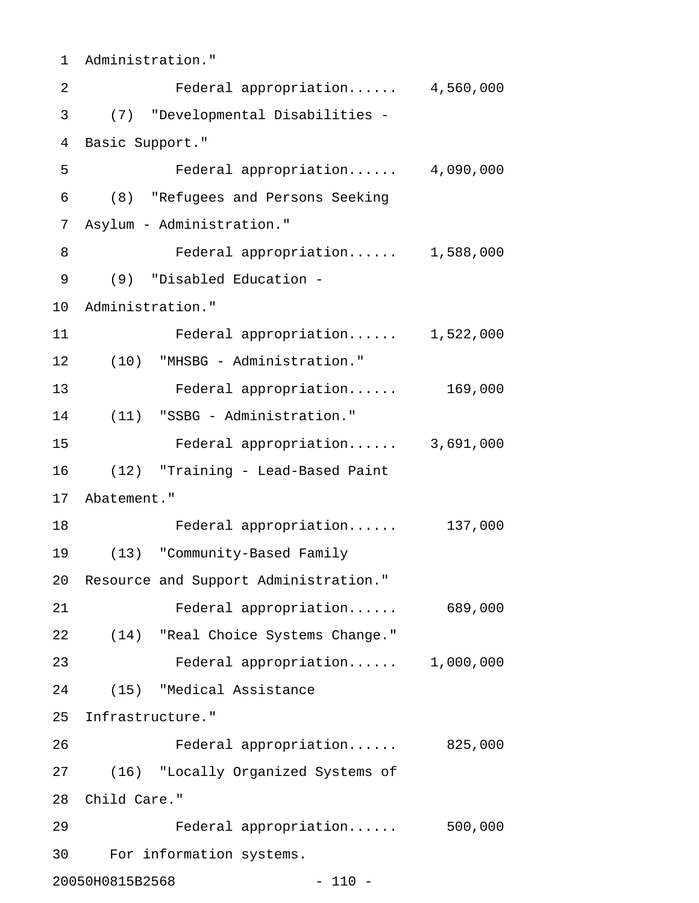Administration."

Federal appropriation...... 4,560,000

(7) "Developmental Disabilities - Basic Support."

Federal appropriation...... 4,090,000

(8) "Refugees and Persons Seeking Asylum - Administration."

Federal appropriation...... 1,588,000

(9) "Disabled Education - Administration."

Federal appropriation...... 1,522,000

(10) "MHSBG - Administration."

Federal appropriation...... 169,000

(11) "SSBG - Administration."

Federal appropriation...... 3,691,000

(12) "Training - Lead-Based Paint Abatement."

Federal appropriation...... 137,000

(13) "Community-Based Family Resource and Support Administration."

Federal appropriation...... 689,000

(14) "Real Choice Systems Change."

Federal appropriation...... 1,000,000

(15) "Medical Assistance Infrastructure."

Federal appropriation...... 825,000

(16) "Locally Organized Systems of Child Care."

Federal appropriation...... 500,000

For information systems.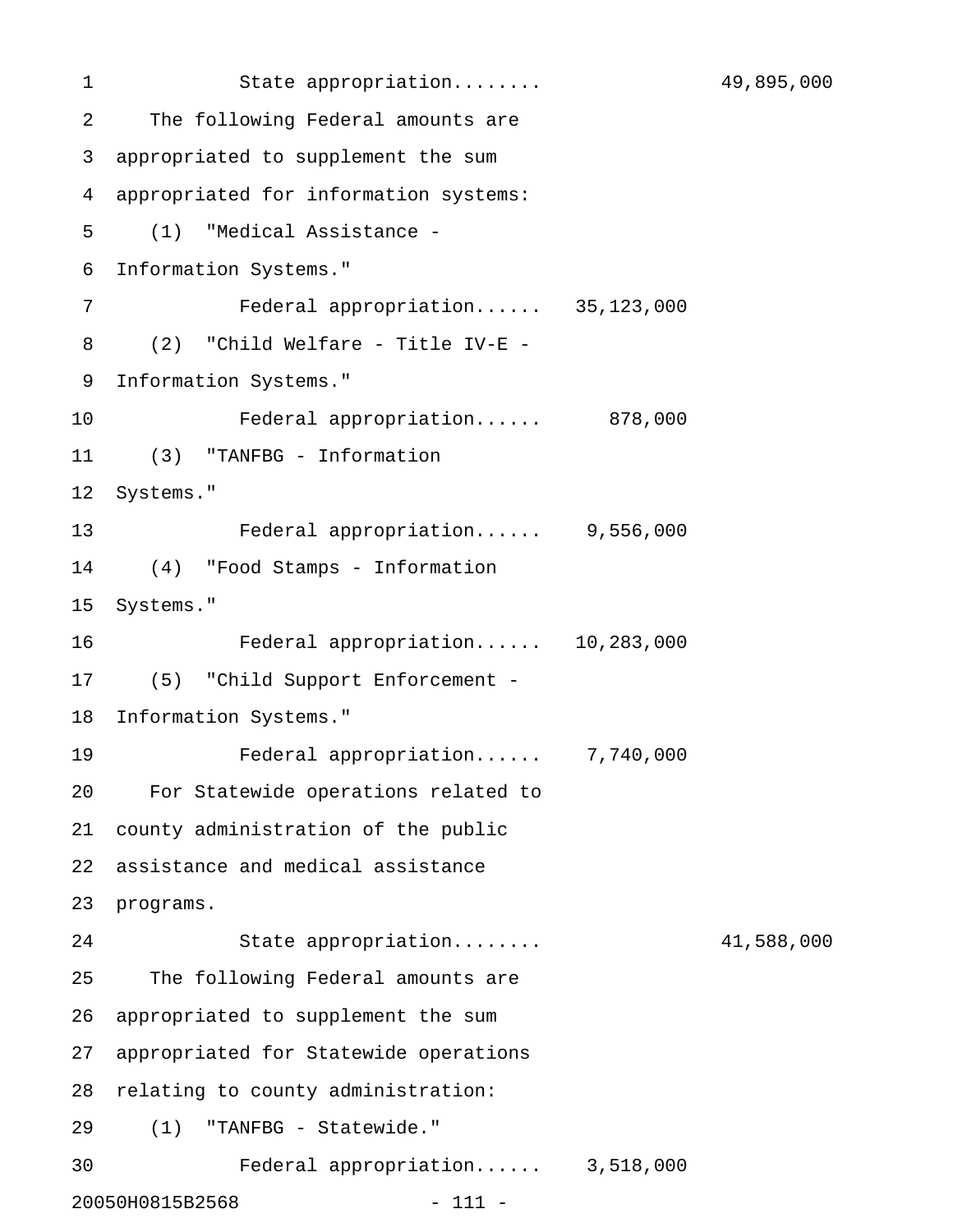State appropriation........ 49,895,000

The following Federal amounts are appropriated to supplement the sum appropriated for information systems:

(1) "Medical Assistance - Information Systems."

Federal appropriation...... 35,123,000

(2) "Child Welfare - Title IV-E - Information Systems."

Federal appropriation...... 878,000

(3) "TANFBG - Information Systems."

Federal appropriation...... 9,556,000

(4) "Food Stamps - Information Systems."

Federal appropriation...... 10,283,000

(5) "Child Support Enforcement - Information Systems."

Federal appropriation...... 7,740,000

For Statewide operations related to county administration of the public assistance and medical assistance programs.

State appropriation........ 41,588,000

The following Federal amounts are appropriated to supplement the sum appropriated for Statewide operations relating to county administration:

(1) "TANFBG - Statewide."

Federal appropriation...... 3,518,000

20050H0815B2568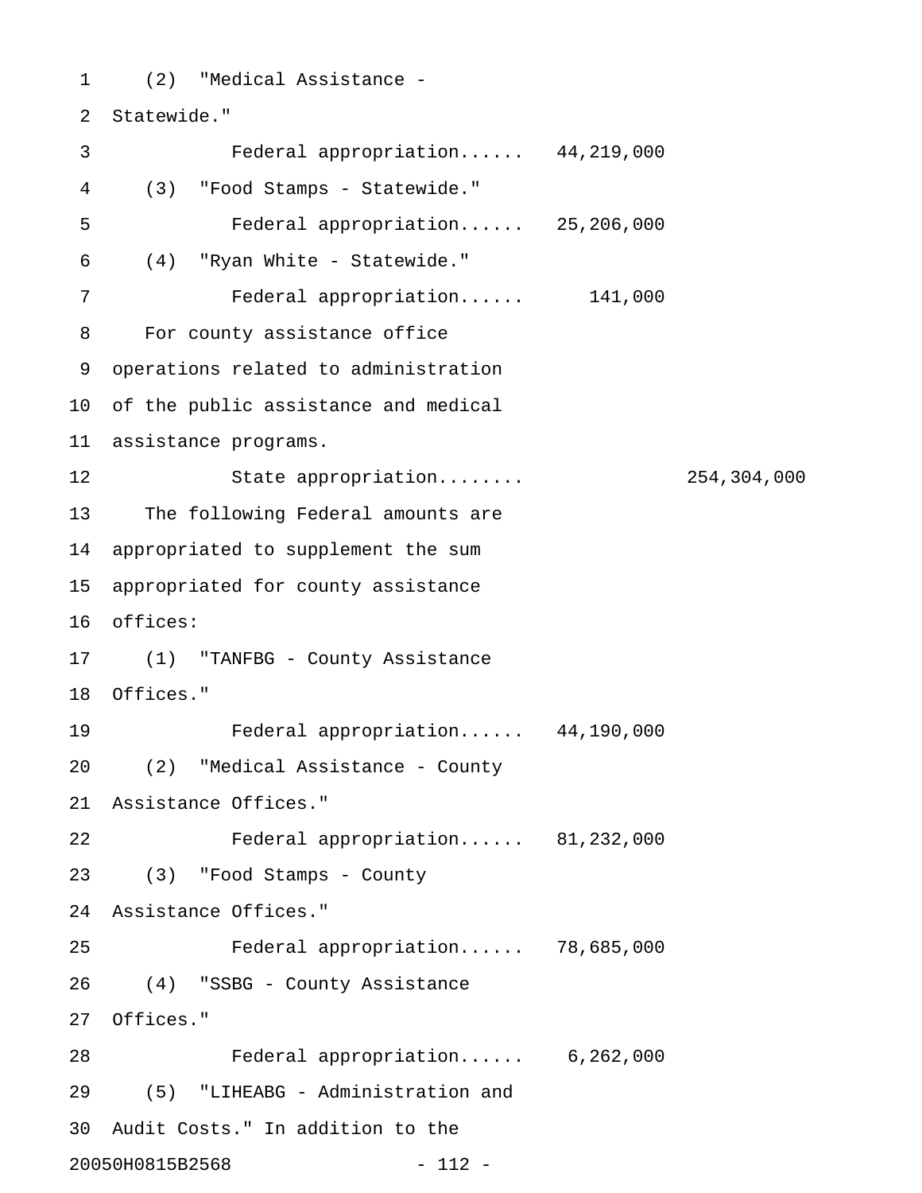(2) "Medical Assistance - Statewide."

Federal appropriation...... 44,219,000

(3) "Food Stamps - Statewide."

Federal appropriation...... 25,206,000

(4) "Ryan White - Statewide."

Federal appropriation...... 141,000

For county assistance office operations related to administration of the public assistance and medical assistance programs.

State appropriation........ 254,304,000

The following Federal amounts are appropriated to supplement the sum appropriated for county assistance offices:

(1) "TANFBG - County Assistance Offices."

Federal appropriation...... 44,190,000

(2) "Medical Assistance - County Assistance Offices."

Federal appropriation...... 81,232,000

(3) "Food Stamps - County Assistance Offices."

Federal appropriation...... 78,685,000

(4) "SSBG - County Assistance Offices."

Federal appropriation...... 6,262,000

(5) "LIHEABG - Administration and Audit Costs." In addition to the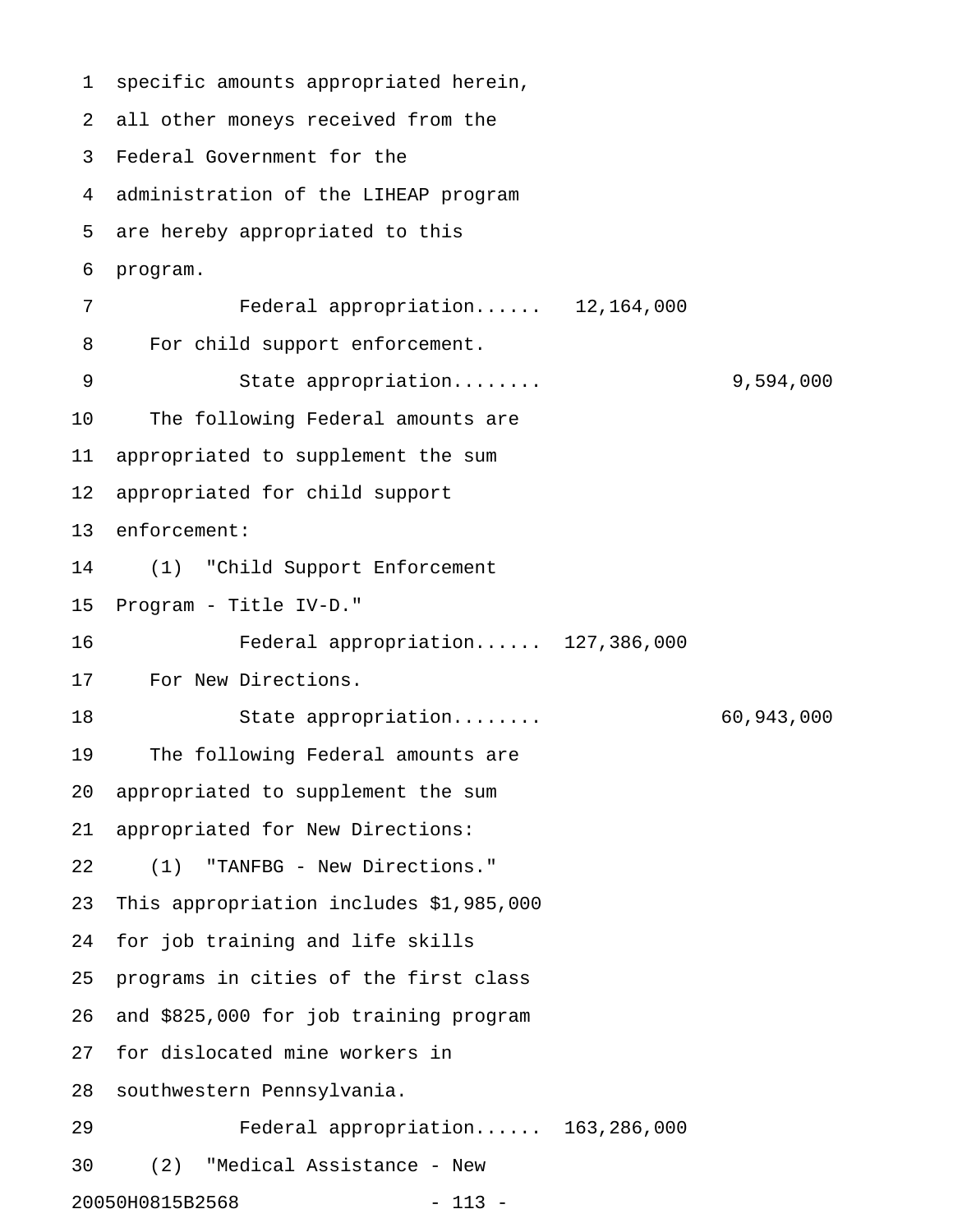specific amounts appropriated herein, all other moneys received from the Federal Government for the administration of the LIHEAP program are hereby appropriated to this program.

| | | |
|---|---|---|
| Federal appropriation...... | 12,164,000 | |

For child support enforcement.

| | | |
|---|---|---|
| State appropriation........ | | 9,594,000 |

The following Federal amounts are appropriated to supplement the sum appropriated for child support enforcement:

(1) "Child Support Enforcement Program - Title IV-D."

| | | |
|---|---|---|
| Federal appropriation...... | 127,386,000 | |

For New Directions.

| | | |
|---|---|---|
| State appropriation........ | | 60,943,000 |

The following Federal amounts are appropriated to supplement the sum appropriated for New Directions:

(1) "TANFBG - New Directions." This appropriation includes $1,985,000 for job training and life skills programs in cities of the first class and $825,000 for job training program for dislocated mine workers in southwestern Pennsylvania.

| | | |
|---|---|---|
| Federal appropriation...... | 163,286,000 | |

(2) "Medical Assistance - New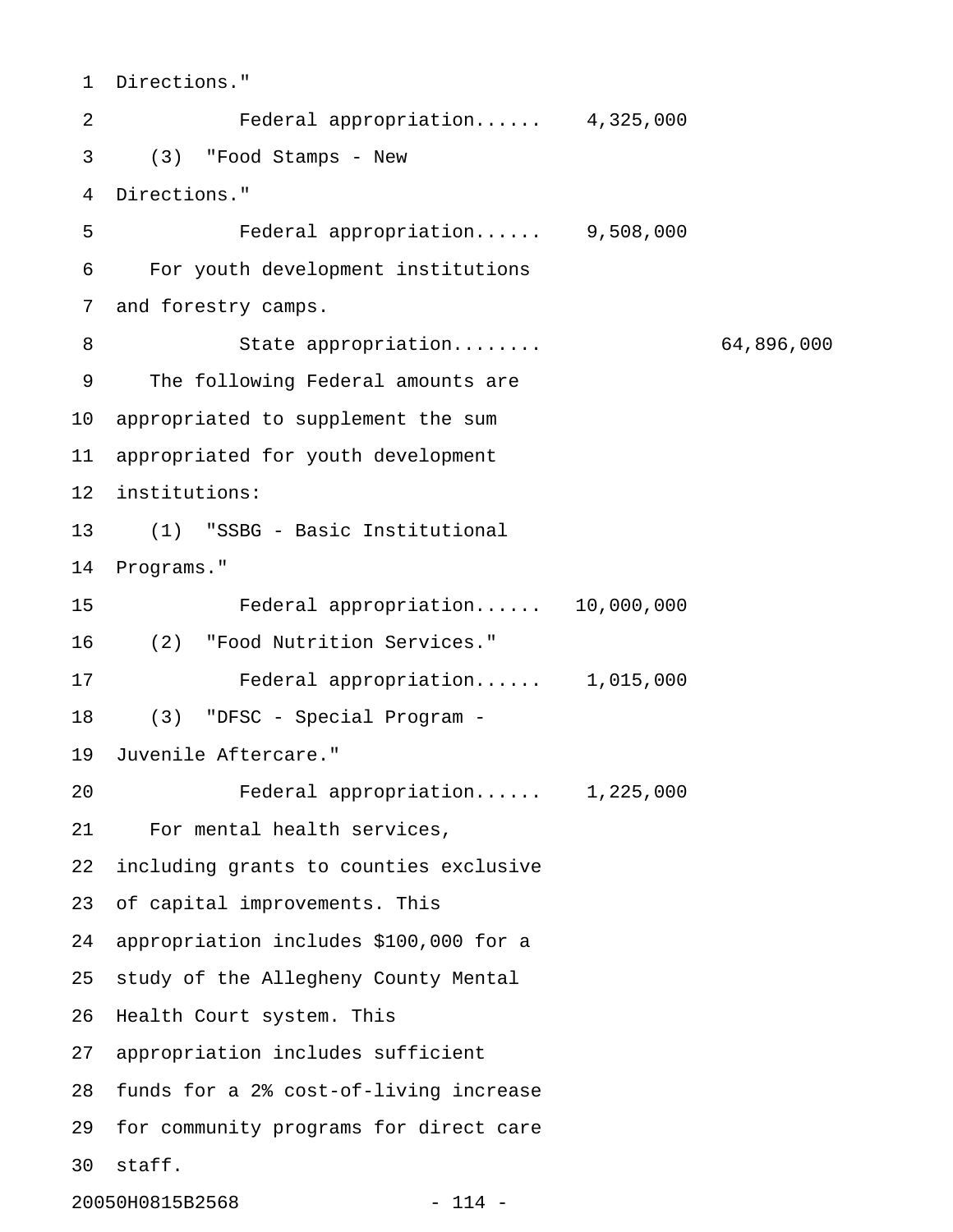Directions."

Federal appropriation...... 4,325,000

(3) "Food Stamps - New Directions."

Federal appropriation...... 9,508,000

For youth development institutions and forestry camps.

State appropriation........ 64,896,000

The following Federal amounts are appropriated to supplement the sum appropriated for youth development institutions:

(1) "SSBG - Basic Institutional Programs."

Federal appropriation...... 10,000,000

(2) "Food Nutrition Services."

Federal appropriation...... 1,015,000

(3) "DFSC - Special Program - Juvenile Aftercare."

Federal appropriation...... 1,225,000

For mental health services, including grants to counties exclusive of capital improvements. This appropriation includes $100,000 for a study of the Allegheny County Mental Health Court system. This appropriation includes sufficient funds for a 2% cost-of-living increase for community programs for direct care staff.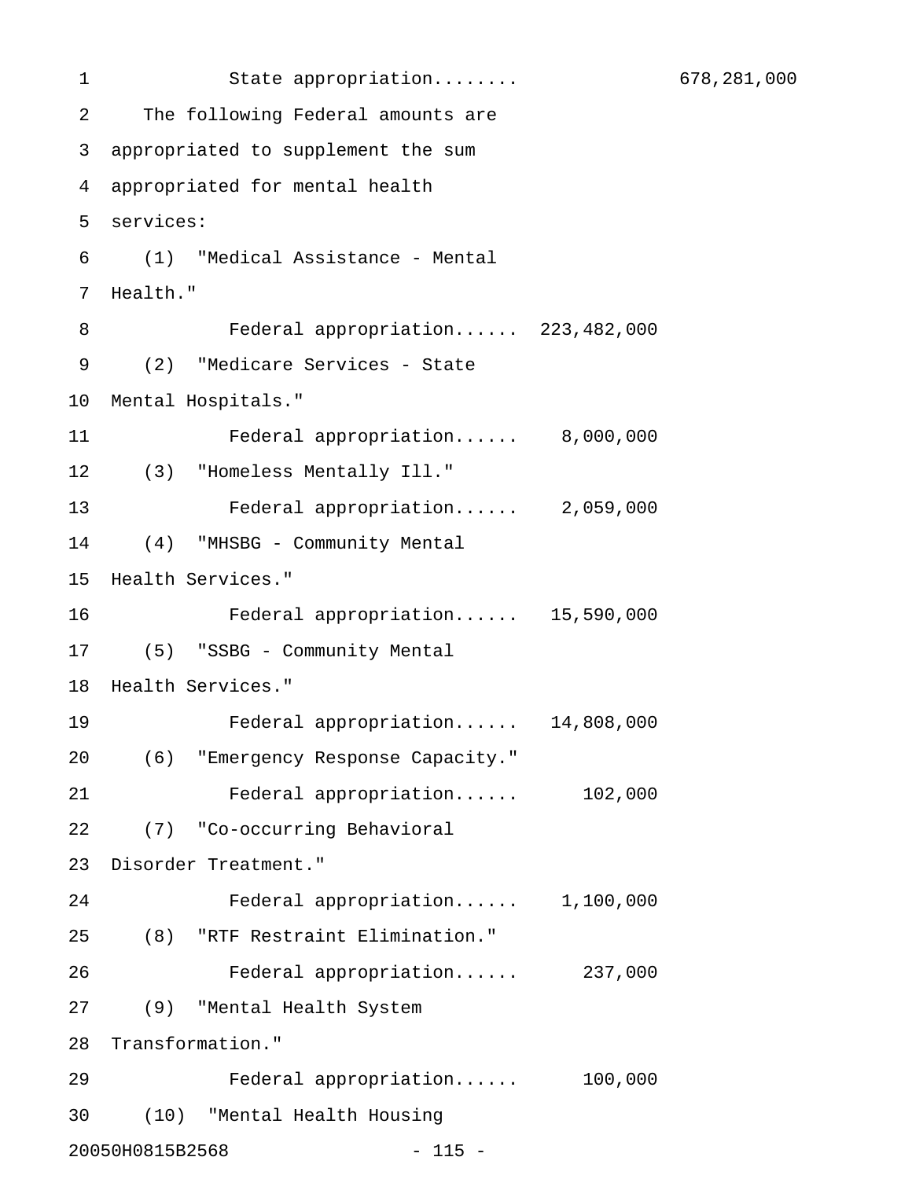State appropriation........ 678,281,000

The following Federal amounts are appropriated to supplement the sum appropriated for mental health services:

(1) "Medical Assistance - Mental Health."

Federal appropriation...... 223,482,000

(2) "Medicare Services - State Mental Hospitals."

Federal appropriation...... 8,000,000

(3) "Homeless Mentally Ill."

Federal appropriation...... 2,059,000

(4) "MHSBG - Community Mental Health Services."

Federal appropriation...... 15,590,000

(5) "SSBG - Community Mental Health Services."

Federal appropriation...... 14,808,000

(6) "Emergency Response Capacity."

Federal appropriation...... 102,000

(7) "Co-occurring Behavioral Disorder Treatment."

Federal appropriation...... 1,100,000

(8) "RTF Restraint Elimination."

Federal appropriation...... 237,000

(9) "Mental Health System Transformation."

Federal appropriation...... 100,000

(10) "Mental Health Housing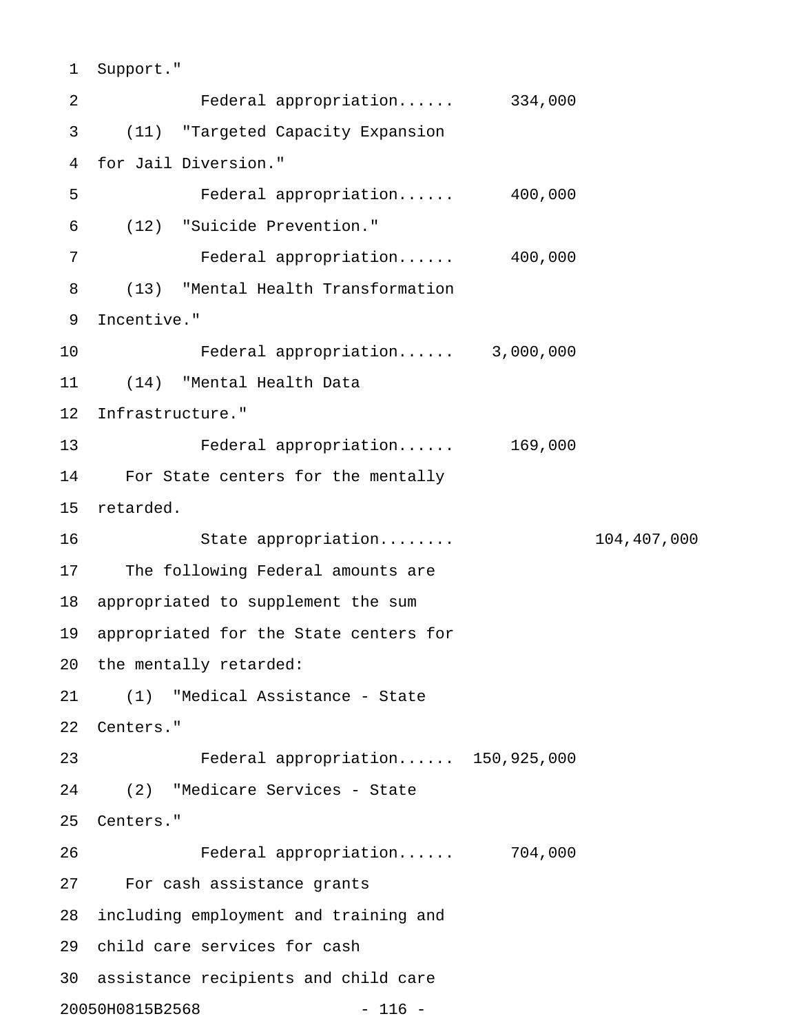Support."

Federal appropriation...... 334,000

(11) "Targeted Capacity Expansion for Jail Diversion."

Federal appropriation...... 400,000

(12) "Suicide Prevention."

Federal appropriation...... 400,000

(13) "Mental Health Transformation Incentive."

Federal appropriation...... 3,000,000

(14) "Mental Health Data Infrastructure."

Federal appropriation...... 169,000

For State centers for the mentally retarded.

State appropriation........ 104,407,000

The following Federal amounts are appropriated to supplement the sum appropriated for the State centers for the mentally retarded:

(1) "Medical Assistance - State Centers."

Federal appropriation...... 150,925,000

(2) "Medicare Services - State Centers."

Federal appropriation...... 704,000

For cash assistance grants including employment and training and child care services for cash assistance recipients and child care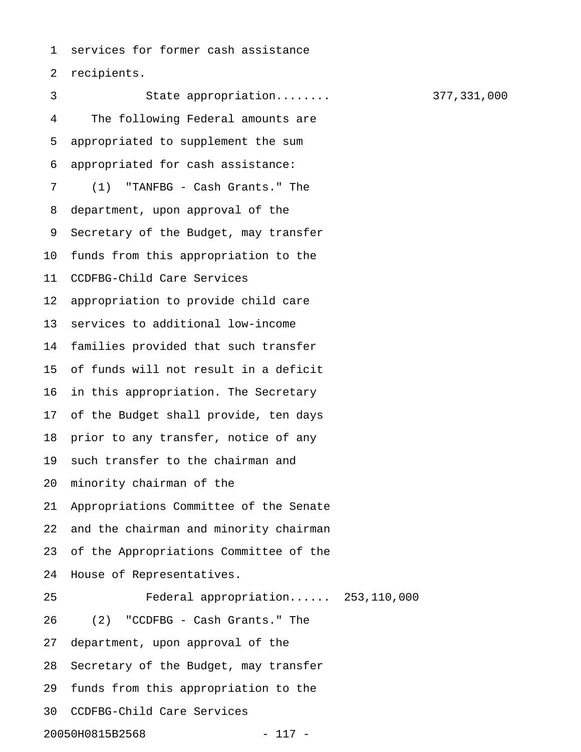services for former cash assistance recipients.

State appropriation........ 377,331,000

The following Federal amounts are appropriated to supplement the sum appropriated for cash assistance:

(1) "TANFBG - Cash Grants." The department, upon approval of the Secretary of the Budget, may transfer funds from this appropriation to the CCDFBG-Child Care Services appropriation to provide child care services to additional low-income families provided that such transfer of funds will not result in a deficit in this appropriation. The Secretary of the Budget shall provide, ten days prior to any transfer, notice of any such transfer to the chairman and minority chairman of the Appropriations Committee of the Senate and the chairman and minority chairman of the Appropriations Committee of the House of Representatives.

Federal appropriation...... 253,110,000

(2) "CCDFBG - Cash Grants." The department, upon approval of the Secretary of the Budget, may transfer funds from this appropriation to the CCDFBG-Child Care Services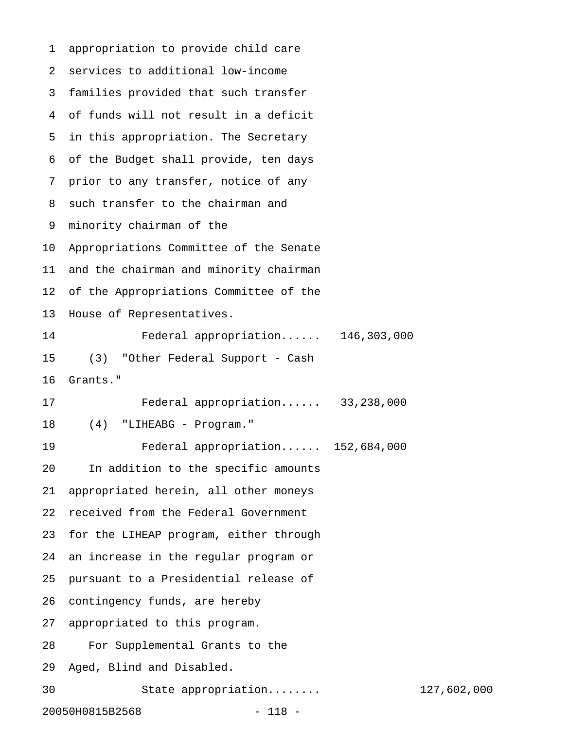appropriation to provide child care services to additional low-income families provided that such transfer of funds will not result in a deficit in this appropriation. The Secretary of the Budget shall provide, ten days prior to any transfer, notice of any such transfer to the chairman and minority chairman of the Appropriations Committee of the Senate and the chairman and minority chairman of the Appropriations Committee of the House of Representatives.

Federal appropriation...... 146,303,000

(3) "Other Federal Support - Cash Grants."

Federal appropriation...... 33,238,000

(4) "LIHEABG - Program."

Federal appropriation...... 152,684,000

In addition to the specific amounts appropriated herein, all other moneys received from the Federal Government for the LIHEAP program, either through an increase in the regular program or pursuant to a Presidential release of contingency funds, are hereby appropriated to this program.

For Supplemental Grants to the Aged, Blind and Disabled.

State appropriation........ 127,602,000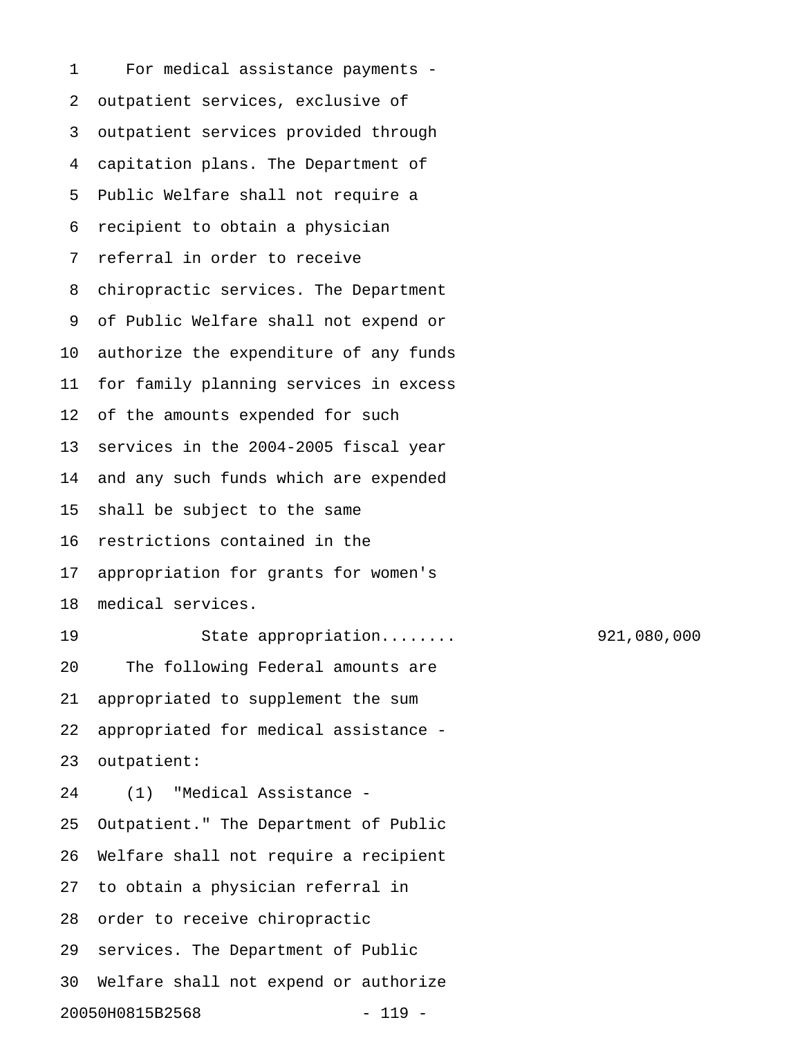For medical assistance payments - outpatient services, exclusive of outpatient services provided through capitation plans. The Department of Public Welfare shall not require a recipient to obtain a physician referral in order to receive chiropractic services. The Department of Public Welfare shall not expend or authorize the expenditure of any funds for family planning services in excess of the amounts expended for such services in the 2004-2005 fiscal year and any such funds which are expended shall be subject to the same restrictions contained in the appropriation for grants for women's medical services.

State appropriation........ 921,080,000

The following Federal amounts are appropriated to supplement the sum appropriated for medical assistance - outpatient:

(1) "Medical Assistance - Outpatient." The Department of Public Welfare shall not require a recipient to obtain a physician referral in order to receive chiropractic services. The Department of Public Welfare shall not expend or authorize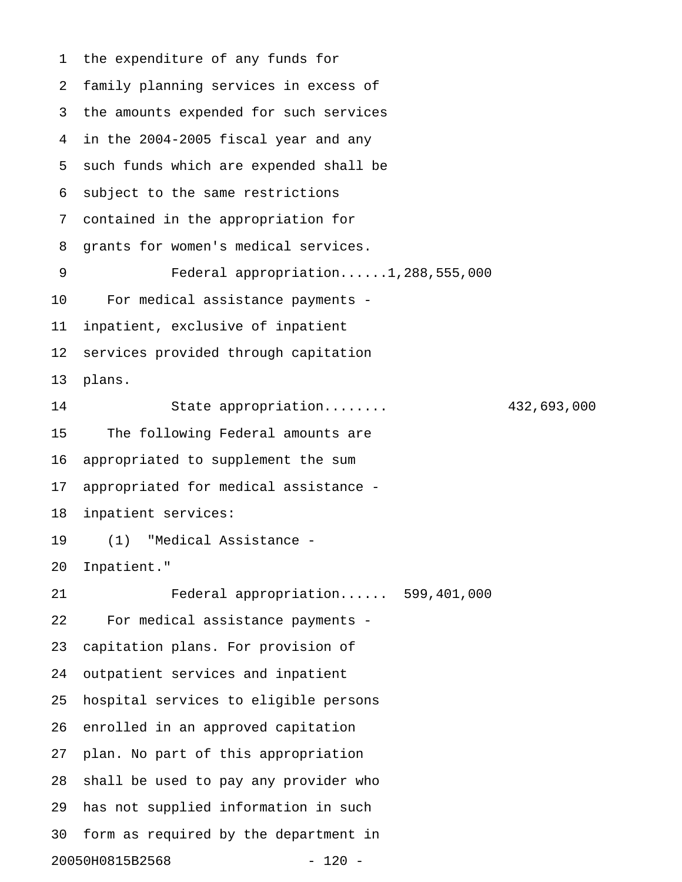the expenditure of any funds for family planning services in excess of the amounts expended for such services in the 2004-2005 fiscal year and any such funds which are expended shall be subject to the same restrictions contained in the appropriation for grants for women's medical services.

Federal appropriation......1,288,555,000

For medical assistance payments - inpatient, exclusive of inpatient services provided through capitation plans.

State appropriation........ 432,693,000

The following Federal amounts are appropriated to supplement the sum appropriated for medical assistance - inpatient services:

(1) "Medical Assistance - Inpatient."

Federal appropriation...... 599,401,000

For medical assistance payments - capitation plans. For provision of outpatient services and inpatient hospital services to eligible persons enrolled in an approved capitation plan. No part of this appropriation shall be used to pay any provider who has not supplied information in such form as required by the department in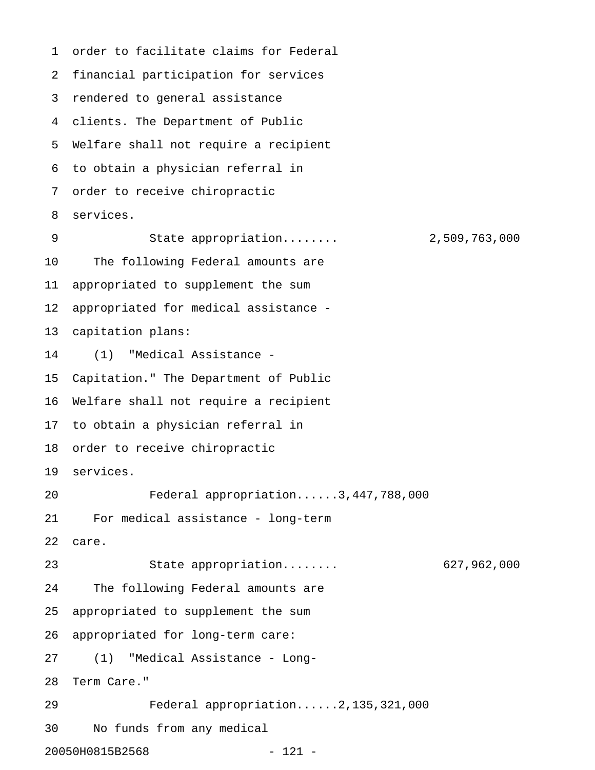order to facilitate claims for Federal financial participation for services rendered to general assistance clients. The Department of Public Welfare shall not require a recipient to obtain a physician referral in order to receive chiropractic services.

State appropriation........ 2,509,763,000

The following Federal amounts are appropriated to supplement the sum appropriated for medical assistance - capitation plans:

(1) "Medical Assistance - Capitation." The Department of Public Welfare shall not require a recipient to obtain a physician referral in order to receive chiropractic services.

Federal appropriation......3,447,788,000

For medical assistance - long-term care.

State appropriation........ 627,962,000

The following Federal amounts are appropriated to supplement the sum appropriated for long-term care:

(1) "Medical Assistance - Long-Term Care."

Federal appropriation......2,135,321,000

No funds from any medical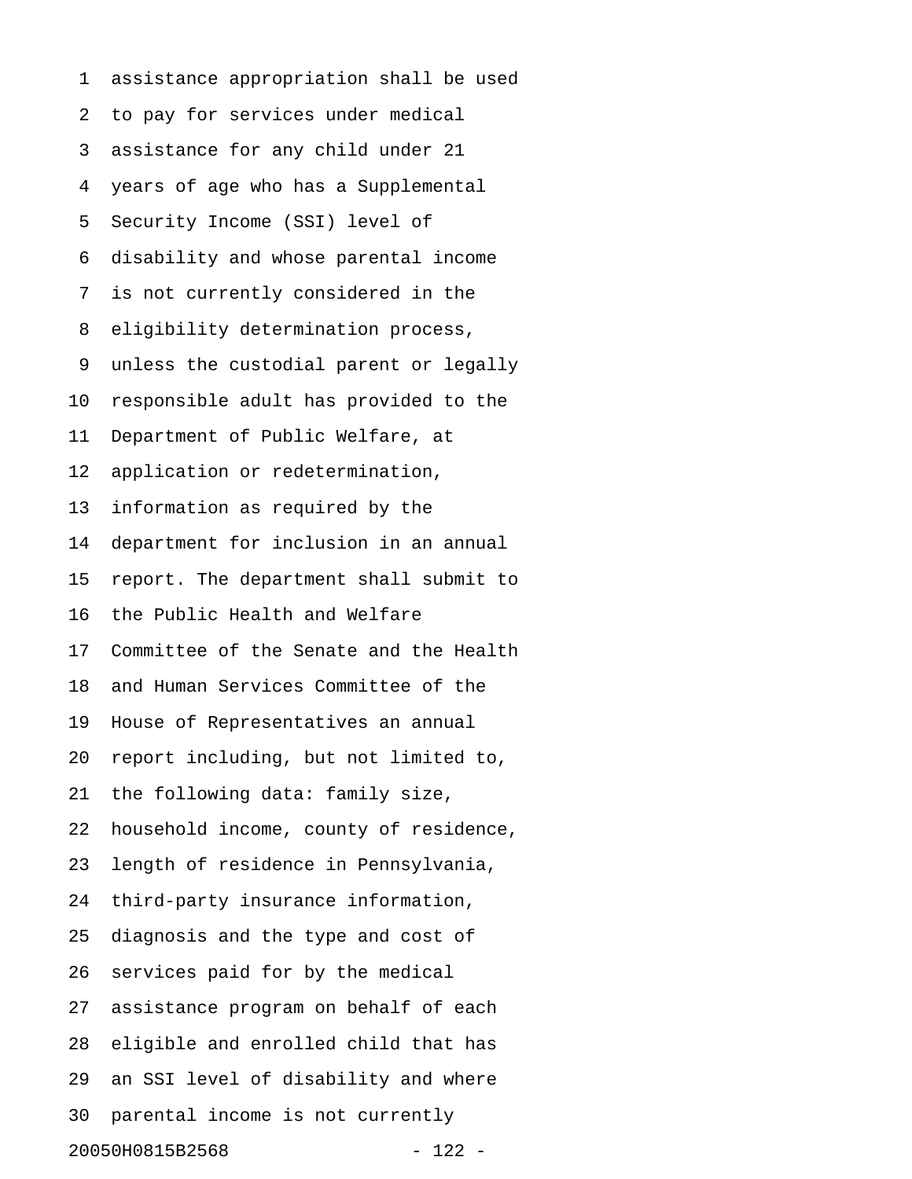assistance appropriation shall be used to pay for services under medical assistance for any child under 21 years of age who has a Supplemental Security Income (SSI) level of disability and whose parental income is not currently considered in the eligibility determination process, unless the custodial parent or legally responsible adult has provided to the Department of Public Welfare, at application or redetermination, information as required by the department for inclusion in an annual report. The department shall submit to the Public Health and Welfare Committee of the Senate and the Health and Human Services Committee of the House of Representatives an annual report including, but not limited to, the following data: family size, household income, county of residence, length of residence in Pennsylvania, third-party insurance information, diagnosis and the type and cost of services paid for by the medical assistance program on behalf of each eligible and enrolled child that has an SSI level of disability and where parental income is not currently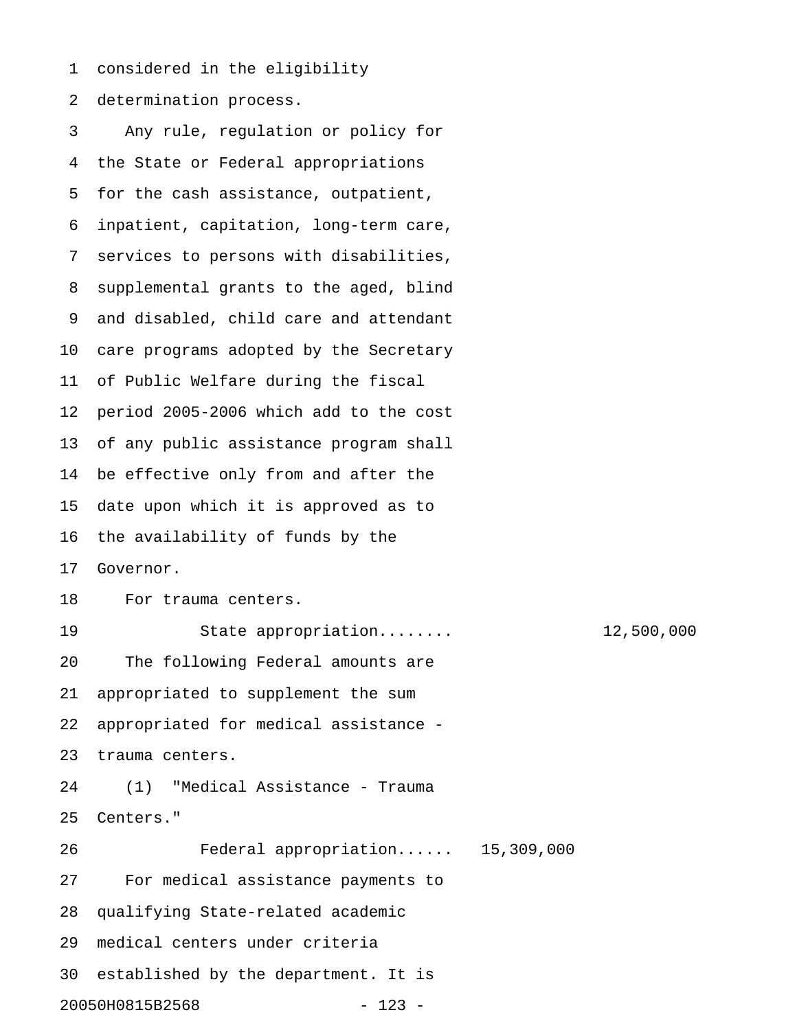considered in the eligibility determination process.

Any rule, regulation or policy for the State or Federal appropriations for the cash assistance, outpatient, inpatient, capitation, long-term care, services to persons with disabilities, supplemental grants to the aged, blind and disabled, child care and attendant care programs adopted by the Secretary of Public Welfare during the fiscal period 2005-2006 which add to the cost of any public assistance program shall be effective only from and after the date upon which it is approved as to the availability of funds by the Governor.

For trauma centers.

State appropriation........ 12,500,000

The following Federal amounts are appropriated to supplement the sum appropriated for medical assistance - trauma centers.

(1) "Medical Assistance - Trauma Centers."

Federal appropriation...... 15,309,000

For medical assistance payments to qualifying State-related academic medical centers under criteria established by the department. It is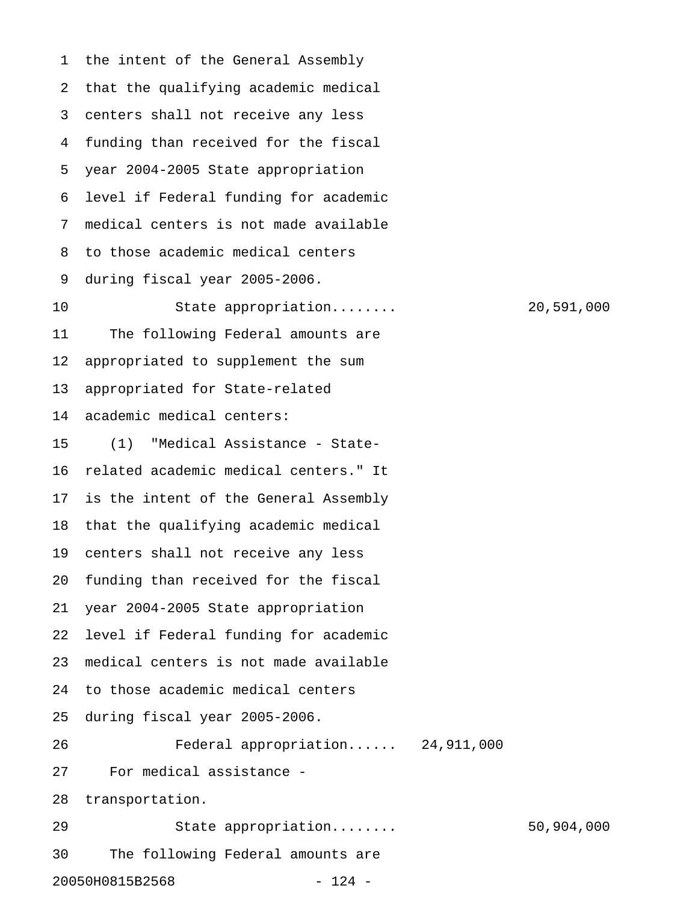the intent of the General Assembly that the qualifying academic medical centers shall not receive any less funding than received for the fiscal year 2004-2005 State appropriation level if Federal funding for academic medical centers is not made available to those academic medical centers during fiscal year 2005-2006.

| | | |
|---|---|---|
| State appropriation........ | | 20,591,000 |

The following Federal amounts are appropriated to supplement the sum appropriated for State-related academic medical centers:

(1) "Medical Assistance - State-related academic medical centers." It is the intent of the General Assembly that the qualifying academic medical centers shall not receive any less funding than received for the fiscal year 2004-2005 State appropriation level if Federal funding for academic medical centers is not made available to those academic medical centers during fiscal year 2005-2006.

| | | |
|---|---|---|
| Federal appropriation...... | 24,911,000 | |

For medical assistance - transportation.

| | | |
|---|---|---|
| State appropriation........ | | 50,904,000 |

The following Federal amounts are

20050H0815B2568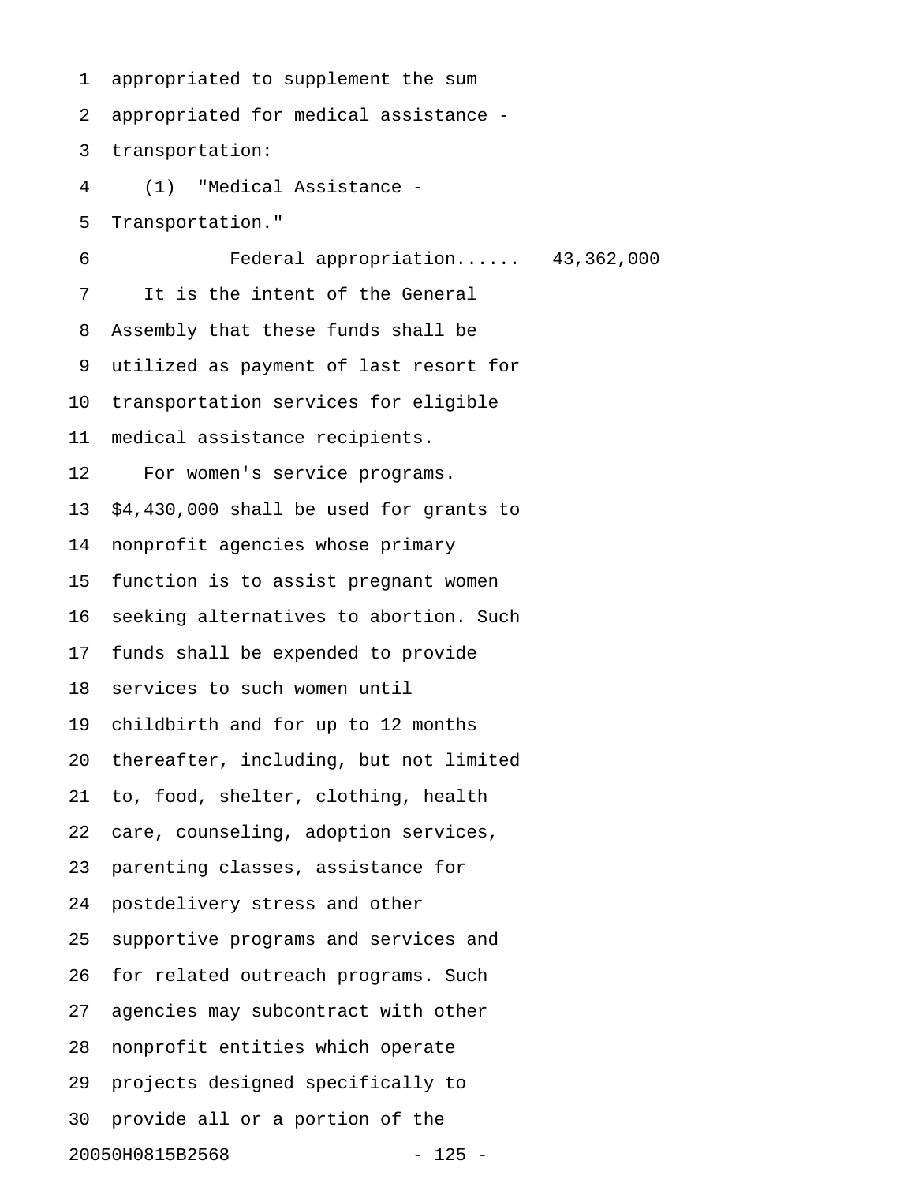appropriated to supplement the sum appropriated for medical assistance - transportation:

(1) "Medical Assistance - Transportation."

Federal appropriation...... 43,362,000

It is the intent of the General Assembly that these funds shall be utilized as payment of last resort for transportation services for eligible medical assistance recipients.

For women's service programs. $4,430,000 shall be used for grants to nonprofit agencies whose primary function is to assist pregnant women seeking alternatives to abortion. Such funds shall be expended to provide services to such women until childbirth and for up to 12 months thereafter, including, but not limited to, food, shelter, clothing, health care, counseling, adoption services, parenting classes, assistance for postdelivery stress and other supportive programs and services and for related outreach programs. Such agencies may subcontract with other nonprofit entities which operate projects designed specifically to provide all or a portion of the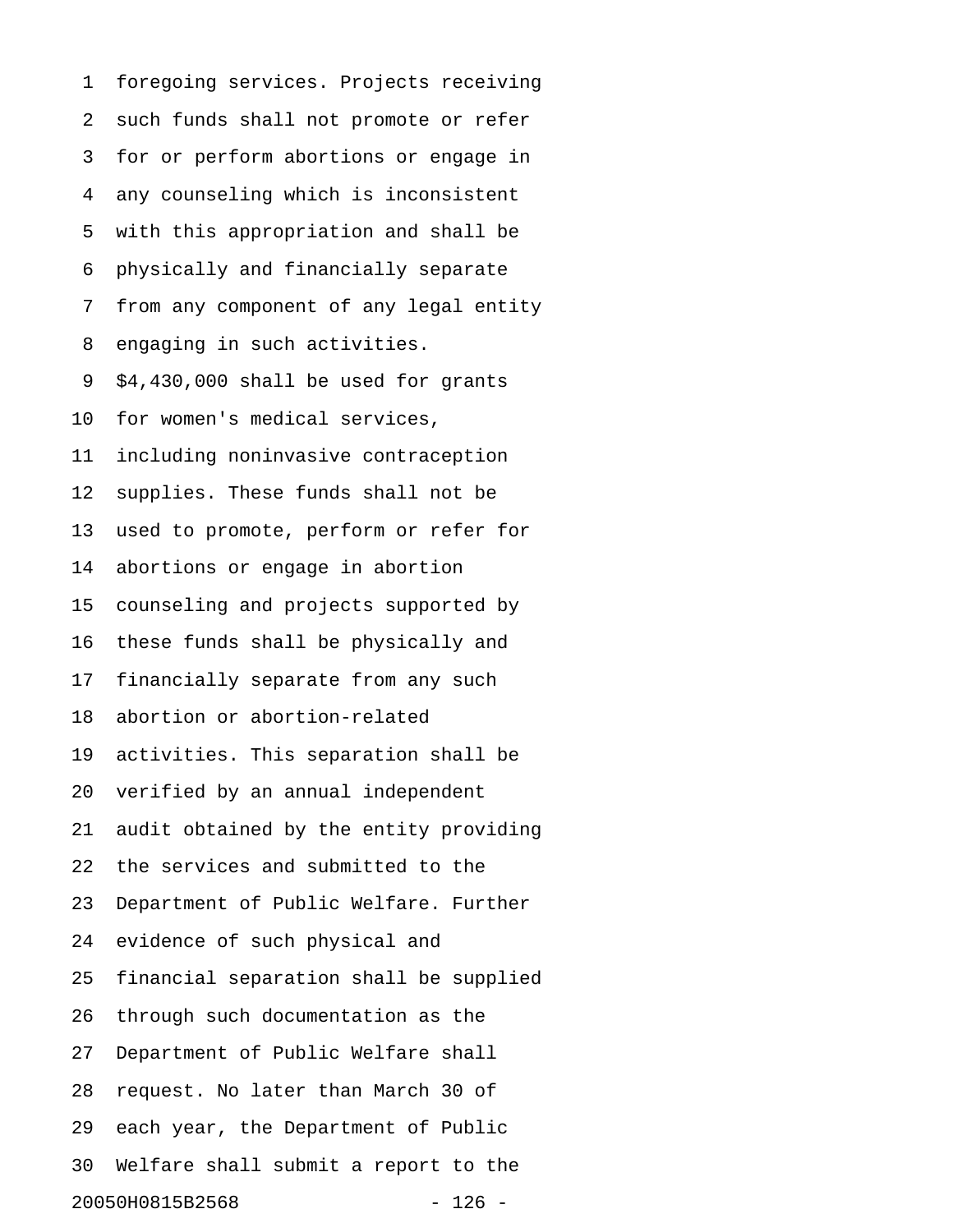foregoing services. Projects receiving such funds shall not promote or refer for or perform abortions or engage in any counseling which is inconsistent with this appropriation and shall be physically and financially separate from any component of any legal entity engaging in such activities.

$4,430,000 shall be used for grants for women's medical services, including noninvasive contraception supplies. These funds shall not be used to promote, perform or refer for abortions or engage in abortion counseling and projects supported by these funds shall be physically and financially separate from any such abortion or abortion-related activities. This separation shall be verified by an annual independent audit obtained by the entity providing the services and submitted to the Department of Public Welfare. Further evidence of such physical and financial separation shall be supplied through such documentation as the Department of Public Welfare shall request. No later than March 30 of each year, the Department of Public Welfare shall submit a report to the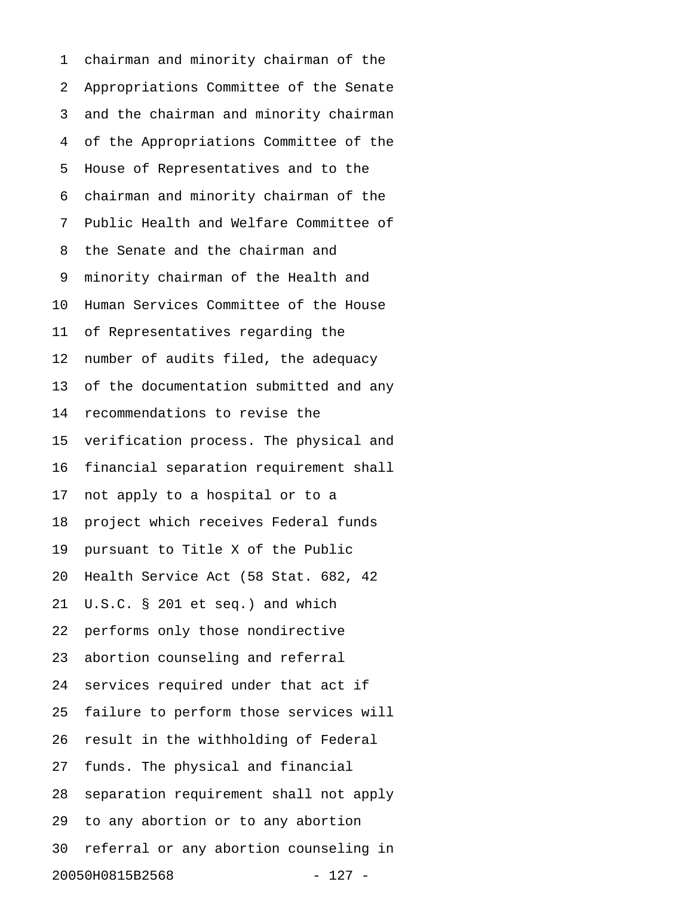chairman and minority chairman of the Appropriations Committee of the Senate and the chairman and minority chairman of the Appropriations Committee of the House of Representatives and to the chairman and minority chairman of the Public Health and Welfare Committee of the Senate and the chairman and minority chairman of the Health and Human Services Committee of the House of Representatives regarding the number of audits filed, the adequacy of the documentation submitted and any recommendations to revise the verification process. The physical and financial separation requirement shall not apply to a hospital or to a project which receives Federal funds pursuant to Title X of the Public Health Service Act (58 Stat. 682, 42 U.S.C. § 201 et seq.) and which performs only those nondirective abortion counseling and referral services required under that act if failure to perform those services will result in the withholding of Federal funds. The physical and financial separation requirement shall not apply to any abortion or to any abortion referral or any abortion counseling in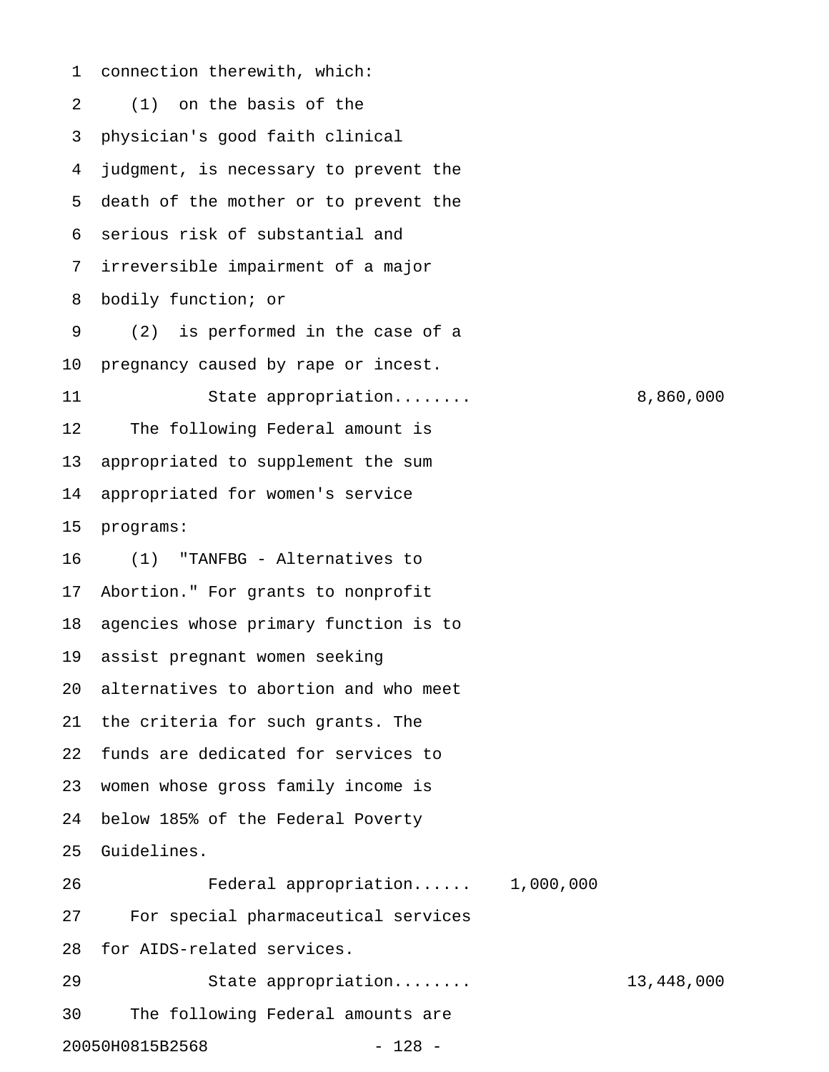connection therewith, which:

(1) on the basis of the physician's good faith clinical judgment, is necessary to prevent the death of the mother or to prevent the serious risk of substantial and irreversible impairment of a major bodily function; or

(2) is performed in the case of a pregnancy caused by rape or incest.

State appropriation........ 8,860,000

The following Federal amount is appropriated to supplement the sum appropriated for women's service programs:

(1) "TANFBG - Alternatives to Abortion." For grants to nonprofit agencies whose primary function is to assist pregnant women seeking alternatives to abortion and who meet the criteria for such grants. The funds are dedicated for services to women whose gross family income is below 185% of the Federal Poverty Guidelines.

Federal appropriation...... 1,000,000

For special pharmaceutical services for AIDS-related services.

State appropriation........ 13,448,000

The following Federal amounts are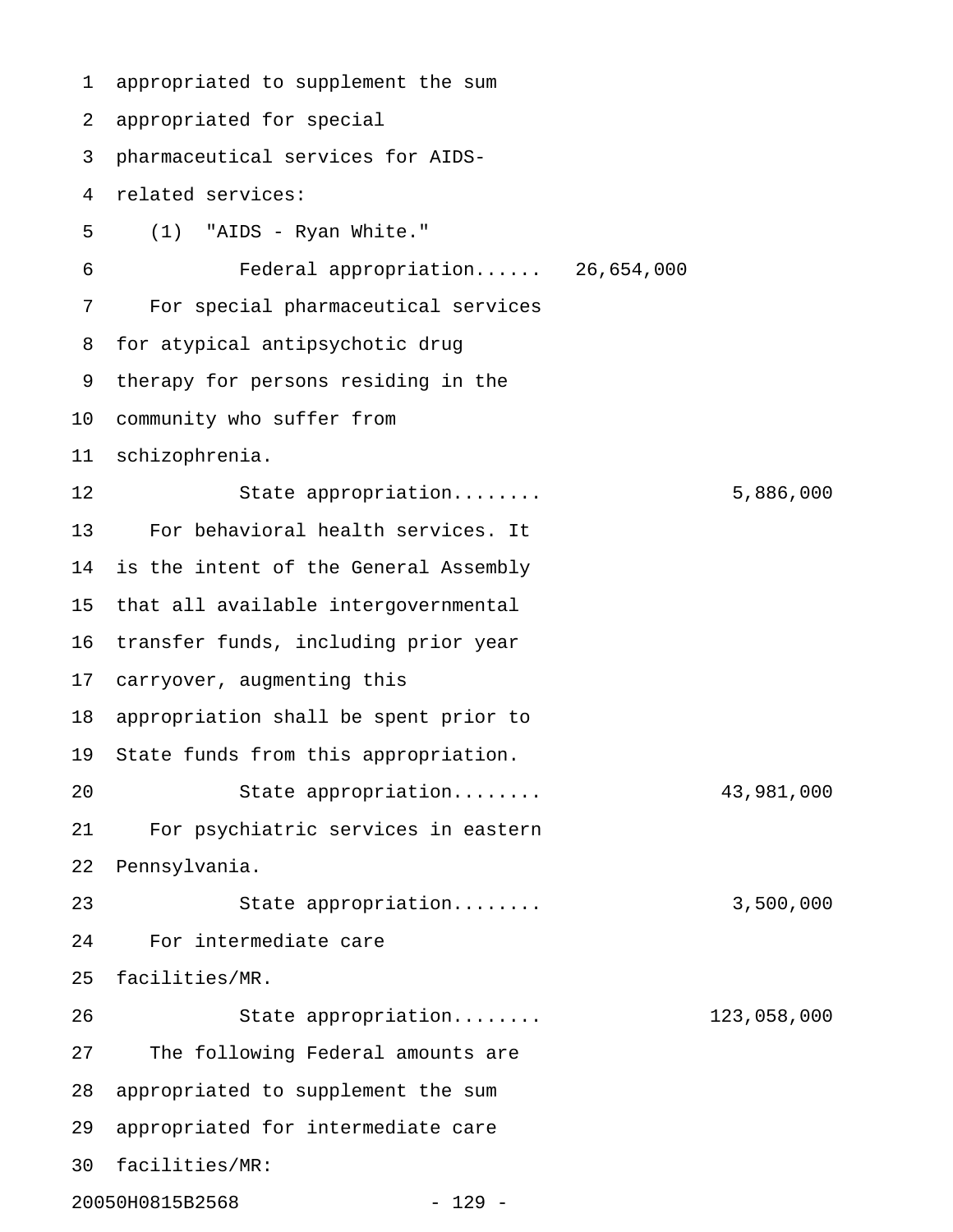appropriated to supplement the sum appropriated for special pharmaceutical services for AIDS-related services:

(1) "AIDS - Ryan White."

Federal appropriation...... 26,654,000

For special pharmaceutical services for atypical antipsychotic drug therapy for persons residing in the community who suffer from schizophrenia.

State appropriation........ 5,886,000

For behavioral health services. It is the intent of the General Assembly that all available intergovernmental transfer funds, including prior year carryover, augmenting this appropriation shall be spent prior to State funds from this appropriation.

State appropriation........ 43,981,000

For psychiatric services in eastern Pennsylvania.

State appropriation........ 3,500,000

For intermediate care facilities/MR.

State appropriation........ 123,058,000

The following Federal amounts are appropriated to supplement the sum appropriated for intermediate care facilities/MR:

20050H0815B2568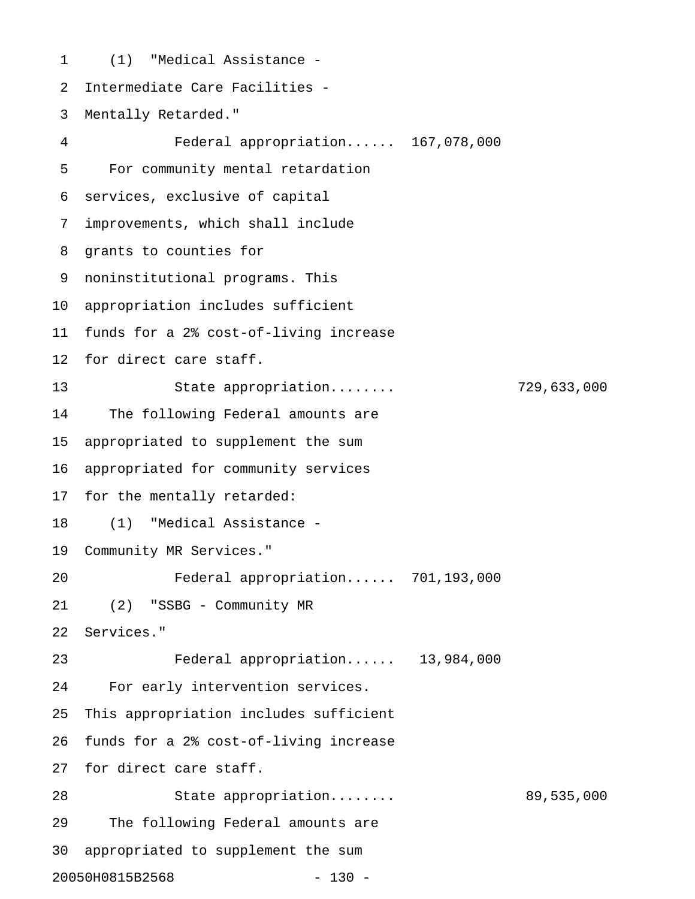(1) "Medical Assistance - Intermediate Care Facilities - Mentally Retarded."

Federal appropriation...... 167,078,000

For community mental retardation services, exclusive of capital improvements, which shall include grants to counties for noninstitutional programs. This appropriation includes sufficient funds for a 2% cost-of-living increase for direct care staff.

State appropriation........ 729,633,000

The following Federal amounts are appropriated to supplement the sum appropriated for community services for the mentally retarded:

(1) "Medical Assistance - Community MR Services."

Federal appropriation...... 701,193,000

(2) "SSBG - Community MR Services."

Federal appropriation...... 13,984,000

For early intervention services. This appropriation includes sufficient funds for a 2% cost-of-living increase for direct care staff.

State appropriation........ 89,535,000

The following Federal amounts are appropriated to supplement the sum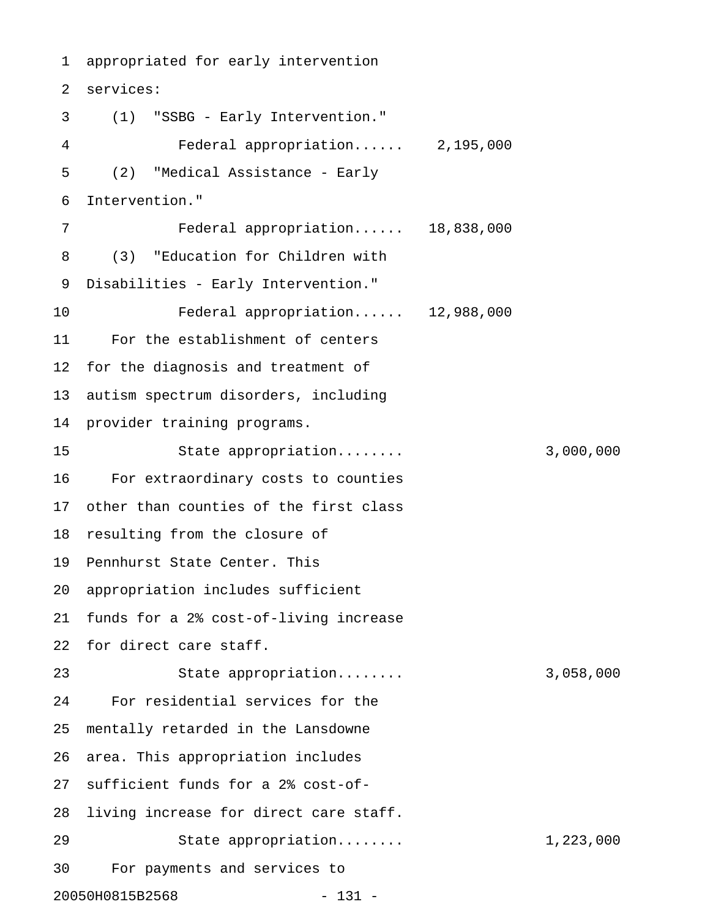appropriated for early intervention services:

(1) "SSBG - Early Intervention."

Federal appropriation...... 2,195,000

(2) "Medical Assistance - Early Intervention."

Federal appropriation...... 18,838,000

(3) "Education for Children with Disabilities - Early Intervention."

Federal appropriation...... 12,988,000

For the establishment of centers for the diagnosis and treatment of autism spectrum disorders, including provider training programs.

State appropriation........ 3,000,000

For extraordinary costs to counties other than counties of the first class resulting from the closure of Pennhurst State Center. This appropriation includes sufficient funds for a 2% cost-of-living increase for direct care staff.

State appropriation........ 3,058,000

For residential services for the mentally retarded in the Lansdowne area. This appropriation includes sufficient funds for a 2% cost-of-living increase for direct care staff.

State appropriation........ 1,223,000

For payments and services to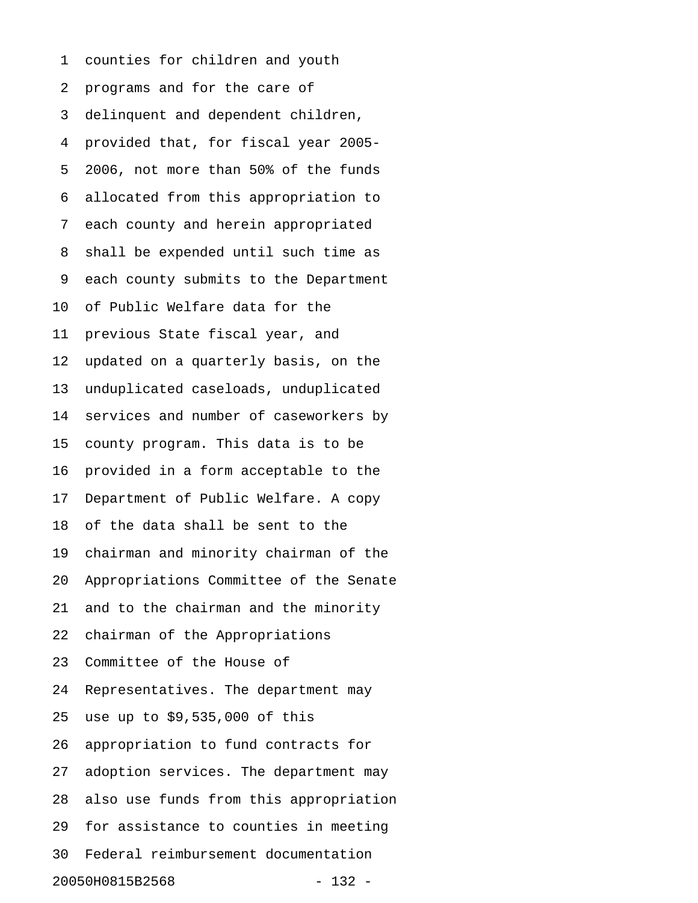counties for children and youth
programs and for the care of
delinquent and dependent children,
provided that, for fiscal year 2005-
2006, not more than 50% of the funds
allocated from this appropriation to
each county and herein appropriated
shall be expended until such time as
each county submits to the Department
of Public Welfare data for the
previous State fiscal year, and
updated on a quarterly basis, on the
unduplicated caseloads, unduplicated
services and number of caseworkers by
county program. This data is to be
provided in a form acceptable to the
Department of Public Welfare. A copy
of the data shall be sent to the
chairman and minority chairman of the
Appropriations Committee of the Senate
and to the chairman and the minority
chairman of the Appropriations
Committee of the House of
Representatives. The department may
use up to $9,535,000 of this
appropriation to fund contracts for
adoption services. The department may
also use funds from this appropriation
for assistance to counties in meeting
Federal reimbursement documentation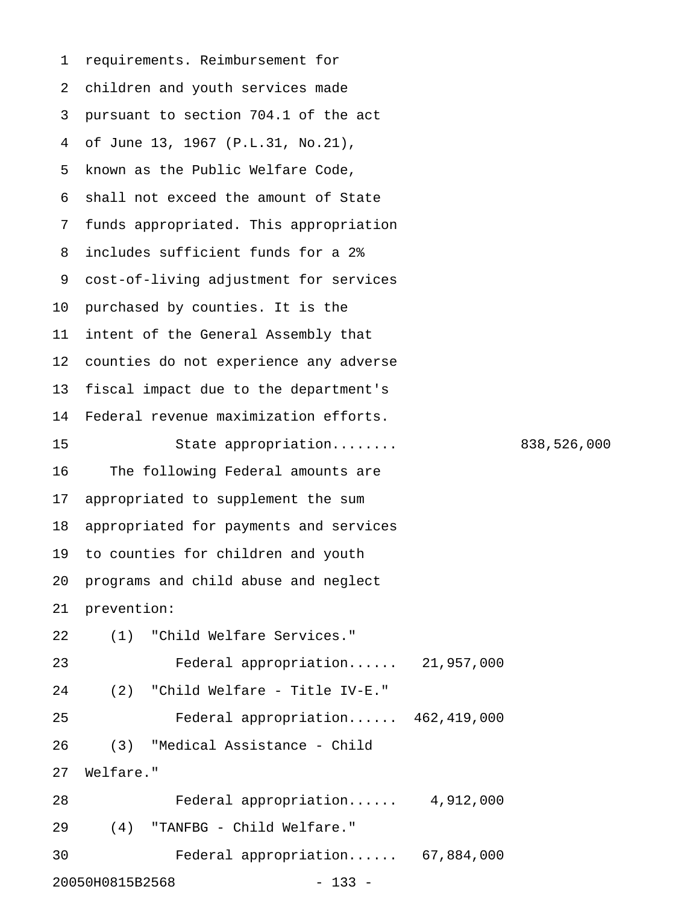requirements. Reimbursement for children and youth services made pursuant to section 704.1 of the act of June 13, 1967 (P.L.31, No.21), known as the Public Welfare Code, shall not exceed the amount of State funds appropriated. This appropriation includes sufficient funds for a 2% cost-of-living adjustment for services purchased by counties. It is the intent of the General Assembly that counties do not experience any adverse fiscal impact due to the department's Federal revenue maximization efforts.

State appropriation........ 838,526,000

The following Federal amounts are appropriated to supplement the sum appropriated for payments and services to counties for children and youth programs and child abuse and neglect prevention:

(1) "Child Welfare Services."

Federal appropriation...... 21,957,000

(2) "Child Welfare - Title IV-E."

Federal appropriation...... 462,419,000

(3) "Medical Assistance - Child Welfare."

Federal appropriation...... 4,912,000

(4) "TANFBG - Child Welfare."

Federal appropriation...... 67,884,000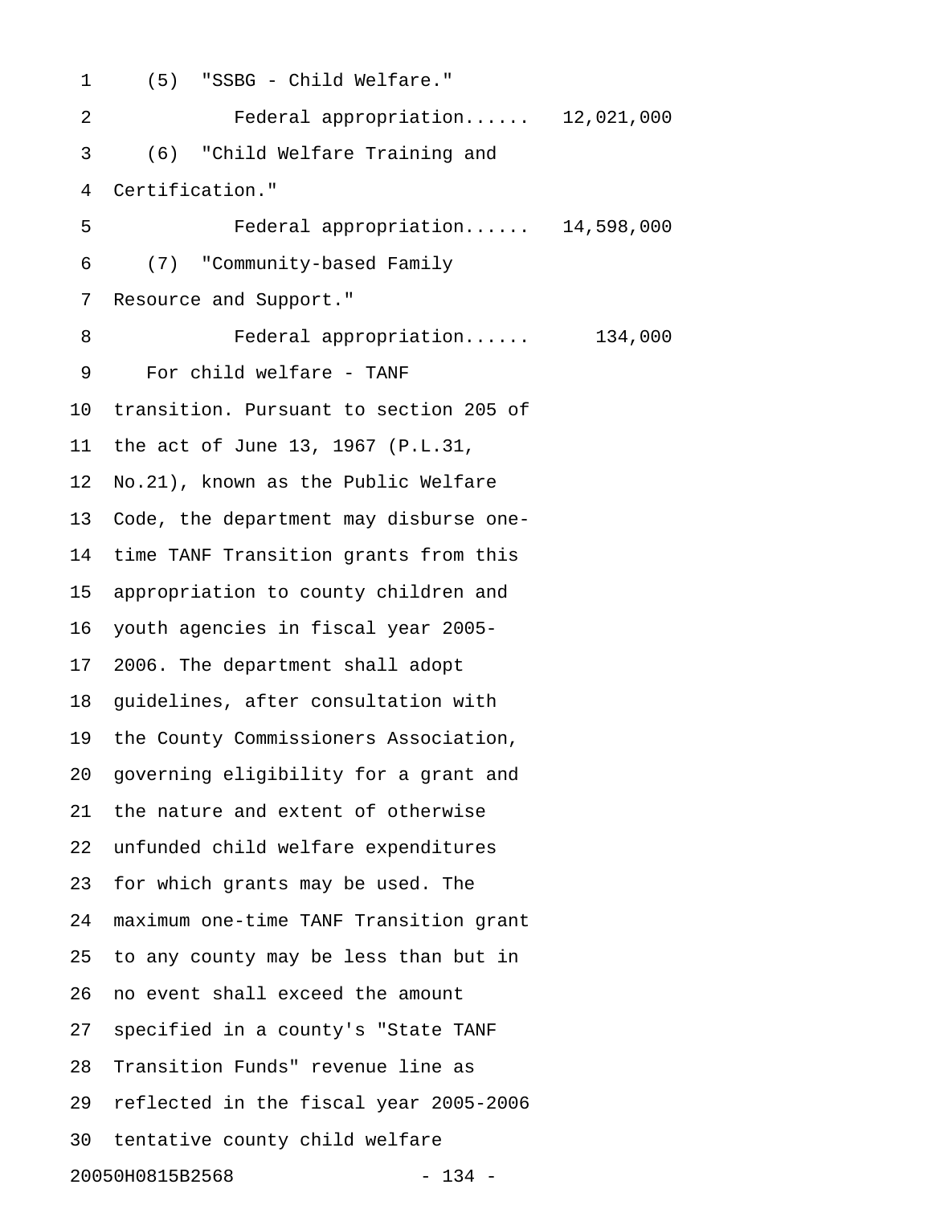(5) "SSBG - Child Welfare."

Federal appropriation...... 12,021,000

(6) "Child Welfare Training and Certification."

Federal appropriation...... 14,598,000

(7) "Community-based Family Resource and Support."

Federal appropriation...... 134,000

For child welfare - TANF transition. Pursuant to section 205 of the act of June 13, 1967 (P.L.31, No.21), known as the Public Welfare Code, the department may disburse one-time TANF Transition grants from this appropriation to county children and youth agencies in fiscal year 2005-2006. The department shall adopt guidelines, after consultation with the County Commissioners Association, governing eligibility for a grant and the nature and extent of otherwise unfunded child welfare expenditures for which grants may be used. The maximum one-time TANF Transition grant to any county may be less than but in no event shall exceed the amount specified in a county's "State TANF Transition Funds" revenue line as reflected in the fiscal year 2005-2006 tentative county child welfare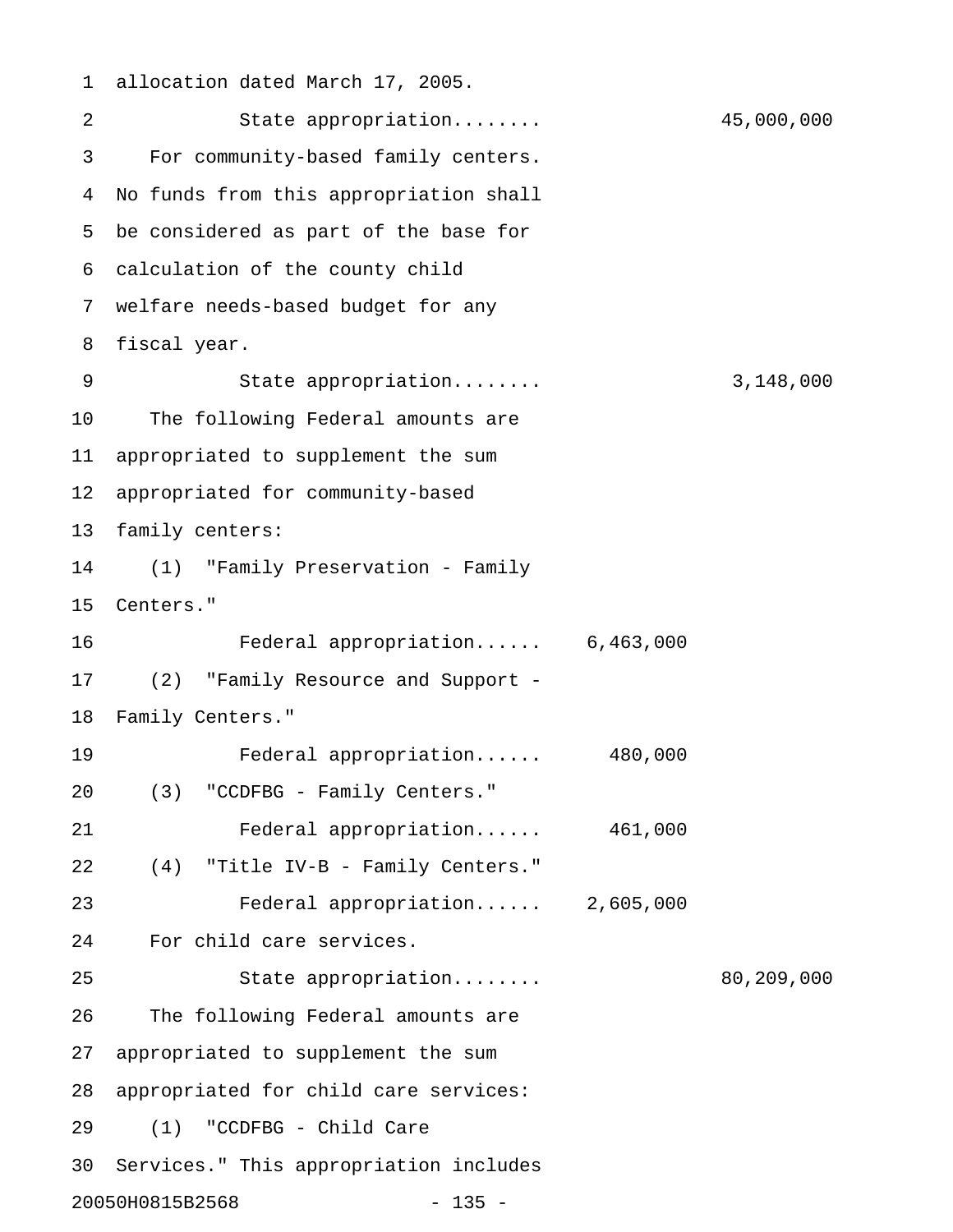allocation dated March 17, 2005.

State appropriation........ 45,000,000

For community-based family centers. No funds from this appropriation shall be considered as part of the base for calculation of the county child welfare needs-based budget for any fiscal year.

State appropriation........ 3,148,000

The following Federal amounts are appropriated to supplement the sum appropriated for community-based family centers:

(1) "Family Preservation - Family Centers."

Federal appropriation...... 6,463,000

(2) "Family Resource and Support - Family Centers."

Federal appropriation...... 480,000

(3) "CCDFBG - Family Centers."

Federal appropriation...... 461,000

(4) "Title IV-B - Family Centers."

Federal appropriation...... 2,605,000

For child care services.

State appropriation........ 80,209,000

The following Federal amounts are appropriated to supplement the sum appropriated for child care services:

(1) "CCDFBG - Child Care Services." This appropriation includes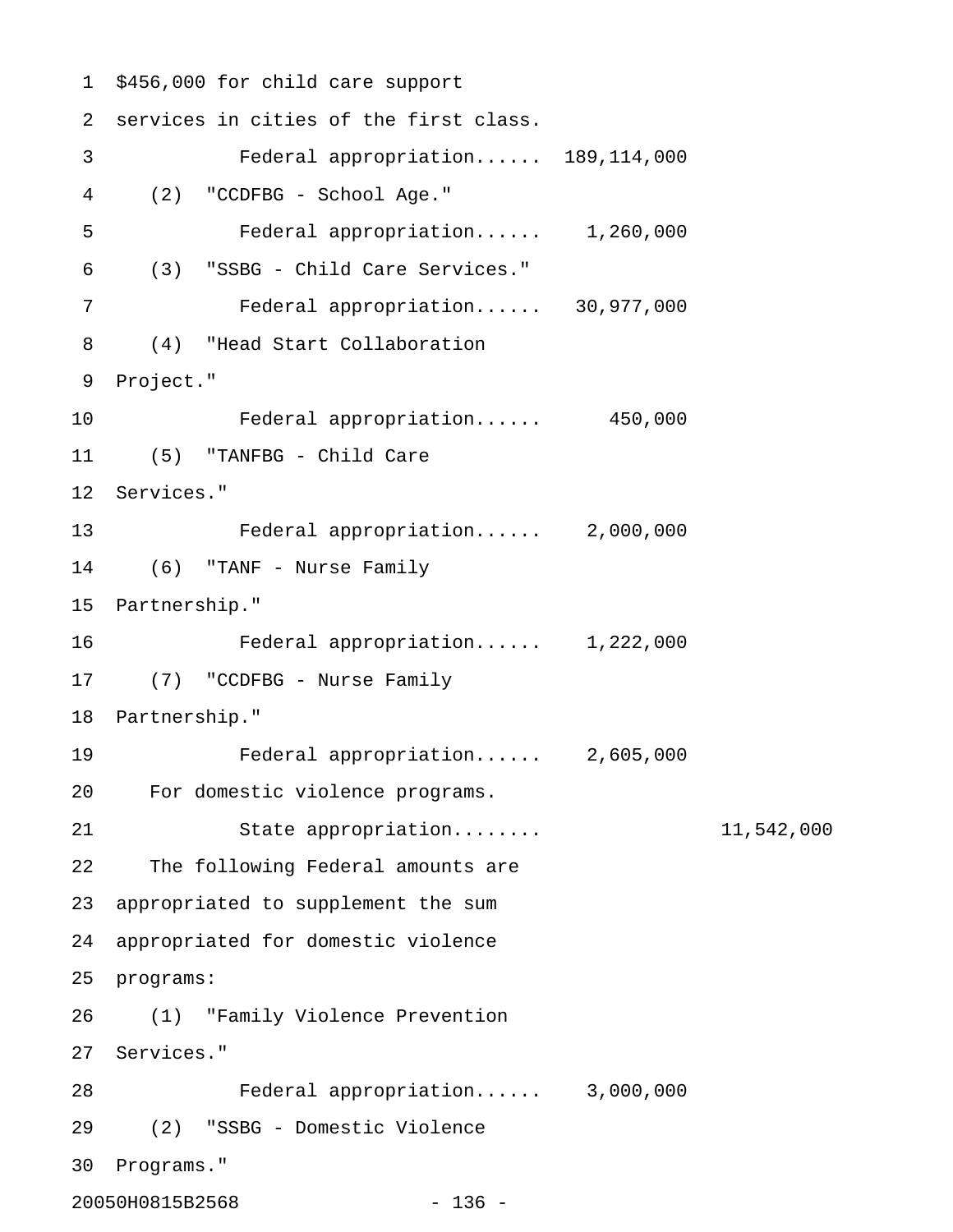$456,000 for child care support services in cities of the first class.

Federal appropriation...... 189,114,000

(2) "CCDFBG - School Age."

Federal appropriation...... 1,260,000

(3) "SSBG - Child Care Services."

Federal appropriation...... 30,977,000

(4) "Head Start Collaboration Project."

Federal appropriation...... 450,000

(5) "TANFBG - Child Care Services."

Federal appropriation...... 2,000,000

(6) "TANF - Nurse Family Partnership."

Federal appropriation...... 1,222,000

(7) "CCDFBG - Nurse Family Partnership."

Federal appropriation...... 2,605,000

For domestic violence programs.

State appropriation........ 11,542,000

The following Federal amounts are appropriated to supplement the sum appropriated for domestic violence programs:

(1) "Family Violence Prevention Services."

Federal appropriation...... 3,000,000

(2) "SSBG - Domestic Violence Programs."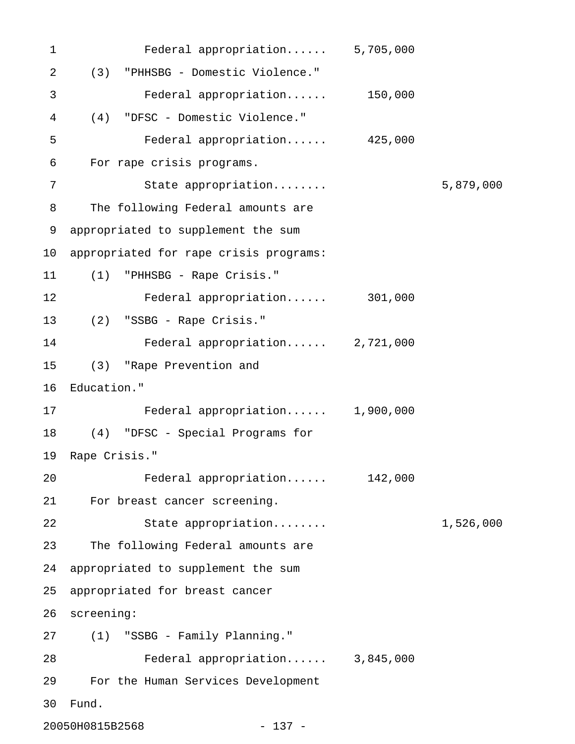Federal appropriation...... 5,705,000

(3) "PHHSBG - Domestic Violence."

Federal appropriation...... 150,000

(4) "DFSC - Domestic Violence."

Federal appropriation...... 425,000

For rape crisis programs.

State appropriation........ 5,879,000

The following Federal amounts are appropriated to supplement the sum appropriated for rape crisis programs:

(1) "PHHSBG - Rape Crisis."

Federal appropriation...... 301,000

(2) "SSBG - Rape Crisis."

Federal appropriation...... 2,721,000

(3) "Rape Prevention and Education."

Federal appropriation...... 1,900,000

(4) "DFSC - Special Programs for Rape Crisis."

Federal appropriation...... 142,000

For breast cancer screening.

State appropriation........ 1,526,000

The following Federal amounts are appropriated to supplement the sum appropriated for breast cancer screening:

(1) "SSBG - Family Planning."

Federal appropriation...... 3,845,000

For the Human Services Development Fund.

20050H0815B2568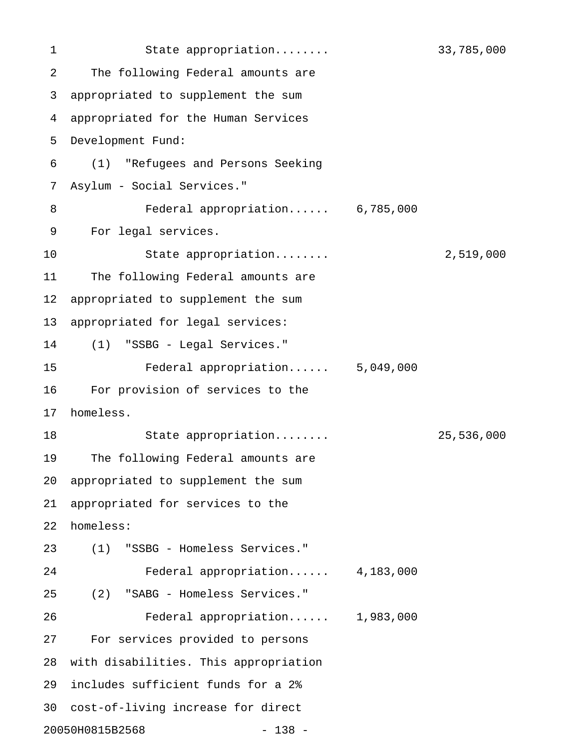State appropriation........ 33,785,000

The following Federal amounts are appropriated to supplement the sum appropriated for the Human Services Development Fund:

(1) "Refugees and Persons Seeking Asylum - Social Services."

Federal appropriation...... 6,785,000

For legal services.

State appropriation........ 2,519,000

The following Federal amounts are appropriated to supplement the sum appropriated for legal services:

(1) "SSBG - Legal Services."

Federal appropriation...... 5,049,000

For provision of services to the homeless.

State appropriation........ 25,536,000

The following Federal amounts are appropriated to supplement the sum appropriated for services to the homeless:

(1) "SSBG - Homeless Services."

Federal appropriation...... 4,183,000

(2) "SABG - Homeless Services."

Federal appropriation...... 1,983,000

For services provided to persons with disabilities. This appropriation includes sufficient funds for a 2% cost-of-living increase for direct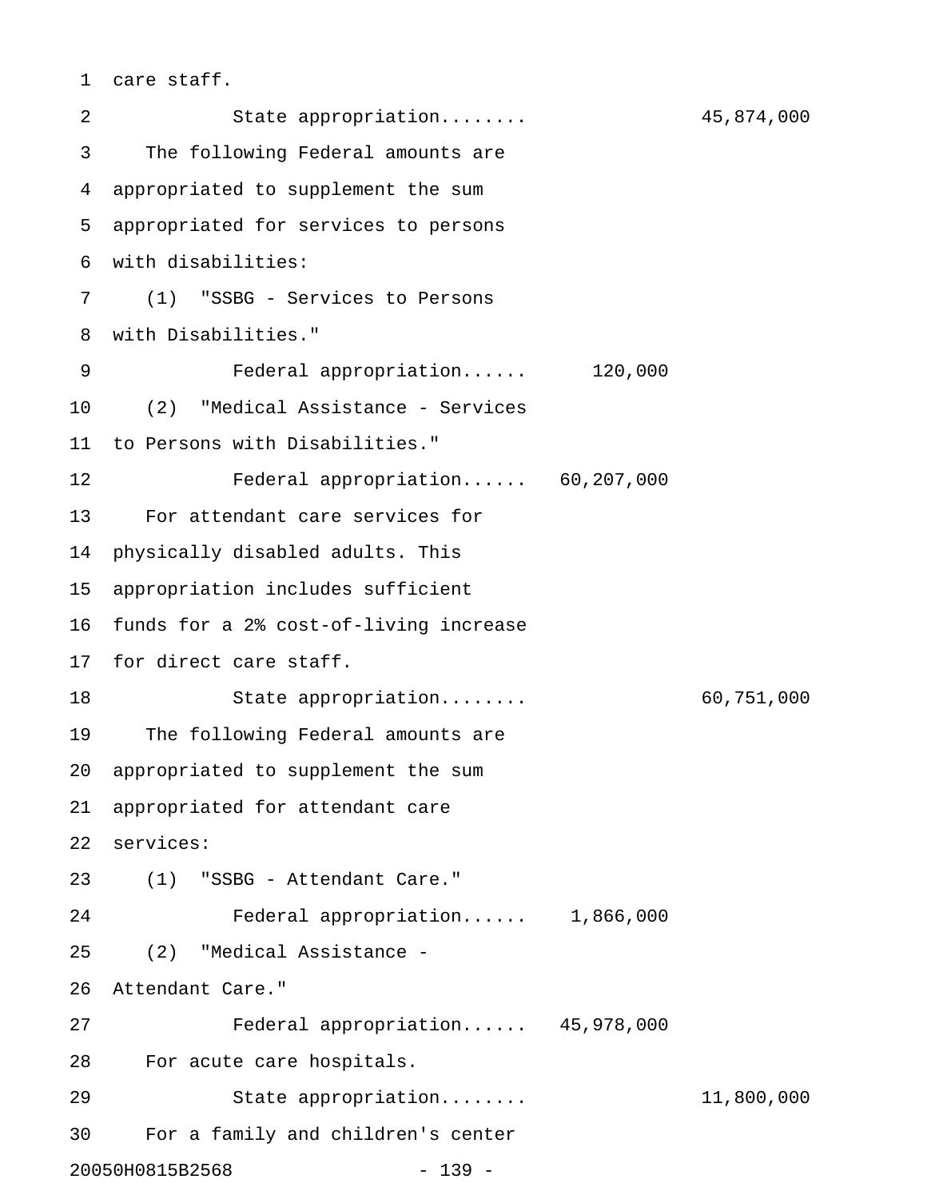care staff.

State appropriation........ 45,874,000

The following Federal amounts are appropriated to supplement the sum appropriated for services to persons with disabilities:

(1) "SSBG - Services to Persons with Disabilities."

Federal appropriation...... 120,000

(2) "Medical Assistance - Services to Persons with Disabilities."

Federal appropriation...... 60,207,000

For attendant care services for physically disabled adults. This appropriation includes sufficient funds for a 2% cost-of-living increase for direct care staff.

State appropriation........ 60,751,000

The following Federal amounts are appropriated to supplement the sum appropriated for attendant care services:

(1) "SSBG - Attendant Care."

Federal appropriation...... 1,866,000

(2) "Medical Assistance - Attendant Care."

Federal appropriation...... 45,978,000

For acute care hospitals.

State appropriation........ 11,800,000

For a family and children's center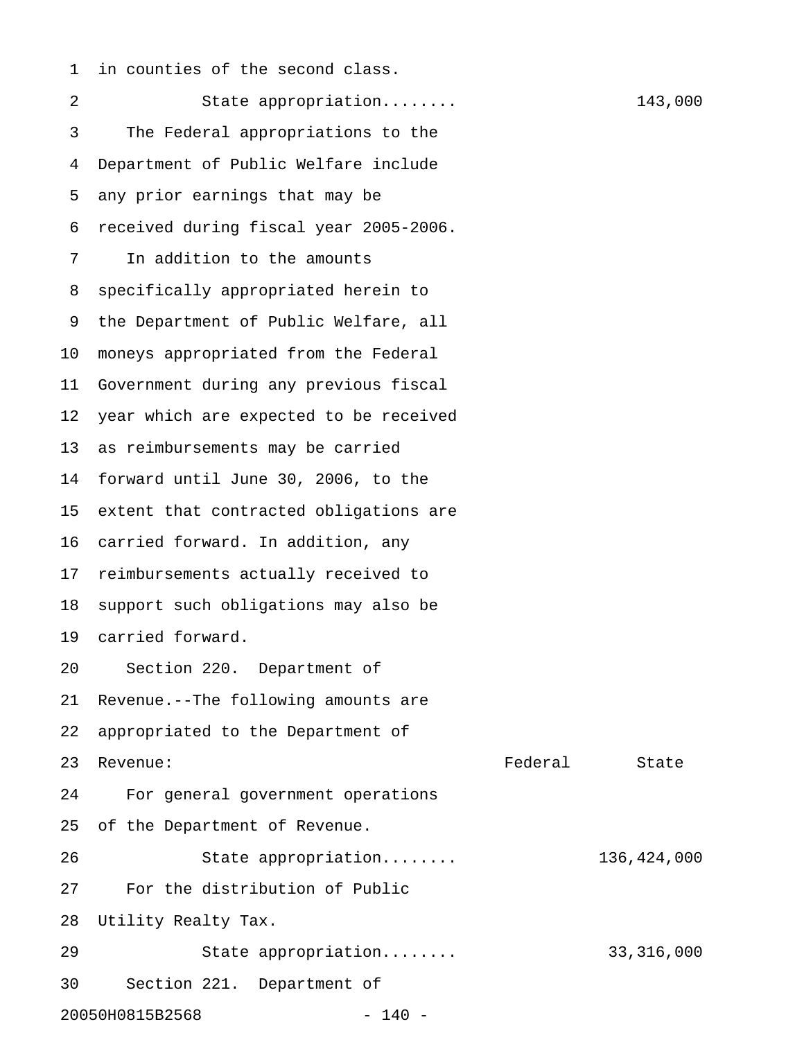in counties of the second class.

State appropriation........ 143,000

The Federal appropriations to the Department of Public Welfare include any prior earnings that may be received during fiscal year 2005-2006.

In addition to the amounts specifically appropriated herein to the Department of Public Welfare, all moneys appropriated from the Federal Government during any previous fiscal year which are expected to be received as reimbursements may be carried forward until June 30, 2006, to the extent that contracted obligations are carried forward. In addition, any reimbursements actually received to support such obligations may also be carried forward.

Section 220. Department of Revenue.--The following amounts are appropriated to the Department of Revenue:

| | Federal | State |
|---|---|---|
| For general government operations of the Department of Revenue. | | |
| State appropriation........ | | 136,424,000 |
| For the distribution of Public Utility Realty Tax. | | |
| State appropriation........ | | 33,316,000 |

Section 221. Department of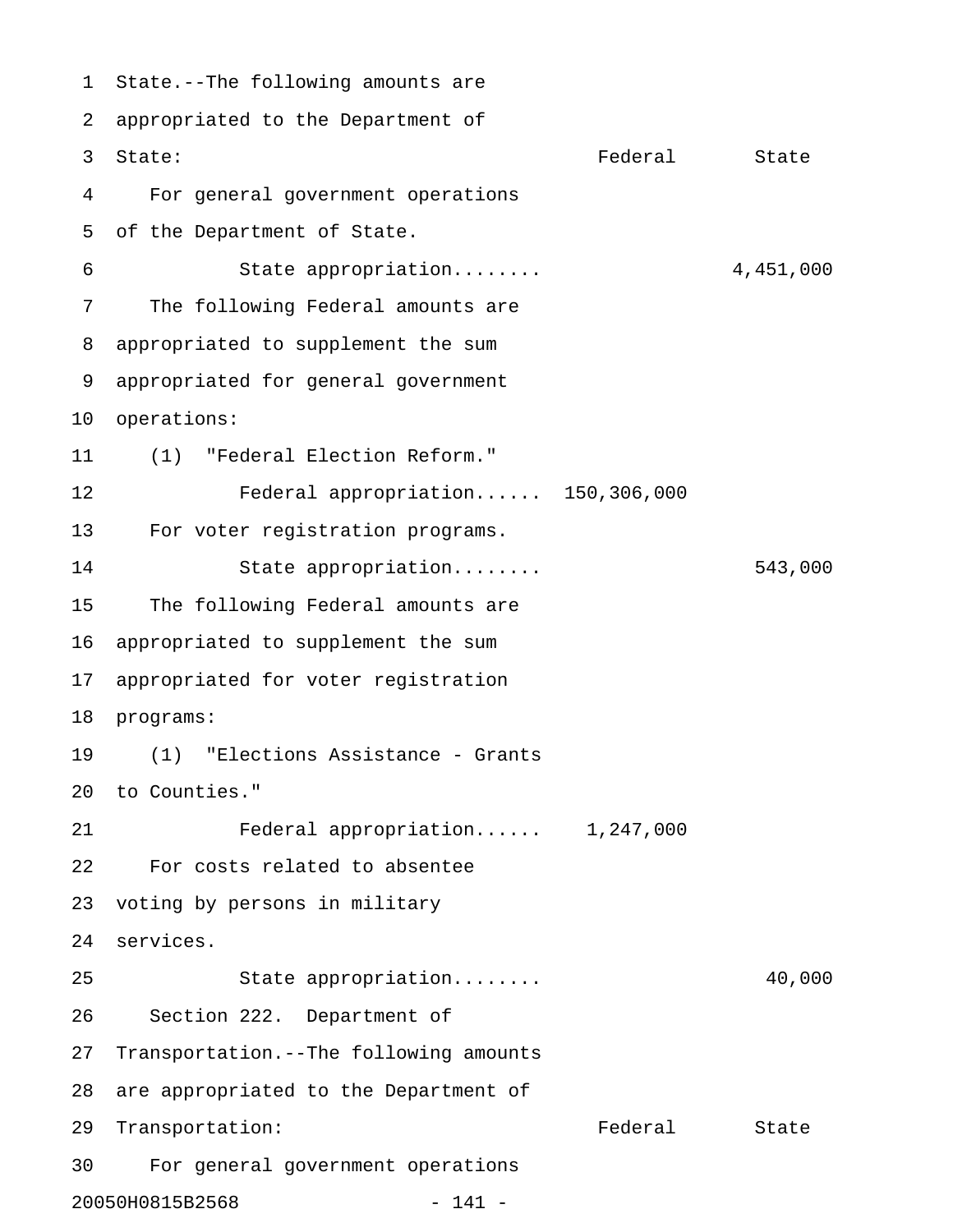State.--The following amounts are appropriated to the Department of State:

| | Federal | State |
|---|---|---|
| For general government operations of the Department of State. | | |
| State appropriation........ | | 4,451,000 |
| The following Federal amounts are appropriated to supplement the sum appropriated for general government operations: | | |
| (1) "Federal Election Reform." | | |
| Federal appropriation...... | 150,306,000 | |
| For voter registration programs. | | |
| State appropriation........ | | 543,000 |
| The following Federal amounts are appropriated to supplement the sum appropriated for voter registration programs: | | |
| (1) "Elections Assistance - Grants to Counties." | | |
| Federal appropriation...... | 1,247,000 | |
| For costs related to absentee voting by persons in military services. | | |
| State appropriation........ | | 40,000 |

Section 222. Department of Transportation.--The following amounts are appropriated to the Department of Transportation:

| | Federal | State |
|---|---|---|
| For general government operations | | |

20050H0815B2568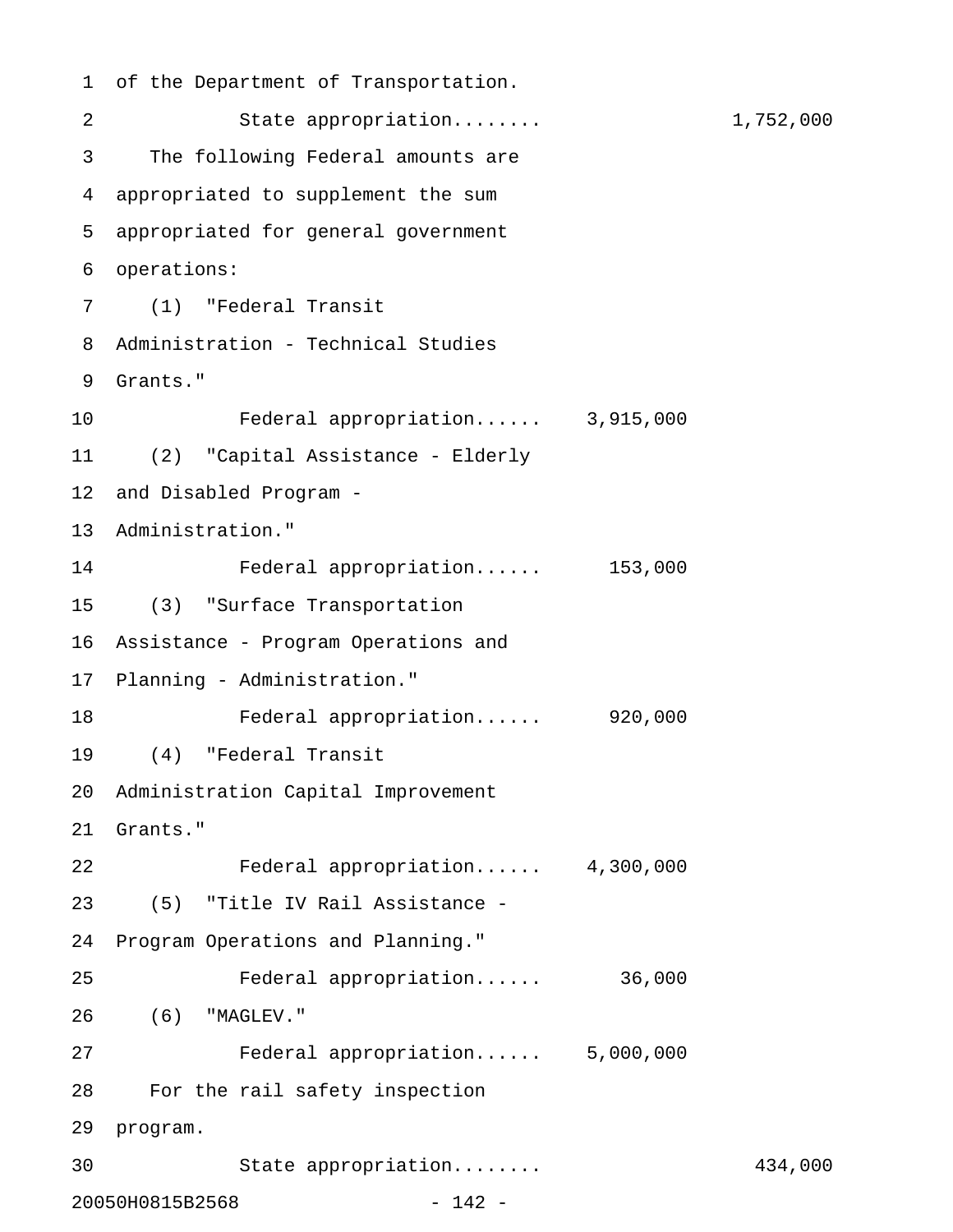of the Department of Transportation.

State appropriation........ 1,752,000

The following Federal amounts are appropriated to supplement the sum appropriated for general government operations:

(1) "Federal Transit Administration - Technical Studies Grants."

Federal appropriation...... 3,915,000

(2) "Capital Assistance - Elderly and Disabled Program - Administration."

Federal appropriation...... 153,000

(3) "Surface Transportation Assistance - Program Operations and Planning - Administration."

Federal appropriation...... 920,000

(4) "Federal Transit Administration Capital Improvement Grants."

Federal appropriation...... 4,300,000

(5) "Title IV Rail Assistance - Program Operations and Planning."

Federal appropriation...... 36,000

(6) "MAGLEV."

Federal appropriation...... 5,000,000

For the rail safety inspection program.

State appropriation........ 434,000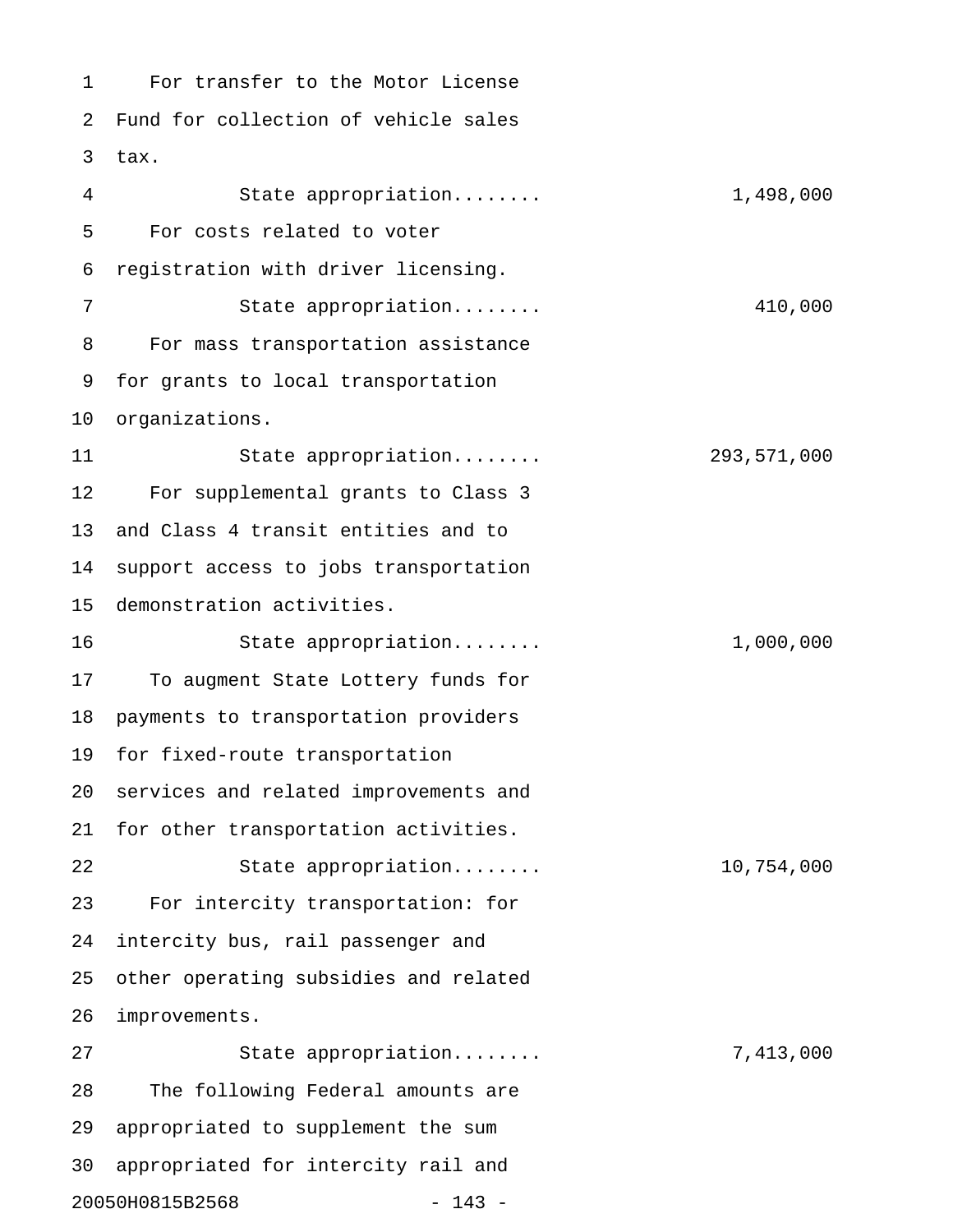For transfer to the Motor License Fund for collection of vehicle sales tax.

State appropriation........ 1,498,000

For costs related to voter registration with driver licensing.

State appropriation........ 410,000

For mass transportation assistance for grants to local transportation organizations.

State appropriation........ 293,571,000

For supplemental grants to Class 3 and Class 4 transit entities and to support access to jobs transportation demonstration activities.

State appropriation........ 1,000,000

To augment State Lottery funds for payments to transportation providers for fixed-route transportation services and related improvements and for other transportation activities.

State appropriation........ 10,754,000

For intercity transportation: for intercity bus, rail passenger and other operating subsidies and related improvements.

State appropriation........ 7,413,000

The following Federal amounts are appropriated to supplement the sum appropriated for intercity rail and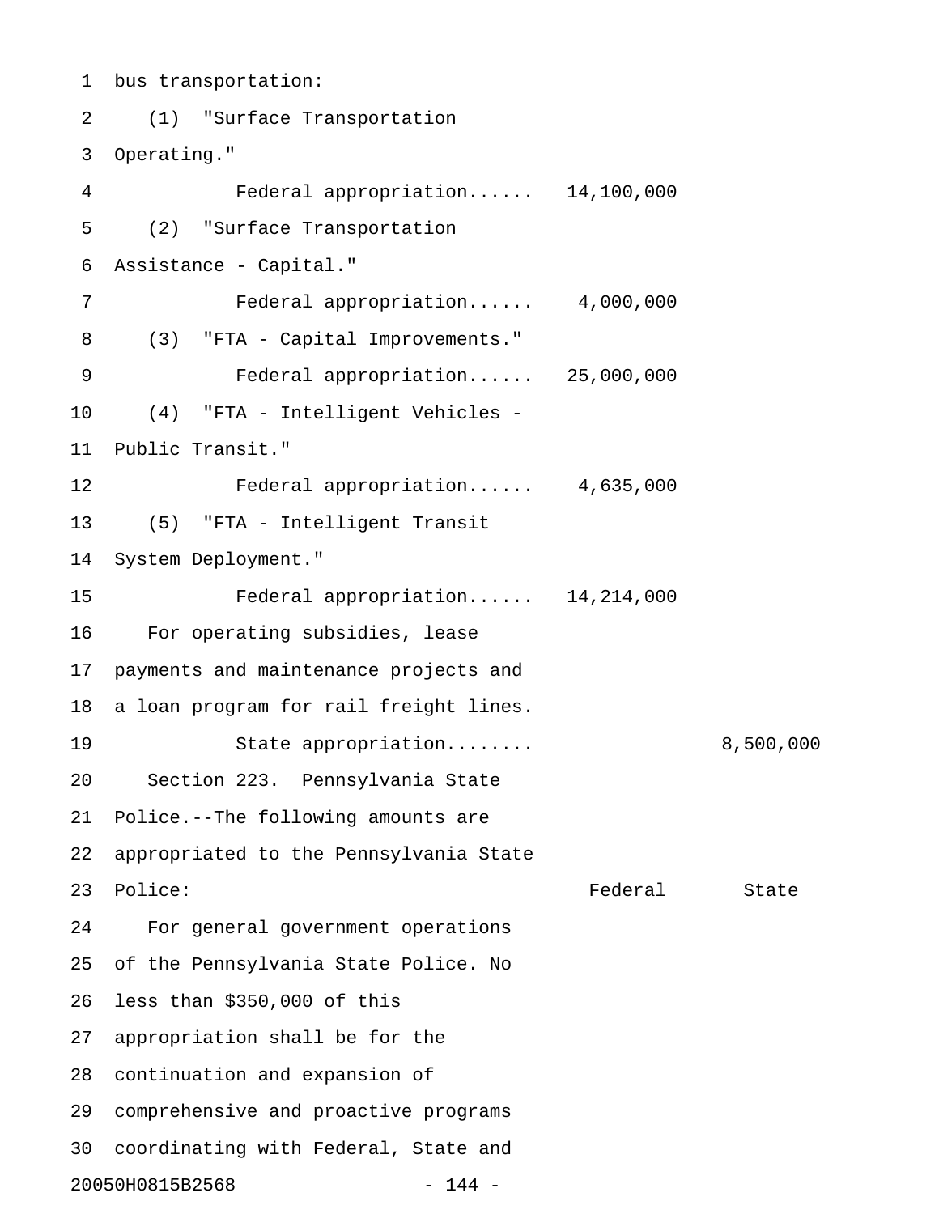bus transportation:

(1) "Surface Transportation Operating."

| | Federal | State |
|---|---|---|
| Federal appropriation...... | 14,100,000 | |

(2) "Surface Transportation Assistance - Capital."

| | Federal | State |
|---|---|---|
| Federal appropriation...... | 4,000,000 | |

(3) "FTA - Capital Improvements."

| | Federal | State |
|---|---|---|
| Federal appropriation...... | 25,000,000 | |

(4) "FTA - Intelligent Vehicles - Public Transit."

| | Federal | State |
|---|---|---|
| Federal appropriation...... | 4,635,000 | |

(5) "FTA - Intelligent Transit System Deployment."

| | Federal | State |
|---|---|---|
| Federal appropriation...... | 14,214,000 | |

For operating subsidies, lease payments and maintenance projects and a loan program for rail freight lines.

| | Federal | State |
|---|---|---|
| State appropriation........ | | 8,500,000 |

Section 223. Pennsylvania State Police.--The following amounts are appropriated to the Pennsylvania State Police:

| | Federal | State |
|---|---|---|

For general government operations of the Pennsylvania State Police. No less than $350,000 of this appropriation shall be for the continuation and expansion of comprehensive and proactive programs coordinating with Federal, State and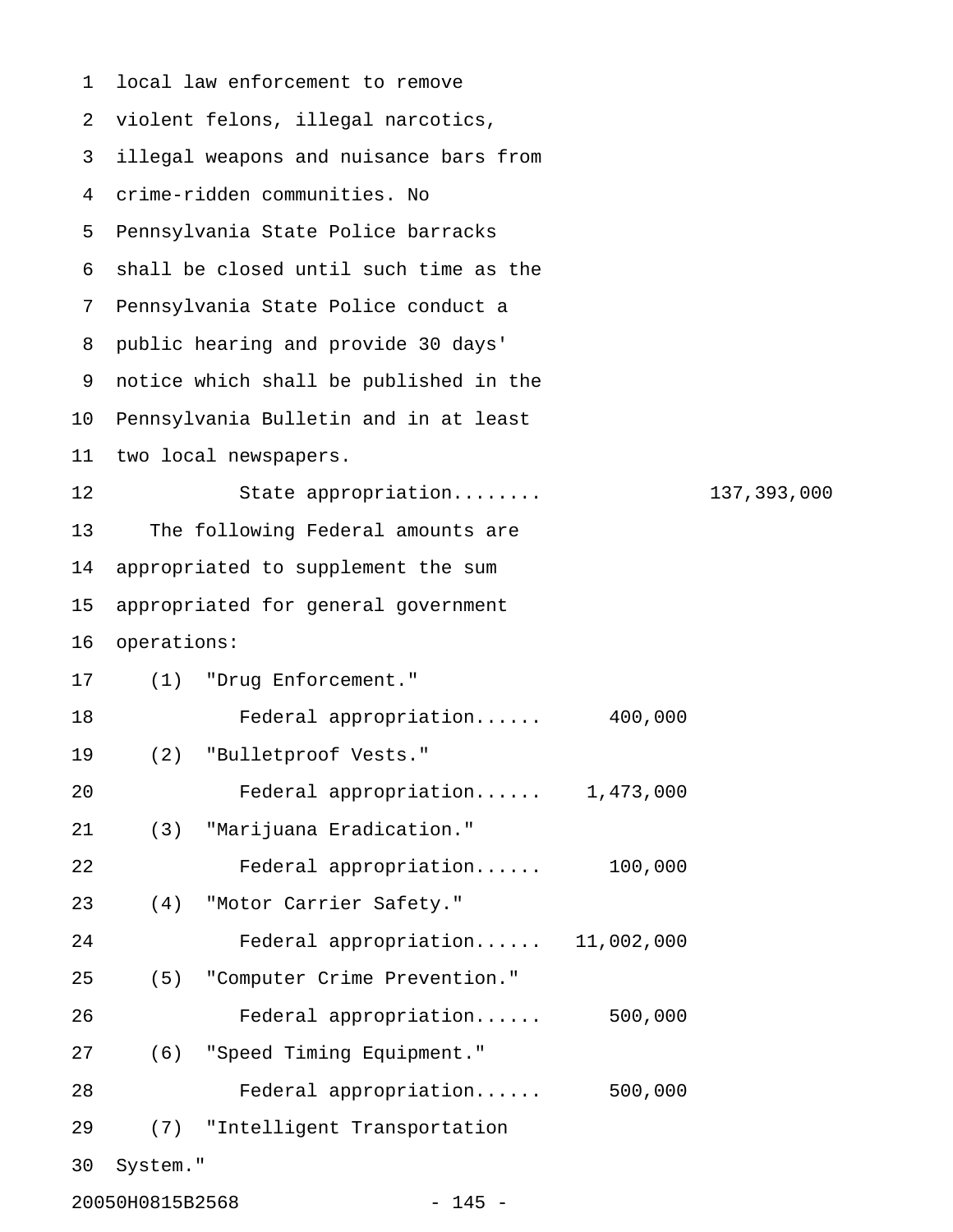local law enforcement to remove violent felons, illegal narcotics, illegal weapons and nuisance bars from crime-ridden communities. No Pennsylvania State Police barracks shall be closed until such time as the Pennsylvania State Police conduct a public hearing and provide 30 days' notice which shall be published in the Pennsylvania Bulletin and in at least two local newspapers.

| | | |
|---|---|---|
| State appropriation........ | | 137,393,000 |

The following Federal amounts are appropriated to supplement the sum appropriated for general government operations:

| | | |
|---|---|---|
| (1) "Drug Enforcement." | | |
| Federal appropriation...... | 400,000 | |
| (2) "Bulletproof Vests." | | |
| Federal appropriation...... | 1,473,000 | |
| (3) "Marijuana Eradication." | | |
| Federal appropriation...... | 100,000 | |
| (4) "Motor Carrier Safety." | | |
| Federal appropriation...... | 11,002,000 | |
| (5) "Computer Crime Prevention." | | |
| Federal appropriation...... | 500,000 | |
| (6) "Speed Timing Equipment." | | |
| Federal appropriation...... | 500,000 | |
| (7) "Intelligent Transportation System." | | |

20050H0815B2568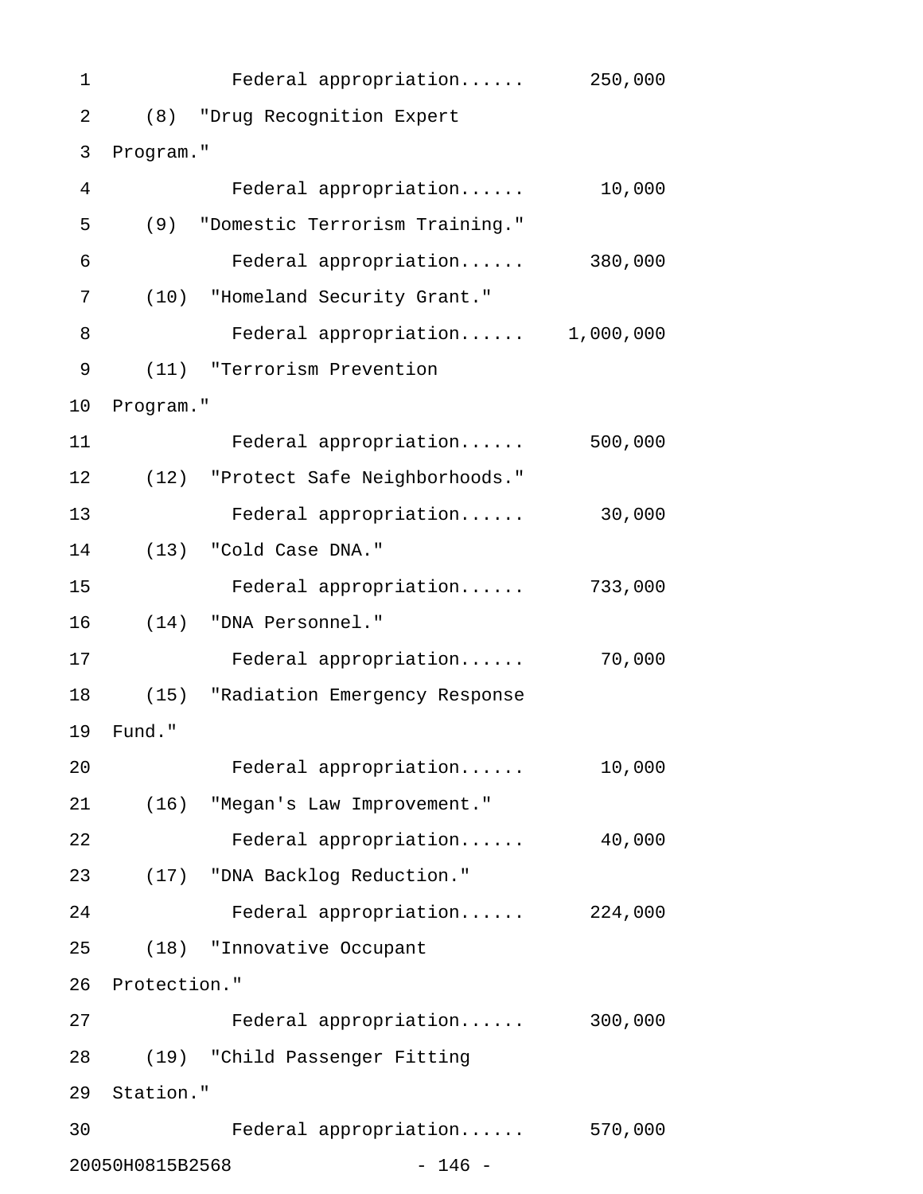Federal appropriation...... 250,000

(8) "Drug Recognition Expert Program."

Federal appropriation...... 10,000

(9) "Domestic Terrorism Training."

Federal appropriation...... 380,000

(10) "Homeland Security Grant."

Federal appropriation...... 1,000,000

(11) "Terrorism Prevention Program."

Federal appropriation...... 500,000

(12) "Protect Safe Neighborhoods."

Federal appropriation...... 30,000

(13) "Cold Case DNA."

Federal appropriation...... 733,000

(14) "DNA Personnel."

Federal appropriation...... 70,000

(15) "Radiation Emergency Response Fund."

Federal appropriation...... 10,000

(16) "Megan's Law Improvement."

Federal appropriation...... 40,000

(17) "DNA Backlog Reduction."

Federal appropriation...... 224,000

(18) "Innovative Occupant Protection."

Federal appropriation...... 300,000

(19) "Child Passenger Fitting Station."

Federal appropriation...... 570,000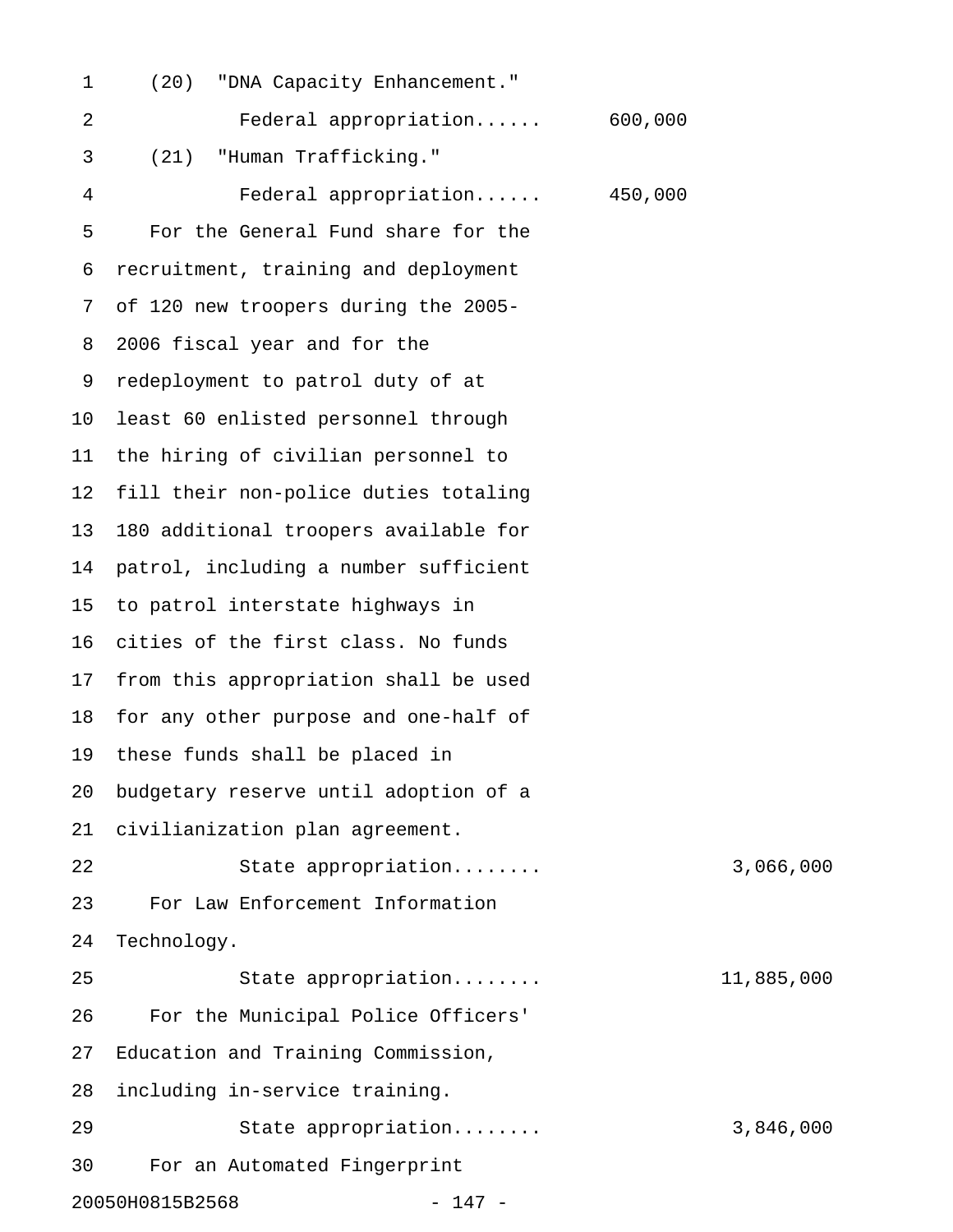(20) "DNA Capacity Enhancement."

Federal appropriation...... 600,000

(21) "Human Trafficking."

Federal appropriation...... 450,000

For the General Fund share for the recruitment, training and deployment of 120 new troopers during the 2005-2006 fiscal year and for the redeployment to patrol duty of at least 60 enlisted personnel through the hiring of civilian personnel to fill their non-police duties totaling 180 additional troopers available for patrol, including a number sufficient to patrol interstate highways in cities of the first class. No funds from this appropriation shall be used for any other purpose and one-half of these funds shall be placed in budgetary reserve until adoption of a civilianization plan agreement.

State appropriation........ 3,066,000

For Law Enforcement Information Technology.

State appropriation........ 11,885,000

For the Municipal Police Officers' Education and Training Commission, including in-service training.

State appropriation........ 3,846,000

For an Automated Fingerprint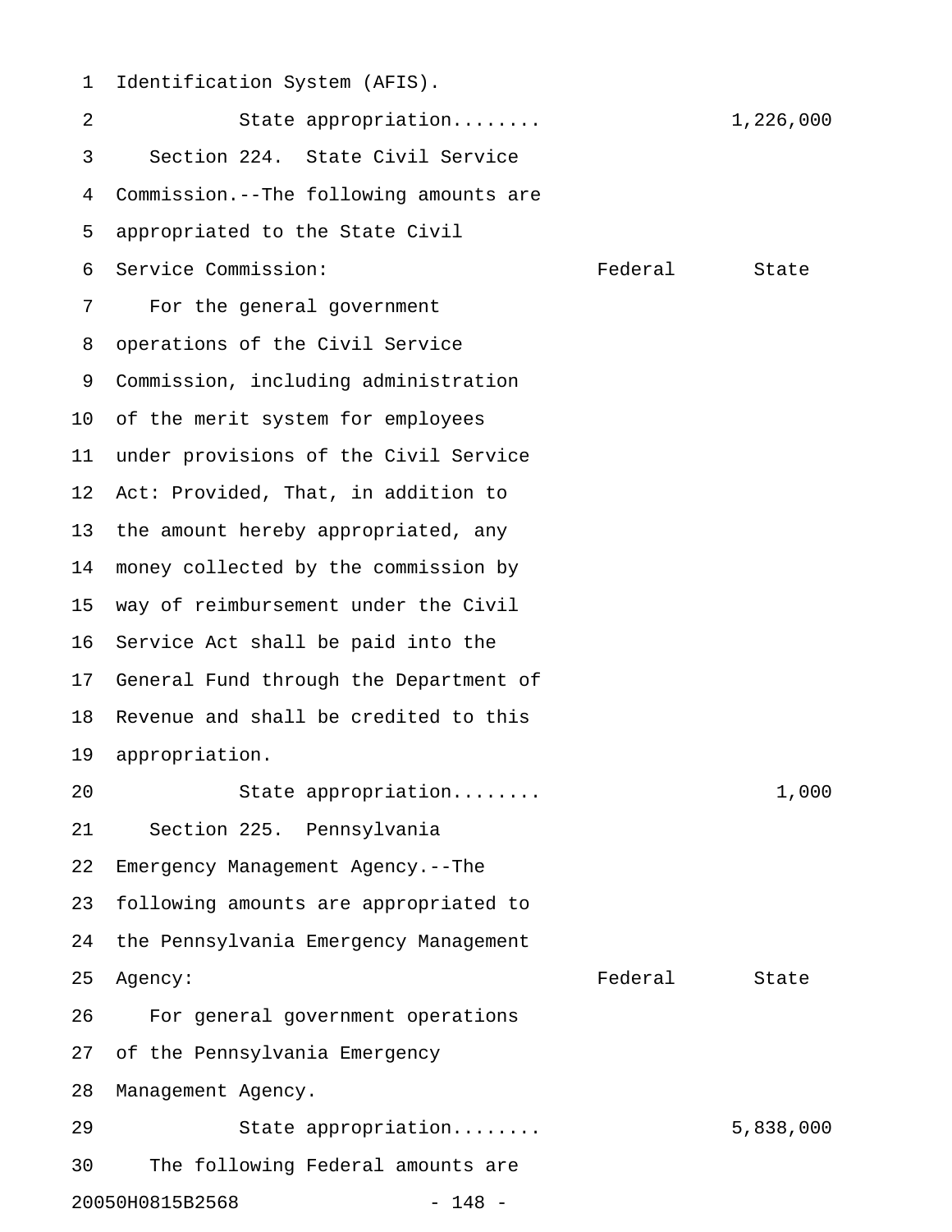Identification System (AFIS).

| | Federal | State |
|---|---|---|
| State appropriation........ | | 1,226,000 |

Section 224. State Civil Service Commission.--The following amounts are appropriated to the State Civil Service Commission:

| | Federal | State |
|---|---|---|
| For the general government operations of the Civil Service Commission, including administration of the merit system for employees under provisions of the Civil Service Act: Provided, That, in addition to the amount hereby appropriated, any money collected by the commission by way of reimbursement under the Civil Service Act shall be paid into the General Fund through the Department of Revenue and shall be credited to this appropriation. | | |
| State appropriation........ | | 1,000 |

Section 225. Pennsylvania Emergency Management Agency.--The following amounts are appropriated to the Pennsylvania Emergency Management Agency:

| | Federal | State |
|---|---|---|
| For general government operations of the Pennsylvania Emergency Management Agency. | | |
| State appropriation........ | | 5,838,000 |

The following Federal amounts are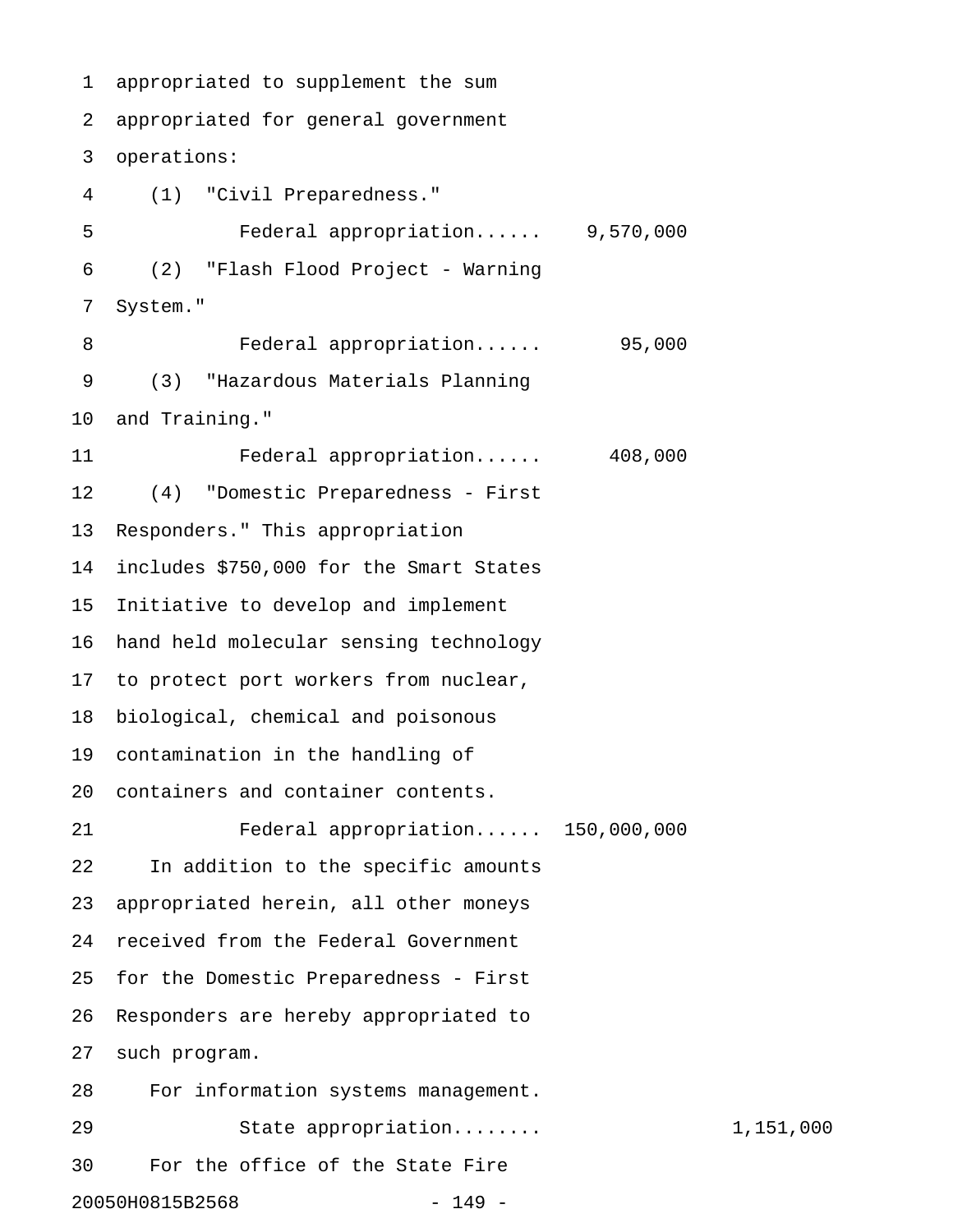appropriated to supplement the sum appropriated for general government operations:

(1) "Civil Preparedness."

Federal appropriation...... 9,570,000

(2) "Flash Flood Project - Warning System."

Federal appropriation...... 95,000

(3) "Hazardous Materials Planning and Training."

Federal appropriation...... 408,000

(4) "Domestic Preparedness - First Responders." This appropriation includes $750,000 for the Smart States Initiative to develop and implement hand held molecular sensing technology to protect port workers from nuclear, biological, chemical and poisonous contamination in the handling of containers and container contents.

Federal appropriation...... 150,000,000

In addition to the specific amounts appropriated herein, all other moneys received from the Federal Government for the Domestic Preparedness - First Responders are hereby appropriated to such program.

For information systems management.

State appropriation........ 1,151,000

For the office of the State Fire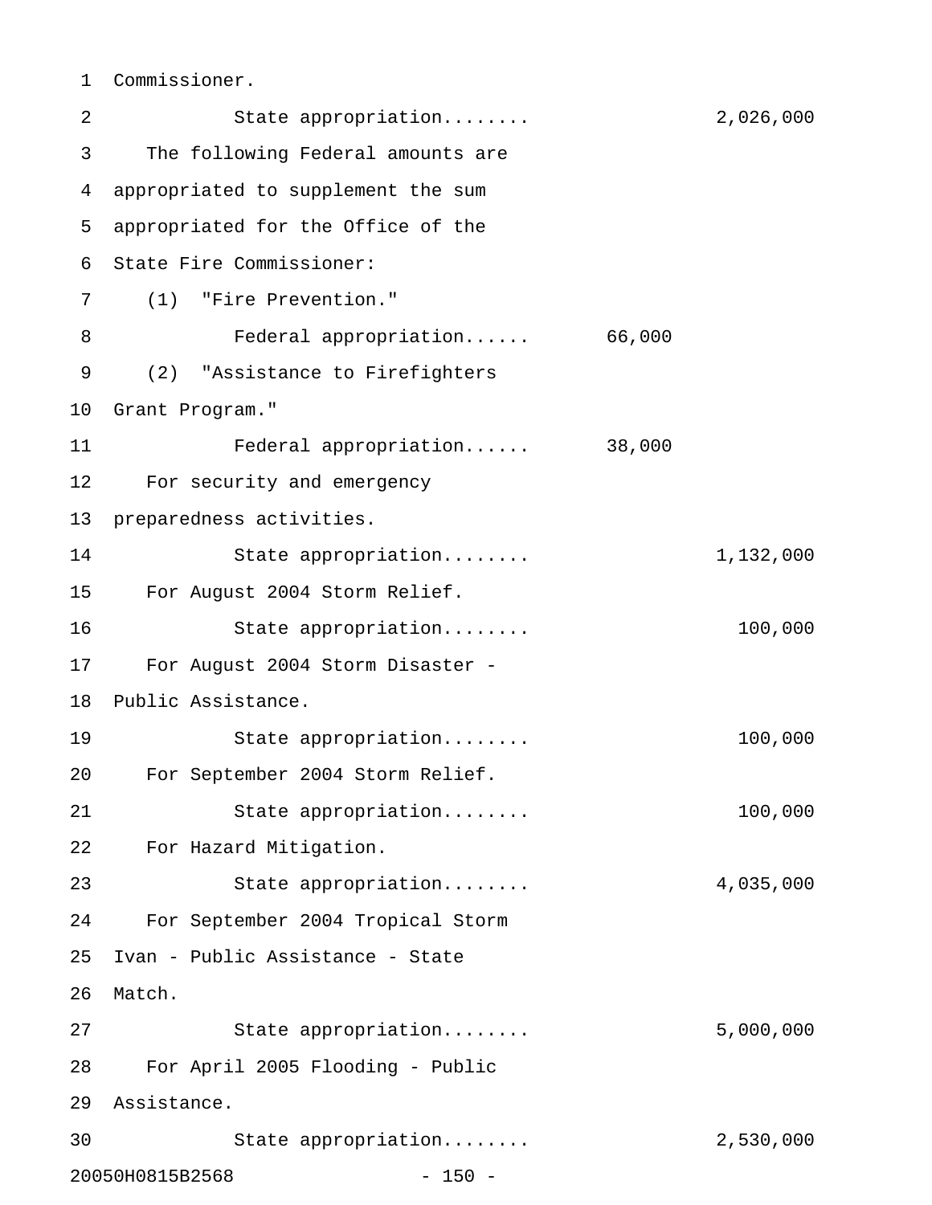Commissioner.

State appropriation........ 2,026,000

The following Federal amounts are appropriated to supplement the sum appropriated for the Office of the State Fire Commissioner:

(1) "Fire Prevention."

Federal appropriation...... 66,000

(2) "Assistance to Firefighters Grant Program."

Federal appropriation...... 38,000

For security and emergency preparedness activities.

State appropriation........ 1,132,000

For August 2004 Storm Relief.

State appropriation........ 100,000

For August 2004 Storm Disaster - Public Assistance.

State appropriation........ 100,000

For September 2004 Storm Relief.

State appropriation........ 100,000

For Hazard Mitigation.

State appropriation........ 4,035,000

For September 2004 Tropical Storm Ivan - Public Assistance - State Match.

State appropriation........ 5,000,000

For April 2005 Flooding - Public Assistance.

State appropriation........ 2,530,000

20050H0815B2568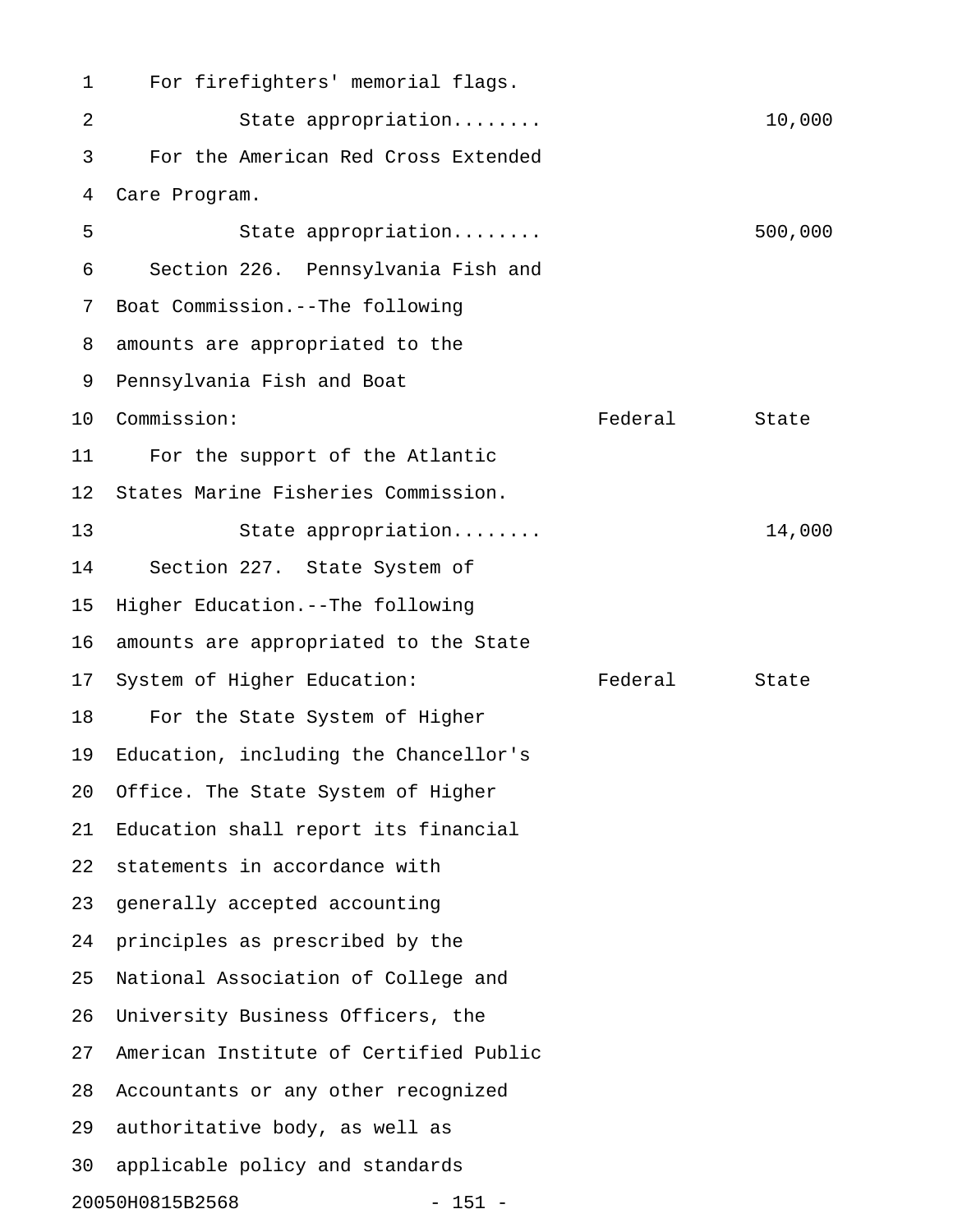For firefighters' memorial flags.

| | Federal | State |
|---|---|---|
| State appropriation........ | | 10,000 |

For the American Red Cross Extended Care Program.

| | Federal | State |
|---|---|---|
| State appropriation........ | | 500,000 |

Section 226. Pennsylvania Fish and Boat Commission.--The following amounts are appropriated to the Pennsylvania Fish and Boat Commission:

| | Federal | State |
|---|---|---|

For the support of the Atlantic States Marine Fisheries Commission.

| | Federal | State |
|---|---|---|
| State appropriation........ | | 14,000 |

Section 227. State System of Higher Education.--The following amounts are appropriated to the State System of Higher Education:

| | Federal | State |
|---|---|---|

For the State System of Higher Education, including the Chancellor's Office. The State System of Higher Education shall report its financial statements in accordance with generally accepted accounting principles as prescribed by the National Association of College and University Business Officers, the American Institute of Certified Public Accountants or any other recognized authoritative body, as well as applicable policy and standards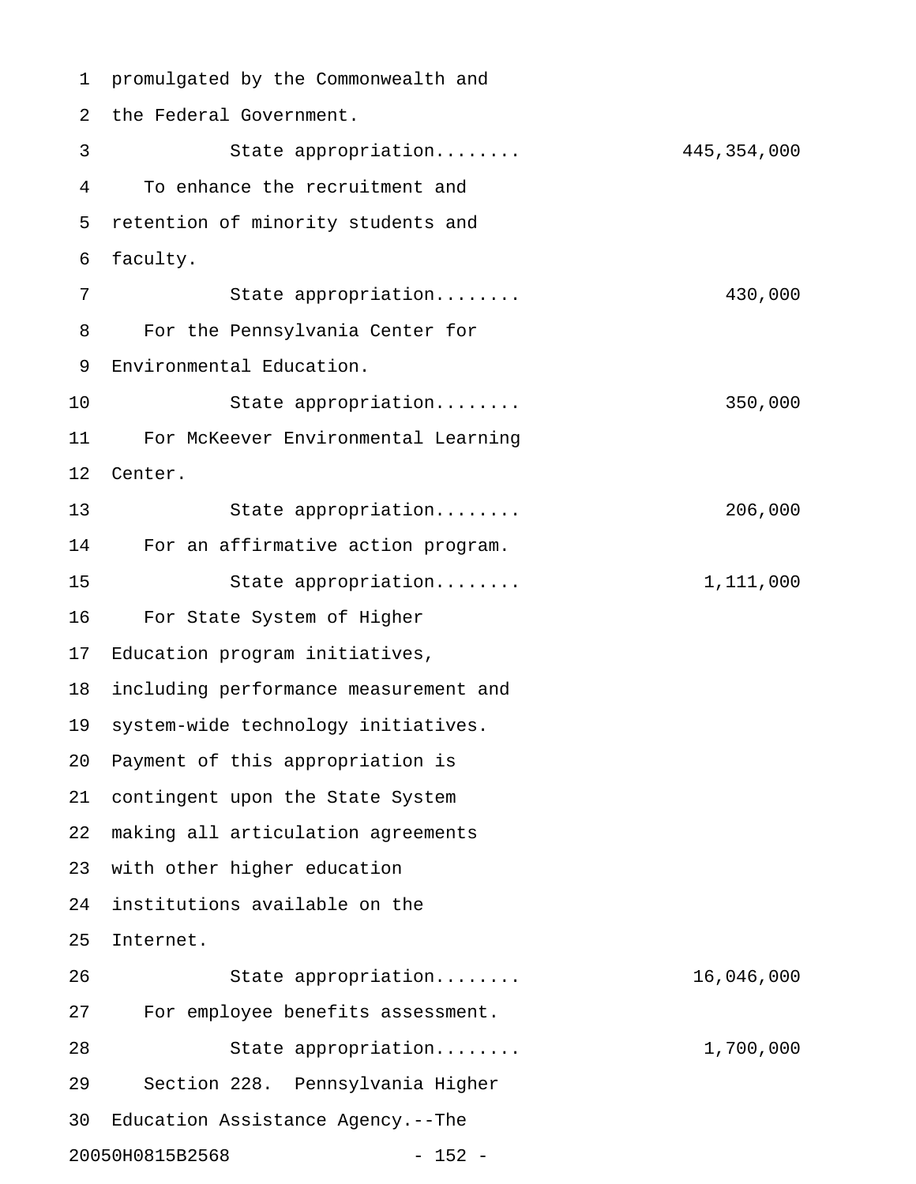promulgated by the Commonwealth and the Federal Government.

State appropriation........ 445,354,000

To enhance the recruitment and retention of minority students and faculty.

State appropriation........ 430,000

For the Pennsylvania Center for Environmental Education.

State appropriation........ 350,000

For McKeever Environmental Learning Center.

State appropriation........ 206,000

For an affirmative action program.

State appropriation........ 1,111,000

For State System of Higher Education program initiatives, including performance measurement and system-wide technology initiatives. Payment of this appropriation is contingent upon the State System making all articulation agreements with other higher education institutions available on the Internet.

State appropriation........ 16,046,000

For employee benefits assessment.

State appropriation........ 1,700,000

Section 228. Pennsylvania Higher Education Assistance Agency.--The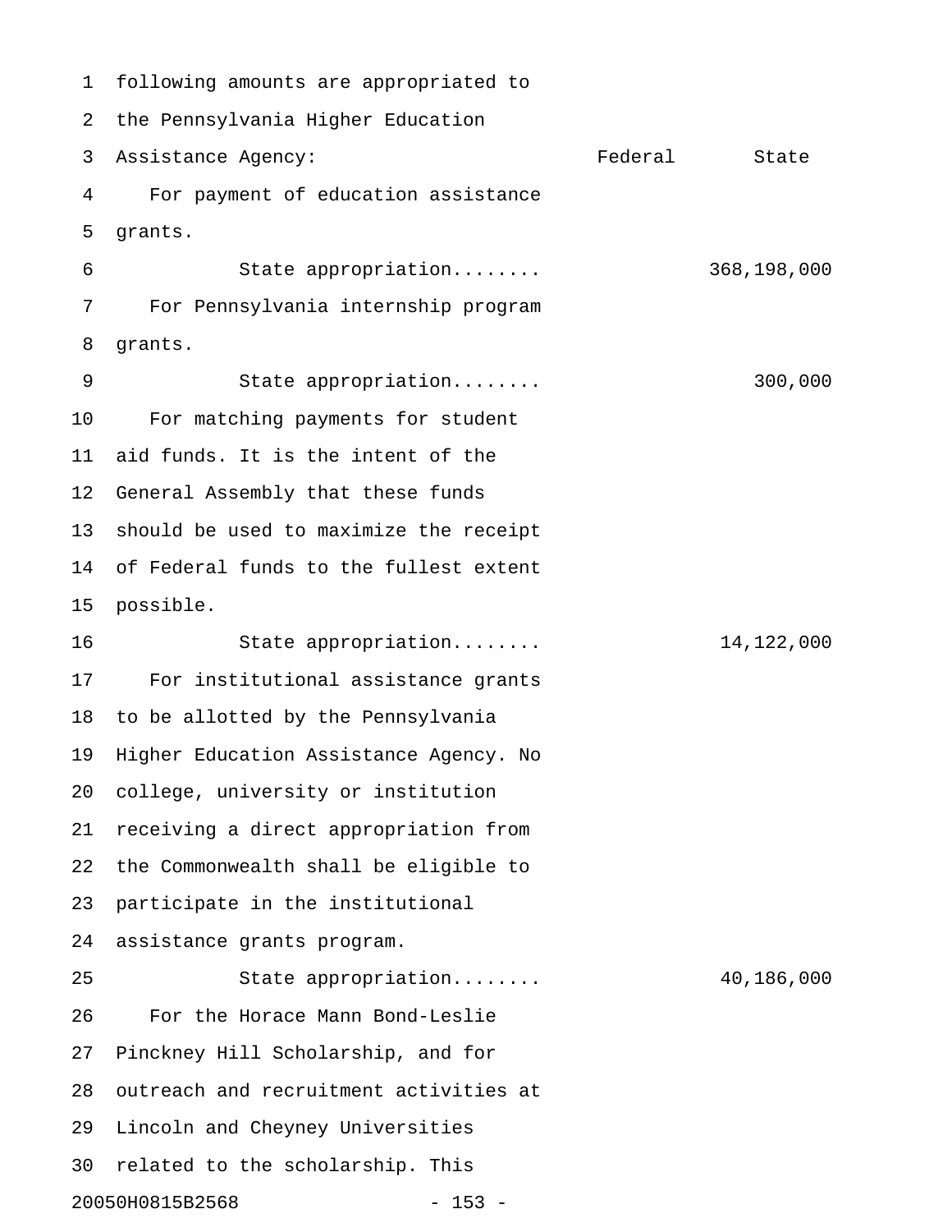following amounts are appropriated to the Pennsylvania Higher Education Assistance Agency:

| | Federal | State |
|---|---|---|
| For payment of education assistance grants. | | |
| State appropriation........ | | 368,198,000 |
| For Pennsylvania internship program grants. | | |
| State appropriation........ | | 300,000 |
| For matching payments for student aid funds. It is the intent of the General Assembly that these funds should be used to maximize the receipt of Federal funds to the fullest extent possible. | | |
| State appropriation........ | | 14,122,000 |
| For institutional assistance grants to be allotted by the Pennsylvania Higher Education Assistance Agency. No college, university or institution receiving a direct appropriation from the Commonwealth shall be eligible to participate in the institutional assistance grants program. | | |
| State appropriation........ | | 40,186,000 |

For the Horace Mann Bond-Leslie Pinckney Hill Scholarship, and for outreach and recruitment activities at Lincoln and Cheyney Universities related to the scholarship. This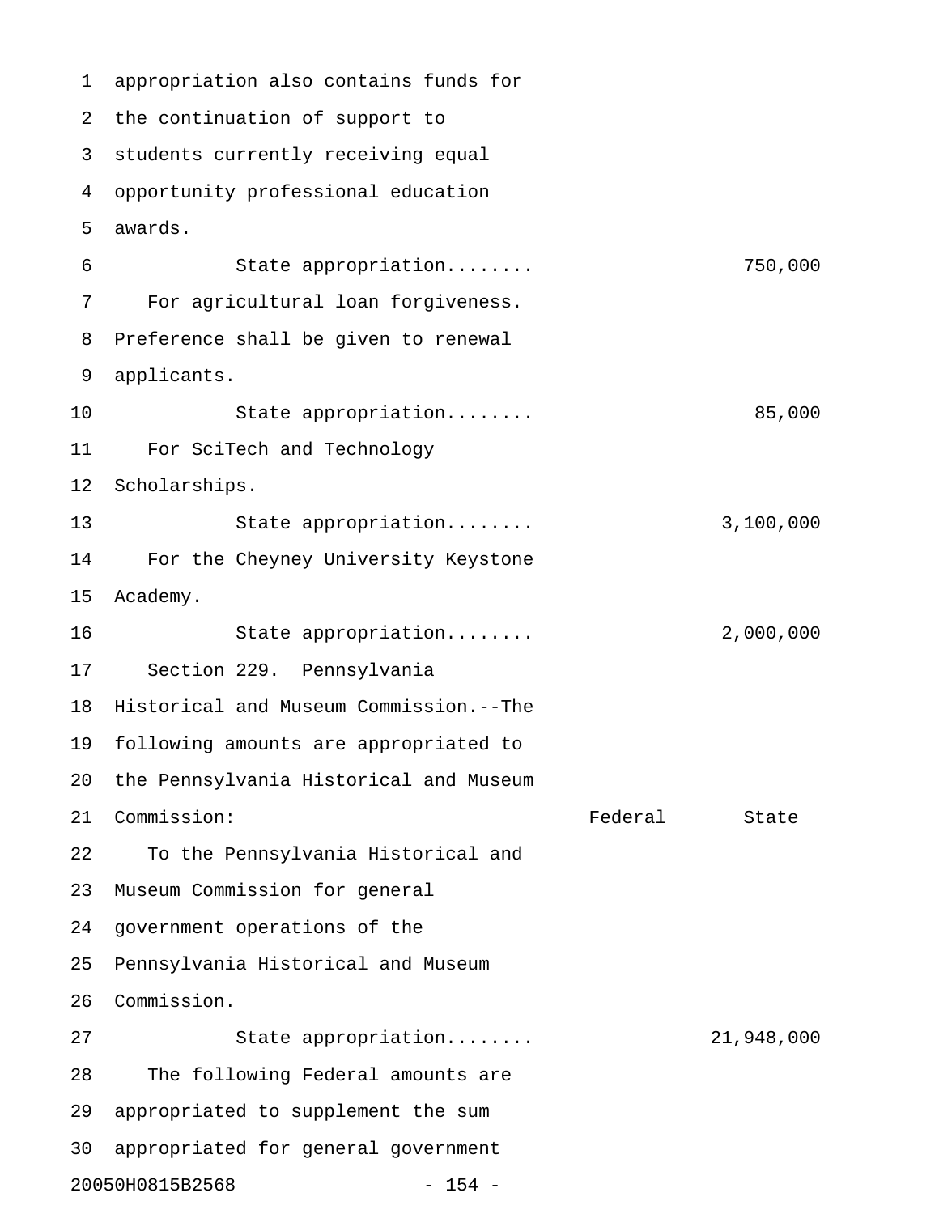appropriation also contains funds for the continuation of support to students currently receiving equal opportunity professional education awards.

State appropriation........ 750,000

For agricultural loan forgiveness. Preference shall be given to renewal applicants.

State appropriation........ 85,000

For SciTech and Technology Scholarships.

State appropriation........ 3,100,000

For the Cheyney University Keystone Academy.

State appropriation........ 2,000,000

Section 229. Pennsylvania Historical and Museum Commission.--The following amounts are appropriated to the Pennsylvania Historical and Museum Commission:

| | Federal | State |
|---|---|---|
| To the Pennsylvania Historical and Museum Commission for general government operations of the Pennsylvania Historical and Museum Commission. | | |
| State appropriation........ | | 21,948,000 |

The following Federal amounts are appropriated to supplement the sum appropriated for general government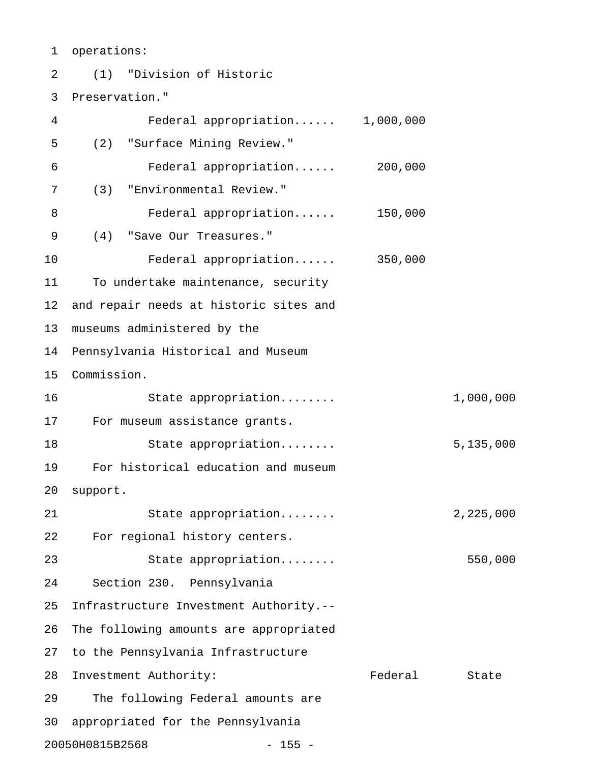operations:

(1) "Division of Historic Preservation."

| | Federal | State |
|---|---|---|
| Federal appropriation...... | 1,000,000 | |

(2) "Surface Mining Review."

| | Federal | State |
|---|---|---|
| Federal appropriation...... | 200,000 | |

(3) "Environmental Review."

| | Federal | State |
|---|---|---|
| Federal appropriation...... | 150,000 | |

(4) "Save Our Treasures."

| | Federal | State |
|---|---|---|
| Federal appropriation...... | 350,000 | |

To undertake maintenance, security and repair needs at historic sites and museums administered by the Pennsylvania Historical and Museum Commission.

| | Federal | State |
|---|---|---|
| State appropriation........ | | 1,000,000 |

For museum assistance grants.

| | Federal | State |
|---|---|---|
| State appropriation........ | | 5,135,000 |

For historical education and museum support.

| | Federal | State |
|---|---|---|
| State appropriation........ | | 2,225,000 |

For regional history centers.

| | Federal | State |
|---|---|---|
| State appropriation........ | | 550,000 |

Section 230. Pennsylvania Infrastructure Investment Authority.--The following amounts are appropriated to the Pennsylvania Infrastructure Investment Authority: Federal State

The following Federal amounts are appropriated for the Pennsylvania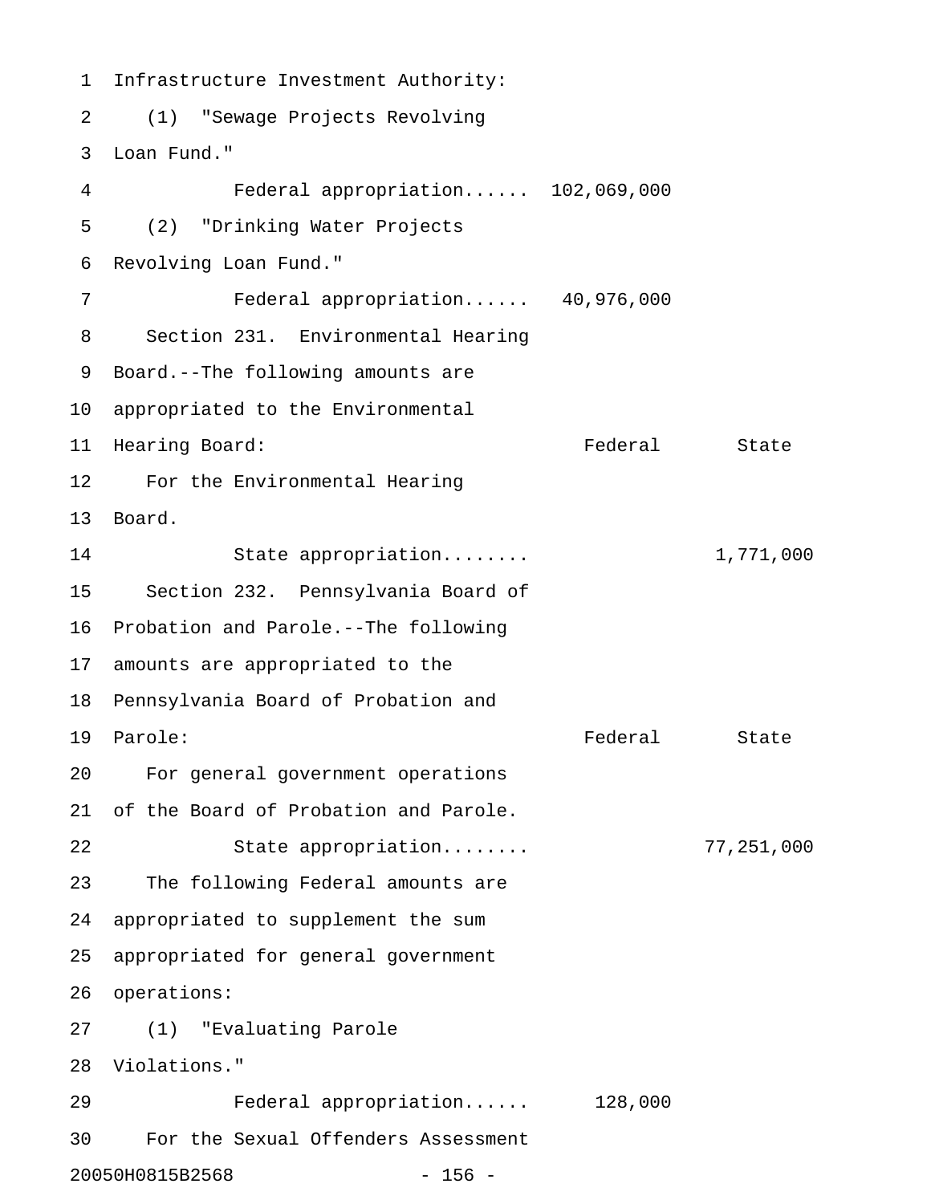Infrastructure Investment Authority:

(1) "Sewage Projects Revolving Loan Fund."

| | Federal | State |
|---|---|---|
| Federal appropriation...... | 102,069,000 | |

(2) "Drinking Water Projects Revolving Loan Fund."

| | Federal | State |
|---|---|---|
| Federal appropriation...... | 40,976,000 | |

Section 231. Environmental Hearing Board.--The following amounts are appropriated to the Environmental Hearing Board:

| | Federal | State |
|---|---|---|
| For the Environmental Hearing Board. | | |
| State appropriation........ | | 1,771,000 |

Section 232. Pennsylvania Board of Probation and Parole.--The following amounts are appropriated to the Pennsylvania Board of Probation and Parole:

| | Federal | State |
|---|---|---|
| For general government operations of the Board of Probation and Parole. | | |
| State appropriation........ | | 77,251,000 |

The following Federal amounts are appropriated to supplement the sum appropriated for general government operations:

(1) "Evaluating Parole Violations."

| | Federal | State |
|---|---|---|
| Federal appropriation...... | 128,000 | |

For the Sexual Offenders Assessment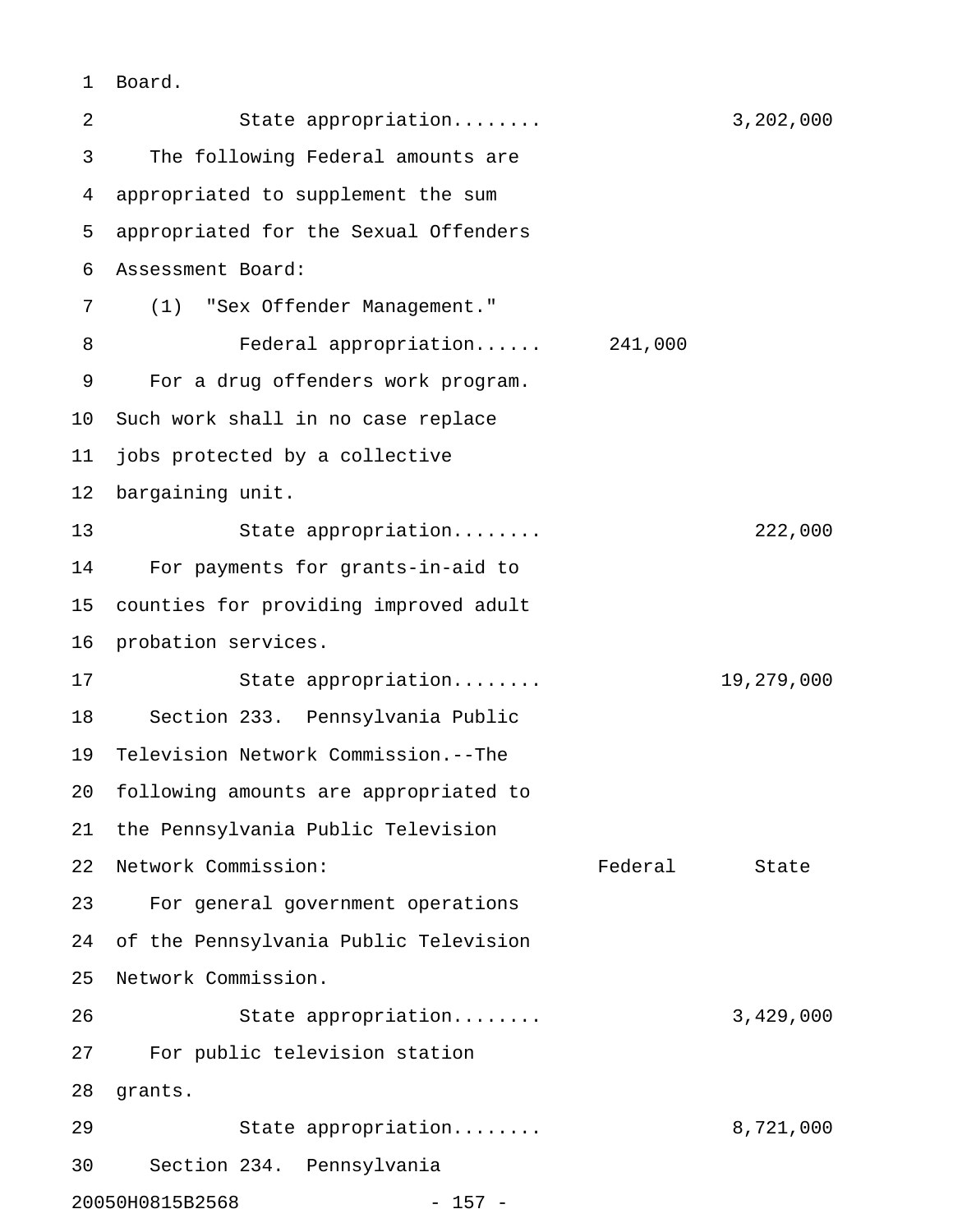Board.

State appropriation........ 3,202,000

The following Federal amounts are appropriated to supplement the sum appropriated for the Sexual Offenders Assessment Board:

(1) "Sex Offender Management."

Federal appropriation...... 241,000

For a drug offenders work program. Such work shall in no case replace jobs protected by a collective bargaining unit.

State appropriation........ 222,000

For payments for grants-in-aid to counties for providing improved adult probation services.

State appropriation........ 19,279,000

Section 233. Pennsylvania Public Television Network Commission.--The following amounts are appropriated to the Pennsylvania Public Television Network Commission:

| | Federal | State |
|---|---|---|
| For general government operations of the Pennsylvania Public Television Network Commission. | | |
| State appropriation........ | | 3,429,000 |
| For public television station grants. | | |
| State appropriation........ | | 8,721,000 |

Section 234. Pennsylvania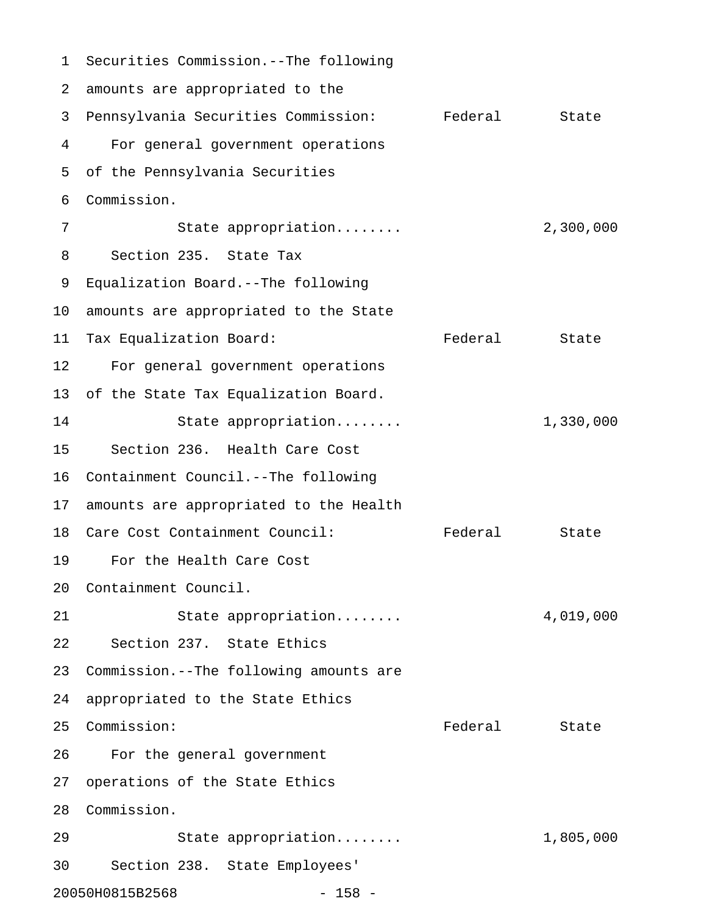Securities Commission.--The following amounts are appropriated to the Pennsylvania Securities Commission:

| | Federal | State |
|---|---|---|
| For general government operations of the Pennsylvania Securities Commission. | | |
| State appropriation........ | | 2,300,000 |

Section 235. State Tax Equalization Board.--The following amounts are appropriated to the State Tax Equalization Board:

| | Federal | State |
|---|---|---|
| For general government operations of the State Tax Equalization Board. | | |
| State appropriation........ | | 1,330,000 |

Section 236. Health Care Cost Containment Council.--The following amounts are appropriated to the Health Care Cost Containment Council:

| | Federal | State |
|---|---|---|
| For the Health Care Cost Containment Council. | | |
| State appropriation........ | | 4,019,000 |

Section 237. State Ethics Commission.--The following amounts are appropriated to the State Ethics Commission:

| | Federal | State |
|---|---|---|
| For the general government operations of the State Ethics Commission. | | |
| State appropriation........ | | 1,805,000 |

Section 238. State Employees'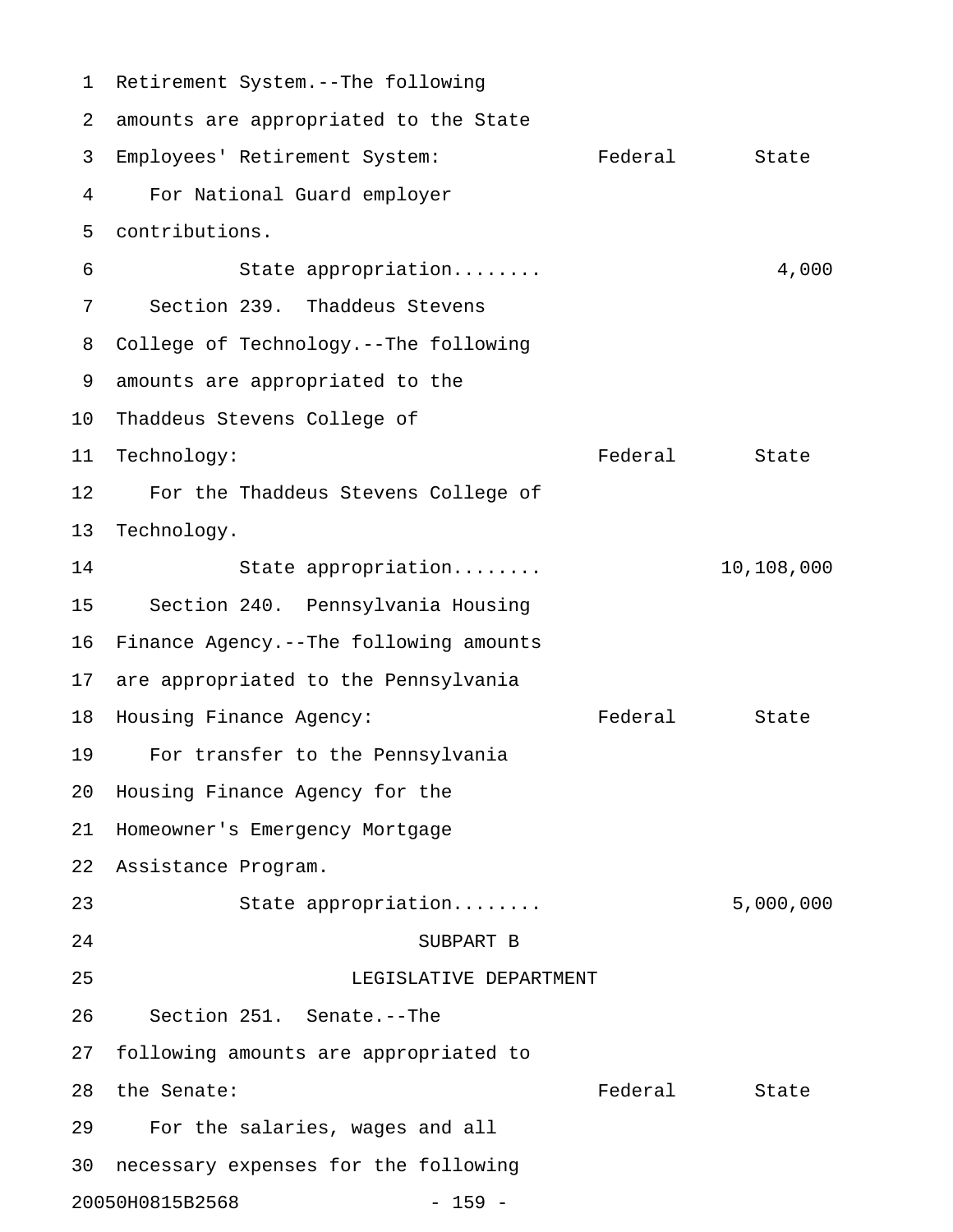Retirement System.--The following amounts are appropriated to the State Employees' Retirement System:

| | Federal | State |
|---|---|---|
| For National Guard employer contributions. | | |
| State appropriation........ | | 4,000 |

Section 239. Thaddeus Stevens College of Technology.--The following amounts are appropriated to the Thaddeus Stevens College of Technology:

| | Federal | State |
|---|---|---|
| For the Thaddeus Stevens College of Technology. | | |
| State appropriation........ | | 10,108,000 |

Section 240. Pennsylvania Housing Finance Agency.--The following amounts are appropriated to the Pennsylvania Housing Finance Agency:

| | Federal | State |
|---|---|---|
| For transfer to the Pennsylvania Housing Finance Agency for the Homeowner's Emergency Mortgage Assistance Program. | | |
| State appropriation........ | | 5,000,000 |

## SUBPART B

## LEGISLATIVE DEPARTMENT

Section 251. Senate.--The following amounts are appropriated to the Senate:

| | Federal | State |
|---|---|---|

For the salaries, wages and all necessary expenses for the following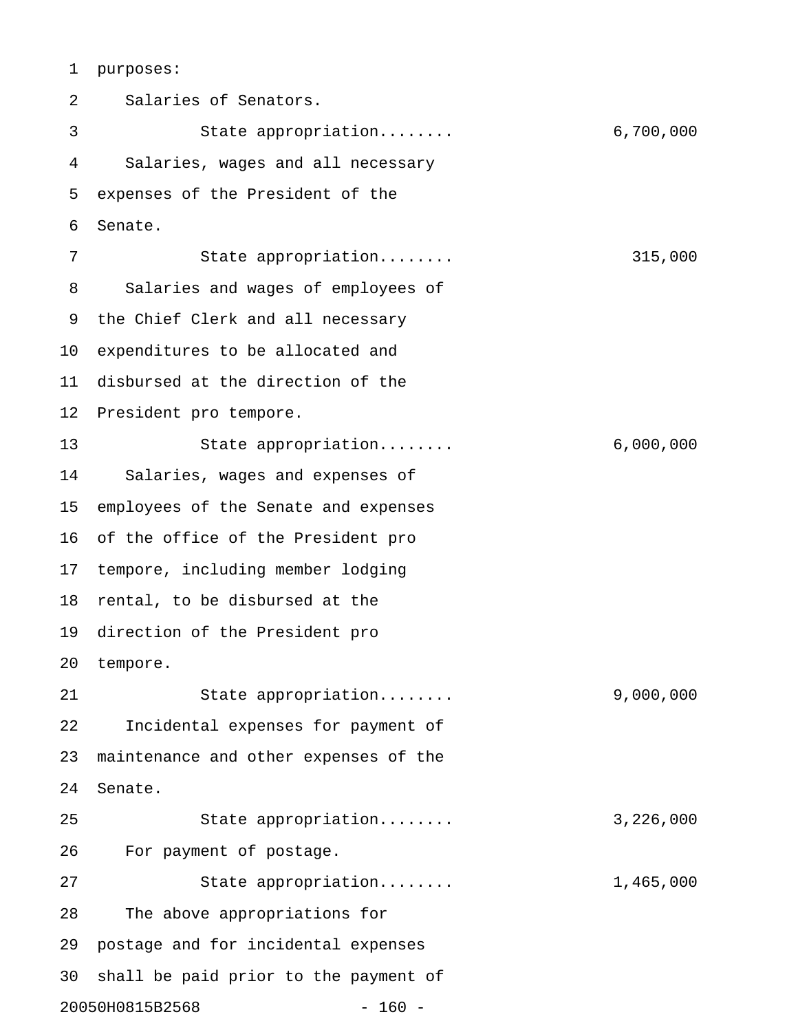purposes:

Salaries of Senators.

State appropriation........ 6,700,000

Salaries, wages and all necessary expenses of the President of the Senate.

State appropriation........ 315,000

Salaries and wages of employees of the Chief Clerk and all necessary expenditures to be allocated and disbursed at the direction of the President pro tempore.

State appropriation........ 6,000,000

Salaries, wages and expenses of employees of the Senate and expenses of the office of the President pro tempore, including member lodging rental, to be disbursed at the direction of the President pro tempore.

State appropriation........ 9,000,000

Incidental expenses for payment of maintenance and other expenses of the Senate.

State appropriation........ 3,226,000

For payment of postage.

State appropriation........ 1,465,000

The above appropriations for postage and for incidental expenses shall be paid prior to the payment of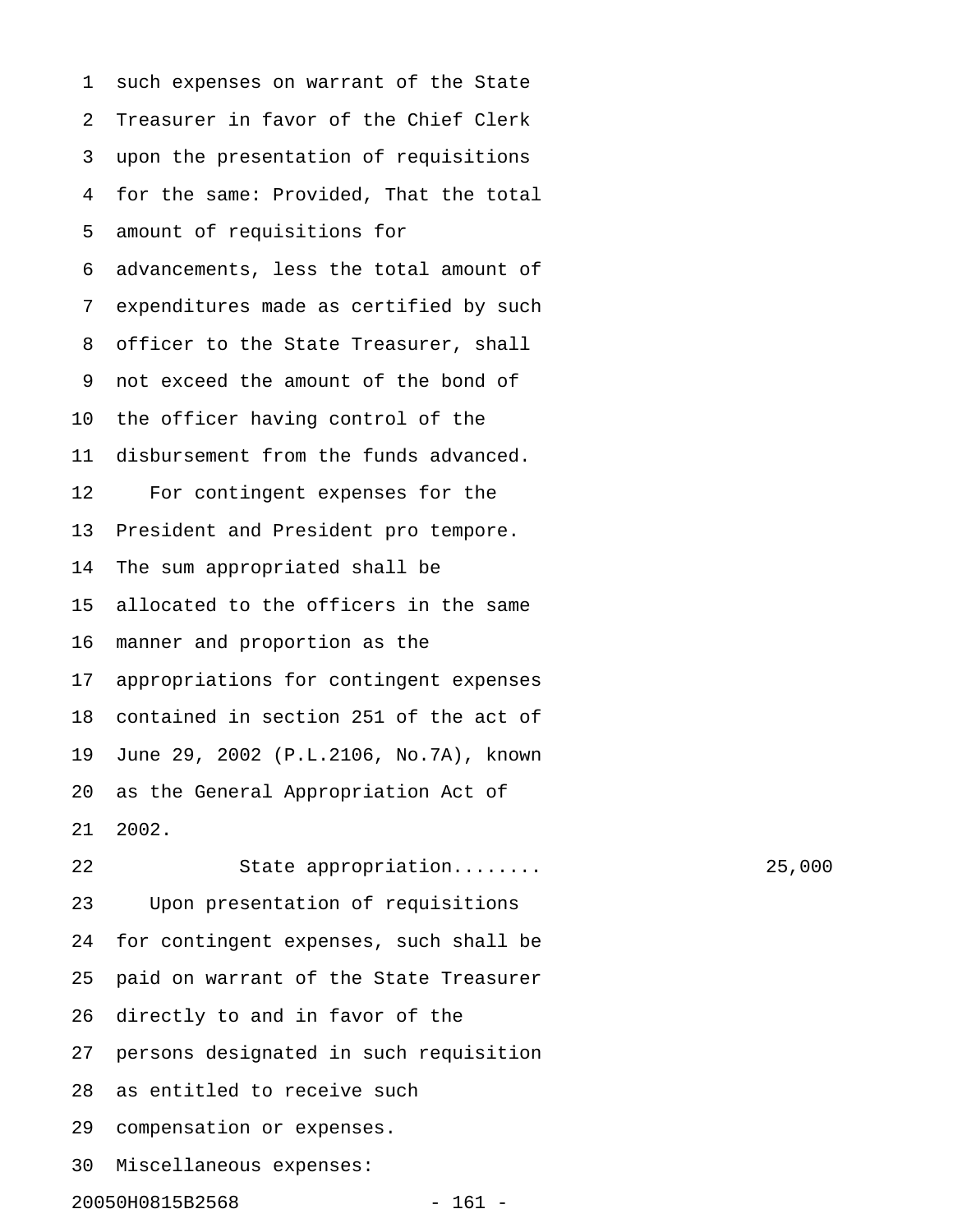such expenses on warrant of the State Treasurer in favor of the Chief Clerk upon the presentation of requisitions for the same: Provided, That the total amount of requisitions for advancements, less the total amount of expenditures made as certified by such officer to the State Treasurer, shall not exceed the amount of the bond of the officer having control of the disbursement from the funds advanced.

For contingent expenses for the President and President pro tempore. The sum appropriated shall be allocated to the officers in the same manner and proportion as the appropriations for contingent expenses contained in section 251 of the act of June 29, 2002 (P.L.2106, No.7A), known as the General Appropriation Act of 2002.

State appropriation........ 25,000

Upon presentation of requisitions for contingent expenses, such shall be paid on warrant of the State Treasurer directly to and in favor of the persons designated in such requisition as entitled to receive such compensation or expenses.

Miscellaneous expenses:

20050H0815B2568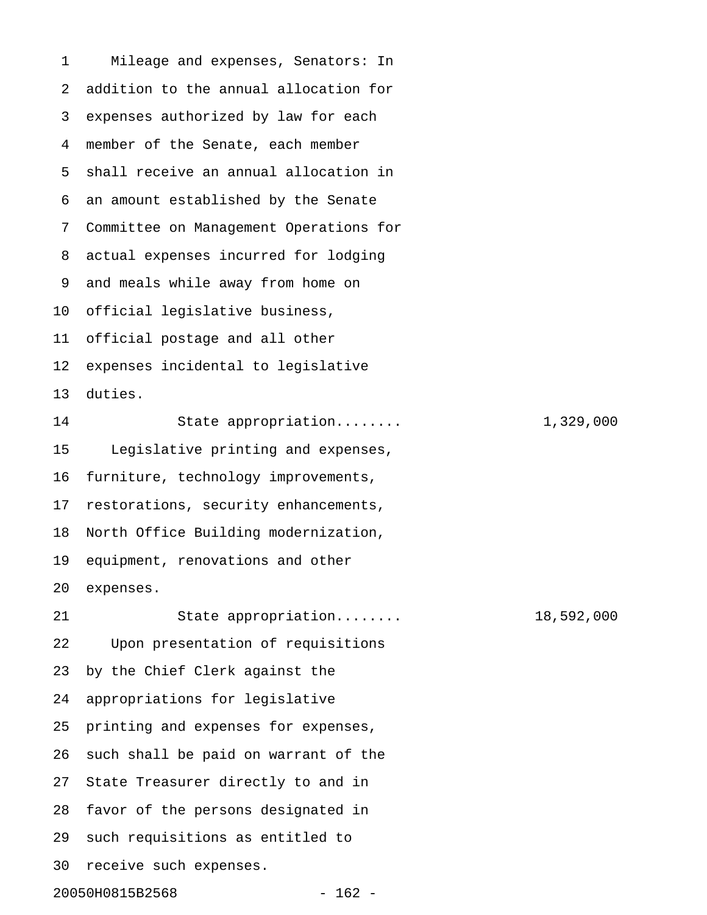Mileage and expenses, Senators: In addition to the annual allocation for expenses authorized by law for each member of the Senate, each member shall receive an annual allocation in an amount established by the Senate Committee on Management Operations for actual expenses incurred for lodging and meals while away from home on official legislative business, official postage and all other expenses incidental to legislative duties.

State appropriation........ 1,329,000

Legislative printing and expenses, furniture, technology improvements, restorations, security enhancements, North Office Building modernization, equipment, renovations and other expenses.

State appropriation........ 18,592,000

Upon presentation of requisitions by the Chief Clerk against the appropriations for legislative printing and expenses for expenses, such shall be paid on warrant of the State Treasurer directly to and in favor of the persons designated in such requisitions as entitled to receive such expenses.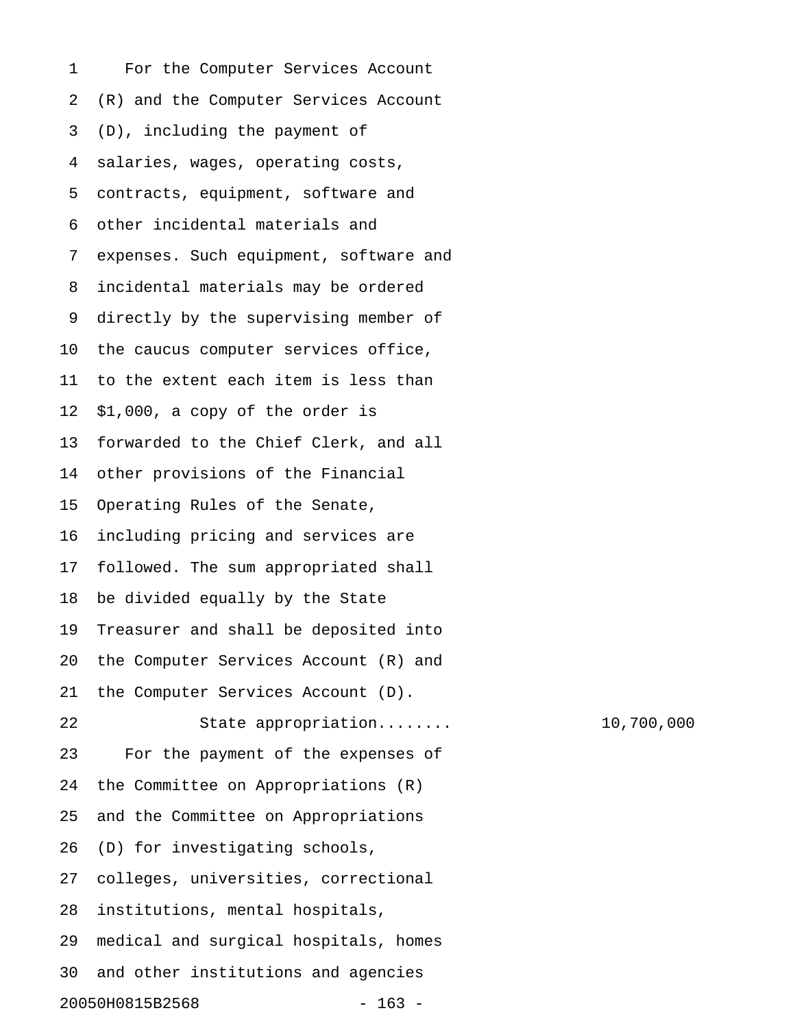For the Computer Services Account (R) and the Computer Services Account (D), including the payment of salaries, wages, operating costs, contracts, equipment, software and other incidental materials and expenses. Such equipment, software and incidental materials may be ordered directly by the supervising member of the caucus computer services office, to the extent each item is less than $1,000, a copy of the order is forwarded to the Chief Clerk, and all other provisions of the Financial Operating Rules of the Senate, including pricing and services are followed. The sum appropriated shall be divided equally by the State Treasurer and shall be deposited into the Computer Services Account (R) and the Computer Services Account (D).

State appropriation........ 10,700,000

For the payment of the expenses of the Committee on Appropriations (R) and the Committee on Appropriations (D) for investigating schools, colleges, universities, correctional institutions, mental hospitals, medical and surgical hospitals, homes and other institutions and agencies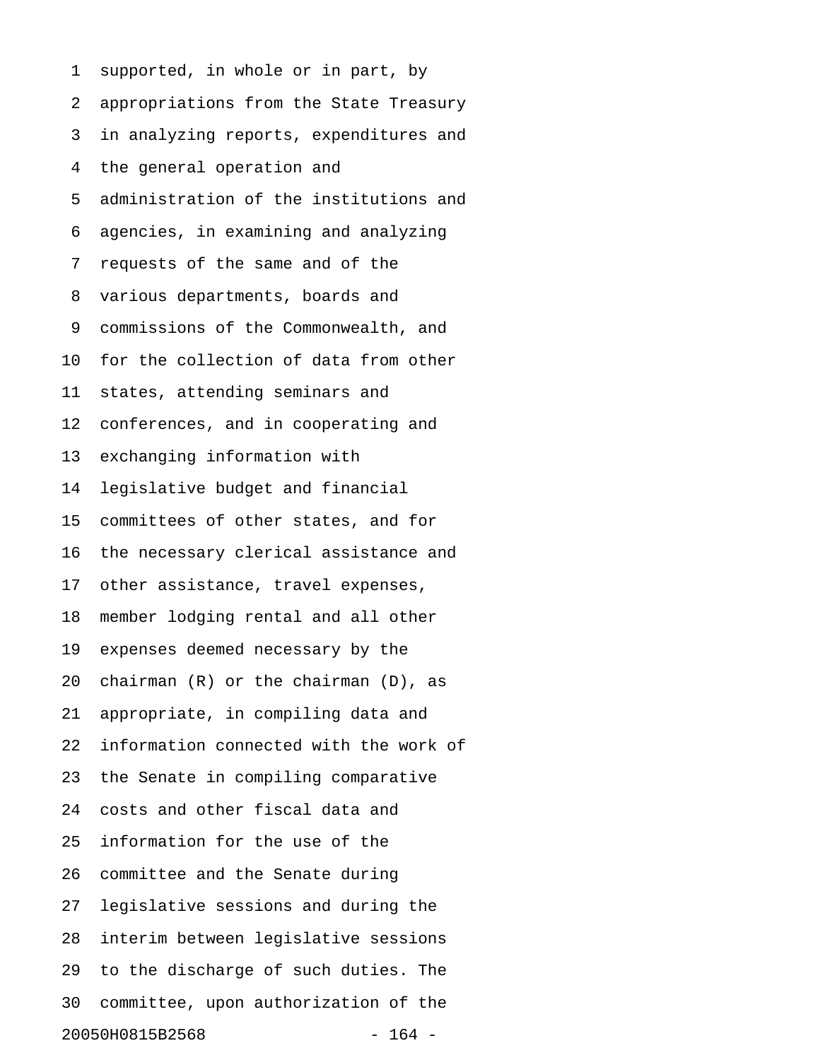supported, in whole or in part, by appropriations from the State Treasury in analyzing reports, expenditures and the general operation and administration of the institutions and agencies, in examining and analyzing requests of the same and of the various departments, boards and commissions of the Commonwealth, and for the collection of data from other states, attending seminars and conferences, and in cooperating and exchanging information with legislative budget and financial committees of other states, and for the necessary clerical assistance and other assistance, travel expenses, member lodging rental and all other expenses deemed necessary by the chairman (R) or the chairman (D), as appropriate, in compiling data and information connected with the work of the Senate in compiling comparative costs and other fiscal data and information for the use of the committee and the Senate during legislative sessions and during the interim between legislative sessions to the discharge of such duties. The committee, upon authorization of the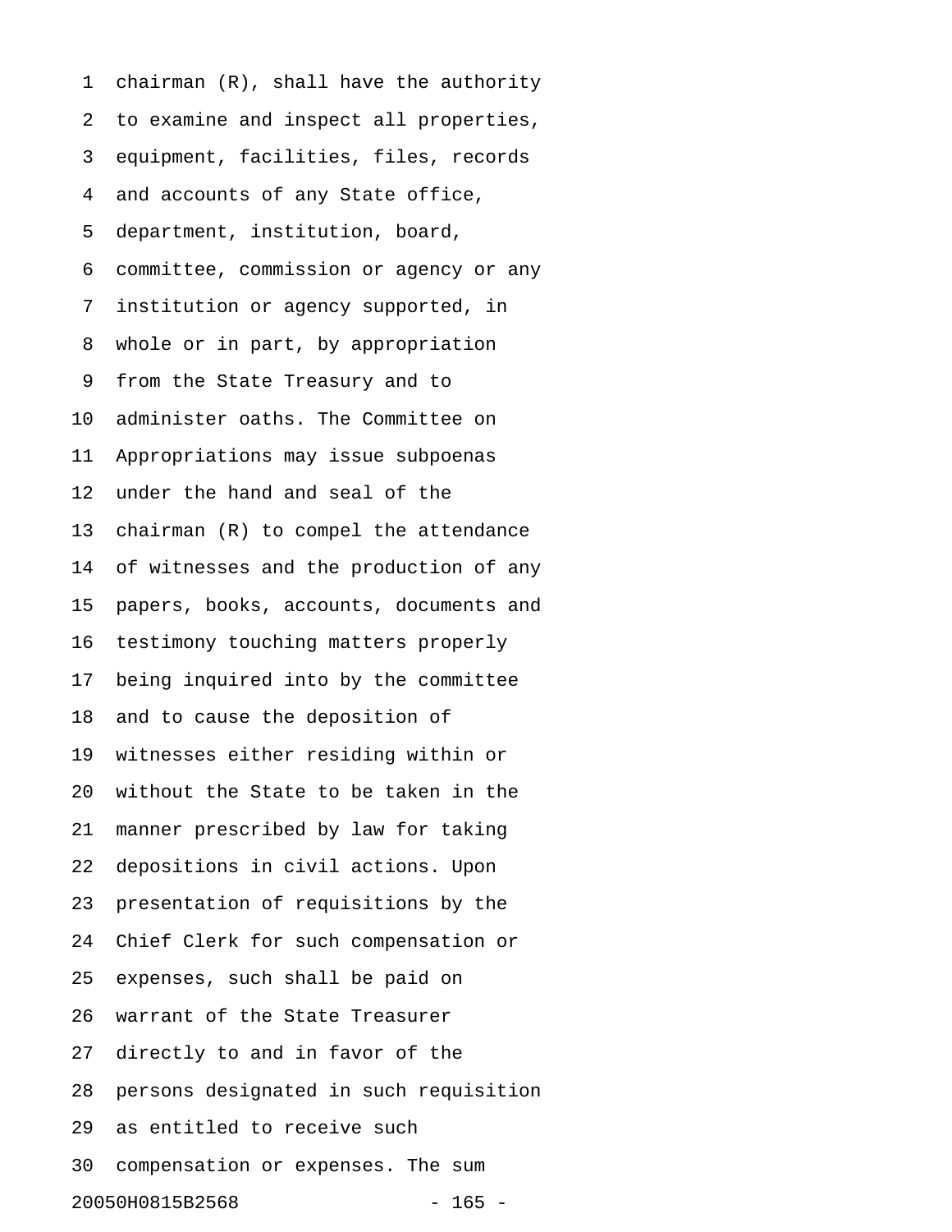chairman (R), shall have the authority to examine and inspect all properties, equipment, facilities, files, records and accounts of any State office, department, institution, board, committee, commission or agency or any institution or agency supported, in whole or in part, by appropriation from the State Treasury and to administer oaths. The Committee on Appropriations may issue subpoenas under the hand and seal of the chairman (R) to compel the attendance of witnesses and the production of any papers, books, accounts, documents and testimony touching matters properly being inquired into by the committee and to cause the deposition of witnesses either residing within or without the State to be taken in the manner prescribed by law for taking depositions in civil actions. Upon presentation of requisitions by the Chief Clerk for such compensation or expenses, such shall be paid on warrant of the State Treasurer directly to and in favor of the persons designated in such requisition as entitled to receive such compensation or expenses. The sum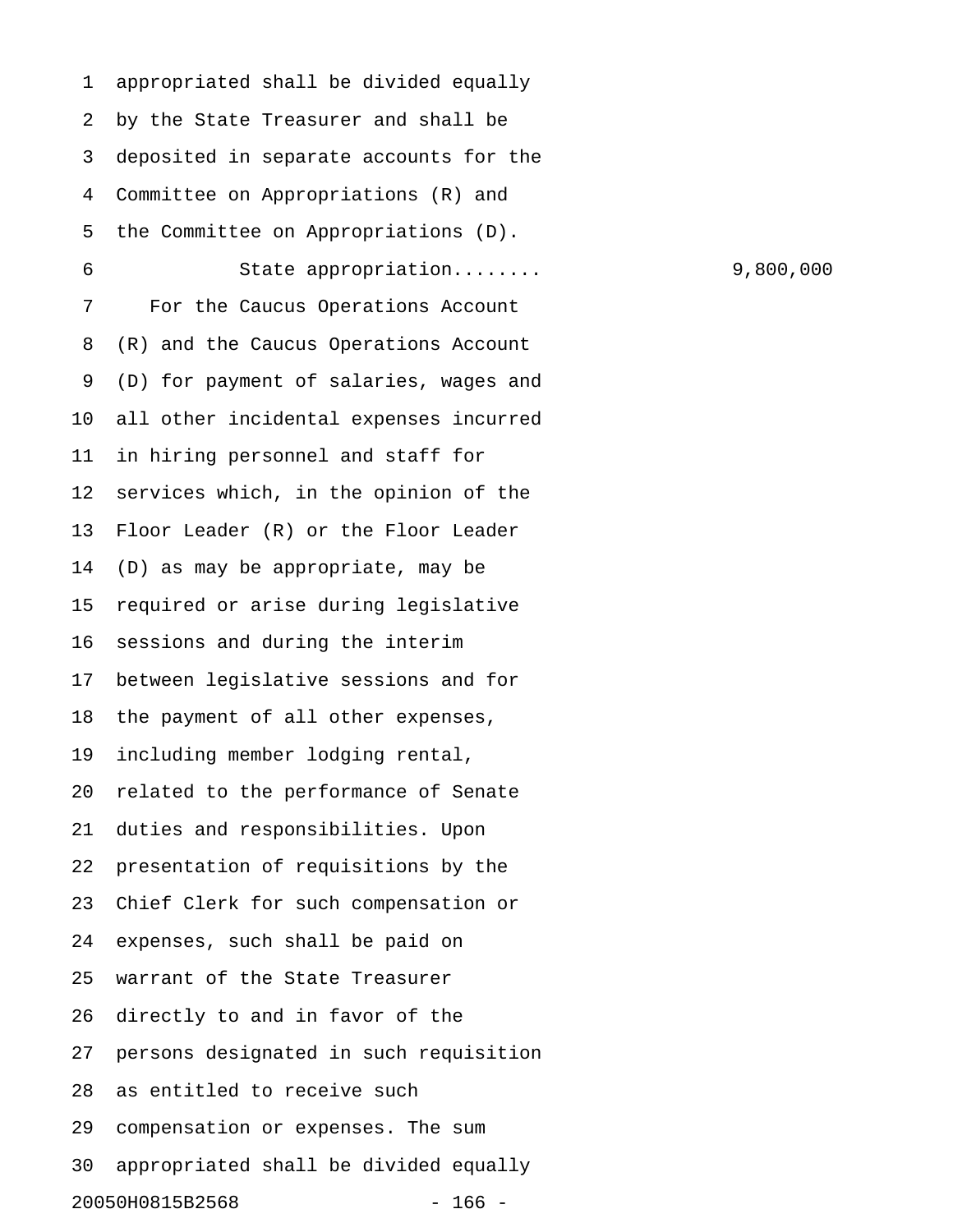appropriated shall be divided equally by the State Treasurer and shall be deposited in separate accounts for the Committee on Appropriations (R) and the Committee on Appropriations (D).

State appropriation........ 9,800,000

For the Caucus Operations Account (R) and the Caucus Operations Account (D) for payment of salaries, wages and all other incidental expenses incurred in hiring personnel and staff for services which, in the opinion of the Floor Leader (R) or the Floor Leader (D) as may be appropriate, may be required or arise during legislative sessions and during the interim between legislative sessions and for the payment of all other expenses, including member lodging rental, related to the performance of Senate duties and responsibilities. Upon presentation of requisitions by the Chief Clerk for such compensation or expenses, such shall be paid on warrant of the State Treasurer directly to and in favor of the persons designated in such requisition as entitled to receive such compensation or expenses. The sum appropriated shall be divided equally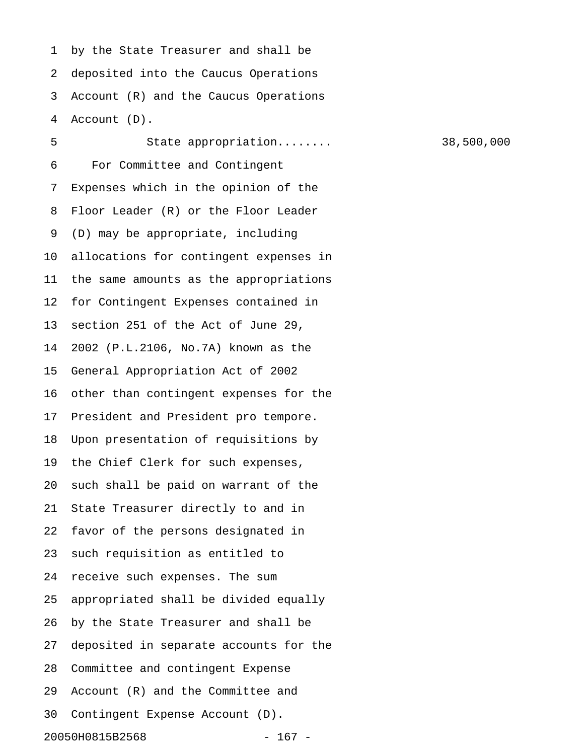by the State Treasurer and shall be deposited into the Caucus Operations Account (R) and the Caucus Operations Account (D).

State appropriation........ 38,500,000

For Committee and Contingent Expenses which in the opinion of the Floor Leader (R) or the Floor Leader (D) may be appropriate, including allocations for contingent expenses in the same amounts as the appropriations for Contingent Expenses contained in section 251 of the Act of June 29, 2002 (P.L.2106, No.7A) known as the General Appropriation Act of 2002 other than contingent expenses for the President and President pro tempore. Upon presentation of requisitions by the Chief Clerk for such expenses, such shall be paid on warrant of the State Treasurer directly to and in favor of the persons designated in such requisition as entitled to receive such expenses. The sum appropriated shall be divided equally by the State Treasurer and shall be deposited in separate accounts for the Committee and contingent Expense Account (R) and the Committee and Contingent Expense Account (D).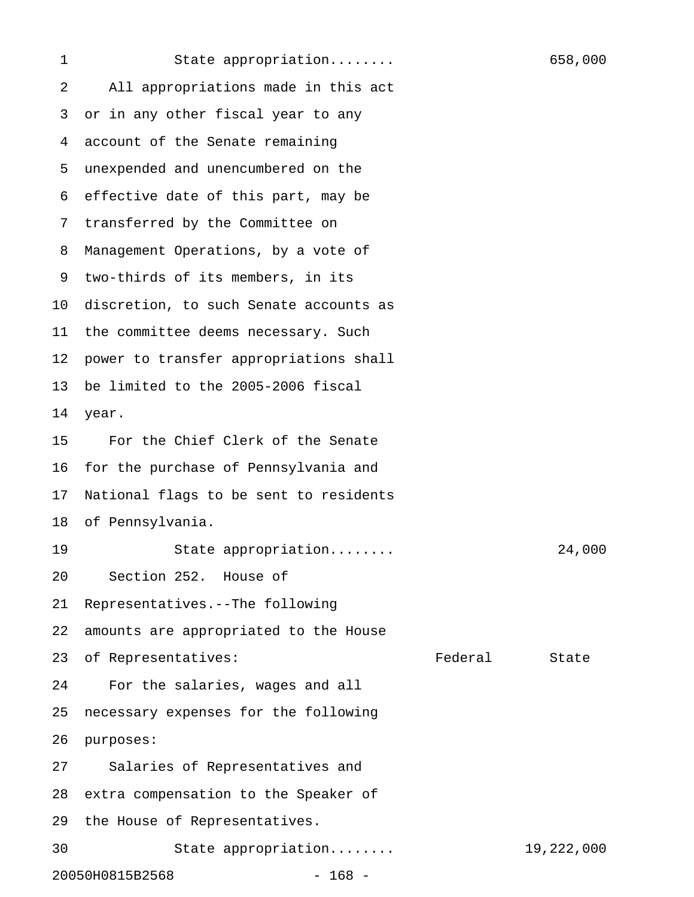State appropriation........ 658,000

All appropriations made in this act or in any other fiscal year to any account of the Senate remaining unexpended and unencumbered on the effective date of this part, may be transferred by the Committee on Management Operations, by a vote of two-thirds of its members, in its discretion, to such Senate accounts as the committee deems necessary. Such power to transfer appropriations shall be limited to the 2005-2006 fiscal year.

For the Chief Clerk of the Senate for the purchase of Pennsylvania and National flags to be sent to residents of Pennsylvania.

State appropriation........ 24,000

Section 252. House of Representatives.--The following amounts are appropriated to the House of Representatives:

| | Federal | State |
|---|---|---|
| For the salaries, wages and all necessary expenses for the following purposes: | | |
| Salaries of Representatives and extra compensation to the Speaker of the House of Representatives. | | |
| State appropriation........ | | 19,222,000 |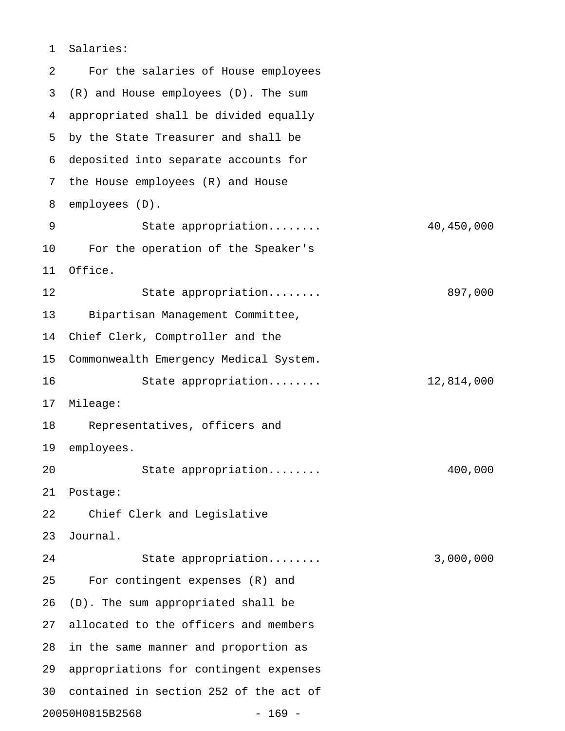Salaries:

For the salaries of House employees (R) and House employees (D). The sum appropriated shall be divided equally by the State Treasurer and shall be deposited into separate accounts for the House employees (R) and House employees (D).

State appropriation........ 40,450,000

For the operation of the Speaker's Office.

State appropriation........ 897,000

Bipartisan Management Committee, Chief Clerk, Comptroller and the Commonwealth Emergency Medical System.

State appropriation........ 12,814,000

Mileage:

Representatives, officers and employees.

State appropriation........ 400,000

Postage:

Chief Clerk and Legislative Journal.

State appropriation........ 3,000,000

For contingent expenses (R) and (D). The sum appropriated shall be allocated to the officers and members in the same manner and proportion as appropriations for contingent expenses contained in section 252 of the act of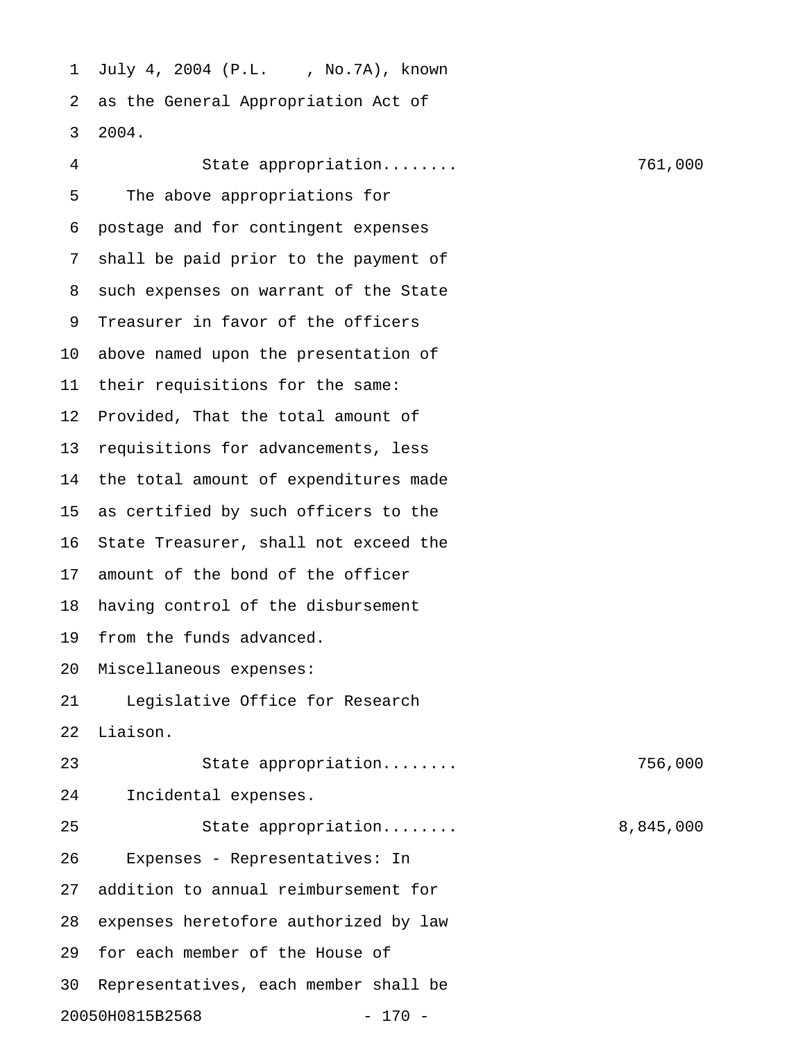July 4, 2004 (P.L. , No.7A), known
as the General Appropriation Act of
2004.

State appropriation........ 761,000

The above appropriations for
postage and for contingent expenses
shall be paid prior to the payment of
such expenses on warrant of the State
Treasurer in favor of the officers
above named upon the presentation of
their requisitions for the same:
Provided, That the total amount of
requisitions for advancements, less
the total amount of expenditures made
as certified by such officers to the
State Treasurer, shall not exceed the
amount of the bond of the officer
having control of the disbursement
from the funds advanced.

Miscellaneous expenses:

Legislative Office for Research
Liaison.

State appropriation........ 756,000

Incidental expenses.

State appropriation........ 8,845,000

Expenses - Representatives: In
addition to annual reimbursement for
expenses heretofore authorized by law
for each member of the House of
Representatives, each member shall be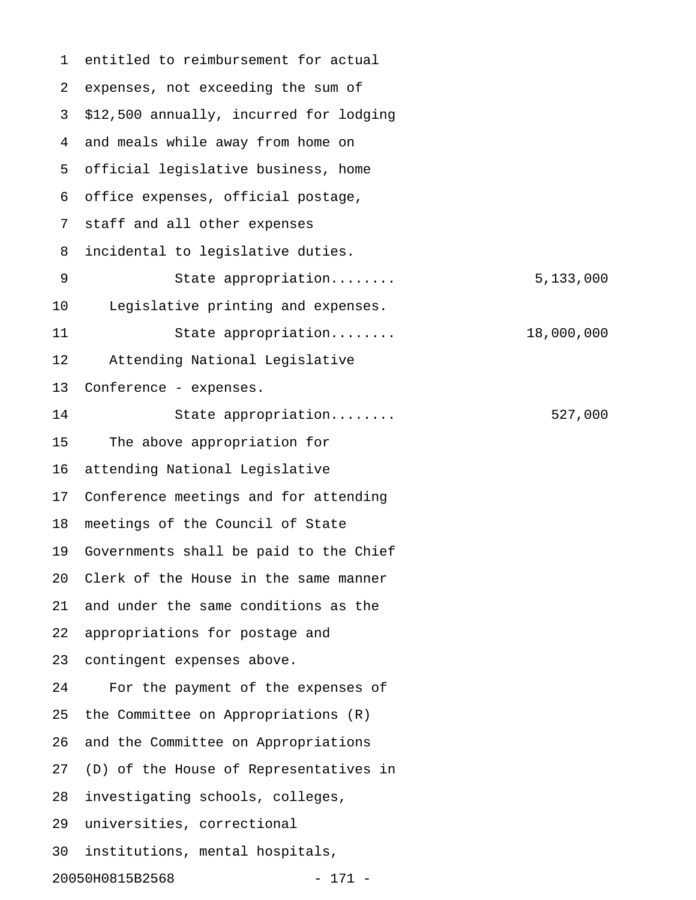entitled to reimbursement for actual expenses, not exceeding the sum of $12,500 annually, incurred for lodging and meals while away from home on official legislative business, home office expenses, official postage, staff and all other expenses incidental to legislative duties.

State appropriation........ 5,133,000

Legislative printing and expenses.

State appropriation........ 18,000,000

Attending National Legislative Conference - expenses.

State appropriation........ 527,000

The above appropriation for attending National Legislative Conference meetings and for attending meetings of the Council of State Governments shall be paid to the Chief Clerk of the House in the same manner and under the same conditions as the appropriations for postage and contingent expenses above.

For the payment of the expenses of the Committee on Appropriations (R) and the Committee on Appropriations (D) of the House of Representatives in investigating schools, colleges, universities, correctional institutions, mental hospitals,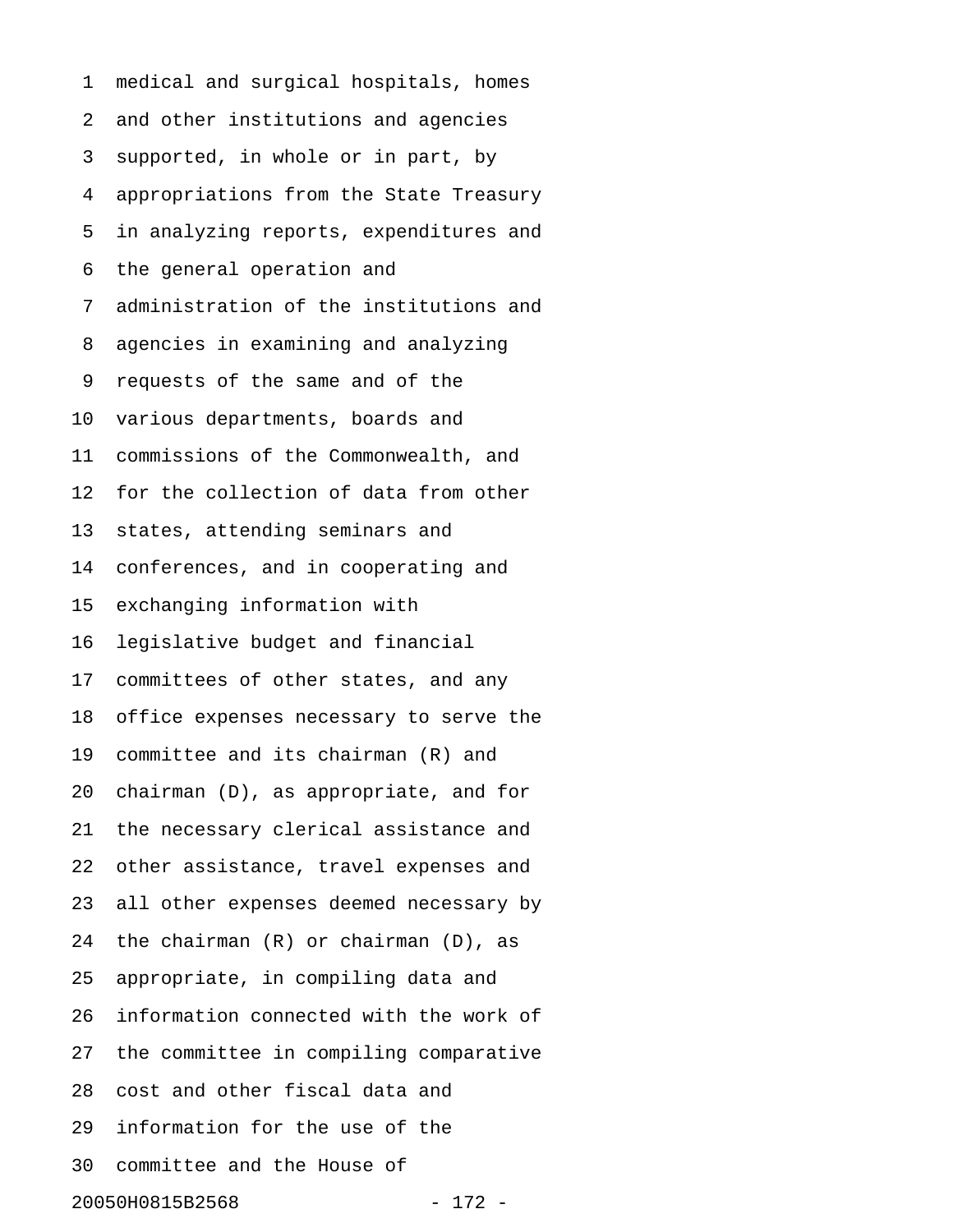medical and surgical hospitals, homes
and other institutions and agencies
supported, in whole or in part, by
appropriations from the State Treasury
in analyzing reports, expenditures and
the general operation and
administration of the institutions and
agencies in examining and analyzing
requests of the same and of the
various departments, boards and
commissions of the Commonwealth, and
for the collection of data from other
states, attending seminars and
conferences, and in cooperating and
exchanging information with
legislative budget and financial
committees of other states, and any
office expenses necessary to serve the
committee and its chairman (R) and
chairman (D), as appropriate, and for
the necessary clerical assistance and
other assistance, travel expenses and
all other expenses deemed necessary by
the chairman (R) or chairman (D), as
appropriate, in compiling data and
information connected with the work of
the committee in compiling comparative
cost and other fiscal data and
information for the use of the
committee and the House of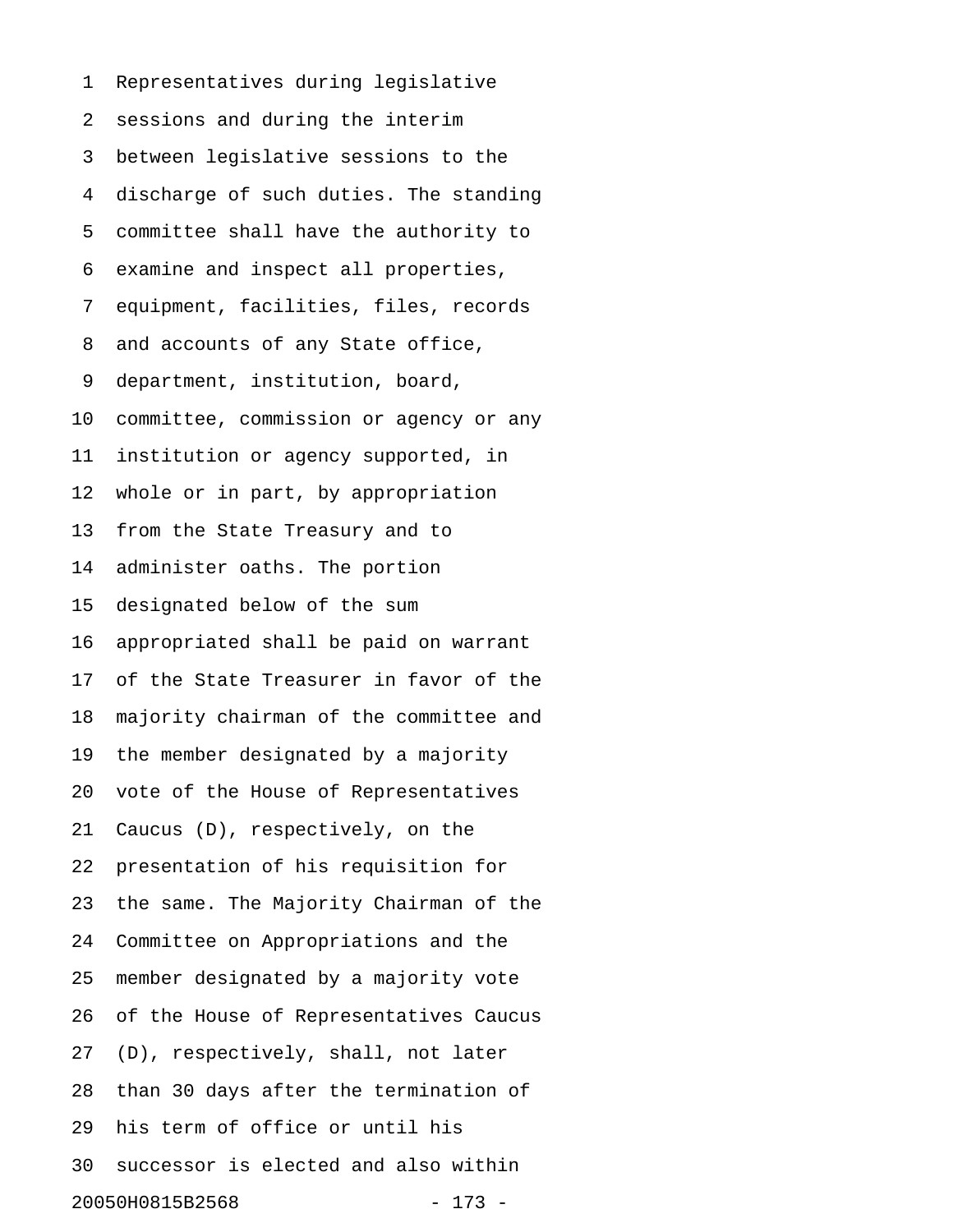Representatives during legislative sessions and during the interim between legislative sessions to the discharge of such duties. The standing committee shall have the authority to examine and inspect all properties, equipment, facilities, files, records and accounts of any State office, department, institution, board, committee, commission or agency or any institution or agency supported, in whole or in part, by appropriation from the State Treasury and to administer oaths. The portion designated below of the sum appropriated shall be paid on warrant of the State Treasurer in favor of the majority chairman of the committee and the member designated by a majority vote of the House of Representatives Caucus (D), respectively, on the presentation of his requisition for the same. The Majority Chairman of the Committee on Appropriations and the member designated by a majority vote of the House of Representatives Caucus (D), respectively, shall, not later than 30 days after the termination of his term of office or until his successor is elected and also within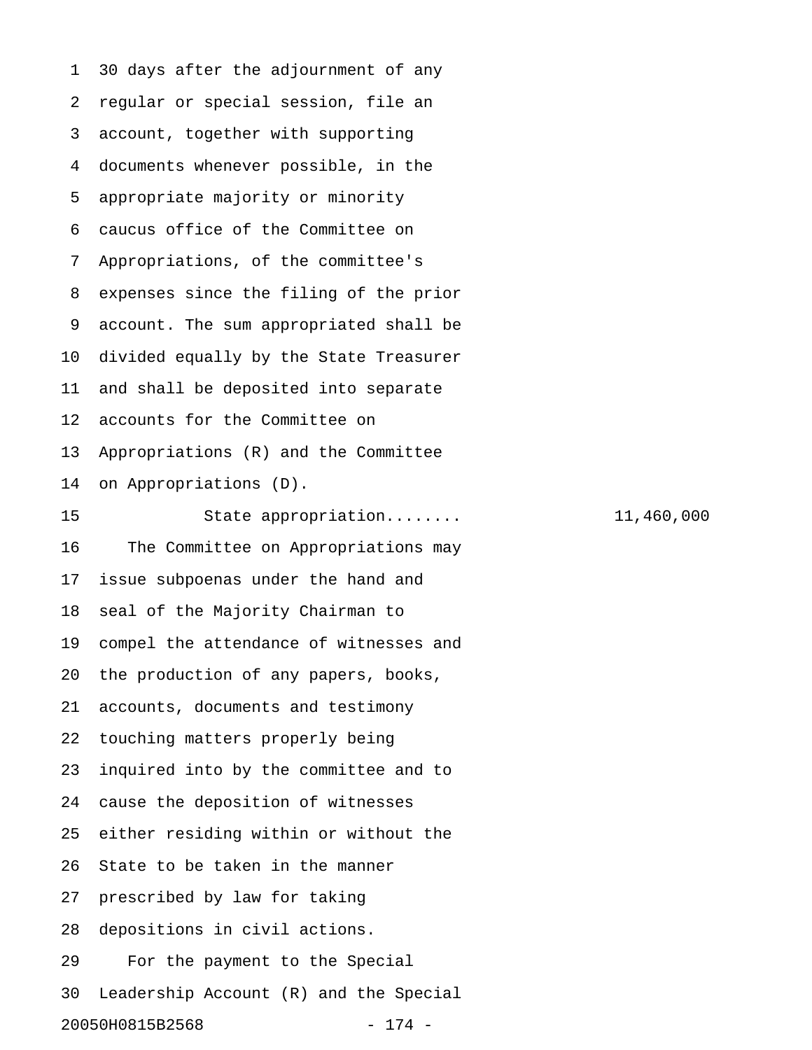30 days after the adjournment of any regular or special session, file an account, together with supporting documents whenever possible, in the appropriate majority or minority caucus office of the Committee on Appropriations, of the committee's expenses since the filing of the prior account. The sum appropriated shall be divided equally by the State Treasurer and shall be deposited into separate accounts for the Committee on Appropriations (R) and the Committee on Appropriations (D).

State appropriation........ 11,460,000

The Committee on Appropriations may issue subpoenas under the hand and seal of the Majority Chairman to compel the attendance of witnesses and the production of any papers, books, accounts, documents and testimony touching matters properly being inquired into by the committee and to cause the deposition of witnesses either residing within or without the State to be taken in the manner prescribed by law for taking depositions in civil actions.

For the payment to the Special Leadership Account (R) and the Special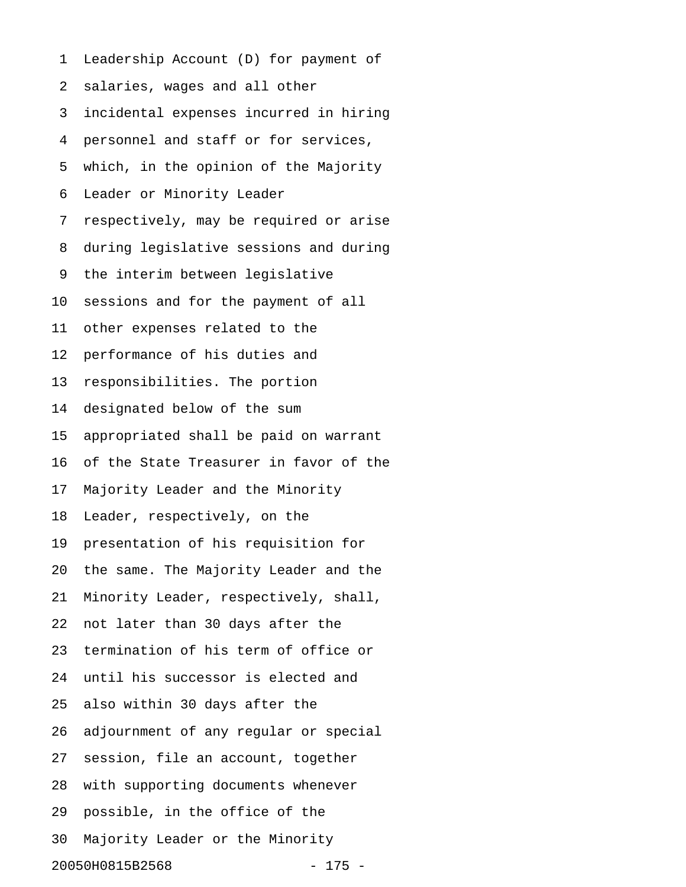Leadership Account (D) for payment of salaries, wages and all other incidental expenses incurred in hiring personnel and staff or for services, which, in the opinion of the Majority Leader or Minority Leader respectively, may be required or arise during legislative sessions and during the interim between legislative sessions and for the payment of all other expenses related to the performance of his duties and responsibilities. The portion designated below of the sum appropriated shall be paid on warrant of the State Treasurer in favor of the Majority Leader and the Minority Leader, respectively, on the presentation of his requisition for the same. The Majority Leader and the Minority Leader, respectively, shall, not later than 30 days after the termination of his term of office or until his successor is elected and also within 30 days after the adjournment of any regular or special session, file an account, together with supporting documents whenever possible, in the office of the Majority Leader or the Minority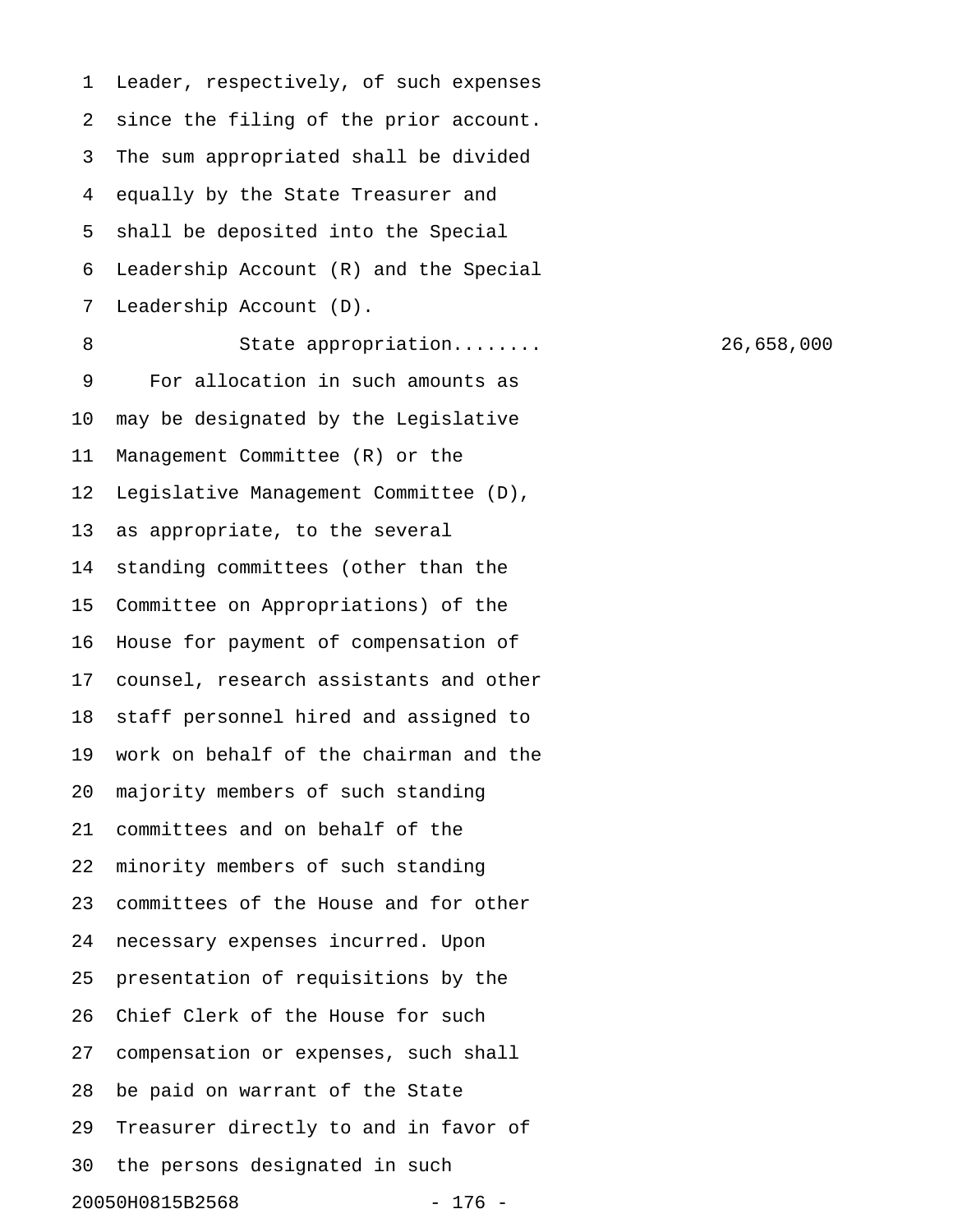Leader, respectively, of such expenses since the filing of the prior account. The sum appropriated shall be divided equally by the State Treasurer and shall be deposited into the Special Leadership Account (R) and the Special Leadership Account (D).

State appropriation........ 26,658,000

For allocation in such amounts as may be designated by the Legislative Management Committee (R) or the Legislative Management Committee (D), as appropriate, to the several standing committees (other than the Committee on Appropriations) of the House for payment of compensation of counsel, research assistants and other staff personnel hired and assigned to work on behalf of the chairman and the majority members of such standing committees and on behalf of the minority members of such standing committees of the House and for other necessary expenses incurred. Upon presentation of requisitions by the Chief Clerk of the House for such compensation or expenses, such shall be paid on warrant of the State Treasurer directly to and in favor of the persons designated in such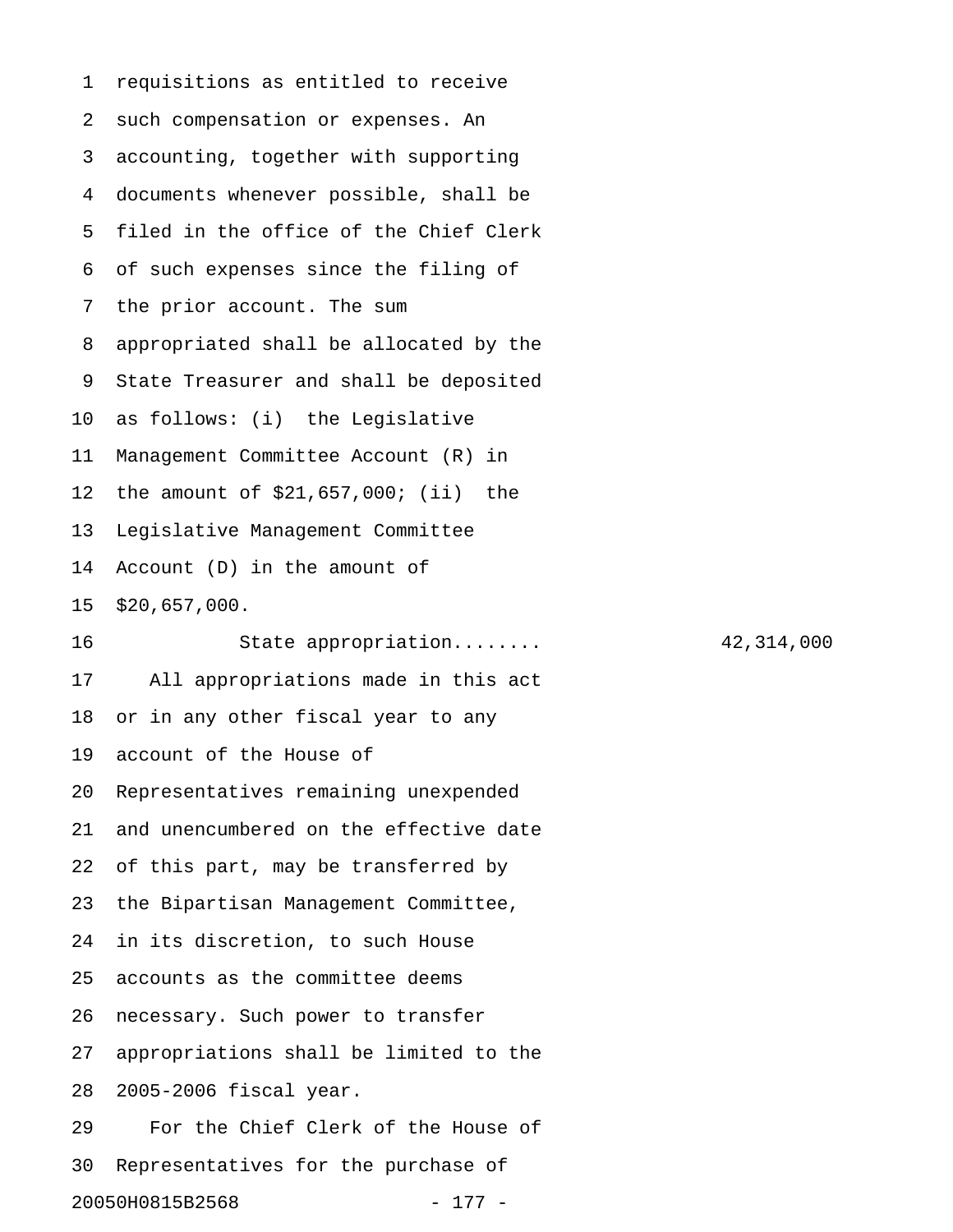requisitions as entitled to receive such compensation or expenses. An accounting, together with supporting documents whenever possible, shall be filed in the office of the Chief Clerk of such expenses since the filing of the prior account. The sum appropriated shall be allocated by the State Treasurer and shall be deposited as follows: (i) the Legislative Management Committee Account (R) in the amount of $21,657,000; (ii) the Legislative Management Committee Account (D) in the amount of $20,657,000.

State appropriation........ 42,314,000

All appropriations made in this act or in any other fiscal year to any account of the House of Representatives remaining unexpended and unencumbered on the effective date of this part, may be transferred by the Bipartisan Management Committee, in its discretion, to such House accounts as the committee deems necessary. Such power to transfer appropriations shall be limited to the 2005-2006 fiscal year.

For the Chief Clerk of the House of Representatives for the purchase of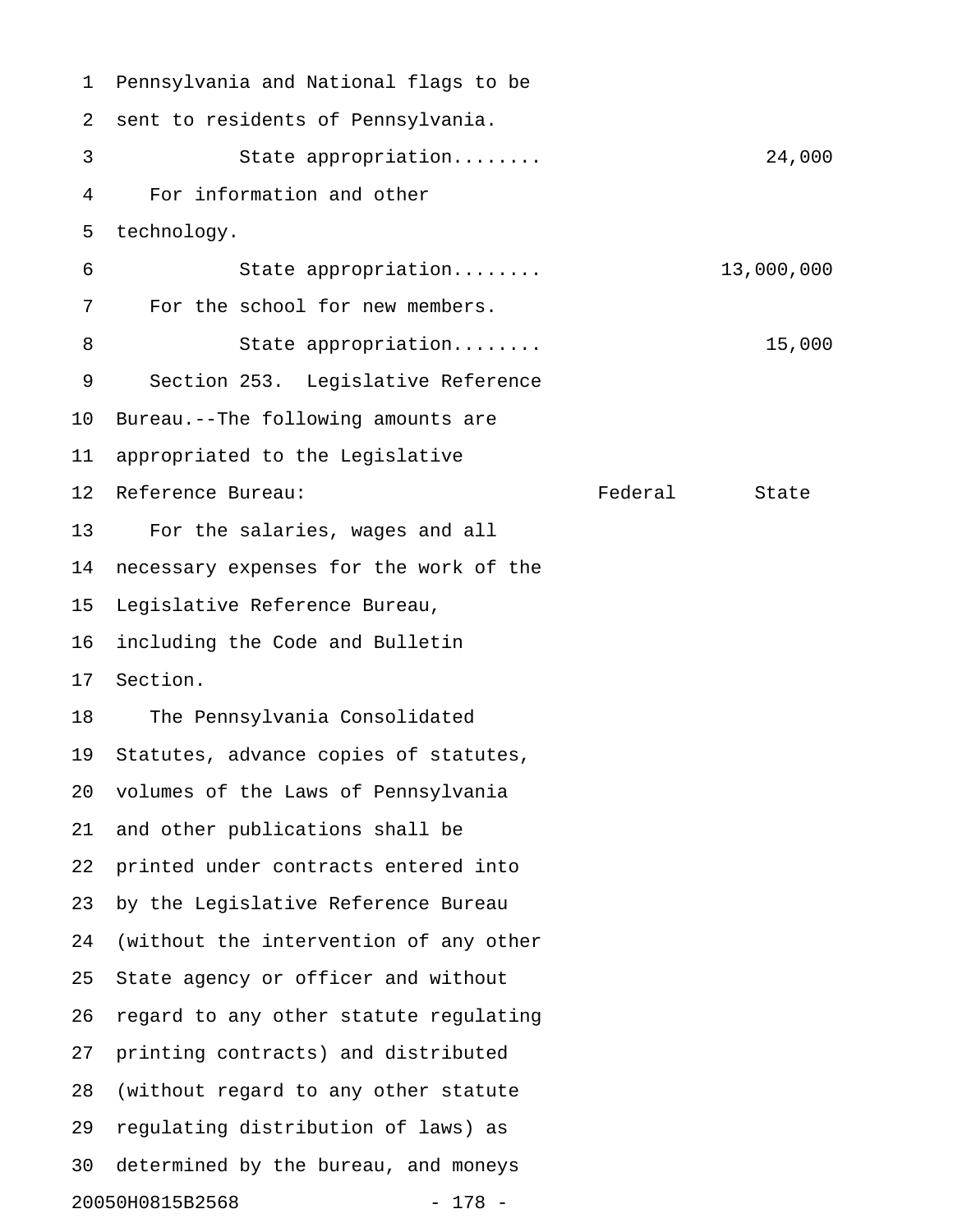Pennsylvania and National flags to be sent to residents of Pennsylvania.

State appropriation........ 24,000

For information and other technology.

State appropriation........ 13,000,000

For the school for new members.

State appropriation........ 15,000

Section 253. Legislative Reference Bureau.--The following amounts are appropriated to the Legislative Reference Bureau: Federal State

For the salaries, wages and all necessary expenses for the work of the Legislative Reference Bureau, including the Code and Bulletin Section.

The Pennsylvania Consolidated Statutes, advance copies of statutes, volumes of the Laws of Pennsylvania and other publications shall be printed under contracts entered into by the Legislative Reference Bureau (without the intervention of any other State agency or officer and without regard to any other statute regulating printing contracts) and distributed (without regard to any other statute regulating distribution of laws) as determined by the bureau, and moneys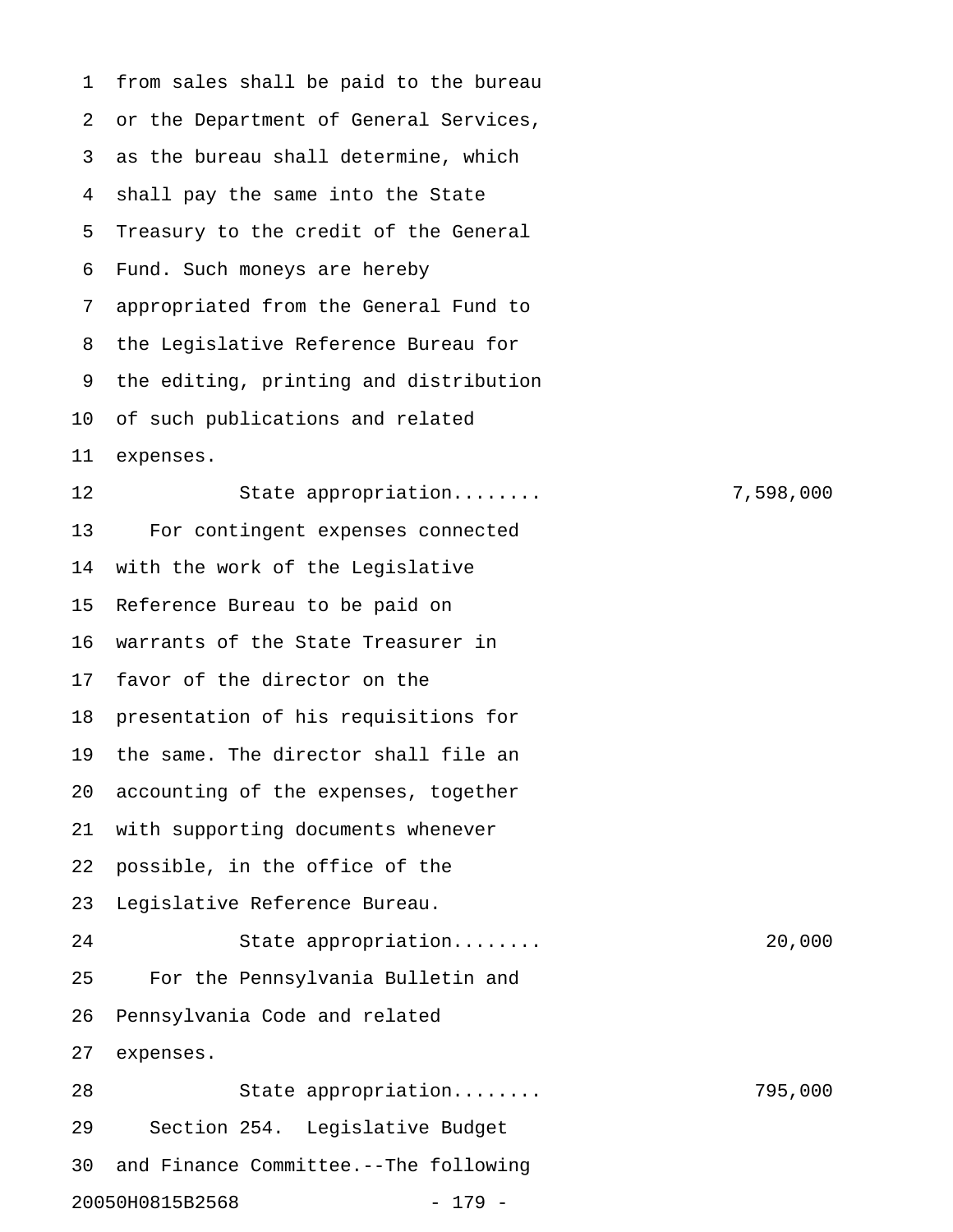from sales shall be paid to the bureau or the Department of General Services, as the bureau shall determine, which shall pay the same into the State Treasury to the credit of the General Fund. Such moneys are hereby appropriated from the General Fund to the Legislative Reference Bureau for the editing, printing and distribution of such publications and related expenses.

State appropriation........ 7,598,000

For contingent expenses connected with the work of the Legislative Reference Bureau to be paid on warrants of the State Treasurer in favor of the director on the presentation of his requisitions for the same. The director shall file an accounting of the expenses, together with supporting documents whenever possible, in the office of the Legislative Reference Bureau.

State appropriation........ 20,000

For the Pennsylvania Bulletin and Pennsylvania Code and related expenses.

State appropriation........ 795,000

Section 254. Legislative Budget and Finance Committee.--The following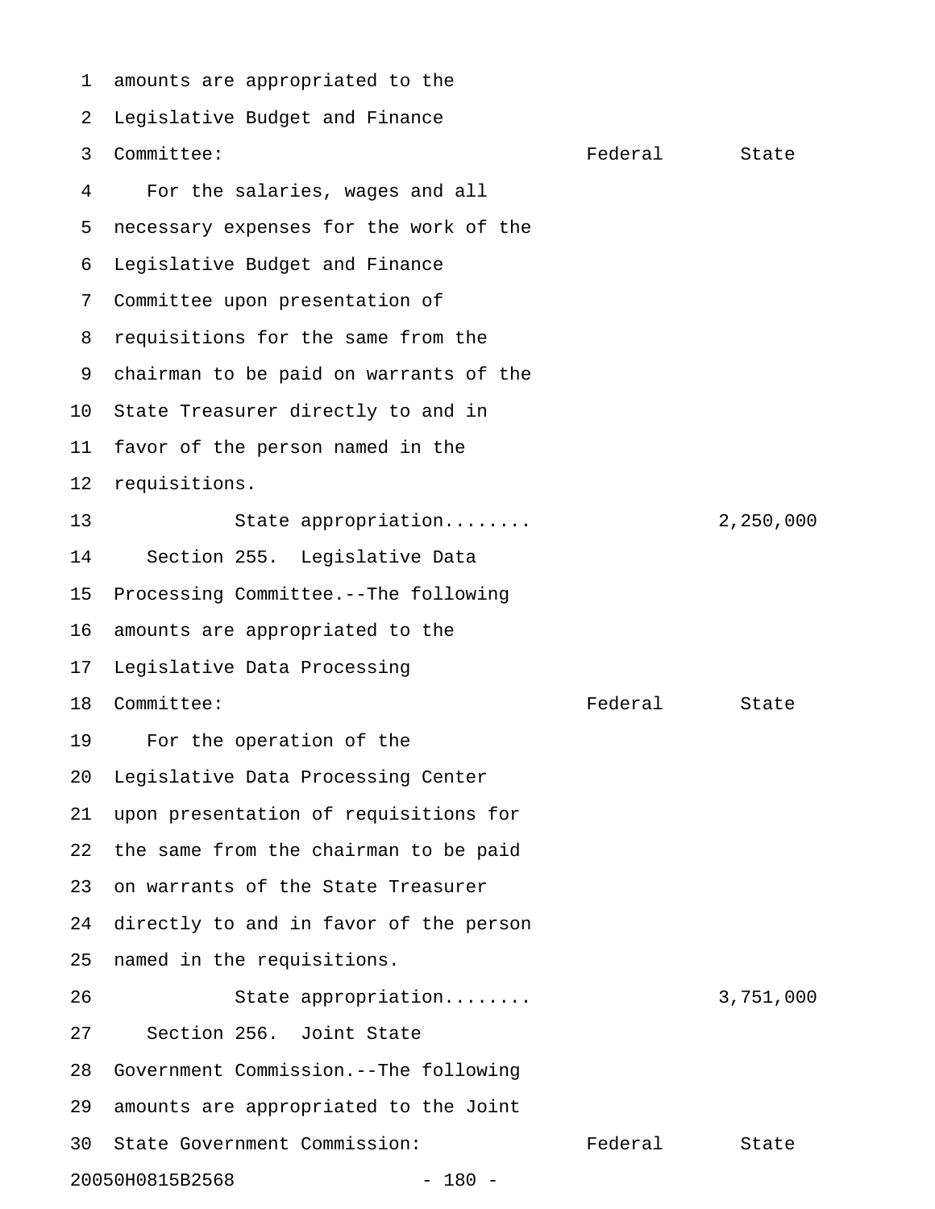amounts are appropriated to the Legislative Budget and Finance Committee:

| | Federal | State |
|---|---|---|
| For the salaries, wages and all necessary expenses for the work of the Legislative Budget and Finance Committee upon presentation of requisitions for the same from the chairman to be paid on warrants of the State Treasurer directly to and in favor of the person named in the requisitions. | | |
| State appropriation........ | | 2,250,000 |

Section 255. Legislative Data Processing Committee.--The following amounts are appropriated to the Legislative Data Processing Committee:

| | Federal | State |
|---|---|---|
| For the operation of the Legislative Data Processing Center upon presentation of requisitions for the same from the chairman to be paid on warrants of the State Treasurer directly to and in favor of the person named in the requisitions. | | |
| State appropriation........ | | 3,751,000 |

Section 256. Joint State Government Commission.--The following amounts are appropriated to the Joint State Government Commission:

| | Federal | State |
|---|---|---|

20050H0815B2568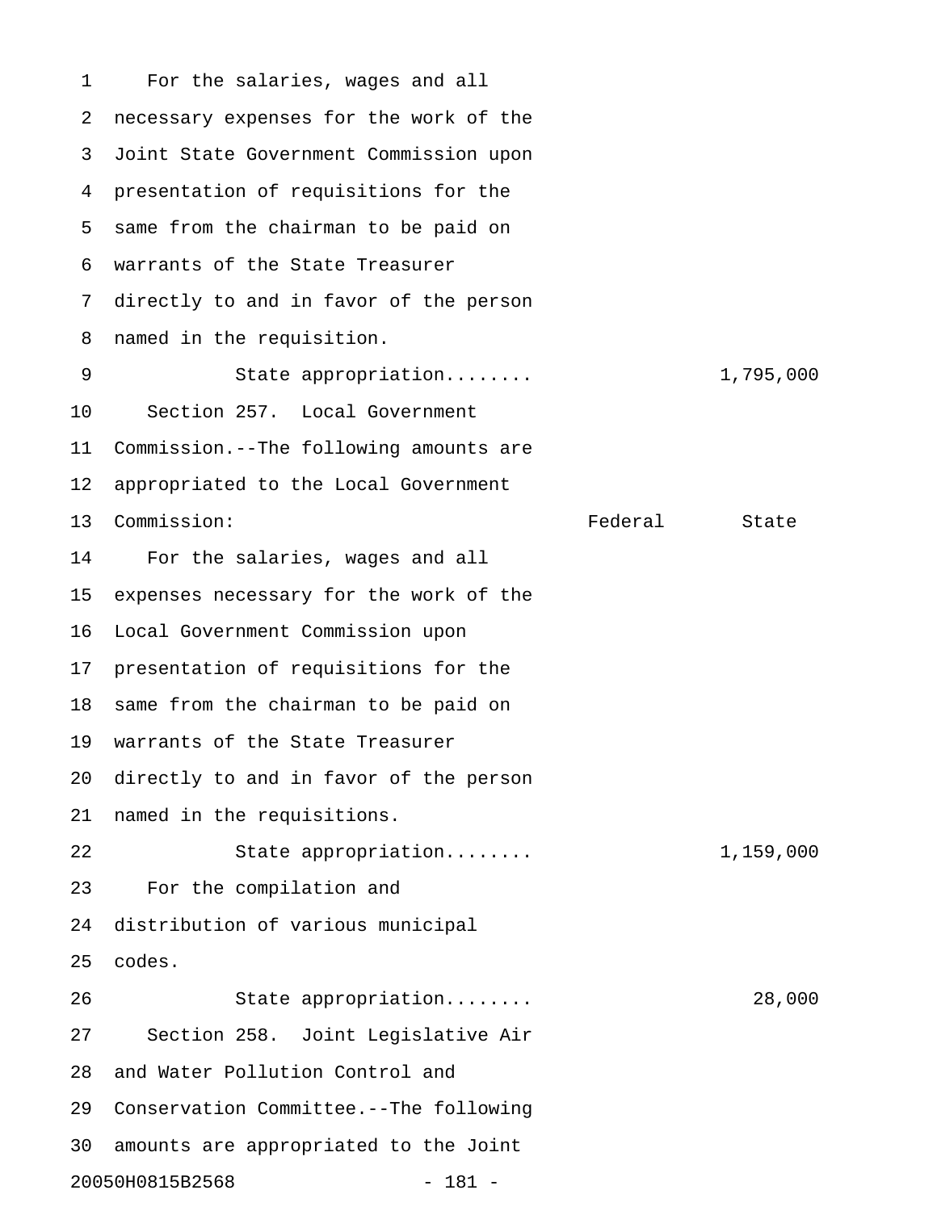For the salaries, wages and all necessary expenses for the work of the Joint State Government Commission upon presentation of requisitions for the same from the chairman to be paid on warrants of the State Treasurer directly to and in favor of the person named in the requisition.

| | Federal | State |
|---|---|---|
| State appropriation........ | | 1,795,000 |

Section 257. Local Government Commission.--The following amounts are appropriated to the Local Government Commission:

| | Federal | State |
|---|---|---|
| For the salaries, wages and all expenses necessary for the work of the Local Government Commission upon presentation of requisitions for the same from the chairman to be paid on warrants of the State Treasurer directly to and in favor of the person named in the requisitions. | | |
| State appropriation........ | | 1,159,000 |
| For the compilation and distribution of various municipal codes. | | |
| State appropriation........ | | 28,000 |

Section 258. Joint Legislative Air and Water Pollution Control and Conservation Committee.--The following amounts are appropriated to the Joint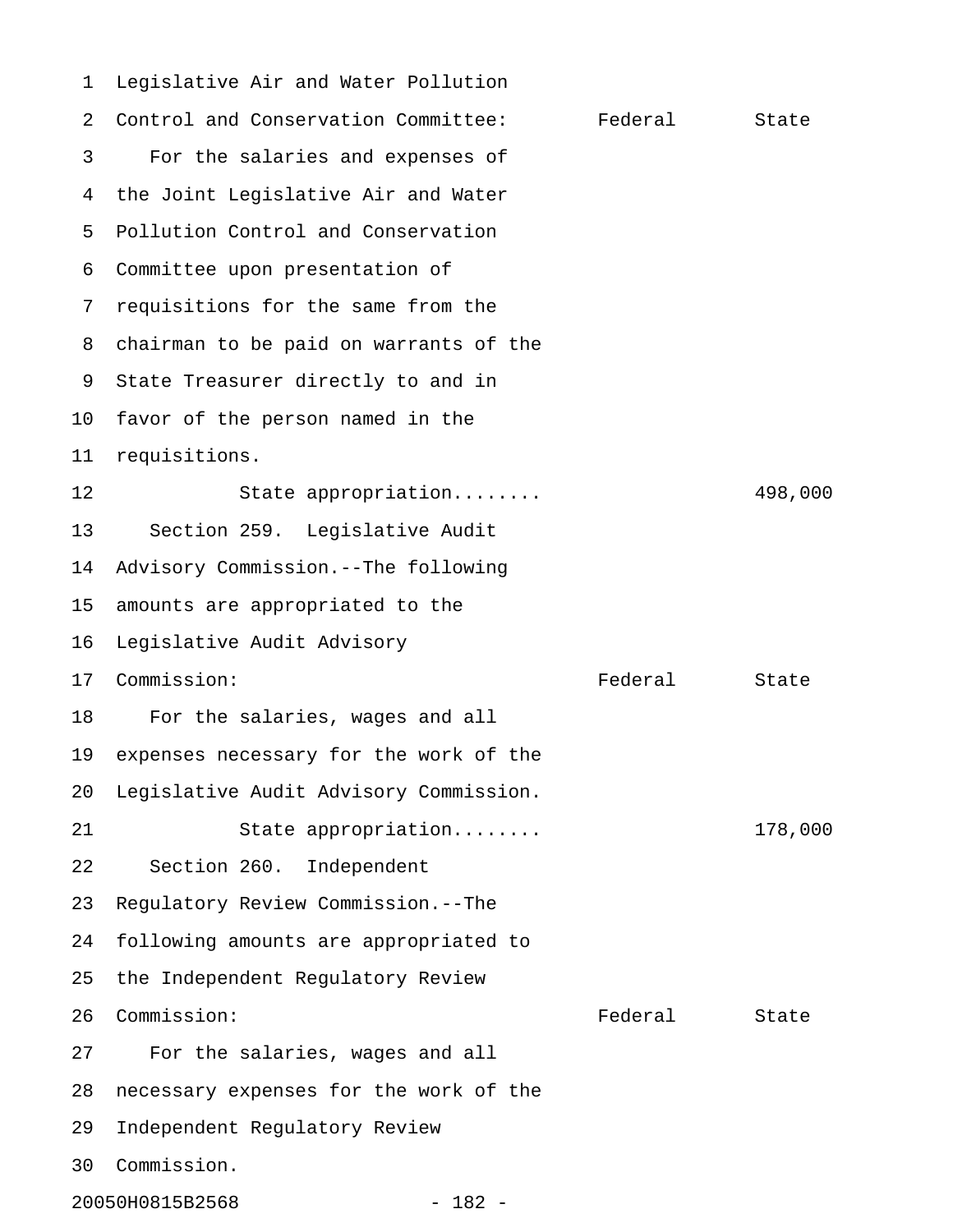Legislative Air and Water Pollution Control and Conservation Committee:

| | Federal | State |
|---|---|---|
| For the salaries and expenses of the Joint Legislative Air and Water Pollution Control and Conservation Committee upon presentation of requisitions for the same from the chairman to be paid on warrants of the State Treasurer directly to and in favor of the person named in the requisitions. | | |
| State appropriation........ | | 498,000 |

Section 259. Legislative Audit Advisory Commission.--The following amounts are appropriated to the Legislative Audit Advisory Commission:

| | Federal | State |
|---|---|---|
| For the salaries, wages and all expenses necessary for the work of the Legislative Audit Advisory Commission. | | |
| State appropriation........ | | 178,000 |

Section 260. Independent Regulatory Review Commission.--The following amounts are appropriated to the Independent Regulatory Review Commission:

| | Federal | State |
|---|---|---|
| For the salaries, wages and all necessary expenses for the work of the Independent Regulatory Review Commission. | | |

20050H0815B2568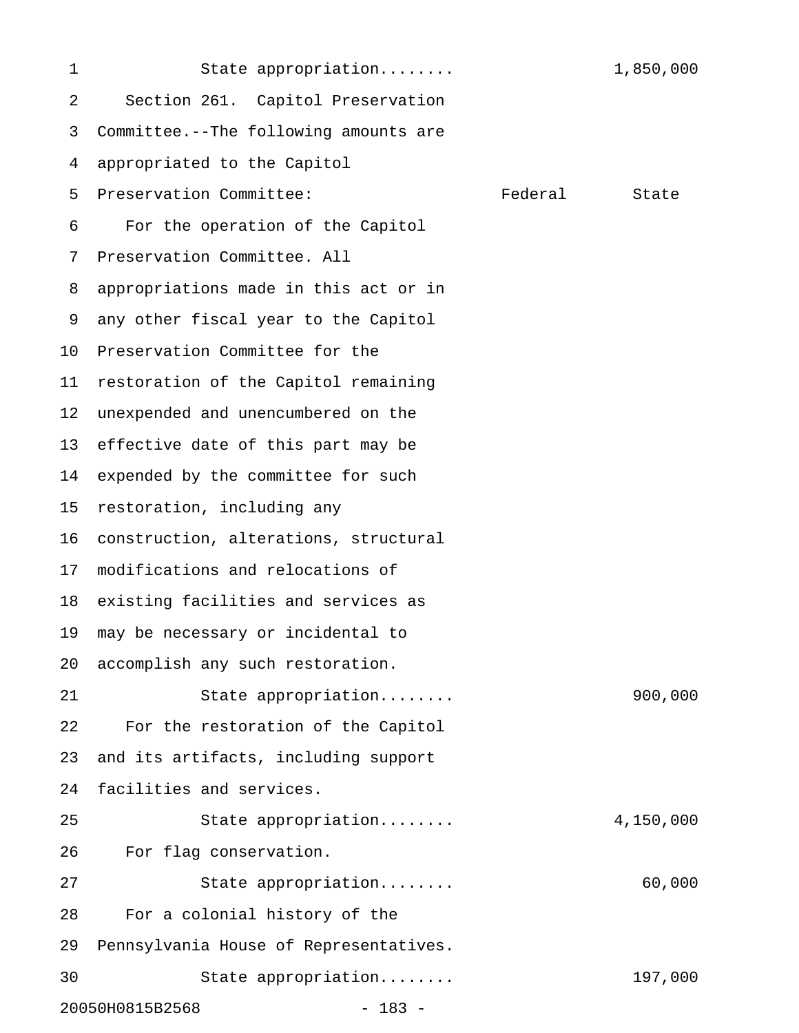State appropriation........ 1,850,000

Section 261. Capitol Preservation Committee.--The following amounts are appropriated to the Capitol Preservation Committee:

| | Federal | State |
|---|---|---|
| For the operation of the Capitol Preservation Committee. All appropriations made in this act or in any other fiscal year to the Capitol Preservation Committee for the restoration of the Capitol remaining unexpended and unencumbered on the effective date of this part may be expended by the committee for such restoration, including any construction, alterations, structural modifications and relocations of existing facilities and services as may be necessary or incidental to accomplish any such restoration. | | |
| State appropriation........ | | 900,000 |
| For the restoration of the Capitol and its artifacts, including support facilities and services. | | |
| State appropriation........ | | 4,150,000 |
| For flag conservation. | | |
| State appropriation........ | | 60,000 |
| For a colonial history of the Pennsylvania House of Representatives. | | |
| State appropriation........ | | 197,000 |

20050H0815B2568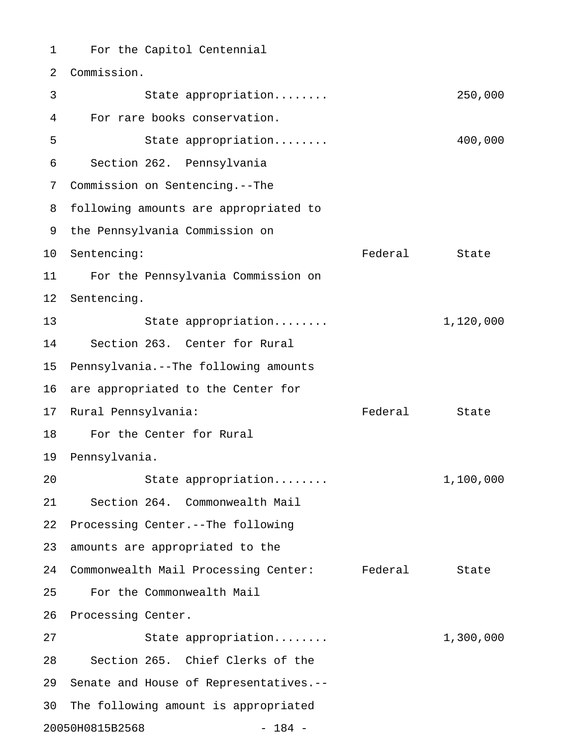For the Capitol Centennial Commission.

| | Federal | State |
|---|---|---|
| State appropriation........ | | 250,000 |

For rare books conservation.

| | Federal | State |
|---|---|---|
| State appropriation........ | | 400,000 |

Section 262. Pennsylvania Commission on Sentencing.--The following amounts are appropriated to the Pennsylvania Commission on Sentencing:

| | Federal | State |
|---|---|---|
| For the Pennsylvania Commission on Sentencing. | | |
| State appropriation........ | | 1,120,000 |

Section 263. Center for Rural Pennsylvania.--The following amounts are appropriated to the Center for Rural Pennsylvania:

| | Federal | State |
|---|---|---|
| For the Center for Rural Pennsylvania. | | |
| State appropriation........ | | 1,100,000 |

Section 264. Commonwealth Mail Processing Center.--The following amounts are appropriated to the Commonwealth Mail Processing Center:

| | Federal | State |
|---|---|---|
| For the Commonwealth Mail Processing Center. | | |
| State appropriation........ | | 1,300,000 |

Section 265. Chief Clerks of the Senate and House of Representatives.--The following amount is appropriated

20050H0815B2568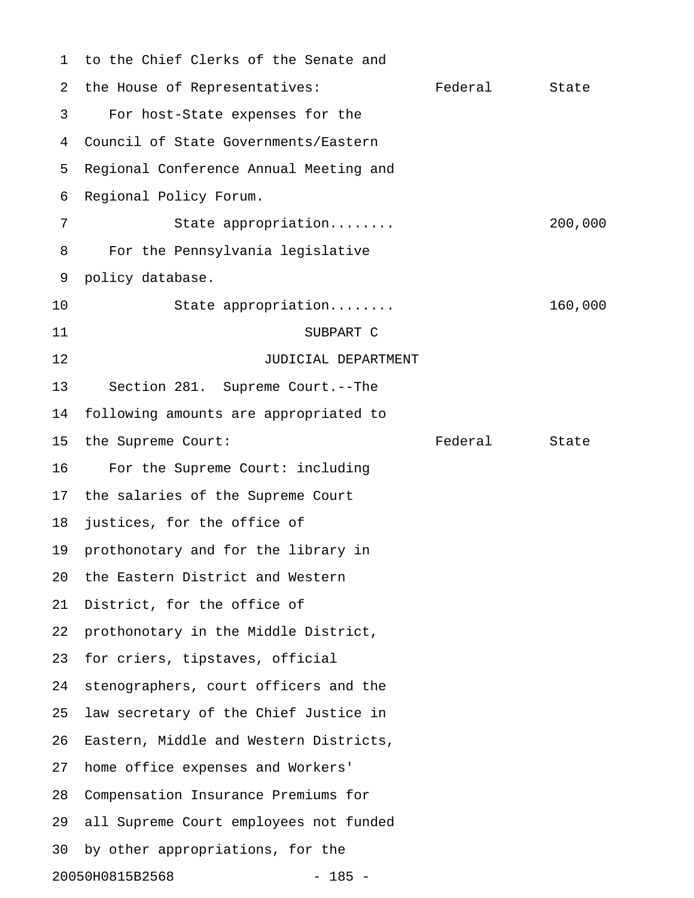to the Chief Clerks of the Senate and the House of Representatives:

| | Federal | State |
|---|---|---|
| For host-State expenses for the Council of State Governments/Eastern Regional Conference Annual Meeting and Regional Policy Forum. | | |
| State appropriation........ | | 200,000 |
| For the Pennsylvania legislative policy database. | | |
| State appropriation........ | | 160,000 |

SUBPART C

JUDICIAL DEPARTMENT

Section 281. Supreme Court.--The following amounts are appropriated to the Supreme Court:

| | Federal | State |
|---|---|---|

For the Supreme Court: including the salaries of the Supreme Court justices, for the office of prothonotary and for the library in the Eastern District and Western District, for the office of prothonotary in the Middle District, for criers, tipstaves, official stenographers, court officers and the law secretary of the Chief Justice in Eastern, Middle and Western Districts, home office expenses and Workers' Compensation Insurance Premiums for all Supreme Court employees not funded by other appropriations, for the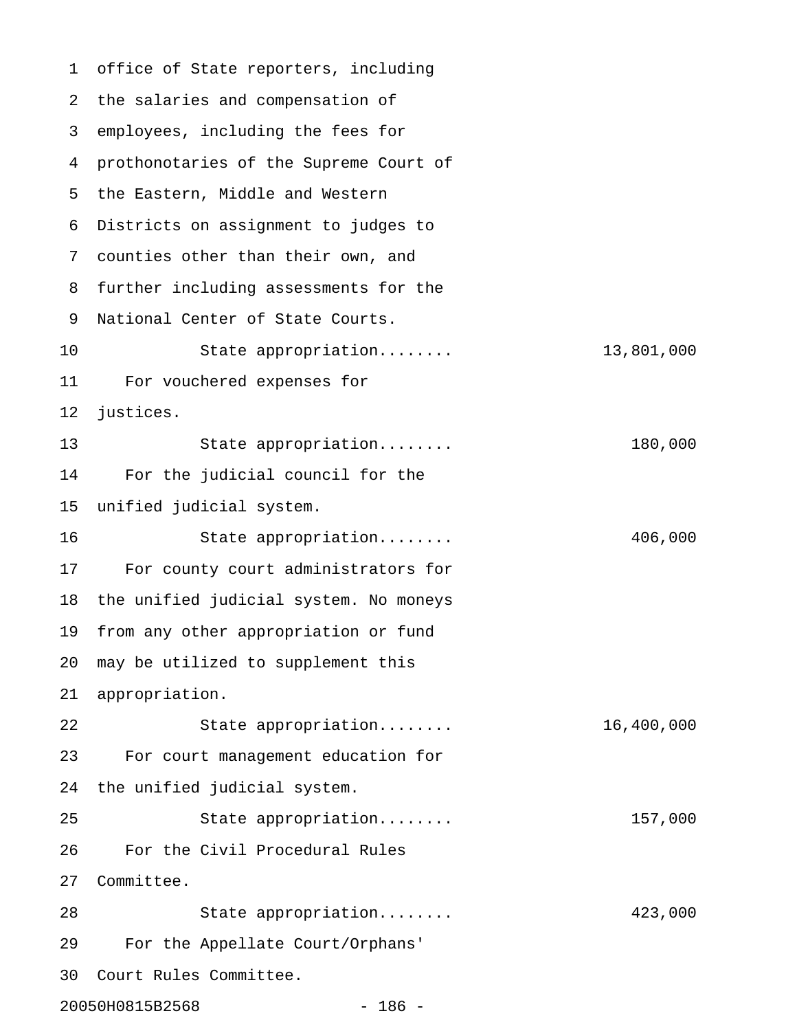office of State reporters, including the salaries and compensation of employees, including the fees for prothonotaries of the Supreme Court of the Eastern, Middle and Western Districts on assignment to judges to counties other than their own, and further including assessments for the National Center of State Courts.

State appropriation........ 13,801,000

For vouchered expenses for justices.

State appropriation........ 180,000

For the judicial council for the unified judicial system.

State appropriation........ 406,000

For county court administrators for the unified judicial system. No moneys from any other appropriation or fund may be utilized to supplement this appropriation.

State appropriation........ 16,400,000

For court management education for the unified judicial system.

State appropriation........ 157,000

For the Civil Procedural Rules Committee.

State appropriation........ 423,000

For the Appellate Court/Orphans' Court Rules Committee.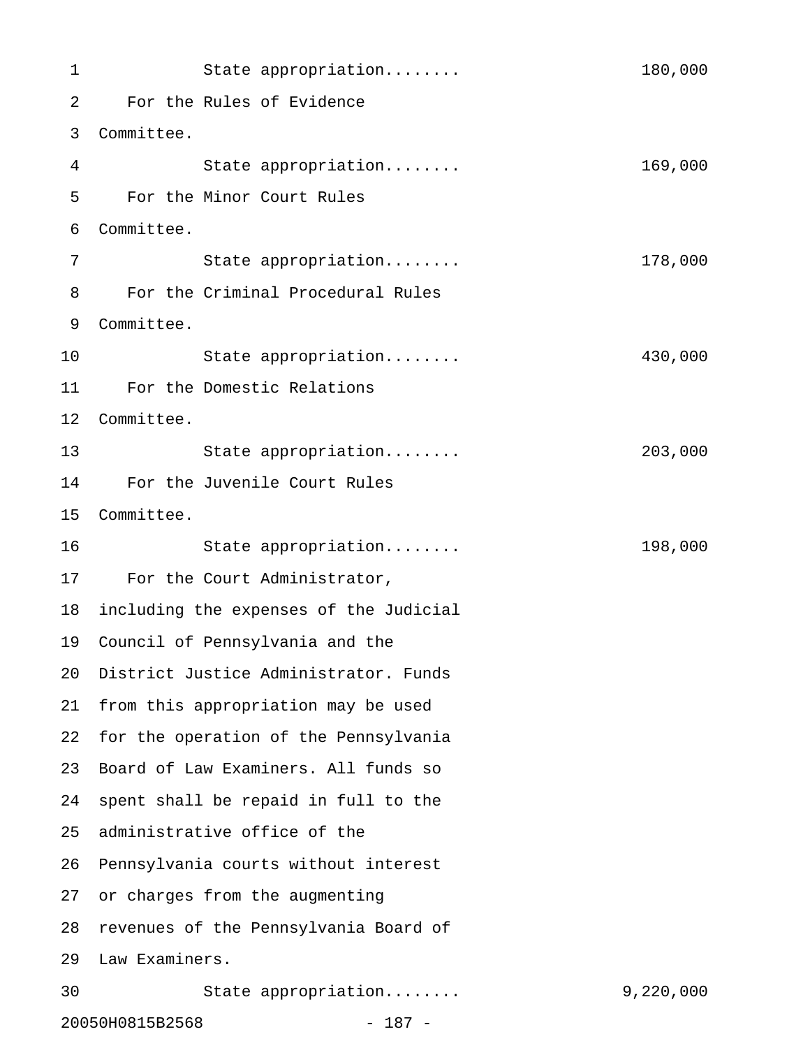State appropriation........ 180,000

For the Rules of Evidence Committee.

State appropriation........ 169,000

For the Minor Court Rules Committee.

State appropriation........ 178,000

For the Criminal Procedural Rules Committee.

State appropriation........ 430,000

For the Domestic Relations Committee.

State appropriation........ 203,000

For the Juvenile Court Rules Committee.

State appropriation........ 198,000

For the Court Administrator, including the expenses of the Judicial Council of Pennsylvania and the District Justice Administrator. Funds from this appropriation may be used for the operation of the Pennsylvania Board of Law Examiners. All funds so spent shall be repaid in full to the administrative office of the Pennsylvania courts without interest or charges from the augmenting revenues of the Pennsylvania Board of Law Examiners.

State appropriation........ 9,220,000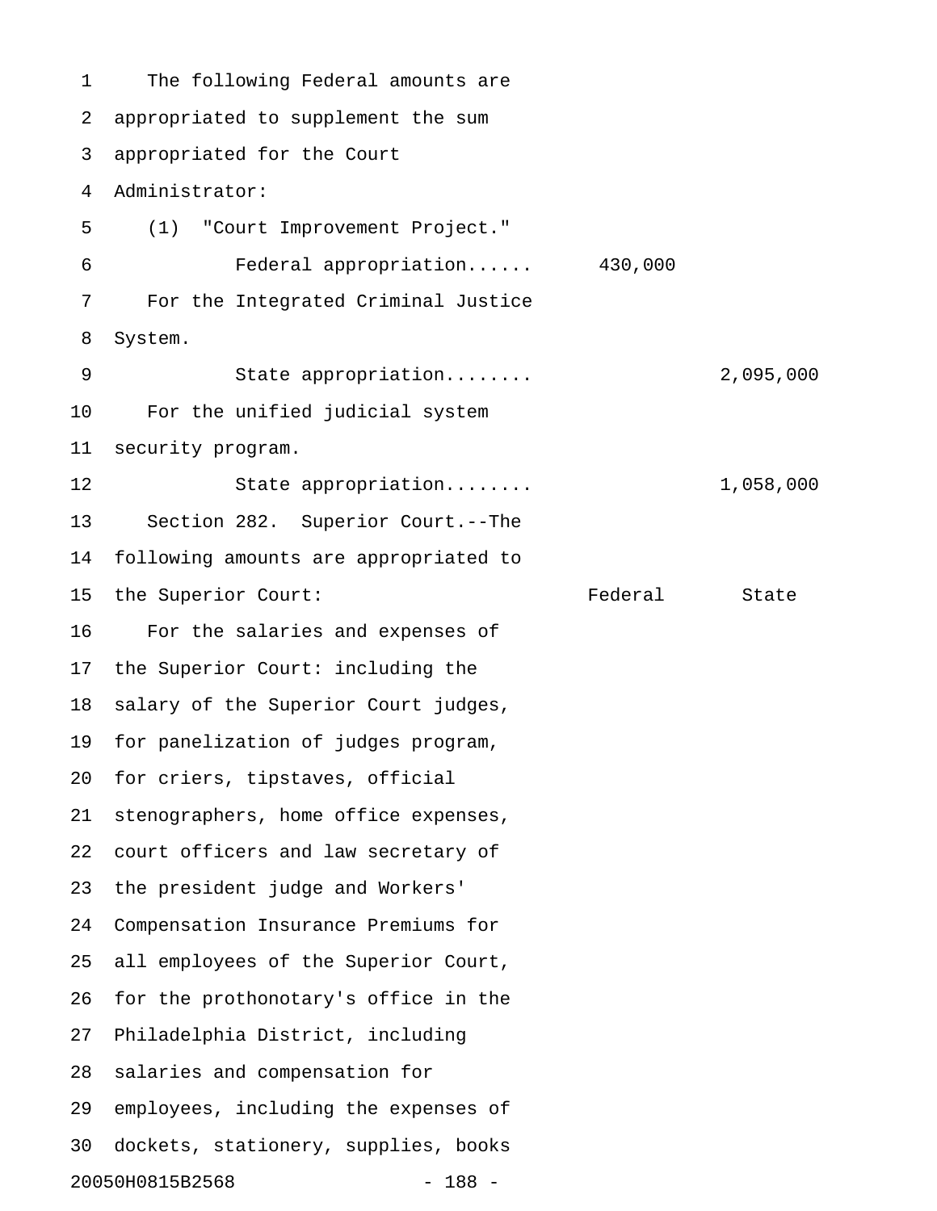The following Federal amounts are appropriated to supplement the sum appropriated for the Court Administrator:

(1) "Court Improvement Project."

| | Federal | State |
|---|---|---|
| Federal appropriation...... | 430,000 | |

For the Integrated Criminal Justice System.

| | Federal | State |
|---|---|---|
| State appropriation........ | | 2,095,000 |

For the unified judicial system security program.

| | Federal | State |
|---|---|---|
| State appropriation........ | | 1,058,000 |

Section 282. Superior Court.--The following amounts are appropriated to the Superior Court:

| | Federal | State |
|---|---|---|

For the salaries and expenses of the Superior Court: including the salary of the Superior Court judges, for panelization of judges program, for criers, tipstaves, official stenographers, home office expenses, court officers and law secretary of the president judge and Workers' Compensation Insurance Premiums for all employees of the Superior Court, for the prothonotary's office in the Philadelphia District, including salaries and compensation for employees, including the expenses of dockets, stationery, supplies, books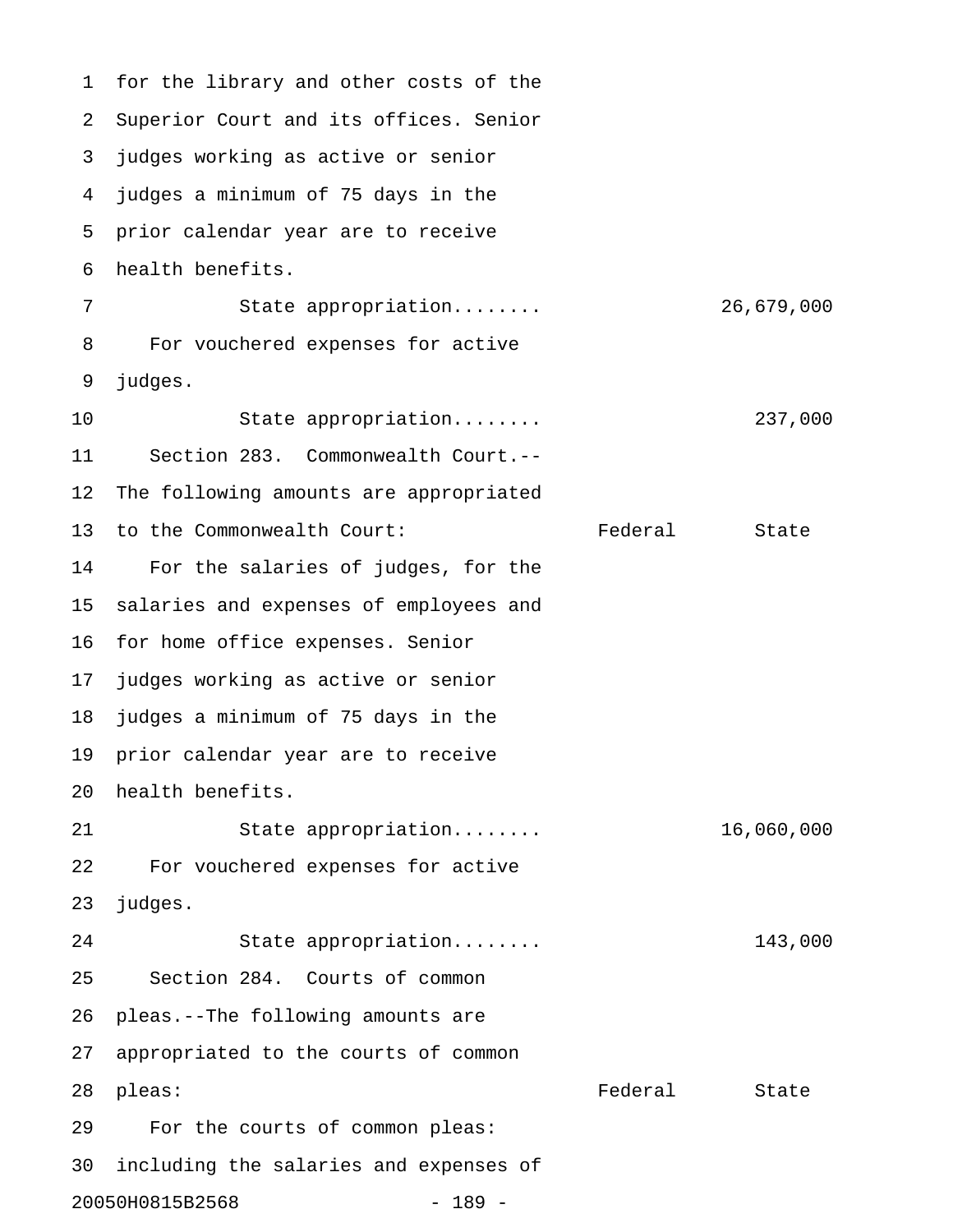for the library and other costs of the Superior Court and its offices. Senior judges working as active or senior judges a minimum of 75 days in the prior calendar year are to receive health benefits.

| | Federal | State |
|---|---|---|
| State appropriation........ | | 26,679,000 |

For vouchered expenses for active judges.

| | Federal | State |
|---|---|---|
| State appropriation........ | | 237,000 |

Section 283. Commonwealth Court.--The following amounts are appropriated to the Commonwealth Court:

| | Federal | State |
|---|---|---|

For the salaries of judges, for the salaries and expenses of employees and for home office expenses. Senior judges working as active or senior judges a minimum of 75 days in the prior calendar year are to receive health benefits.

| | Federal | State |
|---|---|---|
| State appropriation........ | | 16,060,000 |

For vouchered expenses for active judges.

| | Federal | State |
|---|---|---|
| State appropriation........ | | 143,000 |

Section 284. Courts of common pleas.--The following amounts are appropriated to the courts of common pleas:

| | Federal | State |
|---|---|---|

For the courts of common pleas: including the salaries and expenses of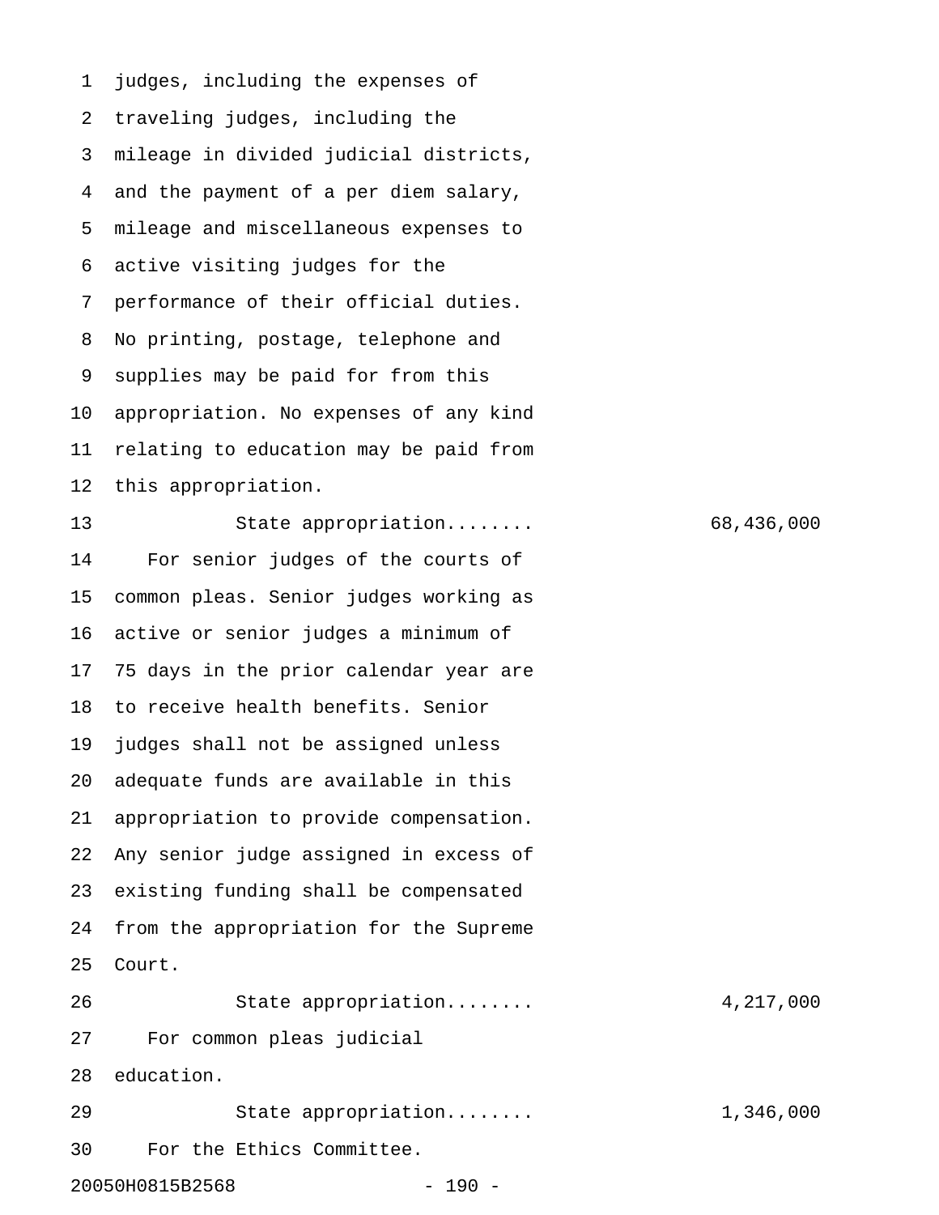judges, including the expenses of traveling judges, including the mileage in divided judicial districts, and the payment of a per diem salary, mileage and miscellaneous expenses to active visiting judges for the performance of their official duties. No printing, postage, telephone and supplies may be paid for from this appropriation. No expenses of any kind relating to education may be paid from this appropriation.

State appropriation........ 68,436,000

For senior judges of the courts of common pleas. Senior judges working as active or senior judges a minimum of 75 days in the prior calendar year are to receive health benefits. Senior judges shall not be assigned unless adequate funds are available in this appropriation to provide compensation. Any senior judge assigned in excess of existing funding shall be compensated from the appropriation for the Supreme Court.

State appropriation........ 4,217,000

For common pleas judicial education.

State appropriation........ 1,346,000

For the Ethics Committee.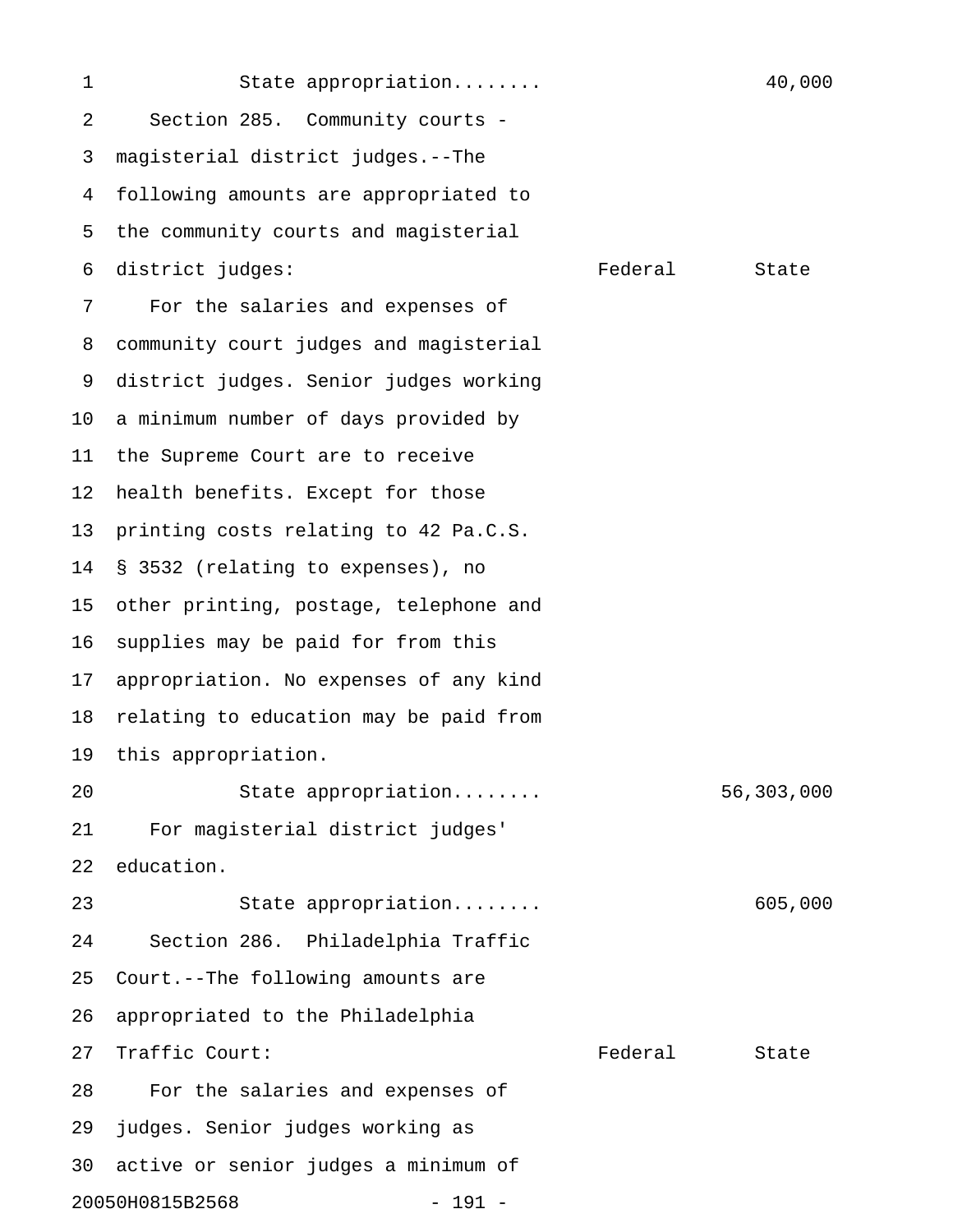State appropriation........ 40,000

Section 285. Community courts - magisterial district judges.--The following amounts are appropriated to the community courts and magisterial district judges:

| | Federal | State |
|---|---|---|
| For the salaries and expenses of community court judges and magisterial district judges. Senior judges working a minimum number of days provided by the Supreme Court are to receive health benefits. Except for those printing costs relating to 42 Pa.C.S. § 3532 (relating to expenses), no other printing, postage, telephone and supplies may be paid for from this appropriation. No expenses of any kind relating to education may be paid from this appropriation. | | |
| State appropriation........ | | 56,303,000 |
| For magisterial district judges' education. | | |
| State appropriation........ | | 605,000 |

Section 286. Philadelphia Traffic Court.--The following amounts are appropriated to the Philadelphia Traffic Court:

| | Federal | State |
|---|---|---|

For the salaries and expenses of judges. Senior judges working as active or senior judges a minimum of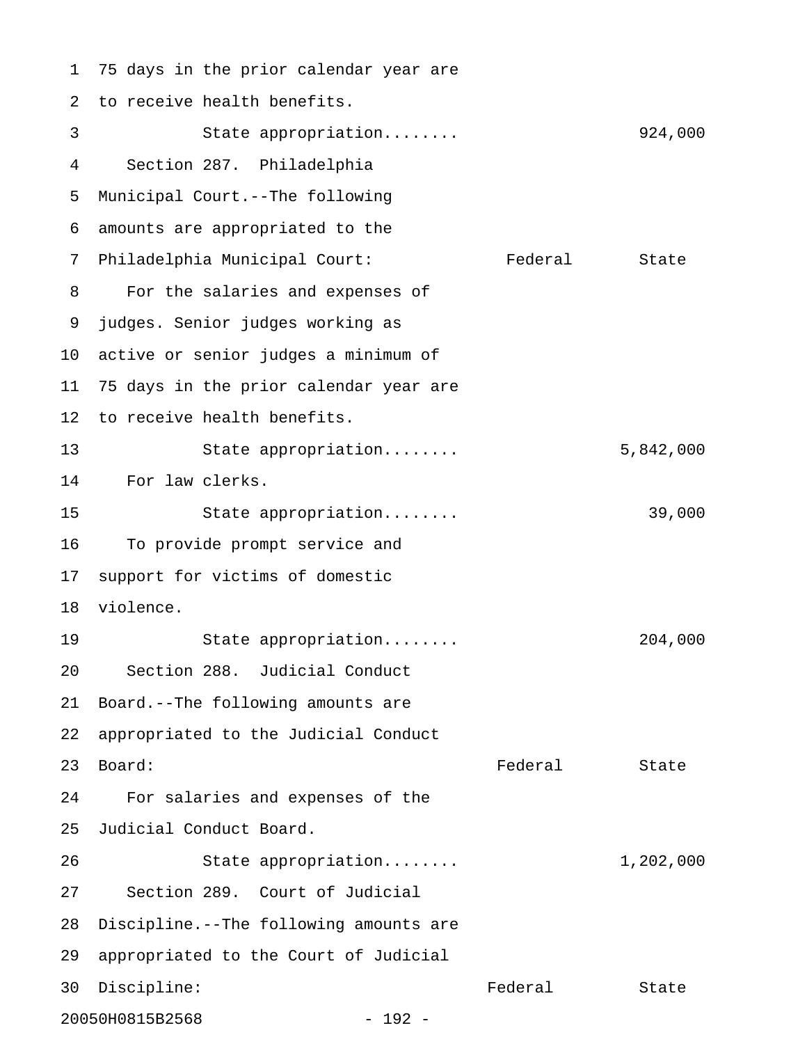75 days in the prior calendar year are to receive health benefits.

State appropriation........ 924,000

Section 287. Philadelphia Municipal Court.--The following amounts are appropriated to the Philadelphia Municipal Court:

| | Federal | State |
|---|---|---|
| For the salaries and expenses of judges. Senior judges working as active or senior judges a minimum of 75 days in the prior calendar year are to receive health benefits. | | |
| State appropriation........ | | 5,842,000 |
| For law clerks. | | |
| State appropriation........ | | 39,000 |
| To provide prompt service and support for victims of domestic violence. | | |
| State appropriation........ | | 204,000 |

Section 288. Judicial Conduct Board.--The following amounts are appropriated to the Judicial Conduct Board:

| | Federal | State |
|---|---|---|
| For salaries and expenses of the Judicial Conduct Board. | | |
| State appropriation........ | | 1,202,000 |

Section 289. Court of Judicial Discipline.--The following amounts are appropriated to the Court of Judicial Discipline:

| | Federal | State |
|---|---|---|

20050H0815B2568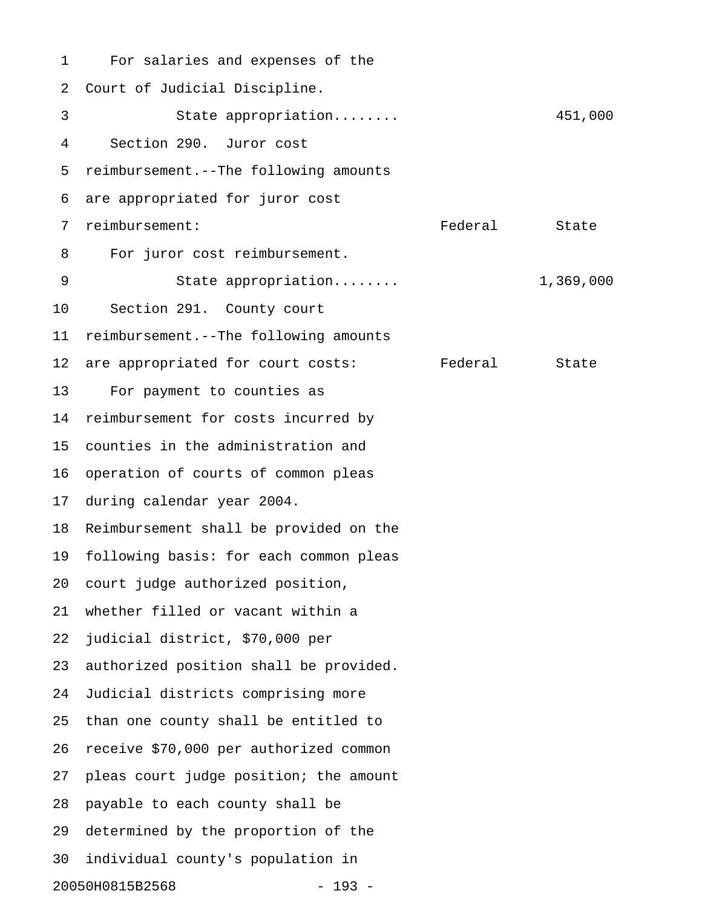For salaries and expenses of the Court of Judicial Discipline.

| | Federal | State |
|---|---|---|
| State appropriation........ | | 451,000 |

Section 290. Juror cost reimbursement.--The following amounts are appropriated for juror cost reimbursement:

| | Federal | State |
|---|---|---|
| For juror cost reimbursement. | | |
| State appropriation........ | | 1,369,000 |

Section 291. County court reimbursement.--The following amounts are appropriated for court costs:

| | Federal | State |
|---|---|---|

For payment to counties as reimbursement for costs incurred by counties in the administration and operation of courts of common pleas during calendar year 2004. Reimbursement shall be provided on the following basis: for each common pleas court judge authorized position, whether filled or vacant within a judicial district, $70,000 per authorized position shall be provided. Judicial districts comprising more than one county shall be entitled to receive $70,000 per authorized common pleas court judge position; the amount payable to each county shall be determined by the proportion of the individual county's population in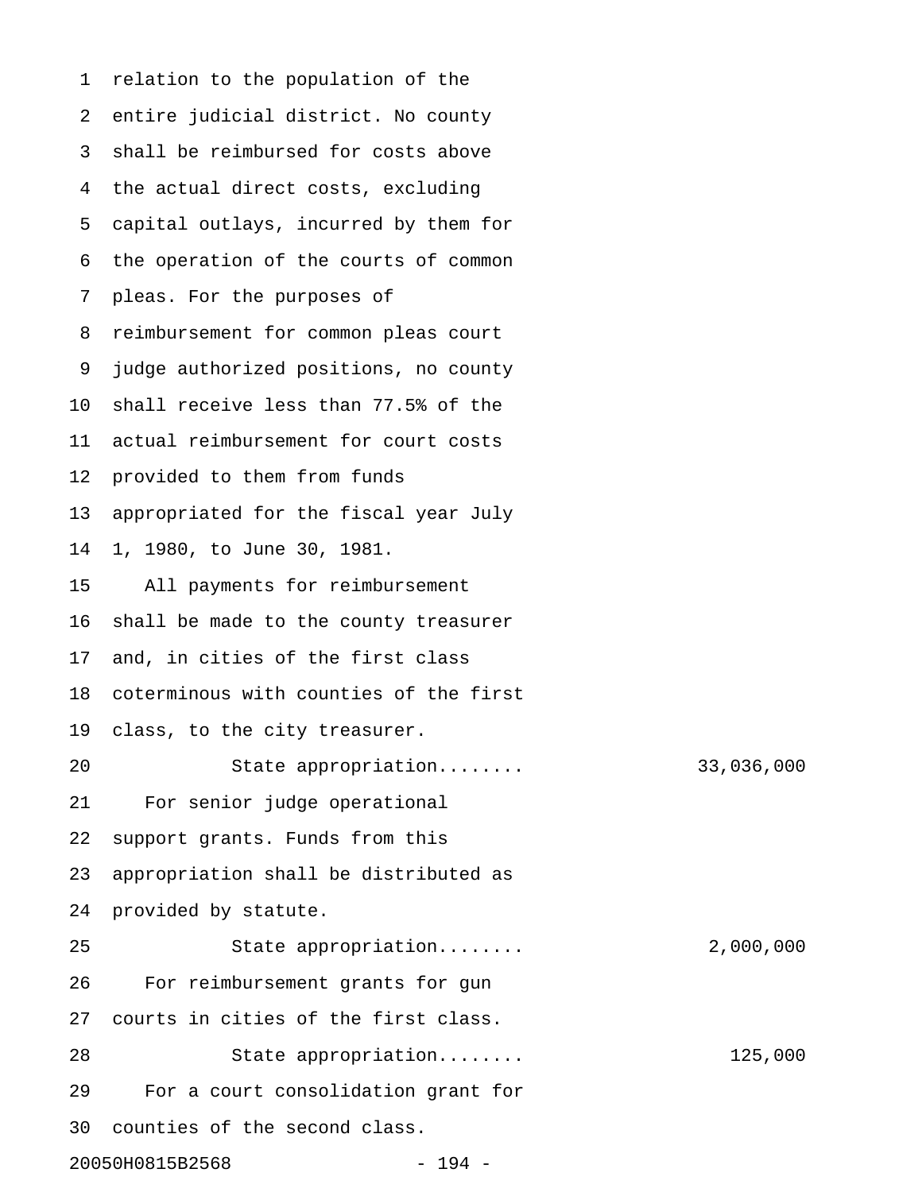relation to the population of the entire judicial district. No county shall be reimbursed for costs above the actual direct costs, excluding capital outlays, incurred by them for the operation of the courts of common pleas. For the purposes of reimbursement for common pleas court judge authorized positions, no county shall receive less than 77.5% of the actual reimbursement for court costs provided to them from funds appropriated for the fiscal year July 1, 1980, to June 30, 1981.

All payments for reimbursement shall be made to the county treasurer and, in cities of the first class coterminous with counties of the first class, to the city treasurer.

State appropriation........ 33,036,000

For senior judge operational support grants. Funds from this appropriation shall be distributed as provided by statute.

State appropriation........ 2,000,000

For reimbursement grants for gun courts in cities of the first class.

State appropriation........ 125,000

For a court consolidation grant for counties of the second class.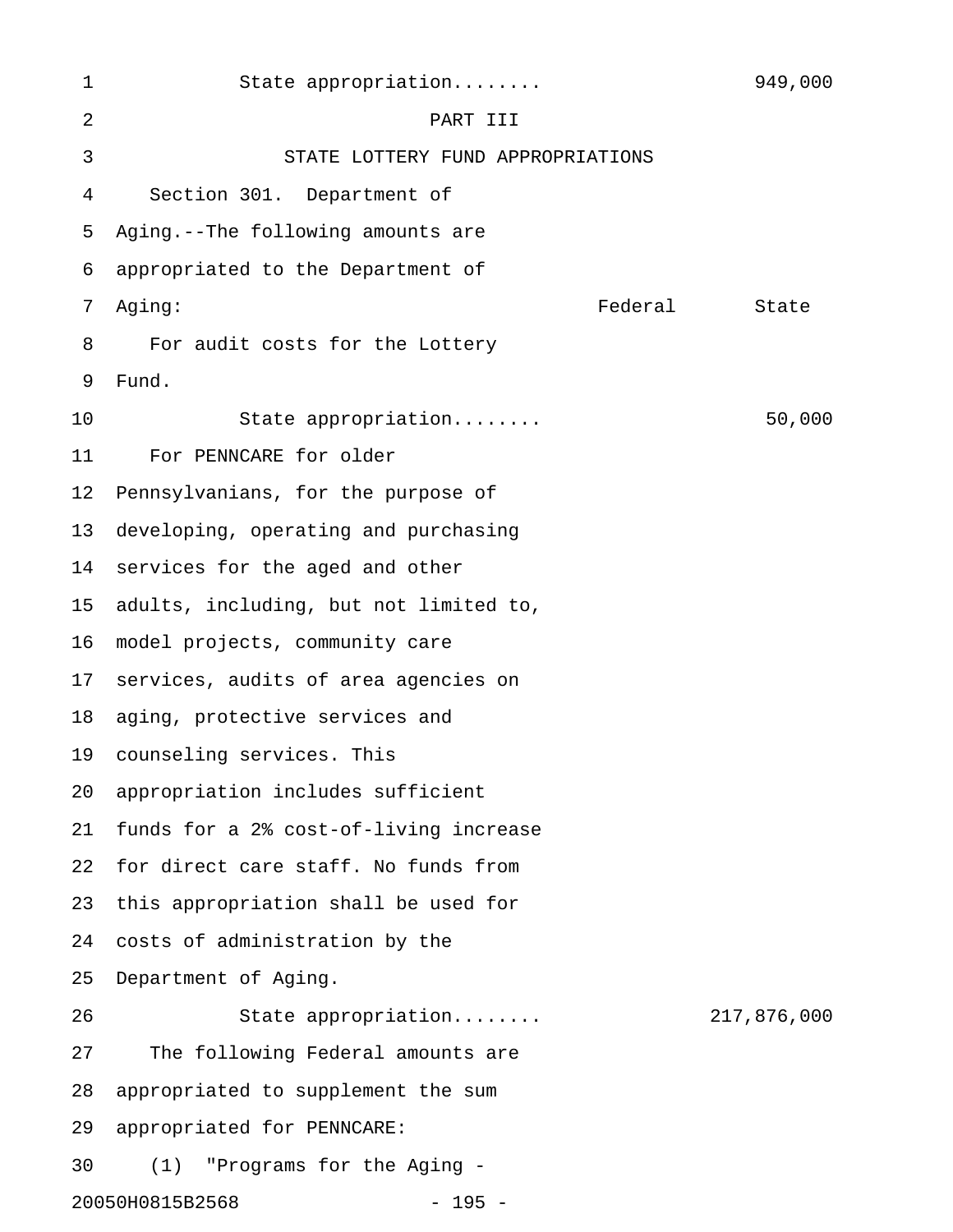State appropriation........ 949,000

## PART III

## STATE LOTTERY FUND APPROPRIATIONS

Section 301. Department of Aging.--The following amounts are appropriated to the Department of Aging:

| | Federal | State |
|---|---|---|
| For audit costs for the Lottery Fund. | | |
| State appropriation........ | | 50,000 |
| For PENNCARE for older Pennsylvanians, for the purpose of developing, operating and purchasing services for the aged and other adults, including, but not limited to, model projects, community care services, audits of area agencies on aging, protective services and counseling services. This appropriation includes sufficient funds for a 2% cost-of-living increase for direct care staff. No funds from this appropriation shall be used for costs of administration by the Department of Aging. | | |
| State appropriation........ | | 217,876,000 |

The following Federal amounts are appropriated to supplement the sum appropriated for PENNCARE:

(1) "Programs for the Aging -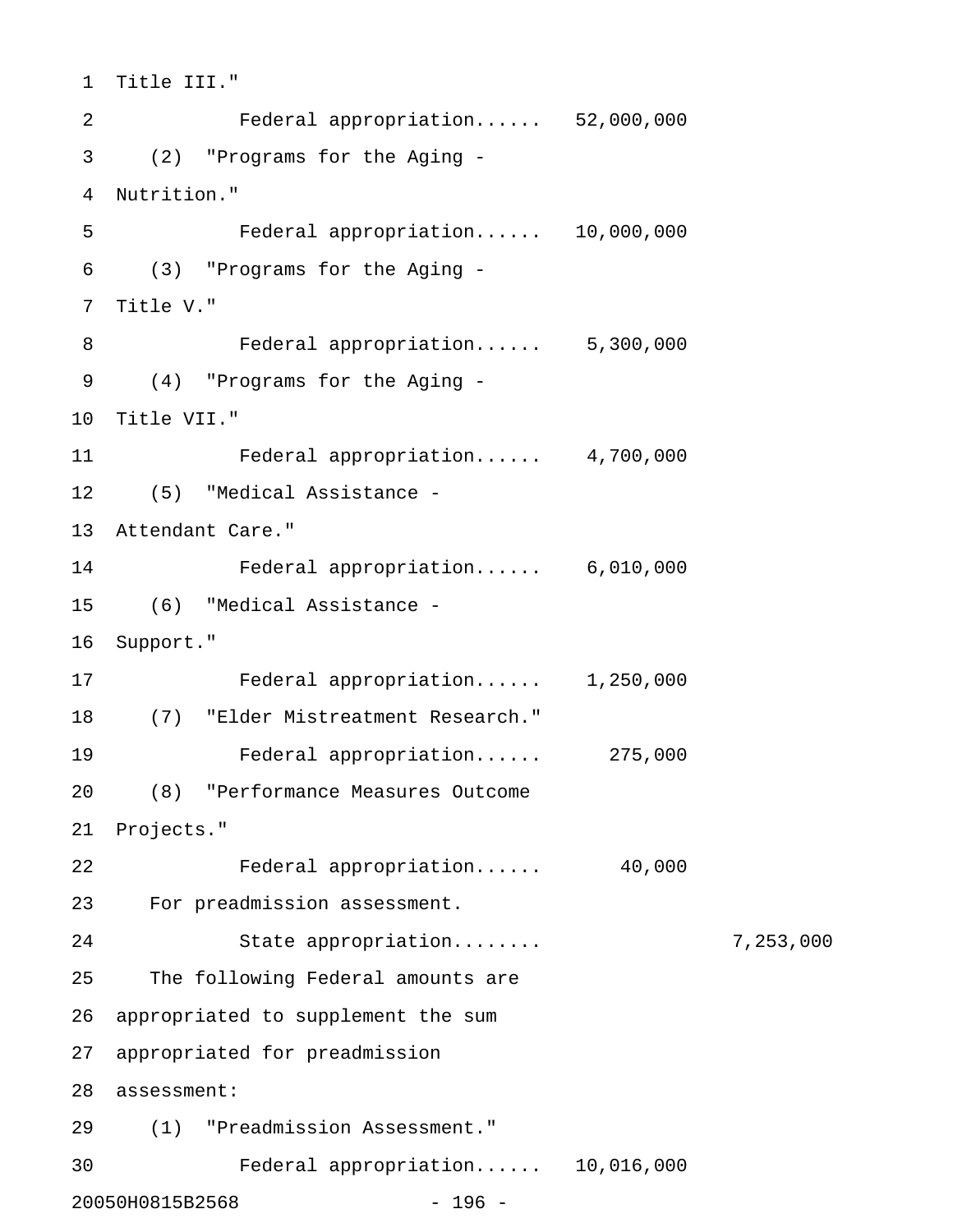Title III."

Federal appropriation...... 52,000,000

(2) "Programs for the Aging - Nutrition."

Federal appropriation...... 10,000,000

(3) "Programs for the Aging - Title V."

Federal appropriation...... 5,300,000

(4) "Programs for the Aging - Title VII."

Federal appropriation...... 4,700,000

(5) "Medical Assistance - Attendant Care."

Federal appropriation...... 6,010,000

(6) "Medical Assistance - Support."

Federal appropriation...... 1,250,000

(7) "Elder Mistreatment Research."

Federal appropriation...... 275,000

(8) "Performance Measures Outcome Projects."

Federal appropriation...... 40,000

For preadmission assessment.

State appropriation........ 7,253,000

The following Federal amounts are appropriated to supplement the sum appropriated for preadmission assessment:

(1) "Preadmission Assessment."

Federal appropriation...... 10,016,000

20050H0815B2568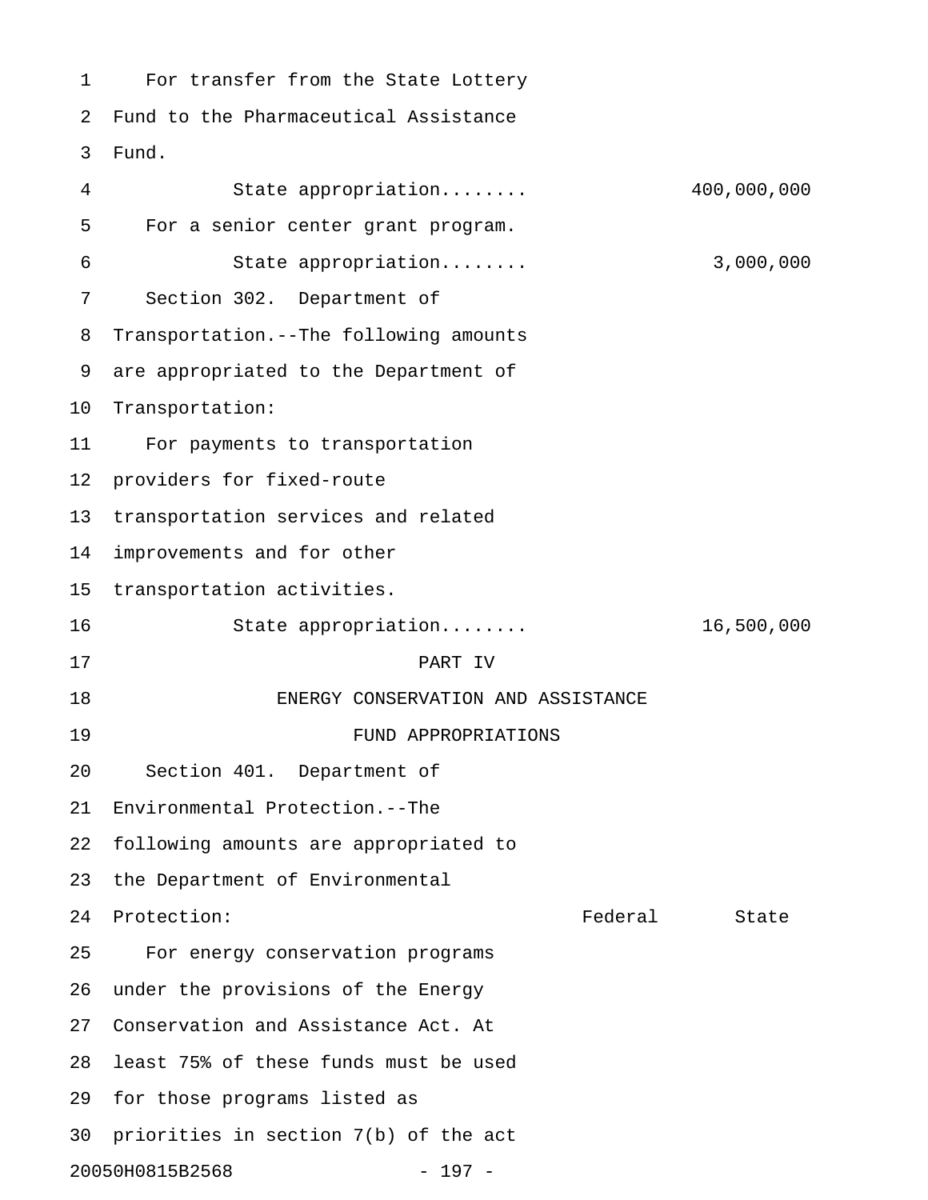For transfer from the State Lottery Fund to the Pharmaceutical Assistance Fund.

State appropriation........ 400,000,000

For a senior center grant program.

State appropriation........ 3,000,000

Section 302. Department of Transportation.--The following amounts are appropriated to the Department of Transportation:

For payments to transportation providers for fixed-route transportation services and related improvements and for other transportation activities.

State appropriation........ 16,500,000

# PART IV

# ENERGY CONSERVATION AND ASSISTANCE FUND APPROPRIATIONS

Section 401. Department of Environmental Protection.--The following amounts are appropriated to the Department of Environmental Protection:

| | Federal | State |
|---|---|---|

For energy conservation programs under the provisions of the Energy Conservation and Assistance Act. At least 75% of these funds must be used for those programs listed as priorities in section 7(b) of the act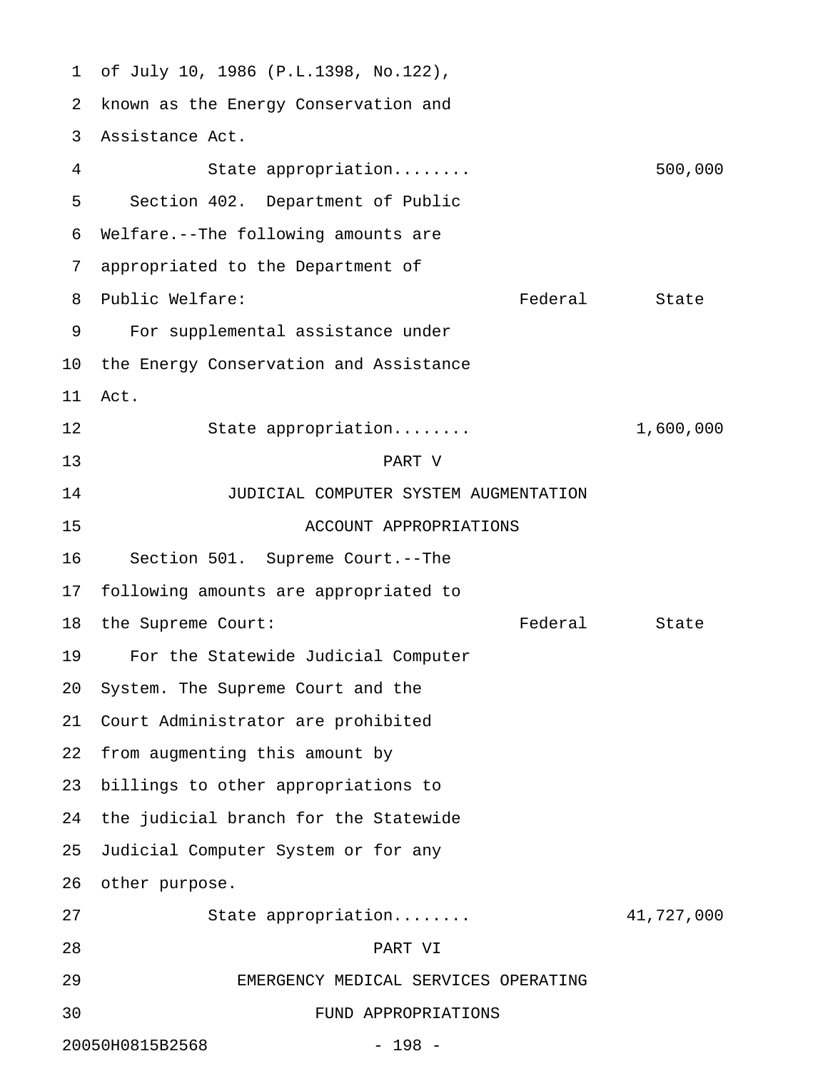of July 10, 1986 (P.L.1398, No.122), known as the Energy Conservation and Assistance Act.

| | Federal | State |
|---|---|---|
| State appropriation........ | | 500,000 |

Section 402. Department of Public Welfare.--The following amounts are appropriated to the Department of Public Welfare:

| | Federal | State |
|---|---|---|
| For supplemental assistance under the Energy Conservation and Assistance Act. | | |
| State appropriation........ | | 1,600,000 |

## PART V
## JUDICIAL COMPUTER SYSTEM AUGMENTATION ACCOUNT APPROPRIATIONS

Section 501. Supreme Court.--The following amounts are appropriated to the Supreme Court:

| | Federal | State |
|---|---|---|
| For the Statewide Judicial Computer System. The Supreme Court and the Court Administrator are prohibited from augmenting this amount by billings to other appropriations to the judicial branch for the Statewide Judicial Computer System or for any other purpose. | | |
| State appropriation........ | | 41,727,000 |

## PART VI
## EMERGENCY MEDICAL SERVICES OPERATING FUND APPROPRIATIONS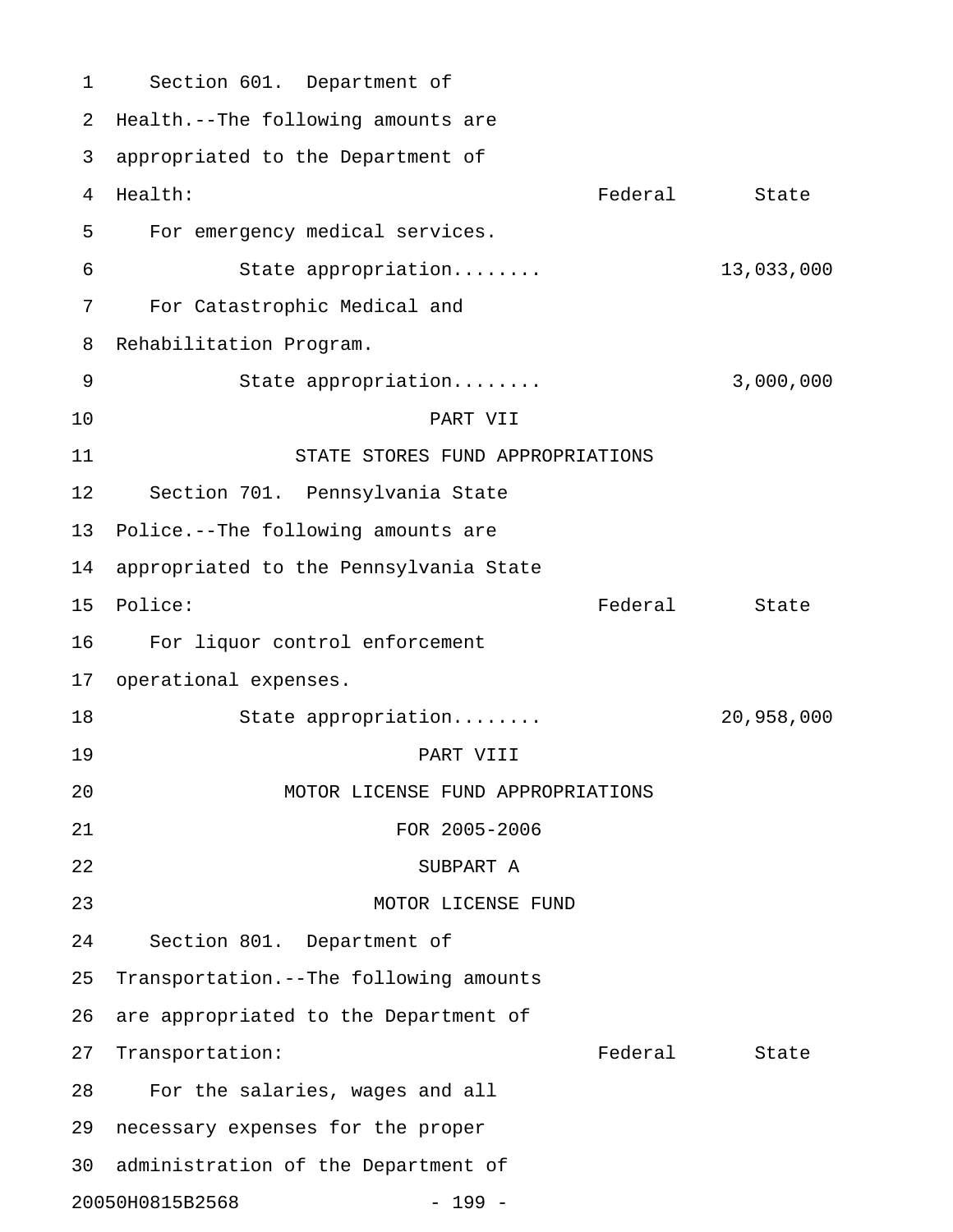Section 601. Department of Health.--The following amounts are appropriated to the Department of Health:

| | Federal | State |
|---|---|---|
| For emergency medical services. | | |
| State appropriation........ | | 13,033,000 |
| For Catastrophic Medical and Rehabilitation Program. | | |
| State appropriation........ | | 3,000,000 |

## PART VII

## STATE STORES FUND APPROPRIATIONS

Section 701. Pennsylvania State Police.--The following amounts are appropriated to the Pennsylvania State Police:

| | Federal | State |
|---|---|---|
| For liquor control enforcement operational expenses. | | |
| State appropriation........ | | 20,958,000 |

## PART VIII

## MOTOR LICENSE FUND APPROPRIATIONS

## FOR 2005-2006

### SUBPART A

### MOTOR LICENSE FUND

Section 801. Department of Transportation.--The following amounts are appropriated to the Department of Transportation:

| | Federal | State |
|---|---|---|

For the salaries, wages and all necessary expenses for the proper administration of the Department of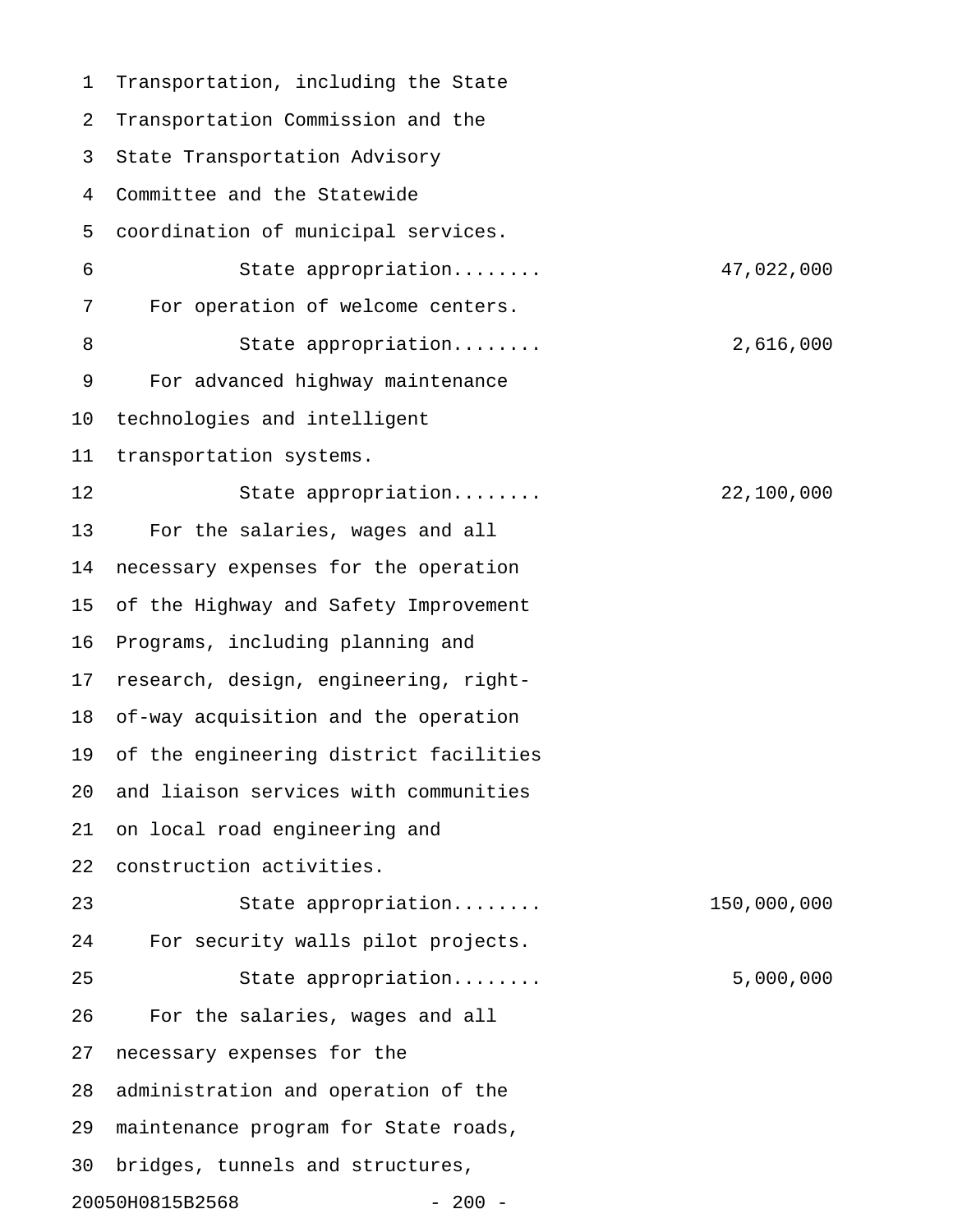Transportation, including the State Transportation Commission and the State Transportation Advisory Committee and the Statewide coordination of municipal services.

State appropriation........ 47,022,000

For operation of welcome centers.

State appropriation........ 2,616,000

For advanced highway maintenance technologies and intelligent transportation systems.

State appropriation........ 22,100,000

For the salaries, wages and all necessary expenses for the operation of the Highway and Safety Improvement Programs, including planning and research, design, engineering, right-of-way acquisition and the operation of the engineering district facilities and liaison services with communities on local road engineering and construction activities.

State appropriation........ 150,000,000

For security walls pilot projects.

State appropriation........ 5,000,000

For the salaries, wages and all necessary expenses for the administration and operation of the maintenance program for State roads, bridges, tunnels and structures,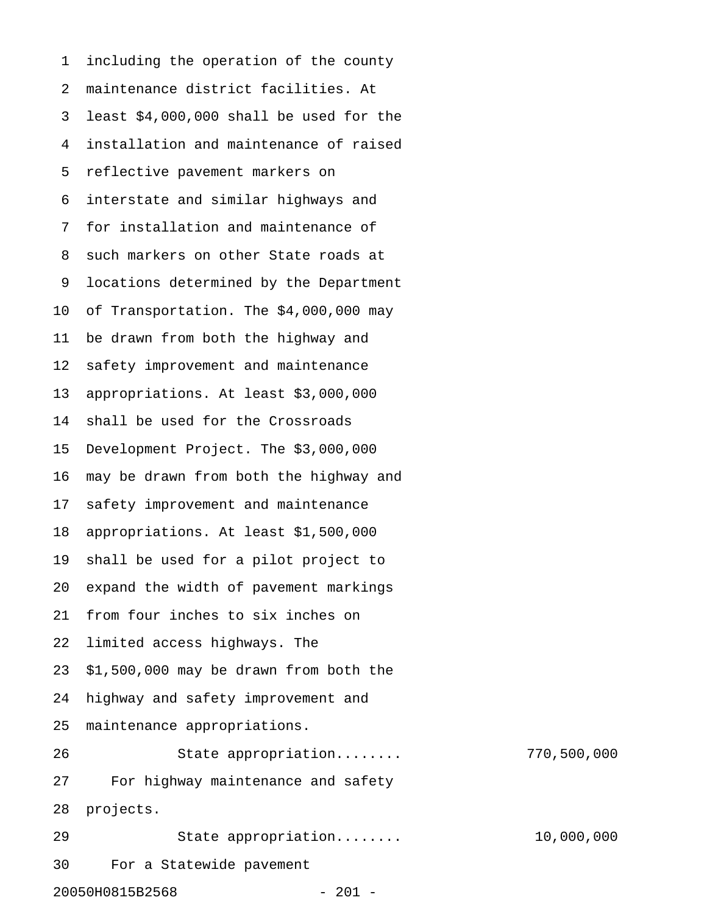including the operation of the county maintenance district facilities. At least $4,000,000 shall be used for the installation and maintenance of raised reflective pavement markers on interstate and similar highways and for installation and maintenance of such markers on other State roads at locations determined by the Department of Transportation. The $4,000,000 may be drawn from both the highway and safety improvement and maintenance appropriations. At least $3,000,000 shall be used for the Crossroads Development Project. The $3,000,000 may be drawn from both the highway and safety improvement and maintenance appropriations. At least $1,500,000 shall be used for a pilot project to expand the width of pavement markings from four inches to six inches on limited access highways. The $1,500,000 may be drawn from both the highway and safety improvement and maintenance appropriations.

State appropriation........ 770,500,000

For highway maintenance and safety projects.

State appropriation........ 10,000,000

For a Statewide pavement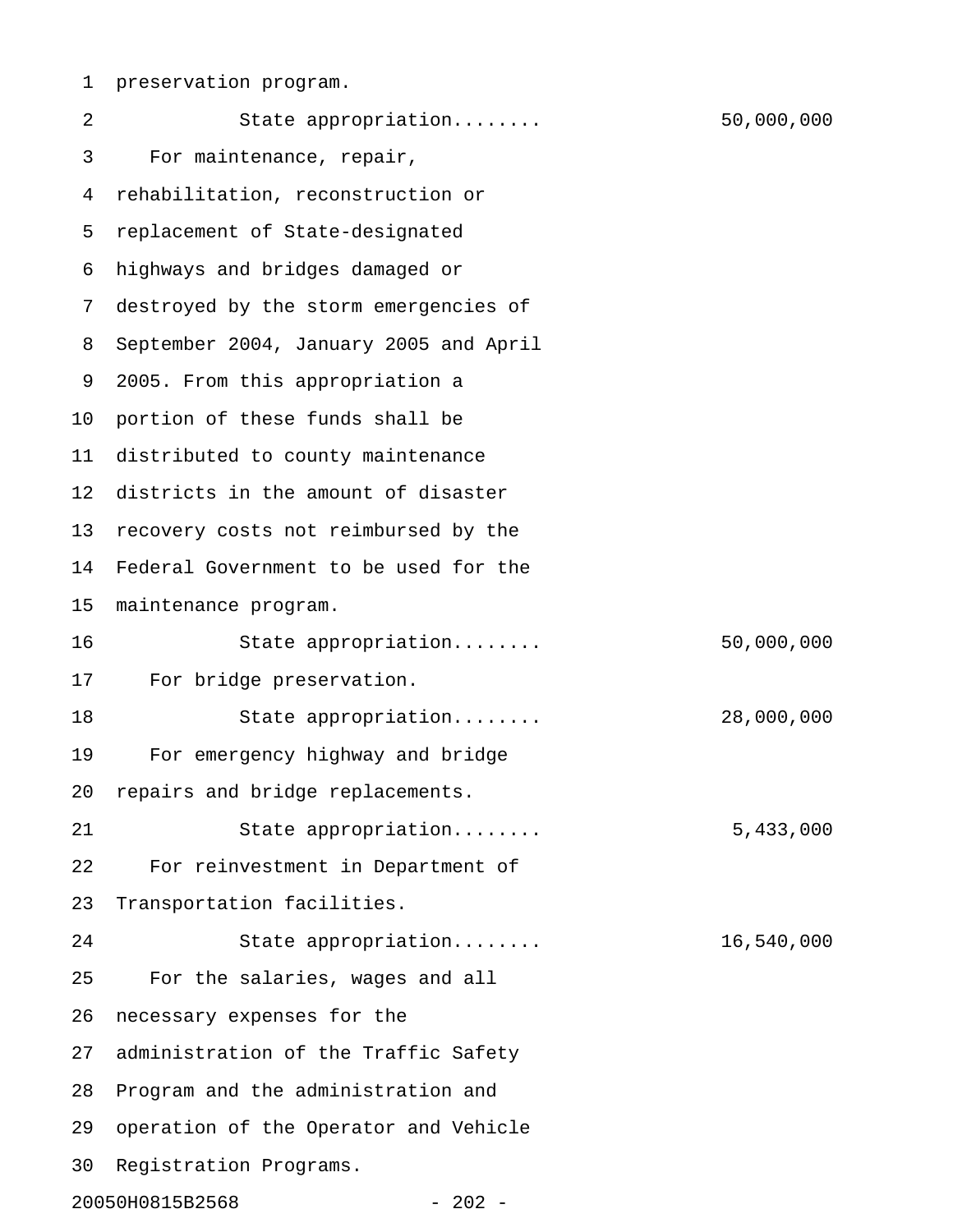preservation program.

State appropriation........ 50,000,000

For maintenance, repair, rehabilitation, reconstruction or replacement of State-designated highways and bridges damaged or destroyed by the storm emergencies of September 2004, January 2005 and April 2005. From this appropriation a portion of these funds shall be distributed to county maintenance districts in the amount of disaster recovery costs not reimbursed by the Federal Government to be used for the maintenance program.

State appropriation........ 50,000,000

For bridge preservation.

State appropriation........ 28,000,000

For emergency highway and bridge repairs and bridge replacements.

State appropriation........ 5,433,000

For reinvestment in Department of Transportation facilities.

State appropriation........ 16,540,000

For the salaries, wages and all necessary expenses for the administration of the Traffic Safety Program and the administration and operation of the Operator and Vehicle Registration Programs.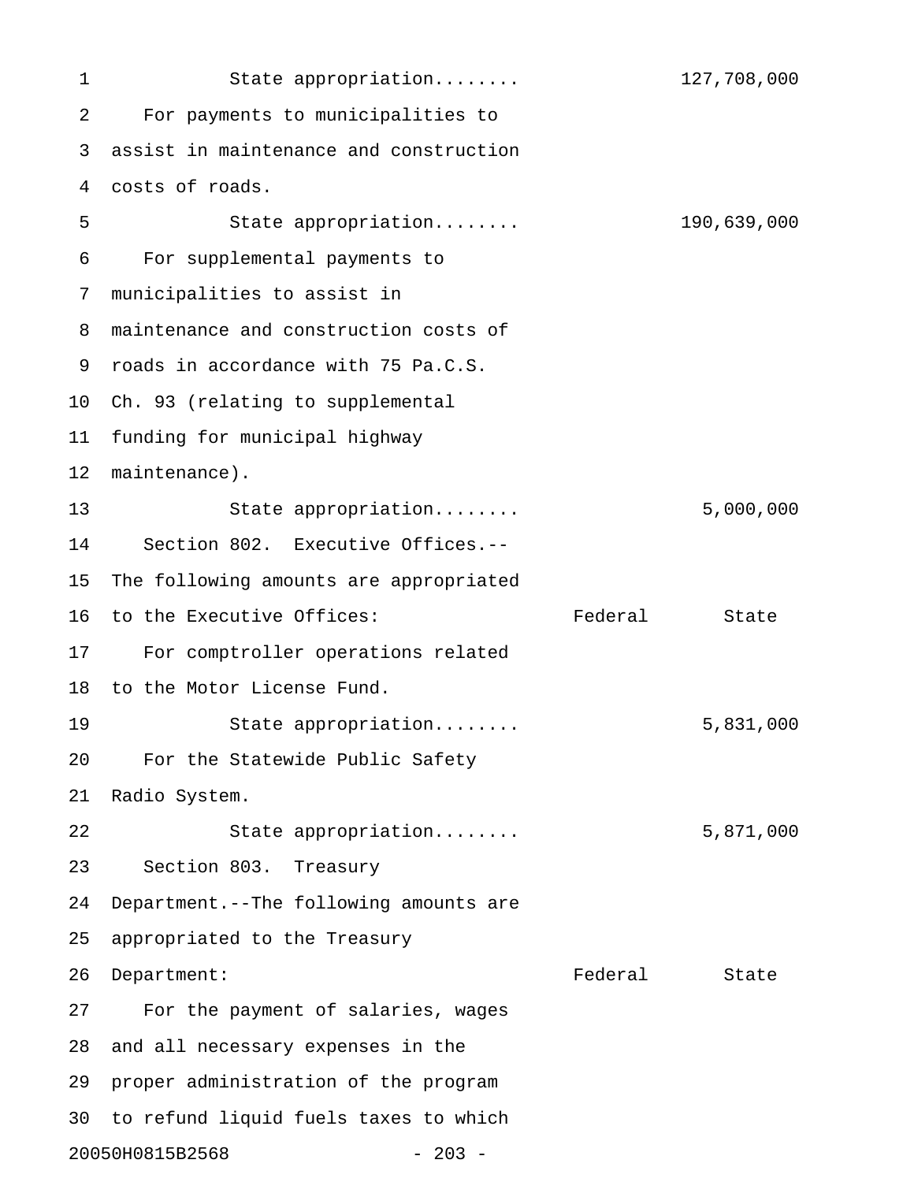State appropriation........ 127,708,000

For payments to municipalities to assist in maintenance and construction costs of roads.

State appropriation........ 190,639,000

For supplemental payments to municipalities to assist in maintenance and construction costs of roads in accordance with 75 Pa.C.S. Ch. 93 (relating to supplemental funding for municipal highway maintenance).

State appropriation........ 5,000,000

Section 802. Executive Offices.--The following amounts are appropriated to the Executive Offices:

| | Federal | State |
|---|---|---|
| For comptroller operations related to the Motor License Fund. | | |
| State appropriation........ | | 5,831,000 |
| For the Statewide Public Safety Radio System. | | |
| State appropriation........ | | 5,871,000 |

Section 803. Treasury Department.--The following amounts are appropriated to the Treasury Department:

| | Federal | State |
|---|---|---|

For the payment of salaries, wages and all necessary expenses in the proper administration of the program to refund liquid fuels taxes to which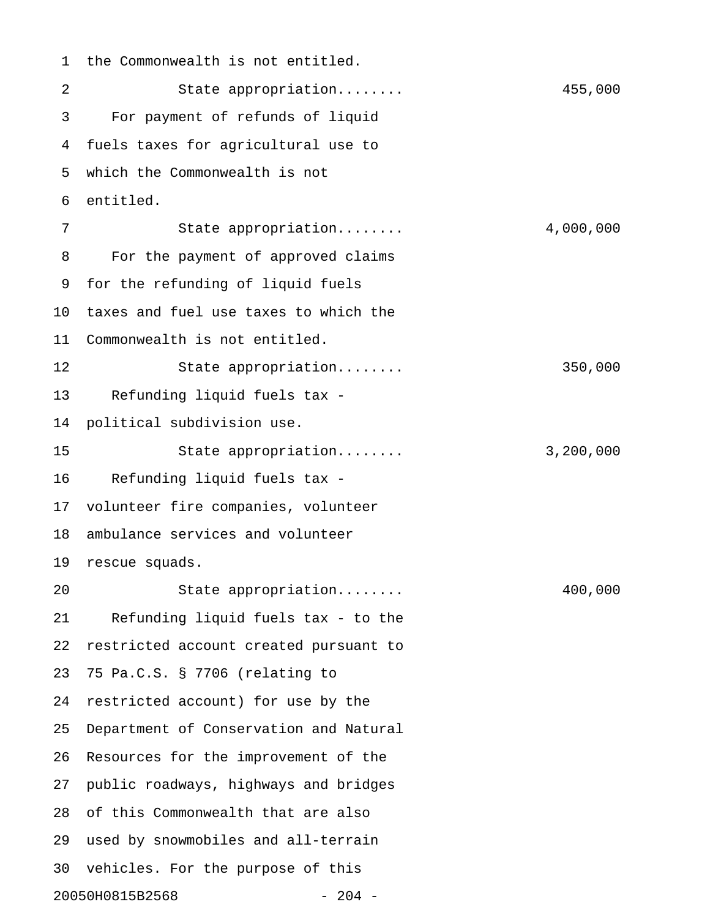the Commonwealth is not entitled.

State appropriation........ 455,000

For payment of refunds of liquid fuels taxes for agricultural use to which the Commonwealth is not entitled.

State appropriation........ 4,000,000

For the payment of approved claims for the refunding of liquid fuels taxes and fuel use taxes to which the Commonwealth is not entitled.

State appropriation........ 350,000

Refunding liquid fuels tax - political subdivision use.

State appropriation........ 3,200,000

Refunding liquid fuels tax - volunteer fire companies, volunteer ambulance services and volunteer rescue squads.

State appropriation........ 400,000

Refunding liquid fuels tax - to the restricted account created pursuant to 75 Pa.C.S. § 7706 (relating to restricted account) for use by the Department of Conservation and Natural Resources for the improvement of the public roadways, highways and bridges of this Commonwealth that are also used by snowmobiles and all-terrain vehicles. For the purpose of this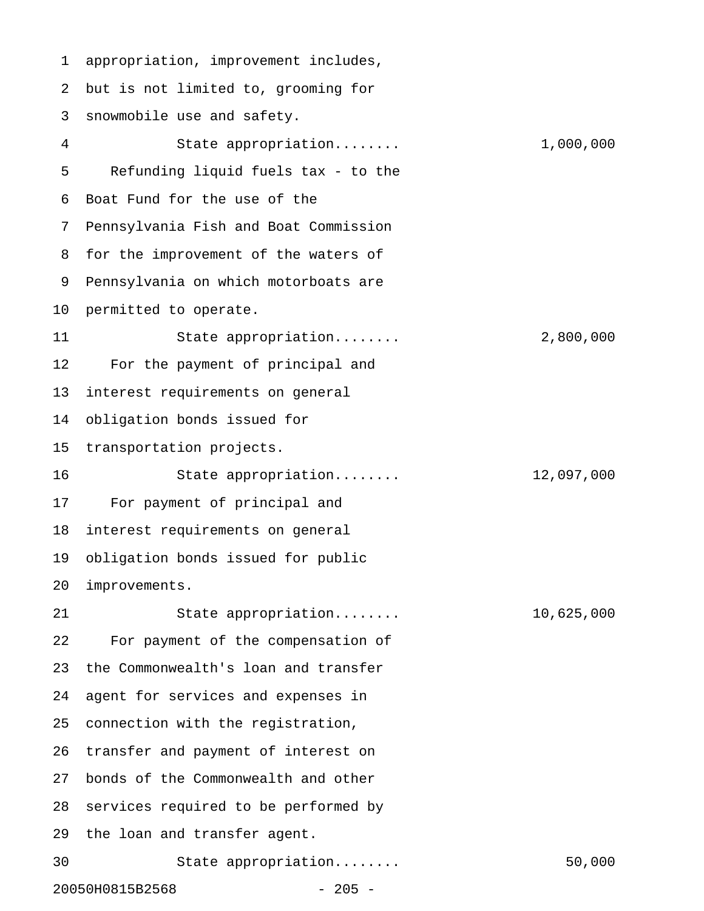appropriation, improvement includes, but is not limited to, grooming for snowmobile use and safety.

State appropriation........ 1,000,000

Refunding liquid fuels tax - to the Boat Fund for the use of the Pennsylvania Fish and Boat Commission for the improvement of the waters of Pennsylvania on which motorboats are permitted to operate.

State appropriation........ 2,800,000

For the payment of principal and interest requirements on general obligation bonds issued for transportation projects.

State appropriation........ 12,097,000

For payment of principal and interest requirements on general obligation bonds issued for public improvements.

State appropriation........ 10,625,000

For payment of the compensation of the Commonwealth's loan and transfer agent for services and expenses in connection with the registration, transfer and payment of interest on bonds of the Commonwealth and other services required to be performed by the loan and transfer agent.

State appropriation........ 50,000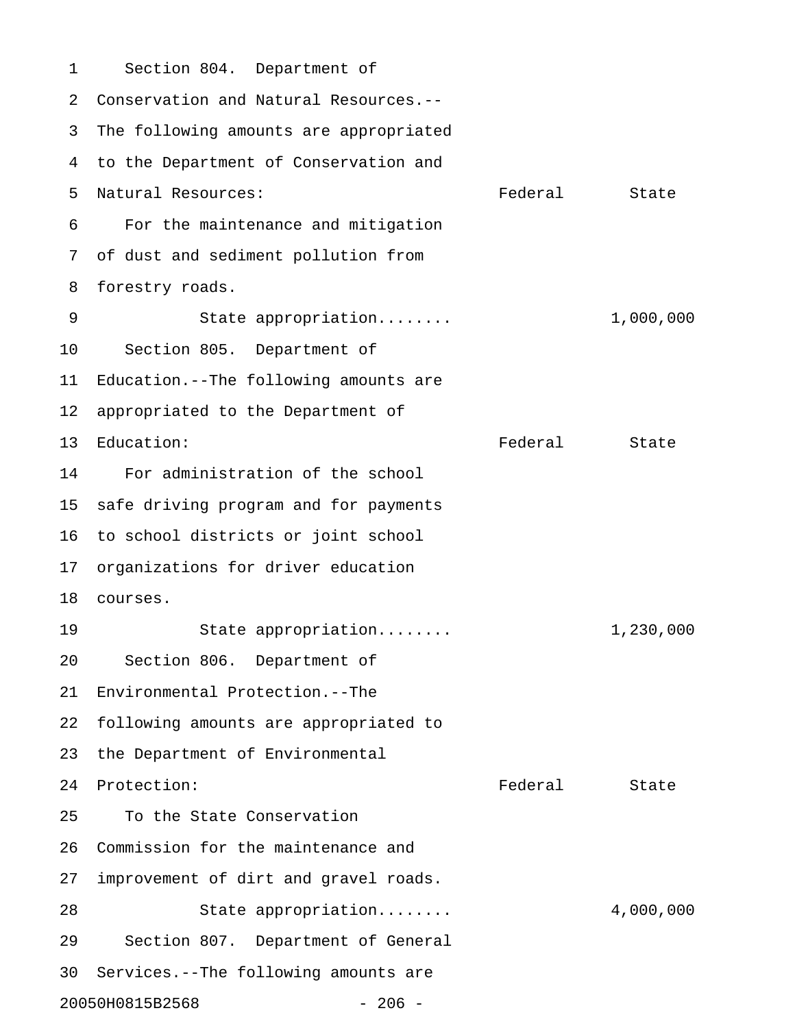Section 804. Department of Conservation and Natural Resources.--The following amounts are appropriated to the Department of Conservation and Natural Resources:

| | Federal | State |
|---|---|---|
| For the maintenance and mitigation of dust and sediment pollution from forestry roads. | | |
| State appropriation........ | | 1,000,000 |

Section 805. Department of Education.--The following amounts are appropriated to the Department of Education:

| | Federal | State |
|---|---|---|
| For administration of the school safe driving program and for payments to school districts or joint school organizations for driver education courses. | | |
| State appropriation........ | | 1,230,000 |

Section 806. Department of Environmental Protection.--The following amounts are appropriated to the Department of Environmental Protection:

| | Federal | State |
|---|---|---|
| To the State Conservation Commission for the maintenance and improvement of dirt and gravel roads. | | |
| State appropriation........ | | 4,000,000 |

Section 807. Department of General Services.--The following amounts are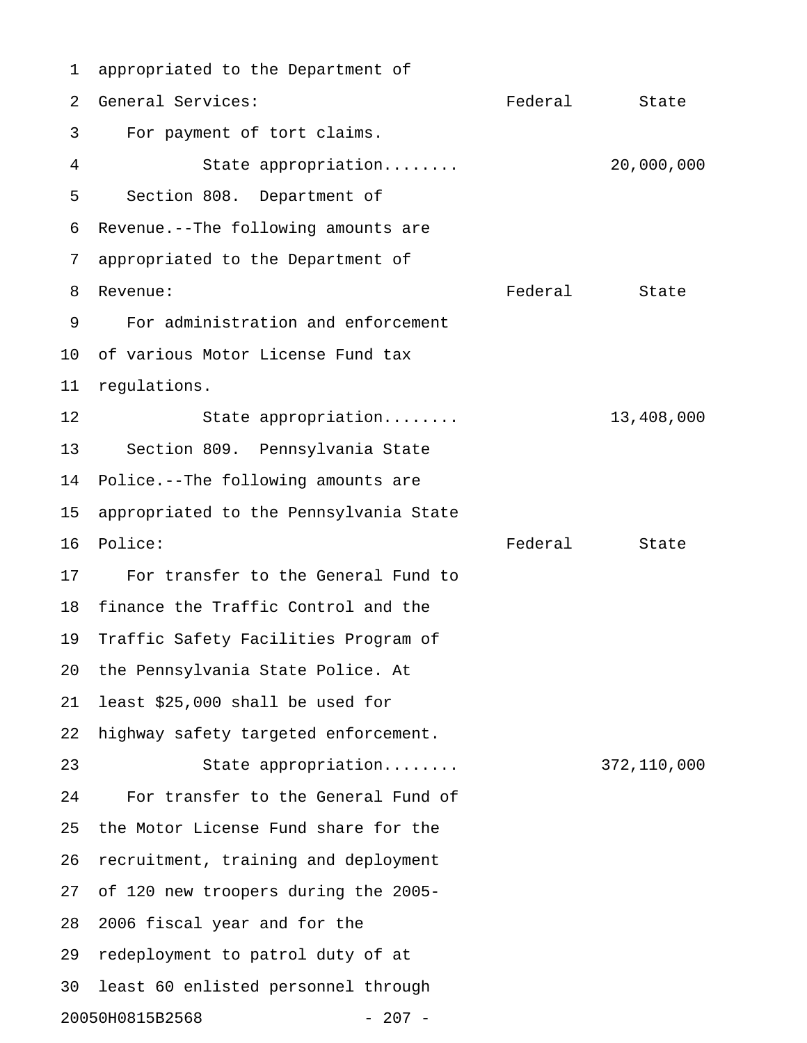appropriated to the Department of General Services:

| | Federal | State |
|---|---|---|
| For payment of tort claims. | | |
| State appropriation........ | | 20,000,000 |

Section 808. Department of Revenue.--The following amounts are appropriated to the Department of Revenue:

| | Federal | State |
|---|---|---|
| For administration and enforcement of various Motor License Fund tax regulations. | | |
| State appropriation........ | | 13,408,000 |

Section 809. Pennsylvania State Police.--The following amounts are appropriated to the Pennsylvania State Police:

| | Federal | State |
|---|---|---|
| For transfer to the General Fund to finance the Traffic Control and the Traffic Safety Facilities Program of the Pennsylvania State Police. At least $25,000 shall be used for highway safety targeted enforcement. | | |
| State appropriation........ | | 372,110,000 |

For transfer to the General Fund of the Motor License Fund share for the recruitment, training and deployment of 120 new troopers during the 2005-2006 fiscal year and for the redeployment to patrol duty of at least 60 enlisted personnel through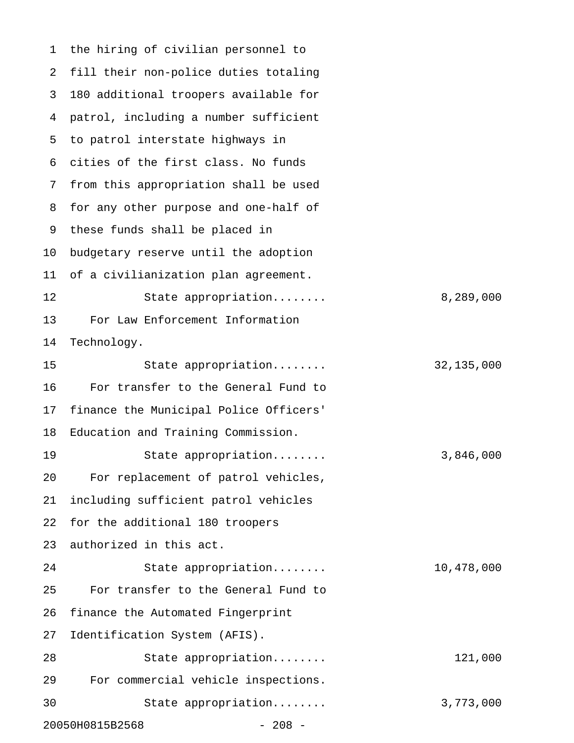the hiring of civilian personnel to fill their non-police duties totaling 180 additional troopers available for patrol, including a number sufficient to patrol interstate highways in cities of the first class. No funds from this appropriation shall be used for any other purpose and one-half of these funds shall be placed in budgetary reserve until the adoption of a civilianization plan agreement.

State appropriation........ 8,289,000

For Law Enforcement Information Technology.

State appropriation........ 32,135,000

For transfer to the General Fund to finance the Municipal Police Officers' Education and Training Commission.

State appropriation........ 3,846,000

For replacement of patrol vehicles, including sufficient patrol vehicles for the additional 180 troopers authorized in this act.

State appropriation........ 10,478,000

For transfer to the General Fund to finance the Automated Fingerprint Identification System (AFIS).

State appropriation........ 121,000

For commercial vehicle inspections.

State appropriation........ 3,773,000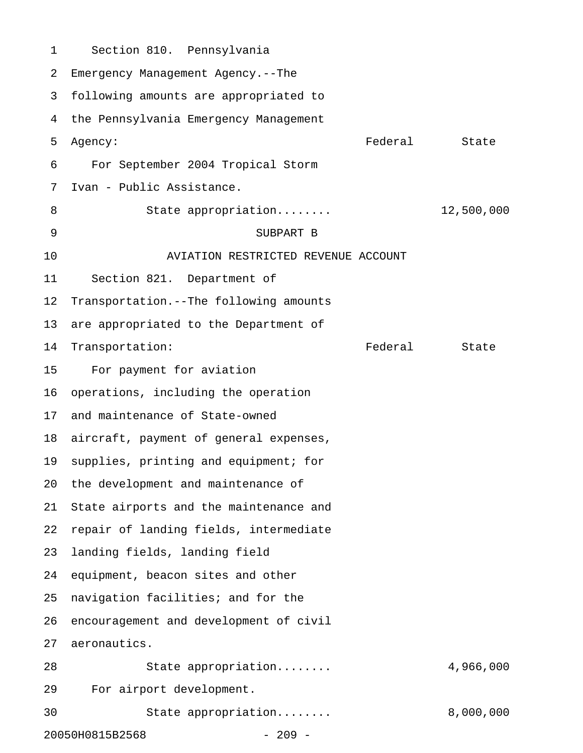Section 810. Pennsylvania Emergency Management Agency.--The following amounts are appropriated to the Pennsylvania Emergency Management Agency:

| | Federal | State |
|---|---|---|
| For September 2004 Tropical Storm Ivan - Public Assistance. | | |
| State appropriation........ | | 12,500,000 |

SUBPART B

AVIATION RESTRICTED REVENUE ACCOUNT

Section 821. Department of Transportation.--The following amounts are appropriated to the Department of Transportation:

| | Federal | State |
|---|---|---|
| For payment for aviation operations, including the operation and maintenance of State-owned aircraft, payment of general expenses, supplies, printing and equipment; for the development and maintenance of State airports and the maintenance and repair of landing fields, intermediate landing fields, landing field equipment, beacon sites and other navigation facilities; and for the encouragement and development of civil aeronautics. | | |
| State appropriation........ | | 4,966,000 |
| For airport development. | | |
| State appropriation........ | | 8,000,000 |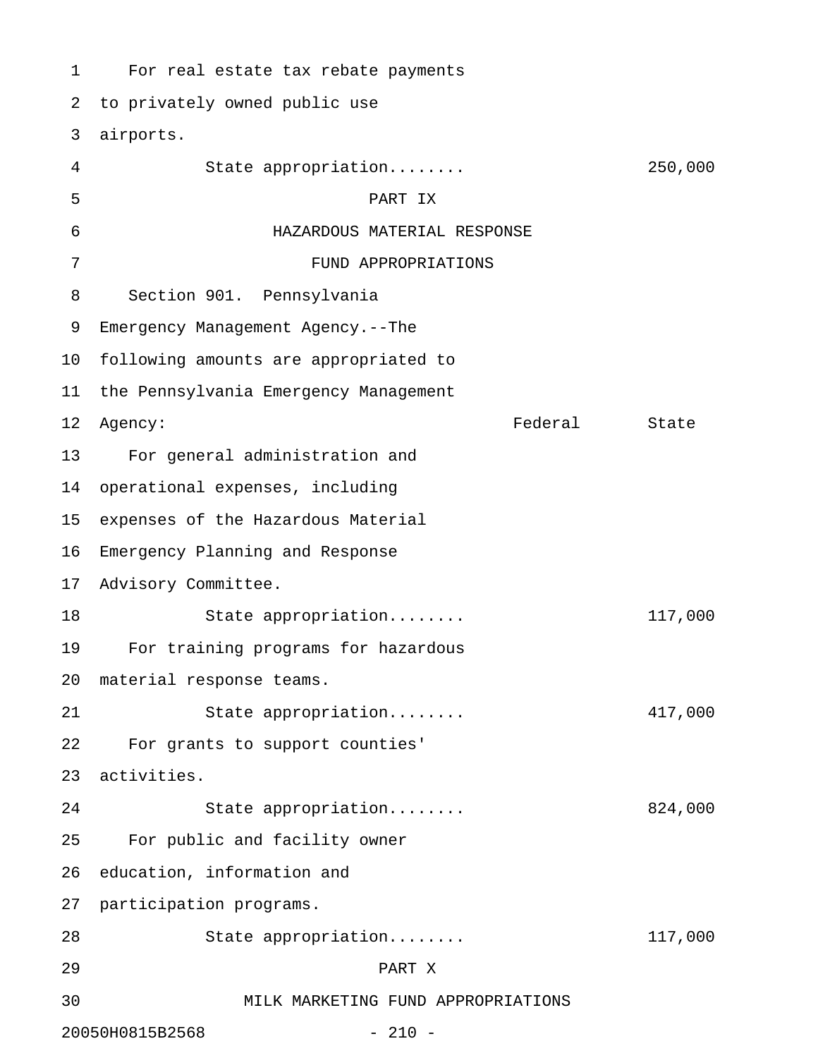For real estate tax rebate payments to privately owned public use airports.

State appropriation........ 250,000

## PART IX

## HAZARDOUS MATERIAL RESPONSE FUND APPROPRIATIONS

Section 901. Pennsylvania Emergency Management Agency.--The following amounts are appropriated to the Pennsylvania Emergency Management Agency:

| | Federal | State |
|---|---|---|
| For general administration and operational expenses, including expenses of the Hazardous Material Emergency Planning and Response Advisory Committee. | | |
| State appropriation........ | | 117,000 |
| For training programs for hazardous material response teams. | | |
| State appropriation........ | | 417,000 |
| For grants to support counties' activities. | | |
| State appropriation........ | | 824,000 |
| For public and facility owner education, information and participation programs. | | |
| State appropriation........ | | 117,000 |

## PART X

## MILK MARKETING FUND APPROPRIATIONS

20050H0815B2568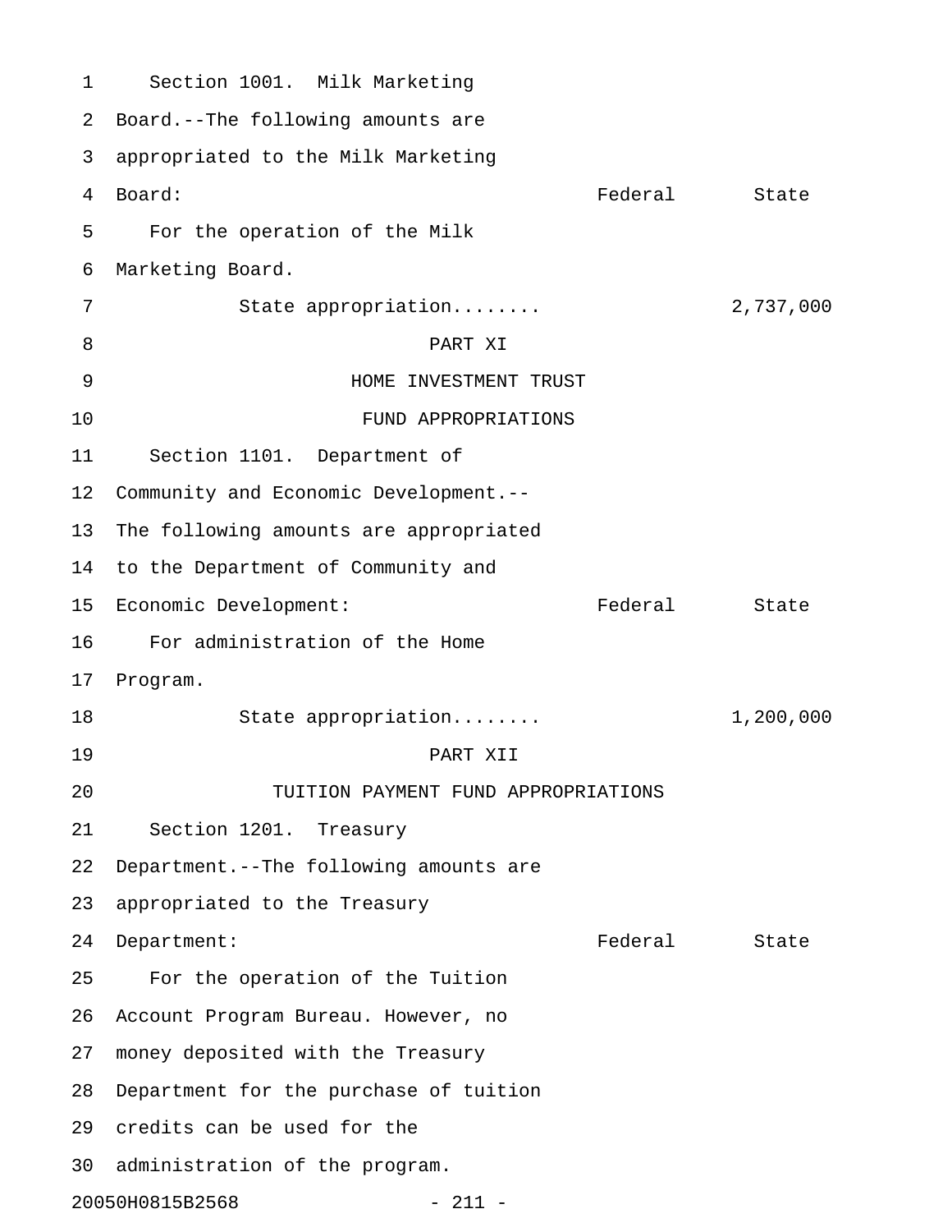Section 1001. Milk Marketing Board.--The following amounts are appropriated to the Milk Marketing Board:

| | Federal | State |
|---|---|---|
| For the operation of the Milk Marketing Board. | | |
| State appropriation........ | | 2,737,000 |

## PART XI
## HOME INVESTMENT TRUST FUND APPROPRIATIONS

Section 1101. Department of Community and Economic Development.--The following amounts are appropriated to the Department of Community and Economic Development:

| | Federal | State |
|---|---|---|
| For administration of the Home Program. | | |
| State appropriation........ | | 1,200,000 |

## PART XII
## TUITION PAYMENT FUND APPROPRIATIONS

Section 1201. Treasury Department.--The following amounts are appropriated to the Treasury Department:

| | Federal | State |
|---|---|---|
| For the operation of the Tuition Account Program Bureau. However, no money deposited with the Treasury Department for the purchase of tuition credits can be used for the administration of the program. | | |

20050H0815B2568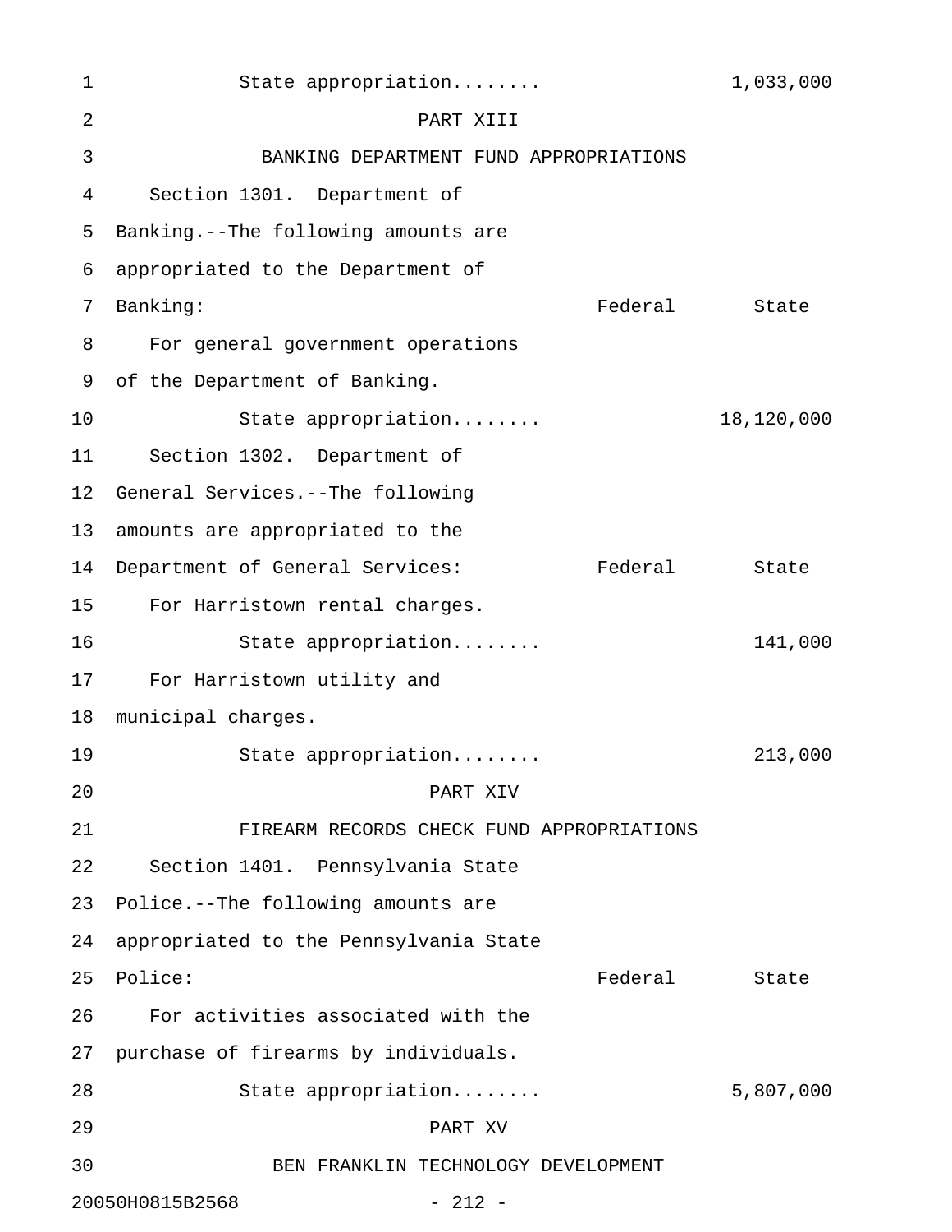State appropriation........ 1,033,000

## PART XIII

## BANKING DEPARTMENT FUND APPROPRIATIONS

Section 1301. Department of Banking.--The following amounts are appropriated to the Department of Banking:

| | Federal | State |
|---|---|---|
| For general government operations of the Department of Banking. | | |
| State appropriation........ | | 18,120,000 |

Section 1302. Department of General Services.--The following amounts are appropriated to the Department of General Services:

| | Federal | State |
|---|---|---|
| For Harristown rental charges. | | |
| State appropriation........ | | 141,000 |
| For Harristown utility and municipal charges. | | |
| State appropriation........ | | 213,000 |

## PART XIV

## FIREARM RECORDS CHECK FUND APPROPRIATIONS

Section 1401. Pennsylvania State Police.--The following amounts are appropriated to the Pennsylvania State Police:

| | Federal | State |
|---|---|---|
| For activities associated with the purchase of firearms by individuals. | | |
| State appropriation........ | | 5,807,000 |

## PART XV

## BEN FRANKLIN TECHNOLOGY DEVELOPMENT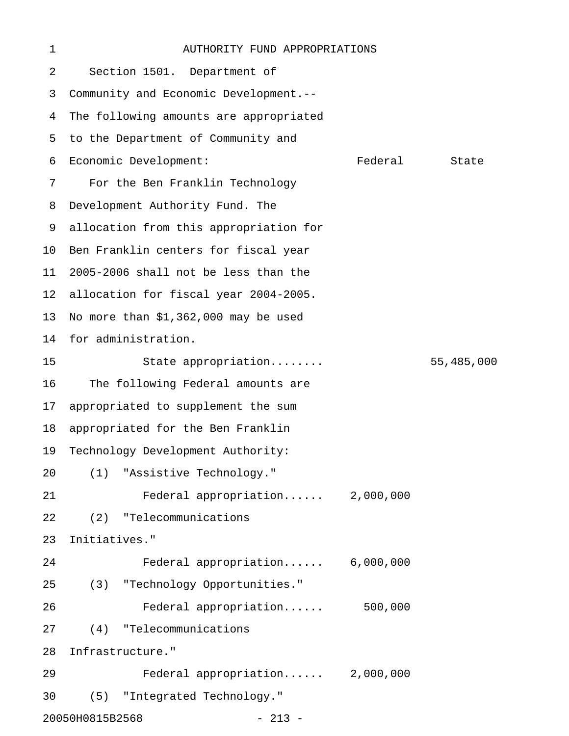# AUTHORITY FUND APPROPRIATIONS

Section 1501. Department of Community and Economic Development.--

| The following amounts are appropriated to the Department of Community and Economic Development: | Federal | State |
|---|---|---|
| For the Ben Franklin Technology Development Authority Fund. The allocation from this appropriation for Ben Franklin centers for fiscal year 2005-2006 shall not be less than the allocation for fiscal year 2004-2005. No more than $1,362,000 may be used for administration. | | |
| State appropriation........ | | 55,485,000 |
| The following Federal amounts are appropriated to supplement the sum appropriated for the Ben Franklin Technology Development Authority: | | |
| (1) "Assistive Technology." | | |
| Federal appropriation...... | 2,000,000 | |
| (2) "Telecommunications Initiatives." | | |
| Federal appropriation...... | 6,000,000 | |
| (3) "Technology Opportunities." | | |
| Federal appropriation...... | 500,000 | |
| (4) "Telecommunications Infrastructure." | | |
| Federal appropriation...... | 2,000,000 | |
| (5) "Integrated Technology." | | |

20050H0815B2568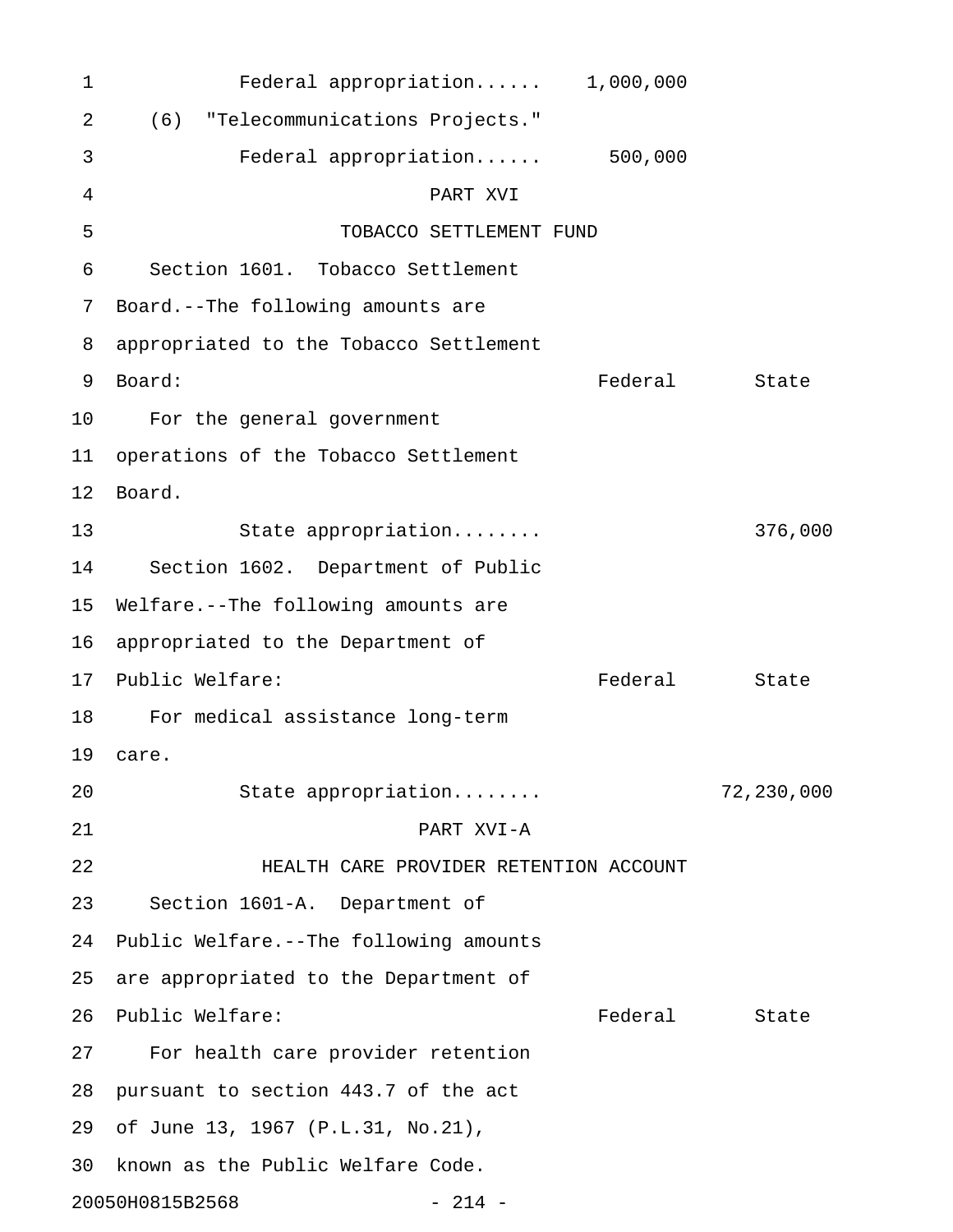Federal appropriation...... 1,000,000

(6) "Telecommunications Projects."

Federal appropriation...... 500,000

## PART XVI

## TOBACCO SETTLEMENT FUND

Section 1601. Tobacco Settlement Board.--The following amounts are appropriated to the Tobacco Settlement Board:

| | Federal | State |
|---|---|---|
| For the general government operations of the Tobacco Settlement Board. | | |
| State appropriation........ | | 376,000 |

Section 1602. Department of Public Welfare.--The following amounts are appropriated to the Department of Public Welfare:

| | Federal | State |
|---|---|---|
| For medical assistance long-term care. | | |
| State appropriation........ | | 72,230,000 |

## PART XVI-A

## HEALTH CARE PROVIDER RETENTION ACCOUNT

Section 1601-A. Department of Public Welfare.--The following amounts are appropriated to the Department of Public Welfare:

| | Federal | State |
|---|---|---|
| For health care provider retention pursuant to section 443.7 of the act of June 13, 1967 (P.L.31, No.21), known as the Public Welfare Code. | | |

20050H0815B2568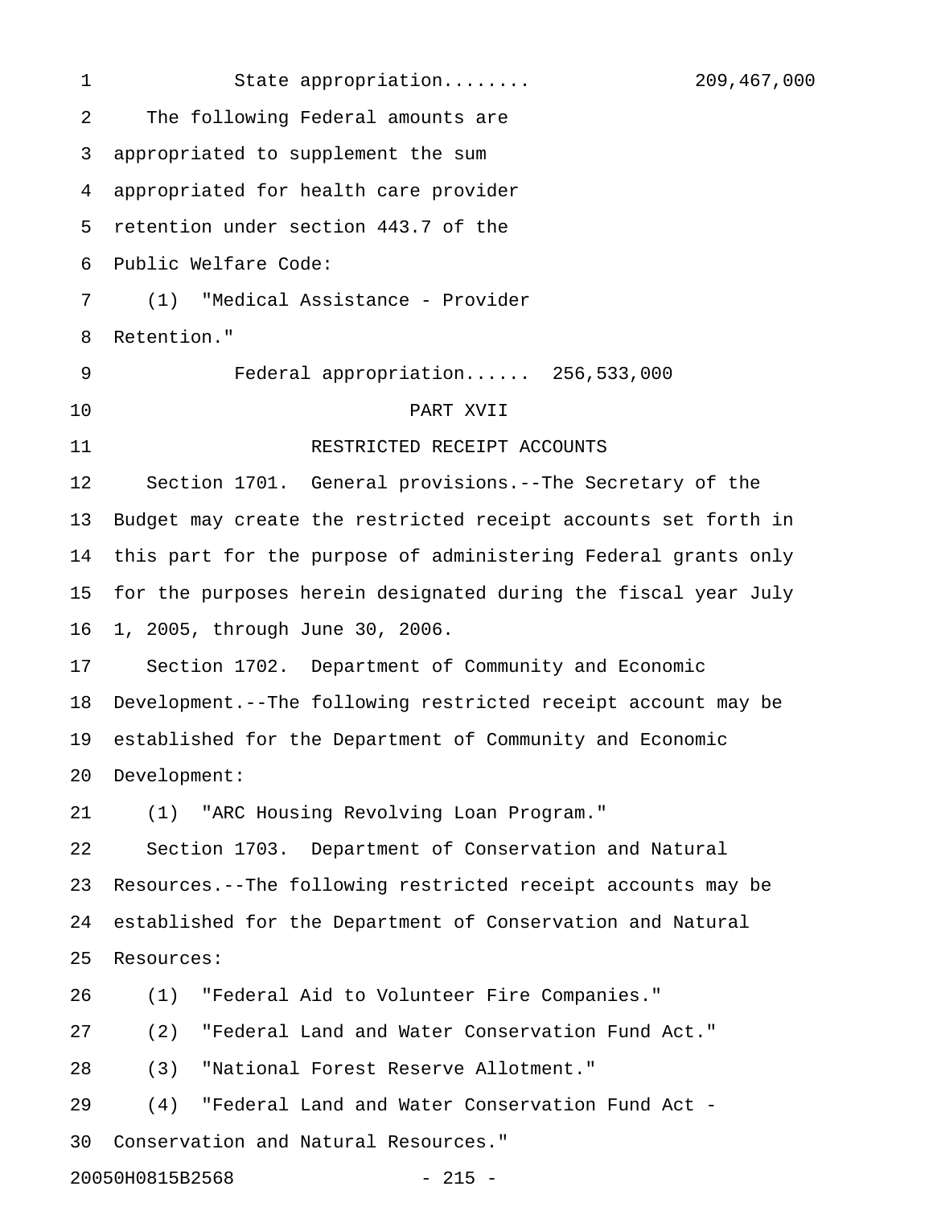State appropriation........ 209,467,000

The following Federal amounts are appropriated to supplement the sum appropriated for health care provider retention under section 443.7 of the Public Welfare Code:

(1) "Medical Assistance - Provider Retention."

Federal appropriation...... 256,533,000

## PART XVII

## RESTRICTED RECEIPT ACCOUNTS

Section 1701. General provisions.--The Secretary of the Budget may create the restricted receipt accounts set forth in this part for the purpose of administering Federal grants only for the purposes herein designated during the fiscal year July 1, 2005, through June 30, 2006.

Section 1702. Department of Community and Economic Development.--The following restricted receipt account may be established for the Department of Community and Economic Development:

(1) "ARC Housing Revolving Loan Program."

Section 1703. Department of Conservation and Natural Resources.--The following restricted receipt accounts may be established for the Department of Conservation and Natural Resources:

(1) "Federal Aid to Volunteer Fire Companies."

(2) "Federal Land and Water Conservation Fund Act."

(3) "National Forest Reserve Allotment."

(4) "Federal Land and Water Conservation Fund Act - Conservation and Natural Resources."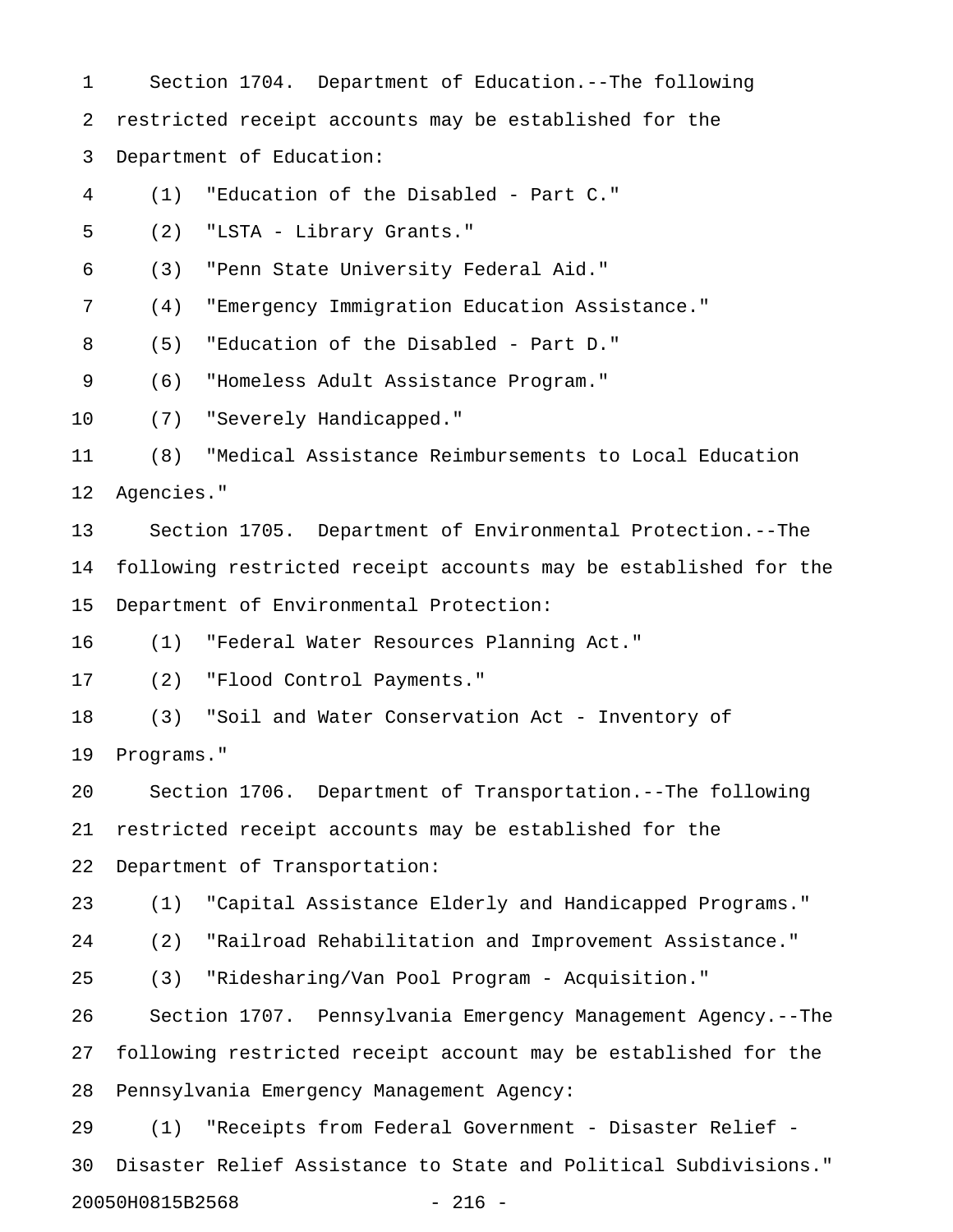Section 1704. Department of Education.--The following restricted receipt accounts may be established for the Department of Education:

(1) "Education of the Disabled - Part C."

(2) "LSTA - Library Grants."

(3) "Penn State University Federal Aid."

(4) "Emergency Immigration Education Assistance."

(5) "Education of the Disabled - Part D."

(6) "Homeless Adult Assistance Program."

(7) "Severely Handicapped."

(8) "Medical Assistance Reimbursements to Local Education Agencies."

Section 1705. Department of Environmental Protection.--The following restricted receipt accounts may be established for the Department of Environmental Protection:

(1) "Federal Water Resources Planning Act."

(2) "Flood Control Payments."

(3) "Soil and Water Conservation Act - Inventory of Programs."

Section 1706. Department of Transportation.--The following restricted receipt accounts may be established for the Department of Transportation:

(1) "Capital Assistance Elderly and Handicapped Programs."

(2) "Railroad Rehabilitation and Improvement Assistance."

(3) "Ridesharing/Van Pool Program - Acquisition."

Section 1707. Pennsylvania Emergency Management Agency.--The following restricted receipt account may be established for the Pennsylvania Emergency Management Agency:

(1) "Receipts from Federal Government - Disaster Relief - Disaster Relief Assistance to State and Political Subdivisions."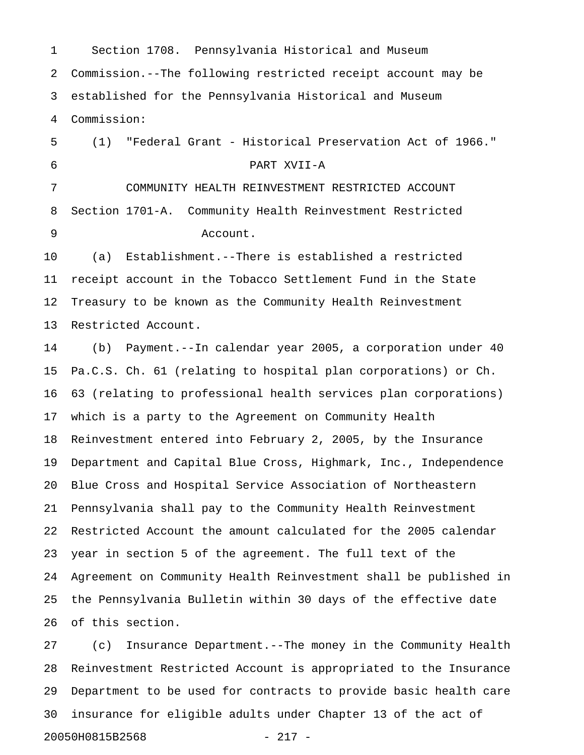Section 1708. Pennsylvania Historical and Museum Commission.--The following restricted receipt account may be established for the Pennsylvania Historical and Museum Commission:

(1) "Federal Grant - Historical Preservation Act of 1966."

PART XVII-A

COMMUNITY HEALTH REINVESTMENT RESTRICTED ACCOUNT

Section 1701-A. Community Health Reinvestment Restricted Account.

(a) Establishment.--There is established a restricted receipt account in the Tobacco Settlement Fund in the State Treasury to be known as the Community Health Reinvestment Restricted Account.

(b) Payment.--In calendar year 2005, a corporation under 40 Pa.C.S. Ch. 61 (relating to hospital plan corporations) or Ch. 63 (relating to professional health services plan corporations) which is a party to the Agreement on Community Health Reinvestment entered into February 2, 2005, by the Insurance Department and Capital Blue Cross, Highmark, Inc., Independence Blue Cross and Hospital Service Association of Northeastern Pennsylvania shall pay to the Community Health Reinvestment Restricted Account the amount calculated for the 2005 calendar year in section 5 of the agreement. The full text of the Agreement on Community Health Reinvestment shall be published in the Pennsylvania Bulletin within 30 days of the effective date of this section.

(c) Insurance Department.--The money in the Community Health Reinvestment Restricted Account is appropriated to the Insurance Department to be used for contracts to provide basic health care insurance for eligible adults under Chapter 13 of the act of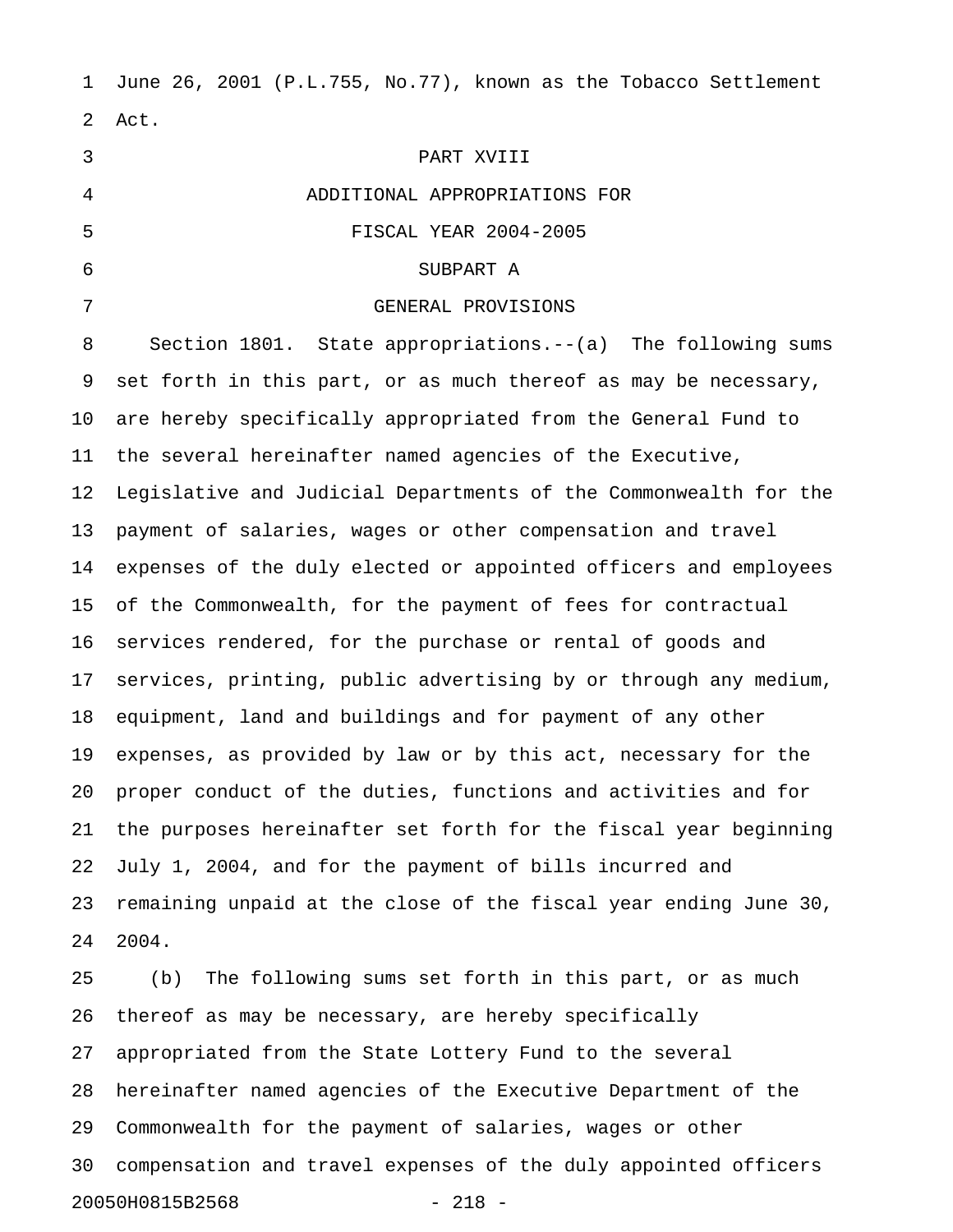June 26, 2001 (P.L.755, No.77), known as the Tobacco Settlement Act.

PART XVIII

ADDITIONAL APPROPRIATIONS FOR

FISCAL YEAR 2004-2005

SUBPART A

GENERAL PROVISIONS

Section 1801. State appropriations.--(a) The following sums set forth in this part, or as much thereof as may be necessary, are hereby specifically appropriated from the General Fund to the several hereinafter named agencies of the Executive, Legislative and Judicial Departments of the Commonwealth for the payment of salaries, wages or other compensation and travel expenses of the duly elected or appointed officers and employees of the Commonwealth, for the payment of fees for contractual services rendered, for the purchase or rental of goods and services, printing, public advertising by or through any medium, equipment, land and buildings and for payment of any other expenses, as provided by law or by this act, necessary for the proper conduct of the duties, functions and activities and for the purposes hereinafter set forth for the fiscal year beginning July 1, 2004, and for the payment of bills incurred and remaining unpaid at the close of the fiscal year ending June 30, 2004.

(b) The following sums set forth in this part, or as much thereof as may be necessary, are hereby specifically appropriated from the State Lottery Fund to the several hereinafter named agencies of the Executive Department of the Commonwealth for the payment of salaries, wages or other compensation and travel expenses of the duly appointed officers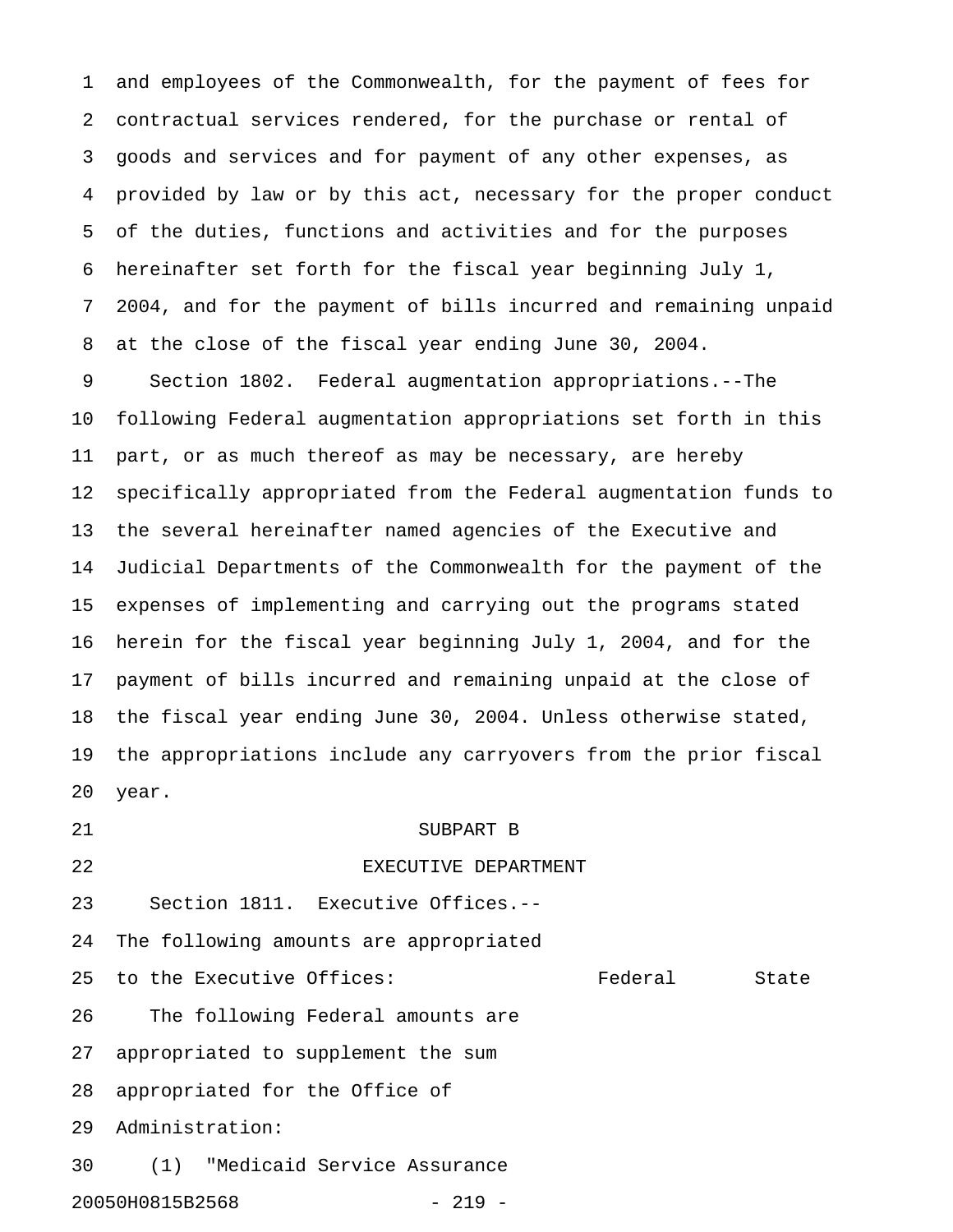and employees of the Commonwealth, for the payment of fees for contractual services rendered, for the purchase or rental of goods and services and for payment of any other expenses, as provided by law or by this act, necessary for the proper conduct of the duties, functions and activities and for the purposes hereinafter set forth for the fiscal year beginning July 1, 2004, and for the payment of bills incurred and remaining unpaid at the close of the fiscal year ending June 30, 2004.

Section 1802. Federal augmentation appropriations.--The following Federal augmentation appropriations set forth in this part, or as much thereof as may be necessary, are hereby specifically appropriated from the Federal augmentation funds to the several hereinafter named agencies of the Executive and Judicial Departments of the Commonwealth for the payment of the expenses of implementing and carrying out the programs stated herein for the fiscal year beginning July 1, 2004, and for the payment of bills incurred and remaining unpaid at the close of the fiscal year ending June 30, 2004. Unless otherwise stated, the appropriations include any carryovers from the prior fiscal year.

SUBPART B

EXECUTIVE DEPARTMENT

Section 1811. Executive Offices.--

| The following amounts are appropriated to the Executive Offices: | Federal | State |
|---|---|---|

The following Federal amounts are appropriated to supplement the sum appropriated for the Office of Administration:

(1) "Medicaid Service Assurance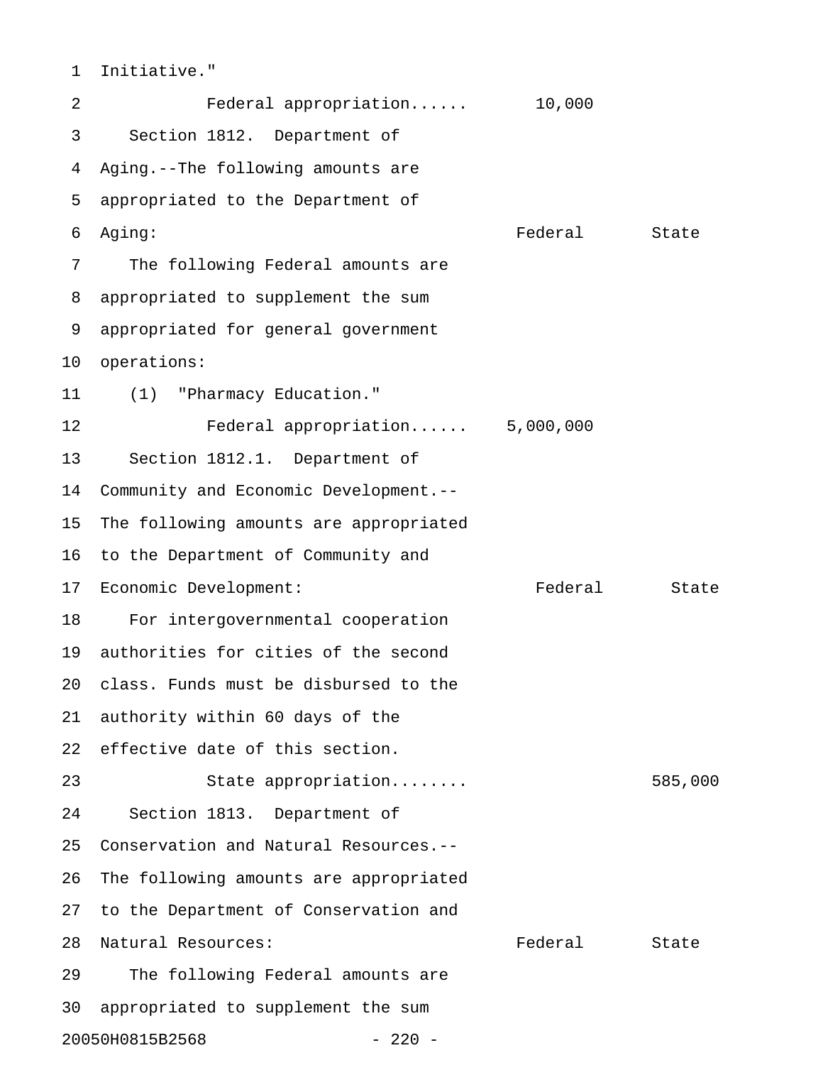Initiative."

Federal appropriation...... 10,000

Section 1812. Department of Aging.--The following amounts are appropriated to the Department of Aging:

| | Federal | State |
|---|---|---|

The following Federal amounts are appropriated to supplement the sum appropriated for general government operations:

(1) "Pharmacy Education."

| | Federal | State |
|---|---|---|
| Federal appropriation...... | 5,000,000 | |

Section 1812.1. Department of Community and Economic Development.--The following amounts are appropriated to the Department of Community and Economic Development:

| | Federal | State |
|---|---|---|

For intergovernmental cooperation authorities for cities of the second class. Funds must be disbursed to the authority within 60 days of the effective date of this section.

| | Federal | State |
|---|---|---|
| State appropriation........ | | 585,000 |

Section 1813. Department of Conservation and Natural Resources.--The following amounts are appropriated to the Department of Conservation and Natural Resources:

| | Federal | State |
|---|---|---|

The following Federal amounts are appropriated to supplement the sum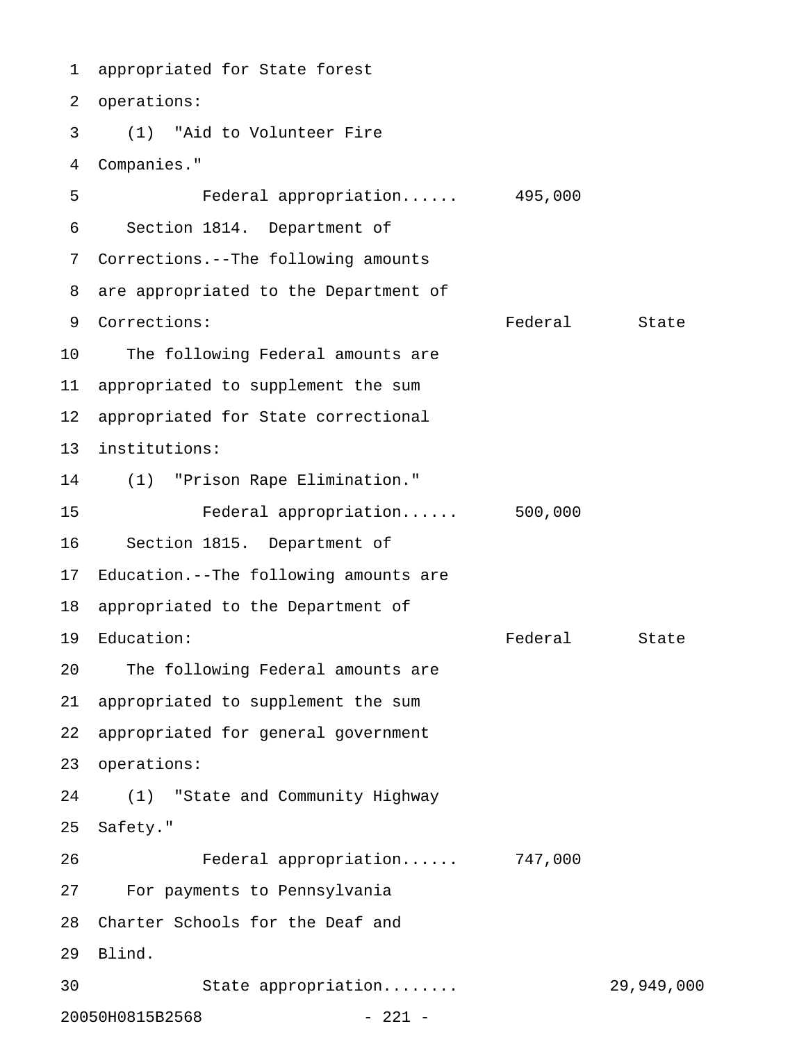appropriated for State forest operations:

(1) "Aid to Volunteer Fire Companies."

| | Federal | State |
|---|---|---|
| Federal appropriation...... | 495,000 | |

Section 1814. Department of Corrections.--The following amounts are appropriated to the Department of Corrections:

| | Federal | State |
|---|---|---|
| The following Federal amounts are appropriated to supplement the sum appropriated for State correctional institutions: | | |
| (1) "Prison Rape Elimination." | | |
| Federal appropriation...... | 500,000 | |

Section 1815. Department of Education.--The following amounts are appropriated to the Department of Education:

| | Federal | State |
|---|---|---|
| The following Federal amounts are appropriated to supplement the sum appropriated for general government operations: | | |
| (1) "State and Community Highway Safety." | | |
| Federal appropriation...... | 747,000 | |
| For payments to Pennsylvania Charter Schools for the Deaf and Blind. | | |
| State appropriation........ | | 29,949,000 |

20050H0815B2568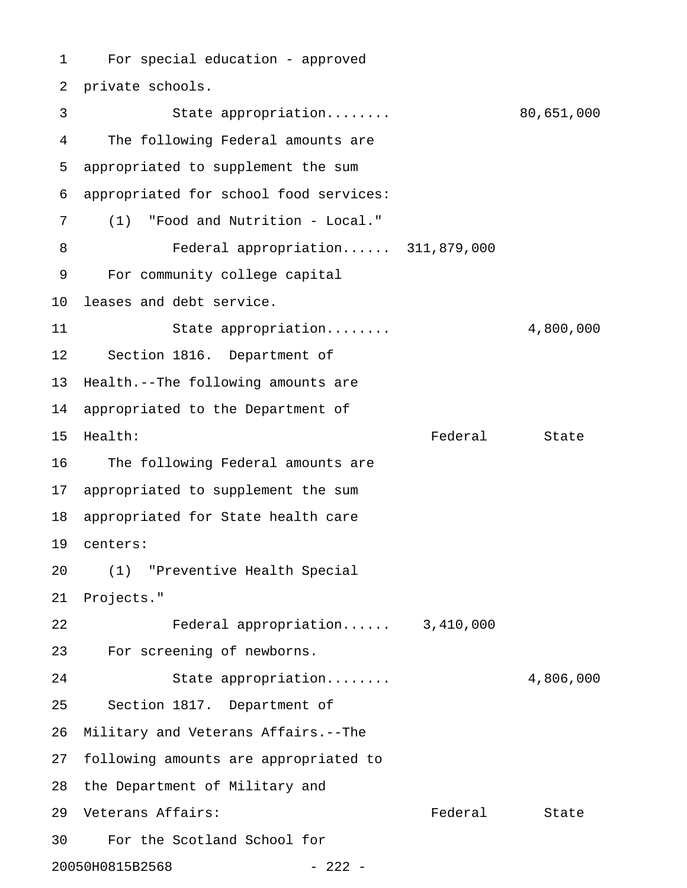For special education - approved private schools.

State appropriation........ 80,651,000

The following Federal amounts are appropriated to supplement the sum appropriated for school food services:

(1) "Food and Nutrition - Local."

Federal appropriation...... 311,879,000

For community college capital leases and debt service.

State appropriation........ 4,800,000

Section 1816. Department of Health.--The following amounts are appropriated to the Department of Health:

| | Federal | State |
|---|---|---|
| The following Federal amounts are appropriated to supplement the sum appropriated for State health care centers: | | |
| (1) "Preventive Health Special Projects." | | |
| Federal appropriation...... | 3,410,000 | |
| For screening of newborns. | | |
| State appropriation........ | | 4,806,000 |

Section 1817. Department of Military and Veterans Affairs.--The following amounts are appropriated to the Department of Military and Veterans Affairs:

| | Federal | State |
|---|---|---|
| For the Scotland School for | | |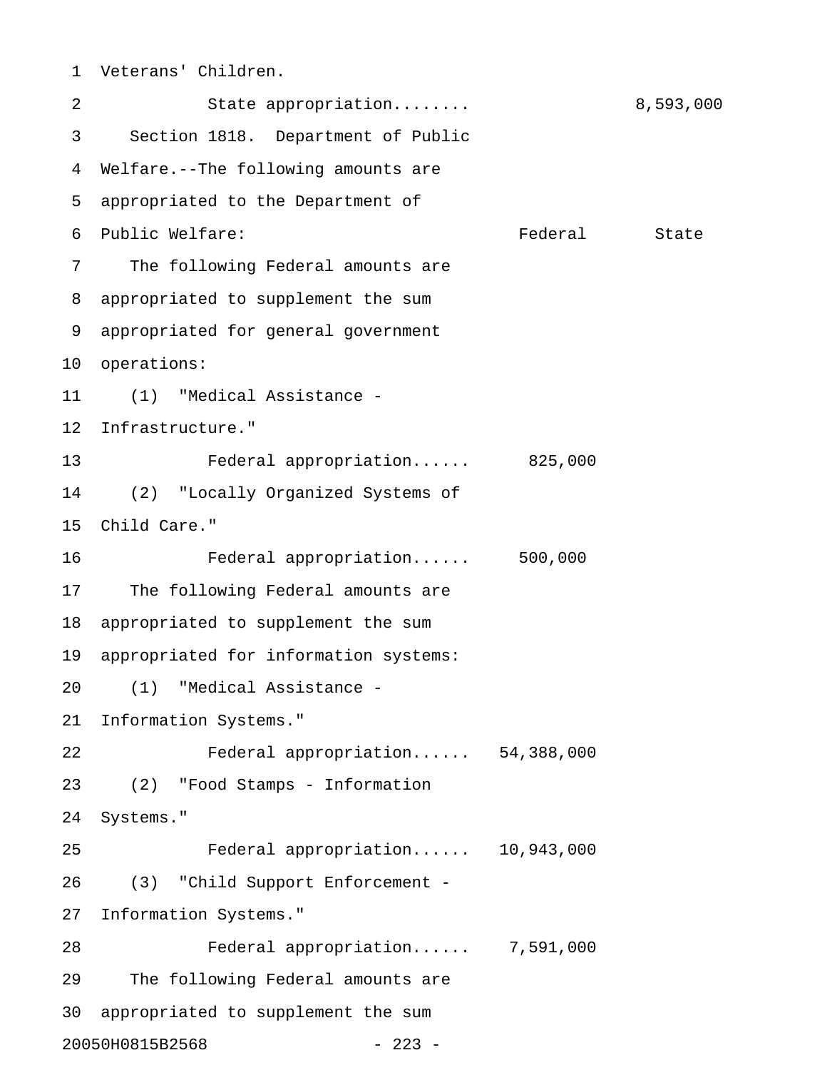Veterans' Children.

State appropriation........ 8,593,000

Section 1818. Department of Public Welfare.--The following amounts are appropriated to the Department of Public Welfare:

| | Federal | State |
|---|---|---|
| The following Federal amounts are appropriated to supplement the sum appropriated for general government operations: | | |
| (1) "Medical Assistance - Infrastructure." | | |
| Federal appropriation...... | 825,000 | |
| (2) "Locally Organized Systems of Child Care." | | |
| Federal appropriation...... | 500,000 | |
| The following Federal amounts are appropriated to supplement the sum appropriated for information systems: | | |
| (1) "Medical Assistance - Information Systems." | | |
| Federal appropriation...... | 54,388,000 | |
| (2) "Food Stamps - Information Systems." | | |
| Federal appropriation...... | 10,943,000 | |
| (3) "Child Support Enforcement - Information Systems." | | |
| Federal appropriation...... | 7,591,000 | |

The following Federal amounts are appropriated to supplement the sum

20050H0815B2568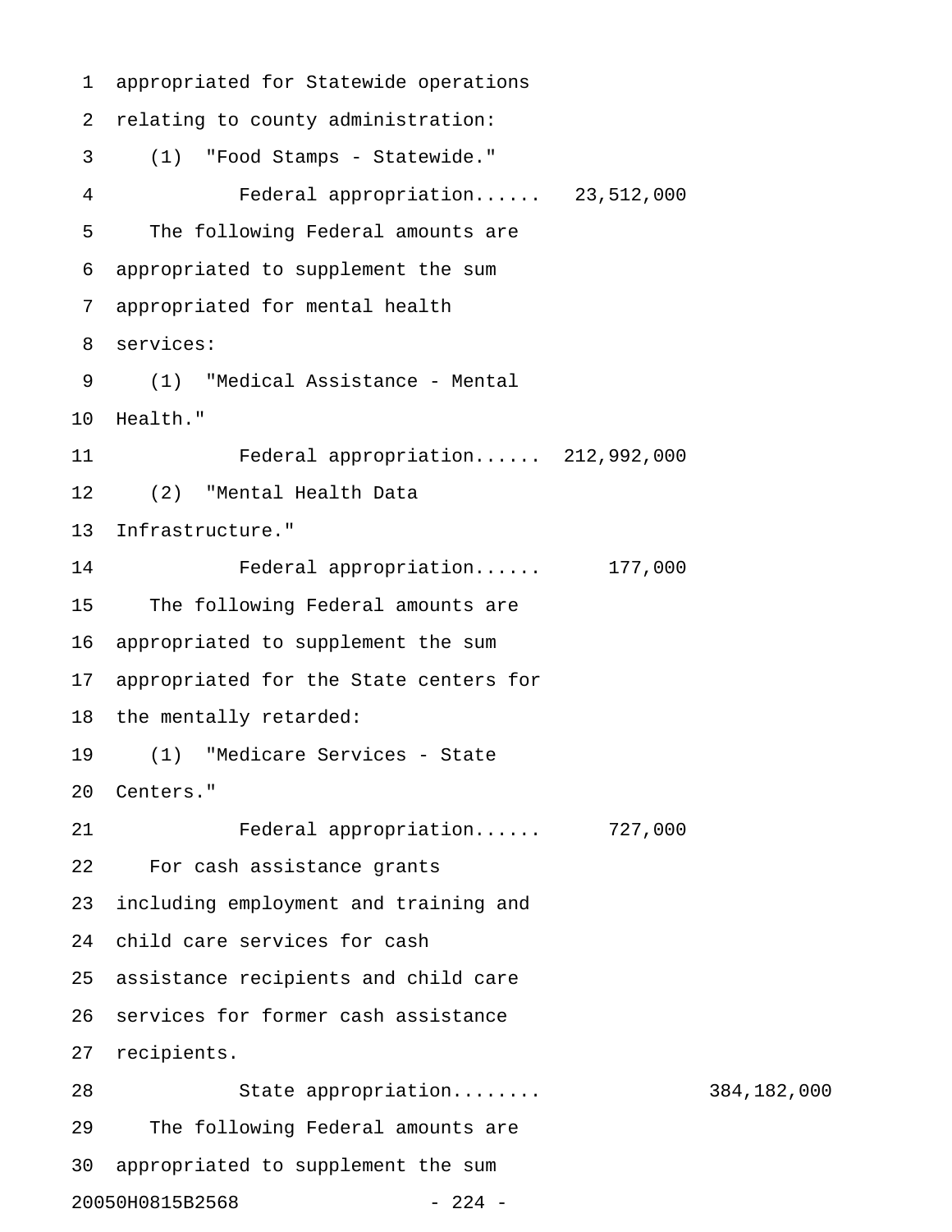appropriated for Statewide operations relating to county administration:

(1) "Food Stamps - Statewide."

Federal appropriation...... 23,512,000

The following Federal amounts are appropriated to supplement the sum appropriated for mental health services:

(1) "Medical Assistance - Mental Health."

Federal appropriation...... 212,992,000

(2) "Mental Health Data Infrastructure."

Federal appropriation...... 177,000

The following Federal amounts are appropriated to supplement the sum appropriated for the State centers for the mentally retarded:

(1) "Medicare Services - State Centers."

Federal appropriation...... 727,000

For cash assistance grants including employment and training and child care services for cash assistance recipients and child care services for former cash assistance recipients.

State appropriation........ 384,182,000

The following Federal amounts are appropriated to supplement the sum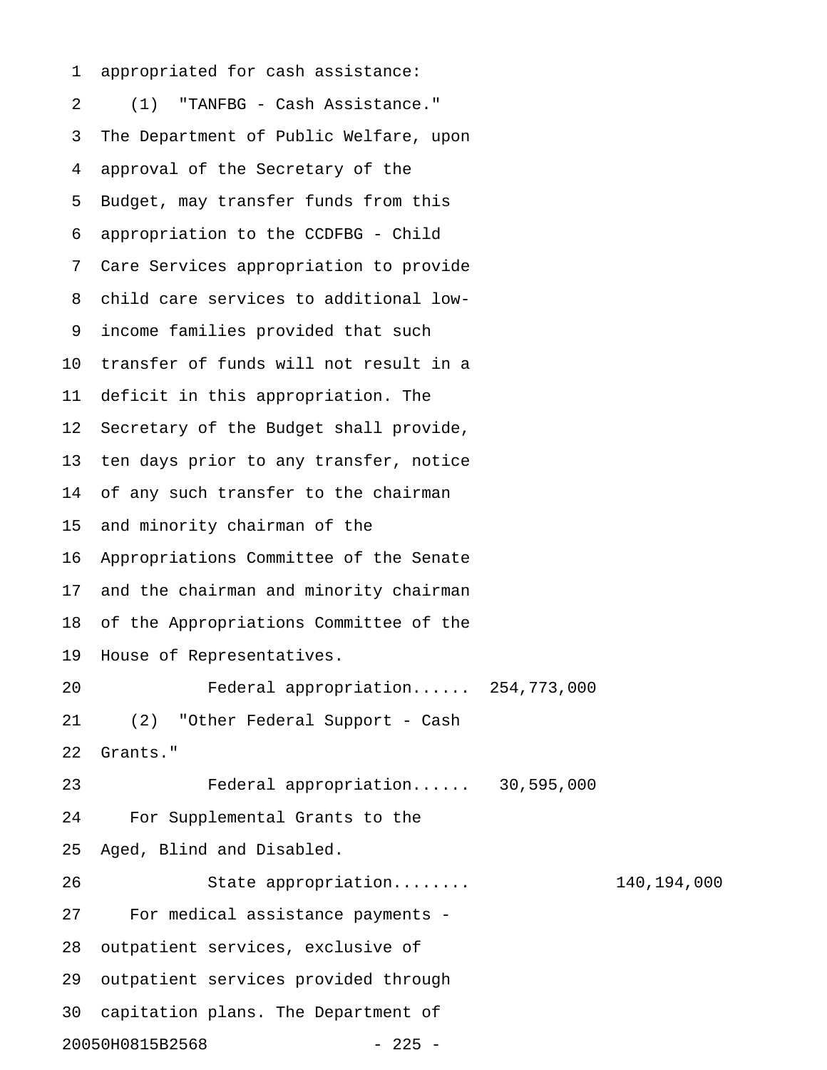appropriated for cash assistance:

(1) "TANFBG - Cash Assistance."
The Department of Public Welfare, upon approval of the Secretary of the Budget, may transfer funds from this appropriation to the CCDFBG - Child Care Services appropriation to provide child care services to additional low-income families provided that such transfer of funds will not result in a deficit in this appropriation. The Secretary of the Budget shall provide, ten days prior to any transfer, notice of any such transfer to the chairman and minority chairman of the Appropriations Committee of the Senate and the chairman and minority chairman of the Appropriations Committee of the House of Representatives.

Federal appropriation...... 254,773,000

(2) "Other Federal Support - Cash Grants."

Federal appropriation...... 30,595,000

For Supplemental Grants to the Aged, Blind and Disabled.

State appropriation........ 140,194,000

For medical assistance payments - outpatient services, exclusive of outpatient services provided through capitation plans. The Department of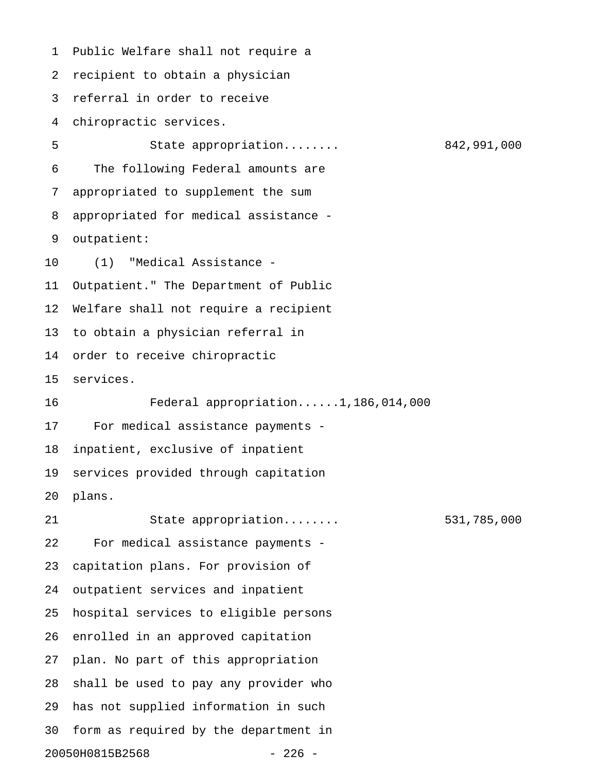Public Welfare shall not require a recipient to obtain a physician referral in order to receive chiropractic services.

State appropriation........ 842,991,000

The following Federal amounts are appropriated to supplement the sum appropriated for medical assistance - outpatient:

(1) "Medical Assistance - Outpatient." The Department of Public Welfare shall not require a recipient to obtain a physician referral in order to receive chiropractic services.

Federal appropriation......1,186,014,000

For medical assistance payments - inpatient, exclusive of inpatient services provided through capitation plans.

State appropriation........ 531,785,000

For medical assistance payments - capitation plans. For provision of outpatient services and inpatient hospital services to eligible persons enrolled in an approved capitation plan. No part of this appropriation shall be used to pay any provider who has not supplied information in such form as required by the department in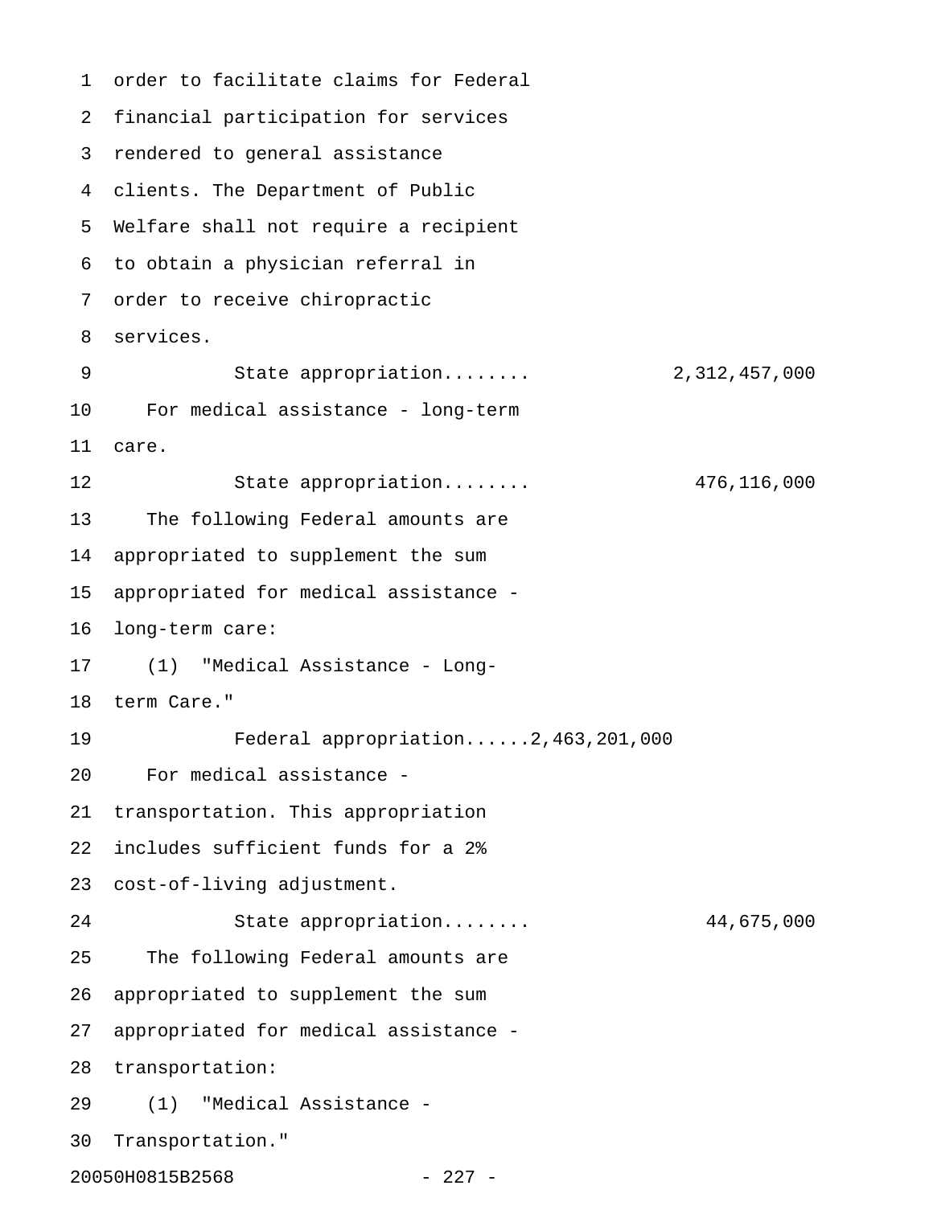order to facilitate claims for Federal financial participation for services rendered to general assistance clients. The Department of Public Welfare shall not require a recipient to obtain a physician referral in order to receive chiropractic services.

State appropriation........ 2,312,457,000

For medical assistance - long-term care.

State appropriation........ 476,116,000

The following Federal amounts are appropriated to supplement the sum appropriated for medical assistance - long-term care:

(1) "Medical Assistance - Long-term Care."

Federal appropriation......2,463,201,000

For medical assistance - transportation. This appropriation includes sufficient funds for a 2% cost-of-living adjustment.

State appropriation........ 44,675,000

The following Federal amounts are appropriated to supplement the sum appropriated for medical assistance - transportation:

(1) "Medical Assistance - Transportation."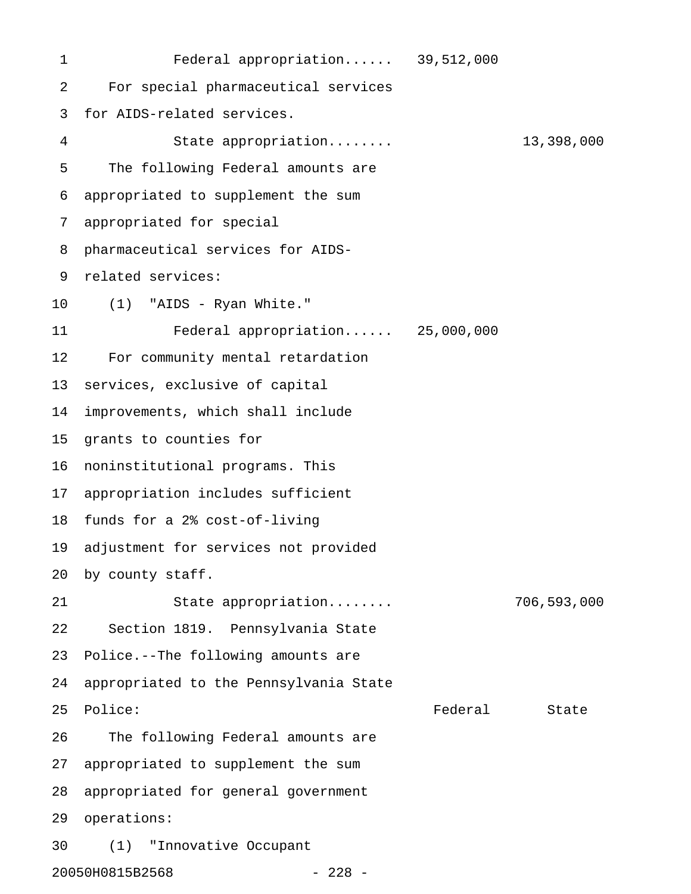Federal appropriation...... 39,512,000

For special pharmaceutical services for AIDS-related services.

State appropriation........ 13,398,000

The following Federal amounts are appropriated to supplement the sum appropriated for special pharmaceutical services for AIDS-related services:

(1) "AIDS - Ryan White."

Federal appropriation...... 25,000,000

For community mental retardation services, exclusive of capital improvements, which shall include grants to counties for noninstitutional programs. This appropriation includes sufficient funds for a 2% cost-of-living adjustment for services not provided by county staff.

State appropriation........ 706,593,000

Section 1819. Pennsylvania State Police.--The following amounts are appropriated to the Pennsylvania State Police:

| | Federal | State |
|---|---|---|

The following Federal amounts are appropriated to supplement the sum appropriated for general government operations:

(1) "Innovative Occupant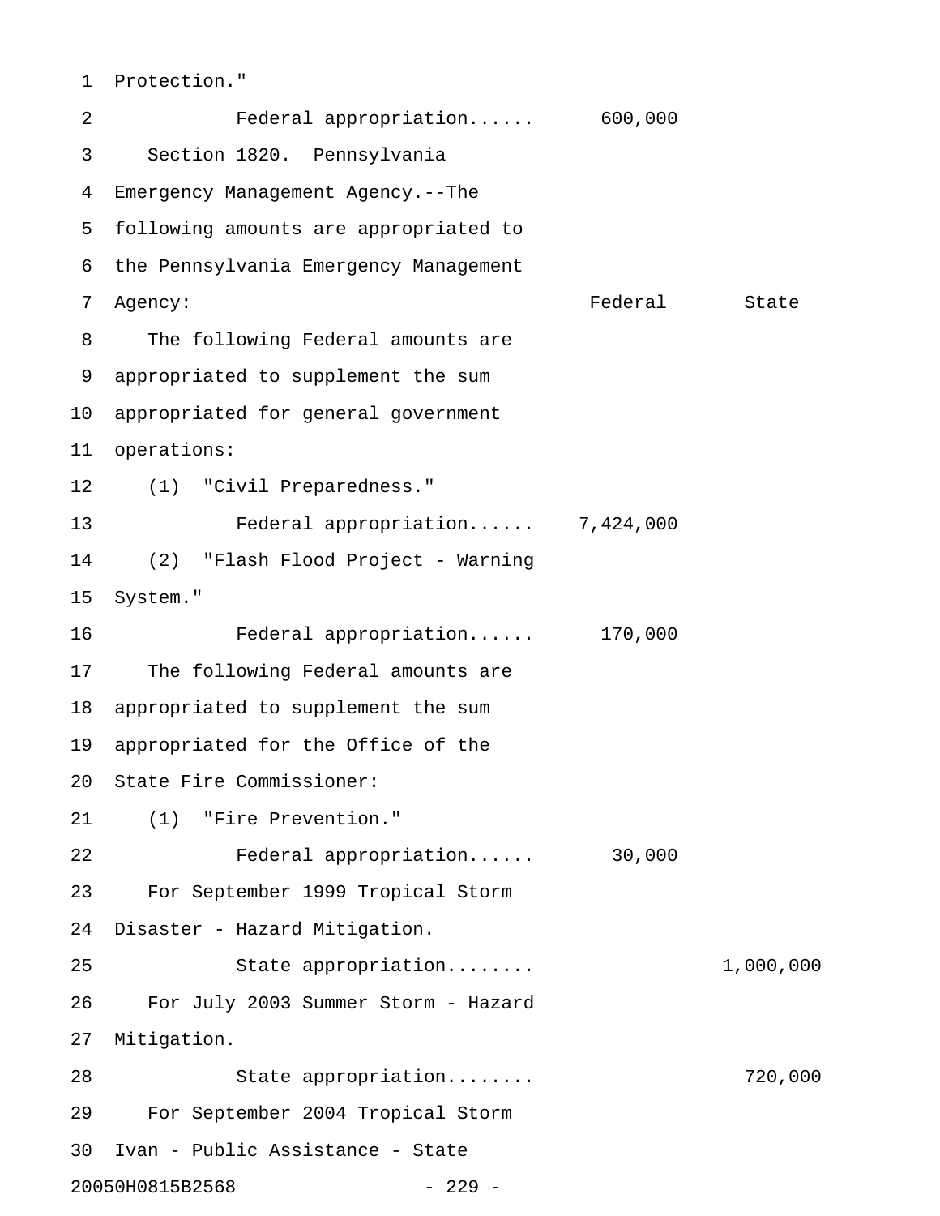Protection."

Federal appropriation...... 600,000

Section 1820. Pennsylvania Emergency Management Agency.--The following amounts are appropriated to the Pennsylvania Emergency Management Agency:

| | Federal | State |
|---|---|---|
| The following Federal amounts are appropriated to supplement the sum appropriated for general government operations: | | |
| (1) "Civil Preparedness." | | |
| Federal appropriation...... | 7,424,000 | |
| (2) "Flash Flood Project - Warning System." | | |
| Federal appropriation...... | 170,000 | |
| The following Federal amounts are appropriated to supplement the sum appropriated for the Office of the State Fire Commissioner: | | |
| (1) "Fire Prevention." | | |
| Federal appropriation...... | 30,000 | |
| For September 1999 Tropical Storm Disaster - Hazard Mitigation. | | |
| State appropriation........ | | 1,000,000 |
| For July 2003 Summer Storm - Hazard Mitigation. | | |
| State appropriation........ | | 720,000 |
| For September 2004 Tropical Storm Ivan - Public Assistance - State | | |

20050H0815B2568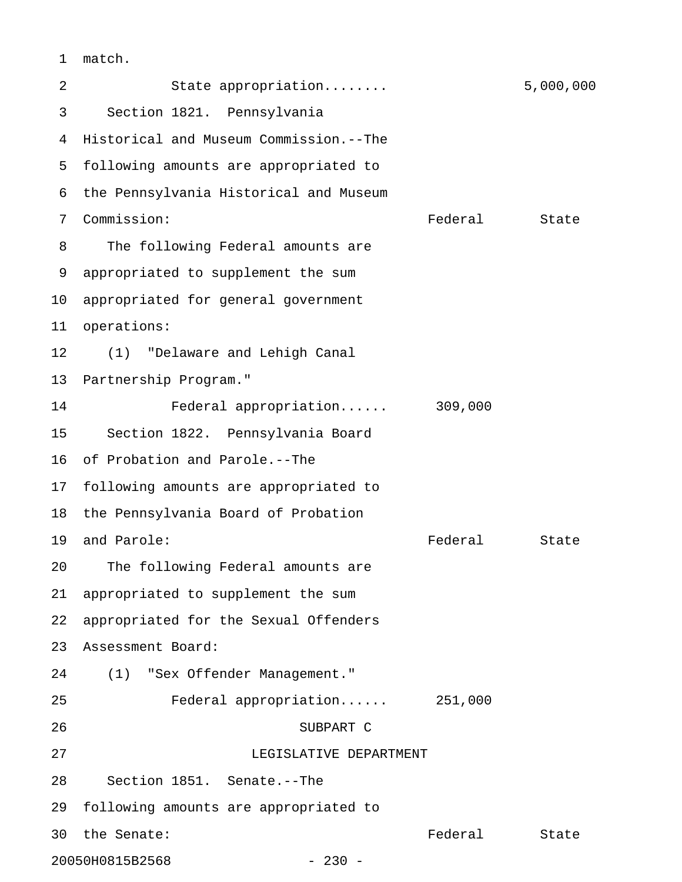match.

State appropriation........ 5,000,000

Section 1821. Pennsylvania Historical and Museum Commission.--The following amounts are appropriated to the Pennsylvania Historical and Museum Commission:

| | Federal | State |
|---|---|---|
| The following Federal amounts are appropriated to supplement the sum appropriated for general government operations: | | |
| (1) "Delaware and Lehigh Canal Partnership Program." | | |
| Federal appropriation...... | 309,000 | |

Section 1822. Pennsylvania Board of Probation and Parole.--The following amounts are appropriated to the Pennsylvania Board of Probation and Parole:

| | Federal | State |
|---|---|---|
| The following Federal amounts are appropriated to supplement the sum appropriated for the Sexual Offenders Assessment Board: | | |
| (1) "Sex Offender Management." | | |
| Federal appropriation...... | 251,000 | |

SUBPART C

LEGISLATIVE DEPARTMENT

Section 1851. Senate.--The following amounts are appropriated to the Senate:

| | Federal | State |
|---|---|---|

20050H0815B2568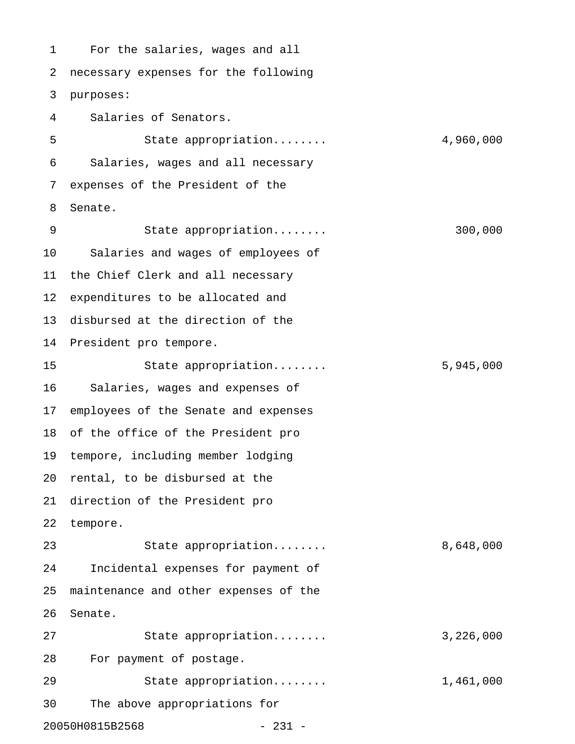For the salaries, wages and all necessary expenses for the following purposes:

Salaries of Senators.

State appropriation........ 4,960,000

Salaries, wages and all necessary expenses of the President of the Senate.

State appropriation........ 300,000

Salaries and wages of employees of the Chief Clerk and all necessary expenditures to be allocated and disbursed at the direction of the President pro tempore.

State appropriation........ 5,945,000

Salaries, wages and expenses of employees of the Senate and expenses of the office of the President pro tempore, including member lodging rental, to be disbursed at the direction of the President pro tempore.

State appropriation........ 8,648,000

Incidental expenses for payment of maintenance and other expenses of the Senate.

State appropriation........ 3,226,000

For payment of postage.

State appropriation........ 1,461,000

The above appropriations for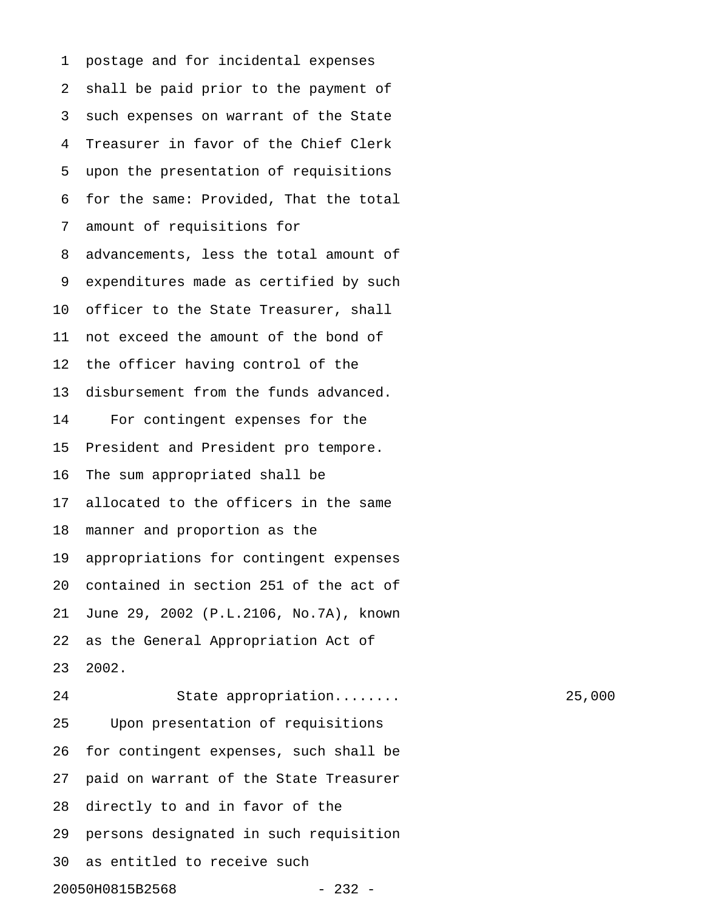postage and for incidental expenses shall be paid prior to the payment of such expenses on warrant of the State Treasurer in favor of the Chief Clerk upon the presentation of requisitions for the same: Provided, That the total amount of requisitions for advancements, less the total amount of expenditures made as certified by such officer to the State Treasurer, shall not exceed the amount of the bond of the officer having control of the disbursement from the funds advanced.

For contingent expenses for the President and President pro tempore. The sum appropriated shall be allocated to the officers in the same manner and proportion as the appropriations for contingent expenses contained in section 251 of the act of June 29, 2002 (P.L.2106, No.7A), known as the General Appropriation Act of 2002.

State appropriation........ 25,000

Upon presentation of requisitions for contingent expenses, such shall be paid on warrant of the State Treasurer directly to and in favor of the persons designated in such requisition as entitled to receive such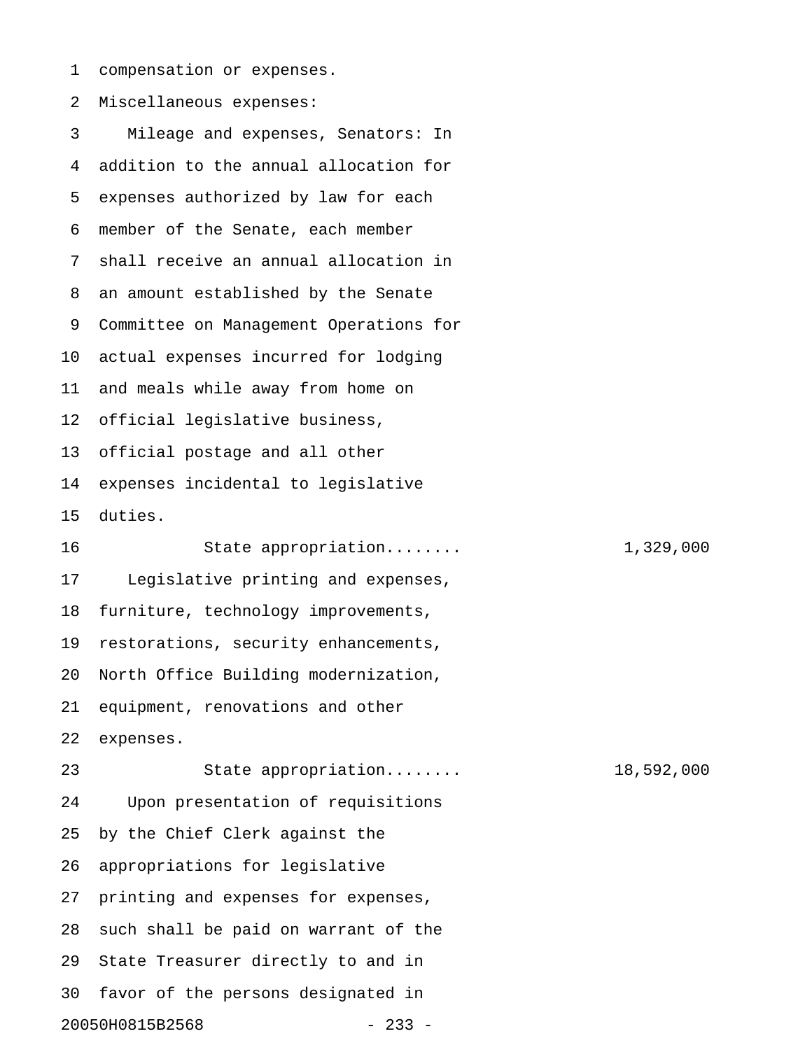compensation or expenses.

Miscellaneous expenses:

Mileage and expenses, Senators: In addition to the annual allocation for expenses authorized by law for each member of the Senate, each member shall receive an annual allocation in an amount established by the Senate Committee on Management Operations for actual expenses incurred for lodging and meals while away from home on official legislative business, official postage and all other expenses incidental to legislative duties.

State appropriation........ 1,329,000

Legislative printing and expenses, furniture, technology improvements, restorations, security enhancements, North Office Building modernization, equipment, renovations and other expenses.

State appropriation........ 18,592,000

Upon presentation of requisitions by the Chief Clerk against the appropriations for legislative printing and expenses for expenses, such shall be paid on warrant of the State Treasurer directly to and in favor of the persons designated in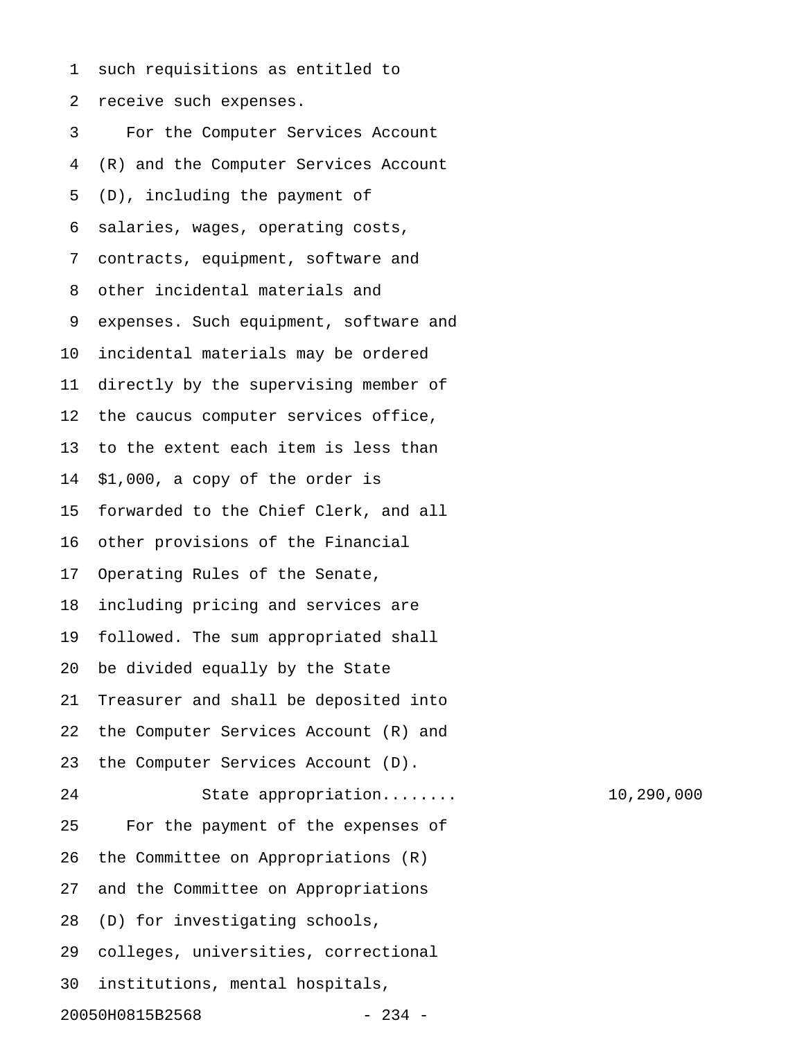such requisitions as entitled to receive such expenses.

For the Computer Services Account (R) and the Computer Services Account (D), including the payment of salaries, wages, operating costs, contracts, equipment, software and other incidental materials and expenses. Such equipment, software and incidental materials may be ordered directly by the supervising member of the caucus computer services office, to the extent each item is less than $1,000, a copy of the order is forwarded to the Chief Clerk, and all other provisions of the Financial Operating Rules of the Senate, including pricing and services are followed. The sum appropriated shall be divided equally by the State Treasurer and shall be deposited into the Computer Services Account (R) and the Computer Services Account (D).

State appropriation........ 10,290,000

For the payment of the expenses of the Committee on Appropriations (R) and the Committee on Appropriations (D) for investigating schools, colleges, universities, correctional institutions, mental hospitals,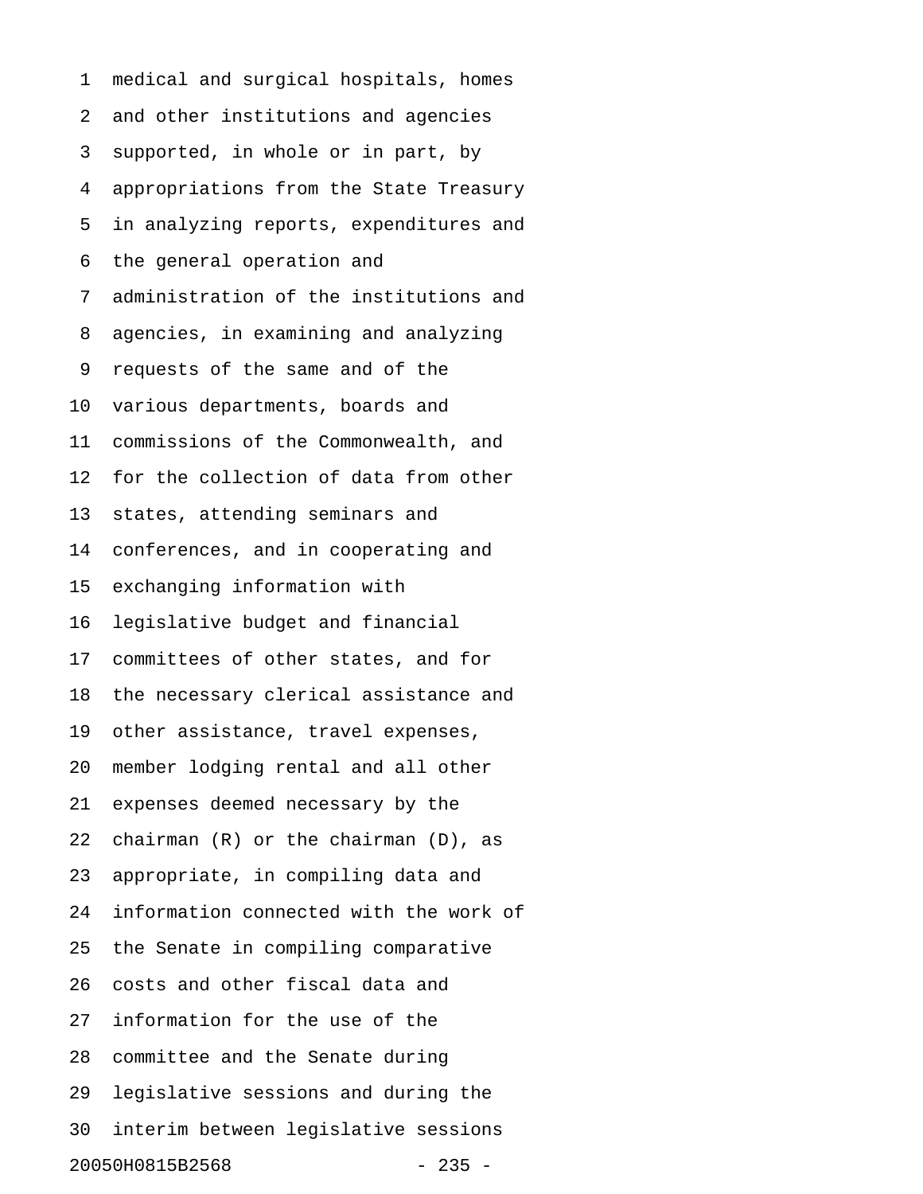medical and surgical hospitals, homes
and other institutions and agencies
supported, in whole or in part, by
appropriations from the State Treasury
in analyzing reports, expenditures and
the general operation and
administration of the institutions and
agencies, in examining and analyzing
requests of the same and of the
various departments, boards and
commissions of the Commonwealth, and
for the collection of data from other
states, attending seminars and
conferences, and in cooperating and
exchanging information with
legislative budget and financial
committees of other states, and for
the necessary clerical assistance and
other assistance, travel expenses,
member lodging rental and all other
expenses deemed necessary by the
chairman (R) or the chairman (D), as
appropriate, in compiling data and
information connected with the work of
the Senate in compiling comparative
costs and other fiscal data and
information for the use of the
committee and the Senate during
legislative sessions and during the
interim between legislative sessions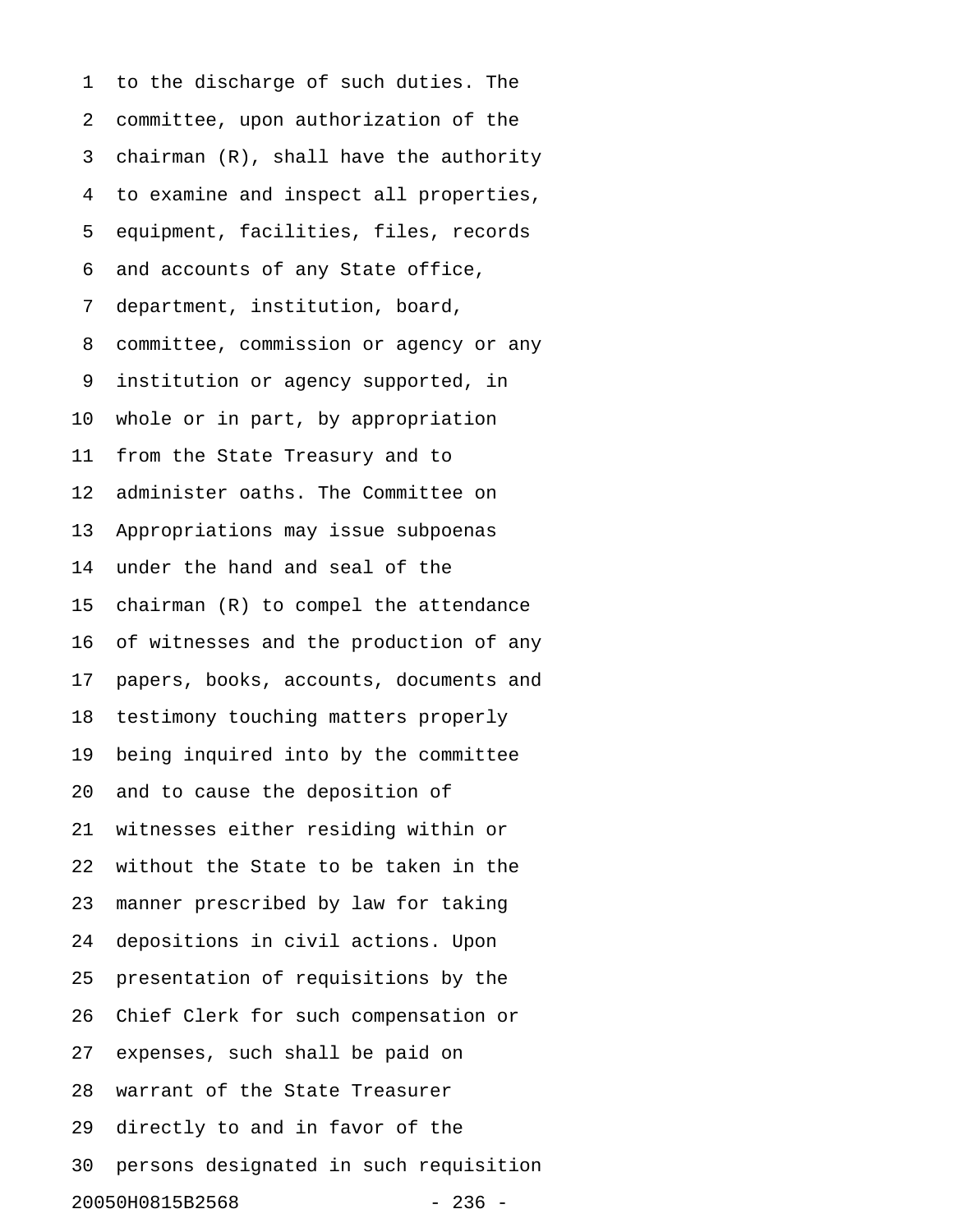to the discharge of such duties. The committee, upon authorization of the chairman (R), shall have the authority to examine and inspect all properties, equipment, facilities, files, records and accounts of any State office, department, institution, board, committee, commission or agency or any institution or agency supported, in whole or in part, by appropriation from the State Treasury and to administer oaths. The Committee on Appropriations may issue subpoenas under the hand and seal of the chairman (R) to compel the attendance of witnesses and the production of any papers, books, accounts, documents and testimony touching matters properly being inquired into by the committee and to cause the deposition of witnesses either residing within or without the State to be taken in the manner prescribed by law for taking depositions in civil actions. Upon presentation of requisitions by the Chief Clerk for such compensation or expenses, such shall be paid on warrant of the State Treasurer directly to and in favor of the persons designated in such requisition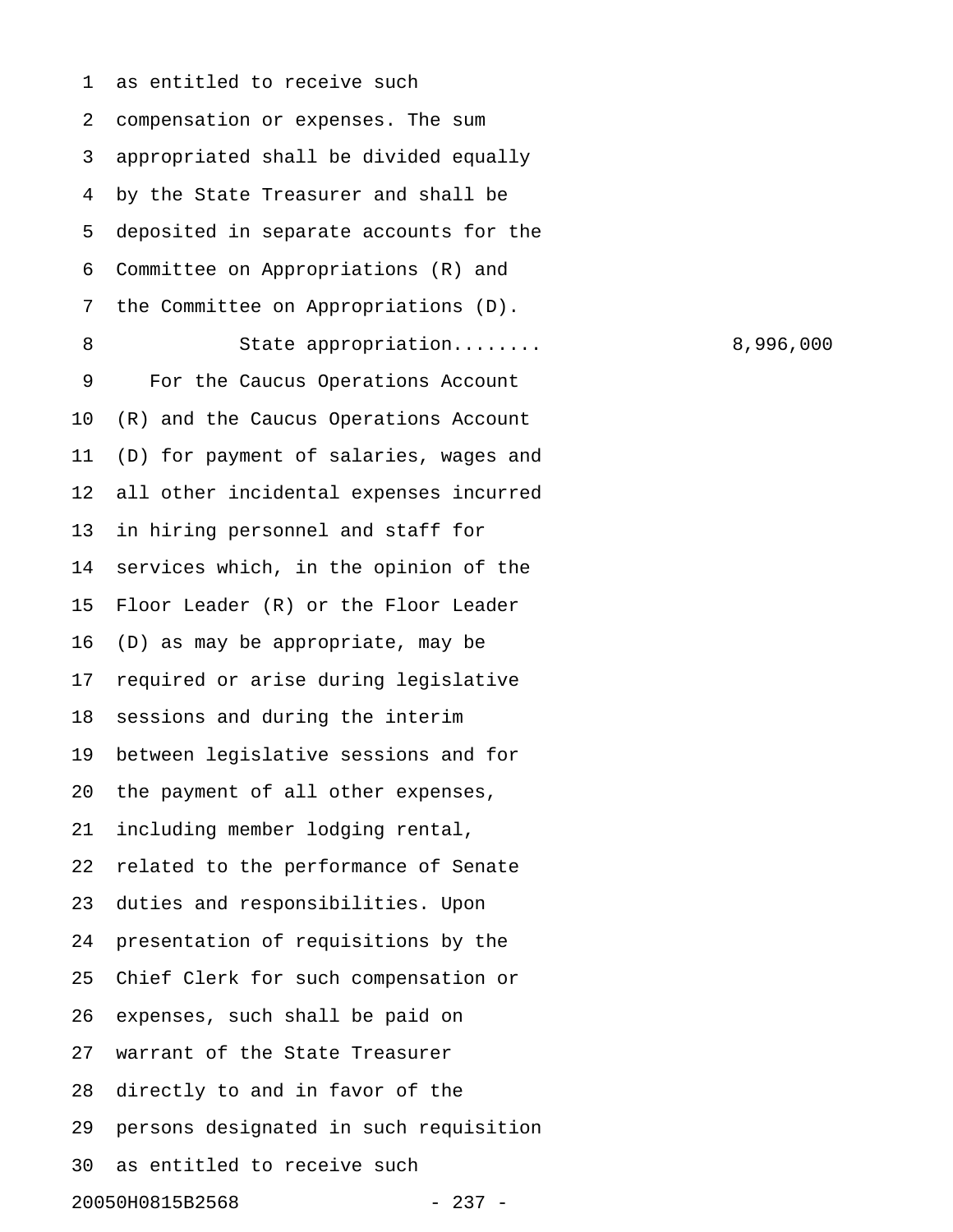as entitled to receive such compensation or expenses. The sum appropriated shall be divided equally by the State Treasurer and shall be deposited in separate accounts for the Committee on Appropriations (R) and the Committee on Appropriations (D).

State appropriation........ 8,996,000

For the Caucus Operations Account (R) and the Caucus Operations Account (D) for payment of salaries, wages and all other incidental expenses incurred in hiring personnel and staff for services which, in the opinion of the Floor Leader (R) or the Floor Leader (D) as may be appropriate, may be required or arise during legislative sessions and during the interim between legislative sessions and for the payment of all other expenses, including member lodging rental, related to the performance of Senate duties and responsibilities. Upon presentation of requisitions by the Chief Clerk for such compensation or expenses, such shall be paid on warrant of the State Treasurer directly to and in favor of the persons designated in such requisition as entitled to receive such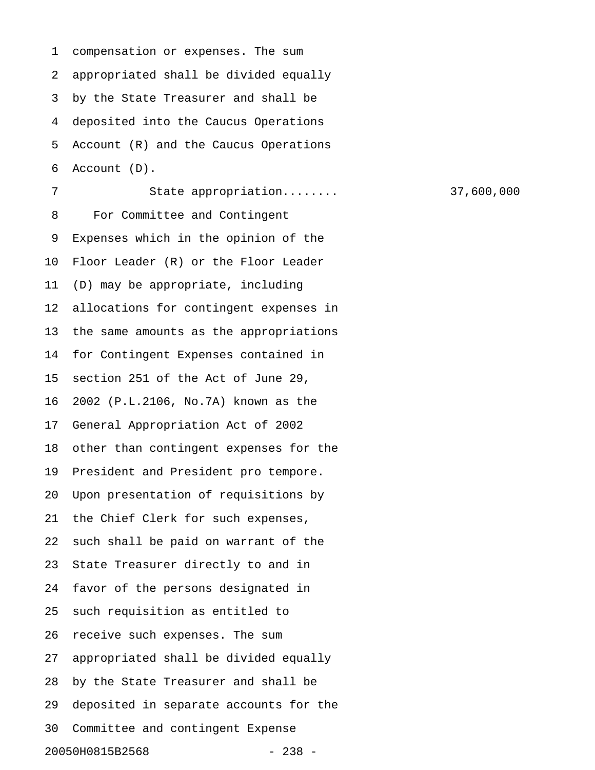compensation or expenses. The sum appropriated shall be divided equally by the State Treasurer and shall be deposited into the Caucus Operations Account (R) and the Caucus Operations Account (D).

State appropriation........ 37,600,000

For Committee and Contingent Expenses which in the opinion of the Floor Leader (R) or the Floor Leader (D) may be appropriate, including allocations for contingent expenses in the same amounts as the appropriations for Contingent Expenses contained in section 251 of the Act of June 29, 2002 (P.L.2106, No.7A) known as the General Appropriation Act of 2002 other than contingent expenses for the President and President pro tempore. Upon presentation of requisitions by the Chief Clerk for such expenses, such shall be paid on warrant of the State Treasurer directly to and in favor of the persons designated in such requisition as entitled to receive such expenses. The sum appropriated shall be divided equally by the State Treasurer and shall be deposited in separate accounts for the Committee and contingent Expense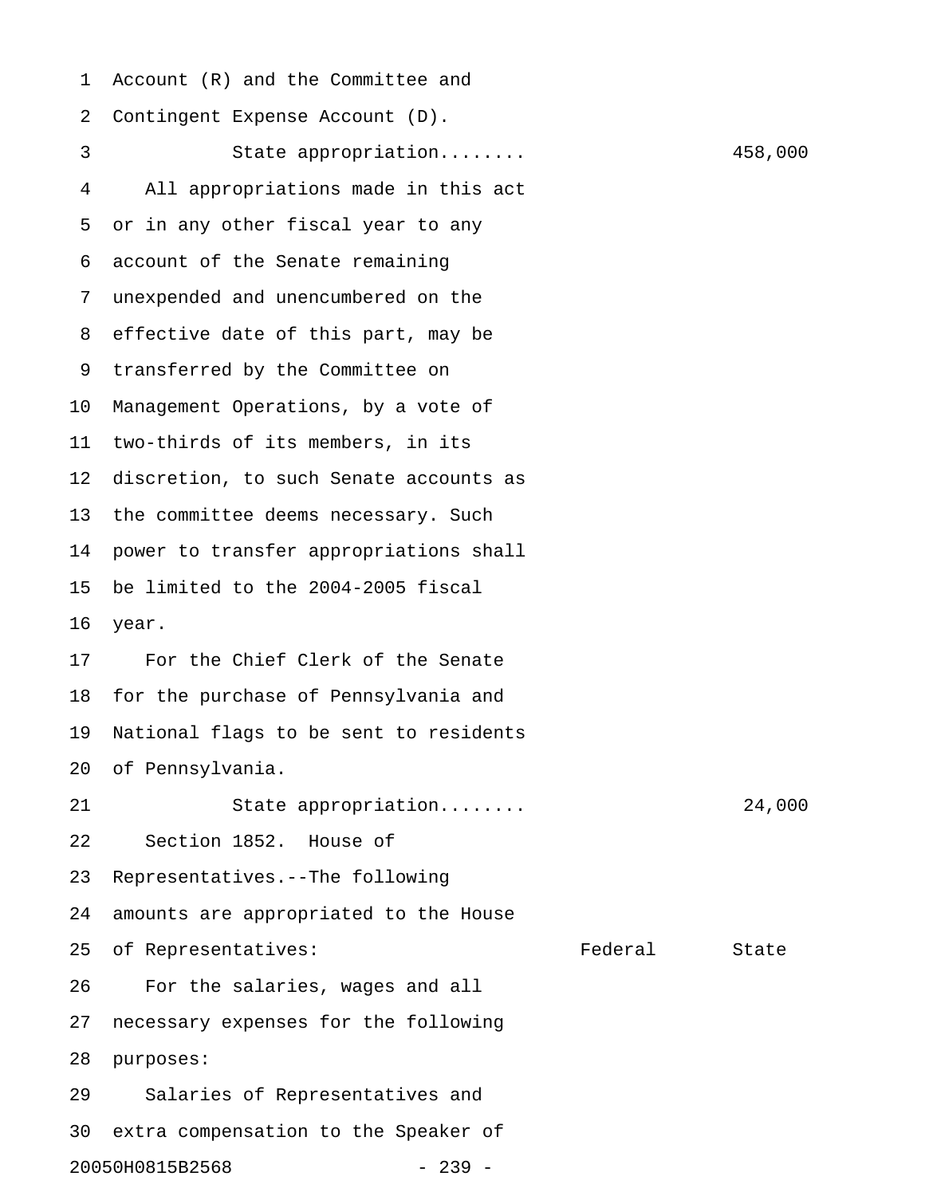Account (R) and the Committee and Contingent Expense Account (D).

State appropriation........ 458,000

All appropriations made in this act or in any other fiscal year to any account of the Senate remaining unexpended and unencumbered on the effective date of this part, may be transferred by the Committee on Management Operations, by a vote of two-thirds of its members, in its discretion, to such Senate accounts as the committee deems necessary. Such power to transfer appropriations shall be limited to the 2004-2005 fiscal year.

For the Chief Clerk of the Senate for the purchase of Pennsylvania and National flags to be sent to residents of Pennsylvania.

State appropriation........ 24,000

Section 1852. House of Representatives.--The following amounts are appropriated to the House of Representatives: Federal State

For the salaries, wages and all necessary expenses for the following purposes:

Salaries of Representatives and extra compensation to the Speaker of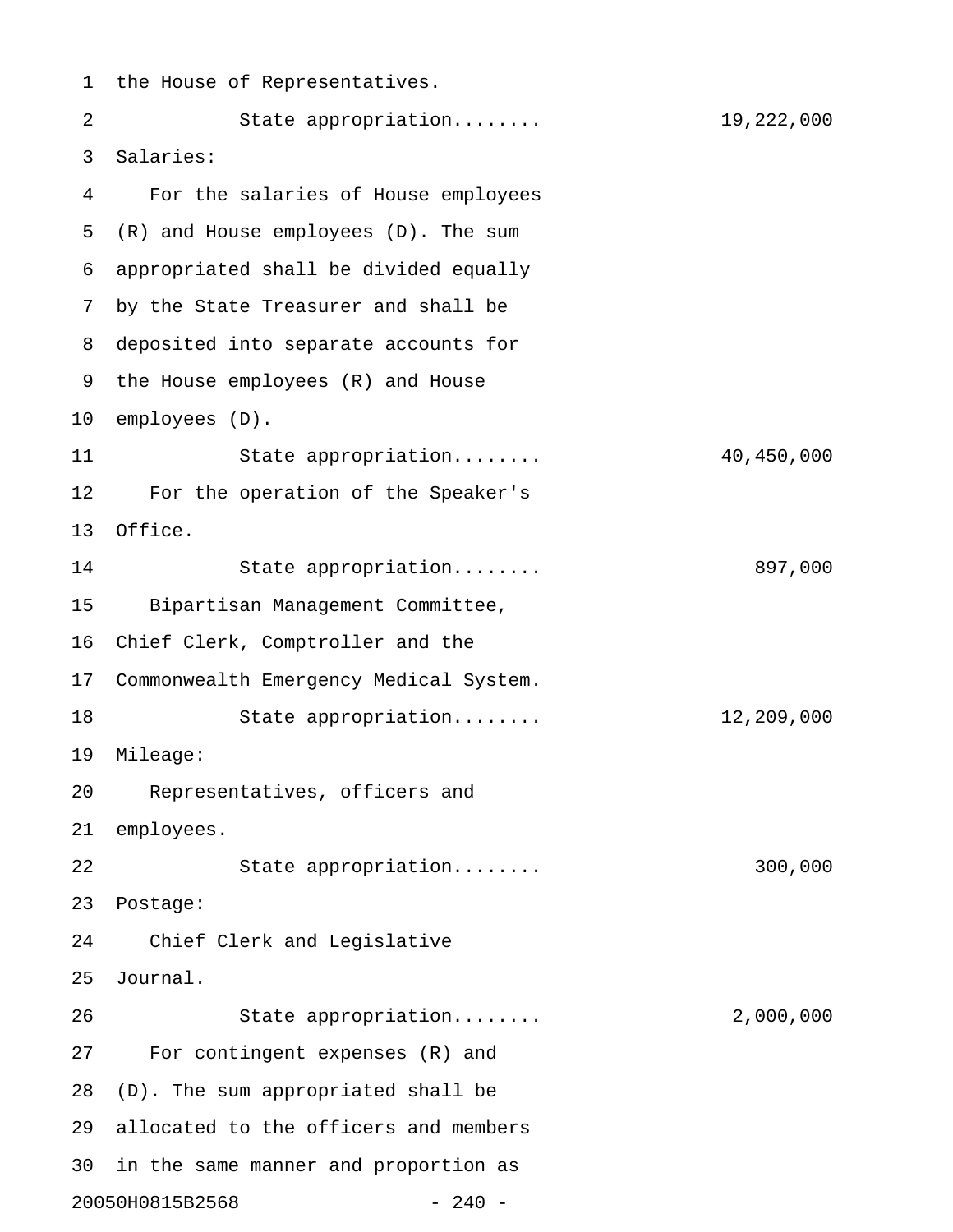the House of Representatives.

State appropriation........ 19,222,000

Salaries:

For the salaries of House employees (R) and House employees (D). The sum appropriated shall be divided equally by the State Treasurer and shall be deposited into separate accounts for the House employees (R) and House employees (D).

State appropriation........ 40,450,000

For the operation of the Speaker's Office.

State appropriation........ 897,000

Bipartisan Management Committee, Chief Clerk, Comptroller and the Commonwealth Emergency Medical System.

State appropriation........ 12,209,000

Mileage:

Representatives, officers and employees.

State appropriation........ 300,000

Postage:

Chief Clerk and Legislative Journal.

State appropriation........ 2,000,000

For contingent expenses (R) and (D). The sum appropriated shall be allocated to the officers and members in the same manner and proportion as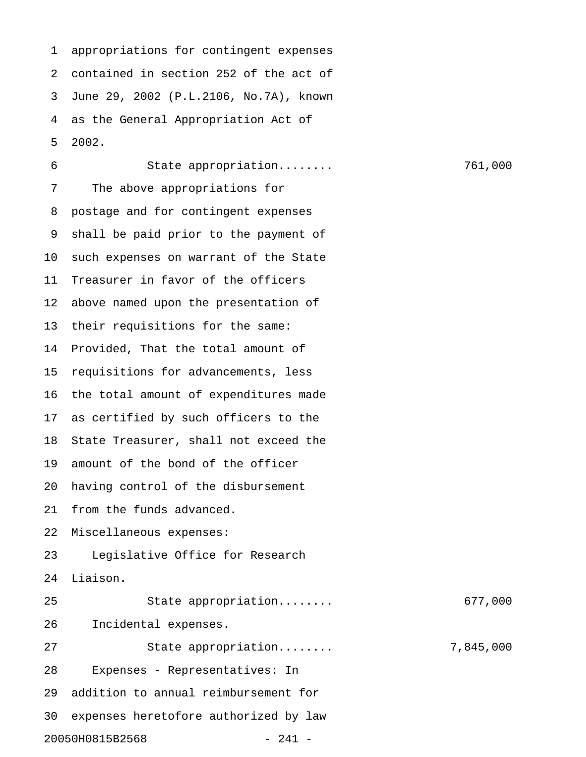appropriations for contingent expenses contained in section 252 of the act of June 29, 2002 (P.L.2106, No.7A), known as the General Appropriation Act of 2002.

State appropriation........ 761,000

The above appropriations for postage and for contingent expenses shall be paid prior to the payment of such expenses on warrant of the State Treasurer in favor of the officers above named upon the presentation of their requisitions for the same: Provided, That the total amount of requisitions for advancements, less the total amount of expenditures made as certified by such officers to the State Treasurer, shall not exceed the amount of the bond of the officer having control of the disbursement from the funds advanced.

Miscellaneous expenses:

Legislative Office for Research Liaison.

State appropriation........ 677,000

Incidental expenses.

State appropriation........ 7,845,000

Expenses - Representatives: In addition to annual reimbursement for expenses heretofore authorized by law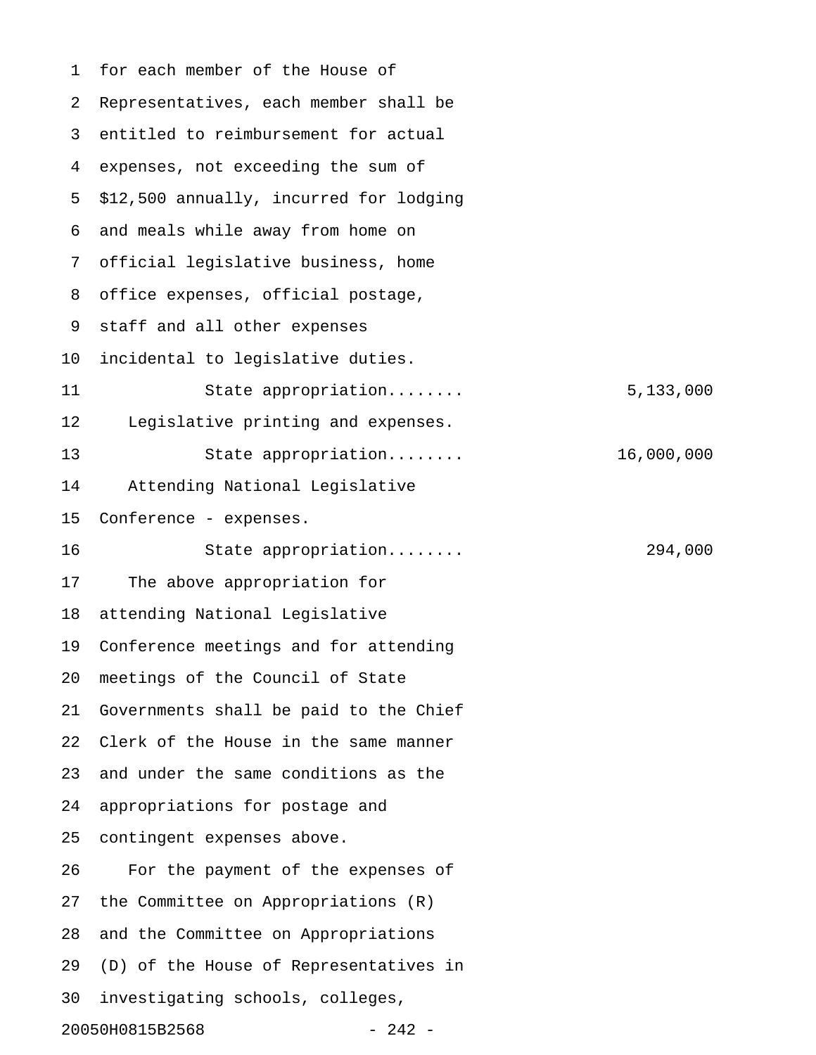for each member of the House of Representatives, each member shall be entitled to reimbursement for actual expenses, not exceeding the sum of $12,500 annually, incurred for lodging and meals while away from home on official legislative business, home office expenses, official postage, staff and all other expenses incidental to legislative duties.

State appropriation........ 5,133,000

Legislative printing and expenses.

State appropriation........ 16,000,000

Attending National Legislative Conference - expenses.

State appropriation........ 294,000

The above appropriation for attending National Legislative Conference meetings and for attending meetings of the Council of State Governments shall be paid to the Chief Clerk of the House in the same manner and under the same conditions as the appropriations for postage and contingent expenses above.

For the payment of the expenses of the Committee on Appropriations (R) and the Committee on Appropriations (D) of the House of Representatives in investigating schools, colleges,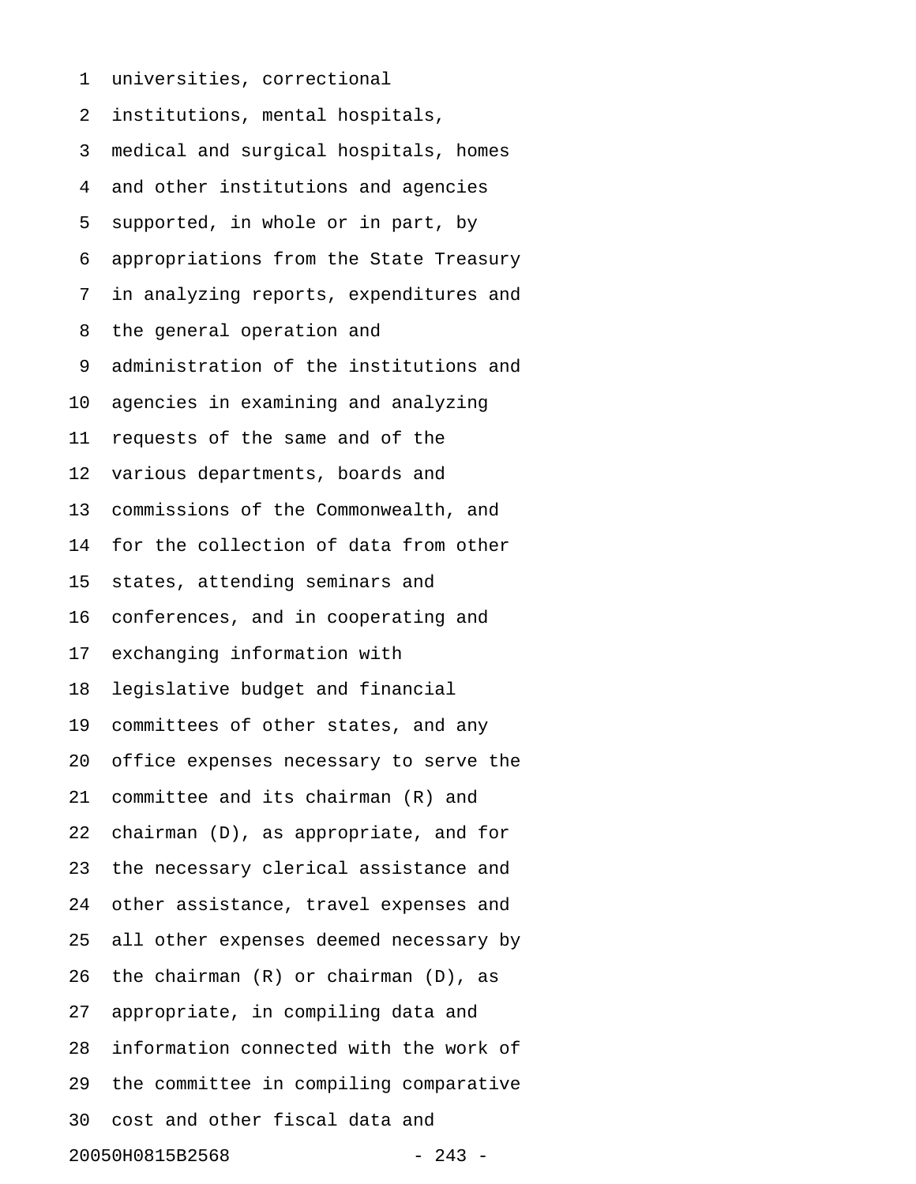universities, correctional
institutions, mental hospitals,
medical and surgical hospitals, homes
and other institutions and agencies
supported, in whole or in part, by
appropriations from the State Treasury
in analyzing reports, expenditures and
the general operation and
administration of the institutions and
agencies in examining and analyzing
requests of the same and of the
various departments, boards and
commissions of the Commonwealth, and
for the collection of data from other
states, attending seminars and
conferences, and in cooperating and
exchanging information with
legislative budget and financial
committees of other states, and any
office expenses necessary to serve the
committee and its chairman (R) and
chairman (D), as appropriate, and for
the necessary clerical assistance and
other assistance, travel expenses and
all other expenses deemed necessary by
the chairman (R) or chairman (D), as
appropriate, in compiling data and
information connected with the work of
the committee in compiling comparative
cost and other fiscal data and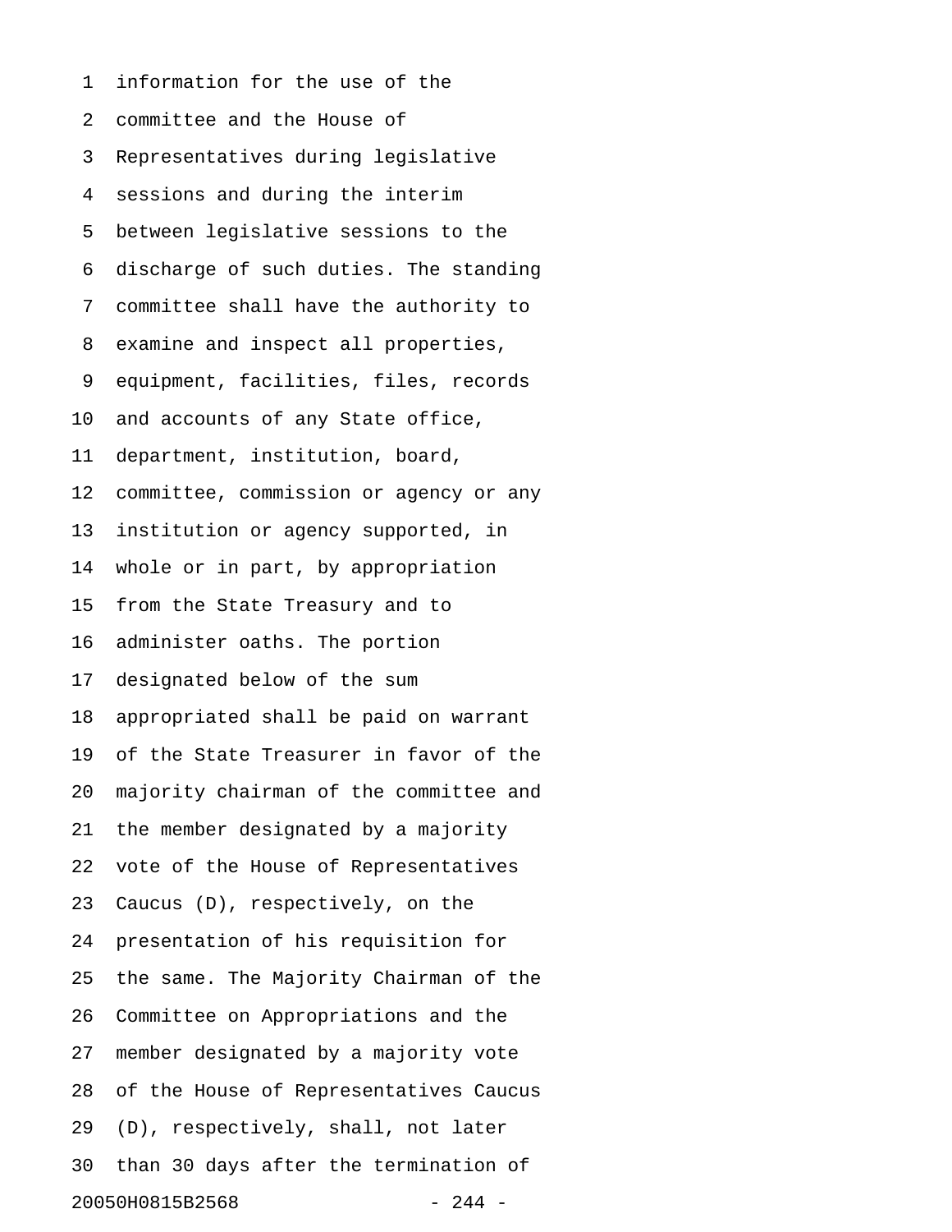information for the use of the committee and the House of Representatives during legislative sessions and during the interim between legislative sessions to the discharge of such duties. The standing committee shall have the authority to examine and inspect all properties, equipment, facilities, files, records and accounts of any State office, department, institution, board, committee, commission or agency or any institution or agency supported, in whole or in part, by appropriation from the State Treasury and to administer oaths. The portion designated below of the sum appropriated shall be paid on warrant of the State Treasurer in favor of the majority chairman of the committee and the member designated by a majority vote of the House of Representatives Caucus (D), respectively, on the presentation of his requisition for the same. The Majority Chairman of the Committee on Appropriations and the member designated by a majority vote of the House of Representatives Caucus (D), respectively, shall, not later than 30 days after the termination of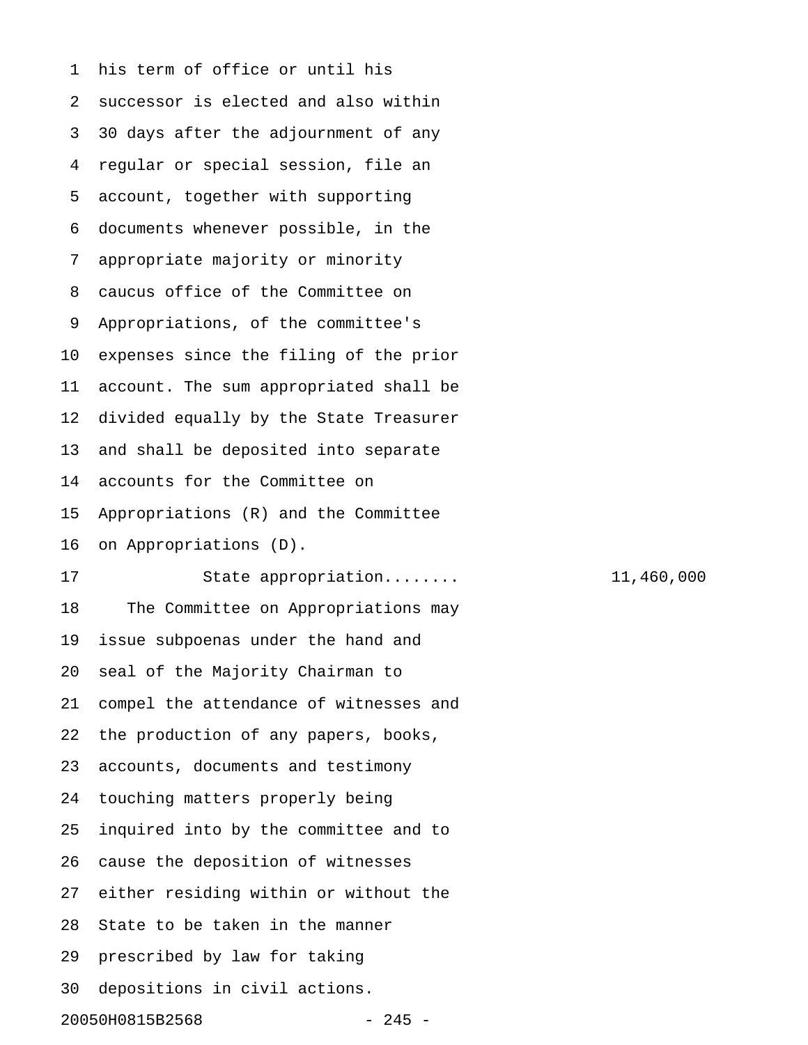his term of office or until his successor is elected and also within 30 days after the adjournment of any regular or special session, file an account, together with supporting documents whenever possible, in the appropriate majority or minority caucus office of the Committee on Appropriations, of the committee's expenses since the filing of the prior account. The sum appropriated shall be divided equally by the State Treasurer and shall be deposited into separate accounts for the Committee on Appropriations (R) and the Committee on Appropriations (D).

State appropriation........ 11,460,000

The Committee on Appropriations may issue subpoenas under the hand and seal of the Majority Chairman to compel the attendance of witnesses and the production of any papers, books, accounts, documents and testimony touching matters properly being inquired into by the committee and to cause the deposition of witnesses either residing within or without the State to be taken in the manner prescribed by law for taking depositions in civil actions.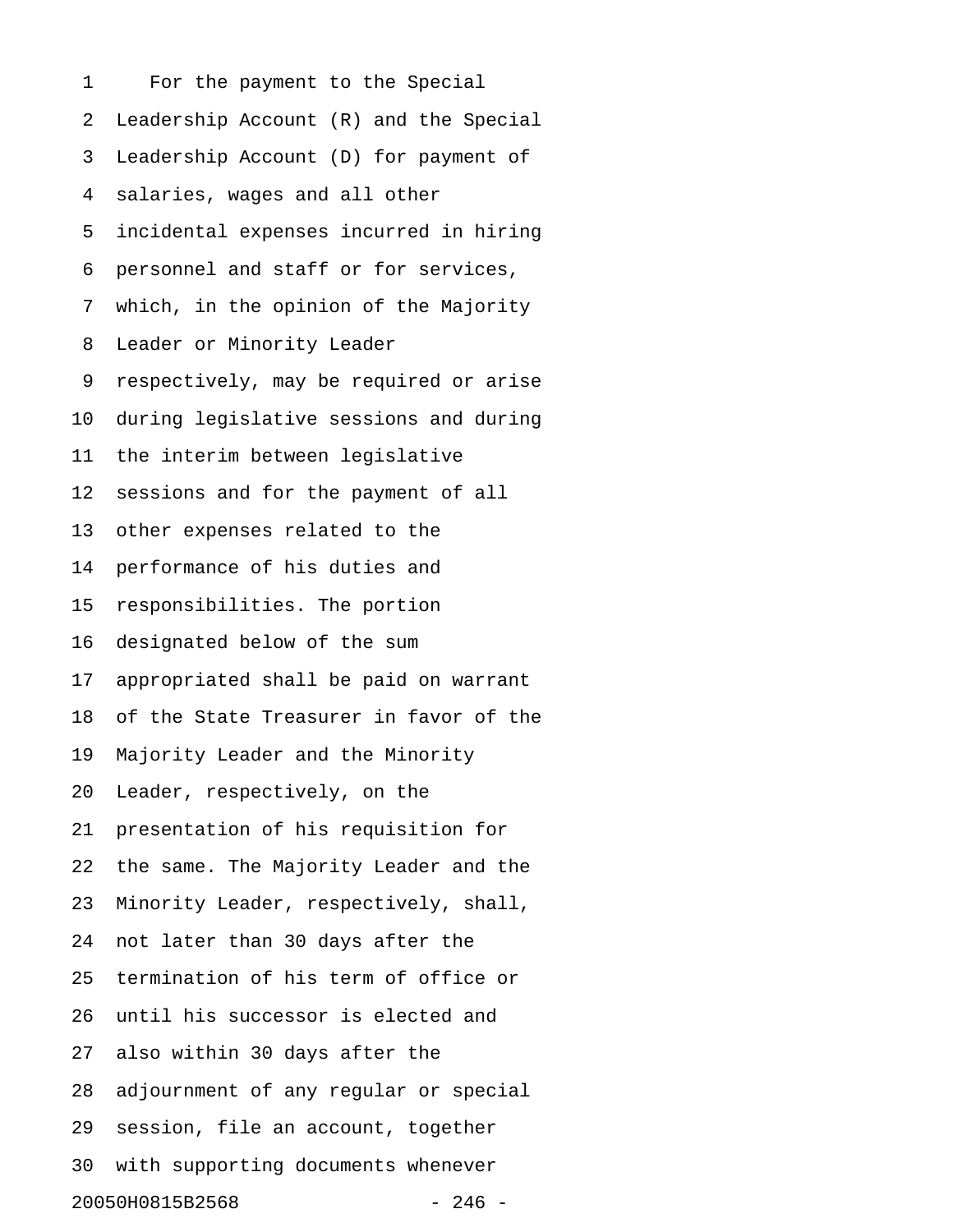For the payment to the Special Leadership Account (R) and the Special Leadership Account (D) for payment of salaries, wages and all other incidental expenses incurred in hiring personnel and staff or for services, which, in the opinion of the Majority Leader or Minority Leader respectively, may be required or arise during legislative sessions and during the interim between legislative sessions and for the payment of all other expenses related to the performance of his duties and responsibilities. The portion designated below of the sum appropriated shall be paid on warrant of the State Treasurer in favor of the Majority Leader and the Minority Leader, respectively, on the presentation of his requisition for the same. The Majority Leader and the Minority Leader, respectively, shall, not later than 30 days after the termination of his term of office or until his successor is elected and also within 30 days after the adjournment of any regular or special session, file an account, together with supporting documents whenever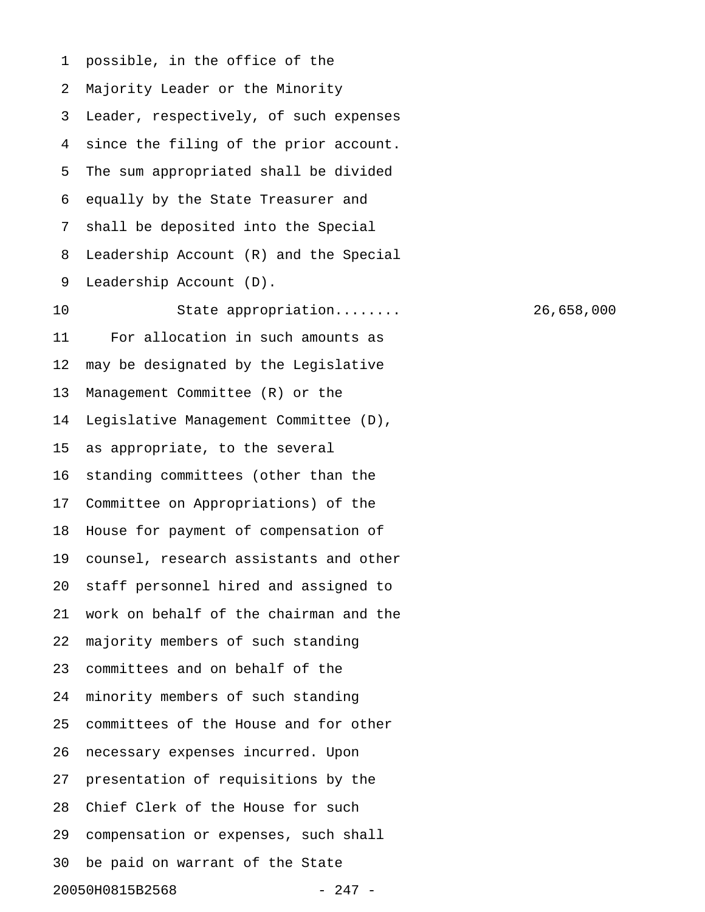possible, in the office of the Majority Leader or the Minority Leader, respectively, of such expenses since the filing of the prior account. The sum appropriated shall be divided equally by the State Treasurer and shall be deposited into the Special Leadership Account (R) and the Special Leadership Account (D).

State appropriation........ 26,658,000

For allocation in such amounts as may be designated by the Legislative Management Committee (R) or the Legislative Management Committee (D), as appropriate, to the several standing committees (other than the Committee on Appropriations) of the House for payment of compensation of counsel, research assistants and other staff personnel hired and assigned to work on behalf of the chairman and the majority members of such standing committees and on behalf of the minority members of such standing committees of the House and for other necessary expenses incurred. Upon presentation of requisitions by the Chief Clerk of the House for such compensation or expenses, such shall be paid on warrant of the State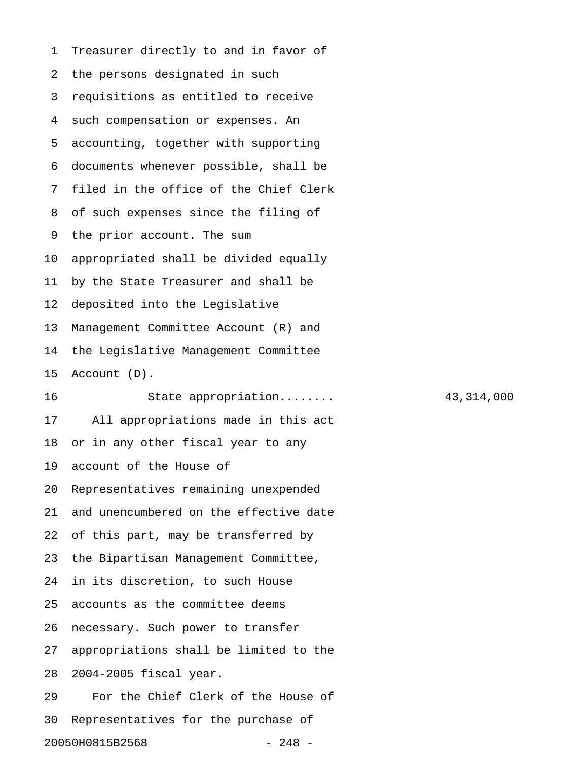Treasurer directly to and in favor of the persons designated in such requisitions as entitled to receive such compensation or expenses. An accounting, together with supporting documents whenever possible, shall be filed in the office of the Chief Clerk of such expenses since the filing of the prior account. The sum appropriated shall be divided equally by the State Treasurer and shall be deposited into the Legislative Management Committee Account (R) and the Legislative Management Committee Account (D).

State appropriation........ 43,314,000

All appropriations made in this act or in any other fiscal year to any account of the House of Representatives remaining unexpended and unencumbered on the effective date of this part, may be transferred by the Bipartisan Management Committee, in its discretion, to such House accounts as the committee deems necessary. Such power to transfer appropriations shall be limited to the 2004-2005 fiscal year.

For the Chief Clerk of the House of Representatives for the purchase of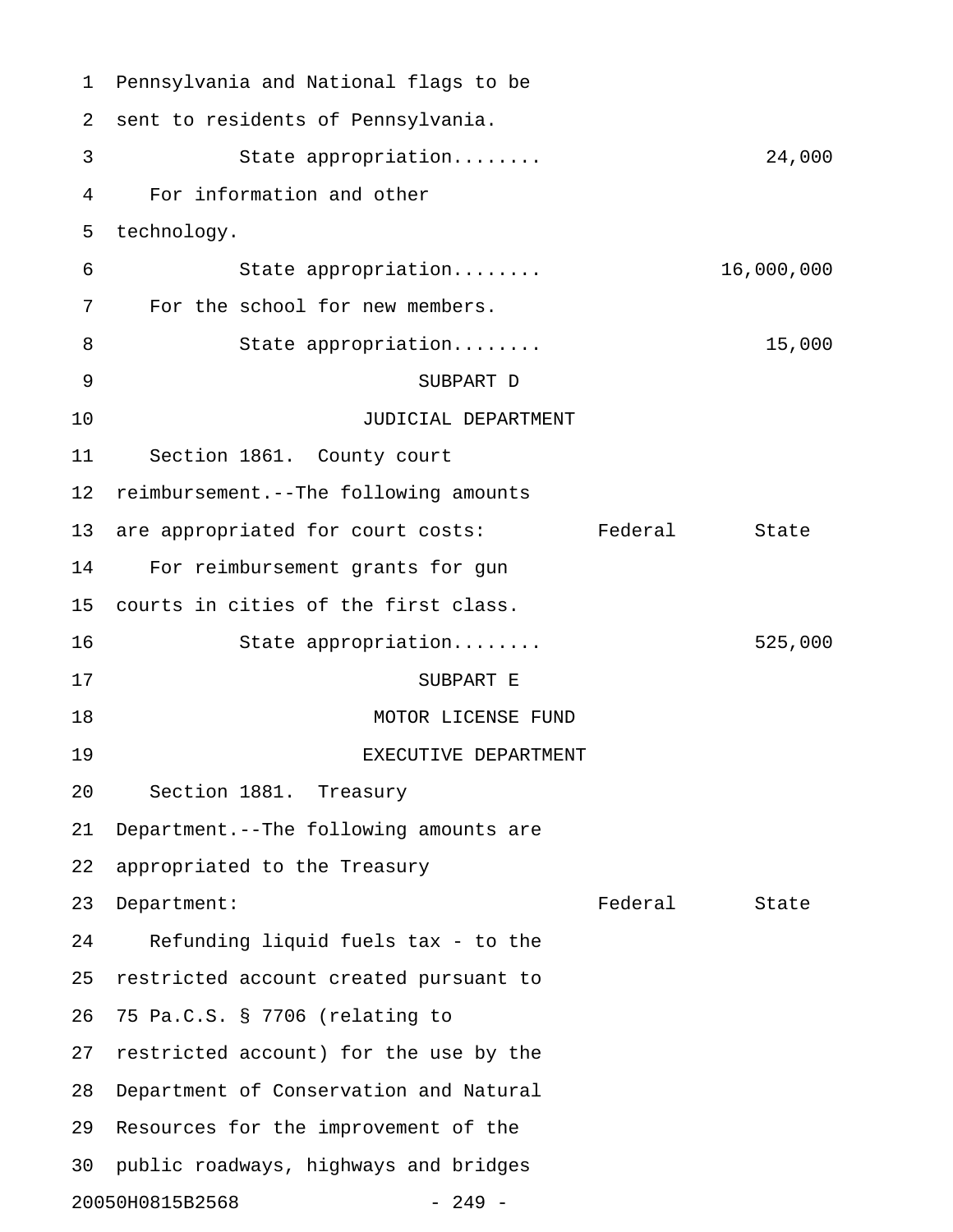Pennsylvania and National flags to be sent to residents of Pennsylvania.

| | Federal | State |
|---|---|---|
| State appropriation........ | | 24,000 |

For information and other technology.

| | Federal | State |
|---|---|---|
| State appropriation........ | | 16,000,000 |

For the school for new members.

| | Federal | State |
|---|---|---|
| State appropriation........ | | 15,000 |

SUBPART D

JUDICIAL DEPARTMENT

Section 1861. County court reimbursement.--The following amounts are appropriated for court costs:

| | Federal | State |
|---|---|---|
| For reimbursement grants for gun courts in cities of the first class. | | |
| State appropriation........ | | 525,000 |

SUBPART E

MOTOR LICENSE FUND

EXECUTIVE DEPARTMENT

Section 1881. Treasury Department.--The following amounts are appropriated to the Treasury Department:

| | Federal | State |
|---|---|---|

Refunding liquid fuels tax - to the restricted account created pursuant to 75 Pa.C.S. § 7706 (relating to restricted account) for the use by the Department of Conservation and Natural Resources for the improvement of the public roadways, highways and bridges

20050H0815B2568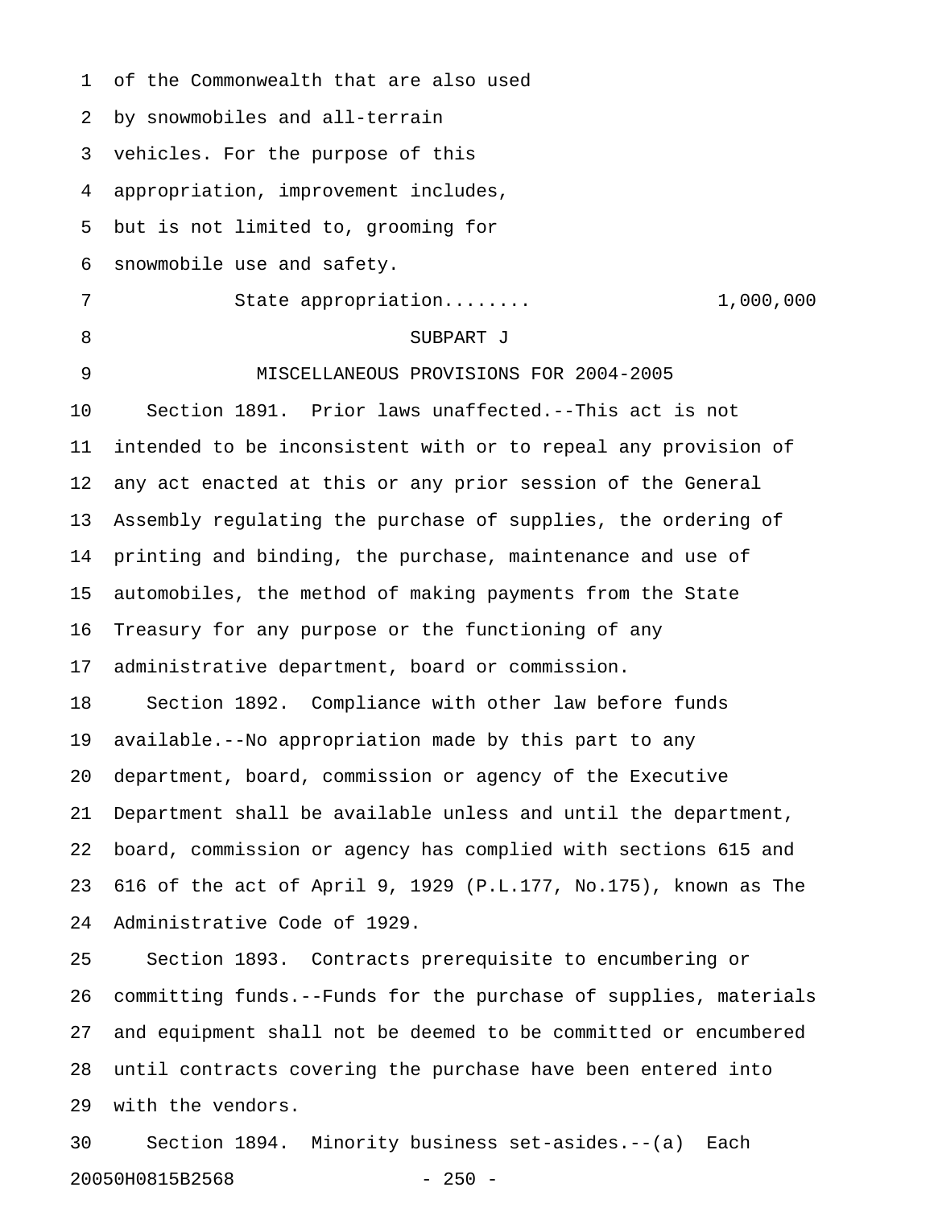of the Commonwealth that are also used by snowmobiles and all-terrain vehicles. For the purpose of this appropriation, improvement includes, but is not limited to, grooming for snowmobile use and safety.

State appropriation........ 1,000,000

## SUBPART J

## MISCELLANEOUS PROVISIONS FOR 2004-2005

Section 1891. Prior laws unaffected.--This act is not intended to be inconsistent with or to repeal any provision of any act enacted at this or any prior session of the General Assembly regulating the purchase of supplies, the ordering of printing and binding, the purchase, maintenance and use of automobiles, the method of making payments from the State Treasury for any purpose or the functioning of any administrative department, board or commission.

Section 1892. Compliance with other law before funds available.--No appropriation made by this part to any department, board, commission or agency of the Executive Department shall be available unless and until the department, board, commission or agency has complied with sections 615 and 616 of the act of April 9, 1929 (P.L.177, No.175), known as The Administrative Code of 1929.

Section 1893. Contracts prerequisite to encumbering or committing funds.--Funds for the purchase of supplies, materials and equipment shall not be deemed to be committed or encumbered until contracts covering the purchase have been entered into with the vendors.

Section 1894. Minority business set-asides.--(a) Each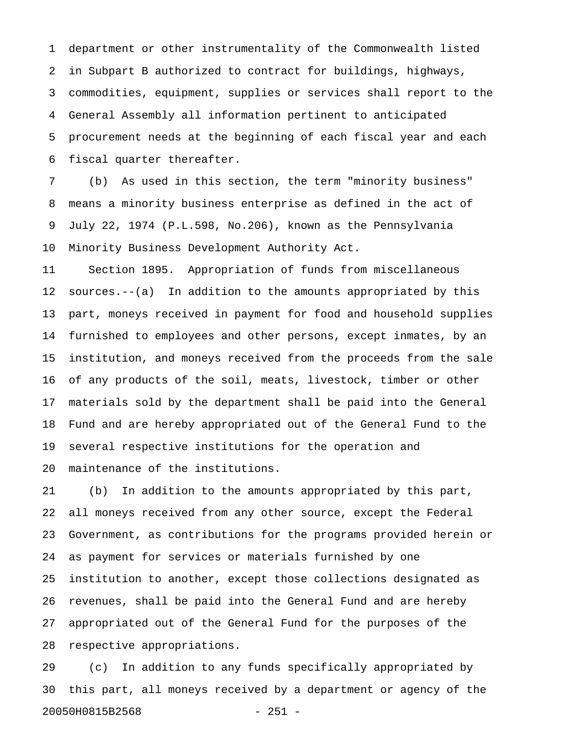department or other instrumentality of the Commonwealth listed in Subpart B authorized to contract for buildings, highways, commodities, equipment, supplies or services shall report to the General Assembly all information pertinent to anticipated procurement needs at the beginning of each fiscal year and each fiscal quarter thereafter.

(b) As used in this section, the term "minority business" means a minority business enterprise as defined in the act of July 22, 1974 (P.L.598, No.206), known as the Pennsylvania Minority Business Development Authority Act.

Section 1895. Appropriation of funds from miscellaneous sources.--(a) In addition to the amounts appropriated by this part, moneys received in payment for food and household supplies furnished to employees and other persons, except inmates, by an institution, and moneys received from the proceeds from the sale of any products of the soil, meats, livestock, timber or other materials sold by the department shall be paid into the General Fund and are hereby appropriated out of the General Fund to the several respective institutions for the operation and maintenance of the institutions.

(b) In addition to the amounts appropriated by this part, all moneys received from any other source, except the Federal Government, as contributions for the programs provided herein or as payment for services or materials furnished by one institution to another, except those collections designated as revenues, shall be paid into the General Fund and are hereby appropriated out of the General Fund for the purposes of the respective appropriations.

(c) In addition to any funds specifically appropriated by this part, all moneys received by a department or agency of the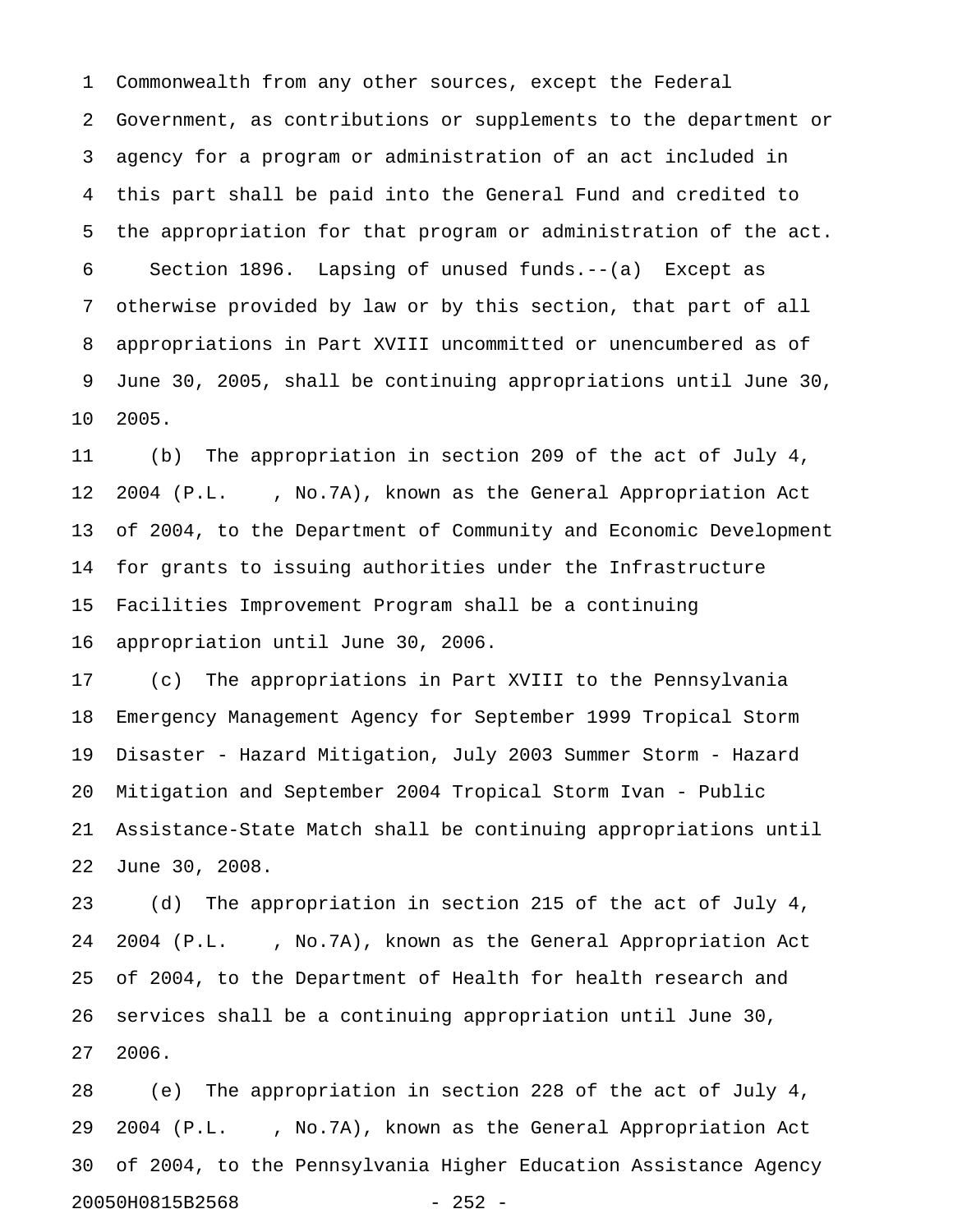Commonwealth from any other sources, except the Federal Government, as contributions or supplements to the department or agency for a program or administration of an act included in this part shall be paid into the General Fund and credited to the appropriation for that program or administration of the act.

Section 1896. Lapsing of unused funds.--(a) Except as otherwise provided by law or by this section, that part of all appropriations in Part XVIII uncommitted or unencumbered as of June 30, 2005, shall be continuing appropriations until June 30, 2005.

(b) The appropriation in section 209 of the act of July 4, 2004 (P.L.    , No.7A), known as the General Appropriation Act of 2004, to the Department of Community and Economic Development for grants to issuing authorities under the Infrastructure Facilities Improvement Program shall be a continuing appropriation until June 30, 2006.

(c) The appropriations in Part XVIII to the Pennsylvania Emergency Management Agency for September 1999 Tropical Storm Disaster - Hazard Mitigation, July 2003 Summer Storm - Hazard Mitigation and September 2004 Tropical Storm Ivan - Public Assistance-State Match shall be continuing appropriations until June 30, 2008.

(d) The appropriation in section 215 of the act of July 4, 2004 (P.L.    , No.7A), known as the General Appropriation Act of 2004, to the Department of Health for health research and services shall be a continuing appropriation until June 30, 2006.

(e) The appropriation in section 228 of the act of July 4, 2004 (P.L.    , No.7A), known as the General Appropriation Act of 2004, to the Pennsylvania Higher Education Assistance Agency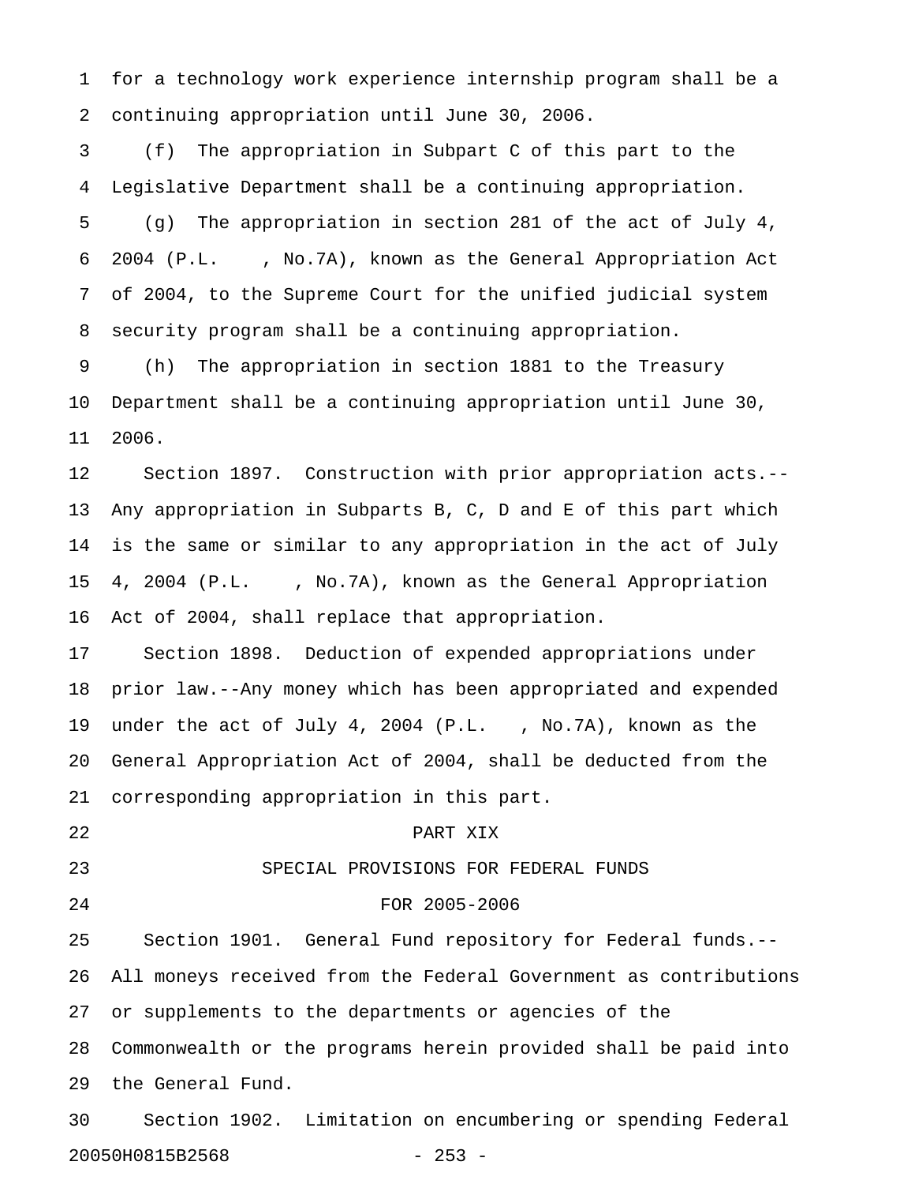for a technology work experience internship program shall be a continuing appropriation until June 30, 2006.

(f) The appropriation in Subpart C of this part to the Legislative Department shall be a continuing appropriation.

(g) The appropriation in section 281 of the act of July 4, 2004 (P.L. , No.7A), known as the General Appropriation Act of 2004, to the Supreme Court for the unified judicial system security program shall be a continuing appropriation.

(h) The appropriation in section 1881 to the Treasury Department shall be a continuing appropriation until June 30, 2006.

Section 1897. Construction with prior appropriation acts.--Any appropriation in Subparts B, C, D and E of this part which is the same or similar to any appropriation in the act of July 4, 2004 (P.L. , No.7A), known as the General Appropriation Act of 2004, shall replace that appropriation.

Section 1898. Deduction of expended appropriations under prior law.--Any money which has been appropriated and expended under the act of July 4, 2004 (P.L. , No.7A), known as the General Appropriation Act of 2004, shall be deducted from the corresponding appropriation in this part.

PART XIX

SPECIAL PROVISIONS FOR FEDERAL FUNDS

FOR 2005-2006

Section 1901. General Fund repository for Federal funds.--All moneys received from the Federal Government as contributions or supplements to the departments or agencies of the Commonwealth or the programs herein provided shall be paid into the General Fund.

Section 1902. Limitation on encumbering or spending Federal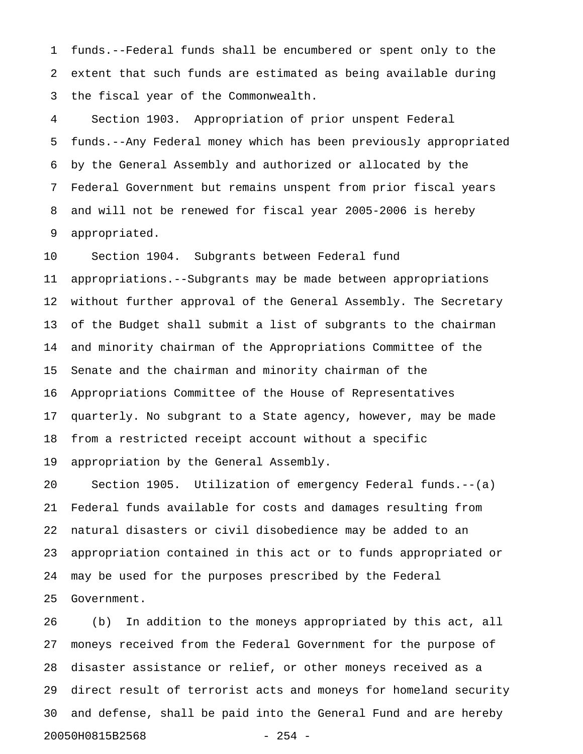funds.--Federal funds shall be encumbered or spent only to the extent that such funds are estimated as being available during the fiscal year of the Commonwealth.

Section 1903. Appropriation of prior unspent Federal funds.--Any Federal money which has been previously appropriated by the General Assembly and authorized or allocated by the Federal Government but remains unspent from prior fiscal years and will not be renewed for fiscal year 2005-2006 is hereby appropriated.

Section 1904. Subgrants between Federal fund appropriations.--Subgrants may be made between appropriations without further approval of the General Assembly. The Secretary of the Budget shall submit a list of subgrants to the chairman and minority chairman of the Appropriations Committee of the Senate and the chairman and minority chairman of the Appropriations Committee of the House of Representatives quarterly. No subgrant to a State agency, however, may be made from a restricted receipt account without a specific appropriation by the General Assembly.

Section 1905. Utilization of emergency Federal funds.--(a) Federal funds available for costs and damages resulting from natural disasters or civil disobedience may be added to an appropriation contained in this act or to funds appropriated or may be used for the purposes prescribed by the Federal Government.

(b) In addition to the moneys appropriated by this act, all moneys received from the Federal Government for the purpose of disaster assistance or relief, or other moneys received as a direct result of terrorist acts and moneys for homeland security and defense, shall be paid into the General Fund and are hereby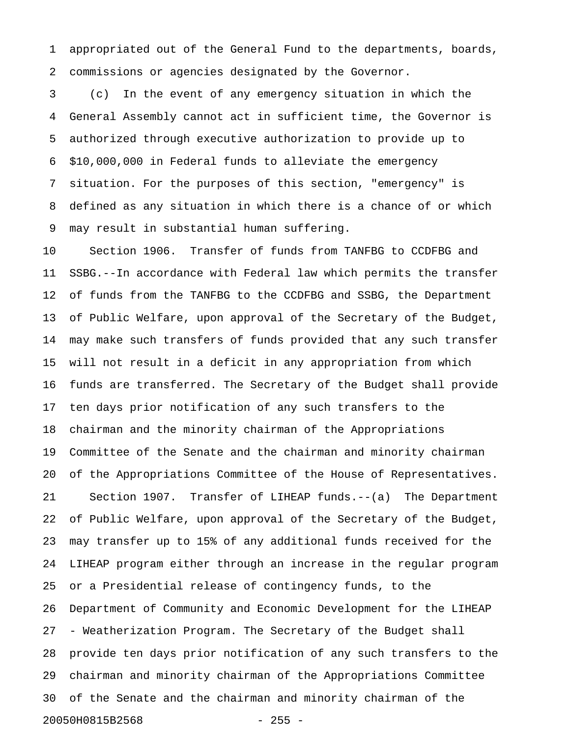appropriated out of the General Fund to the departments, boards, commissions or agencies designated by the Governor.

(c) In the event of any emergency situation in which the General Assembly cannot act in sufficient time, the Governor is authorized through executive authorization to provide up to $10,000,000 in Federal funds to alleviate the emergency situation. For the purposes of this section, "emergency" is defined as any situation in which there is a chance of or which may result in substantial human suffering.

Section 1906. Transfer of funds from TANFBG to CCDFBG and SSBG.--In accordance with Federal law which permits the transfer of funds from the TANFBG to the CCDFBG and SSBG, the Department of Public Welfare, upon approval of the Secretary of the Budget, may make such transfers of funds provided that any such transfer will not result in a deficit in any appropriation from which funds are transferred. The Secretary of the Budget shall provide ten days prior notification of any such transfers to the chairman and the minority chairman of the Appropriations Committee of the Senate and the chairman and minority chairman of the Appropriations Committee of the House of Representatives.

Section 1907. Transfer of LIHEAP funds.--(a) The Department of Public Welfare, upon approval of the Secretary of the Budget, may transfer up to 15% of any additional funds received for the LIHEAP program either through an increase in the regular program or a Presidential release of contingency funds, to the Department of Community and Economic Development for the LIHEAP - Weatherization Program. The Secretary of the Budget shall provide ten days prior notification of any such transfers to the chairman and minority chairman of the Appropriations Committee of the Senate and the chairman and minority chairman of the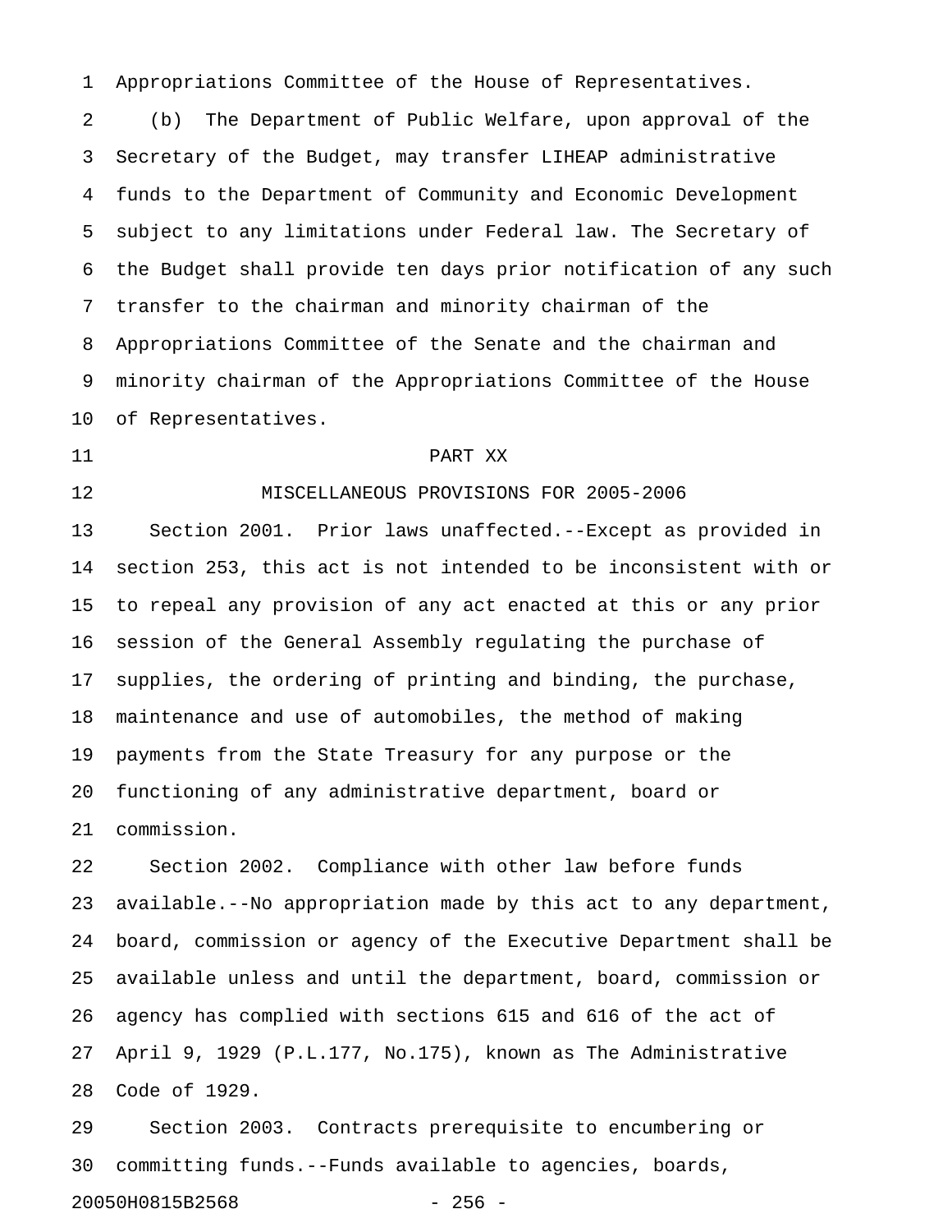Appropriations Committee of the House of Representatives.

(b) The Department of Public Welfare, upon approval of the Secretary of the Budget, may transfer LIHEAP administrative funds to the Department of Community and Economic Development subject to any limitations under Federal law. The Secretary of the Budget shall provide ten days prior notification of any such transfer to the chairman and minority chairman of the Appropriations Committee of the Senate and the chairman and minority chairman of the Appropriations Committee of the House of Representatives.

## PART XX

## MISCELLANEOUS PROVISIONS FOR 2005-2006

Section 2001. Prior laws unaffected.--Except as provided in section 253, this act is not intended to be inconsistent with or to repeal any provision of any act enacted at this or any prior session of the General Assembly regulating the purchase of supplies, the ordering of printing and binding, the purchase, maintenance and use of automobiles, the method of making payments from the State Treasury for any purpose or the functioning of any administrative department, board or commission.

Section 2002. Compliance with other law before funds available.--No appropriation made by this act to any department, board, commission or agency of the Executive Department shall be available unless and until the department, board, commission or agency has complied with sections 615 and 616 of the act of April 9, 1929 (P.L.177, No.175), known as The Administrative Code of 1929.

Section 2003. Contracts prerequisite to encumbering or committing funds.--Funds available to agencies, boards,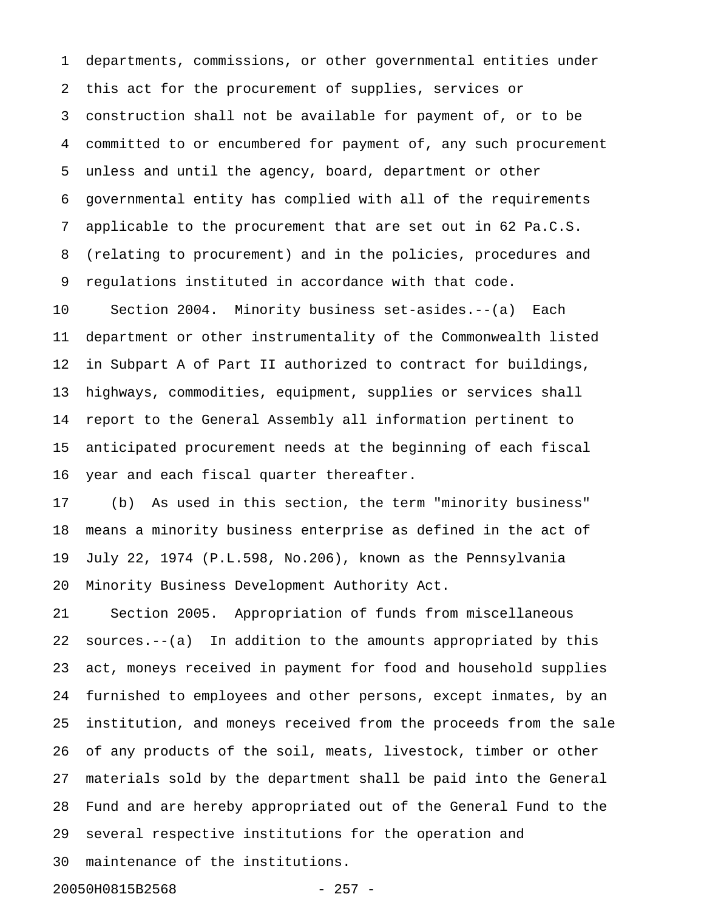departments, commissions, or other governmental entities under this act for the procurement of supplies, services or construction shall not be available for payment of, or to be committed to or encumbered for payment of, any such procurement unless and until the agency, board, department or other governmental entity has complied with all of the requirements applicable to the procurement that are set out in 62 Pa.C.S. (relating to procurement) and in the policies, procedures and regulations instituted in accordance with that code.

Section 2004. Minority business set-asides.--(a) Each department or other instrumentality of the Commonwealth listed in Subpart A of Part II authorized to contract for buildings, highways, commodities, equipment, supplies or services shall report to the General Assembly all information pertinent to anticipated procurement needs at the beginning of each fiscal year and each fiscal quarter thereafter.

(b) As used in this section, the term "minority business" means a minority business enterprise as defined in the act of July 22, 1974 (P.L.598, No.206), known as the Pennsylvania Minority Business Development Authority Act.

Section 2005. Appropriation of funds from miscellaneous sources.--(a) In addition to the amounts appropriated by this act, moneys received in payment for food and household supplies furnished to employees and other persons, except inmates, by an institution, and moneys received from the proceeds from the sale of any products of the soil, meats, livestock, timber or other materials sold by the department shall be paid into the General Fund and are hereby appropriated out of the General Fund to the several respective institutions for the operation and maintenance of the institutions.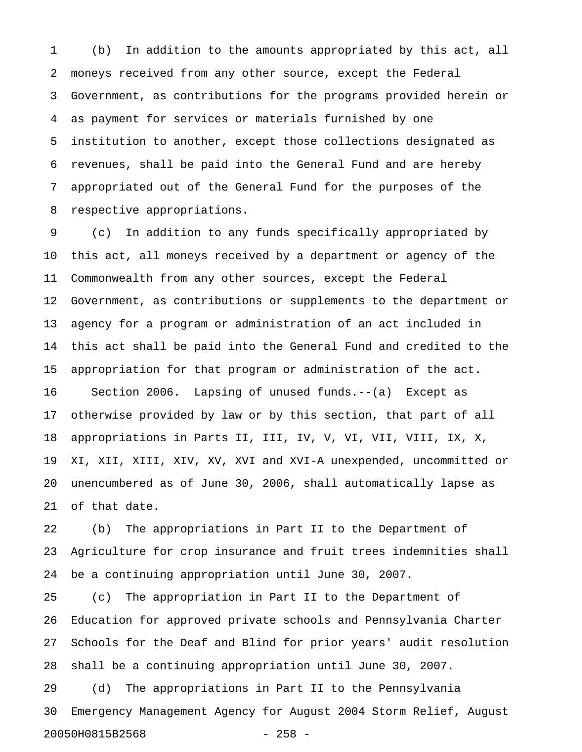(b) In addition to the amounts appropriated by this act, all moneys received from any other source, except the Federal Government, as contributions for the programs provided herein or as payment for services or materials furnished by one institution to another, except those collections designated as revenues, shall be paid into the General Fund and are hereby appropriated out of the General Fund for the purposes of the respective appropriations.

(c) In addition to any funds specifically appropriated by this act, all moneys received by a department or agency of the Commonwealth from any other sources, except the Federal Government, as contributions or supplements to the department or agency for a program or administration of an act included in this act shall be paid into the General Fund and credited to the appropriation for that program or administration of the act.

Section 2006. Lapsing of unused funds.--(a) Except as otherwise provided by law or by this section, that part of all appropriations in Parts II, III, IV, V, VI, VII, VIII, IX, X, XI, XII, XIII, XIV, XV, XVI and XVI-A unexpended, uncommitted or unencumbered as of June 30, 2006, shall automatically lapse as of that date.

(b) The appropriations in Part II to the Department of Agriculture for crop insurance and fruit trees indemnities shall be a continuing appropriation until June 30, 2007.

(c) The appropriation in Part II to the Department of Education for approved private schools and Pennsylvania Charter Schools for the Deaf and Blind for prior years' audit resolution shall be a continuing appropriation until June 30, 2007.

(d) The appropriations in Part II to the Pennsylvania Emergency Management Agency for August 2004 Storm Relief, August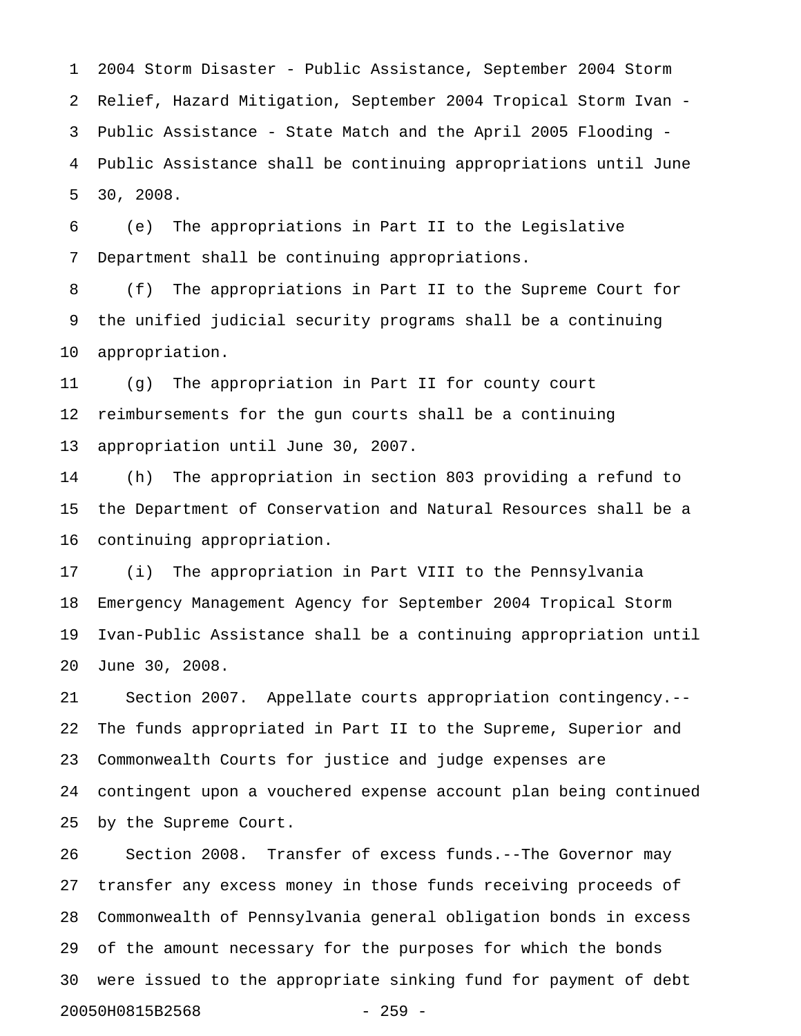2004 Storm Disaster - Public Assistance, September 2004 Storm Relief, Hazard Mitigation, September 2004 Tropical Storm Ivan - Public Assistance - State Match and the April 2005 Flooding - Public Assistance shall be continuing appropriations until June 30, 2008.

(e) The appropriations in Part II to the Legislative Department shall be continuing appropriations.

(f) The appropriations in Part II to the Supreme Court for the unified judicial security programs shall be a continuing appropriation.

(g) The appropriation in Part II for county court reimbursements for the gun courts shall be a continuing appropriation until June 30, 2007.

(h) The appropriation in section 803 providing a refund to the Department of Conservation and Natural Resources shall be a continuing appropriation.

(i) The appropriation in Part VIII to the Pennsylvania Emergency Management Agency for September 2004 Tropical Storm Ivan-Public Assistance shall be a continuing appropriation until June 30, 2008.

Section 2007. Appellate courts appropriation contingency.--The funds appropriated in Part II to the Supreme, Superior and Commonwealth Courts for justice and judge expenses are contingent upon a vouchered expense account plan being continued by the Supreme Court.

Section 2008. Transfer of excess funds.--The Governor may transfer any excess money in those funds receiving proceeds of Commonwealth of Pennsylvania general obligation bonds in excess of the amount necessary for the purposes for which the bonds were issued to the appropriate sinking fund for payment of debt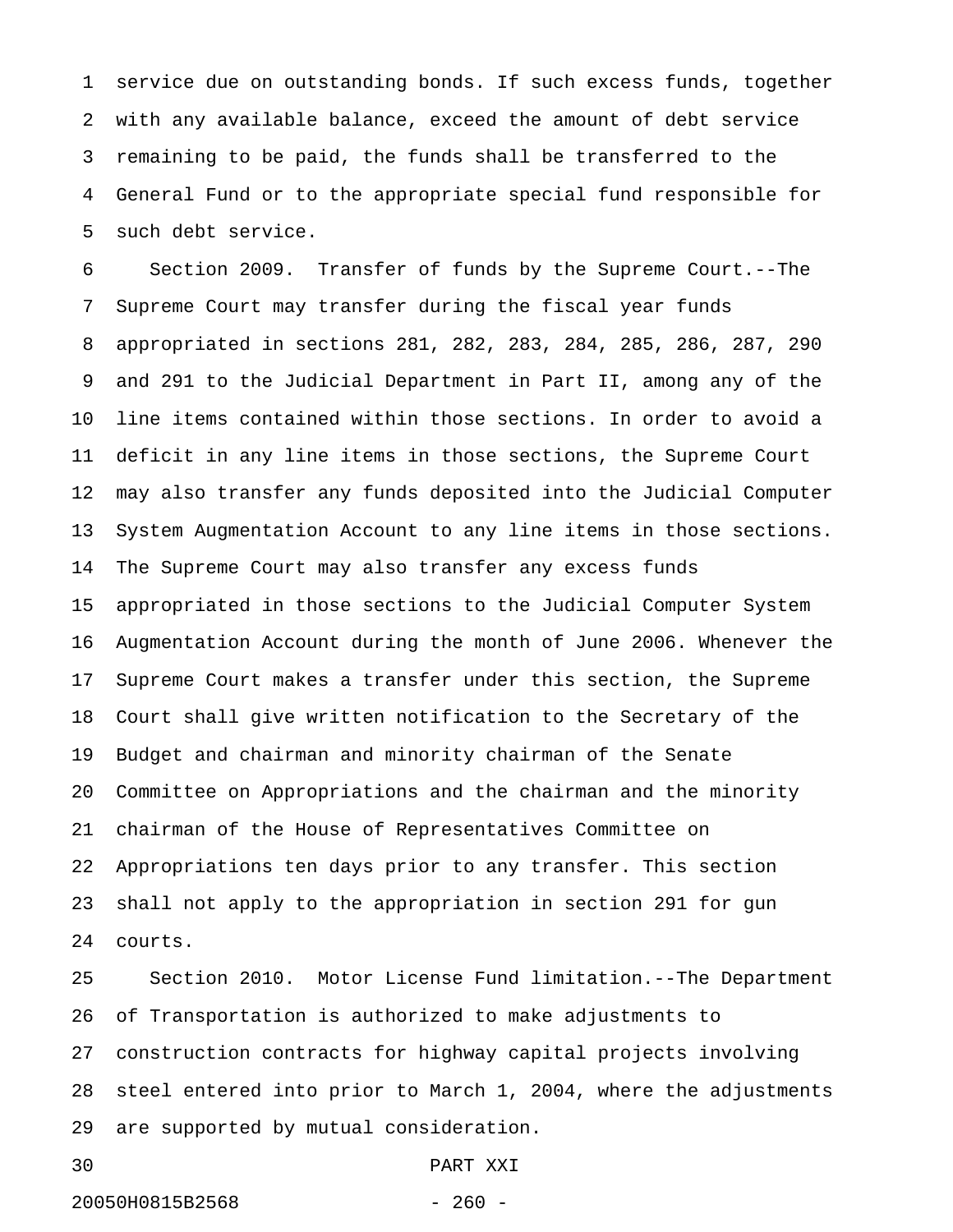service due on outstanding bonds. If such excess funds, together with any available balance, exceed the amount of debt service remaining to be paid, the funds shall be transferred to the General Fund or to the appropriate special fund responsible for such debt service.

Section 2009. Transfer of funds by the Supreme Court.--The Supreme Court may transfer during the fiscal year funds appropriated in sections 281, 282, 283, 284, 285, 286, 287, 290 and 291 to the Judicial Department in Part II, among any of the line items contained within those sections. In order to avoid a deficit in any line items in those sections, the Supreme Court may also transfer any funds deposited into the Judicial Computer System Augmentation Account to any line items in those sections. The Supreme Court may also transfer any excess funds appropriated in those sections to the Judicial Computer System Augmentation Account during the month of June 2006. Whenever the Supreme Court makes a transfer under this section, the Supreme Court shall give written notification to the Secretary of the Budget and chairman and minority chairman of the Senate Committee on Appropriations and the chairman and the minority chairman of the House of Representatives Committee on Appropriations ten days prior to any transfer. This section shall not apply to the appropriation in section 291 for gun courts.

Section 2010. Motor License Fund limitation.--The Department of Transportation is authorized to make adjustments to construction contracts for highway capital projects involving steel entered into prior to March 1, 2004, where the adjustments are supported by mutual consideration.

PART XXI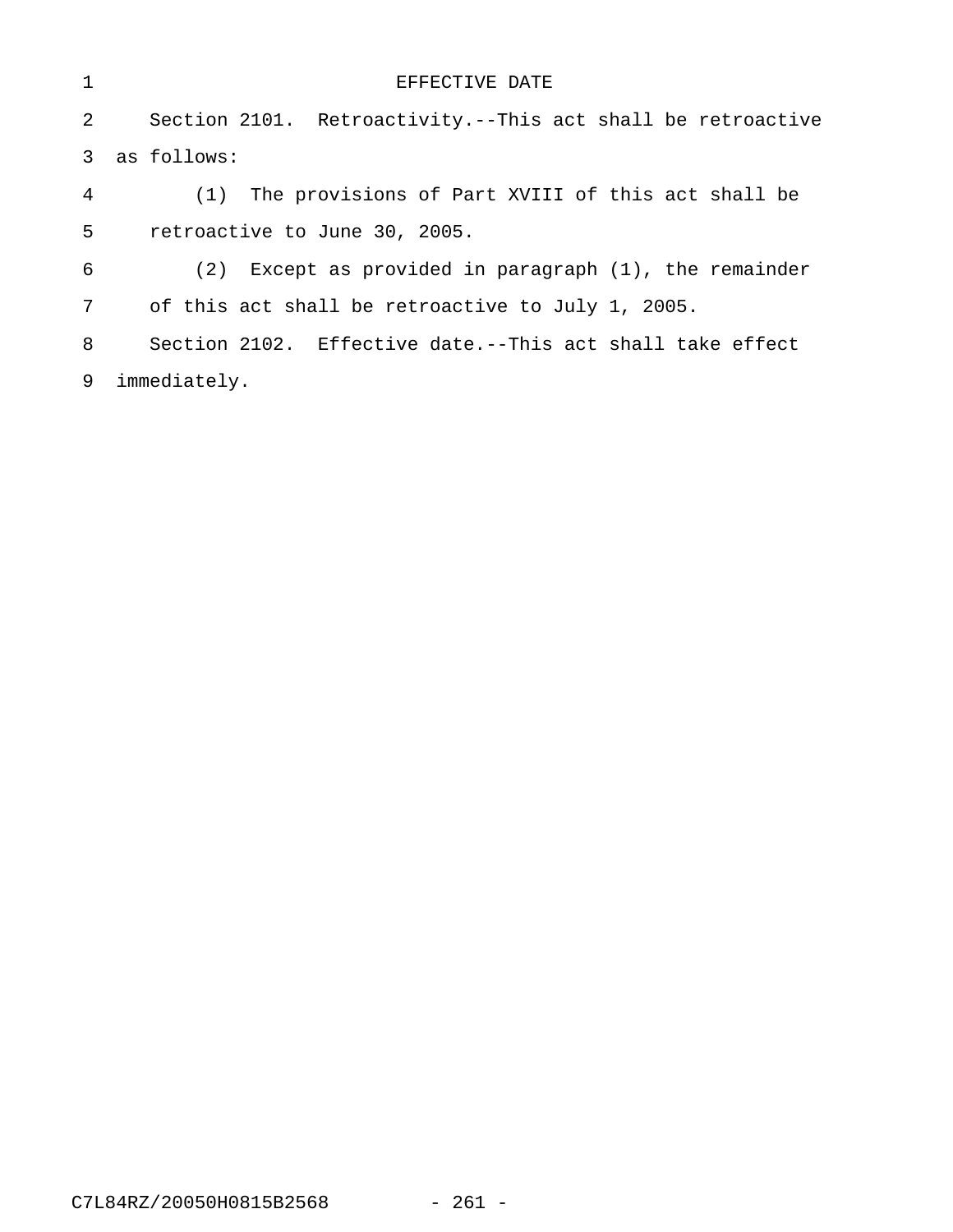# EFFECTIVE DATE

Section 2101. Retroactivity.--This act shall be retroactive as follows:

(1) The provisions of Part XVIII of this act shall be retroactive to June 30, 2005.

(2) Except as provided in paragraph (1), the remainder of this act shall be retroactive to July 1, 2005.

Section 2102. Effective date.--This act shall take effect immediately.